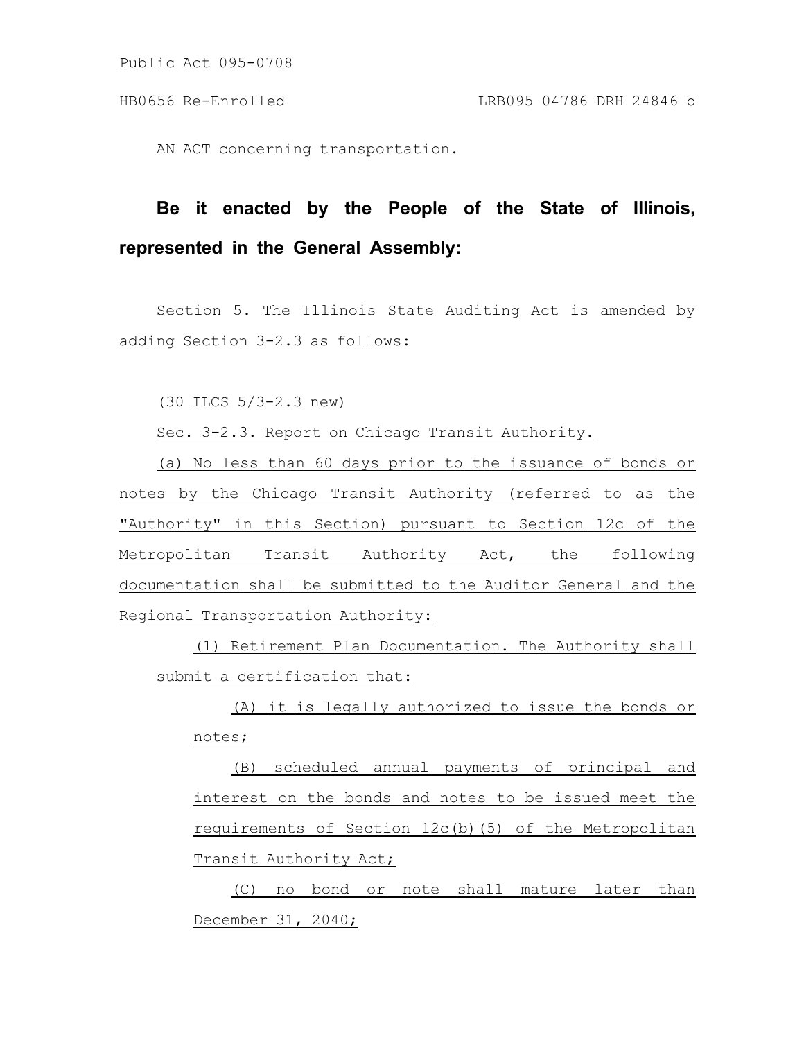Public Act 095-0708

HB0656 Re-Enrolled LRB095 04786 DRH 24846 b

AN ACT concerning transportation.

**Be it enacted by the People of the State of Illinois, represented in the General Assembly:**

Section 5. The Illinois State Auditing Act is amended by adding Section 3-2.3 as follows:

(30 ILCS 5/3-2.3 new)

Sec. 3-2.3. Report on Chicago Transit Authority.

(a) No less than 60 days prior to the issuance of bonds or notes by the Chicago Transit Authority (referred to as the "Authority" in this Section) pursuant to Section 12c of the Metropolitan Transit Authority Act, the following documentation shall be submitted to the Auditor General and the Regional Transportation Authority:

(1) Retirement Plan Documentation. The Authority shall submit a certification that:

(A) it is legally authorized to issue the bonds or notes;

(B) scheduled annual payments of principal and interest on the bonds and notes to be issued meet the requirements of Section 12c(b)(5) of the Metropolitan Transit Authority Act;

(C) no bond or note shall mature later than December 31, 2040;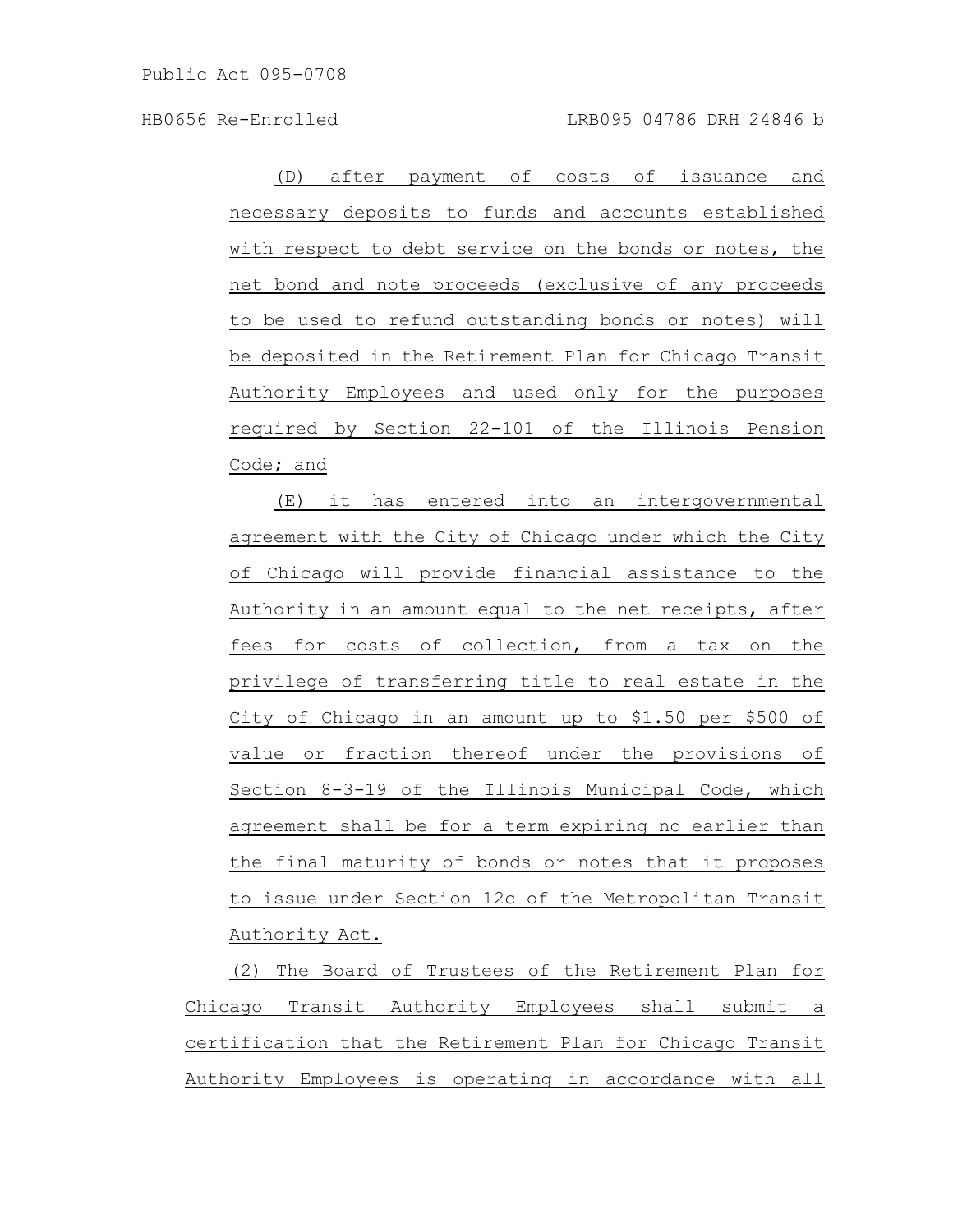(D) after payment of costs of issuance and necessary deposits to funds and accounts established with respect to debt service on the bonds or notes, the net bond and note proceeds (exclusive of any proceeds to be used to refund outstanding bonds or notes) will be deposited in the Retirement Plan for Chicago Transit Authority Employees and used only for the purposes required by Section 22-101 of the Illinois Pension Code; and

(E) it has entered into an intergovernmental agreement with the City of Chicago under which the City of Chicago will provide financial assistance to the Authority in an amount equal to the net receipts, after fees for costs of collection, from a tax on the privilege of transferring title to real estate in the City of Chicago in an amount up to $1.50 per $500 of value or fraction thereof under the provisions of Section 8-3-19 of the Illinois Municipal Code, which agreement shall be for a term expiring no earlier than the final maturity of bonds or notes that it proposes to issue under Section 12c of the Metropolitan Transit Authority Act.

(2) The Board of Trustees of the Retirement Plan for Chicago Transit Authority Employees shall submit a certification that the Retirement Plan for Chicago Transit Authority Employees is operating in accordance with all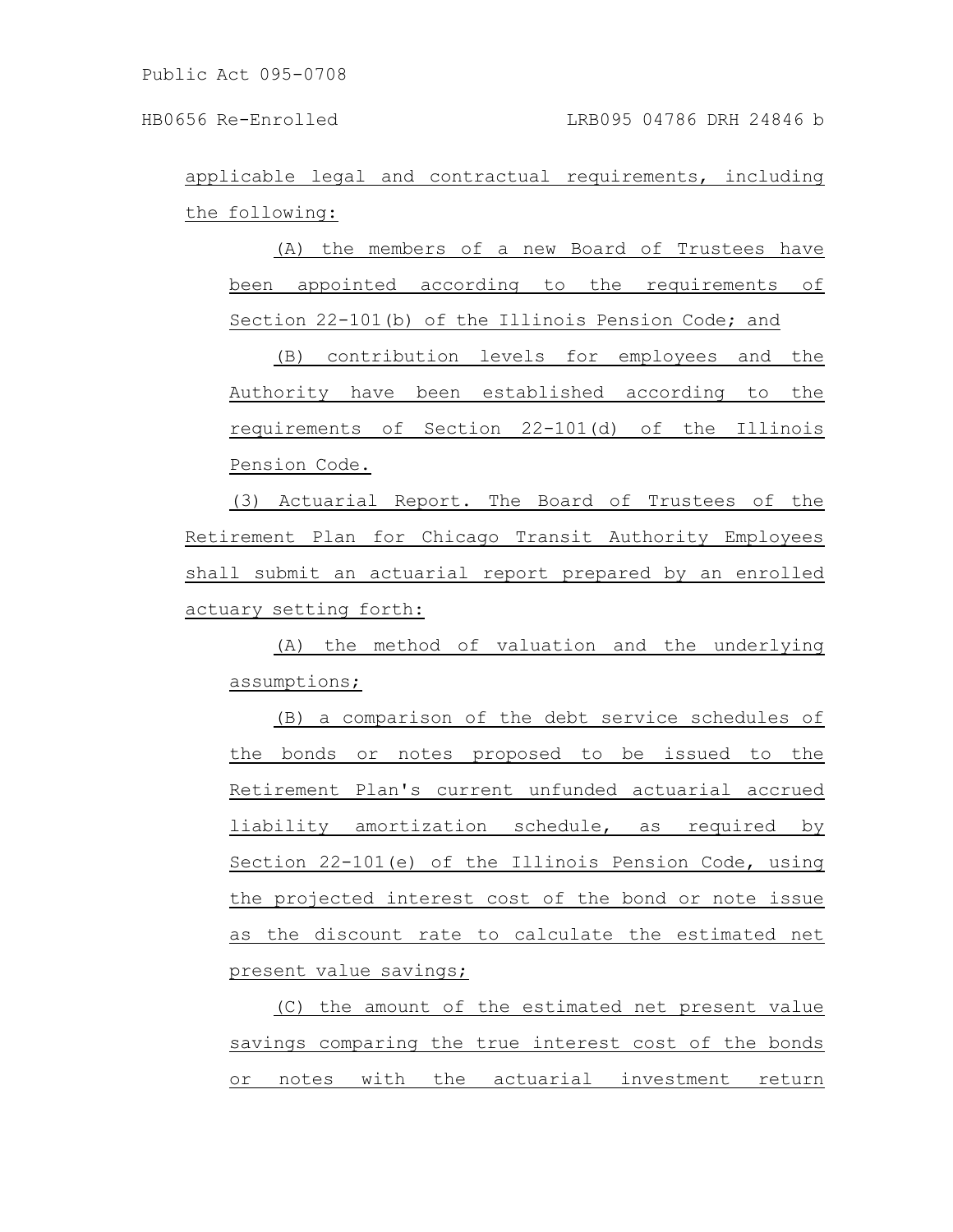applicable legal and contractual requirements, including the following:

(A) the members of a new Board of Trustees have been appointed according to the requirements of Section 22-101(b) of the Illinois Pension Code; and

(B) contribution levels for employees and the Authority have been established according to the requirements of Section 22-101(d) of the Illinois Pension Code.

(3) Actuarial Report. The Board of Trustees of the Retirement Plan for Chicago Transit Authority Employees shall submit an actuarial report prepared by an enrolled actuary setting forth:

(A) the method of valuation and the underlying assumptions;

(B) a comparison of the debt service schedules of the bonds or notes proposed to be issued to the Retirement Plan's current unfunded actuarial accrued liability amortization schedule, as required by Section 22-101(e) of the Illinois Pension Code, using the projected interest cost of the bond or note issue as the discount rate to calculate the estimated net present value savings;

(C) the amount of the estimated net present value savings comparing the true interest cost of the bonds or notes with the actuarial investment return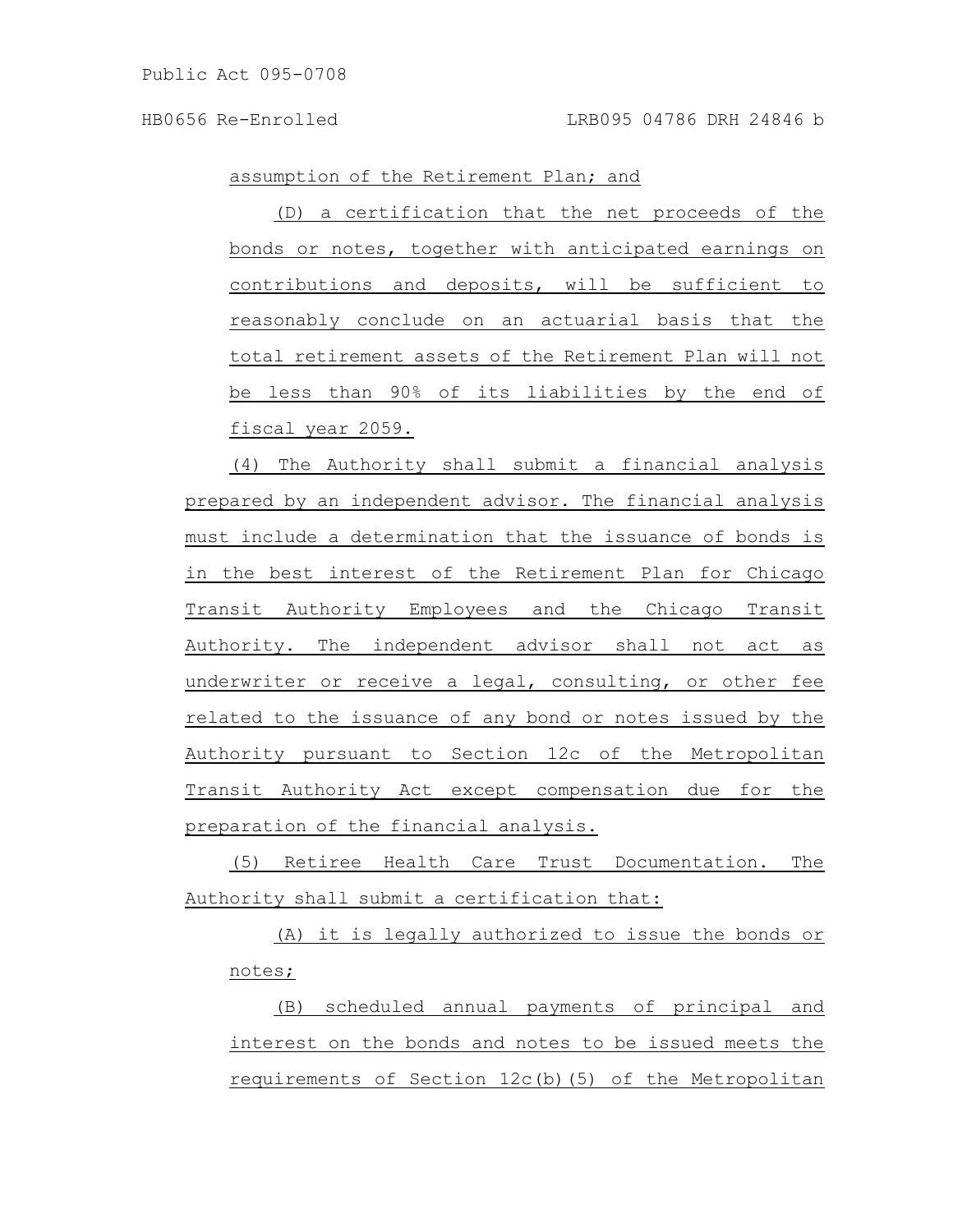assumption of the Retirement Plan; and

(D) a certification that the net proceeds of the bonds or notes, together with anticipated earnings on contributions and deposits, will be sufficient to reasonably conclude on an actuarial basis that the total retirement assets of the Retirement Plan will not be less than 90% of its liabilities by the end of fiscal year 2059.

(4) The Authority shall submit a financial analysis prepared by an independent advisor. The financial analysis must include a determination that the issuance of bonds is in the best interest of the Retirement Plan for Chicago Transit Authority Employees and the Chicago Transit Authority. The independent advisor shall not act as underwriter or receive a legal, consulting, or other fee related to the issuance of any bond or notes issued by the Authority pursuant to Section 12c of the Metropolitan Transit Authority Act except compensation due for the preparation of the financial analysis.

(5) Retiree Health Care Trust Documentation. The Authority shall submit a certification that:

(A) it is legally authorized to issue the bonds or notes;

(B) scheduled annual payments of principal and interest on the bonds and notes to be issued meets the requirements of Section 12c(b)(5) of the Metropolitan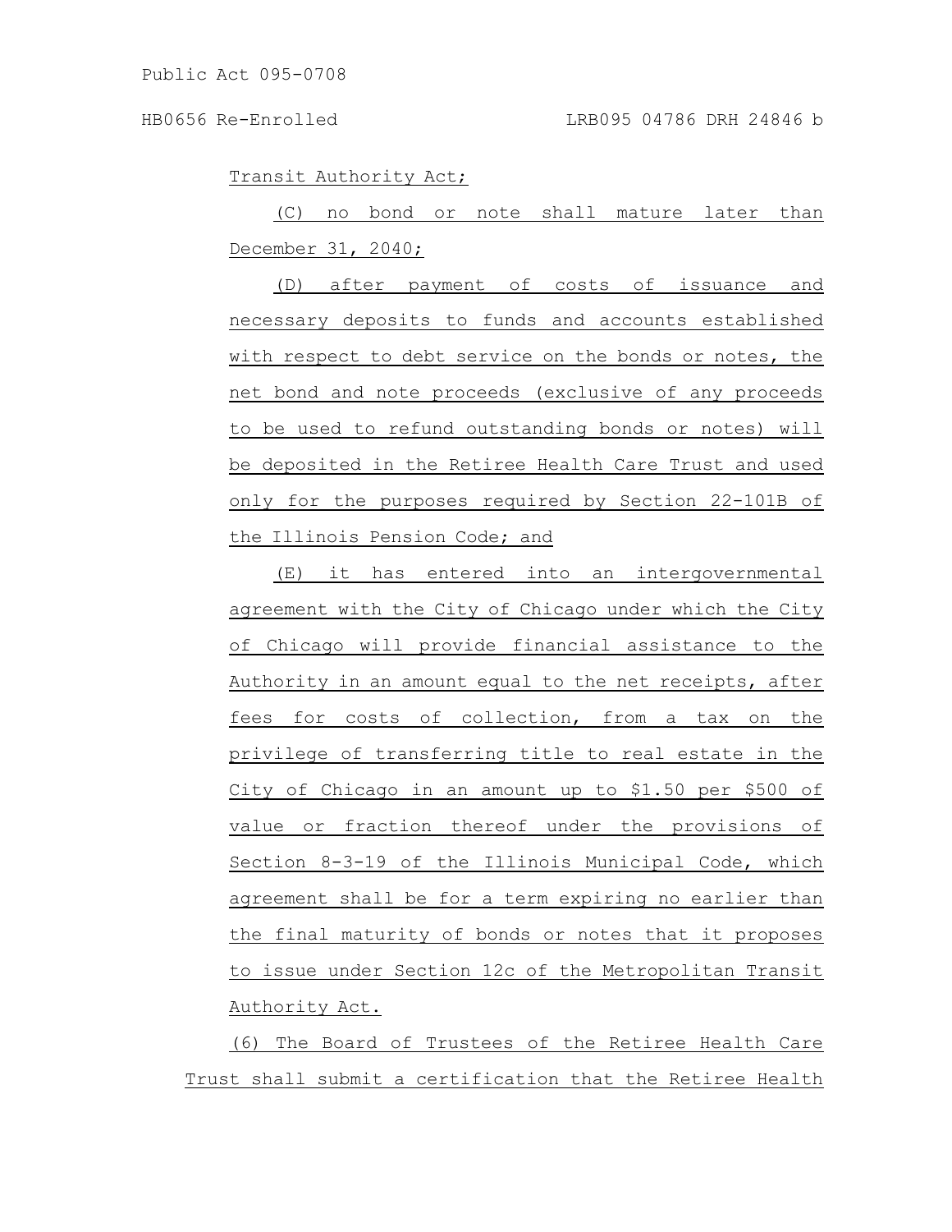Transit Authority Act;

(C) no bond or note shall mature later than December 31, 2040;

(D) after payment of costs of issuance and necessary deposits to funds and accounts established with respect to debt service on the bonds or notes, the net bond and note proceeds (exclusive of any proceeds to be used to refund outstanding bonds or notes) will be deposited in the Retiree Health Care Trust and used only for the purposes required by Section 22-101B of the Illinois Pension Code; and

(E) it has entered into an intergovernmental agreement with the City of Chicago under which the City of Chicago will provide financial assistance to the Authority in an amount equal to the net receipts, after fees for costs of collection, from a tax on the privilege of transferring title to real estate in the City of Chicago in an amount up to $1.50 per $500 of value or fraction thereof under the provisions of Section 8-3-19 of the Illinois Municipal Code, which agreement shall be for a term expiring no earlier than the final maturity of bonds or notes that it proposes to issue under Section 12c of the Metropolitan Transit Authority Act.

(6) The Board of Trustees of the Retiree Health Care Trust shall submit a certification that the Retiree Health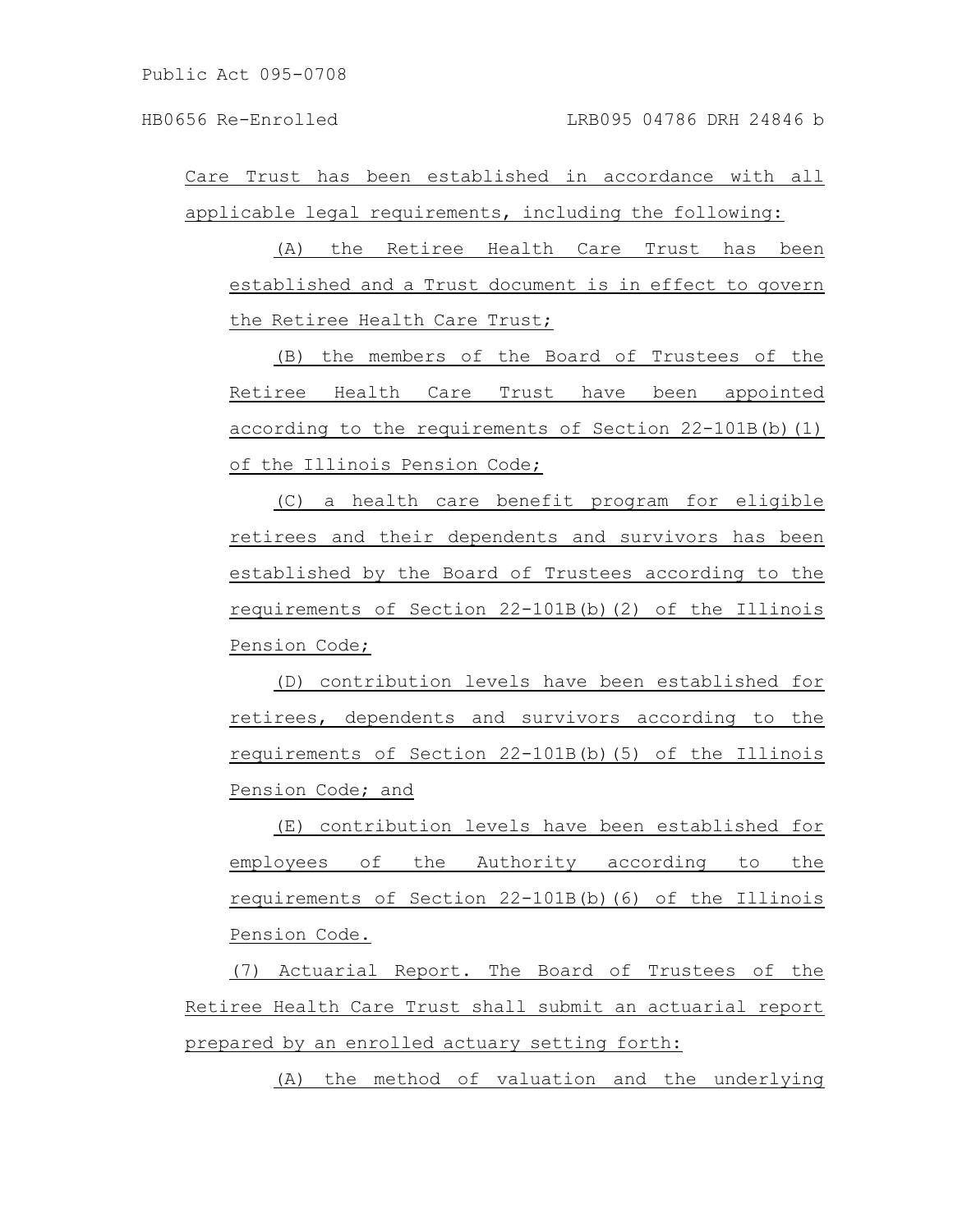Care Trust has been established in accordance with all applicable legal requirements, including the following:

(A) the Retiree Health Care Trust has been established and a Trust document is in effect to govern the Retiree Health Care Trust;

(B) the members of the Board of Trustees of the Retiree Health Care Trust have been appointed according to the requirements of Section 22-101B(b)(1) of the Illinois Pension Code;

(C) a health care benefit program for eligible retirees and their dependents and survivors has been established by the Board of Trustees according to the requirements of Section 22-101B(b)(2) of the Illinois Pension Code;

(D) contribution levels have been established for retirees, dependents and survivors according to the requirements of Section 22-101B(b)(5) of the Illinois Pension Code; and

(E) contribution levels have been established for employees of the Authority according to the requirements of Section 22-101B(b)(6) of the Illinois Pension Code.

(7) Actuarial Report. The Board of Trustees of the Retiree Health Care Trust shall submit an actuarial report prepared by an enrolled actuary setting forth:

(A) the method of valuation and the underlying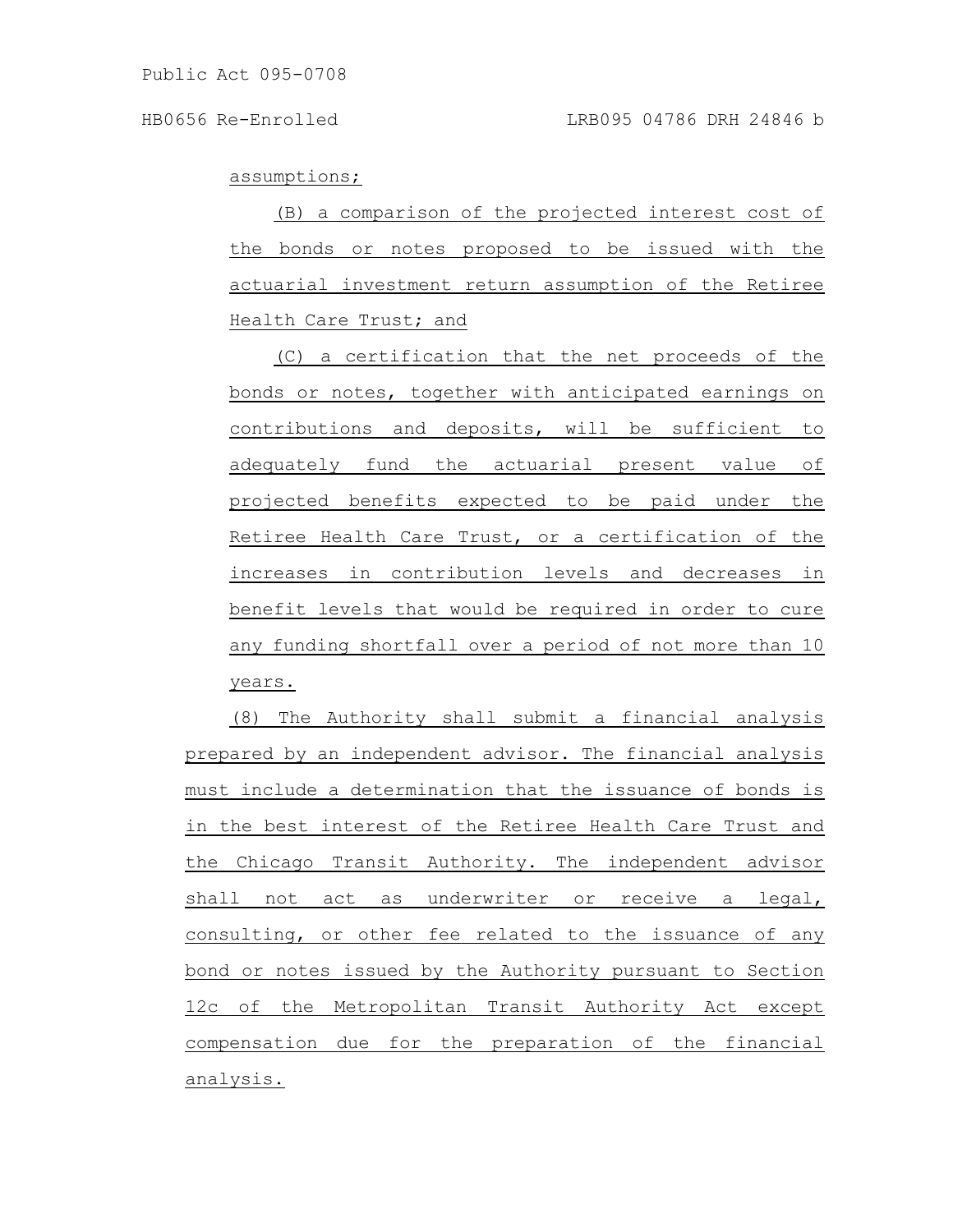assumptions;

(B) a comparison of the projected interest cost of the bonds or notes proposed to be issued with the actuarial investment return assumption of the Retiree Health Care Trust; and

(C) a certification that the net proceeds of the bonds or notes, together with anticipated earnings on contributions and deposits, will be sufficient to adequately fund the actuarial present value of projected benefits expected to be paid under the Retiree Health Care Trust, or a certification of the increases in contribution levels and decreases in benefit levels that would be required in order to cure any funding shortfall over a period of not more than 10 years.

(8) The Authority shall submit a financial analysis prepared by an independent advisor. The financial analysis must include a determination that the issuance of bonds is in the best interest of the Retiree Health Care Trust and the Chicago Transit Authority. The independent advisor shall not act as underwriter or receive a legal, consulting, or other fee related to the issuance of any bond or notes issued by the Authority pursuant to Section 12c of the Metropolitan Transit Authority Act except compensation due for the preparation of the financial analysis.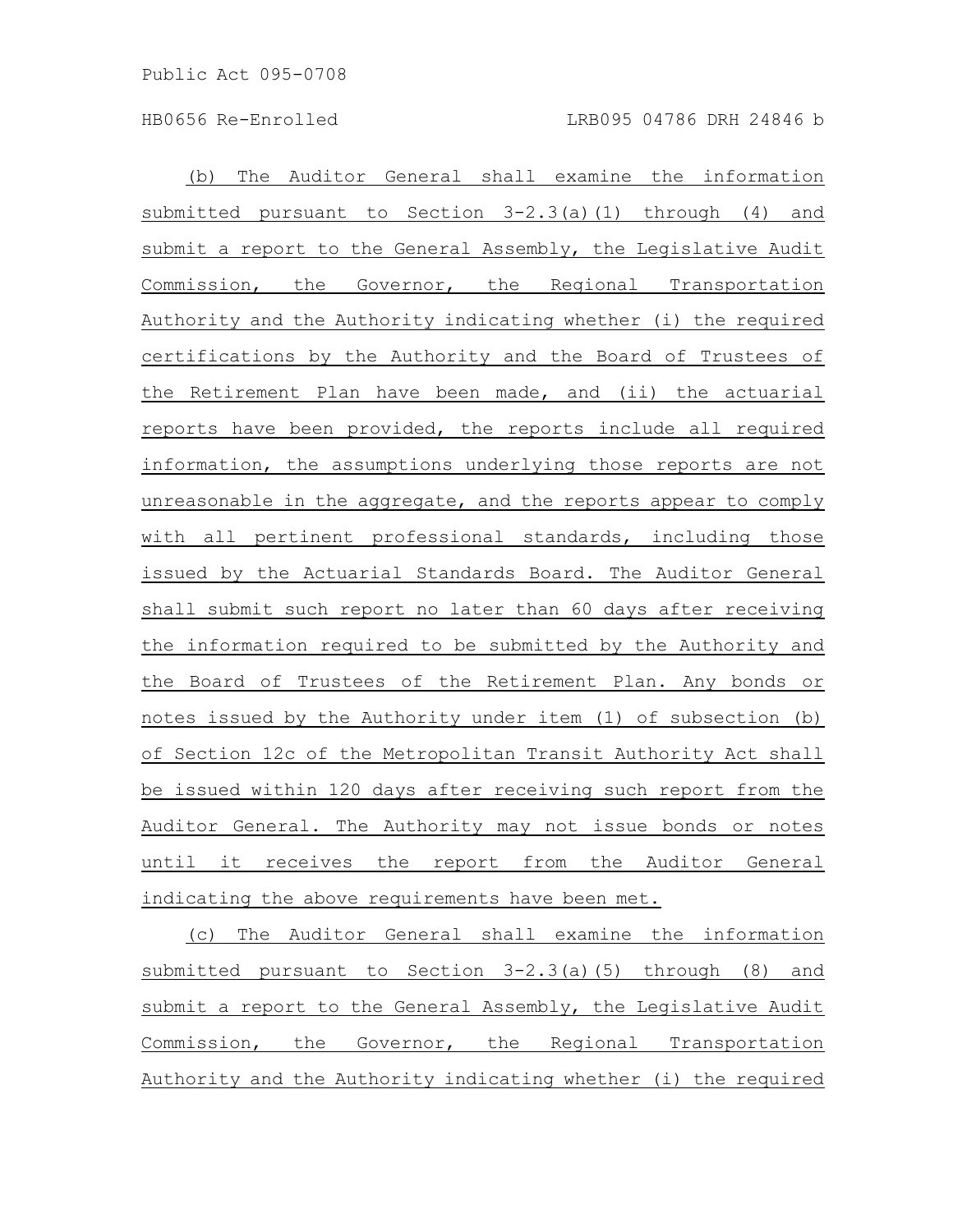(b) The Auditor General shall examine the information submitted pursuant to Section 3-2.3(a)(1) through (4) and submit a report to the General Assembly, the Legislative Audit Commission, the Governor, the Regional Transportation Authority and the Authority indicating whether (i) the required certifications by the Authority and the Board of Trustees of the Retirement Plan have been made, and (ii) the actuarial reports have been provided, the reports include all required information, the assumptions underlying those reports are not unreasonable in the aggregate, and the reports appear to comply with all pertinent professional standards, including those issued by the Actuarial Standards Board. The Auditor General shall submit such report no later than 60 days after receiving the information required to be submitted by the Authority and the Board of Trustees of the Retirement Plan. Any bonds or notes issued by the Authority under item (1) of subsection (b) of Section 12c of the Metropolitan Transit Authority Act shall be issued within 120 days after receiving such report from the Auditor General. The Authority may not issue bonds or notes until it receives the report from the Auditor General indicating the above requirements have been met.

(c) The Auditor General shall examine the information submitted pursuant to Section 3-2.3(a)(5) through (8) and submit a report to the General Assembly, the Legislative Audit Commission, the Governor, the Regional Transportation Authority and the Authority indicating whether (i) the required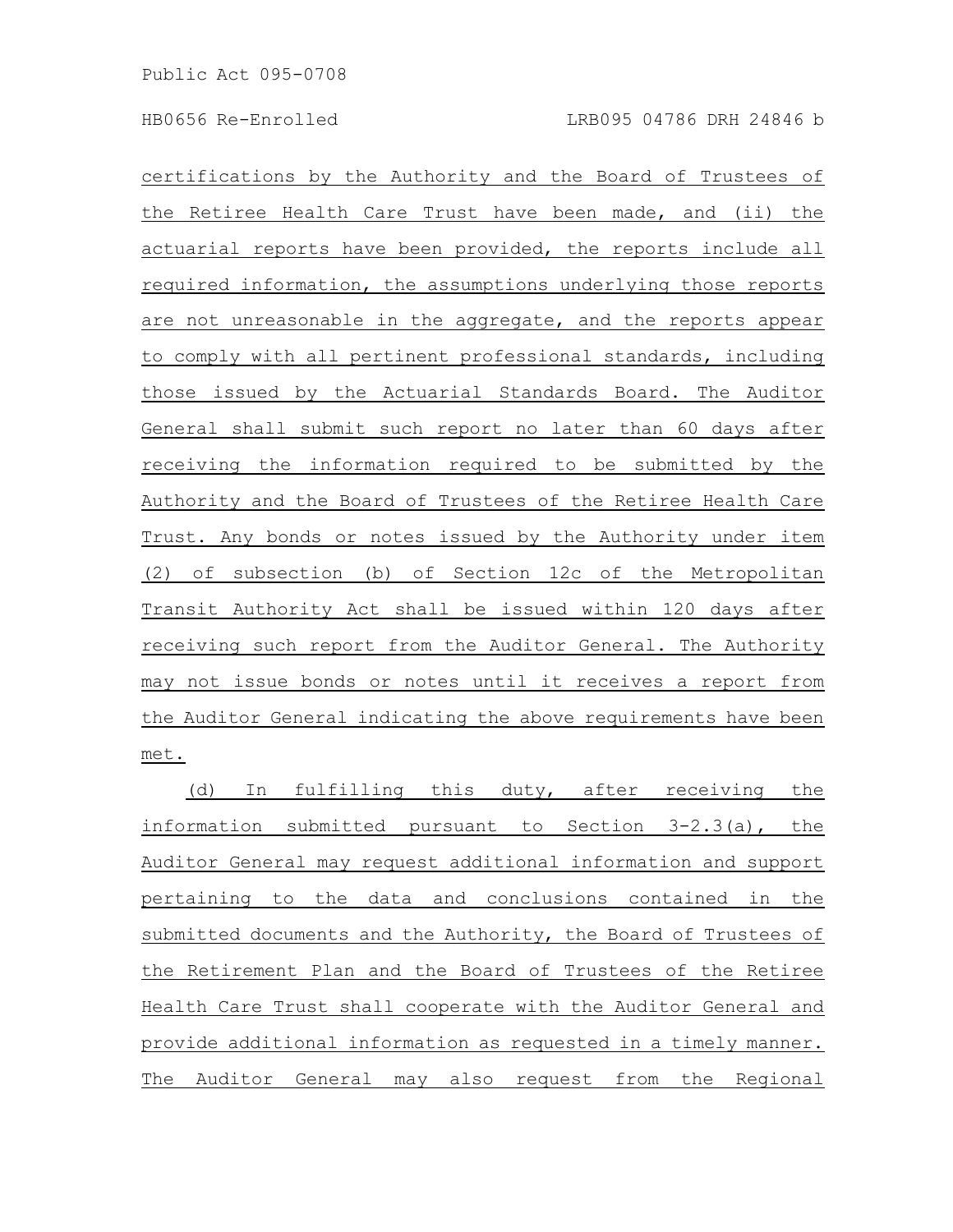certifications by the Authority and the Board of Trustees of the Retiree Health Care Trust have been made, and (ii) the actuarial reports have been provided, the reports include all required information, the assumptions underlying those reports are not unreasonable in the aggregate, and the reports appear to comply with all pertinent professional standards, including those issued by the Actuarial Standards Board. The Auditor General shall submit such report no later than 60 days after receiving the information required to be submitted by the Authority and the Board of Trustees of the Retiree Health Care Trust. Any bonds or notes issued by the Authority under item (2) of subsection (b) of Section 12c of the Metropolitan Transit Authority Act shall be issued within 120 days after receiving such report from the Auditor General. The Authority may not issue bonds or notes until it receives a report from the Auditor General indicating the above requirements have been met.

(d) In fulfilling this duty, after receiving the information submitted pursuant to Section 3-2.3(a), the Auditor General may request additional information and support pertaining to the data and conclusions contained in the submitted documents and the Authority, the Board of Trustees of the Retirement Plan and the Board of Trustees of the Retiree Health Care Trust shall cooperate with the Auditor General and provide additional information as requested in a timely manner. The Auditor General may also request from the Regional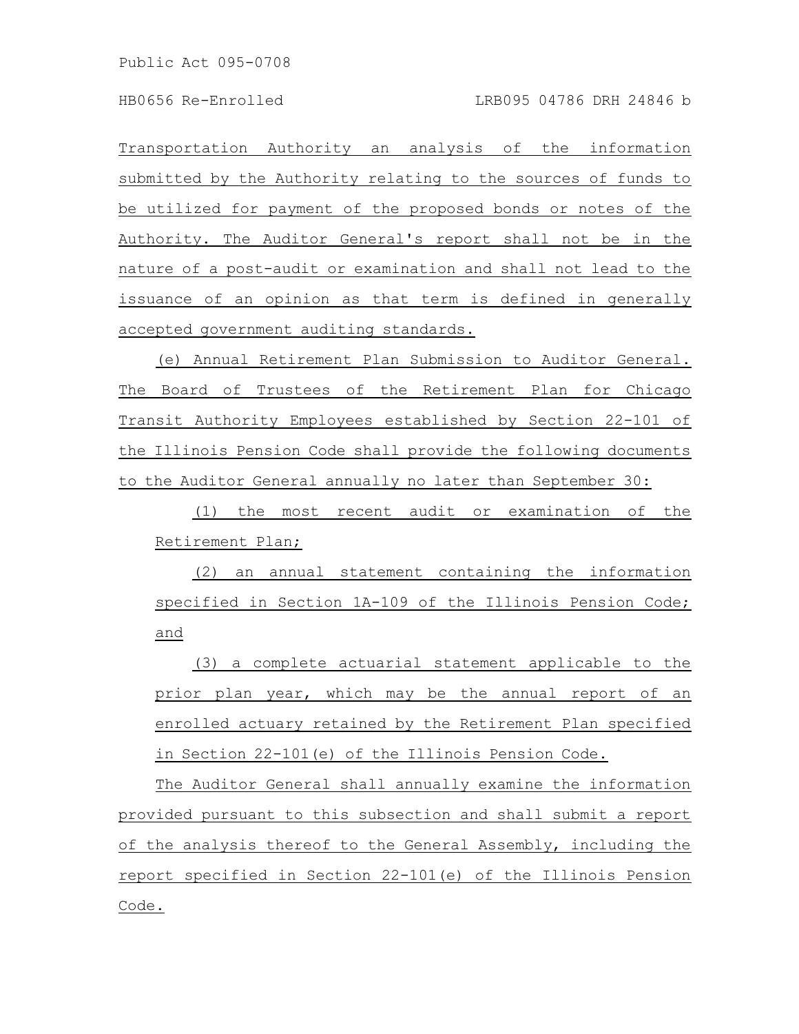Transportation Authority an analysis of the information submitted by the Authority relating to the sources of funds to be utilized for payment of the proposed bonds or notes of the Authority. The Auditor General's report shall not be in the nature of a post-audit or examination and shall not lead to the issuance of an opinion as that term is defined in generally accepted government auditing standards.

(e) Annual Retirement Plan Submission to Auditor General. The Board of Trustees of the Retirement Plan for Chicago Transit Authority Employees established by Section 22-101 of the Illinois Pension Code shall provide the following documents to the Auditor General annually no later than September 30:

(1) the most recent audit or examination of the Retirement Plan;

(2) an annual statement containing the information specified in Section 1A-109 of the Illinois Pension Code; and

(3) a complete actuarial statement applicable to the prior plan year, which may be the annual report of an enrolled actuary retained by the Retirement Plan specified in Section 22-101(e) of the Illinois Pension Code.

The Auditor General shall annually examine the information provided pursuant to this subsection and shall submit a report of the analysis thereof to the General Assembly, including the report specified in Section 22-101(e) of the Illinois Pension Code.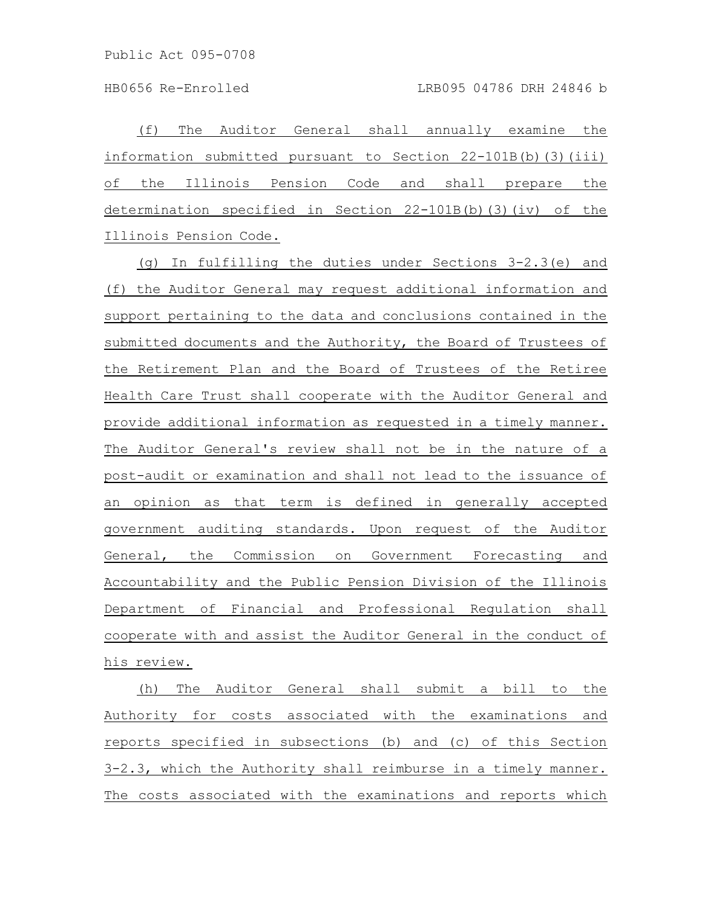(f) The Auditor General shall annually examine the information submitted pursuant to Section 22-101B(b)(3)(iii) of the Illinois Pension Code and shall prepare the determination specified in Section 22-101B(b)(3)(iv) of the Illinois Pension Code.

(g) In fulfilling the duties under Sections 3-2.3(e) and (f) the Auditor General may request additional information and support pertaining to the data and conclusions contained in the submitted documents and the Authority, the Board of Trustees of the Retirement Plan and the Board of Trustees of the Retiree Health Care Trust shall cooperate with the Auditor General and provide additional information as requested in a timely manner. The Auditor General's review shall not be in the nature of a post-audit or examination and shall not lead to the issuance of an opinion as that term is defined in generally accepted government auditing standards. Upon request of the Auditor General, the Commission on Government Forecasting and Accountability and the Public Pension Division of the Illinois Department of Financial and Professional Regulation shall cooperate with and assist the Auditor General in the conduct of his review.

(h) The Auditor General shall submit a bill to the Authority for costs associated with the examinations and reports specified in subsections (b) and (c) of this Section 3-2.3, which the Authority shall reimburse in a timely manner. The costs associated with the examinations and reports which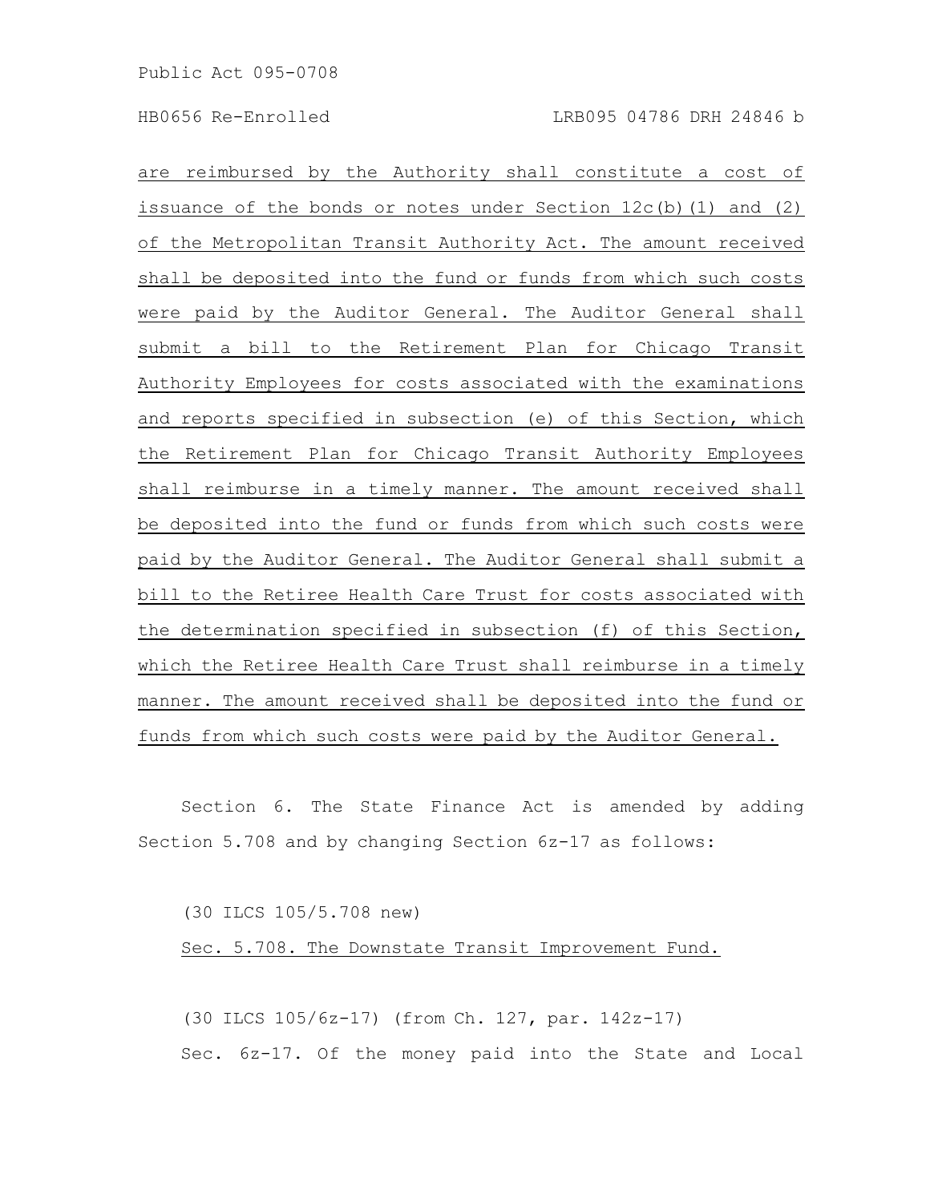are reimbursed by the Authority shall constitute a cost of issuance of the bonds or notes under Section 12c(b)(1) and (2) of the Metropolitan Transit Authority Act. The amount received shall be deposited into the fund or funds from which such costs were paid by the Auditor General. The Auditor General shall submit a bill to the Retirement Plan for Chicago Transit Authority Employees for costs associated with the examinations and reports specified in subsection (e) of this Section, which the Retirement Plan for Chicago Transit Authority Employees shall reimburse in a timely manner. The amount received shall be deposited into the fund or funds from which such costs were paid by the Auditor General. The Auditor General shall submit a bill to the Retiree Health Care Trust for costs associated with the determination specified in subsection (f) of this Section, which the Retiree Health Care Trust shall reimburse in a timely manner. The amount received shall be deposited into the fund or funds from which such costs were paid by the Auditor General.

Section 6. The State Finance Act is amended by adding Section 5.708 and by changing Section 6z-17 as follows:

(30 ILCS 105/5.708 new)

Sec. 5.708. The Downstate Transit Improvement Fund.

(30 ILCS 105/6z-17) (from Ch. 127, par. 142z-17)

Sec. 6z-17. Of the money paid into the State and Local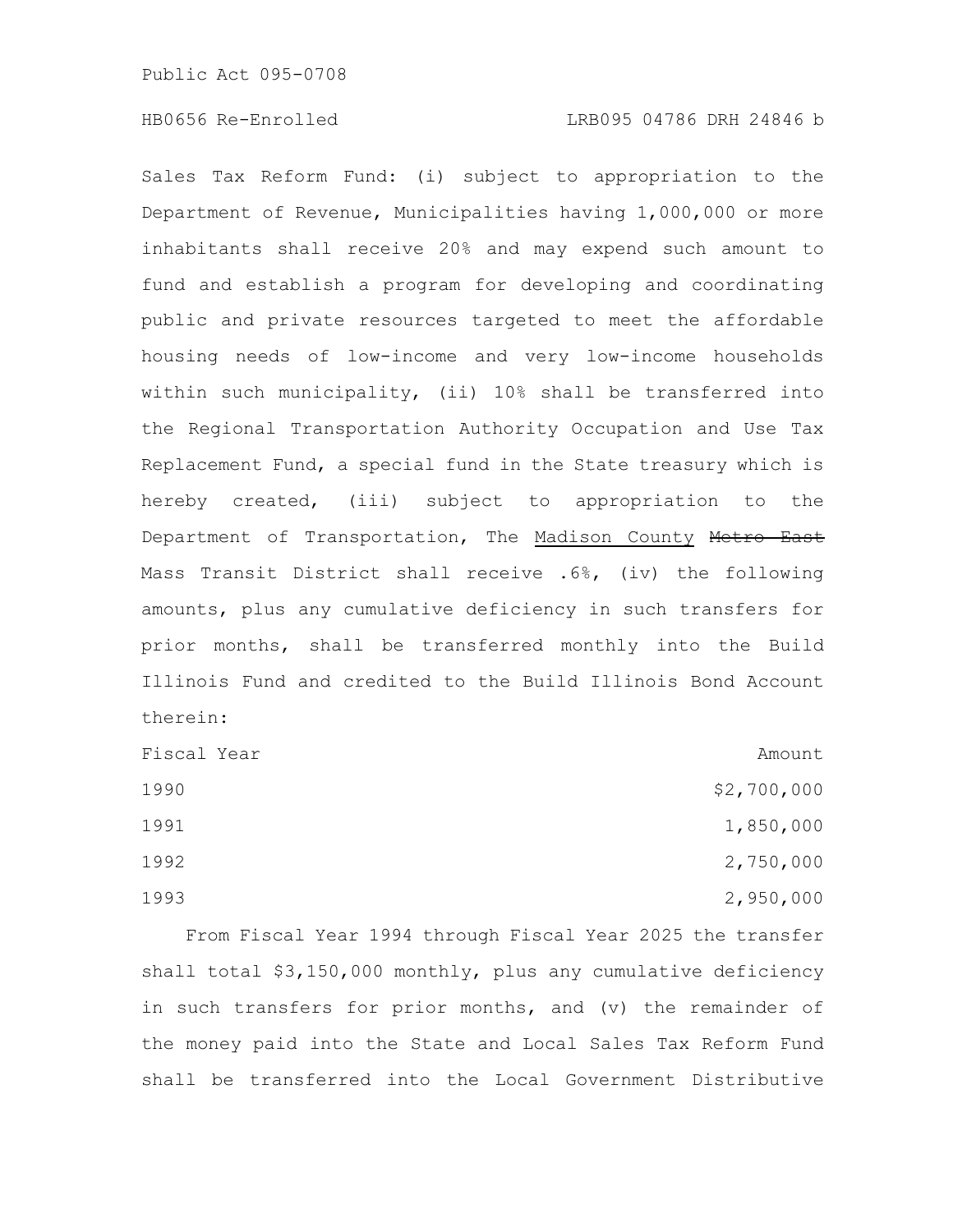Sales Tax Reform Fund: (i) subject to appropriation to the Department of Revenue, Municipalities having 1,000,000 or more inhabitants shall receive 20% and may expend such amount to fund and establish a program for developing and coordinating public and private resources targeted to meet the affordable housing needs of low-income and very low-income households within such municipality, (ii) 10% shall be transferred into the Regional Transportation Authority Occupation and Use Tax Replacement Fund, a special fund in the State treasury which is hereby created, (iii) subject to appropriation to the Department of Transportation, The <u>Madison County</u> ~~Metro East~~ Mass Transit District shall receive .6%, (iv) the following amounts, plus any cumulative deficiency in such transfers for prior months, shall be transferred monthly into the Build Illinois Fund and credited to the Build Illinois Bond Account therein:

| Fiscal Year | Amount |
| --- | --- |
| 1990 | $2,700,000 |
| 1991 | 1,850,000 |
| 1992 | 2,750,000 |
| 1993 | 2,950,000 |

From Fiscal Year 1994 through Fiscal Year 2025 the transfer shall total $3,150,000 monthly, plus any cumulative deficiency in such transfers for prior months, and (v) the remainder of the money paid into the State and Local Sales Tax Reform Fund shall be transferred into the Local Government Distributive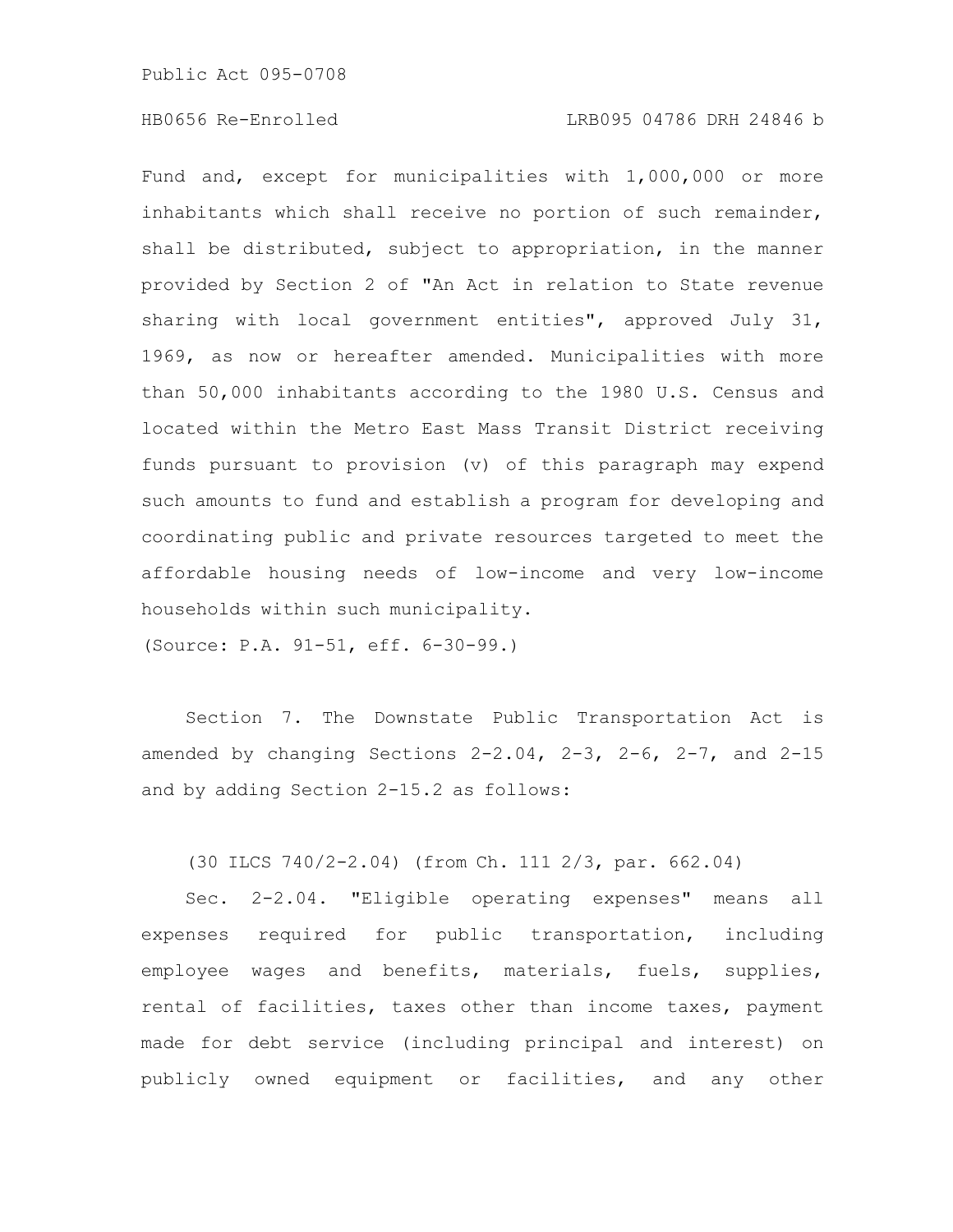Fund and, except for municipalities with 1,000,000 or more inhabitants which shall receive no portion of such remainder, shall be distributed, subject to appropriation, in the manner provided by Section 2 of "An Act in relation to State revenue sharing with local government entities", approved July 31, 1969, as now or hereafter amended. Municipalities with more than 50,000 inhabitants according to the 1980 U.S. Census and located within the Metro East Mass Transit District receiving funds pursuant to provision (v) of this paragraph may expend such amounts to fund and establish a program for developing and coordinating public and private resources targeted to meet the affordable housing needs of low-income and very low-income households within such municipality.

(Source: P.A. 91-51, eff. 6-30-99.)

Section 7. The Downstate Public Transportation Act is amended by changing Sections 2-2.04, 2-3, 2-6, 2-7, and 2-15 and by adding Section 2-15.2 as follows:

(30 ILCS 740/2-2.04) (from Ch. 111 2/3, par. 662.04)

Sec. 2-2.04. "Eligible operating expenses" means all expenses required for public transportation, including employee wages and benefits, materials, fuels, supplies, rental of facilities, taxes other than income taxes, payment made for debt service (including principal and interest) on publicly owned equipment or facilities, and any other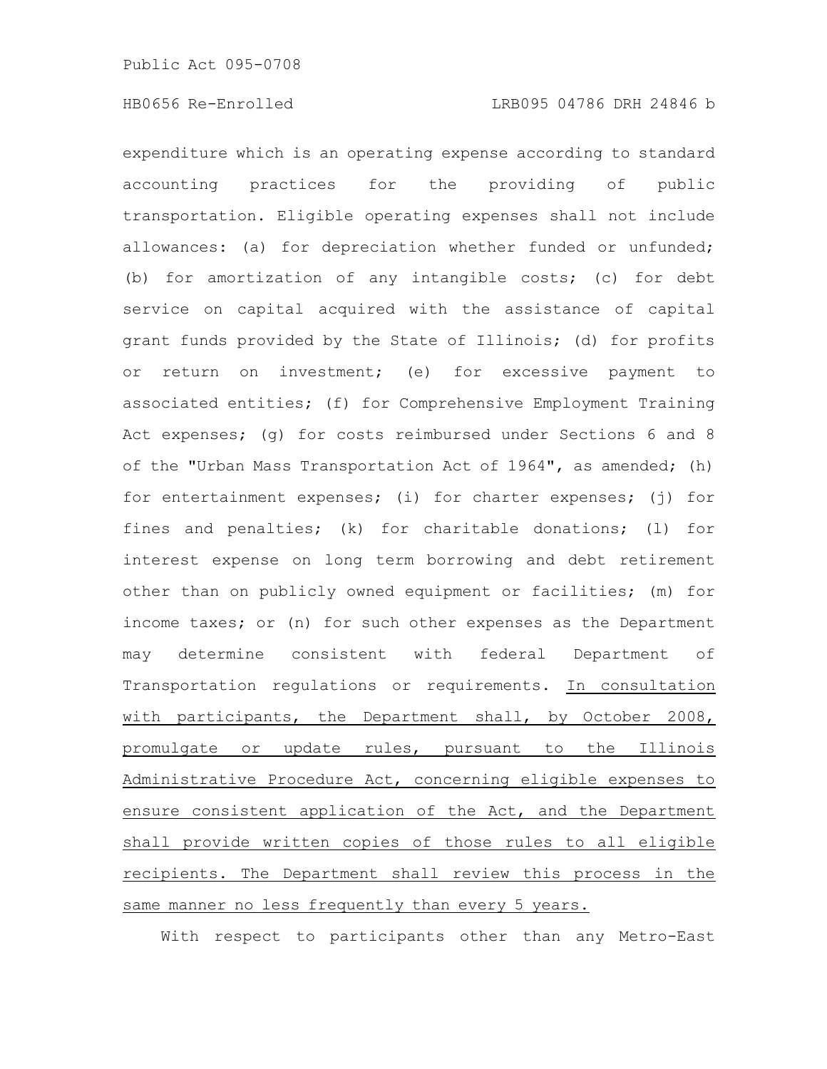expenditure which is an operating expense according to standard accounting practices for the providing of public transportation. Eligible operating expenses shall not include allowances: (a) for depreciation whether funded or unfunded; (b) for amortization of any intangible costs; (c) for debt service on capital acquired with the assistance of capital grant funds provided by the State of Illinois; (d) for profits or return on investment; (e) for excessive payment to associated entities; (f) for Comprehensive Employment Training Act expenses; (g) for costs reimbursed under Sections 6 and 8 of the "Urban Mass Transportation Act of 1964", as amended; (h) for entertainment expenses; (i) for charter expenses; (j) for fines and penalties; (k) for charitable donations; (l) for interest expense on long term borrowing and debt retirement other than on publicly owned equipment or facilities; (m) for income taxes; or (n) for such other expenses as the Department may determine consistent with federal Department of Transportation regulations or requirements. <u>In consultation with participants, the Department shall, by October 2008, promulgate or update rules, pursuant to the Illinois Administrative Procedure Act, concerning eligible expenses to ensure consistent application of the Act, and the Department shall provide written copies of those rules to all eligible recipients. The Department shall review this process in the same manner no less frequently than every 5 years.</u>

With respect to participants other than any Metro-East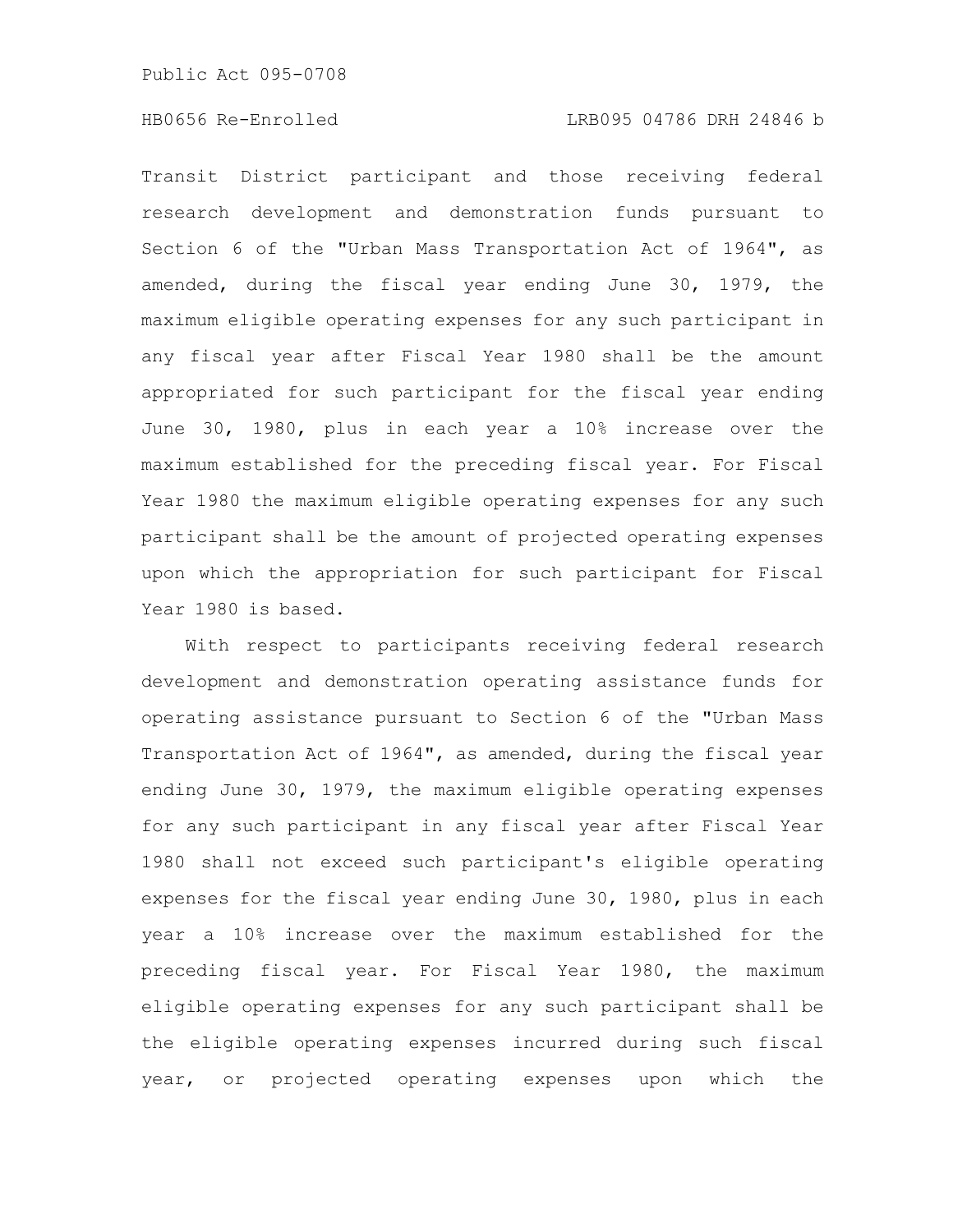Transit District participant and those receiving federal research development and demonstration funds pursuant to Section 6 of the "Urban Mass Transportation Act of 1964", as amended, during the fiscal year ending June 30, 1979, the maximum eligible operating expenses for any such participant in any fiscal year after Fiscal Year 1980 shall be the amount appropriated for such participant for the fiscal year ending June 30, 1980, plus in each year a 10% increase over the maximum established for the preceding fiscal year. For Fiscal Year 1980 the maximum eligible operating expenses for any such participant shall be the amount of projected operating expenses upon which the appropriation for such participant for Fiscal Year 1980 is based.

With respect to participants receiving federal research development and demonstration operating assistance funds for operating assistance pursuant to Section 6 of the "Urban Mass Transportation Act of 1964", as amended, during the fiscal year ending June 30, 1979, the maximum eligible operating expenses for any such participant in any fiscal year after Fiscal Year 1980 shall not exceed such participant's eligible operating expenses for the fiscal year ending June 30, 1980, plus in each year a 10% increase over the maximum established for the preceding fiscal year. For Fiscal Year 1980, the maximum eligible operating expenses for any such participant shall be the eligible operating expenses incurred during such fiscal year, or projected operating expenses upon which the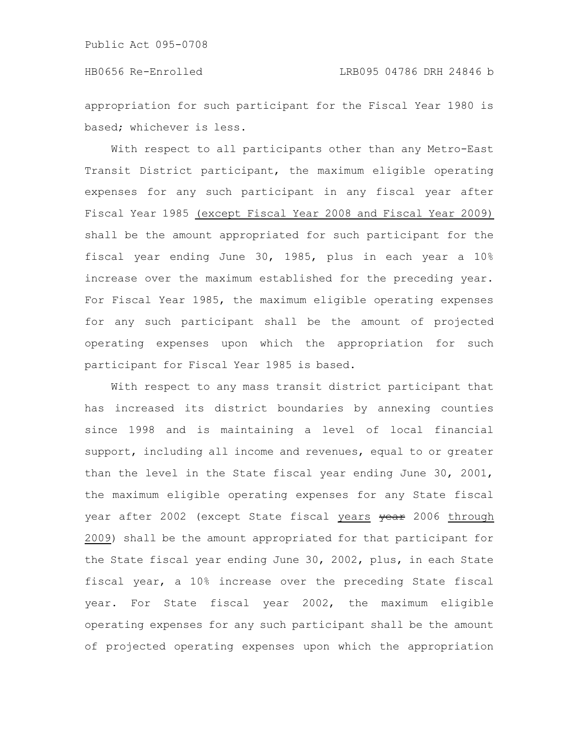appropriation for such participant for the Fiscal Year 1980 is based; whichever is less.

With respect to all participants other than any Metro-East Transit District participant, the maximum eligible operating expenses for any such participant in any fiscal year after Fiscal Year 1985 (except Fiscal Year 2008 and Fiscal Year 2009) shall be the amount appropriated for such participant for the fiscal year ending June 30, 1985, plus in each year a 10% increase over the maximum established for the preceding year. For Fiscal Year 1985, the maximum eligible operating expenses for any such participant shall be the amount of projected operating expenses upon which the appropriation for such participant for Fiscal Year 1985 is based.

With respect to any mass transit district participant that has increased its district boundaries by annexing counties since 1998 and is maintaining a level of local financial support, including all income and revenues, equal to or greater than the level in the State fiscal year ending June 30, 2001, the maximum eligible operating expenses for any State fiscal year after 2002 (except State fiscal years ~~year~~ 2006 through 2009) shall be the amount appropriated for that participant for the State fiscal year ending June 30, 2002, plus, in each State fiscal year, a 10% increase over the preceding State fiscal year. For State fiscal year 2002, the maximum eligible operating expenses for any such participant shall be the amount of projected operating expenses upon which the appropriation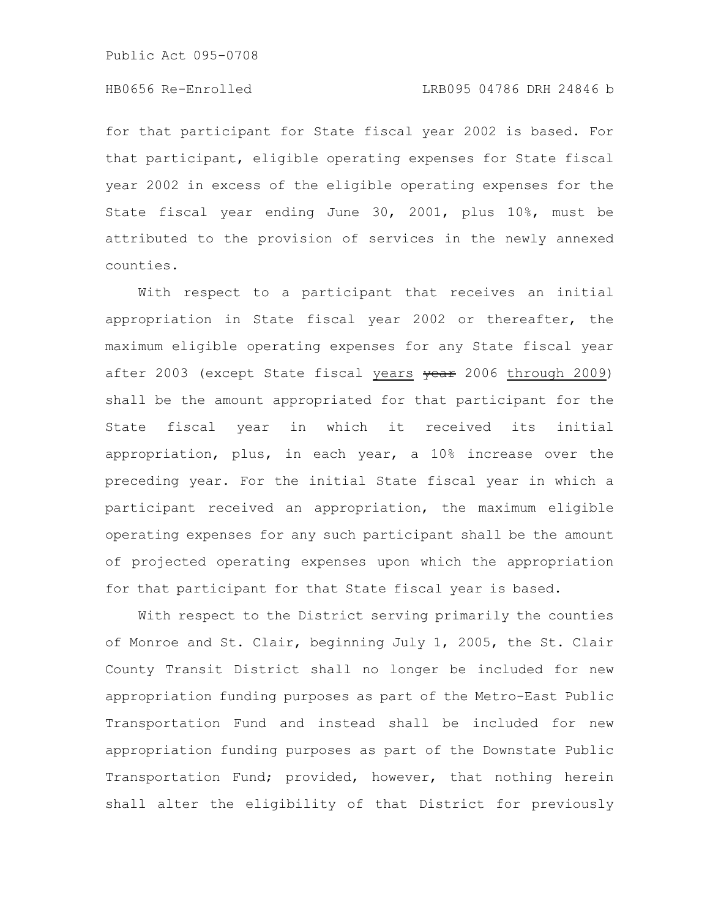for that participant for State fiscal year 2002 is based. For that participant, eligible operating expenses for State fiscal year 2002 in excess of the eligible operating expenses for the State fiscal year ending June 30, 2001, plus 10%, must be attributed to the provision of services in the newly annexed counties.

With respect to a participant that receives an initial appropriation in State fiscal year 2002 or thereafter, the maximum eligible operating expenses for any State fiscal year after 2003 (except State fiscal years ~~year~~ 2006 through 2009) shall be the amount appropriated for that participant for the State fiscal year in which it received its initial appropriation, plus, in each year, a 10% increase over the preceding year. For the initial State fiscal year in which a participant received an appropriation, the maximum eligible operating expenses for any such participant shall be the amount of projected operating expenses upon which the appropriation for that participant for that State fiscal year is based.

With respect to the District serving primarily the counties of Monroe and St. Clair, beginning July 1, 2005, the St. Clair County Transit District shall no longer be included for new appropriation funding purposes as part of the Metro-East Public Transportation Fund and instead shall be included for new appropriation funding purposes as part of the Downstate Public Transportation Fund; provided, however, that nothing herein shall alter the eligibility of that District for previously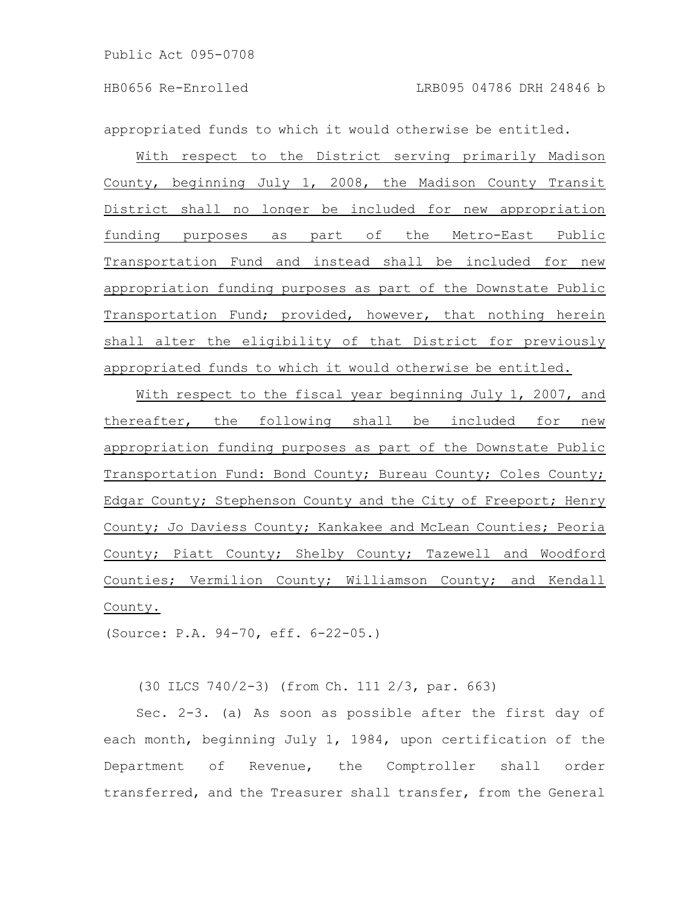appropriated funds to which it would otherwise be entitled.

With respect to the District serving primarily Madison County, beginning July 1, 2008, the Madison County Transit District shall no longer be included for new appropriation funding purposes as part of the Metro-East Public Transportation Fund and instead shall be included for new appropriation funding purposes as part of the Downstate Public Transportation Fund; provided, however, that nothing herein shall alter the eligibility of that District for previously appropriated funds to which it would otherwise be entitled.

With respect to the fiscal year beginning July 1, 2007, and thereafter, the following shall be included for new appropriation funding purposes as part of the Downstate Public Transportation Fund: Bond County; Bureau County; Coles County; Edgar County; Stephenson County and the City of Freeport; Henry County; Jo Daviess County; Kankakee and McLean Counties; Peoria County; Piatt County; Shelby County; Tazewell and Woodford Counties; Vermilion County; Williamson County; and Kendall County.

(Source: P.A. 94-70, eff. 6-22-05.)

(30 ILCS 740/2-3) (from Ch. 111 2/3, par. 663)

Sec. 2-3. (a) As soon as possible after the first day of each month, beginning July 1, 1984, upon certification of the Department of Revenue, the Comptroller shall order transferred, and the Treasurer shall transfer, from the General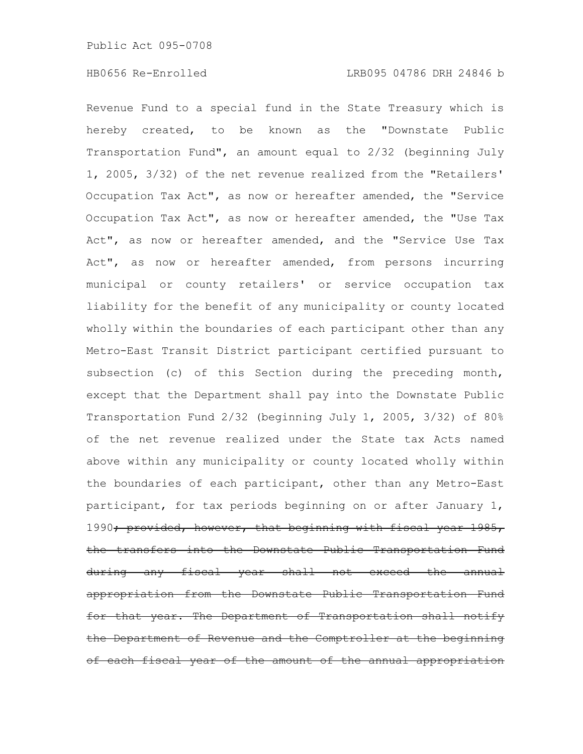Revenue Fund to a special fund in the State Treasury which is hereby created, to be known as the "Downstate Public Transportation Fund", an amount equal to 2/32 (beginning July 1, 2005, 3/32) of the net revenue realized from the "Retailers' Occupation Tax Act", as now or hereafter amended, the "Service Occupation Tax Act", as now or hereafter amended, the "Use Tax Act", as now or hereafter amended, and the "Service Use Tax Act", as now or hereafter amended, from persons incurring municipal or county retailers' or service occupation tax liability for the benefit of any municipality or county located wholly within the boundaries of each participant other than any Metro-East Transit District participant certified pursuant to subsection (c) of this Section during the preceding month, except that the Department shall pay into the Downstate Public Transportation Fund 2/32 (beginning July 1, 2005, 3/32) of 80% of the net revenue realized under the State tax Acts named above within any municipality or county located wholly within the boundaries of each participant, other than any Metro-East participant, for tax periods beginning on or after January 1, 1990~~; provided, however, that beginning with fiscal year 1985, the transfers into the Downstate Public Transportation Fund during any fiscal year shall not exceed the annual appropriation from the Downstate Public Transportation Fund for that year. The Department of Transportation shall notify the Department of Revenue and the Comptroller at the beginning of each fiscal year of the amount of the annual appropriation~~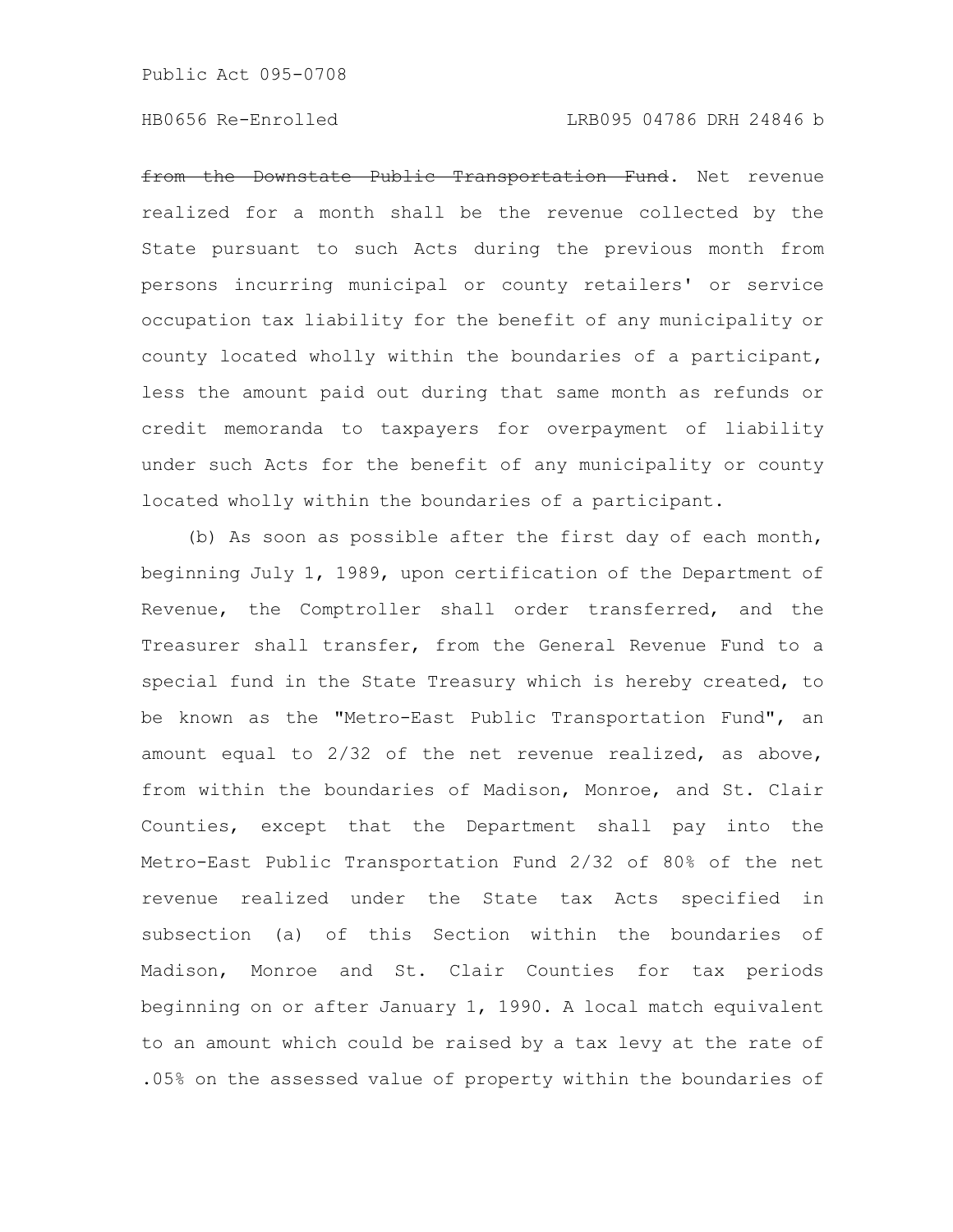~~from the Downstate Public Transportation Fund~~. Net revenue realized for a month shall be the revenue collected by the State pursuant to such Acts during the previous month from persons incurring municipal or county retailers' or service occupation tax liability for the benefit of any municipality or county located wholly within the boundaries of a participant, less the amount paid out during that same month as refunds or credit memoranda to taxpayers for overpayment of liability under such Acts for the benefit of any municipality or county located wholly within the boundaries of a participant.

(b) As soon as possible after the first day of each month, beginning July 1, 1989, upon certification of the Department of Revenue, the Comptroller shall order transferred, and the Treasurer shall transfer, from the General Revenue Fund to a special fund in the State Treasury which is hereby created, to be known as the "Metro-East Public Transportation Fund", an amount equal to 2/32 of the net revenue realized, as above, from within the boundaries of Madison, Monroe, and St. Clair Counties, except that the Department shall pay into the Metro-East Public Transportation Fund 2/32 of 80% of the net revenue realized under the State tax Acts specified in subsection (a) of this Section within the boundaries of Madison, Monroe and St. Clair Counties for tax periods beginning on or after January 1, 1990. A local match equivalent to an amount which could be raised by a tax levy at the rate of .05% on the assessed value of property within the boundaries of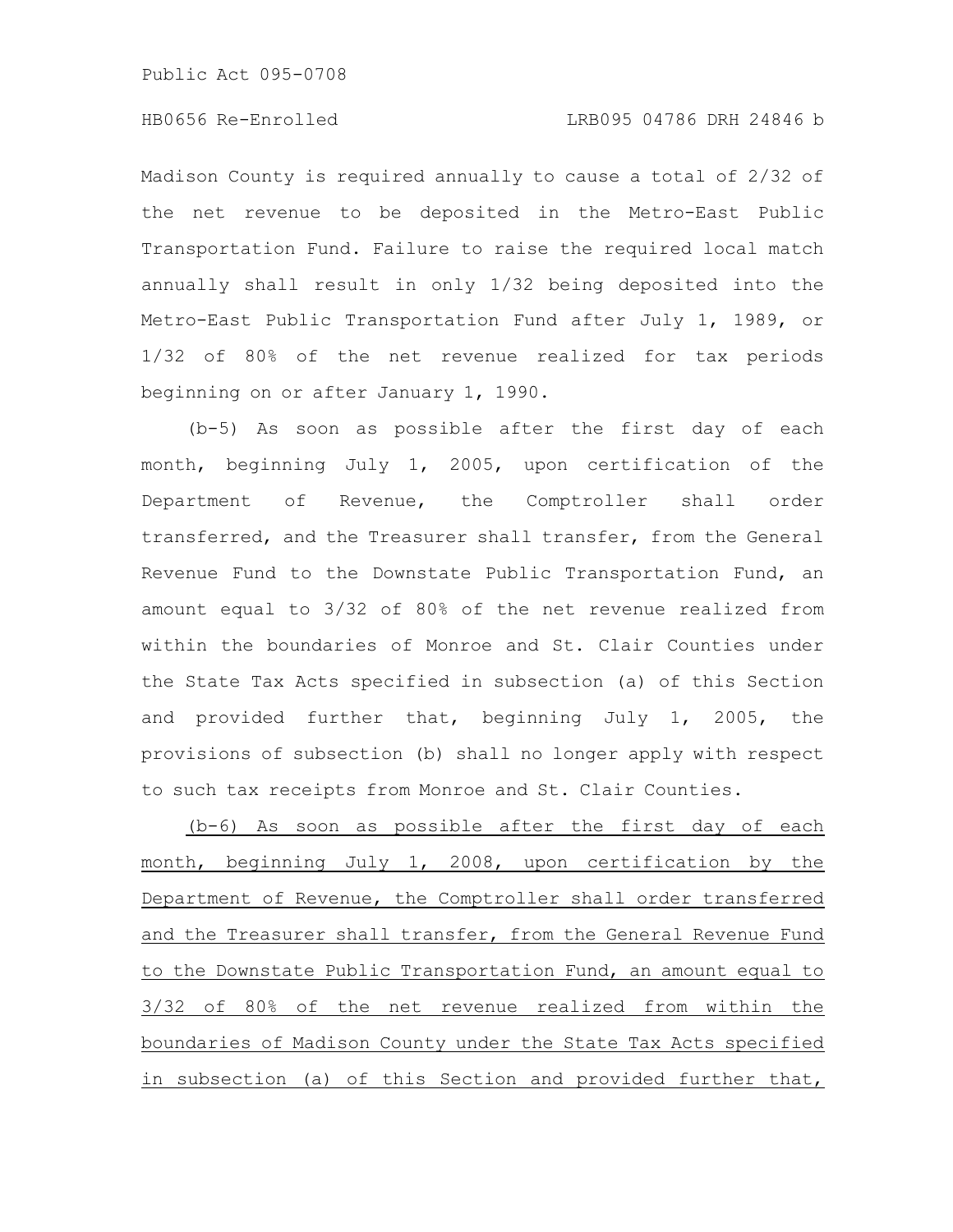Madison County is required annually to cause a total of 2/32 of the net revenue to be deposited in the Metro-East Public Transportation Fund. Failure to raise the required local match annually shall result in only 1/32 being deposited into the Metro-East Public Transportation Fund after July 1, 1989, or 1/32 of 80% of the net revenue realized for tax periods beginning on or after January 1, 1990.

(b-5) As soon as possible after the first day of each month, beginning July 1, 2005, upon certification of the Department of Revenue, the Comptroller shall order transferred, and the Treasurer shall transfer, from the General Revenue Fund to the Downstate Public Transportation Fund, an amount equal to 3/32 of 80% of the net revenue realized from within the boundaries of Monroe and St. Clair Counties under the State Tax Acts specified in subsection (a) of this Section and provided further that, beginning July 1, 2005, the provisions of subsection (b) shall no longer apply with respect to such tax receipts from Monroe and St. Clair Counties.

<u>(b-6) As soon as possible after the first day of each month, beginning July 1, 2008, upon certification by the Department of Revenue, the Comptroller shall order transferred and the Treasurer shall transfer, from the General Revenue Fund to the Downstate Public Transportation Fund, an amount equal to 3/32 of 80% of the net revenue realized from within the boundaries of Madison County under the State Tax Acts specified in subsection (a) of this Section and provided further that,</u>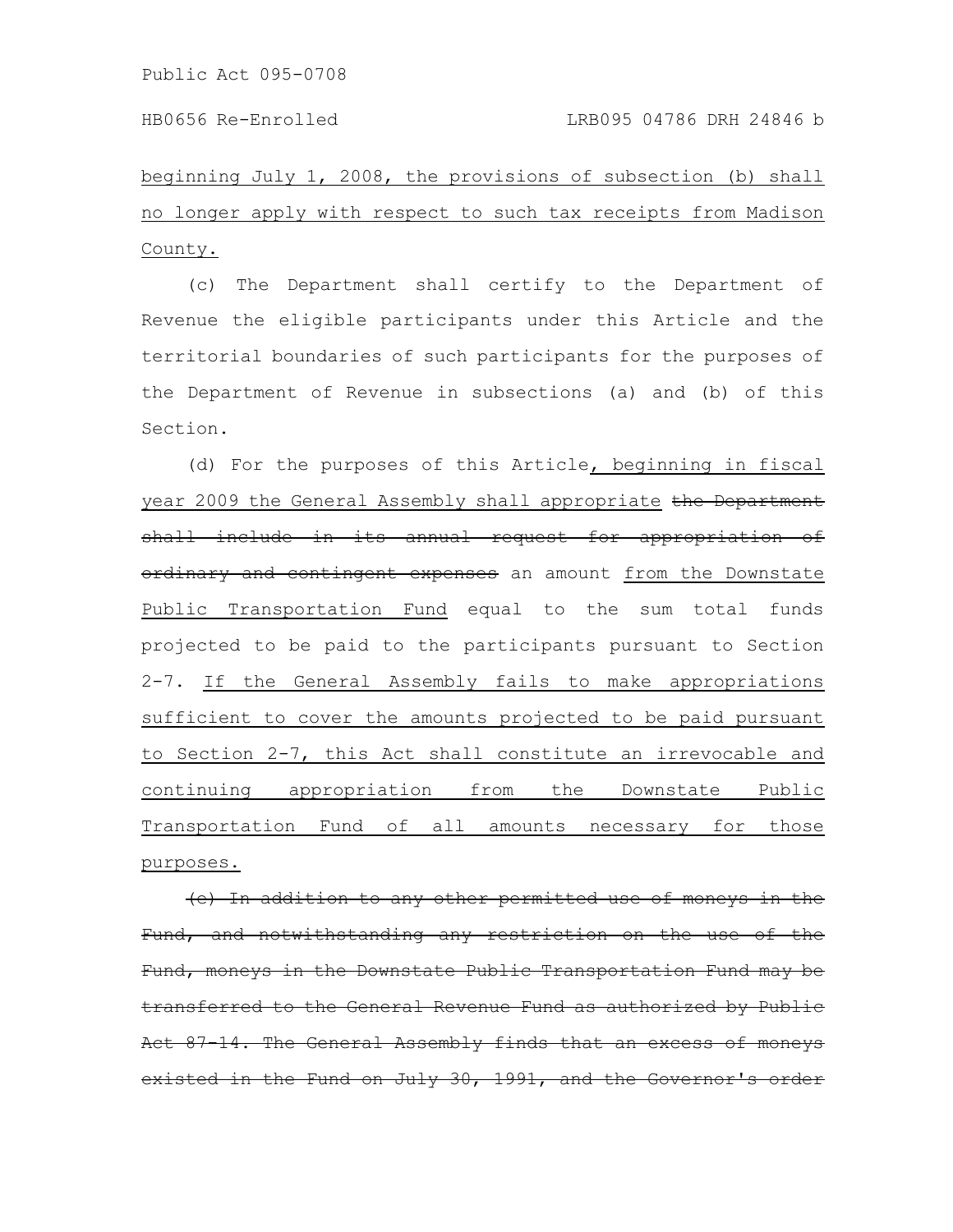beginning July 1, 2008, the provisions of subsection (b) shall no longer apply with respect to such tax receipts from Madison County.

(c) The Department shall certify to the Department of Revenue the eligible participants under this Article and the territorial boundaries of such participants for the purposes of the Department of Revenue in subsections (a) and (b) of this Section.

(d) For the purposes of this Article, beginning in fiscal year 2009 the General Assembly shall appropriate ~~the Department shall include in its annual request for appropriation of ordinary and contingent expenses~~ an amount from the Downstate Public Transportation Fund equal to the sum total funds projected to be paid to the participants pursuant to Section 2-7. If the General Assembly fails to make appropriations sufficient to cover the amounts projected to be paid pursuant to Section 2-7, this Act shall constitute an irrevocable and continuing appropriation from the Downstate Public Transportation Fund of all amounts necessary for those purposes.

~~(e) In addition to any other permitted use of moneys in the Fund, and notwithstanding any restriction on the use of the Fund, moneys in the Downstate Public Transportation Fund may be transferred to the General Revenue Fund as authorized by Public Act 87-14. The General Assembly finds that an excess of moneys existed in the Fund on July 30, 1991, and the Governor's order~~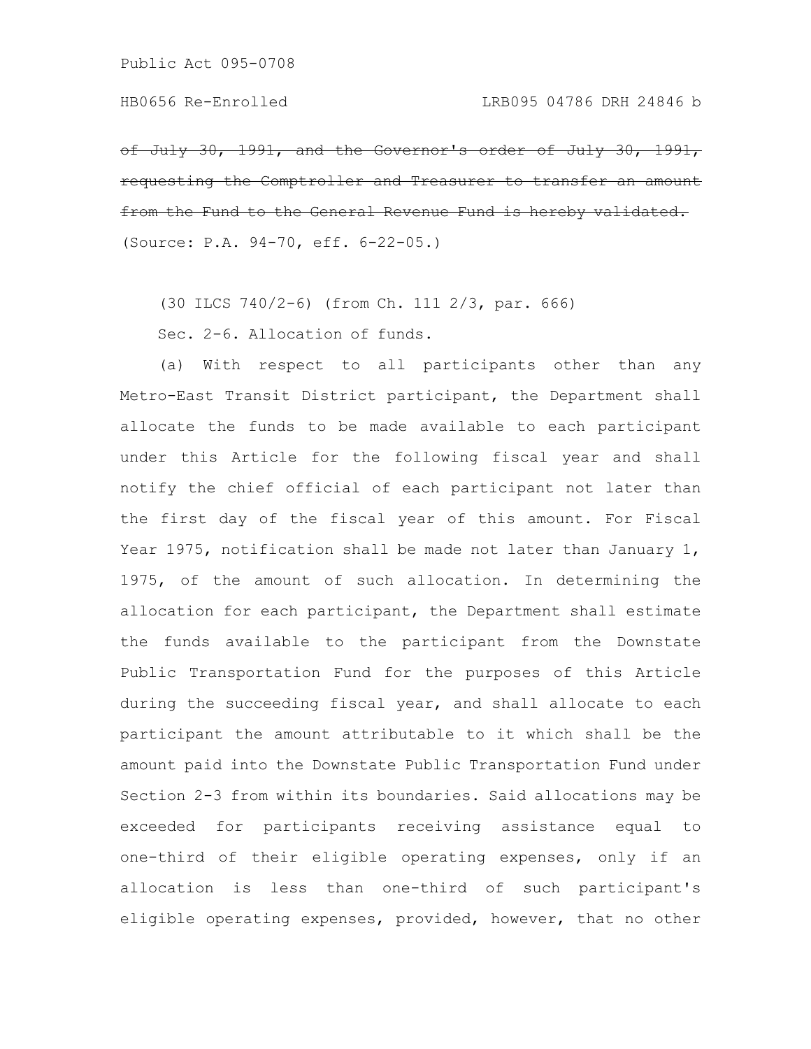~~of July 30, 1991, and the Governor's order of July 30, 1991, requesting the Comptroller and Treasurer to transfer an amount from the Fund to the General Revenue Fund is hereby validated.~~
(Source: P.A. 94-70, eff. 6-22-05.)

(30 ILCS 740/2-6) (from Ch. 111 2/3, par. 666)

Sec. 2-6. Allocation of funds.

(a) With respect to all participants other than any Metro-East Transit District participant, the Department shall allocate the funds to be made available to each participant under this Article for the following fiscal year and shall notify the chief official of each participant not later than the first day of the fiscal year of this amount. For Fiscal Year 1975, notification shall be made not later than January 1, 1975, of the amount of such allocation. In determining the allocation for each participant, the Department shall estimate the funds available to the participant from the Downstate Public Transportation Fund for the purposes of this Article during the succeeding fiscal year, and shall allocate to each participant the amount attributable to it which shall be the amount paid into the Downstate Public Transportation Fund under Section 2-3 from within its boundaries. Said allocations may be exceeded for participants receiving assistance equal to one-third of their eligible operating expenses, only if an allocation is less than one-third of such participant's eligible operating expenses, provided, however, that no other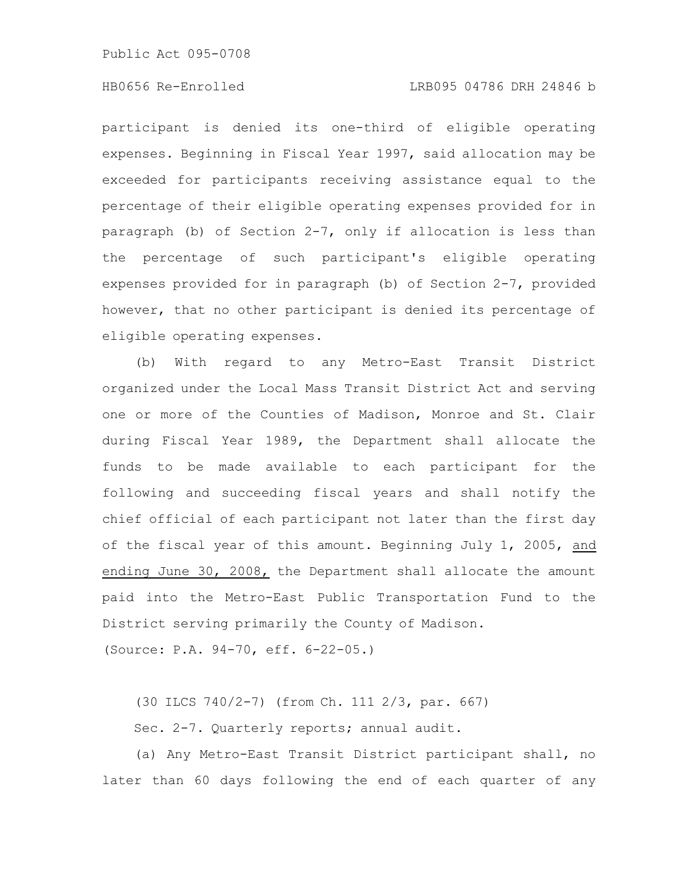participant is denied its one-third of eligible operating expenses. Beginning in Fiscal Year 1997, said allocation may be exceeded for participants receiving assistance equal to the percentage of their eligible operating expenses provided for in paragraph (b) of Section 2-7, only if allocation is less than the percentage of such participant's eligible operating expenses provided for in paragraph (b) of Section 2-7, provided however, that no other participant is denied its percentage of eligible operating expenses.

(b) With regard to any Metro-East Transit District organized under the Local Mass Transit District Act and serving one or more of the Counties of Madison, Monroe and St. Clair during Fiscal Year 1989, the Department shall allocate the funds to be made available to each participant for the following and succeeding fiscal years and shall notify the chief official of each participant not later than the first day of the fiscal year of this amount. Beginning July 1, 2005, <u>and ending June 30, 2008,</u> the Department shall allocate the amount paid into the Metro-East Public Transportation Fund to the District serving primarily the County of Madison.

(Source: P.A. 94-70, eff. 6-22-05.)

(30 ILCS 740/2-7) (from Ch. 111 2/3, par. 667)

Sec. 2-7. Quarterly reports; annual audit.

(a) Any Metro-East Transit District participant shall, no later than 60 days following the end of each quarter of any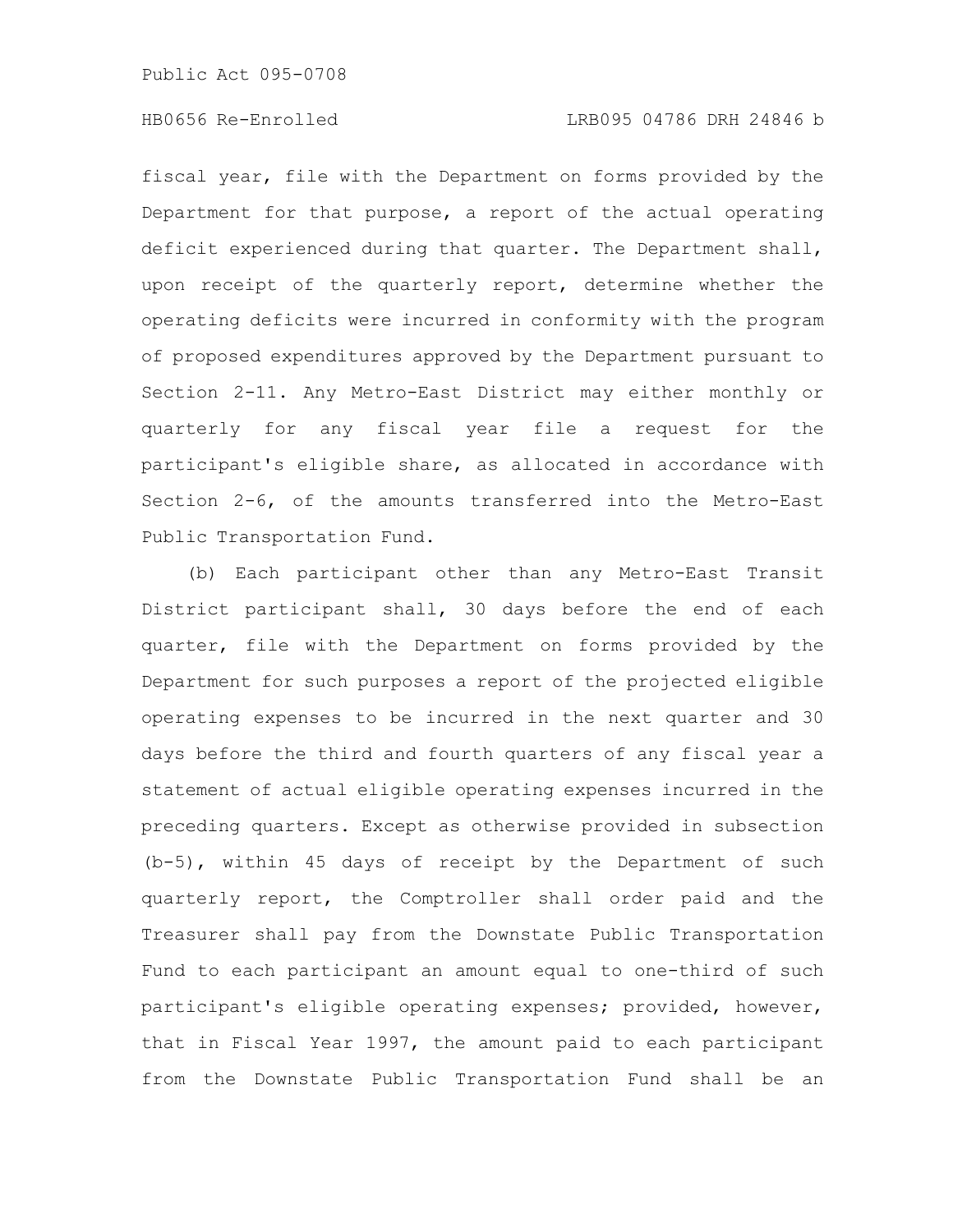fiscal year, file with the Department on forms provided by the Department for that purpose, a report of the actual operating deficit experienced during that quarter. The Department shall, upon receipt of the quarterly report, determine whether the operating deficits were incurred in conformity with the program of proposed expenditures approved by the Department pursuant to Section 2-11. Any Metro-East District may either monthly or quarterly for any fiscal year file a request for the participant's eligible share, as allocated in accordance with Section 2-6, of the amounts transferred into the Metro-East Public Transportation Fund.

(b) Each participant other than any Metro-East Transit District participant shall, 30 days before the end of each quarter, file with the Department on forms provided by the Department for such purposes a report of the projected eligible operating expenses to be incurred in the next quarter and 30 days before the third and fourth quarters of any fiscal year a statement of actual eligible operating expenses incurred in the preceding quarters. Except as otherwise provided in subsection (b-5), within 45 days of receipt by the Department of such quarterly report, the Comptroller shall order paid and the Treasurer shall pay from the Downstate Public Transportation Fund to each participant an amount equal to one-third of such participant's eligible operating expenses; provided, however, that in Fiscal Year 1997, the amount paid to each participant from the Downstate Public Transportation Fund shall be an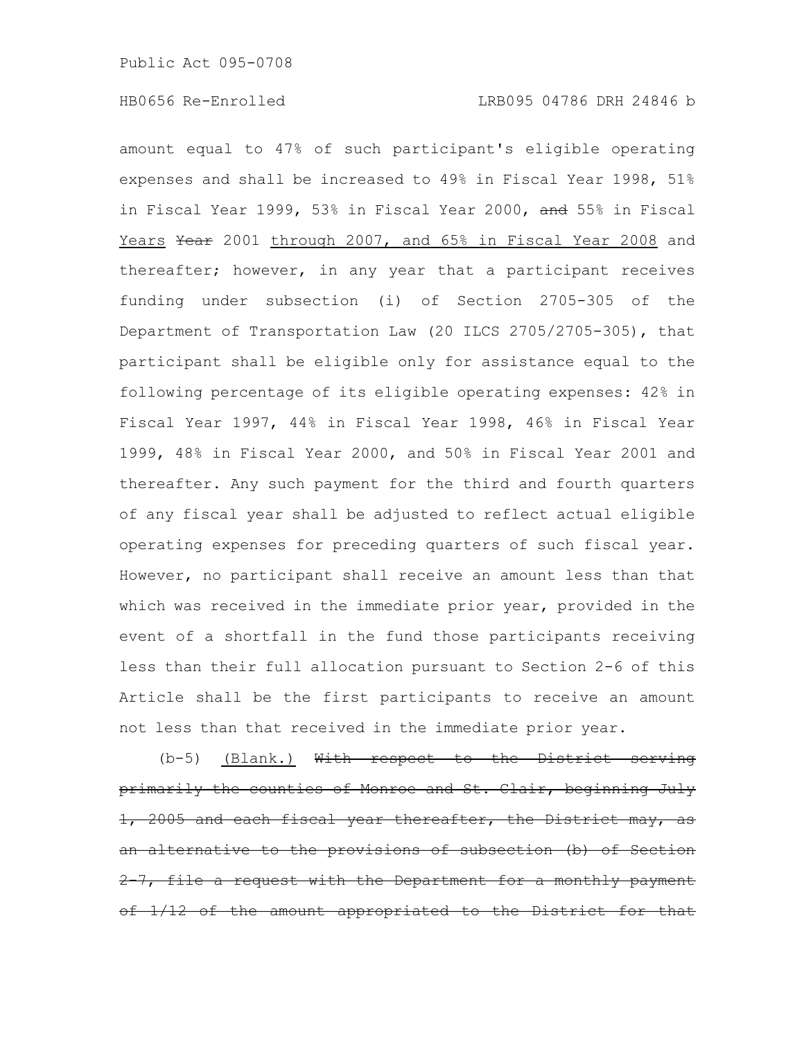amount equal to 47% of such participant's eligible operating expenses and shall be increased to 49% in Fiscal Year 1998, 51% in Fiscal Year 1999, 53% in Fiscal Year 2000, ~~and~~ 55% in Fiscal <u>Years</u> ~~Year~~ 2001 <u>through 2007, and 65% in Fiscal Year 2008</u> and thereafter; however, in any year that a participant receives funding under subsection (i) of Section 2705-305 of the Department of Transportation Law (20 ILCS 2705/2705-305), that participant shall be eligible only for assistance equal to the following percentage of its eligible operating expenses: 42% in Fiscal Year 1997, 44% in Fiscal Year 1998, 46% in Fiscal Year 1999, 48% in Fiscal Year 2000, and 50% in Fiscal Year 2001 and thereafter. Any such payment for the third and fourth quarters of any fiscal year shall be adjusted to reflect actual eligible operating expenses for preceding quarters of such fiscal year. However, no participant shall receive an amount less than that which was received in the immediate prior year, provided in the event of a shortfall in the fund those participants receiving less than their full allocation pursuant to Section 2-6 of this Article shall be the first participants to receive an amount not less than that received in the immediate prior year.

(b-5) <u>(Blank.)</u> ~~With respect to the District serving primarily the counties of Monroe and St. Clair, beginning July 1, 2005 and each fiscal year thereafter, the District may, as an alternative to the provisions of subsection (b) of Section 2-7, file a request with the Department for a monthly payment of 1/12 of the amount appropriated to the District for that~~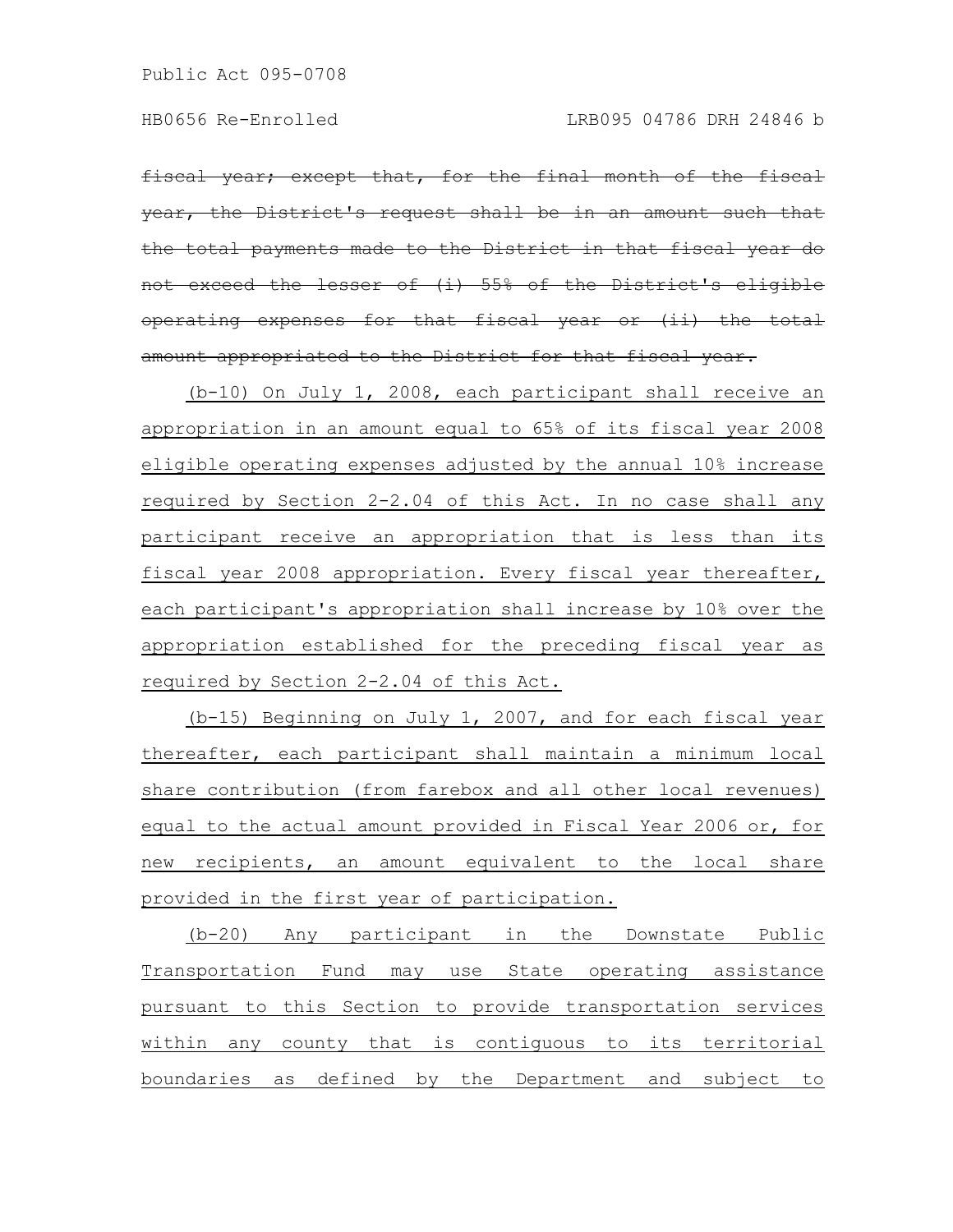~~fiscal year; except that, for the final month of the fiscal year, the District's request shall be in an amount such that the total payments made to the District in that fiscal year do not exceed the lesser of (i) 55% of the District's eligible operating expenses for that fiscal year or (ii) the total amount appropriated to the District for that fiscal year.~~

<u>(b-10) On July 1, 2008, each participant shall receive an appropriation in an amount equal to 65% of its fiscal year 2008 eligible operating expenses adjusted by the annual 10% increase required by Section 2-2.04 of this Act. In no case shall any participant receive an appropriation that is less than its fiscal year 2008 appropriation. Every fiscal year thereafter, each participant's appropriation shall increase by 10% over the appropriation established for the preceding fiscal year as required by Section 2-2.04 of this Act.</u>

<u>(b-15) Beginning on July 1, 2007, and for each fiscal year thereafter, each participant shall maintain a minimum local share contribution (from farebox and all other local revenues) equal to the actual amount provided in Fiscal Year 2006 or, for new recipients, an amount equivalent to the local share provided in the first year of participation.</u>

<u>(b-20) Any participant in the Downstate Public Transportation Fund may use State operating assistance pursuant to this Section to provide transportation services within any county that is contiguous to its territorial boundaries as defined by the Department and subject to</u>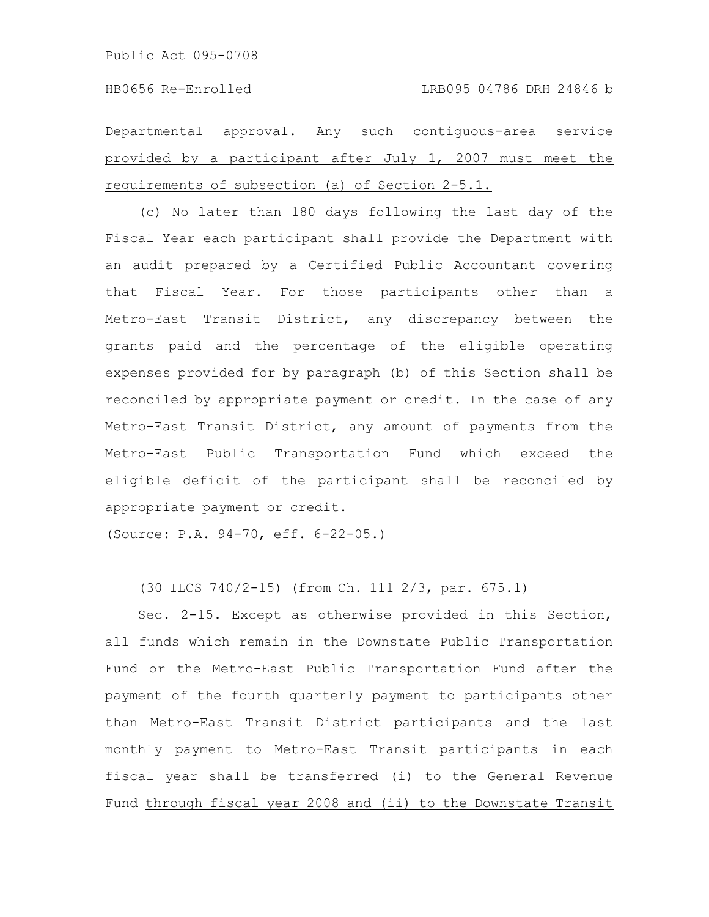Departmental approval. Any such contiguous-area service provided by a participant after July 1, 2007 must meet the requirements of subsection (a) of Section 2-5.1.

(c) No later than 180 days following the last day of the Fiscal Year each participant shall provide the Department with an audit prepared by a Certified Public Accountant covering that Fiscal Year. For those participants other than a Metro-East Transit District, any discrepancy between the grants paid and the percentage of the eligible operating expenses provided for by paragraph (b) of this Section shall be reconciled by appropriate payment or credit. In the case of any Metro-East Transit District, any amount of payments from the Metro-East Public Transportation Fund which exceed the eligible deficit of the participant shall be reconciled by appropriate payment or credit.

(Source: P.A. 94-70, eff. 6-22-05.)

(30 ILCS 740/2-15) (from Ch. 111 2/3, par. 675.1)

Sec. 2-15. Except as otherwise provided in this Section, all funds which remain in the Downstate Public Transportation Fund or the Metro-East Public Transportation Fund after the payment of the fourth quarterly payment to participants other than Metro-East Transit District participants and the last monthly payment to Metro-East Transit participants in each fiscal year shall be transferred (i) to the General Revenue Fund through fiscal year 2008 and (ii) to the Downstate Transit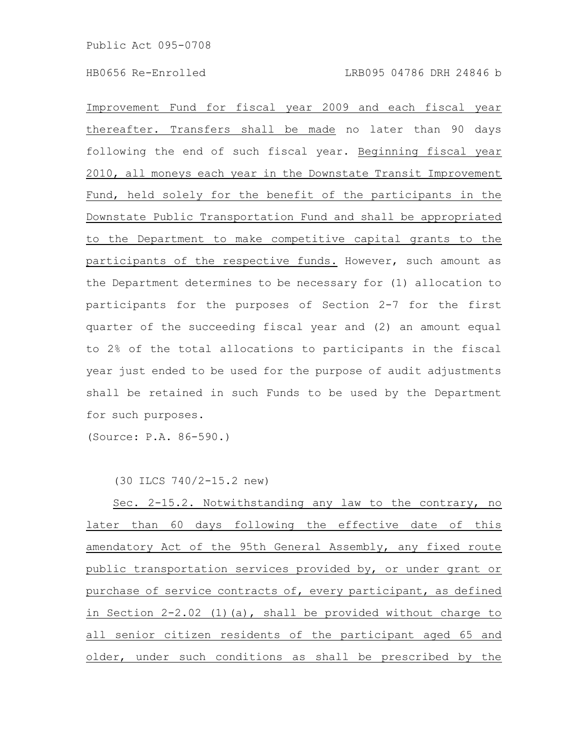Improvement Fund for fiscal year 2009 and each fiscal year thereafter. Transfers shall be made no later than 90 days following the end of such fiscal year. Beginning fiscal year 2010, all moneys each year in the Downstate Transit Improvement Fund, held solely for the benefit of the participants in the Downstate Public Transportation Fund and shall be appropriated to the Department to make competitive capital grants to the participants of the respective funds. However, such amount as the Department determines to be necessary for (1) allocation to participants for the purposes of Section 2-7 for the first quarter of the succeeding fiscal year and (2) an amount equal to 2% of the total allocations to participants in the fiscal year just ended to be used for the purpose of audit adjustments shall be retained in such Funds to be used by the Department for such purposes.

(Source: P.A. 86-590.)

(30 ILCS 740/2-15.2 new)

Sec. 2-15.2. Notwithstanding any law to the contrary, no later than 60 days following the effective date of this amendatory Act of the 95th General Assembly, any fixed route public transportation services provided by, or under grant or purchase of service contracts of, every participant, as defined in Section 2-2.02 (1)(a), shall be provided without charge to all senior citizen residents of the participant aged 65 and older, under such conditions as shall be prescribed by the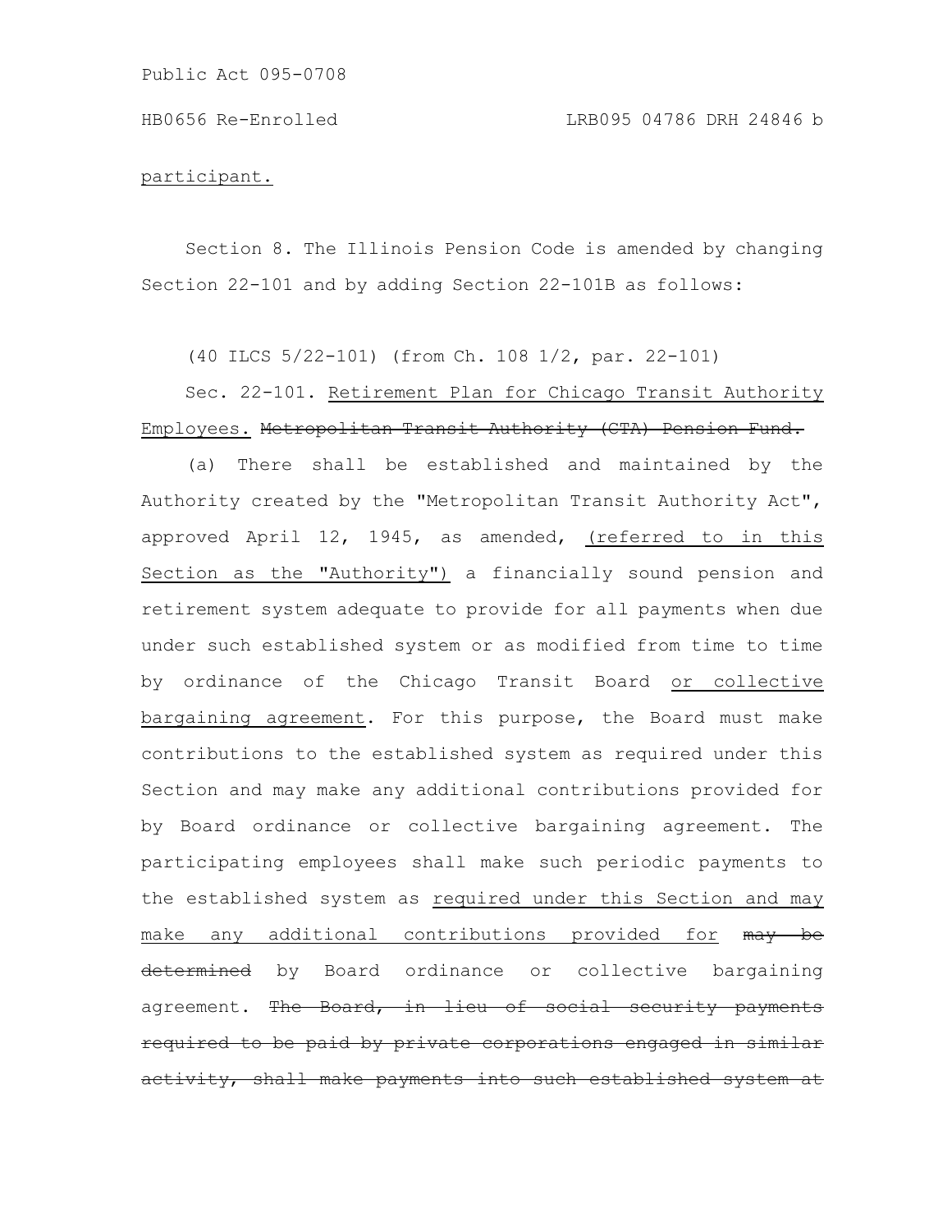participant.

Section 8. The Illinois Pension Code is amended by changing Section 22-101 and by adding Section 22-101B as follows:

(40 ILCS 5/22-101) (from Ch. 108 1/2, par. 22-101)

Sec. 22-101. Retirement Plan for Chicago Transit Authority Employees. ~~Metropolitan Transit Authority (CTA) Pension Fund.~~

(a) There shall be established and maintained by the Authority created by the "Metropolitan Transit Authority Act", approved April 12, 1945, as amended, (referred to in this Section as the "Authority") a financially sound pension and retirement system adequate to provide for all payments when due under such established system or as modified from time to time by ordinance of the Chicago Transit Board or collective bargaining agreement. For this purpose, the Board must make contributions to the established system as required under this Section and may make any additional contributions provided for by Board ordinance or collective bargaining agreement. The participating employees shall make such periodic payments to the established system as required under this Section and may make any additional contributions provided for ~~may be determined~~ by Board ordinance or collective bargaining agreement. ~~The Board, in lieu of social security payments required to be paid by private corporations engaged in similar activity, shall make payments into such established system at~~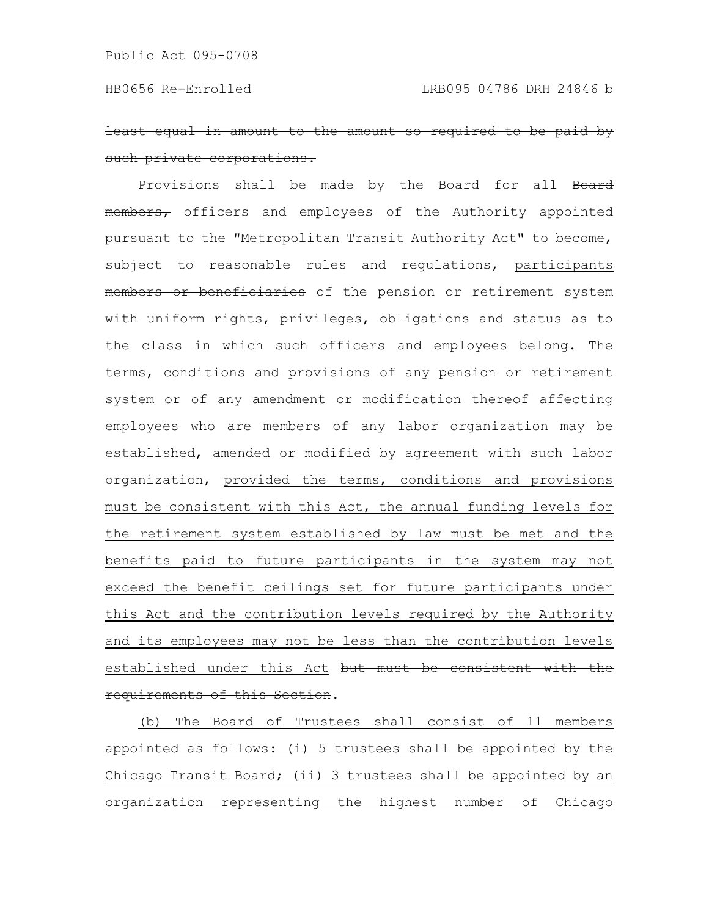~~least equal in amount to the amount so required to be paid by such private corporations.~~

Provisions shall be made by the Board for all ~~Board members,~~ officers and employees of the Authority appointed pursuant to the "Metropolitan Transit Authority Act" to become, subject to reasonable rules and regulations, <u>participants</u> ~~members or beneficiaries~~ of the pension or retirement system with uniform rights, privileges, obligations and status as to the class in which such officers and employees belong. The terms, conditions and provisions of any pension or retirement system or of any amendment or modification thereof affecting employees who are members of any labor organization may be established, amended or modified by agreement with such labor organization, <u>provided the terms, conditions and provisions must be consistent with this Act, the annual funding levels for the retirement system established by law must be met and the benefits paid to future participants in the system may not exceed the benefit ceilings set for future participants under this Act and the contribution levels required by the Authority and its employees may not be less than the contribution levels established under this Act</u> ~~but must be consistent with the requirements of this Section~~.

<u>(b) The Board of Trustees shall consist of 11 members appointed as follows: (i) 5 trustees shall be appointed by the Chicago Transit Board; (ii) 3 trustees shall be appointed by an organization representing the highest number of Chicago</u>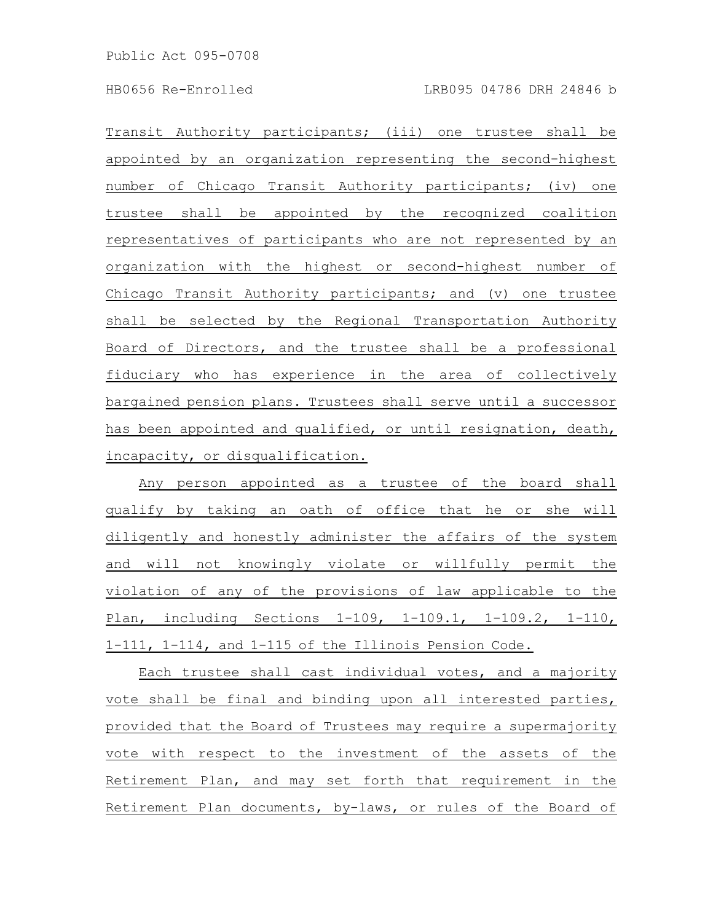Transit Authority participants; (iii) one trustee shall be appointed by an organization representing the second-highest number of Chicago Transit Authority participants; (iv) one trustee shall be appointed by the recognized coalition representatives of participants who are not represented by an organization with the highest or second-highest number of Chicago Transit Authority participants; and (v) one trustee shall be selected by the Regional Transportation Authority Board of Directors, and the trustee shall be a professional fiduciary who has experience in the area of collectively bargained pension plans. Trustees shall serve until a successor has been appointed and qualified, or until resignation, death, incapacity, or disqualification.

Any person appointed as a trustee of the board shall qualify by taking an oath of office that he or she will diligently and honestly administer the affairs of the system and will not knowingly violate or willfully permit the violation of any of the provisions of law applicable to the Plan, including Sections 1-109, 1-109.1, 1-109.2, 1-110, 1-111, 1-114, and 1-115 of the Illinois Pension Code.

Each trustee shall cast individual votes, and a majority vote shall be final and binding upon all interested parties, provided that the Board of Trustees may require a supermajority vote with respect to the investment of the assets of the Retirement Plan, and may set forth that requirement in the Retirement Plan documents, by-laws, or rules of the Board of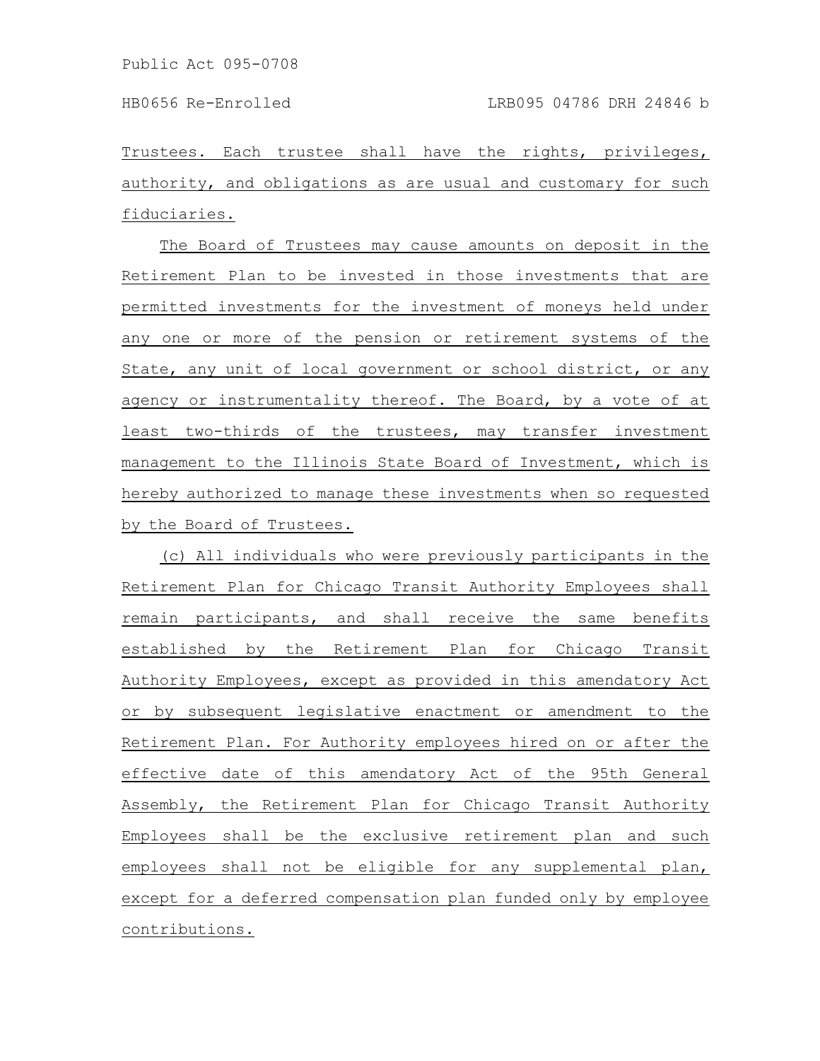Trustees. Each trustee shall have the rights, privileges, authority, and obligations as are usual and customary for such fiduciaries.

The Board of Trustees may cause amounts on deposit in the Retirement Plan to be invested in those investments that are permitted investments for the investment of moneys held under any one or more of the pension or retirement systems of the State, any unit of local government or school district, or any agency or instrumentality thereof. The Board, by a vote of at least two-thirds of the trustees, may transfer investment management to the Illinois State Board of Investment, which is hereby authorized to manage these investments when so requested by the Board of Trustees.

(c) All individuals who were previously participants in the Retirement Plan for Chicago Transit Authority Employees shall remain participants, and shall receive the same benefits established by the Retirement Plan for Chicago Transit Authority Employees, except as provided in this amendatory Act or by subsequent legislative enactment or amendment to the Retirement Plan. For Authority employees hired on or after the effective date of this amendatory Act of the 95th General Assembly, the Retirement Plan for Chicago Transit Authority Employees shall be the exclusive retirement plan and such employees shall not be eligible for any supplemental plan, except for a deferred compensation plan funded only by employee contributions.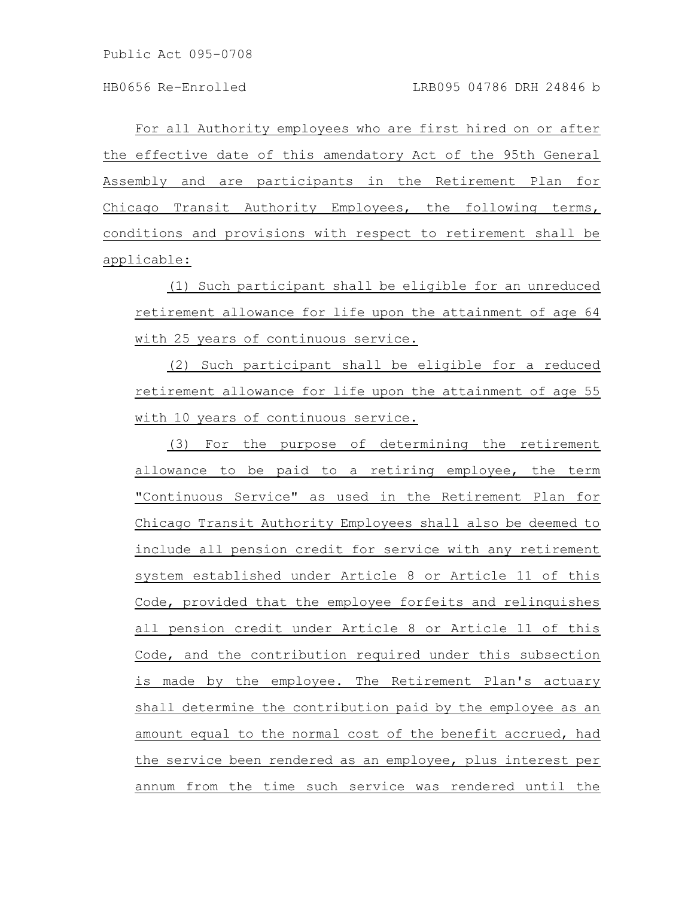For all Authority employees who are first hired on or after the effective date of this amendatory Act of the 95th General Assembly and are participants in the Retirement Plan for Chicago Transit Authority Employees, the following terms, conditions and provisions with respect to retirement shall be applicable:

(1) Such participant shall be eligible for an unreduced retirement allowance for life upon the attainment of age 64 with 25 years of continuous service.

(2) Such participant shall be eligible for a reduced retirement allowance for life upon the attainment of age 55 with 10 years of continuous service.

(3) For the purpose of determining the retirement allowance to be paid to a retiring employee, the term "Continuous Service" as used in the Retirement Plan for Chicago Transit Authority Employees shall also be deemed to include all pension credit for service with any retirement system established under Article 8 or Article 11 of this Code, provided that the employee forfeits and relinquishes all pension credit under Article 8 or Article 11 of this Code, and the contribution required under this subsection is made by the employee. The Retirement Plan's actuary shall determine the contribution paid by the employee as an amount equal to the normal cost of the benefit accrued, had the service been rendered as an employee, plus interest per annum from the time such service was rendered until the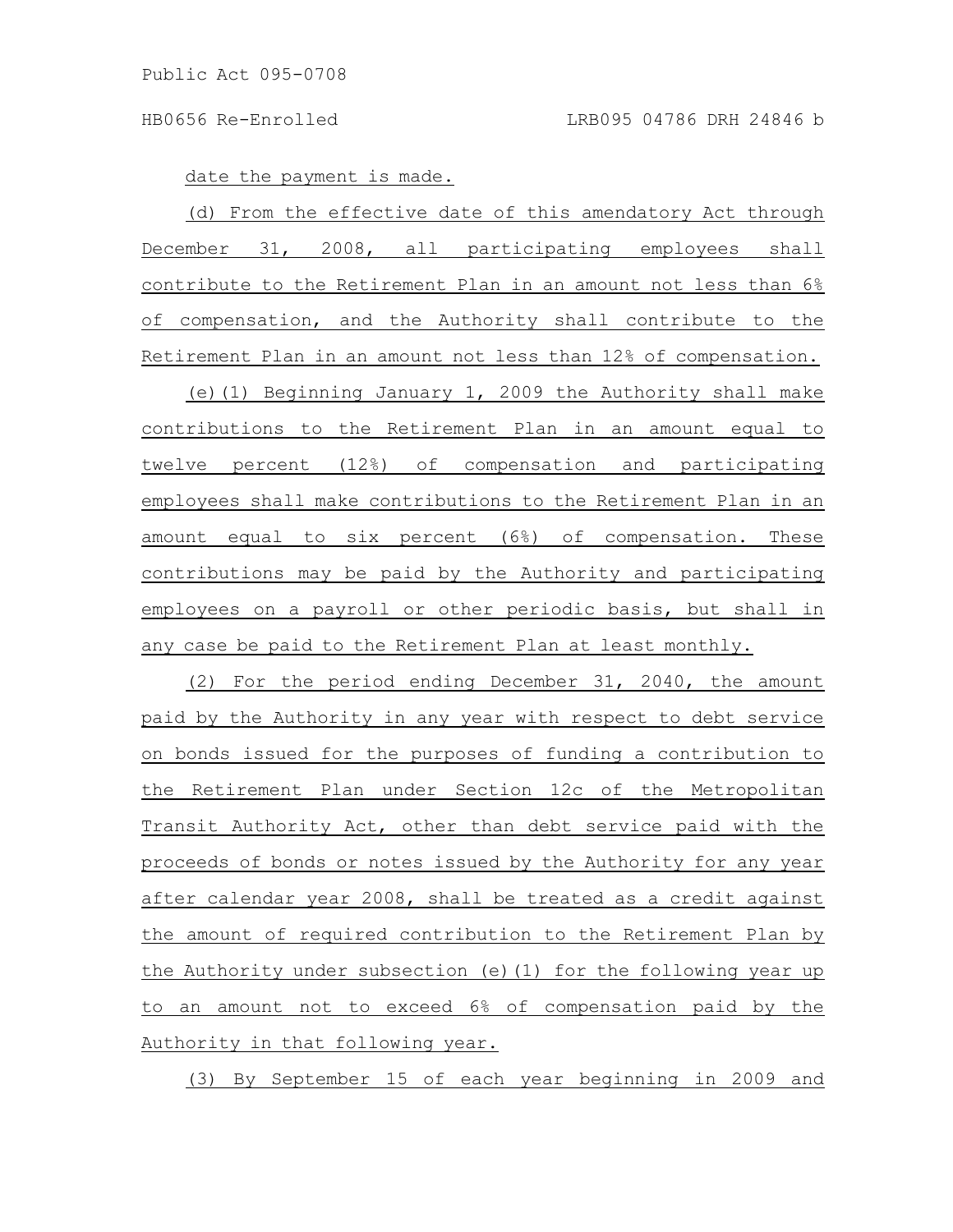date the payment is made.

(d) From the effective date of this amendatory Act through December 31, 2008, all participating employees shall contribute to the Retirement Plan in an amount not less than 6% of compensation, and the Authority shall contribute to the Retirement Plan in an amount not less than 12% of compensation.

(e)(1) Beginning January 1, 2009 the Authority shall make contributions to the Retirement Plan in an amount equal to twelve percent (12%) of compensation and participating employees shall make contributions to the Retirement Plan in an amount equal to six percent (6%) of compensation. These contributions may be paid by the Authority and participating employees on a payroll or other periodic basis, but shall in any case be paid to the Retirement Plan at least monthly.

(2) For the period ending December 31, 2040, the amount paid by the Authority in any year with respect to debt service on bonds issued for the purposes of funding a contribution to the Retirement Plan under Section 12c of the Metropolitan Transit Authority Act, other than debt service paid with the proceeds of bonds or notes issued by the Authority for any year after calendar year 2008, shall be treated as a credit against the amount of required contribution to the Retirement Plan by the Authority under subsection (e)(1) for the following year up to an amount not to exceed 6% of compensation paid by the Authority in that following year.

(3) By September 15 of each year beginning in 2009 and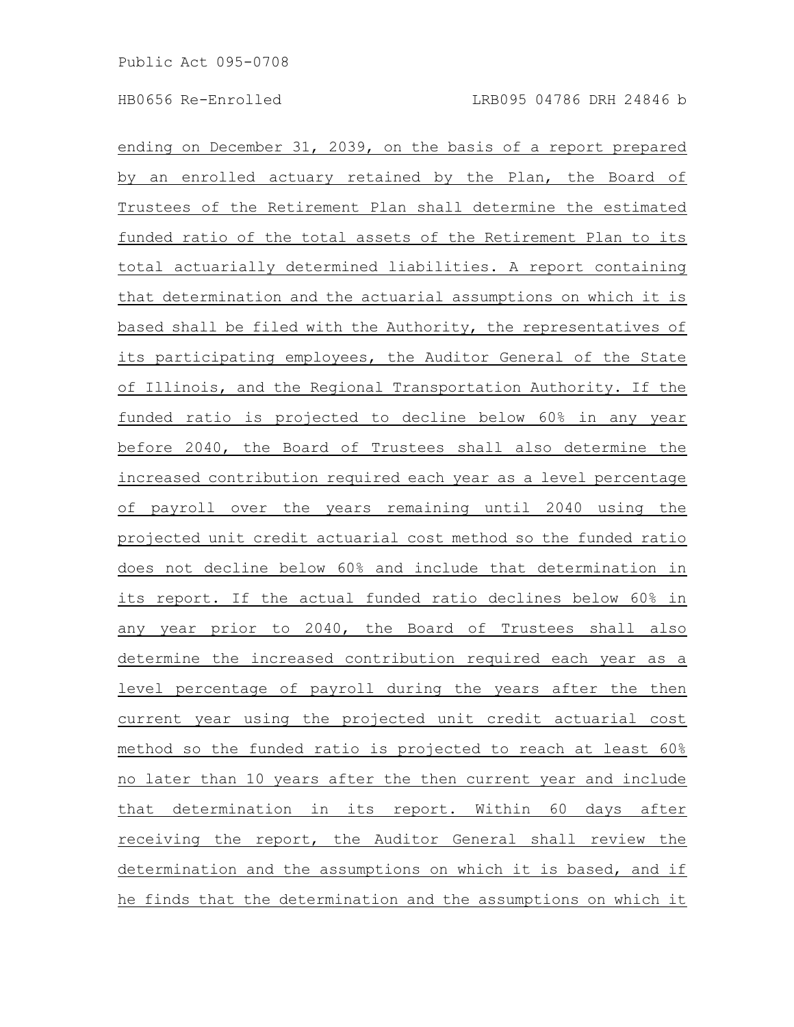ending on December 31, 2039, on the basis of a report prepared by an enrolled actuary retained by the Plan, the Board of Trustees of the Retirement Plan shall determine the estimated funded ratio of the total assets of the Retirement Plan to its total actuarially determined liabilities. A report containing that determination and the actuarial assumptions on which it is based shall be filed with the Authority, the representatives of its participating employees, the Auditor General of the State of Illinois, and the Regional Transportation Authority. If the funded ratio is projected to decline below 60% in any year before 2040, the Board of Trustees shall also determine the increased contribution required each year as a level percentage of payroll over the years remaining until 2040 using the projected unit credit actuarial cost method so the funded ratio does not decline below 60% and include that determination in its report. If the actual funded ratio declines below 60% in any year prior to 2040, the Board of Trustees shall also determine the increased contribution required each year as a level percentage of payroll during the years after the then current year using the projected unit credit actuarial cost method so the funded ratio is projected to reach at least 60% no later than 10 years after the then current year and include that determination in its report. Within 60 days after receiving the report, the Auditor General shall review the determination and the assumptions on which it is based, and if he finds that the determination and the assumptions on which it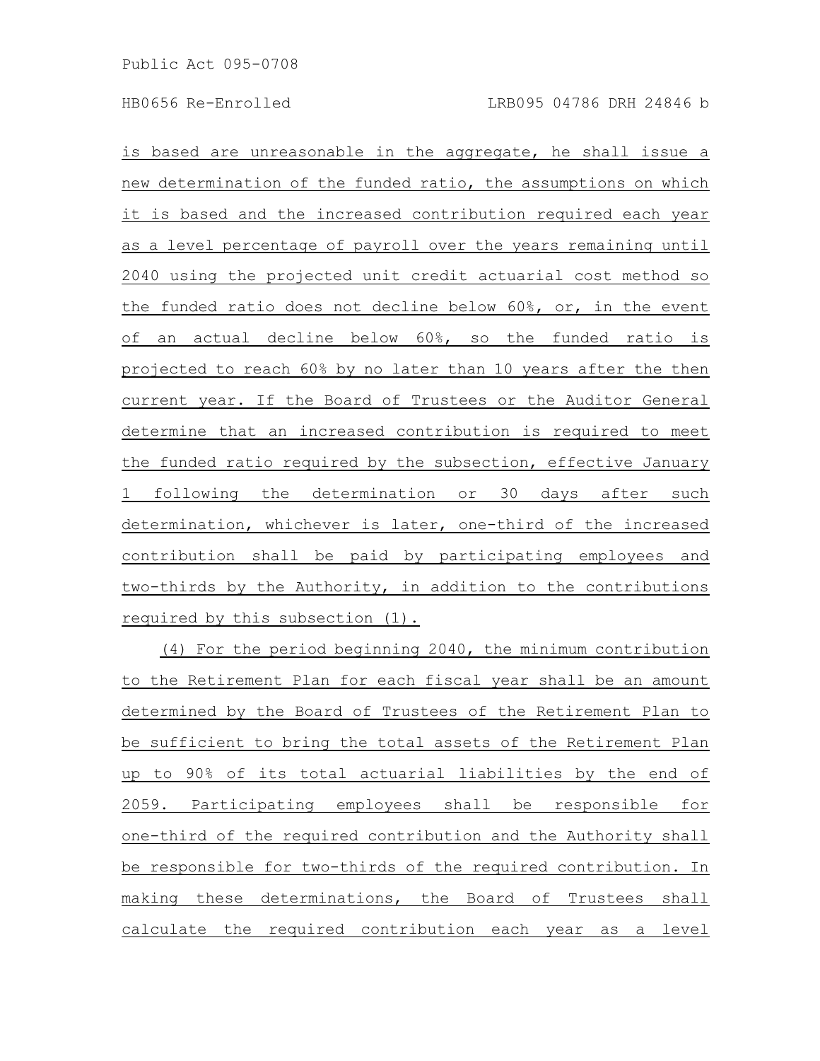is based are unreasonable in the aggregate, he shall issue a new determination of the funded ratio, the assumptions on which it is based and the increased contribution required each year as a level percentage of payroll over the years remaining until 2040 using the projected unit credit actuarial cost method so the funded ratio does not decline below 60%, or, in the event of an actual decline below 60%, so the funded ratio is projected to reach 60% by no later than 10 years after the then current year. If the Board of Trustees or the Auditor General determine that an increased contribution is required to meet the funded ratio required by the subsection, effective January 1 following the determination or 30 days after such determination, whichever is later, one-third of the increased contribution shall be paid by participating employees and two-thirds by the Authority, in addition to the contributions required by this subsection (1).

(4) For the period beginning 2040, the minimum contribution to the Retirement Plan for each fiscal year shall be an amount determined by the Board of Trustees of the Retirement Plan to be sufficient to bring the total assets of the Retirement Plan up to 90% of its total actuarial liabilities by the end of 2059. Participating employees shall be responsible for one-third of the required contribution and the Authority shall be responsible for two-thirds of the required contribution. In making these determinations, the Board of Trustees shall calculate the required contribution each year as a level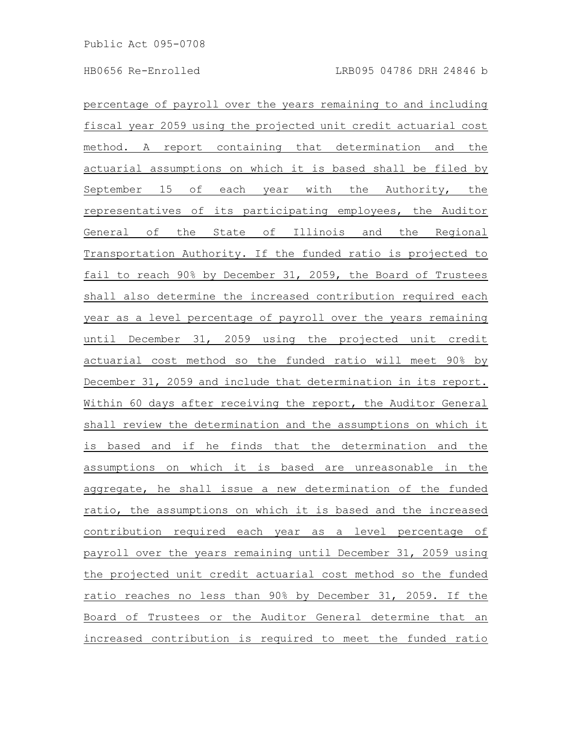percentage of payroll over the years remaining to and including fiscal year 2059 using the projected unit credit actuarial cost method. A report containing that determination and the actuarial assumptions on which it is based shall be filed by September 15 of each year with the Authority, the representatives of its participating employees, the Auditor General of the State of Illinois and the Regional Transportation Authority. If the funded ratio is projected to fail to reach 90% by December 31, 2059, the Board of Trustees shall also determine the increased contribution required each year as a level percentage of payroll over the years remaining until December 31, 2059 using the projected unit credit actuarial cost method so the funded ratio will meet 90% by December 31, 2059 and include that determination in its report. Within 60 days after receiving the report, the Auditor General shall review the determination and the assumptions on which it is based and if he finds that the determination and the assumptions on which it is based are unreasonable in the aggregate, he shall issue a new determination of the funded ratio, the assumptions on which it is based and the increased contribution required each year as a level percentage of payroll over the years remaining until December 31, 2059 using the projected unit credit actuarial cost method so the funded ratio reaches no less than 90% by December 31, 2059. If the Board of Trustees or the Auditor General determine that an increased contribution is required to meet the funded ratio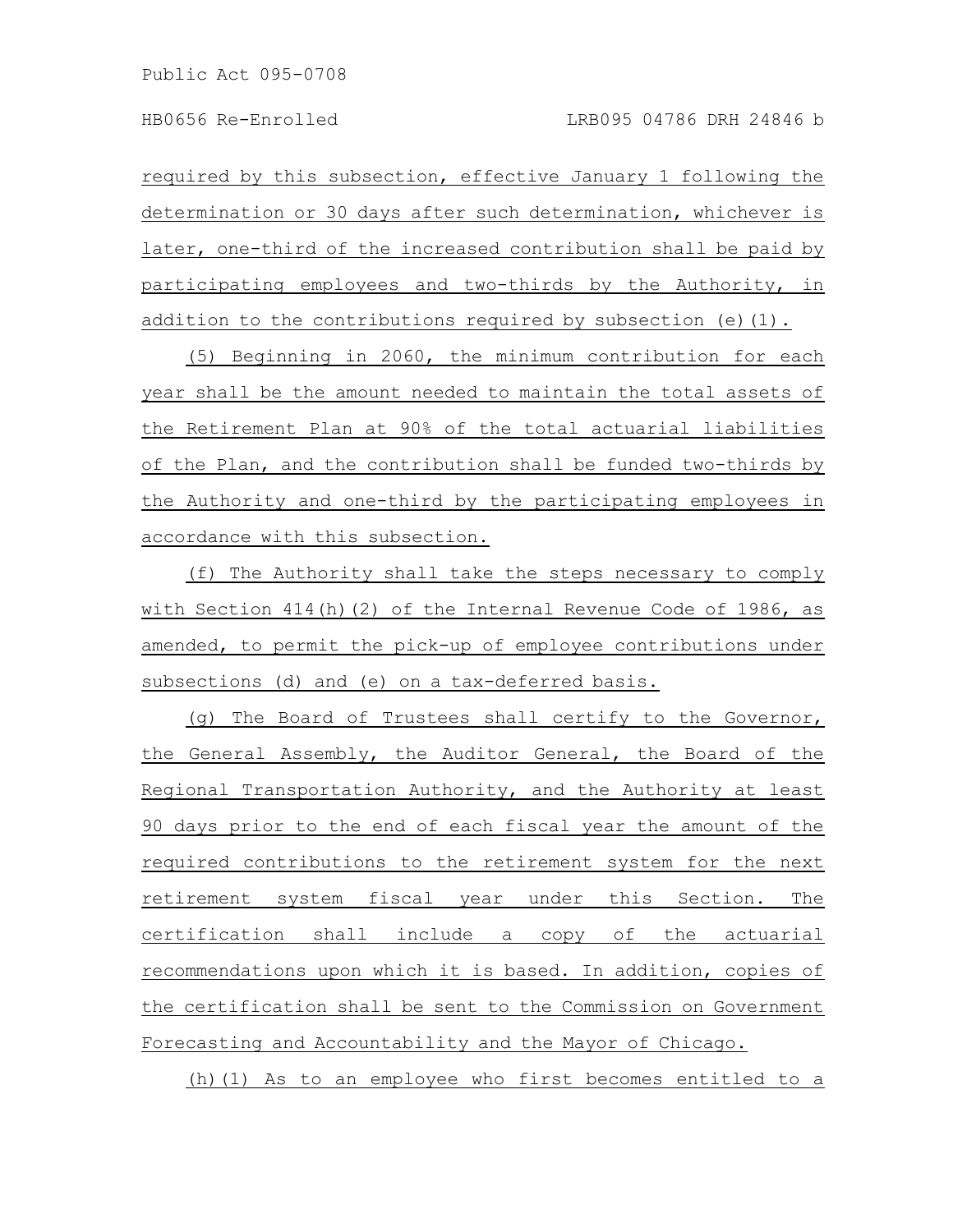required by this subsection, effective January 1 following the determination or 30 days after such determination, whichever is later, one-third of the increased contribution shall be paid by participating employees and two-thirds by the Authority, in addition to the contributions required by subsection (e)(1).

(5) Beginning in 2060, the minimum contribution for each year shall be the amount needed to maintain the total assets of the Retirement Plan at 90% of the total actuarial liabilities of the Plan, and the contribution shall be funded two-thirds by the Authority and one-third by the participating employees in accordance with this subsection.

(f) The Authority shall take the steps necessary to comply with Section 414(h)(2) of the Internal Revenue Code of 1986, as amended, to permit the pick-up of employee contributions under subsections (d) and (e) on a tax-deferred basis.

(g) The Board of Trustees shall certify to the Governor, the General Assembly, the Auditor General, the Board of the Regional Transportation Authority, and the Authority at least 90 days prior to the end of each fiscal year the amount of the required contributions to the retirement system for the next retirement system fiscal year under this Section. The certification shall include a copy of the actuarial recommendations upon which it is based. In addition, copies of the certification shall be sent to the Commission on Government Forecasting and Accountability and the Mayor of Chicago.

(h)(1) As to an employee who first becomes entitled to a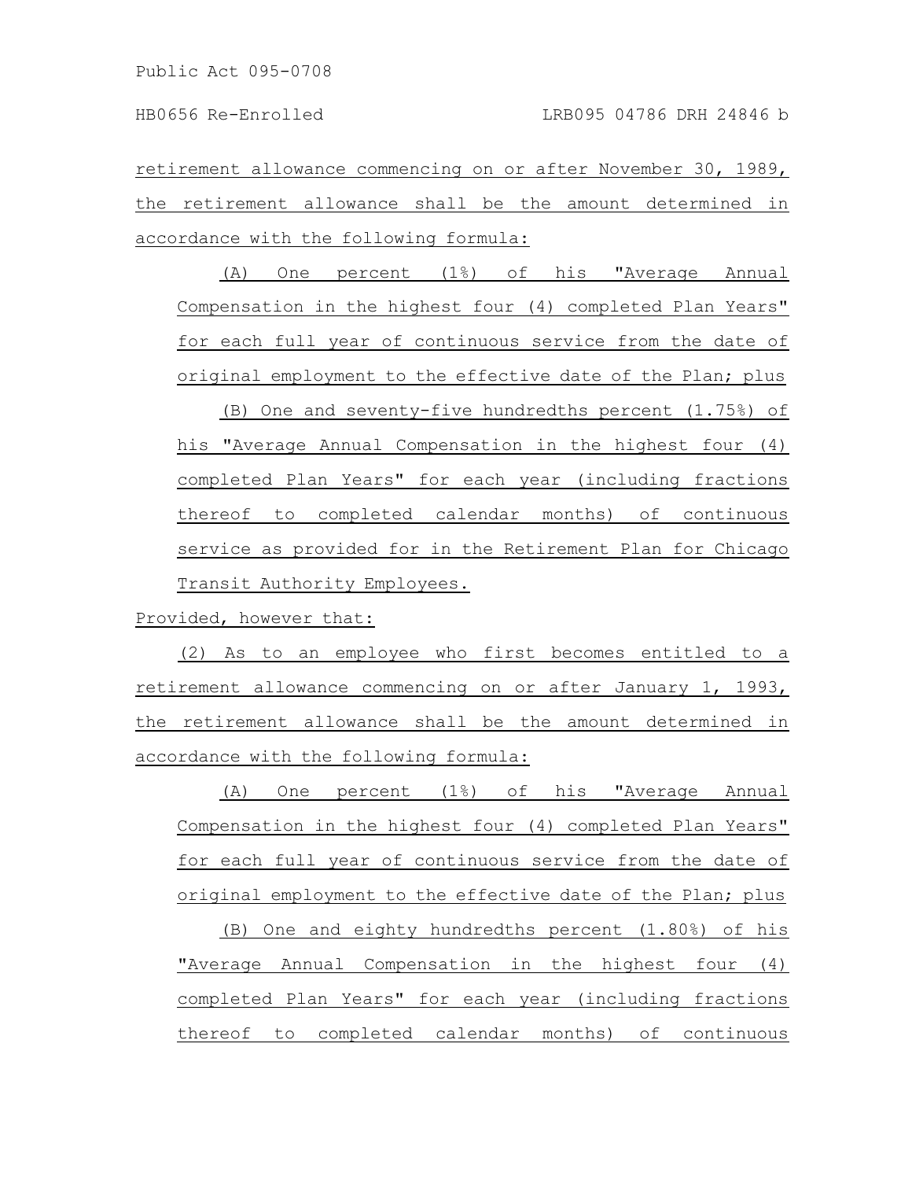retirement allowance commencing on or after November 30, 1989, the retirement allowance shall be the amount determined in accordance with the following formula:

(A) One percent (1%) of his "Average Annual Compensation in the highest four (4) completed Plan Years" for each full year of continuous service from the date of original employment to the effective date of the Plan; plus

(B) One and seventy-five hundredths percent (1.75%) of his "Average Annual Compensation in the highest four (4) completed Plan Years" for each year (including fractions thereof to completed calendar months) of continuous service as provided for in the Retirement Plan for Chicago Transit Authority Employees.

Provided, however that:

(2) As to an employee who first becomes entitled to a retirement allowance commencing on or after January 1, 1993, the retirement allowance shall be the amount determined in accordance with the following formula:

(A) One percent (1%) of his "Average Annual Compensation in the highest four (4) completed Plan Years" for each full year of continuous service from the date of original employment to the effective date of the Plan; plus

(B) One and eighty hundredths percent (1.80%) of his "Average Annual Compensation in the highest four (4) completed Plan Years" for each year (including fractions thereof to completed calendar months) of continuous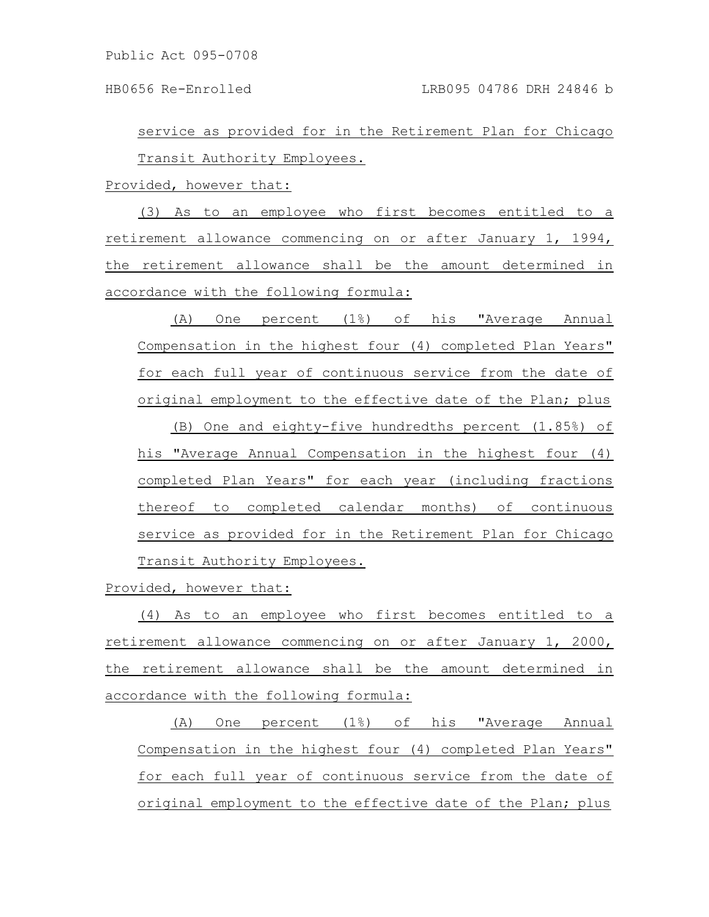service as provided for in the Retirement Plan for Chicago Transit Authority Employees.

Provided, however that:

(3) As to an employee who first becomes entitled to a retirement allowance commencing on or after January 1, 1994, the retirement allowance shall be the amount determined in accordance with the following formula:

(A) One percent (1%) of his "Average Annual Compensation in the highest four (4) completed Plan Years" for each full year of continuous service from the date of original employment to the effective date of the Plan; plus

(B) One and eighty-five hundredths percent (1.85%) of his "Average Annual Compensation in the highest four (4) completed Plan Years" for each year (including fractions thereof to completed calendar months) of continuous service as provided for in the Retirement Plan for Chicago Transit Authority Employees.

Provided, however that:

(4) As to an employee who first becomes entitled to a retirement allowance commencing on or after January 1, 2000, the retirement allowance shall be the amount determined in accordance with the following formula:

(A) One percent (1%) of his "Average Annual Compensation in the highest four (4) completed Plan Years" for each full year of continuous service from the date of original employment to the effective date of the Plan; plus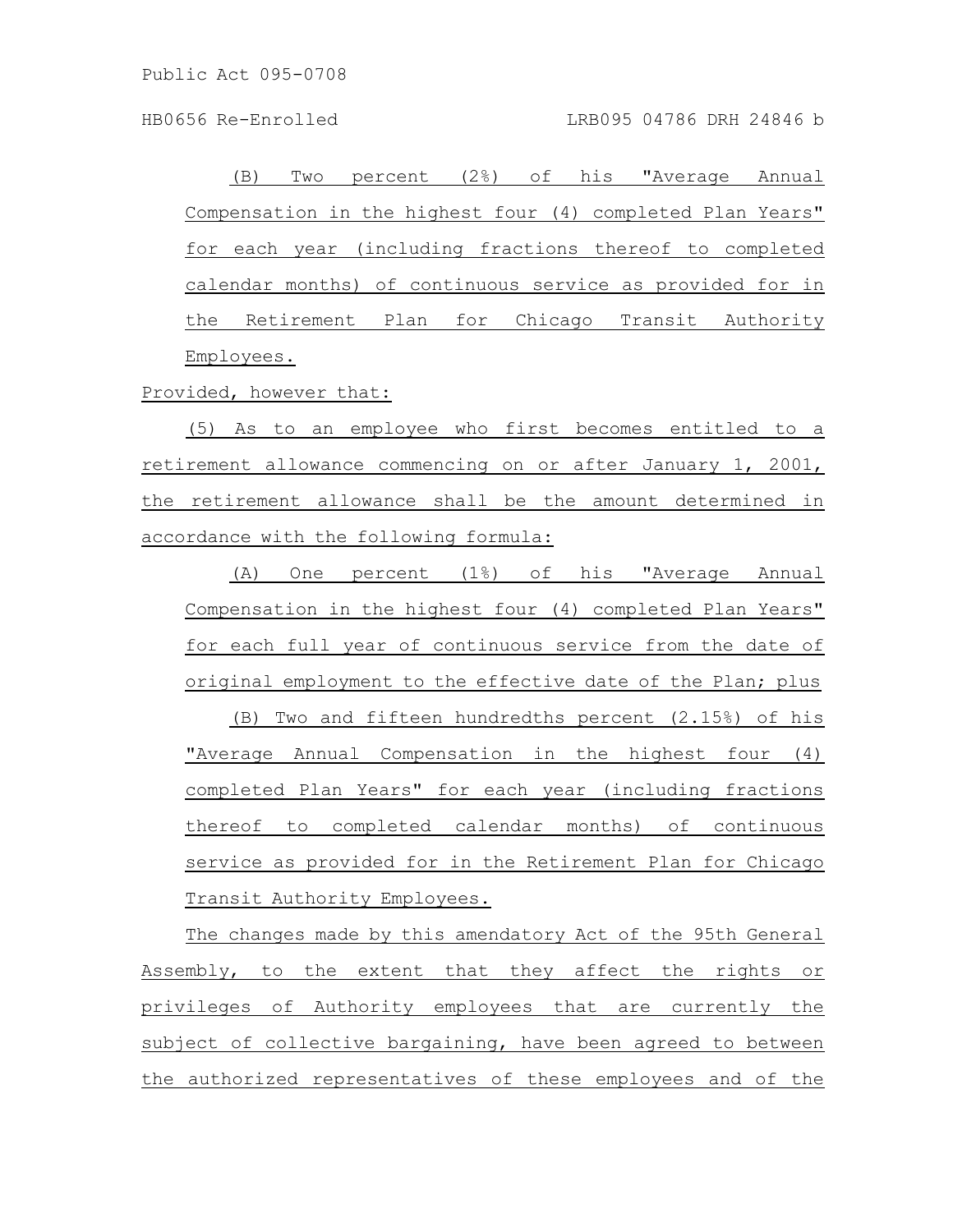(B) Two percent (2%) of his "Average Annual Compensation in the highest four (4) completed Plan Years" for each year (including fractions thereof to completed calendar months) of continuous service as provided for in the Retirement Plan for Chicago Transit Authority Employees.

Provided, however that:

(5) As to an employee who first becomes entitled to a retirement allowance commencing on or after January 1, 2001, the retirement allowance shall be the amount determined in accordance with the following formula:

(A) One percent (1%) of his "Average Annual Compensation in the highest four (4) completed Plan Years" for each full year of continuous service from the date of original employment to the effective date of the Plan; plus

(B) Two and fifteen hundredths percent (2.15%) of his "Average Annual Compensation in the highest four (4) completed Plan Years" for each year (including fractions thereof to completed calendar months) of continuous service as provided for in the Retirement Plan for Chicago Transit Authority Employees.

The changes made by this amendatory Act of the 95th General Assembly, to the extent that they affect the rights or privileges of Authority employees that are currently the subject of collective bargaining, have been agreed to between the authorized representatives of these employees and of the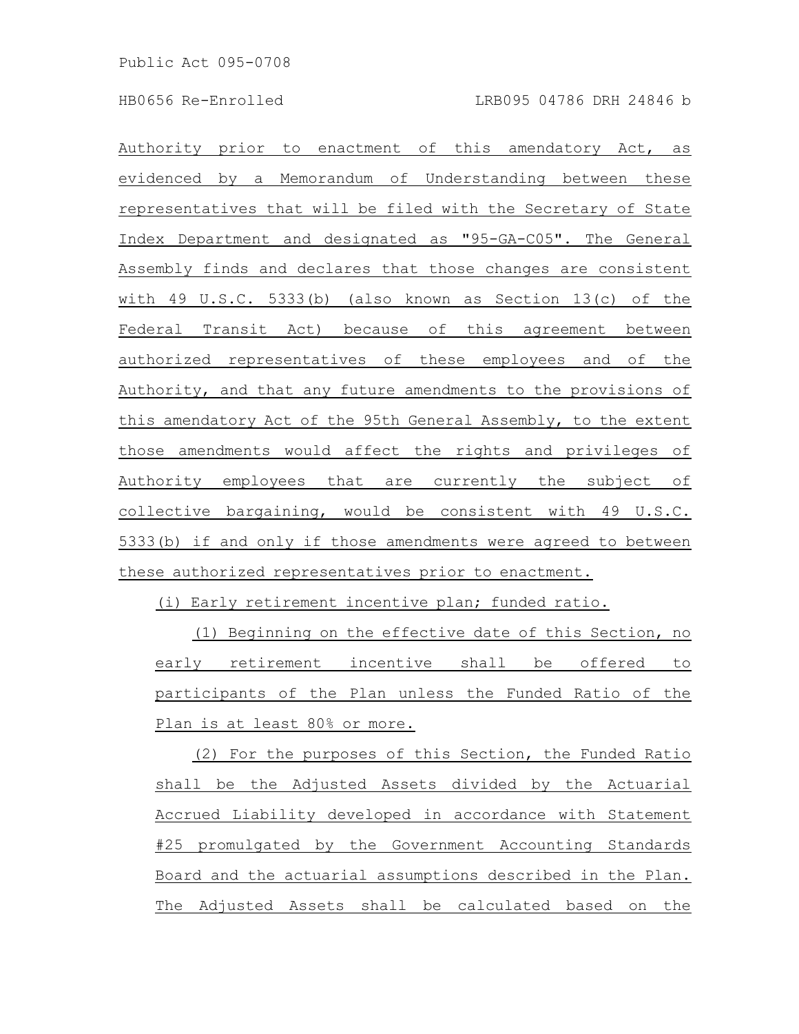Authority prior to enactment of this amendatory Act, as evidenced by a Memorandum of Understanding between these representatives that will be filed with the Secretary of State Index Department and designated as "95-GA-C05". The General Assembly finds and declares that those changes are consistent with 49 U.S.C. 5333(b) (also known as Section 13(c) of the Federal Transit Act) because of this agreement between authorized representatives of these employees and of the Authority, and that any future amendments to the provisions of this amendatory Act of the 95th General Assembly, to the extent those amendments would affect the rights and privileges of Authority employees that are currently the subject of collective bargaining, would be consistent with 49 U.S.C. 5333(b) if and only if those amendments were agreed to between these authorized representatives prior to enactment.

(i) Early retirement incentive plan; funded ratio.

(1) Beginning on the effective date of this Section, no early retirement incentive shall be offered to participants of the Plan unless the Funded Ratio of the Plan is at least 80% or more.

(2) For the purposes of this Section, the Funded Ratio shall be the Adjusted Assets divided by the Actuarial Accrued Liability developed in accordance with Statement #25 promulgated by the Government Accounting Standards Board and the actuarial assumptions described in the Plan. The Adjusted Assets shall be calculated based on the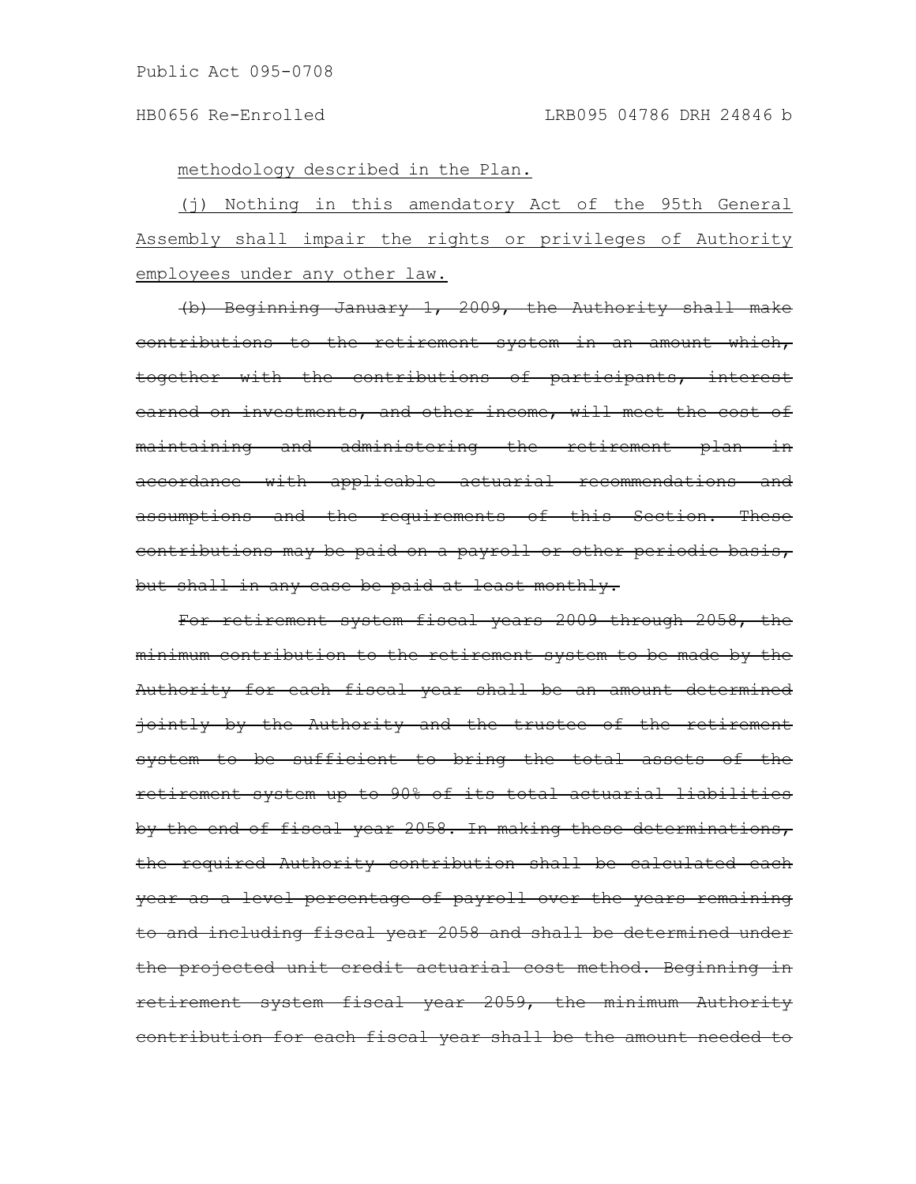methodology described in the Plan.

(j) Nothing in this amendatory Act of the 95th General Assembly shall impair the rights or privileges of Authority employees under any other law.

~~(b) Beginning January 1, 2009, the Authority shall make contributions to the retirement system in an amount which, together with the contributions of participants, interest earned on investments, and other income, will meet the cost of maintaining and administering the retirement plan in accordance with applicable actuarial recommendations and assumptions and the requirements of this Section. These contributions may be paid on a payroll or other periodic basis, but shall in any case be paid at least monthly.~~

~~For retirement system fiscal years 2009 through 2058, the minimum contribution to the retirement system to be made by the Authority for each fiscal year shall be an amount determined jointly by the Authority and the trustee of the retirement system to be sufficient to bring the total assets of the retirement system up to 90% of its total actuarial liabilities by the end of fiscal year 2058. In making these determinations, the required Authority contribution shall be calculated each year as a level percentage of payroll over the years remaining to and including fiscal year 2058 and shall be determined under the projected unit credit actuarial cost method. Beginning in retirement system fiscal year 2059, the minimum Authority contribution for each fiscal year shall be the amount needed to~~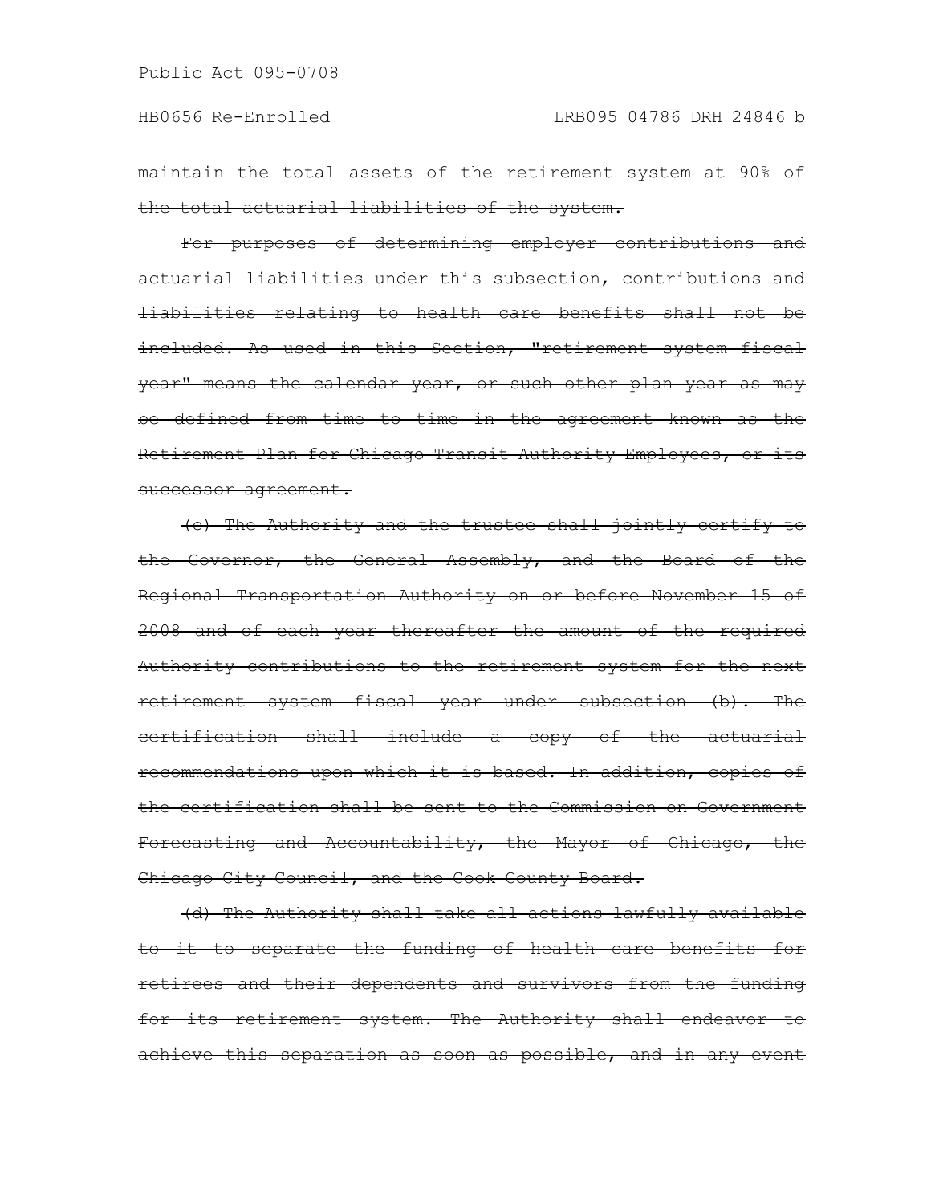~~maintain the total assets of the retirement system at 90% of the total actuarial liabilities of the system.~~

~~For purposes of determining employer contributions and actuarial liabilities under this subsection, contributions and liabilities relating to health care benefits shall not be included. As used in this Section, "retirement system fiscal year" means the calendar year, or such other plan year as may be defined from time to time in the agreement known as the Retirement Plan for Chicago Transit Authority Employees, or its successor agreement.~~

~~(c) The Authority and the trustee shall jointly certify to the Governor, the General Assembly, and the Board of the Regional Transportation Authority on or before November 15 of 2008 and of each year thereafter the amount of the required Authority contributions to the retirement system for the next retirement system fiscal year under subsection (b). The certification shall include a copy of the actuarial recommendations upon which it is based. In addition, copies of the certification shall be sent to the Commission on Government Forecasting and Accountability, the Mayor of Chicago, the Chicago City Council, and the Cook County Board.~~

~~(d) The Authority shall take all actions lawfully available to it to separate the funding of health care benefits for retirees and their dependents and survivors from the funding for its retirement system. The Authority shall endeavor to achieve this separation as soon as possible, and in any event~~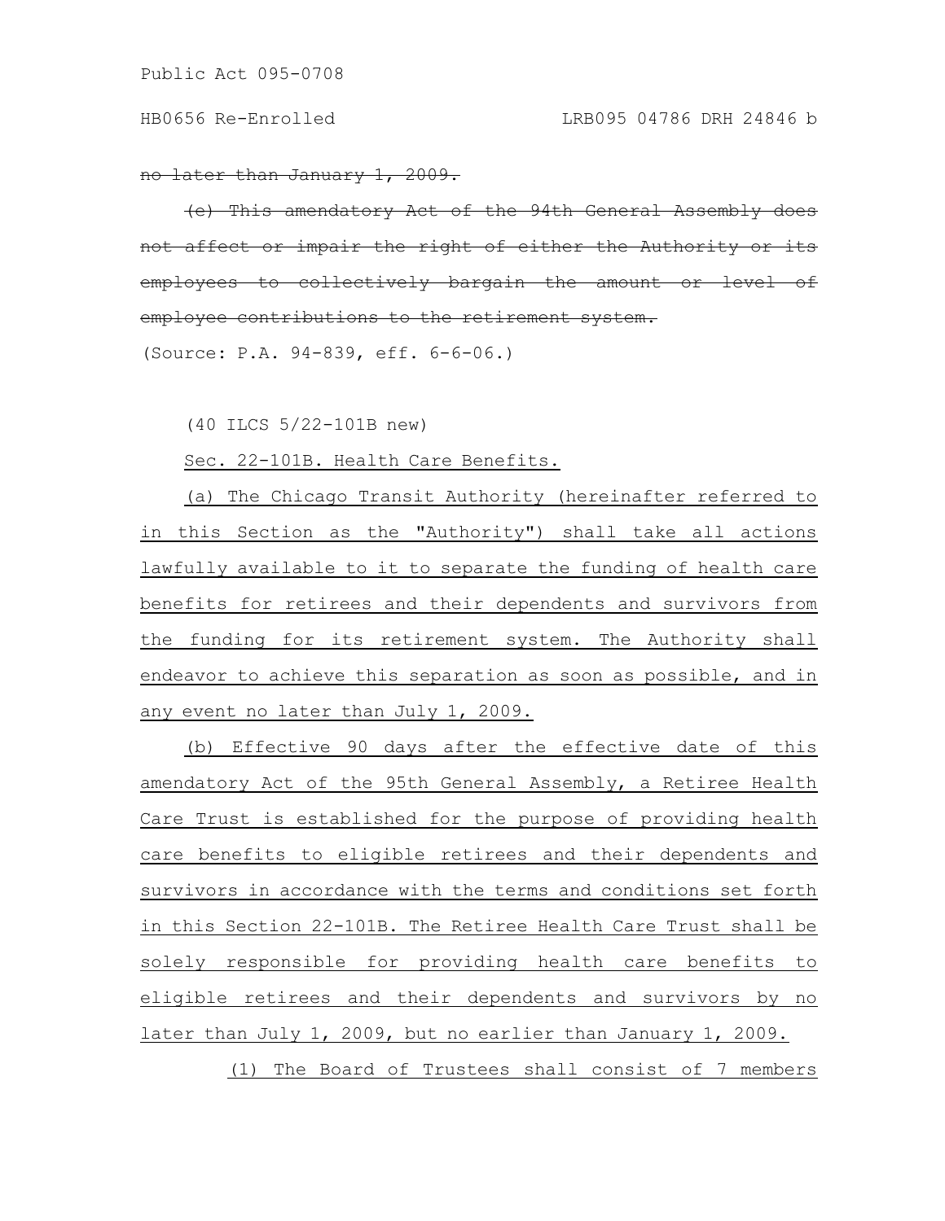~~no later than January 1, 2009.~~

~~(e) This amendatory Act of the 94th General Assembly does not affect or impair the right of either the Authority or its employees to collectively bargain the amount or level of employee contributions to the retirement system.~~

(Source: P.A. 94-839, eff. 6-6-06.)

(40 ILCS 5/22-101B new)

Sec. 22-101B. Health Care Benefits.

(a) The Chicago Transit Authority (hereinafter referred to in this Section as the "Authority") shall take all actions lawfully available to it to separate the funding of health care benefits for retirees and their dependents and survivors from the funding for its retirement system. The Authority shall endeavor to achieve this separation as soon as possible, and in any event no later than July 1, 2009.

(b) Effective 90 days after the effective date of this amendatory Act of the 95th General Assembly, a Retiree Health Care Trust is established for the purpose of providing health care benefits to eligible retirees and their dependents and survivors in accordance with the terms and conditions set forth in this Section 22-101B. The Retiree Health Care Trust shall be solely responsible for providing health care benefits to eligible retirees and their dependents and survivors by no later than July 1, 2009, but no earlier than January 1, 2009.

(1) The Board of Trustees shall consist of 7 members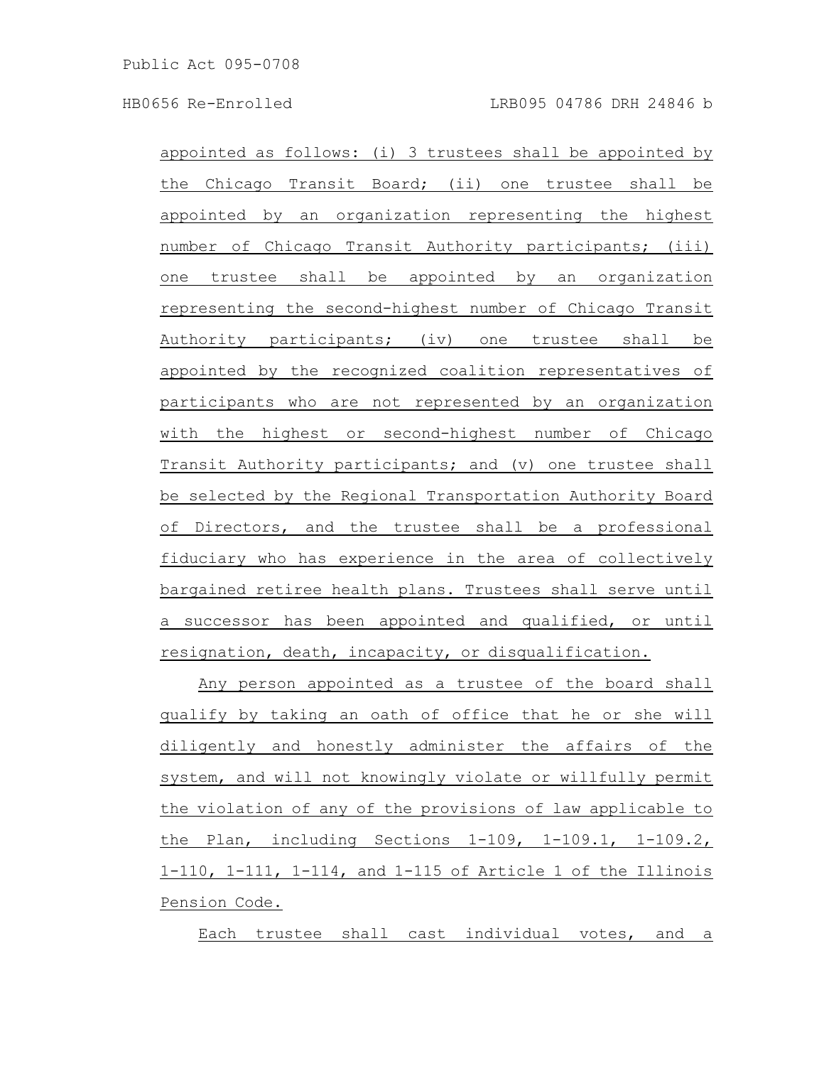appointed as follows: (i) 3 trustees shall be appointed by the Chicago Transit Board; (ii) one trustee shall be appointed by an organization representing the highest number of Chicago Transit Authority participants; (iii) one trustee shall be appointed by an organization representing the second-highest number of Chicago Transit Authority participants; (iv) one trustee shall be appointed by the recognized coalition representatives of participants who are not represented by an organization with the highest or second-highest number of Chicago Transit Authority participants; and (v) one trustee shall be selected by the Regional Transportation Authority Board of Directors, and the trustee shall be a professional fiduciary who has experience in the area of collectively bargained retiree health plans. Trustees shall serve until a successor has been appointed and qualified, or until resignation, death, incapacity, or disqualification.

Any person appointed as a trustee of the board shall qualify by taking an oath of office that he or she will diligently and honestly administer the affairs of the system, and will not knowingly violate or willfully permit the violation of any of the provisions of law applicable to the Plan, including Sections 1-109, 1-109.1, 1-109.2, 1-110, 1-111, 1-114, and 1-115 of Article 1 of the Illinois Pension Code.

Each trustee shall cast individual votes, and a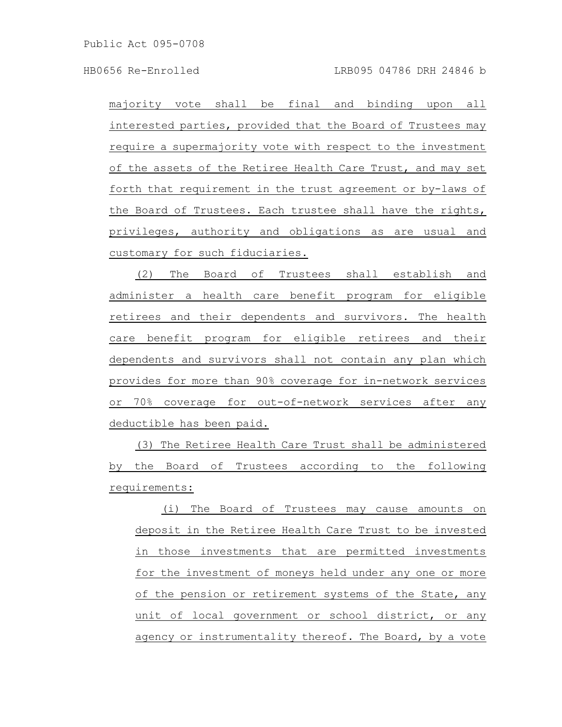majority vote shall be final and binding upon all interested parties, provided that the Board of Trustees may require a supermajority vote with respect to the investment of the assets of the Retiree Health Care Trust, and may set forth that requirement in the trust agreement or by-laws of the Board of Trustees. Each trustee shall have the rights, privileges, authority and obligations as are usual and customary for such fiduciaries.

(2) The Board of Trustees shall establish and administer a health care benefit program for eligible retirees and their dependents and survivors. The health care benefit program for eligible retirees and their dependents and survivors shall not contain any plan which provides for more than 90% coverage for in-network services or 70% coverage for out-of-network services after any deductible has been paid.

(3) The Retiree Health Care Trust shall be administered by the Board of Trustees according to the following requirements:

(i) The Board of Trustees may cause amounts on deposit in the Retiree Health Care Trust to be invested in those investments that are permitted investments for the investment of moneys held under any one or more of the pension or retirement systems of the State, any unit of local government or school district, or any agency or instrumentality thereof. The Board, by a vote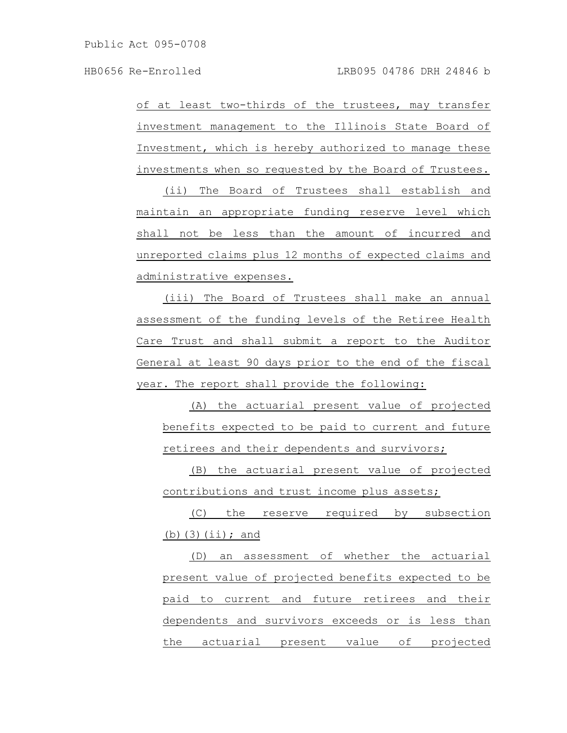of at least two-thirds of the trustees, may transfer investment management to the Illinois State Board of Investment, which is hereby authorized to manage these investments when so requested by the Board of Trustees.

(ii) The Board of Trustees shall establish and maintain an appropriate funding reserve level which shall not be less than the amount of incurred and unreported claims plus 12 months of expected claims and administrative expenses.

(iii) The Board of Trustees shall make an annual assessment of the funding levels of the Retiree Health Care Trust and shall submit a report to the Auditor General at least 90 days prior to the end of the fiscal year. The report shall provide the following:

(A) the actuarial present value of projected benefits expected to be paid to current and future retirees and their dependents and survivors;

(B) the actuarial present value of projected contributions and trust income plus assets;

(C) the reserve required by subsection (b)(3)(ii); and

(D) an assessment of whether the actuarial present value of projected benefits expected to be paid to current and future retirees and their dependents and survivors exceeds or is less than the actuarial present value of projected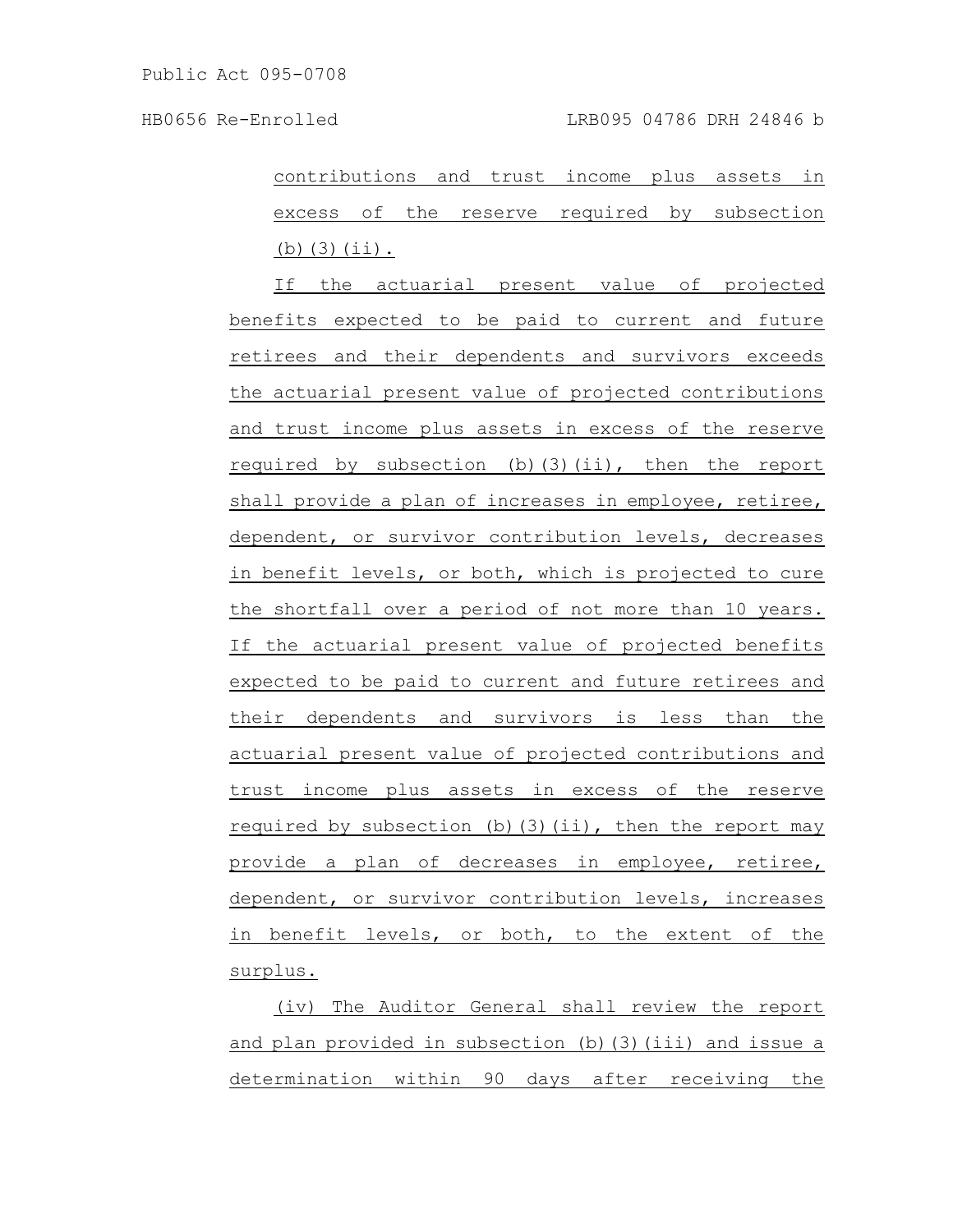contributions and trust income plus assets in excess of the reserve required by subsection (b)(3)(ii).

If the actuarial present value of projected benefits expected to be paid to current and future retirees and their dependents and survivors exceeds the actuarial present value of projected contributions and trust income plus assets in excess of the reserve required by subsection (b)(3)(ii), then the report shall provide a plan of increases in employee, retiree, dependent, or survivor contribution levels, decreases in benefit levels, or both, which is projected to cure the shortfall over a period of not more than 10 years. If the actuarial present value of projected benefits expected to be paid to current and future retirees and their dependents and survivors is less than the actuarial present value of projected contributions and trust income plus assets in excess of the reserve required by subsection (b)(3)(ii), then the report may provide a plan of decreases in employee, retiree, dependent, or survivor contribution levels, increases in benefit levels, or both, to the extent of the surplus.

(iv) The Auditor General shall review the report and plan provided in subsection (b)(3)(iii) and issue a determination within 90 days after receiving the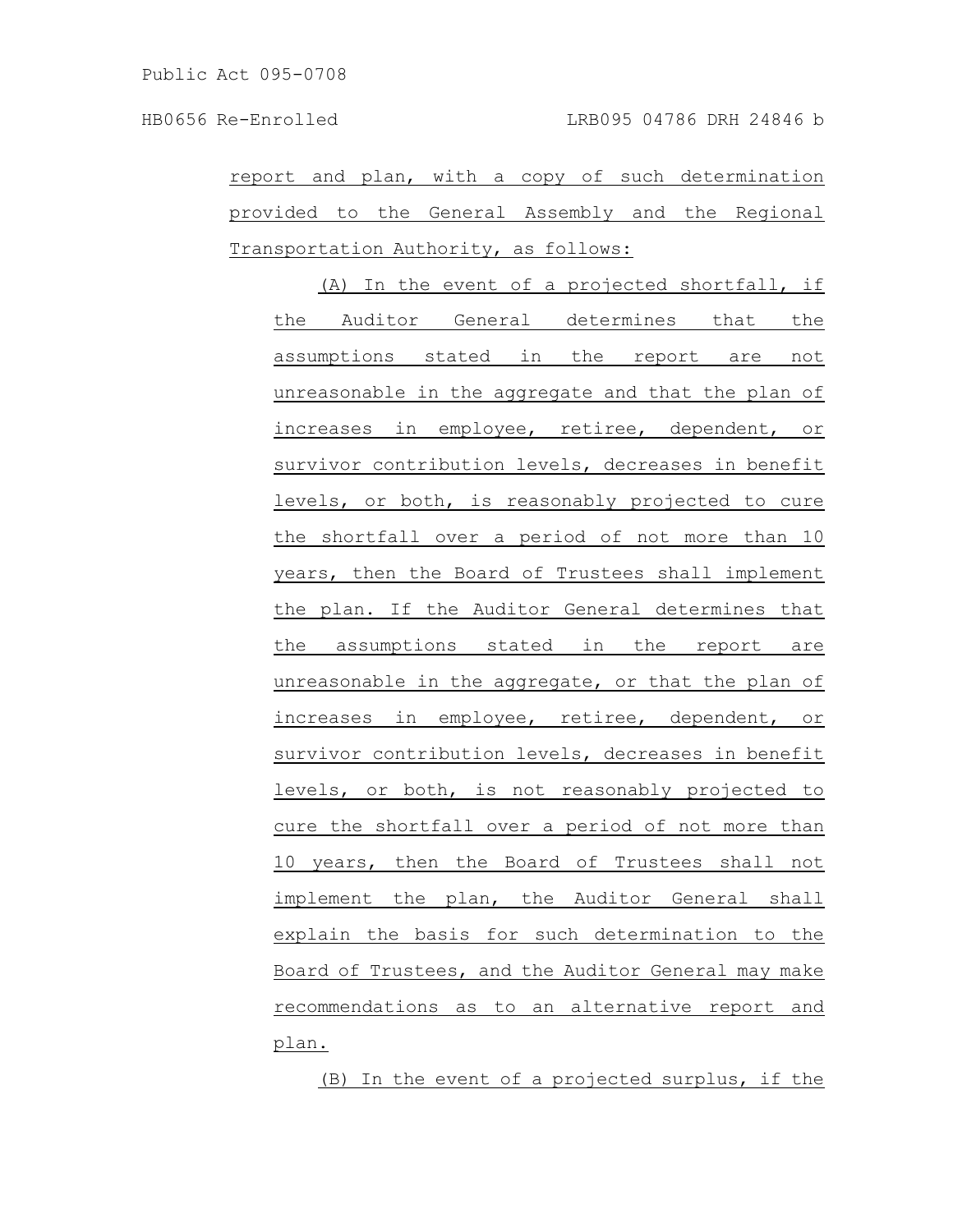report and plan, with a copy of such determination provided to the General Assembly and the Regional Transportation Authority, as follows:

(A) In the event of a projected shortfall, if the Auditor General determines that the assumptions stated in the report are not unreasonable in the aggregate and that the plan of increases in employee, retiree, dependent, or survivor contribution levels, decreases in benefit levels, or both, is reasonably projected to cure the shortfall over a period of not more than 10 years, then the Board of Trustees shall implement the plan. If the Auditor General determines that the assumptions stated in the report are unreasonable in the aggregate, or that the plan of increases in employee, retiree, dependent, or survivor contribution levels, decreases in benefit levels, or both, is not reasonably projected to cure the shortfall over a period of not more than 10 years, then the Board of Trustees shall not implement the plan, the Auditor General shall explain the basis for such determination to the Board of Trustees, and the Auditor General may make recommendations as to an alternative report and plan.

(B) In the event of a projected surplus, if the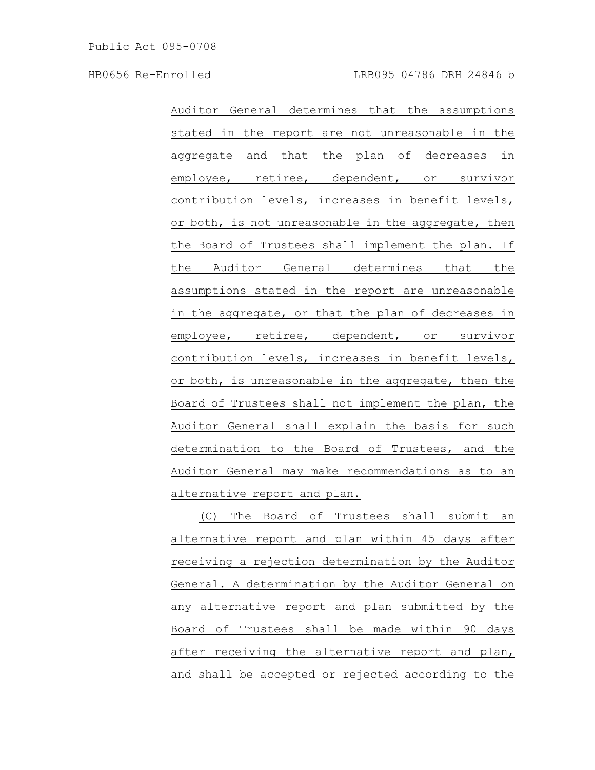Auditor General determines that the assumptions stated in the report are not unreasonable in the aggregate and that the plan of decreases in employee, retiree, dependent, or survivor contribution levels, increases in benefit levels, or both, is not unreasonable in the aggregate, then the Board of Trustees shall implement the plan. If the Auditor General determines that the assumptions stated in the report are unreasonable in the aggregate, or that the plan of decreases in employee, retiree, dependent, or survivor contribution levels, increases in benefit levels, or both, is unreasonable in the aggregate, then the Board of Trustees shall not implement the plan, the Auditor General shall explain the basis for such determination to the Board of Trustees, and the Auditor General may make recommendations as to an alternative report and plan.

(C) The Board of Trustees shall submit an alternative report and plan within 45 days after receiving a rejection determination by the Auditor General. A determination by the Auditor General on any alternative report and plan submitted by the Board of Trustees shall be made within 90 days after receiving the alternative report and plan, and shall be accepted or rejected according to the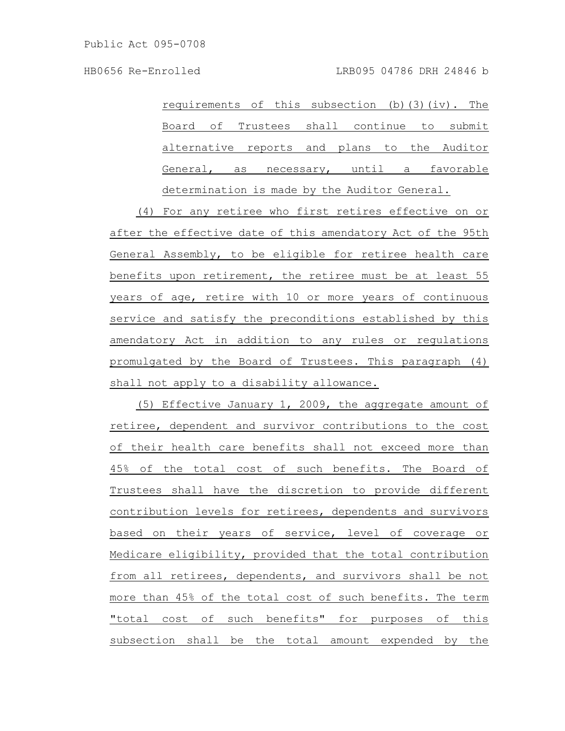requirements of this subsection (b)(3)(iv). The Board of Trustees shall continue to submit alternative reports and plans to the Auditor General, as necessary, until a favorable determination is made by the Auditor General.

(4) For any retiree who first retires effective on or after the effective date of this amendatory Act of the 95th General Assembly, to be eligible for retiree health care benefits upon retirement, the retiree must be at least 55 years of age, retire with 10 or more years of continuous service and satisfy the preconditions established by this amendatory Act in addition to any rules or regulations promulgated by the Board of Trustees. This paragraph (4) shall not apply to a disability allowance.

(5) Effective January 1, 2009, the aggregate amount of retiree, dependent and survivor contributions to the cost of their health care benefits shall not exceed more than 45% of the total cost of such benefits. The Board of Trustees shall have the discretion to provide different contribution levels for retirees, dependents and survivors based on their years of service, level of coverage or Medicare eligibility, provided that the total contribution from all retirees, dependents, and survivors shall be not more than 45% of the total cost of such benefits. The term "total cost of such benefits" for purposes of this subsection shall be the total amount expended by the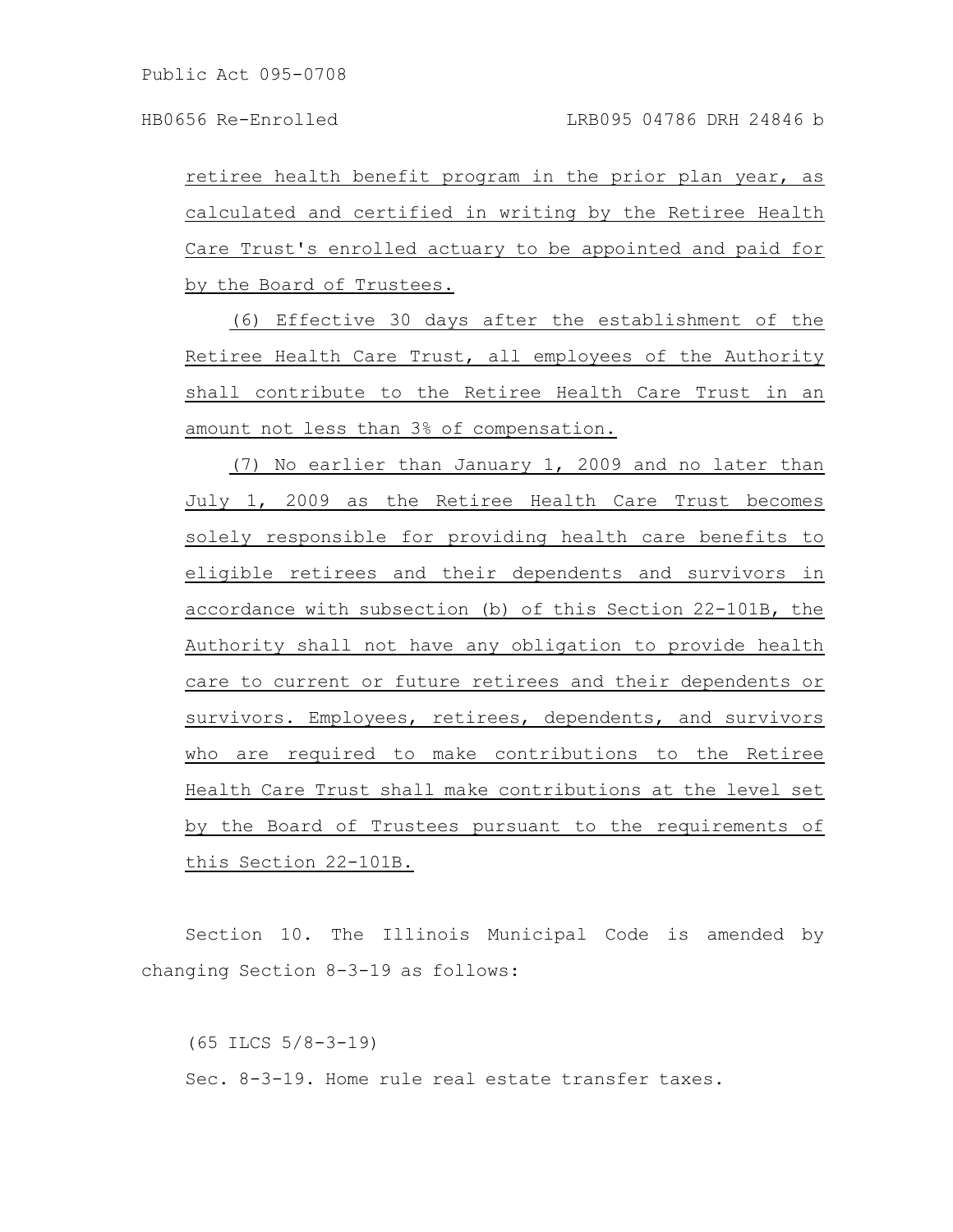retiree health benefit program in the prior plan year, as calculated and certified in writing by the Retiree Health Care Trust's enrolled actuary to be appointed and paid for by the Board of Trustees.

(6) Effective 30 days after the establishment of the Retiree Health Care Trust, all employees of the Authority shall contribute to the Retiree Health Care Trust in an amount not less than 3% of compensation.

(7) No earlier than January 1, 2009 and no later than July 1, 2009 as the Retiree Health Care Trust becomes solely responsible for providing health care benefits to eligible retirees and their dependents and survivors in accordance with subsection (b) of this Section 22-101B, the Authority shall not have any obligation to provide health care to current or future retirees and their dependents or survivors. Employees, retirees, dependents, and survivors who are required to make contributions to the Retiree Health Care Trust shall make contributions at the level set by the Board of Trustees pursuant to the requirements of this Section 22-101B.

Section 10. The Illinois Municipal Code is amended by changing Section 8-3-19 as follows:

(65 ILCS 5/8-3-19)

Sec. 8-3-19. Home rule real estate transfer taxes.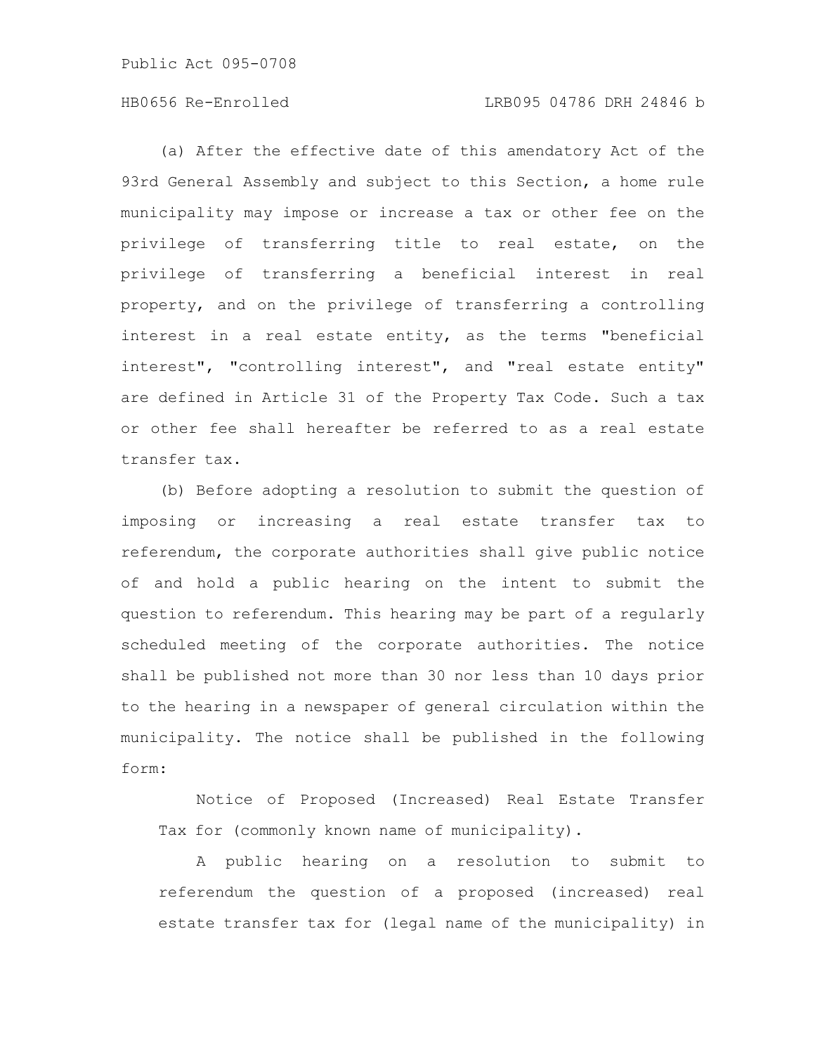(a) After the effective date of this amendatory Act of the 93rd General Assembly and subject to this Section, a home rule municipality may impose or increase a tax or other fee on the privilege of transferring title to real estate, on the privilege of transferring a beneficial interest in real property, and on the privilege of transferring a controlling interest in a real estate entity, as the terms "beneficial interest", "controlling interest", and "real estate entity" are defined in Article 31 of the Property Tax Code. Such a tax or other fee shall hereafter be referred to as a real estate transfer tax.

(b) Before adopting a resolution to submit the question of imposing or increasing a real estate transfer tax to referendum, the corporate authorities shall give public notice of and hold a public hearing on the intent to submit the question to referendum. This hearing may be part of a regularly scheduled meeting of the corporate authorities. The notice shall be published not more than 30 nor less than 10 days prior to the hearing in a newspaper of general circulation within the municipality. The notice shall be published in the following form:

> Notice of Proposed (Increased) Real Estate Transfer Tax for (commonly known name of municipality).
>
> A public hearing on a resolution to submit to referendum the question of a proposed (increased) real estate transfer tax for (legal name of the municipality) in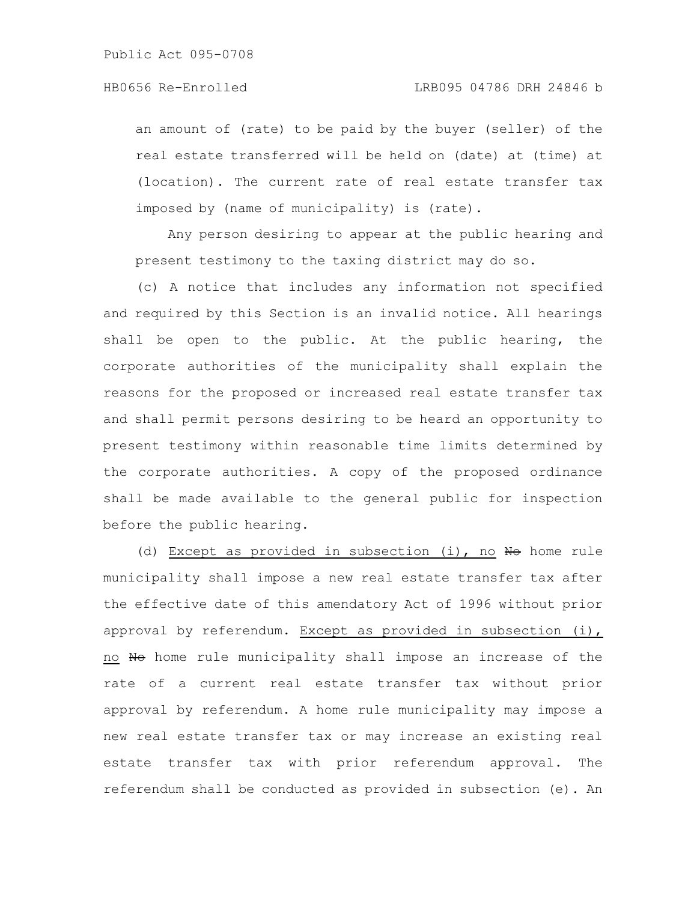an amount of (rate) to be paid by the buyer (seller) of the real estate transferred will be held on (date) at (time) at (location). The current rate of real estate transfer tax imposed by (name of municipality) is (rate).

Any person desiring to appear at the public hearing and present testimony to the taxing district may do so.

(c) A notice that includes any information not specified and required by this Section is an invalid notice. All hearings shall be open to the public. At the public hearing, the corporate authorities of the municipality shall explain the reasons for the proposed or increased real estate transfer tax and shall permit persons desiring to be heard an opportunity to present testimony within reasonable time limits determined by the corporate authorities. A copy of the proposed ordinance shall be made available to the general public for inspection before the public hearing.

(d) Except as provided in subsection (i), no ~~No~~ home rule municipality shall impose a new real estate transfer tax after the effective date of this amendatory Act of 1996 without prior approval by referendum. Except as provided in subsection (i), no ~~No~~ home rule municipality shall impose an increase of the rate of a current real estate transfer tax without prior approval by referendum. A home rule municipality may impose a new real estate transfer tax or may increase an existing real estate transfer tax with prior referendum approval. The referendum shall be conducted as provided in subsection (e). An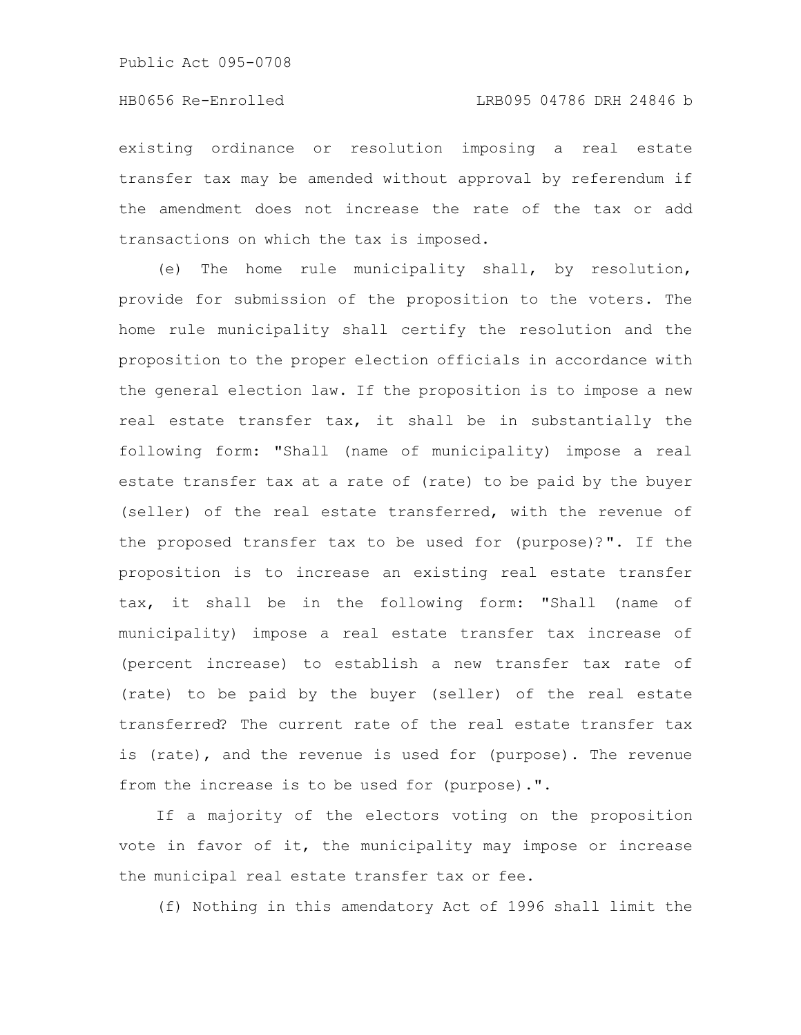existing ordinance or resolution imposing a real estate transfer tax may be amended without approval by referendum if the amendment does not increase the rate of the tax or add transactions on which the tax is imposed.

(e) The home rule municipality shall, by resolution, provide for submission of the proposition to the voters. The home rule municipality shall certify the resolution and the proposition to the proper election officials in accordance with the general election law. If the proposition is to impose a new real estate transfer tax, it shall be in substantially the following form: "Shall (name of municipality) impose a real estate transfer tax at a rate of (rate) to be paid by the buyer (seller) of the real estate transferred, with the revenue of the proposed transfer tax to be used for (purpose)?". If the proposition is to increase an existing real estate transfer tax, it shall be in the following form: "Shall (name of municipality) impose a real estate transfer tax increase of (percent increase) to establish a new transfer tax rate of (rate) to be paid by the buyer (seller) of the real estate transferred? The current rate of the real estate transfer tax is (rate), and the revenue is used for (purpose). The revenue from the increase is to be used for (purpose).".

If a majority of the electors voting on the proposition vote in favor of it, the municipality may impose or increase the municipal real estate transfer tax or fee.

(f) Nothing in this amendatory Act of 1996 shall limit the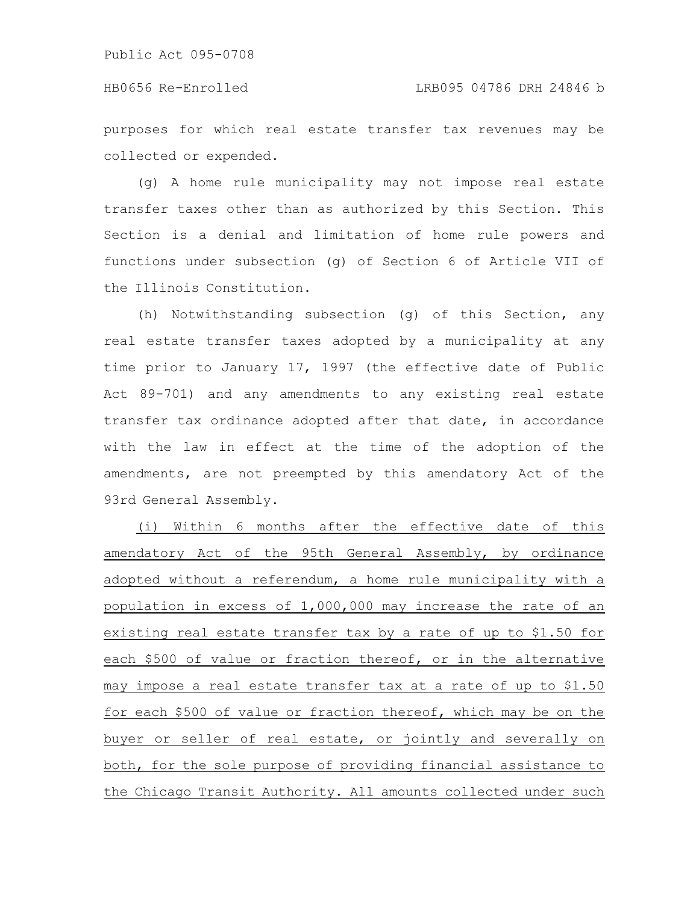purposes for which real estate transfer tax revenues may be collected or expended.

(g) A home rule municipality may not impose real estate transfer taxes other than as authorized by this Section. This Section is a denial and limitation of home rule powers and functions under subsection (g) of Section 6 of Article VII of the Illinois Constitution.

(h) Notwithstanding subsection (g) of this Section, any real estate transfer taxes adopted by a municipality at any time prior to January 17, 1997 (the effective date of Public Act 89-701) and any amendments to any existing real estate transfer tax ordinance adopted after that date, in accordance with the law in effect at the time of the adoption of the amendments, are not preempted by this amendatory Act of the 93rd General Assembly.

<u>(i) Within 6 months after the effective date of this amendatory Act of the 95th General Assembly, by ordinance adopted without a referendum, a home rule municipality with a population in excess of 1,000,000 may increase the rate of an existing real estate transfer tax by a rate of up to $1.50 for each $500 of value or fraction thereof, or in the alternative may impose a real estate transfer tax at a rate of up to $1.50 for each $500 of value or fraction thereof, which may be on the buyer or seller of real estate, or jointly and severally on both, for the sole purpose of providing financial assistance to the Chicago Transit Authority. All amounts collected under such</u>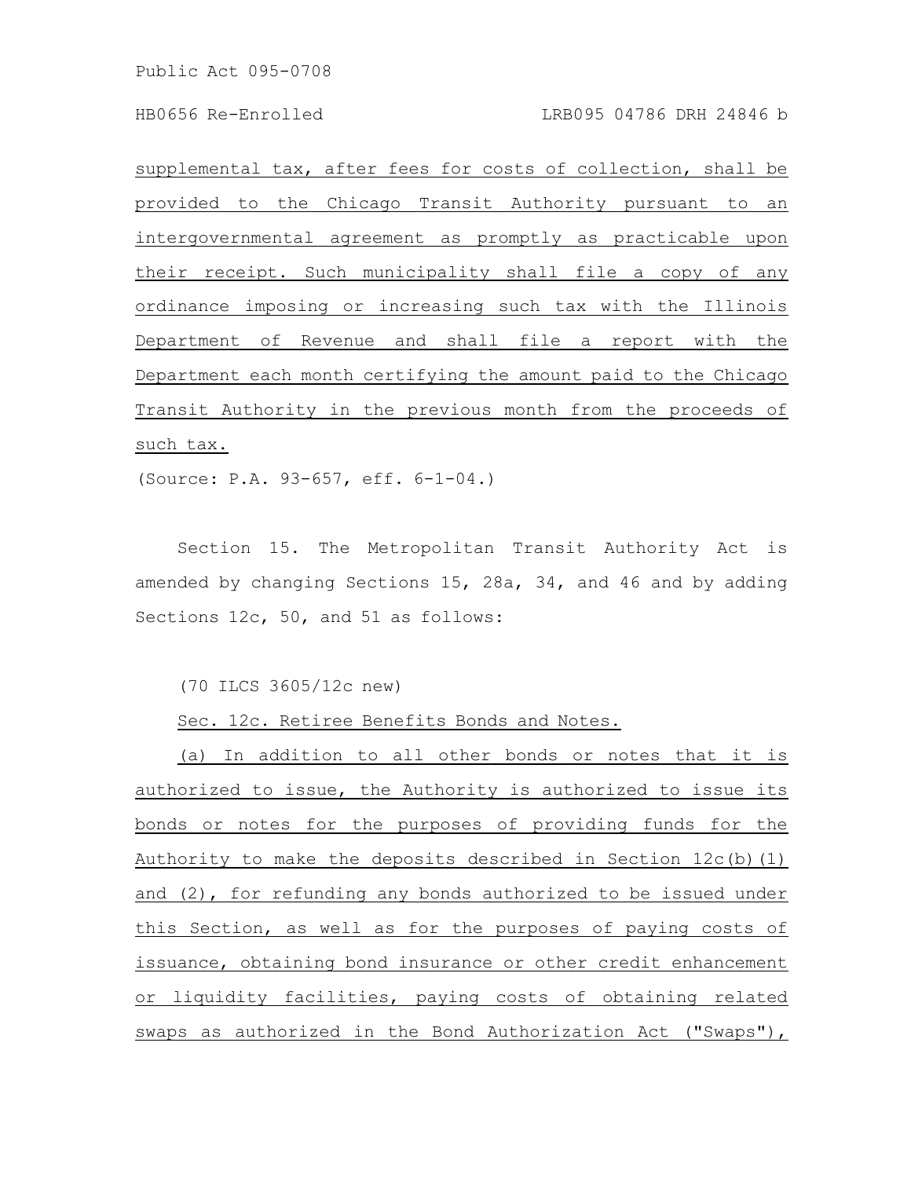supplemental tax, after fees for costs of collection, shall be provided to the Chicago Transit Authority pursuant to an intergovernmental agreement as promptly as practicable upon their receipt. Such municipality shall file a copy of any ordinance imposing or increasing such tax with the Illinois Department of Revenue and shall file a report with the Department each month certifying the amount paid to the Chicago Transit Authority in the previous month from the proceeds of such tax.

(Source: P.A. 93-657, eff. 6-1-04.)

Section 15. The Metropolitan Transit Authority Act is amended by changing Sections 15, 28a, 34, and 46 and by adding Sections 12c, 50, and 51 as follows:

(70 ILCS 3605/12c new)

Sec. 12c. Retiree Benefits Bonds and Notes.

(a) In addition to all other bonds or notes that it is authorized to issue, the Authority is authorized to issue its bonds or notes for the purposes of providing funds for the Authority to make the deposits described in Section 12c(b)(1) and (2), for refunding any bonds authorized to be issued under this Section, as well as for the purposes of paying costs of issuance, obtaining bond insurance or other credit enhancement or liquidity facilities, paying costs of obtaining related swaps as authorized in the Bond Authorization Act ("Swaps"),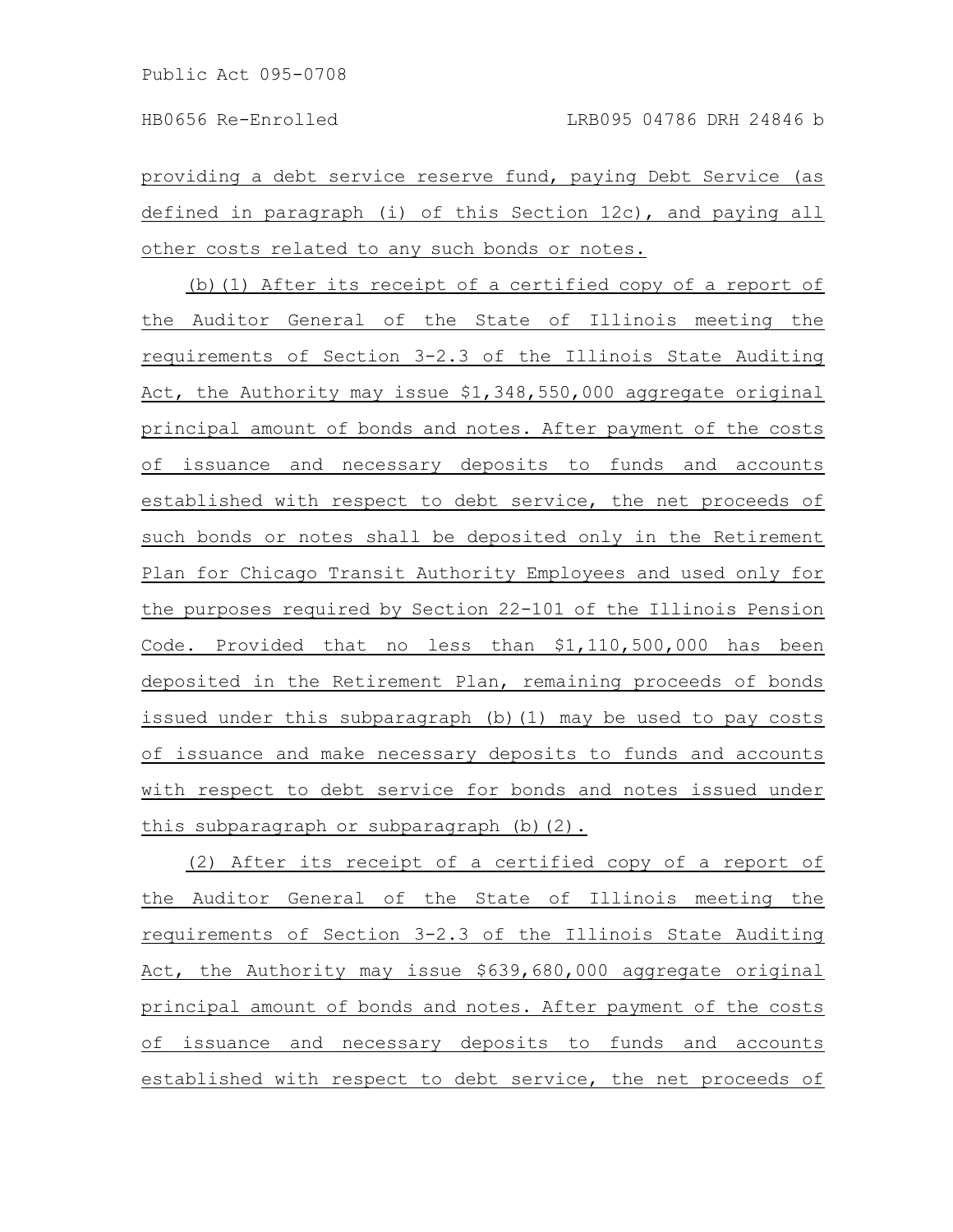providing a debt service reserve fund, paying Debt Service (as defined in paragraph (i) of this Section 12c), and paying all other costs related to any such bonds or notes.

(b)(1) After its receipt of a certified copy of a report of the Auditor General of the State of Illinois meeting the requirements of Section 3-2.3 of the Illinois State Auditing Act, the Authority may issue $1,348,550,000 aggregate original principal amount of bonds and notes. After payment of the costs of issuance and necessary deposits to funds and accounts established with respect to debt service, the net proceeds of such bonds or notes shall be deposited only in the Retirement Plan for Chicago Transit Authority Employees and used only for the purposes required by Section 22-101 of the Illinois Pension Code. Provided that no less than $1,110,500,000 has been deposited in the Retirement Plan, remaining proceeds of bonds issued under this subparagraph (b)(1) may be used to pay costs of issuance and make necessary deposits to funds and accounts with respect to debt service for bonds and notes issued under this subparagraph or subparagraph (b)(2).

(2) After its receipt of a certified copy of a report of the Auditor General of the State of Illinois meeting the requirements of Section 3-2.3 of the Illinois State Auditing Act, the Authority may issue $639,680,000 aggregate original principal amount of bonds and notes. After payment of the costs of issuance and necessary deposits to funds and accounts established with respect to debt service, the net proceeds of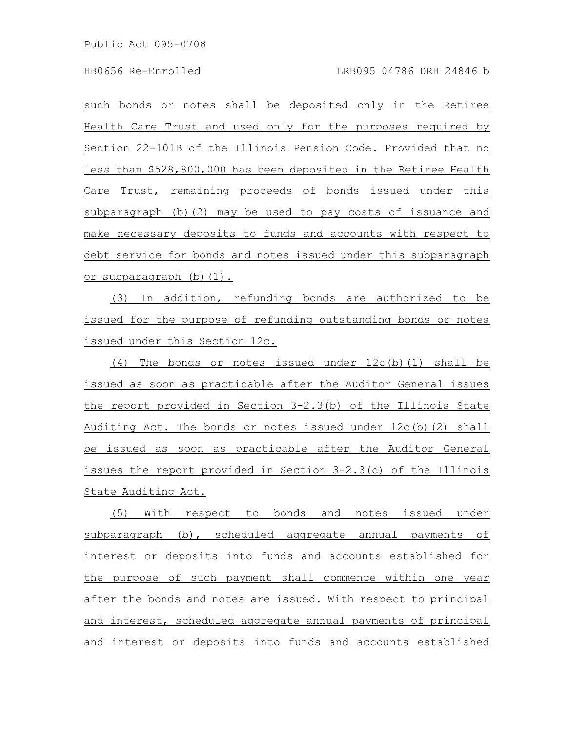such bonds or notes shall be deposited only in the Retiree Health Care Trust and used only for the purposes required by Section 22-101B of the Illinois Pension Code. Provided that no less than $528,800,000 has been deposited in the Retiree Health Care Trust, remaining proceeds of bonds issued under this subparagraph (b)(2) may be used to pay costs of issuance and make necessary deposits to funds and accounts with respect to debt service for bonds and notes issued under this subparagraph or subparagraph (b)(1).

(3) In addition, refunding bonds are authorized to be issued for the purpose of refunding outstanding bonds or notes issued under this Section 12c.

(4) The bonds or notes issued under 12c(b)(1) shall be issued as soon as practicable after the Auditor General issues the report provided in Section 3-2.3(b) of the Illinois State Auditing Act. The bonds or notes issued under 12c(b)(2) shall be issued as soon as practicable after the Auditor General issues the report provided in Section 3-2.3(c) of the Illinois State Auditing Act.

(5) With respect to bonds and notes issued under subparagraph (b), scheduled aggregate annual payments of interest or deposits into funds and accounts established for the purpose of such payment shall commence within one year after the bonds and notes are issued. With respect to principal and interest, scheduled aggregate annual payments of principal and interest or deposits into funds and accounts established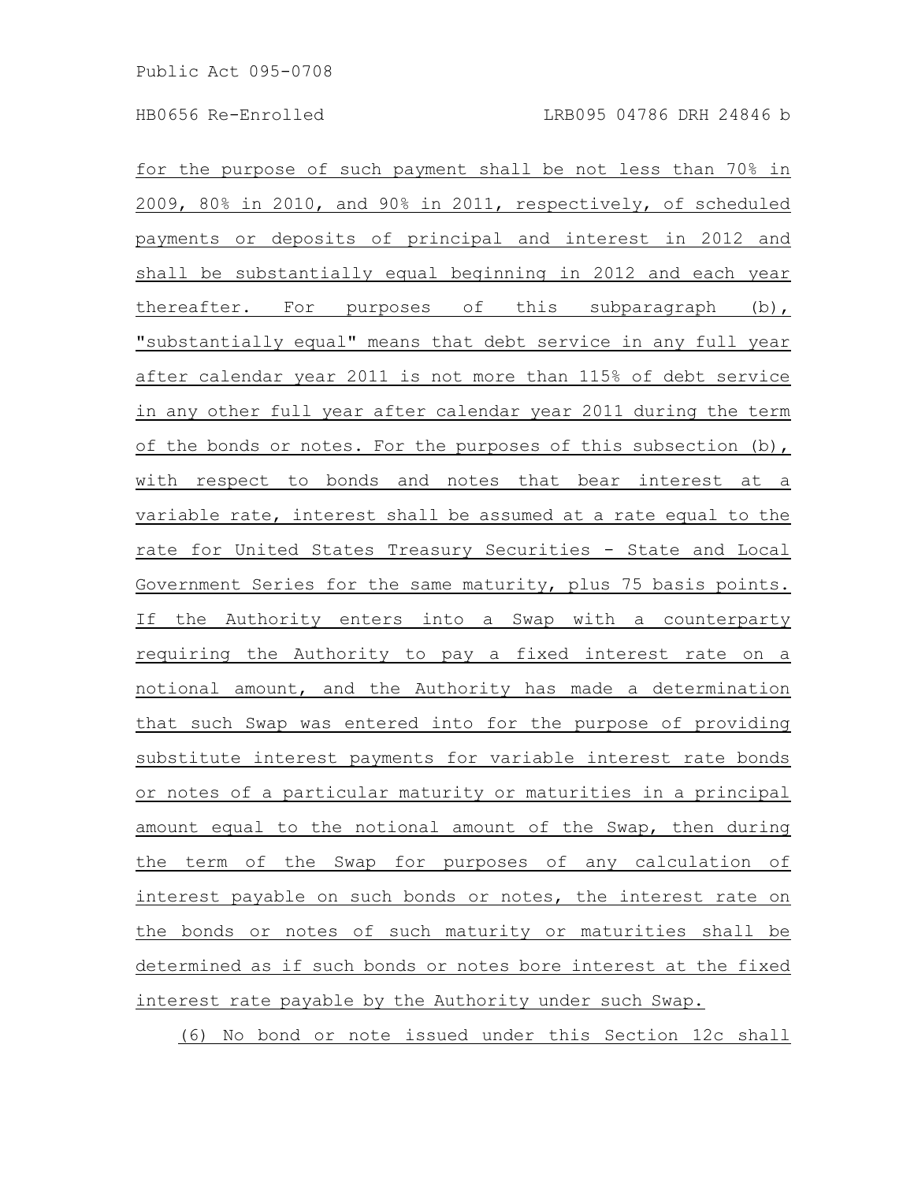for the purpose of such payment shall be not less than 70% in 2009, 80% in 2010, and 90% in 2011, respectively, of scheduled payments or deposits of principal and interest in 2012 and shall be substantially equal beginning in 2012 and each year thereafter. For purposes of this subparagraph (b), "substantially equal" means that debt service in any full year after calendar year 2011 is not more than 115% of debt service in any other full year after calendar year 2011 during the term of the bonds or notes. For the purposes of this subsection (b), with respect to bonds and notes that bear interest at a variable rate, interest shall be assumed at a rate equal to the rate for United States Treasury Securities - State and Local Government Series for the same maturity, plus 75 basis points. If the Authority enters into a Swap with a counterparty requiring the Authority to pay a fixed interest rate on a notional amount, and the Authority has made a determination that such Swap was entered into for the purpose of providing substitute interest payments for variable interest rate bonds or notes of a particular maturity or maturities in a principal amount equal to the notional amount of the Swap, then during the term of the Swap for purposes of any calculation of interest payable on such bonds or notes, the interest rate on the bonds or notes of such maturity or maturities shall be determined as if such bonds or notes bore interest at the fixed interest rate payable by the Authority under such Swap.

(6) No bond or note issued under this Section 12c shall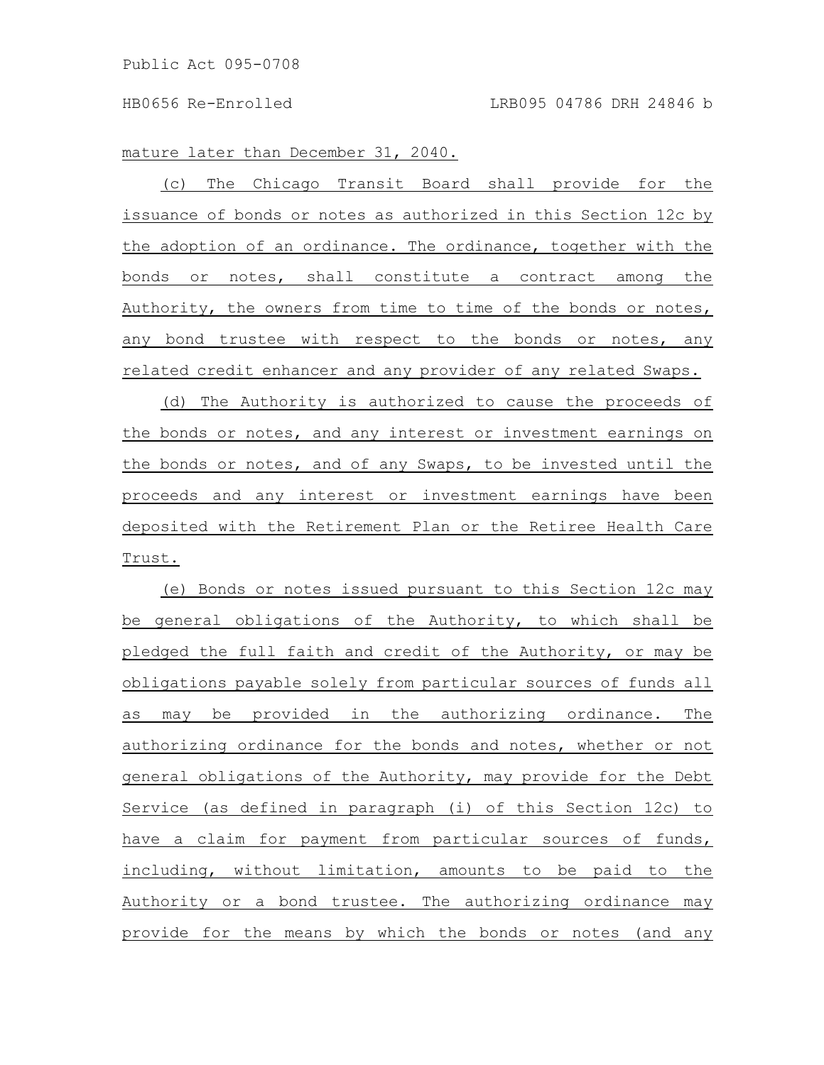mature later than December 31, 2040.

(c) The Chicago Transit Board shall provide for the issuance of bonds or notes as authorized in this Section 12c by the adoption of an ordinance. The ordinance, together with the bonds or notes, shall constitute a contract among the Authority, the owners from time to time of the bonds or notes, any bond trustee with respect to the bonds or notes, any related credit enhancer and any provider of any related Swaps.

(d) The Authority is authorized to cause the proceeds of the bonds or notes, and any interest or investment earnings on the bonds or notes, and of any Swaps, to be invested until the proceeds and any interest or investment earnings have been deposited with the Retirement Plan or the Retiree Health Care Trust.

(e) Bonds or notes issued pursuant to this Section 12c may be general obligations of the Authority, to which shall be pledged the full faith and credit of the Authority, or may be obligations payable solely from particular sources of funds all as may be provided in the authorizing ordinance. The authorizing ordinance for the bonds and notes, whether or not general obligations of the Authority, may provide for the Debt Service (as defined in paragraph (i) of this Section 12c) to have a claim for payment from particular sources of funds, including, without limitation, amounts to be paid to the Authority or a bond trustee. The authorizing ordinance may provide for the means by which the bonds or notes (and any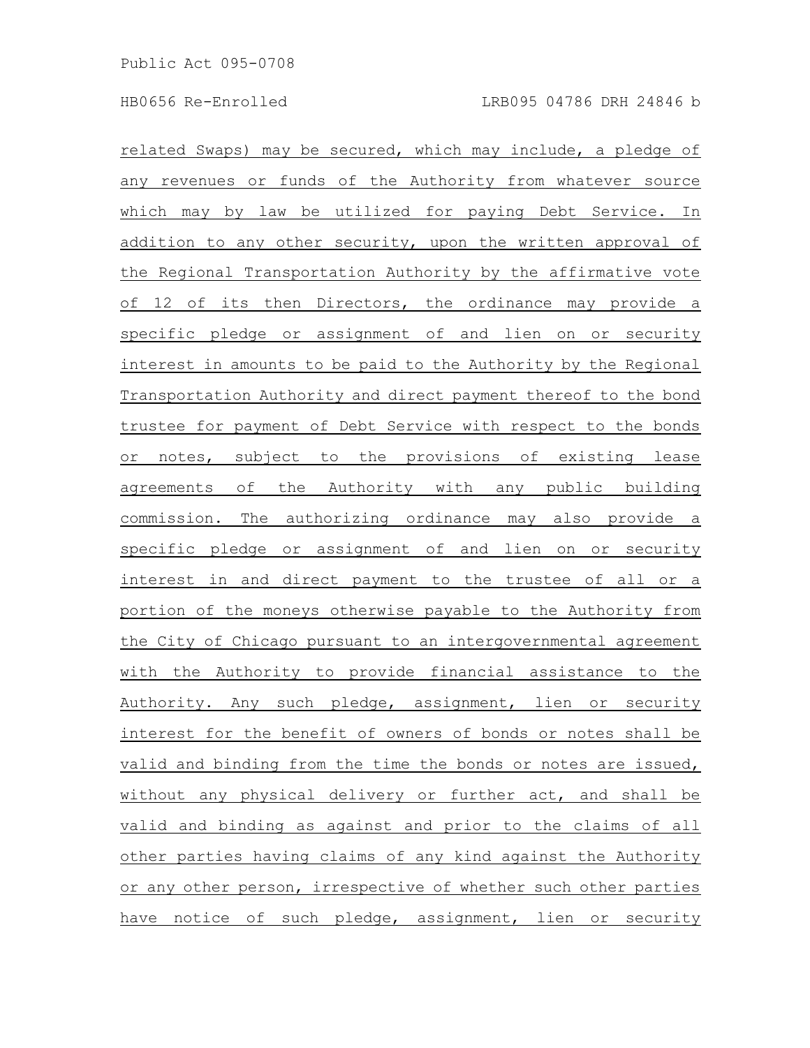related Swaps) may be secured, which may include, a pledge of any revenues or funds of the Authority from whatever source which may by law be utilized for paying Debt Service. In addition to any other security, upon the written approval of the Regional Transportation Authority by the affirmative vote of 12 of its then Directors, the ordinance may provide a specific pledge or assignment of and lien on or security interest in amounts to be paid to the Authority by the Regional Transportation Authority and direct payment thereof to the bond trustee for payment of Debt Service with respect to the bonds or notes, subject to the provisions of existing lease agreements of the Authority with any public building commission. The authorizing ordinance may also provide a specific pledge or assignment of and lien on or security interest in and direct payment to the trustee of all or a portion of the moneys otherwise payable to the Authority from the City of Chicago pursuant to an intergovernmental agreement with the Authority to provide financial assistance to the Authority. Any such pledge, assignment, lien or security interest for the benefit of owners of bonds or notes shall be valid and binding from the time the bonds or notes are issued, without any physical delivery or further act, and shall be valid and binding as against and prior to the claims of all other parties having claims of any kind against the Authority or any other person, irrespective of whether such other parties have notice of such pledge, assignment, lien or security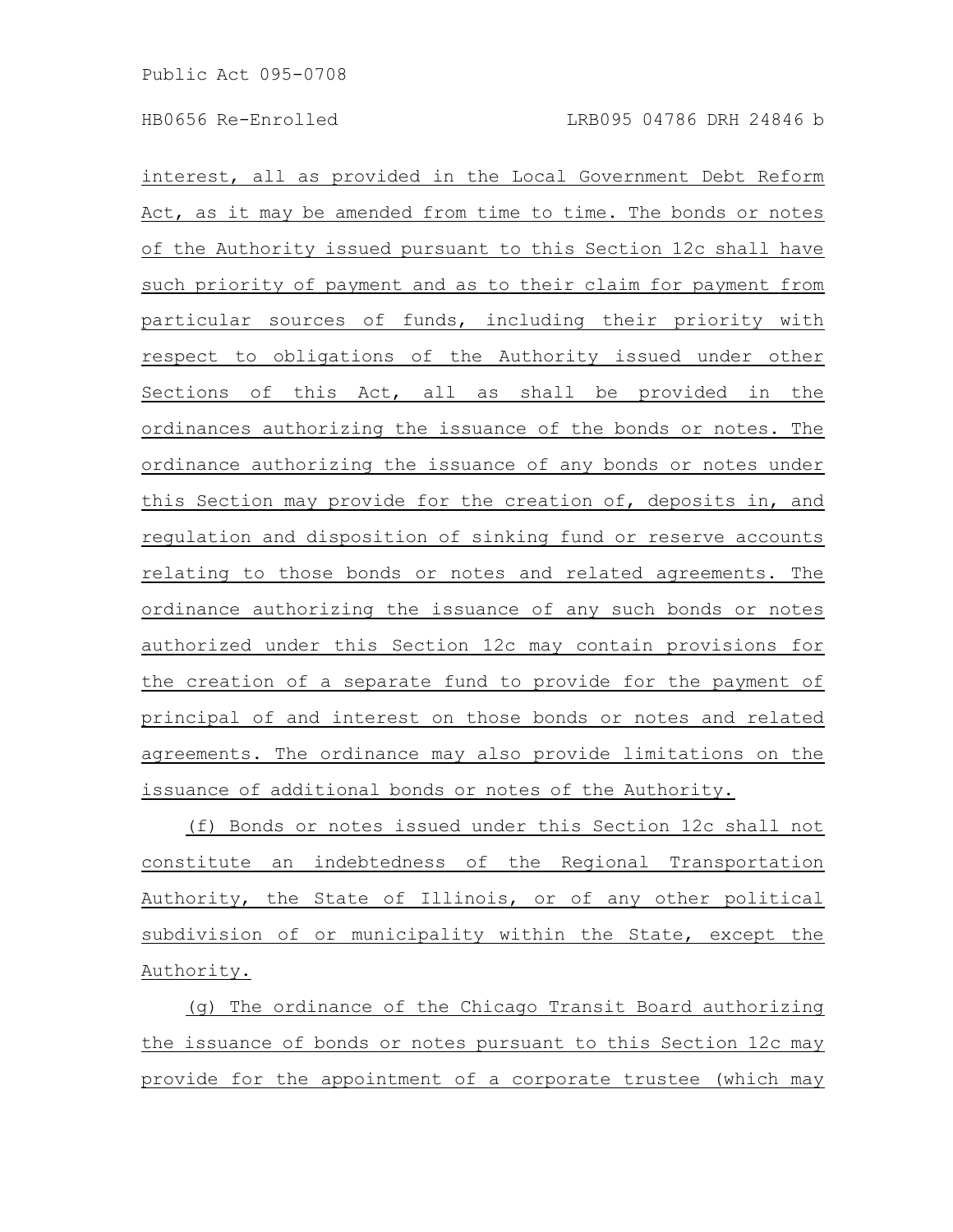interest, all as provided in the Local Government Debt Reform Act, as it may be amended from time to time. The bonds or notes of the Authority issued pursuant to this Section 12c shall have such priority of payment and as to their claim for payment from particular sources of funds, including their priority with respect to obligations of the Authority issued under other Sections of this Act, all as shall be provided in the ordinances authorizing the issuance of the bonds or notes. The ordinance authorizing the issuance of any bonds or notes under this Section may provide for the creation of, deposits in, and regulation and disposition of sinking fund or reserve accounts relating to those bonds or notes and related agreements. The ordinance authorizing the issuance of any such bonds or notes authorized under this Section 12c may contain provisions for the creation of a separate fund to provide for the payment of principal of and interest on those bonds or notes and related agreements. The ordinance may also provide limitations on the issuance of additional bonds or notes of the Authority.

(f) Bonds or notes issued under this Section 12c shall not constitute an indebtedness of the Regional Transportation Authority, the State of Illinois, or of any other political subdivision of or municipality within the State, except the Authority.

(g) The ordinance of the Chicago Transit Board authorizing the issuance of bonds or notes pursuant to this Section 12c may provide for the appointment of a corporate trustee (which may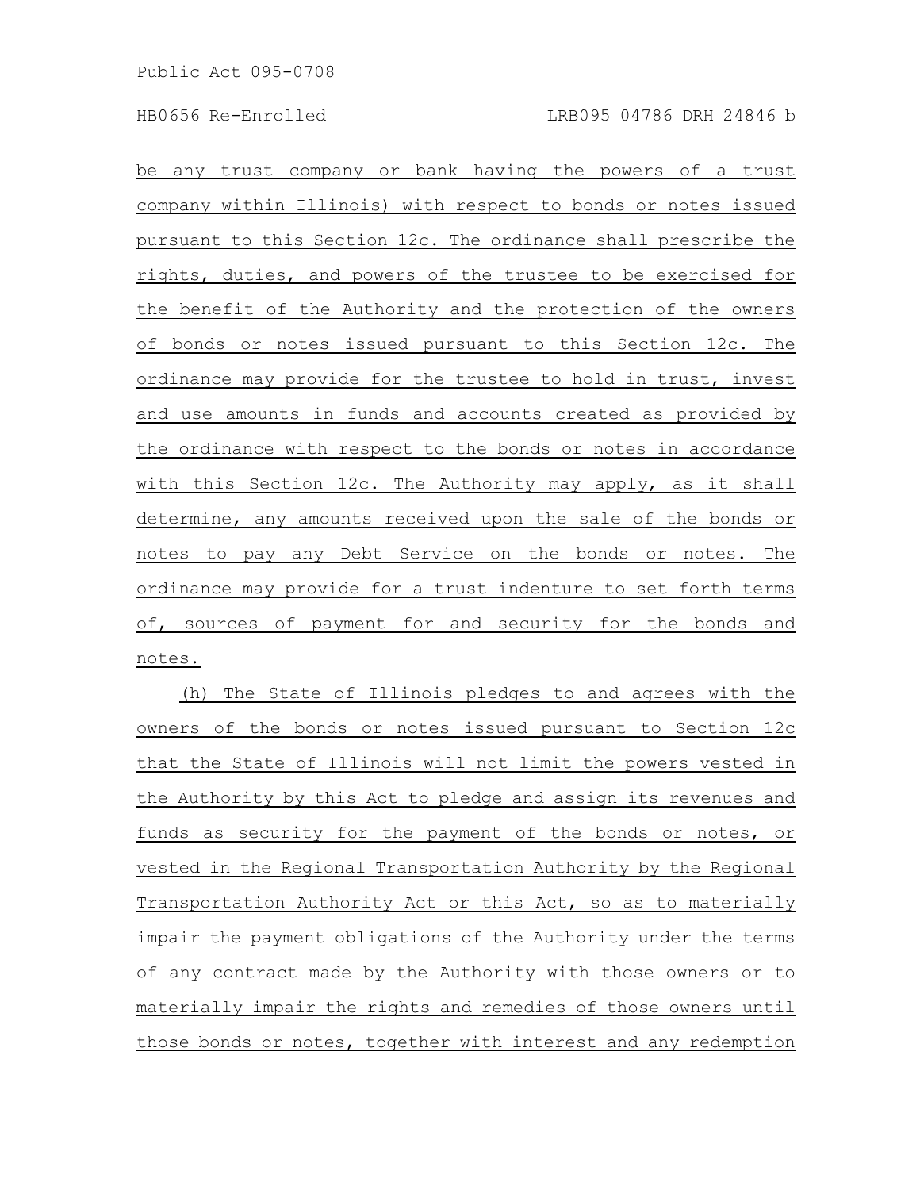be any trust company or bank having the powers of a trust company within Illinois) with respect to bonds or notes issued pursuant to this Section 12c. The ordinance shall prescribe the rights, duties, and powers of the trustee to be exercised for the benefit of the Authority and the protection of the owners of bonds or notes issued pursuant to this Section 12c. The ordinance may provide for the trustee to hold in trust, invest and use amounts in funds and accounts created as provided by the ordinance with respect to the bonds or notes in accordance with this Section 12c. The Authority may apply, as it shall determine, any amounts received upon the sale of the bonds or notes to pay any Debt Service on the bonds or notes. The ordinance may provide for a trust indenture to set forth terms of, sources of payment for and security for the bonds and notes.

(h) The State of Illinois pledges to and agrees with the owners of the bonds or notes issued pursuant to Section 12c that the State of Illinois will not limit the powers vested in the Authority by this Act to pledge and assign its revenues and funds as security for the payment of the bonds or notes, or vested in the Regional Transportation Authority by the Regional Transportation Authority Act or this Act, so as to materially impair the payment obligations of the Authority under the terms of any contract made by the Authority with those owners or to materially impair the rights and remedies of those owners until those bonds or notes, together with interest and any redemption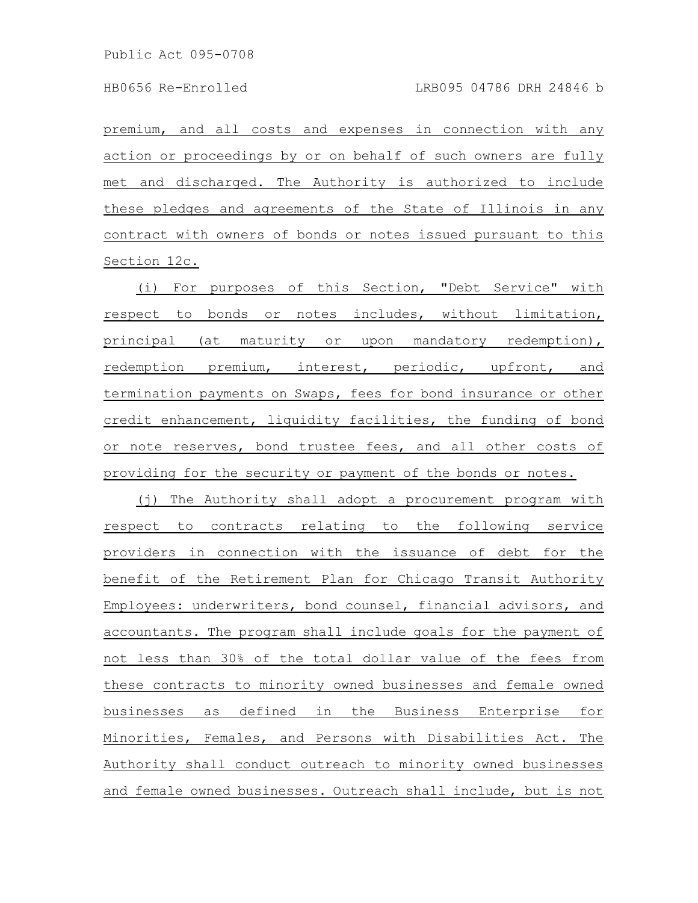premium, and all costs and expenses in connection with any action or proceedings by or on behalf of such owners are fully met and discharged. The Authority is authorized to include these pledges and agreements of the State of Illinois in any contract with owners of bonds or notes issued pursuant to this Section 12c.

(i) For purposes of this Section, "Debt Service" with respect to bonds or notes includes, without limitation, principal (at maturity or upon mandatory redemption), redemption premium, interest, periodic, upfront, and termination payments on Swaps, fees for bond insurance or other credit enhancement, liquidity facilities, the funding of bond or note reserves, bond trustee fees, and all other costs of providing for the security or payment of the bonds or notes.

(j) The Authority shall adopt a procurement program with respect to contracts relating to the following service providers in connection with the issuance of debt for the benefit of the Retirement Plan for Chicago Transit Authority Employees: underwriters, bond counsel, financial advisors, and accountants. The program shall include goals for the payment of not less than 30% of the total dollar value of the fees from these contracts to minority owned businesses and female owned businesses as defined in the Business Enterprise for Minorities, Females, and Persons with Disabilities Act. The Authority shall conduct outreach to minority owned businesses and female owned businesses. Outreach shall include, but is not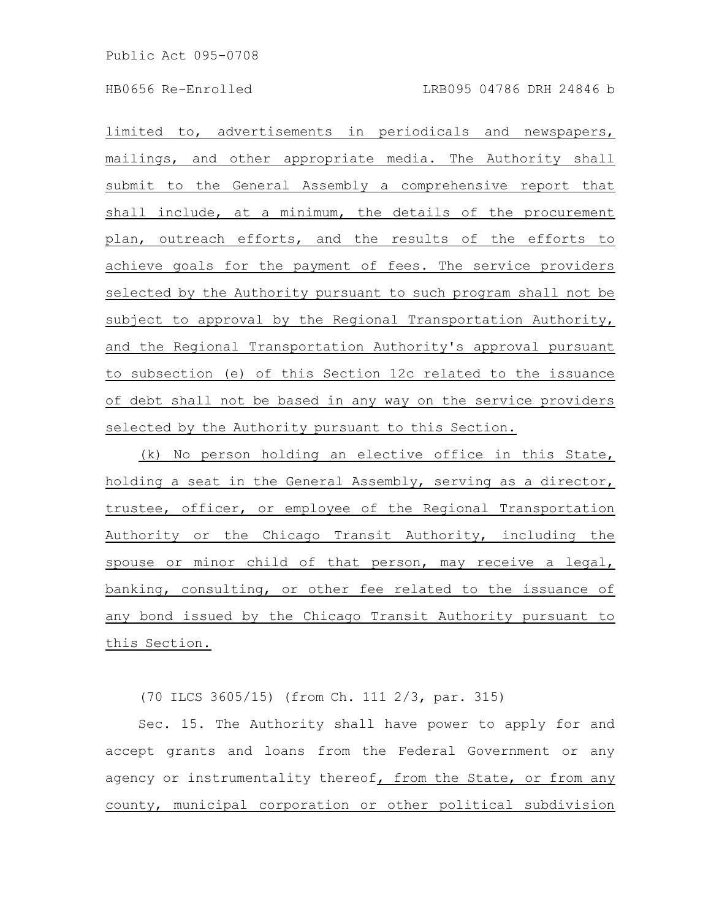limited to, advertisements in periodicals and newspapers, mailings, and other appropriate media. The Authority shall submit to the General Assembly a comprehensive report that shall include, at a minimum, the details of the procurement plan, outreach efforts, and the results of the efforts to achieve goals for the payment of fees. The service providers selected by the Authority pursuant to such program shall not be subject to approval by the Regional Transportation Authority, and the Regional Transportation Authority's approval pursuant to subsection (e) of this Section 12c related to the issuance of debt shall not be based in any way on the service providers selected by the Authority pursuant to this Section.

(k) No person holding an elective office in this State, holding a seat in the General Assembly, serving as a director, trustee, officer, or employee of the Regional Transportation Authority or the Chicago Transit Authority, including the spouse or minor child of that person, may receive a legal, banking, consulting, or other fee related to the issuance of any bond issued by the Chicago Transit Authority pursuant to this Section.

(70 ILCS 3605/15) (from Ch. 111 2/3, par. 315)

Sec. 15. The Authority shall have power to apply for and accept grants and loans from the Federal Government or any agency or instrumentality thereof, from the State, or from any county, municipal corporation or other political subdivision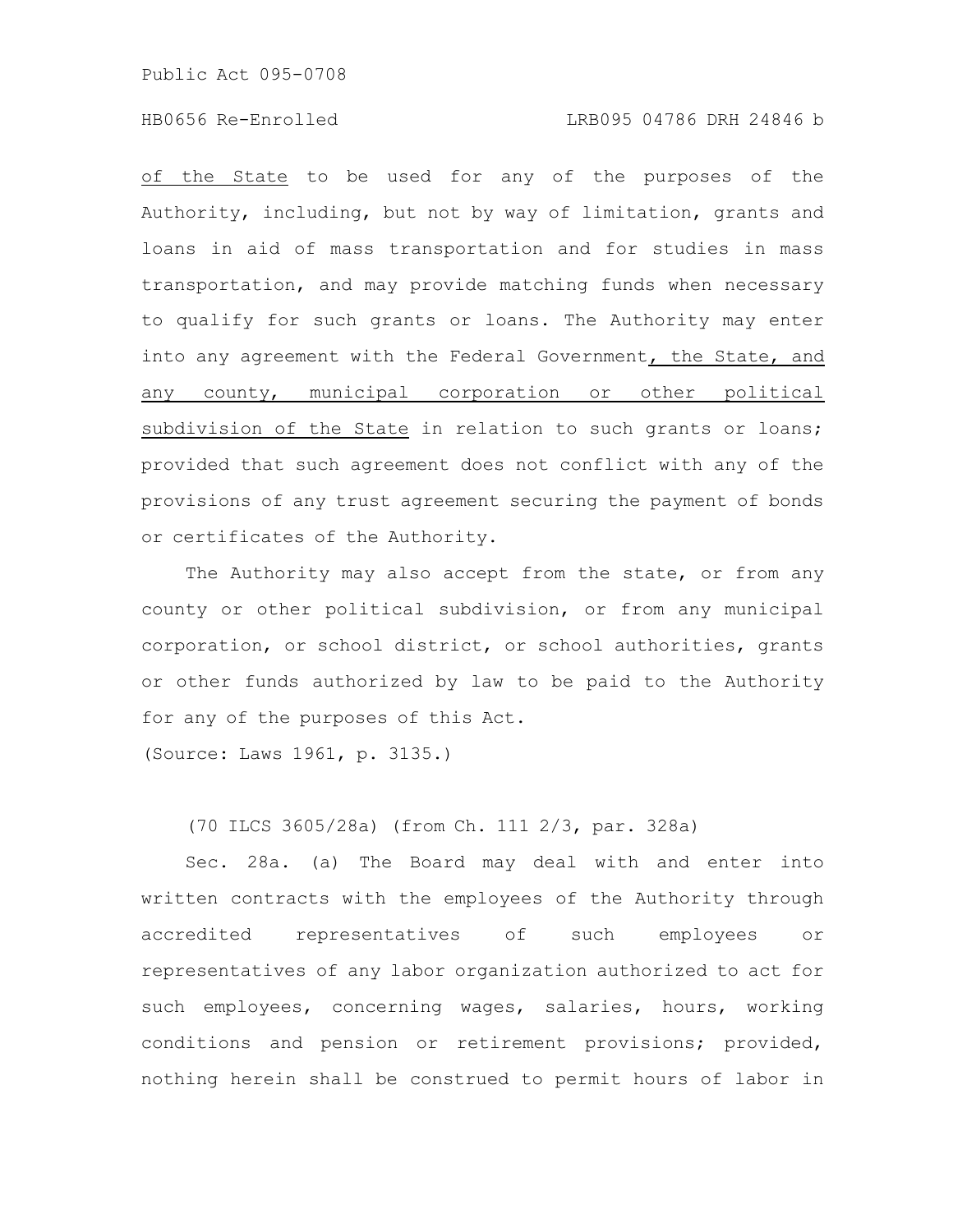of the State to be used for any of the purposes of the Authority, including, but not by way of limitation, grants and loans in aid of mass transportation and for studies in mass transportation, and may provide matching funds when necessary to qualify for such grants or loans. The Authority may enter into any agreement with the Federal Government, the State, and any county, municipal corporation or other political subdivision of the State in relation to such grants or loans; provided that such agreement does not conflict with any of the provisions of any trust agreement securing the payment of bonds or certificates of the Authority.

The Authority may also accept from the state, or from any county or other political subdivision, or from any municipal corporation, or school district, or school authorities, grants or other funds authorized by law to be paid to the Authority for any of the purposes of this Act.

(Source: Laws 1961, p. 3135.)

(70 ILCS 3605/28a) (from Ch. 111 2/3, par. 328a)

Sec. 28a. (a) The Board may deal with and enter into written contracts with the employees of the Authority through accredited representatives of such employees or representatives of any labor organization authorized to act for such employees, concerning wages, salaries, hours, working conditions and pension or retirement provisions; provided, nothing herein shall be construed to permit hours of labor in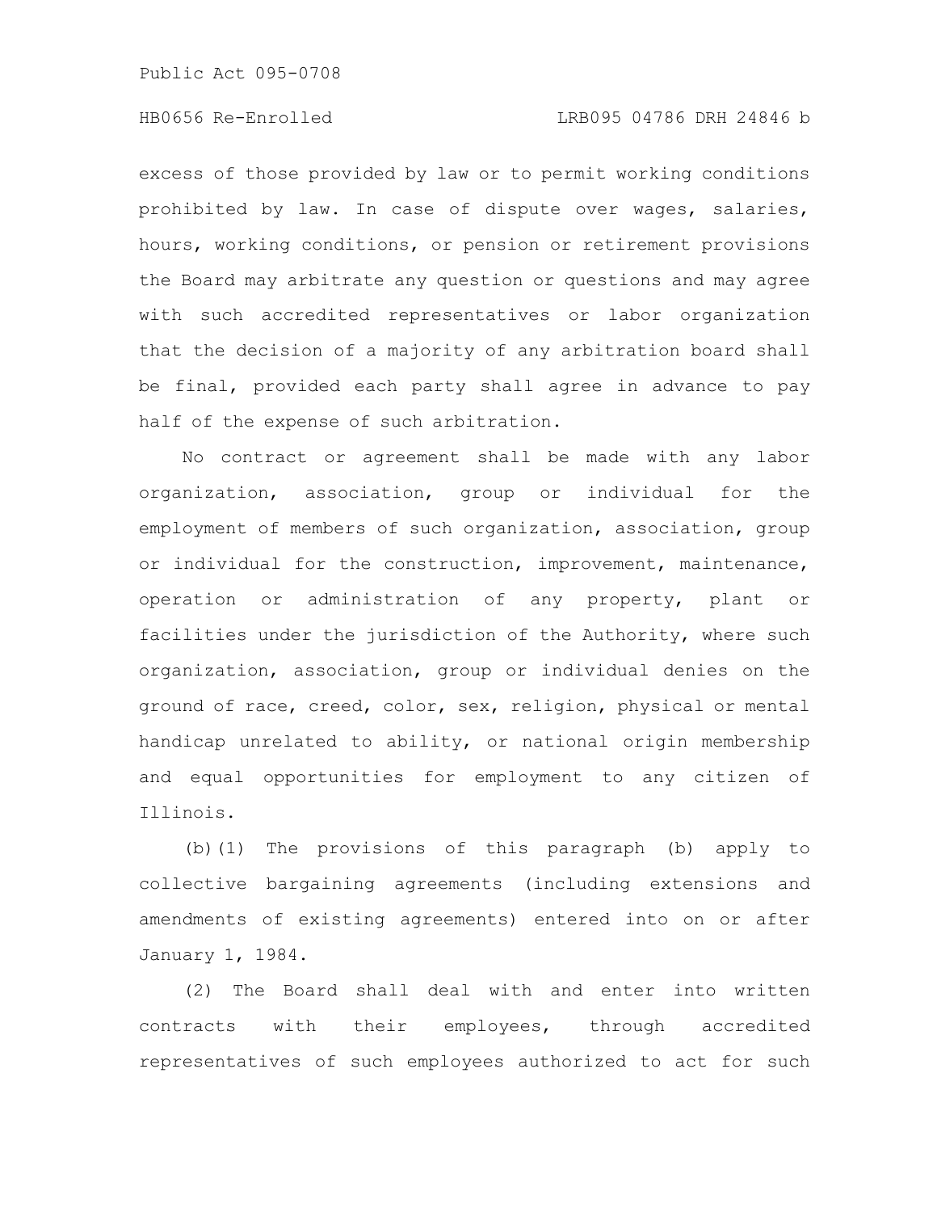excess of those provided by law or to permit working conditions prohibited by law. In case of dispute over wages, salaries, hours, working conditions, or pension or retirement provisions the Board may arbitrate any question or questions and may agree with such accredited representatives or labor organization that the decision of a majority of any arbitration board shall be final, provided each party shall agree in advance to pay half of the expense of such arbitration.

No contract or agreement shall be made with any labor organization, association, group or individual for the employment of members of such organization, association, group or individual for the construction, improvement, maintenance, operation or administration of any property, plant or facilities under the jurisdiction of the Authority, where such organization, association, group or individual denies on the ground of race, creed, color, sex, religion, physical or mental handicap unrelated to ability, or national origin membership and equal opportunities for employment to any citizen of Illinois.

(b)(1) The provisions of this paragraph (b) apply to collective bargaining agreements (including extensions and amendments of existing agreements) entered into on or after January 1, 1984.

(2) The Board shall deal with and enter into written contracts with their employees, through accredited representatives of such employees authorized to act for such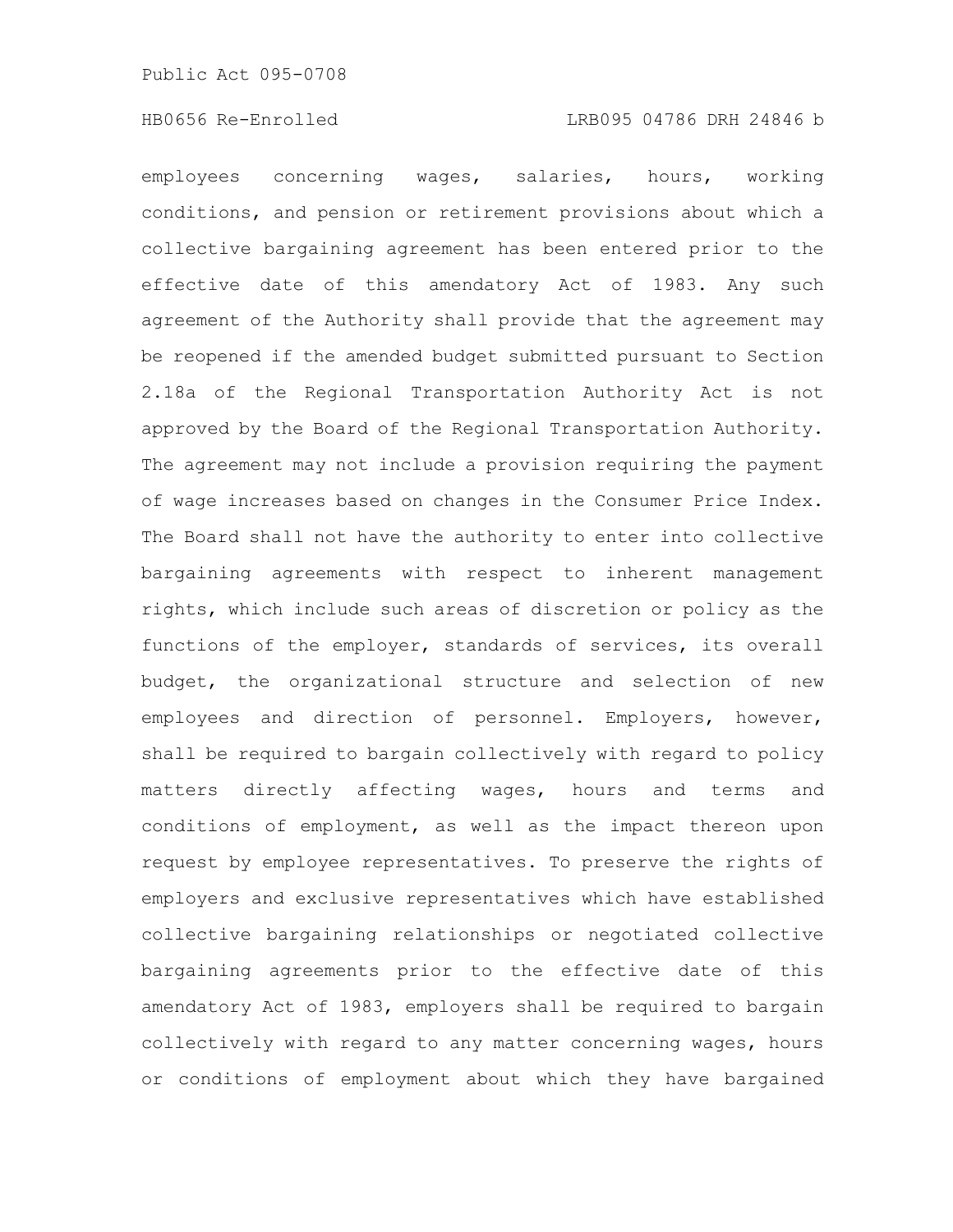employees concerning wages, salaries, hours, working conditions, and pension or retirement provisions about which a collective bargaining agreement has been entered prior to the effective date of this amendatory Act of 1983. Any such agreement of the Authority shall provide that the agreement may be reopened if the amended budget submitted pursuant to Section 2.18a of the Regional Transportation Authority Act is not approved by the Board of the Regional Transportation Authority. The agreement may not include a provision requiring the payment of wage increases based on changes in the Consumer Price Index. The Board shall not have the authority to enter into collective bargaining agreements with respect to inherent management rights, which include such areas of discretion or policy as the functions of the employer, standards of services, its overall budget, the organizational structure and selection of new employees and direction of personnel. Employers, however, shall be required to bargain collectively with regard to policy matters directly affecting wages, hours and terms and conditions of employment, as well as the impact thereon upon request by employee representatives. To preserve the rights of employers and exclusive representatives which have established collective bargaining relationships or negotiated collective bargaining agreements prior to the effective date of this amendatory Act of 1983, employers shall be required to bargain collectively with regard to any matter concerning wages, hours or conditions of employment about which they have bargained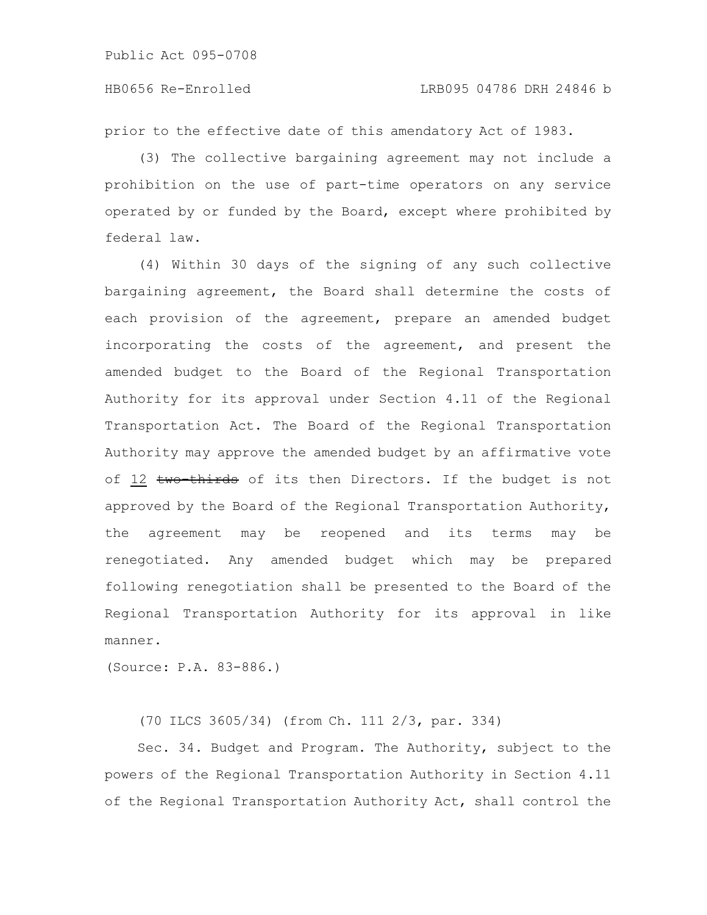prior to the effective date of this amendatory Act of 1983.

(3) The collective bargaining agreement may not include a prohibition on the use of part-time operators on any service operated by or funded by the Board, except where prohibited by federal law.

(4) Within 30 days of the signing of any such collective bargaining agreement, the Board shall determine the costs of each provision of the agreement, prepare an amended budget incorporating the costs of the agreement, and present the amended budget to the Board of the Regional Transportation Authority for its approval under Section 4.11 of the Regional Transportation Act. The Board of the Regional Transportation Authority may approve the amended budget by an affirmative vote of <u>12</u> ~~two-thirds~~ of its then Directors. If the budget is not approved by the Board of the Regional Transportation Authority, the agreement may be reopened and its terms may be renegotiated. Any amended budget which may be prepared following renegotiation shall be presented to the Board of the Regional Transportation Authority for its approval in like manner.

(Source: P.A. 83-886.)

(70 ILCS 3605/34) (from Ch. 111 2/3, par. 334)

Sec. 34. Budget and Program. The Authority, subject to the powers of the Regional Transportation Authority in Section 4.11 of the Regional Transportation Authority Act, shall control the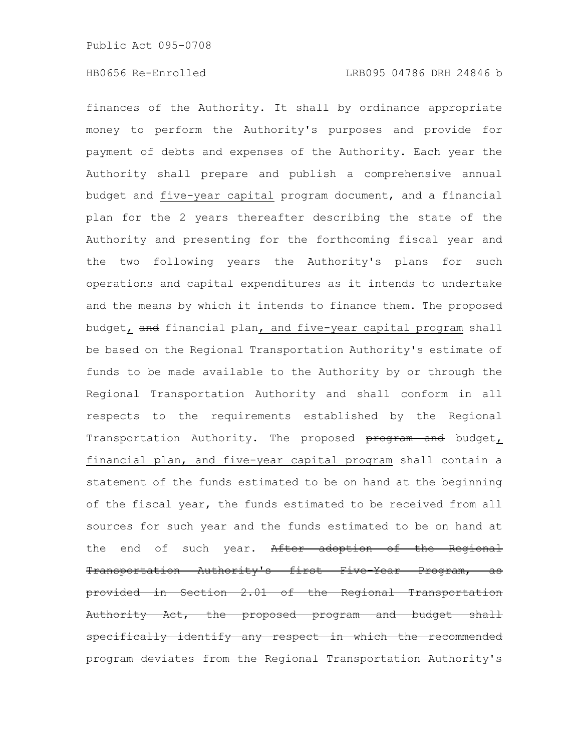finances of the Authority. It shall by ordinance appropriate money to perform the Authority's purposes and provide for payment of debts and expenses of the Authority. Each year the Authority shall prepare and publish a comprehensive annual budget and <u>five-year capital</u> program document, and a financial plan for the 2 years thereafter describing the state of the Authority and presenting for the forthcoming fiscal year and the two following years the Authority's plans for such operations and capital expenditures as it intends to undertake and the means by which it intends to finance them. The proposed budget<u>,</u> ~~and~~ financial plan<u>, and five-year capital program</u> shall be based on the Regional Transportation Authority's estimate of funds to be made available to the Authority by or through the Regional Transportation Authority and shall conform in all respects to the requirements established by the Regional Transportation Authority. The proposed ~~program and~~ budget<u>, financial plan, and five-year capital program</u> shall contain a statement of the funds estimated to be on hand at the beginning of the fiscal year, the funds estimated to be received from all sources for such year and the funds estimated to be on hand at the end of such year. ~~After adoption of the Regional Transportation Authority's first Five-Year Program, as provided in Section 2.01 of the Regional Transportation Authority Act, the proposed program and budget shall specifically identify any respect in which the recommended program deviates from the Regional Transportation Authority's~~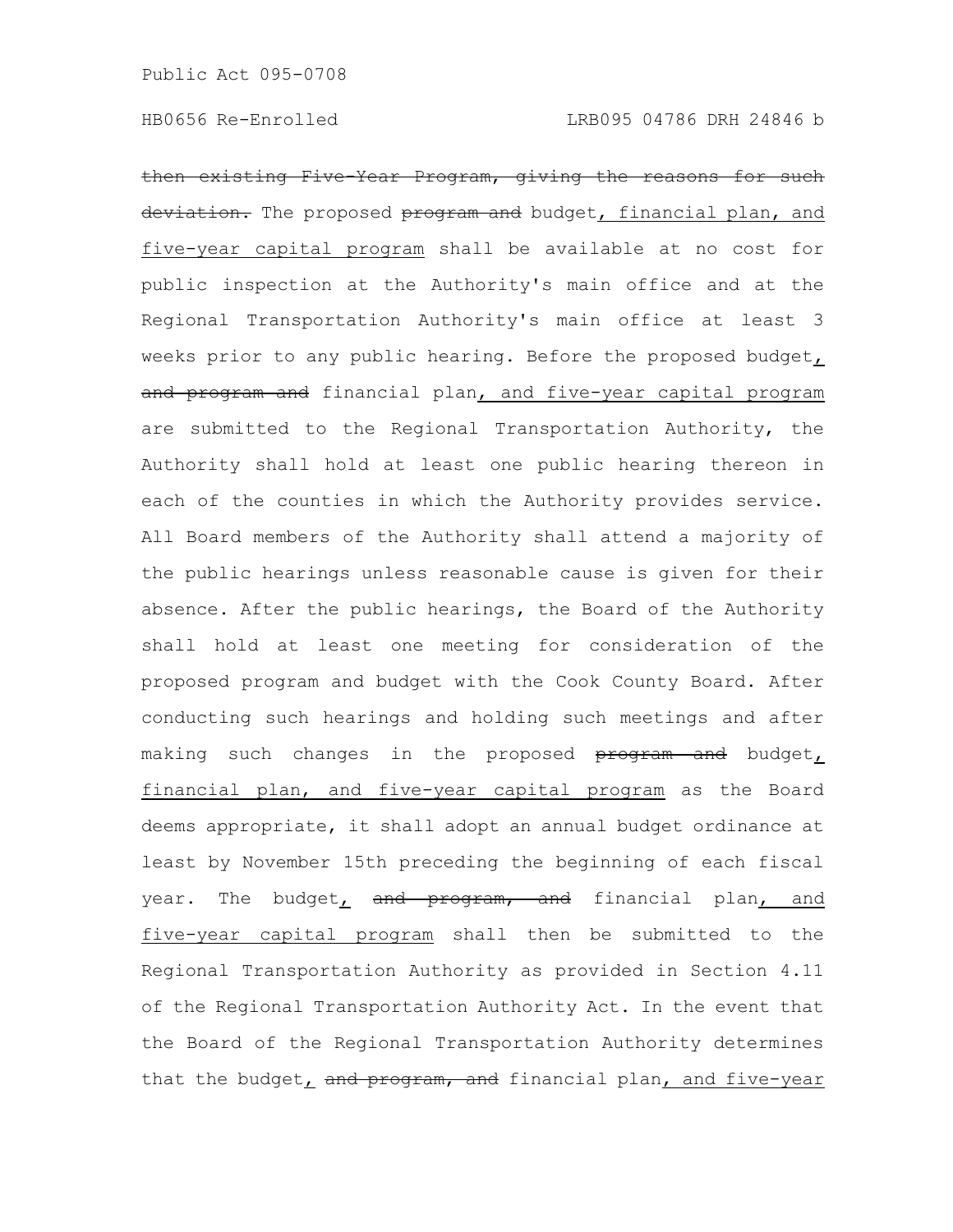~~then existing Five-Year Program, giving the reasons for such deviation.~~ The proposed ~~program and~~ budget<u>, financial plan, and five-year capital program</u> shall be available at no cost for public inspection at the Authority's main office and at the Regional Transportation Authority's main office at least 3 weeks prior to any public hearing. Before the proposed budget<u>,</u> ~~and program and~~ financial plan<u>, and five-year capital program</u> are submitted to the Regional Transportation Authority, the Authority shall hold at least one public hearing thereon in each of the counties in which the Authority provides service. All Board members of the Authority shall attend a majority of the public hearings unless reasonable cause is given for their absence. After the public hearings, the Board of the Authority shall hold at least one meeting for consideration of the proposed program and budget with the Cook County Board. After conducting such hearings and holding such meetings and after making such changes in the proposed ~~program and~~ budget<u>, financial plan, and five-year capital program</u> as the Board deems appropriate, it shall adopt an annual budget ordinance at least by November 15th preceding the beginning of each fiscal year. The budget<u>,</u> ~~and program, and~~ financial plan<u>, and five-year capital program</u> shall then be submitted to the Regional Transportation Authority as provided in Section 4.11 of the Regional Transportation Authority Act. In the event that the Board of the Regional Transportation Authority determines that the budget<u>,</u> ~~and program, and~~ financial plan<u>, and five-year</u>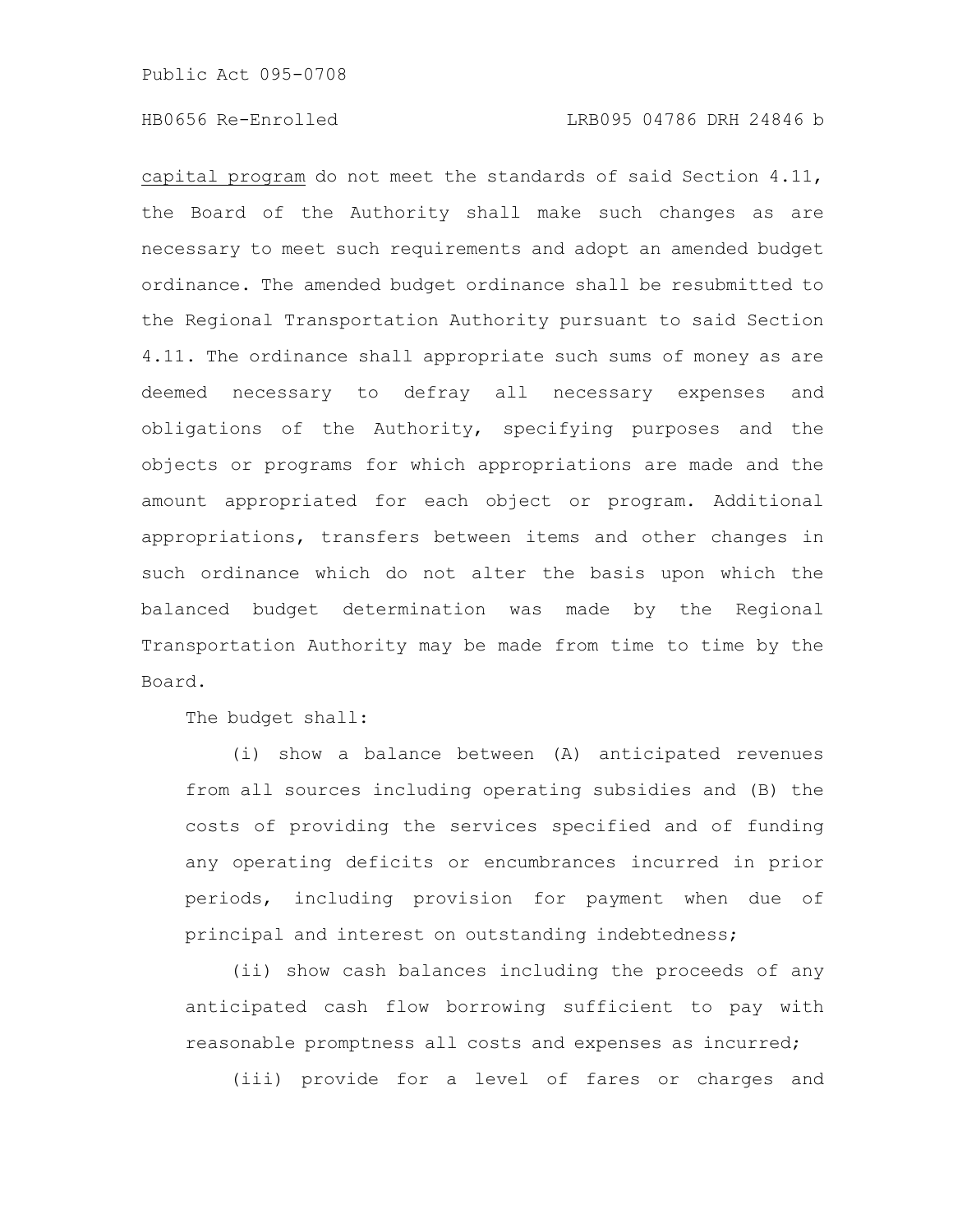capital program do not meet the standards of said Section 4.11, the Board of the Authority shall make such changes as are necessary to meet such requirements and adopt an amended budget ordinance. The amended budget ordinance shall be resubmitted to the Regional Transportation Authority pursuant to said Section 4.11. The ordinance shall appropriate such sums of money as are deemed necessary to defray all necessary expenses and obligations of the Authority, specifying purposes and the objects or programs for which appropriations are made and the amount appropriated for each object or program. Additional appropriations, transfers between items and other changes in such ordinance which do not alter the basis upon which the balanced budget determination was made by the Regional Transportation Authority may be made from time to time by the Board.

The budget shall:

(i) show a balance between (A) anticipated revenues from all sources including operating subsidies and (B) the costs of providing the services specified and of funding any operating deficits or encumbrances incurred in prior periods, including provision for payment when due of principal and interest on outstanding indebtedness;

(ii) show cash balances including the proceeds of any anticipated cash flow borrowing sufficient to pay with reasonable promptness all costs and expenses as incurred;

(iii) provide for a level of fares or charges and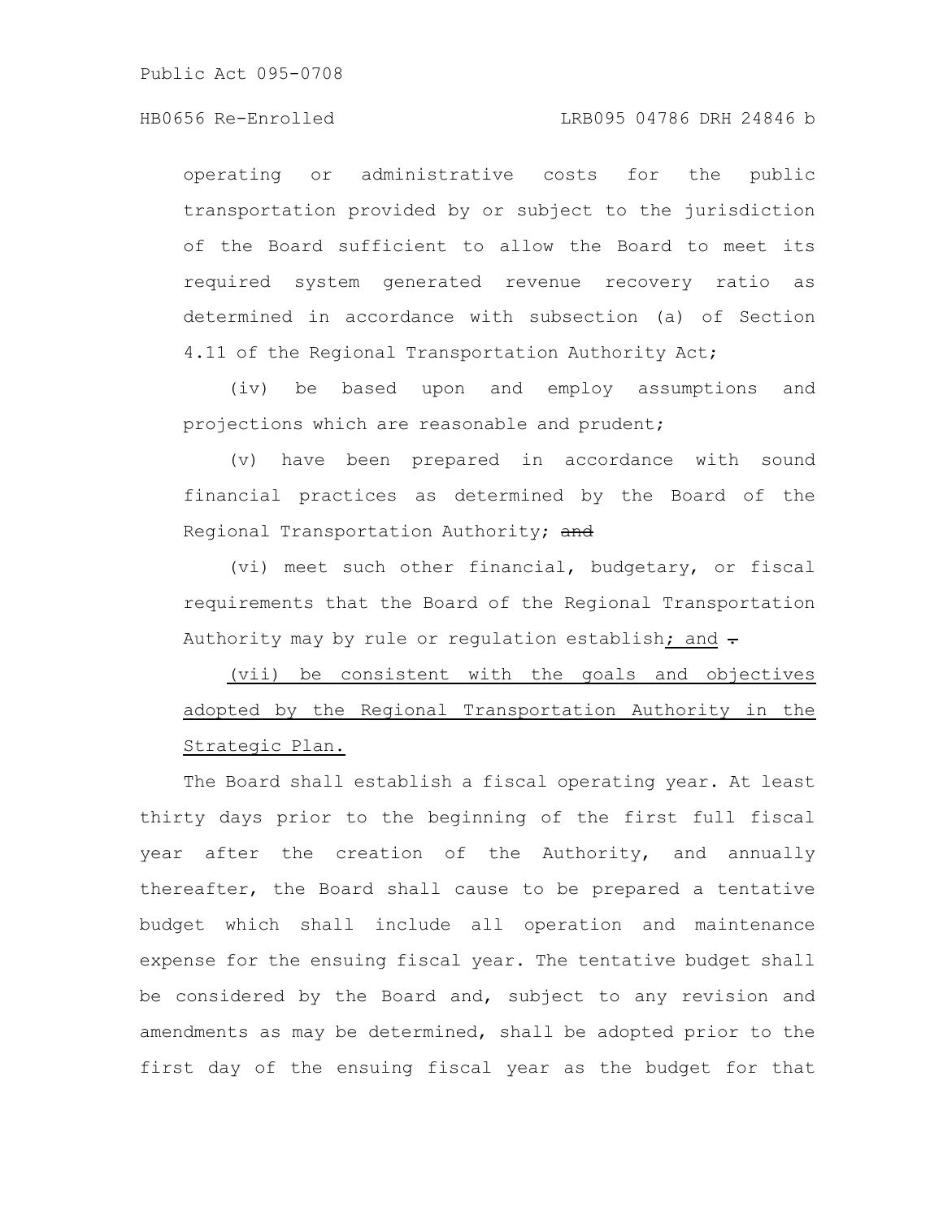operating or administrative costs for the public transportation provided by or subject to the jurisdiction of the Board sufficient to allow the Board to meet its required system generated revenue recovery ratio as determined in accordance with subsection (a) of Section 4.11 of the Regional Transportation Authority Act;

(iv) be based upon and employ assumptions and projections which are reasonable and prudent;

(v) have been prepared in accordance with sound financial practices as determined by the Board of the Regional Transportation Authority; ~~and~~

(vi) meet such other financial, budgetary, or fiscal requirements that the Board of the Regional Transportation Authority may by rule or regulation establish; and ~~.~~

(vii) be consistent with the goals and objectives adopted by the Regional Transportation Authority in the Strategic Plan.

The Board shall establish a fiscal operating year. At least thirty days prior to the beginning of the first full fiscal year after the creation of the Authority, and annually thereafter, the Board shall cause to be prepared a tentative budget which shall include all operation and maintenance expense for the ensuing fiscal year. The tentative budget shall be considered by the Board and, subject to any revision and amendments as may be determined, shall be adopted prior to the first day of the ensuing fiscal year as the budget for that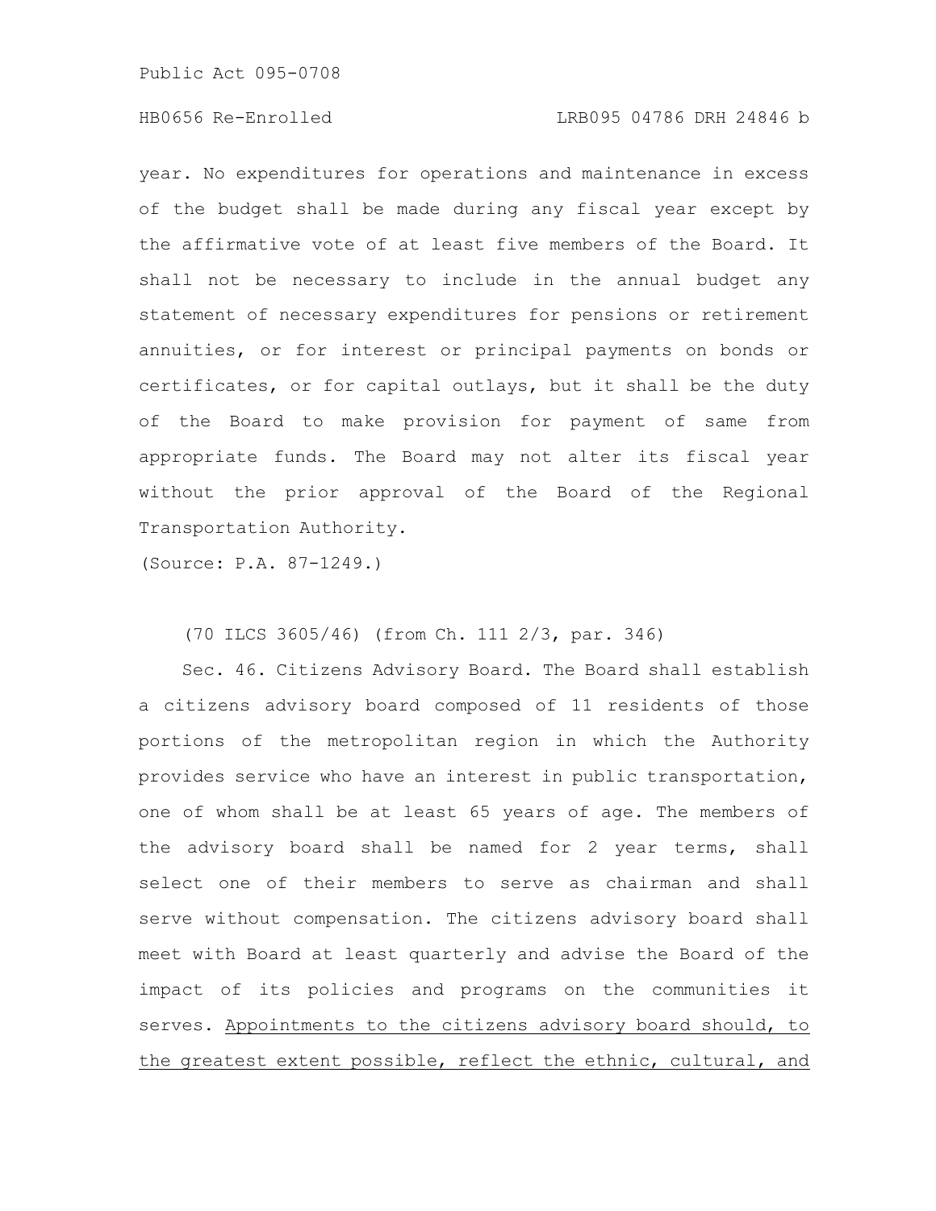year. No expenditures for operations and maintenance in excess of the budget shall be made during any fiscal year except by the affirmative vote of at least five members of the Board. It shall not be necessary to include in the annual budget any statement of necessary expenditures for pensions or retirement annuities, or for interest or principal payments on bonds or certificates, or for capital outlays, but it shall be the duty of the Board to make provision for payment of same from appropriate funds. The Board may not alter its fiscal year without the prior approval of the Board of the Regional Transportation Authority.

(Source: P.A. 87-1249.)

(70 ILCS 3605/46) (from Ch. 111 2/3, par. 346)

Sec. 46. Citizens Advisory Board. The Board shall establish a citizens advisory board composed of 11 residents of those portions of the metropolitan region in which the Authority provides service who have an interest in public transportation, one of whom shall be at least 65 years of age. The members of the advisory board shall be named for 2 year terms, shall select one of their members to serve as chairman and shall serve without compensation. The citizens advisory board shall meet with Board at least quarterly and advise the Board of the impact of its policies and programs on the communities it serves. Appointments to the citizens advisory board should, to the greatest extent possible, reflect the ethnic, cultural, and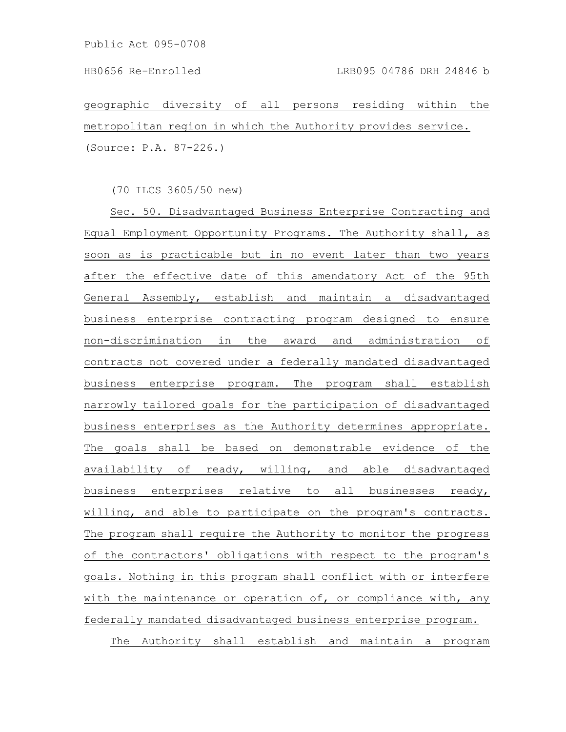geographic diversity of all persons residing within the metropolitan region in which the Authority provides service.

(Source: P.A. 87-226.)

(70 ILCS 3605/50 new)

Sec. 50. Disadvantaged Business Enterprise Contracting and Equal Employment Opportunity Programs. The Authority shall, as soon as is practicable but in no event later than two years after the effective date of this amendatory Act of the 95th General Assembly, establish and maintain a disadvantaged business enterprise contracting program designed to ensure non-discrimination in the award and administration of contracts not covered under a federally mandated disadvantaged business enterprise program. The program shall establish narrowly tailored goals for the participation of disadvantaged business enterprises as the Authority determines appropriate. The goals shall be based on demonstrable evidence of the availability of ready, willing, and able disadvantaged business enterprises relative to all businesses ready, willing, and able to participate on the program's contracts. The program shall require the Authority to monitor the progress of the contractors' obligations with respect to the program's goals. Nothing in this program shall conflict with or interfere with the maintenance or operation of, or compliance with, any federally mandated disadvantaged business enterprise program.

The Authority shall establish and maintain a program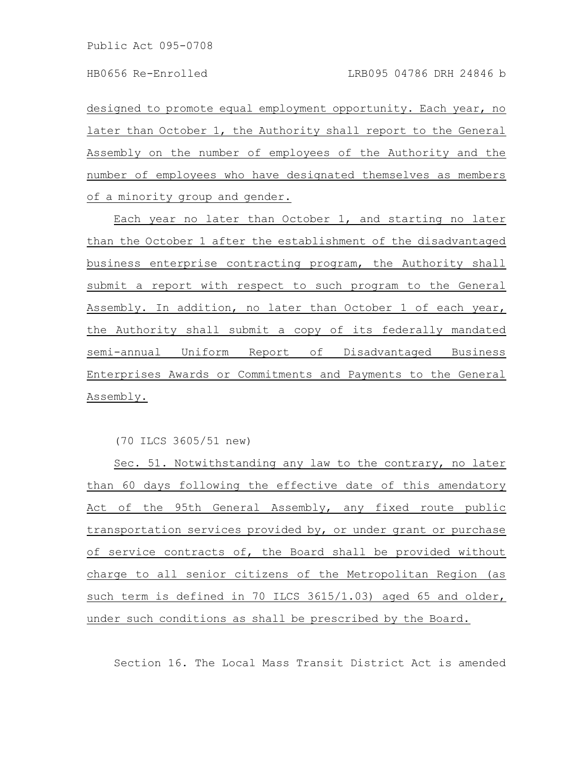designed to promote equal employment opportunity. Each year, no later than October 1, the Authority shall report to the General Assembly on the number of employees of the Authority and the number of employees who have designated themselves as members of a minority group and gender.

Each year no later than October 1, and starting no later than the October 1 after the establishment of the disadvantaged business enterprise contracting program, the Authority shall submit a report with respect to such program to the General Assembly. In addition, no later than October 1 of each year, the Authority shall submit a copy of its federally mandated semi-annual Uniform Report of Disadvantaged Business Enterprises Awards or Commitments and Payments to the General Assembly.

(70 ILCS 3605/51 new)

Sec. 51. Notwithstanding any law to the contrary, no later than 60 days following the effective date of this amendatory Act of the 95th General Assembly, any fixed route public transportation services provided by, or under grant or purchase of service contracts of, the Board shall be provided without charge to all senior citizens of the Metropolitan Region (as such term is defined in 70 ILCS 3615/1.03) aged 65 and older, under such conditions as shall be prescribed by the Board.

Section 16. The Local Mass Transit District Act is amended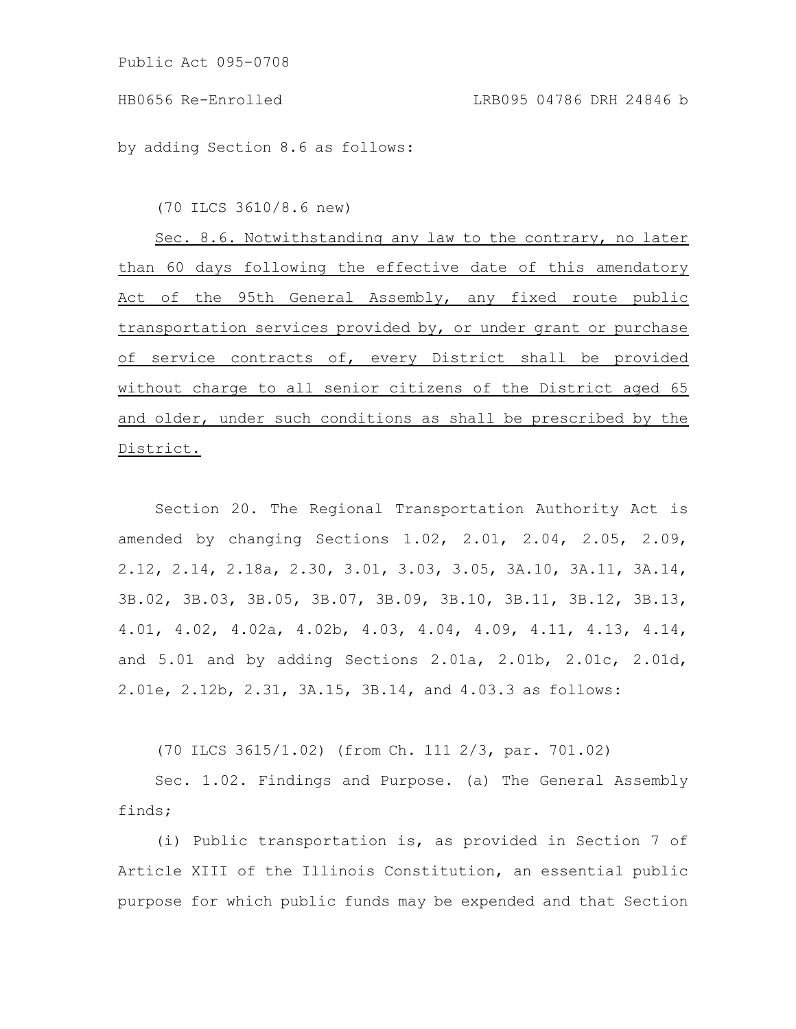by adding Section 8.6 as follows:

(70 ILCS 3610/8.6 new)

Sec. 8.6. Notwithstanding any law to the contrary, no later than 60 days following the effective date of this amendatory Act of the 95th General Assembly, any fixed route public transportation services provided by, or under grant or purchase of service contracts of, every District shall be provided without charge to all senior citizens of the District aged 65 and older, under such conditions as shall be prescribed by the District.

Section 20. The Regional Transportation Authority Act is amended by changing Sections 1.02, 2.01, 2.04, 2.05, 2.09, 2.12, 2.14, 2.18a, 2.30, 3.01, 3.03, 3.05, 3A.10, 3A.11, 3A.14, 3B.02, 3B.03, 3B.05, 3B.07, 3B.09, 3B.10, 3B.11, 3B.12, 3B.13, 4.01, 4.02, 4.02a, 4.02b, 4.03, 4.04, 4.09, 4.11, 4.13, 4.14, and 5.01 and by adding Sections 2.01a, 2.01b, 2.01c, 2.01d, 2.01e, 2.12b, 2.31, 3A.15, 3B.14, and 4.03.3 as follows:

(70 ILCS 3615/1.02) (from Ch. 111 2/3, par. 701.02)

Sec. 1.02. Findings and Purpose. (a) The General Assembly finds;

(i) Public transportation is, as provided in Section 7 of Article XIII of the Illinois Constitution, an essential public purpose for which public funds may be expended and that Section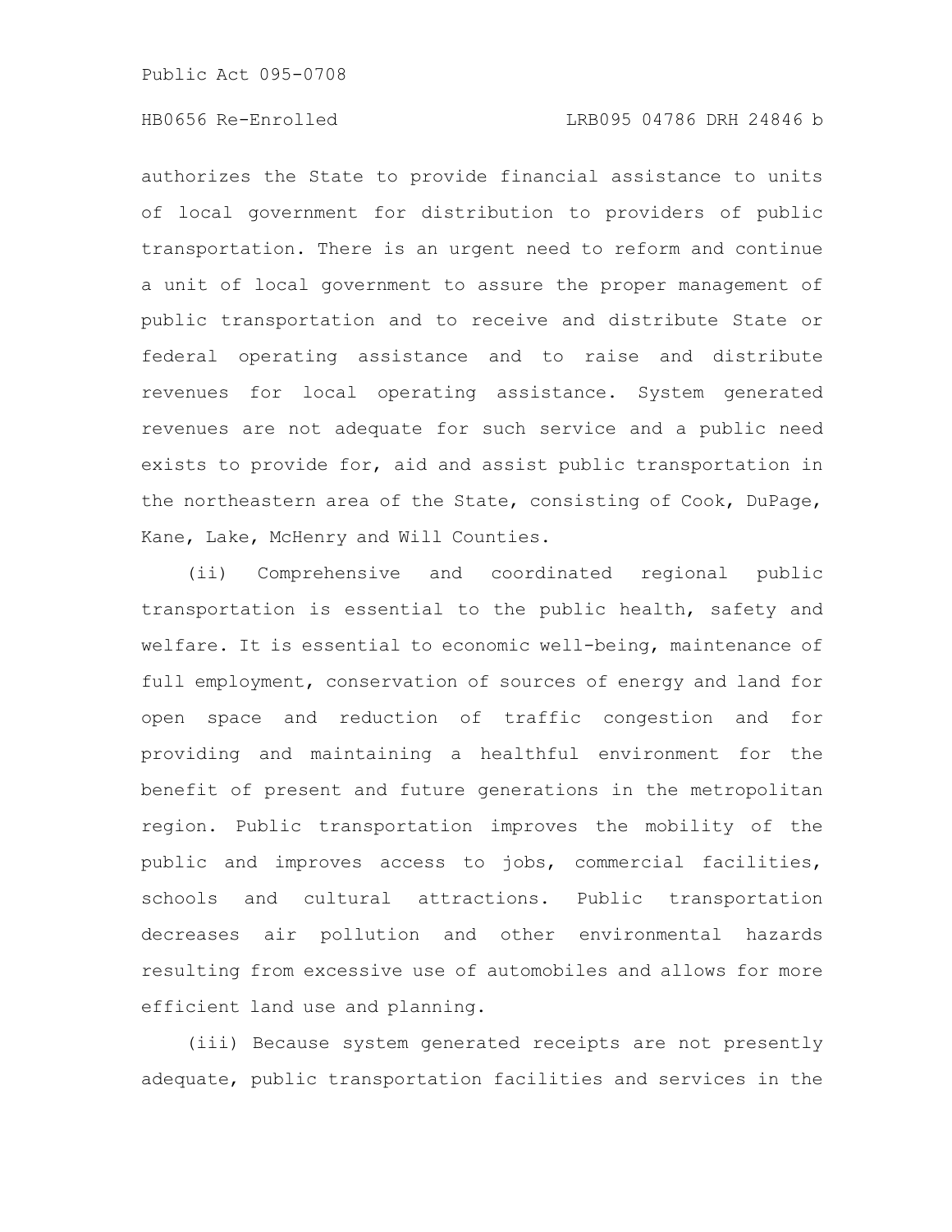authorizes the State to provide financial assistance to units of local government for distribution to providers of public transportation. There is an urgent need to reform and continue a unit of local government to assure the proper management of public transportation and to receive and distribute State or federal operating assistance and to raise and distribute revenues for local operating assistance. System generated revenues are not adequate for such service and a public need exists to provide for, aid and assist public transportation in the northeastern area of the State, consisting of Cook, DuPage, Kane, Lake, McHenry and Will Counties.

(ii) Comprehensive and coordinated regional public transportation is essential to the public health, safety and welfare. It is essential to economic well-being, maintenance of full employment, conservation of sources of energy and land for open space and reduction of traffic congestion and for providing and maintaining a healthful environment for the benefit of present and future generations in the metropolitan region. Public transportation improves the mobility of the public and improves access to jobs, commercial facilities, schools and cultural attractions. Public transportation decreases air pollution and other environmental hazards resulting from excessive use of automobiles and allows for more efficient land use and planning.

(iii) Because system generated receipts are not presently adequate, public transportation facilities and services in the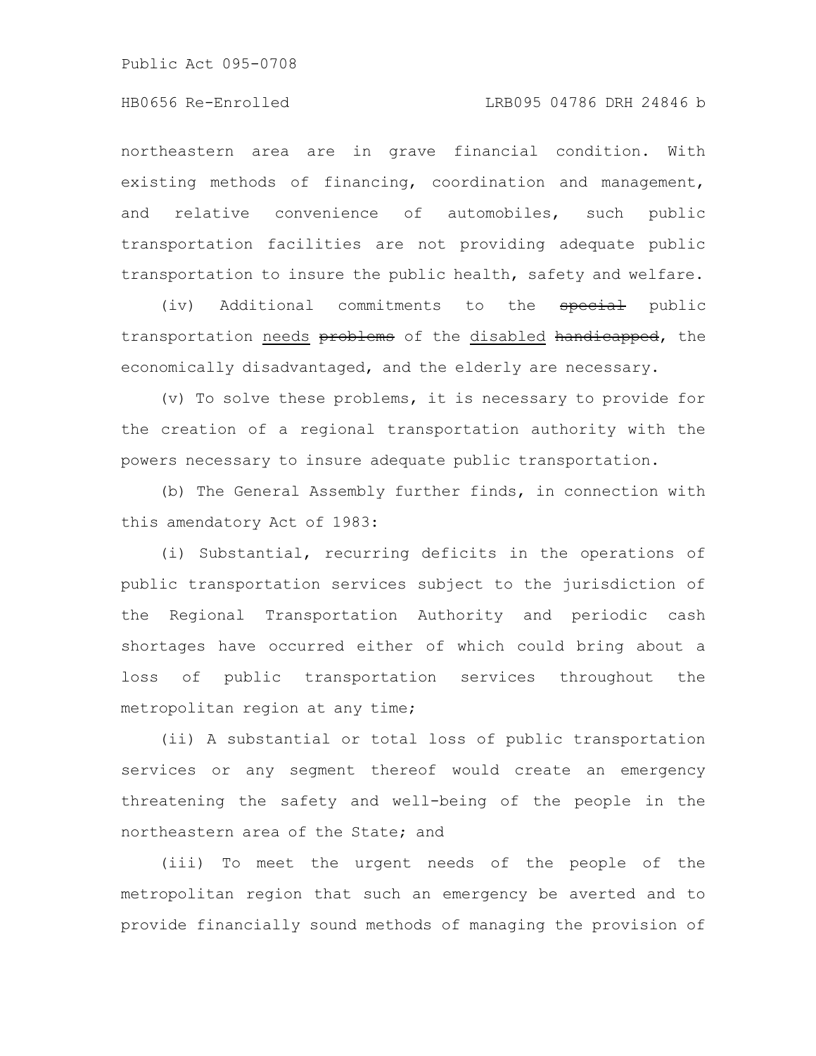northeastern area are in grave financial condition. With existing methods of financing, coordination and management, and relative convenience of automobiles, such public transportation facilities are not providing adequate public transportation to insure the public health, safety and welfare.

(iv) Additional commitments to the ~~special~~ public transportation <u>needs</u> ~~problems~~ of the <u>disabled</u> ~~handicapped~~, the economically disadvantaged, and the elderly are necessary.

(v) To solve these problems, it is necessary to provide for the creation of a regional transportation authority with the powers necessary to insure adequate public transportation.

(b) The General Assembly further finds, in connection with this amendatory Act of 1983:

(i) Substantial, recurring deficits in the operations of public transportation services subject to the jurisdiction of the Regional Transportation Authority and periodic cash shortages have occurred either of which could bring about a loss of public transportation services throughout the metropolitan region at any time;

(ii) A substantial or total loss of public transportation services or any segment thereof would create an emergency threatening the safety and well-being of the people in the northeastern area of the State; and

(iii) To meet the urgent needs of the people of the metropolitan region that such an emergency be averted and to provide financially sound methods of managing the provision of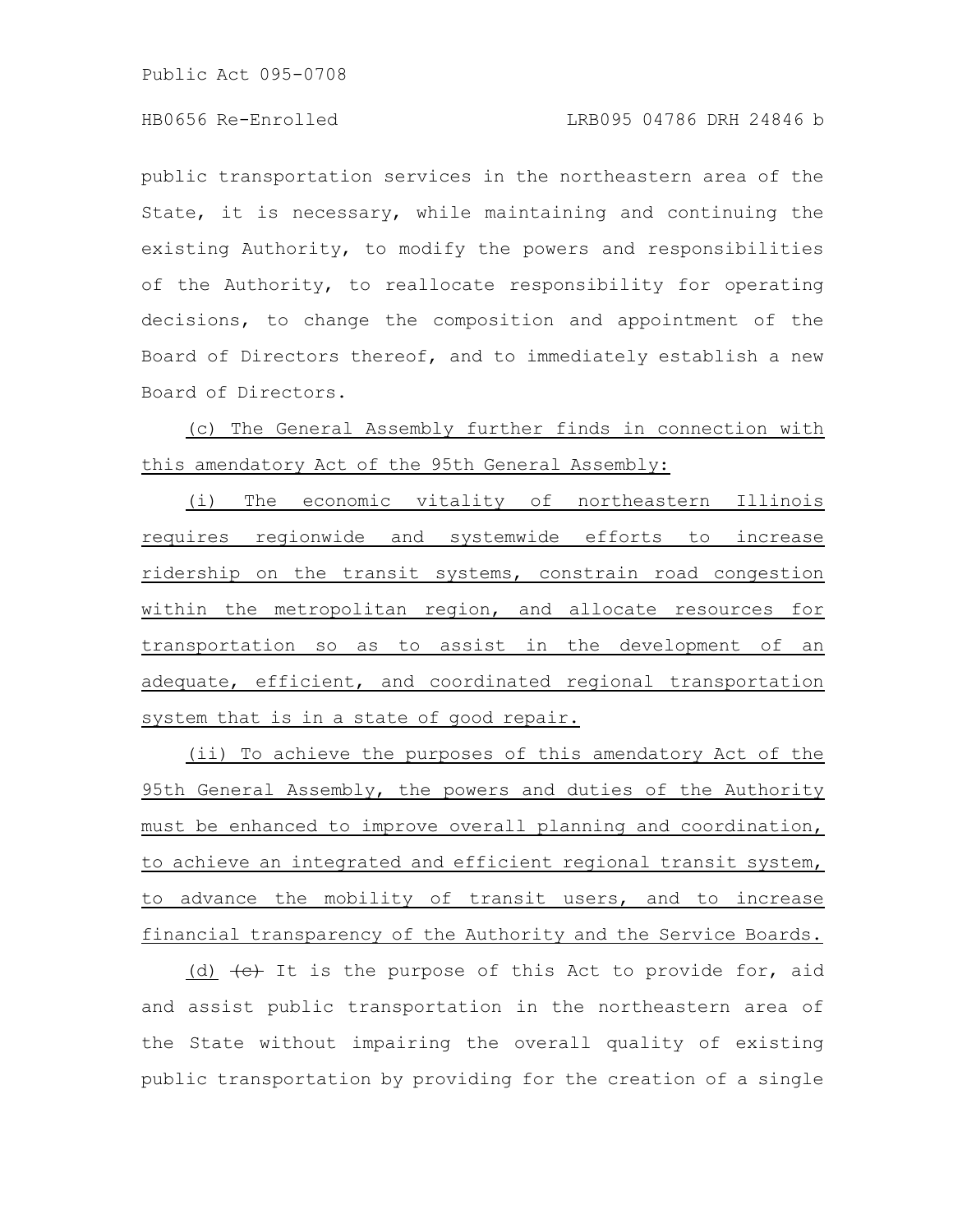public transportation services in the northeastern area of the State, it is necessary, while maintaining and continuing the existing Authority, to modify the powers and responsibilities of the Authority, to reallocate responsibility for operating decisions, to change the composition and appointment of the Board of Directors thereof, and to immediately establish a new Board of Directors.

(c) The General Assembly further finds in connection with this amendatory Act of the 95th General Assembly:

(i) The economic vitality of northeastern Illinois requires regionwide and systemwide efforts to increase ridership on the transit systems, constrain road congestion within the metropolitan region, and allocate resources for transportation so as to assist in the development of an adequate, efficient, and coordinated regional transportation system that is in a state of good repair.

(ii) To achieve the purposes of this amendatory Act of the 95th General Assembly, the powers and duties of the Authority must be enhanced to improve overall planning and coordination, to achieve an integrated and efficient regional transit system, to advance the mobility of transit users, and to increase financial transparency of the Authority and the Service Boards.

(d) ~~(c)~~ It is the purpose of this Act to provide for, aid and assist public transportation in the northeastern area of the State without impairing the overall quality of existing public transportation by providing for the creation of a single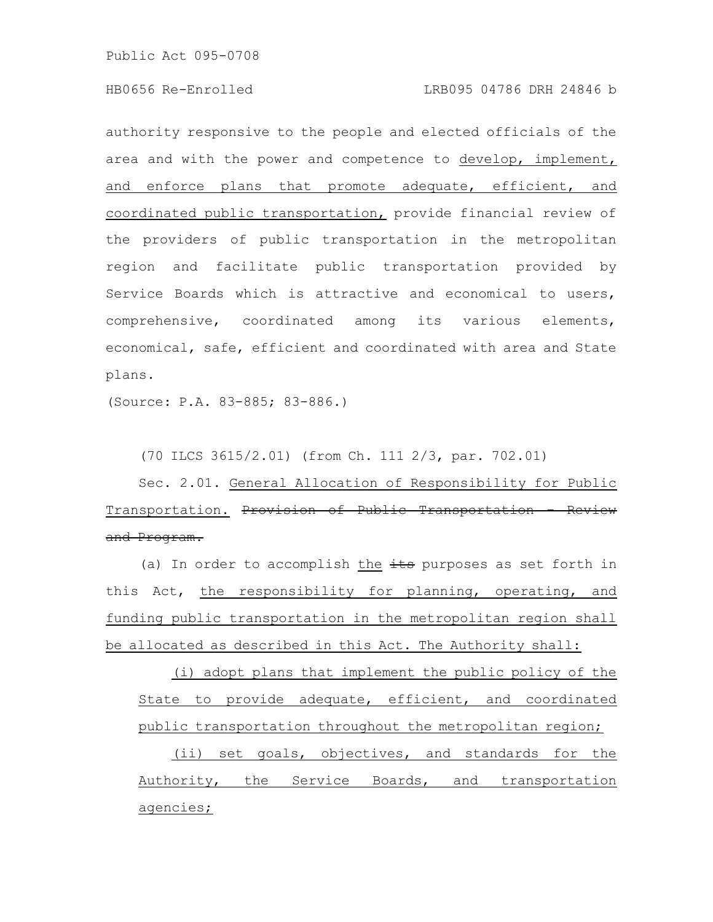authority responsive to the people and elected officials of the area and with the power and competence to develop, implement, and enforce plans that promote adequate, efficient, and coordinated public transportation, provide financial review of the providers of public transportation in the metropolitan region and facilitate public transportation provided by Service Boards which is attractive and economical to users, comprehensive, coordinated among its various elements, economical, safe, efficient and coordinated with area and State plans.

(Source: P.A. 83-885; 83-886.)

(70 ILCS 3615/2.01) (from Ch. 111 2/3, par. 702.01)

Sec. 2.01. General Allocation of Responsibility for Public Transportation. ~~Provision of Public Transportation - Review and Program.~~

(a) In order to accomplish the ~~its~~ purposes as set forth in this Act, the responsibility for planning, operating, and funding public transportation in the metropolitan region shall be allocated as described in this Act. The Authority shall:

(i) adopt plans that implement the public policy of the State to provide adequate, efficient, and coordinated public transportation throughout the metropolitan region;

(ii) set goals, objectives, and standards for the Authority, the Service Boards, and transportation agencies;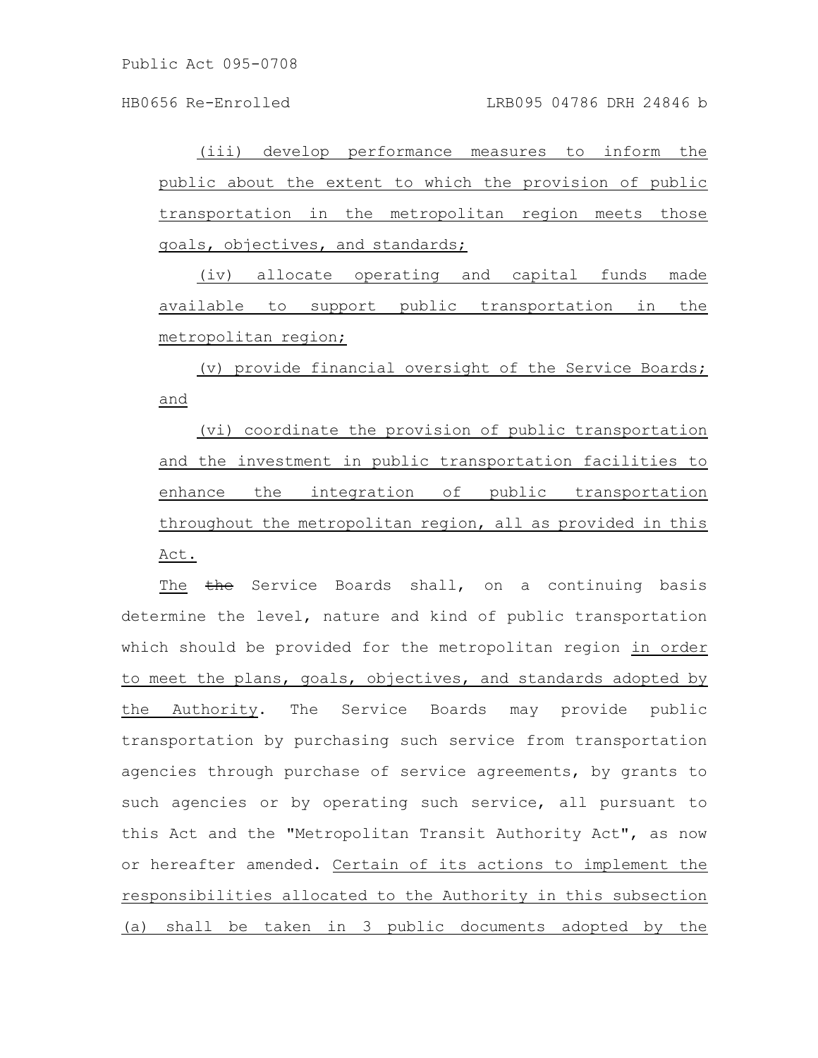(iii) develop performance measures to inform the public about the extent to which the provision of public transportation in the metropolitan region meets those goals, objectives, and standards;

(iv) allocate operating and capital funds made available to support public transportation in the metropolitan region;

(v) provide financial oversight of the Service Boards; and

(vi) coordinate the provision of public transportation and the investment in public transportation facilities to enhance the integration of public transportation throughout the metropolitan region, all as provided in this Act.

The ~~the~~ Service Boards shall, on a continuing basis determine the level, nature and kind of public transportation which should be provided for the metropolitan region in order to meet the plans, goals, objectives, and standards adopted by the Authority. The Service Boards may provide public transportation by purchasing such service from transportation agencies through purchase of service agreements, by grants to such agencies or by operating such service, all pursuant to this Act and the "Metropolitan Transit Authority Act", as now or hereafter amended. Certain of its actions to implement the responsibilities allocated to the Authority in this subsection (a) shall be taken in 3 public documents adopted by the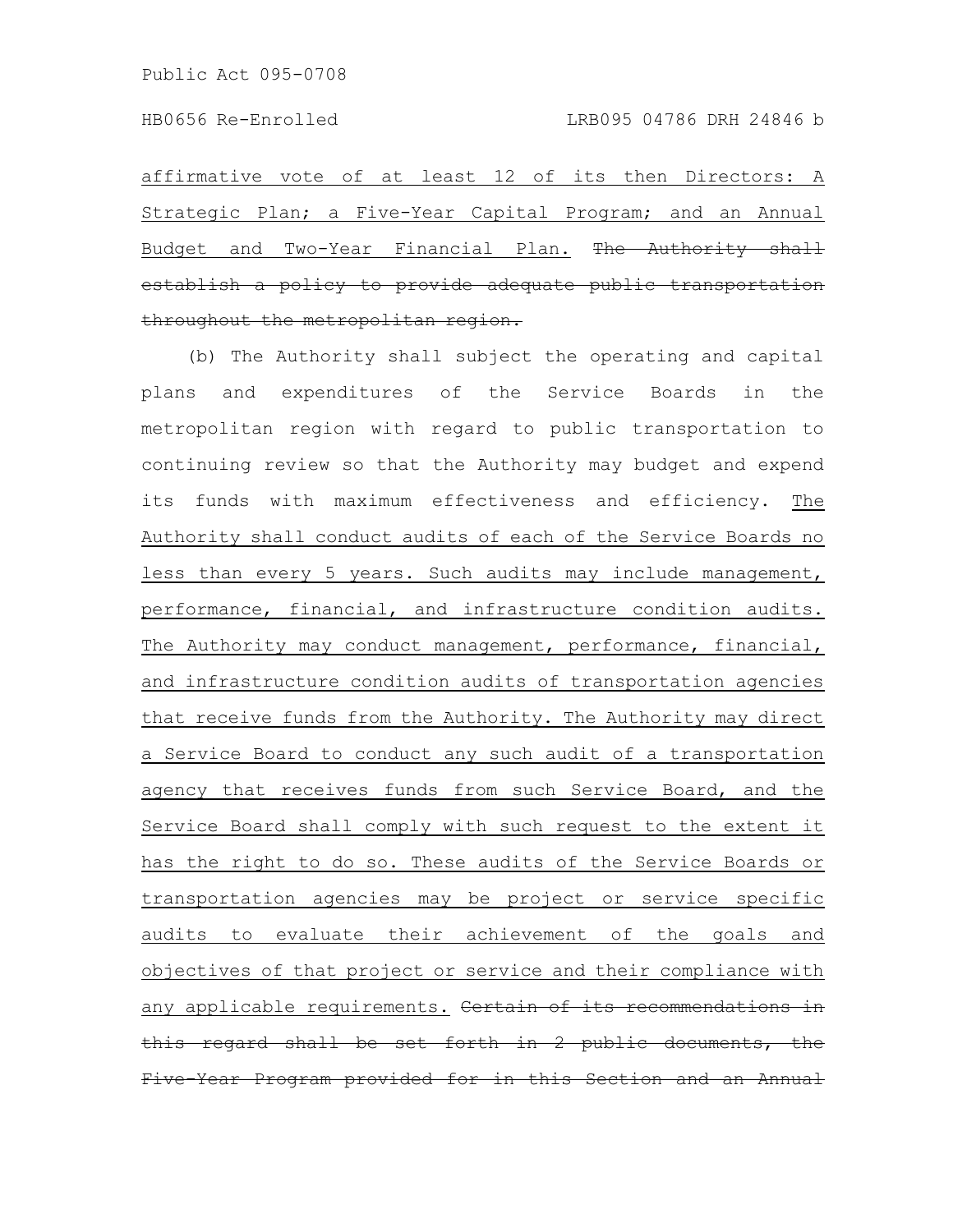affirmative vote of at least 12 of its then Directors: A Strategic Plan; a Five-Year Capital Program; and an Annual Budget and Two-Year Financial Plan. ~~The Authority shall establish a policy to provide adequate public transportation throughout the metropolitan region.~~

(b) The Authority shall subject the operating and capital plans and expenditures of the Service Boards in the metropolitan region with regard to public transportation to continuing review so that the Authority may budget and expend its funds with maximum effectiveness and efficiency. The Authority shall conduct audits of each of the Service Boards no less than every 5 years. Such audits may include management, performance, financial, and infrastructure condition audits. The Authority may conduct management, performance, financial, and infrastructure condition audits of transportation agencies that receive funds from the Authority. The Authority may direct a Service Board to conduct any such audit of a transportation agency that receives funds from such Service Board, and the Service Board shall comply with such request to the extent it has the right to do so. These audits of the Service Boards or transportation agencies may be project or service specific audits to evaluate their achievement of the goals and objectives of that project or service and their compliance with any applicable requirements. ~~Certain of its recommendations in this regard shall be set forth in 2 public documents, the Five-Year Program provided for in this Section and an Annual~~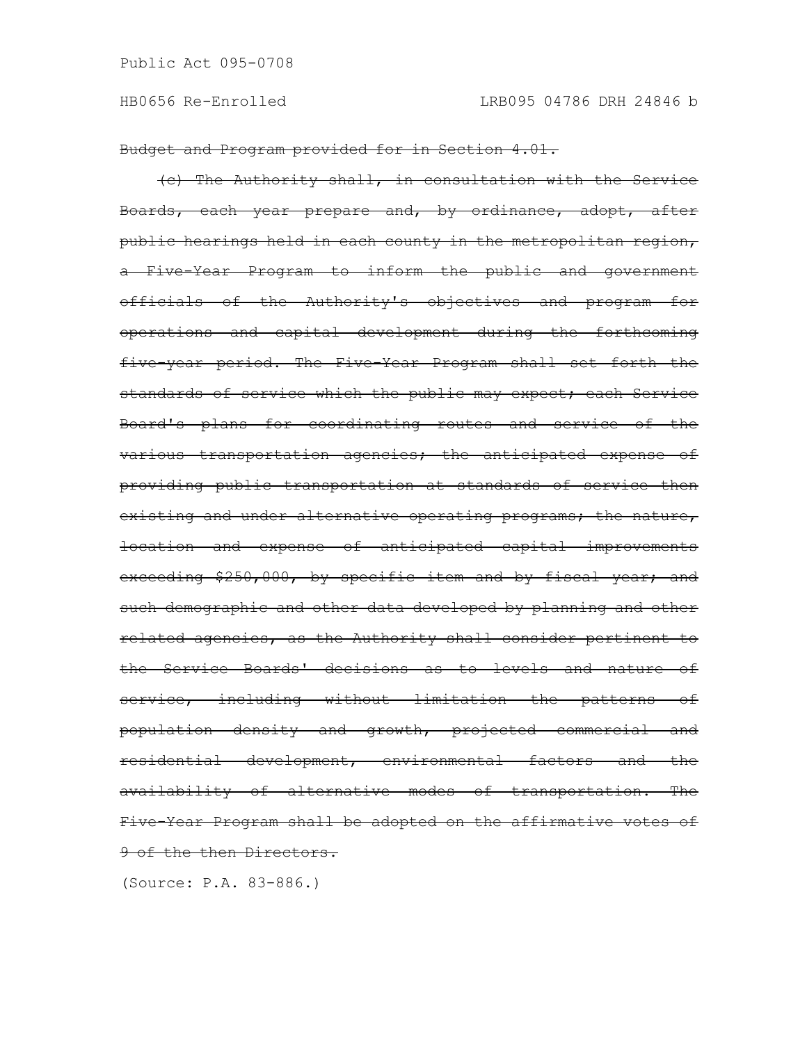~~Budget and Program provided for in Section 4.01.~~

~~(c) The Authority shall, in consultation with the Service Boards, each year prepare and, by ordinance, adopt, after public hearings held in each county in the metropolitan region, a Five-Year Program to inform the public and government officials of the Authority's objectives and program for operations and capital development during the forthcoming five-year period. The Five-Year Program shall set forth the standards of service which the public may expect; each Service Board's plans for coordinating routes and service of the various transportation agencies; the anticipated expense of providing public transportation at standards of service then existing and under alternative operating programs; the nature, location and expense of anticipated capital improvements exceeding $250,000, by specific item and by fiscal year; and such demographic and other data developed by planning and other related agencies, as the Authority shall consider pertinent to the Service Boards' decisions as to levels and nature of service, including without limitation the patterns of population density and growth, projected commercial and residential development, environmental factors and the availability of alternative modes of transportation. The Five-Year Program shall be adopted on the affirmative votes of 9 of the then Directors.~~

(Source: P.A. 83-886.)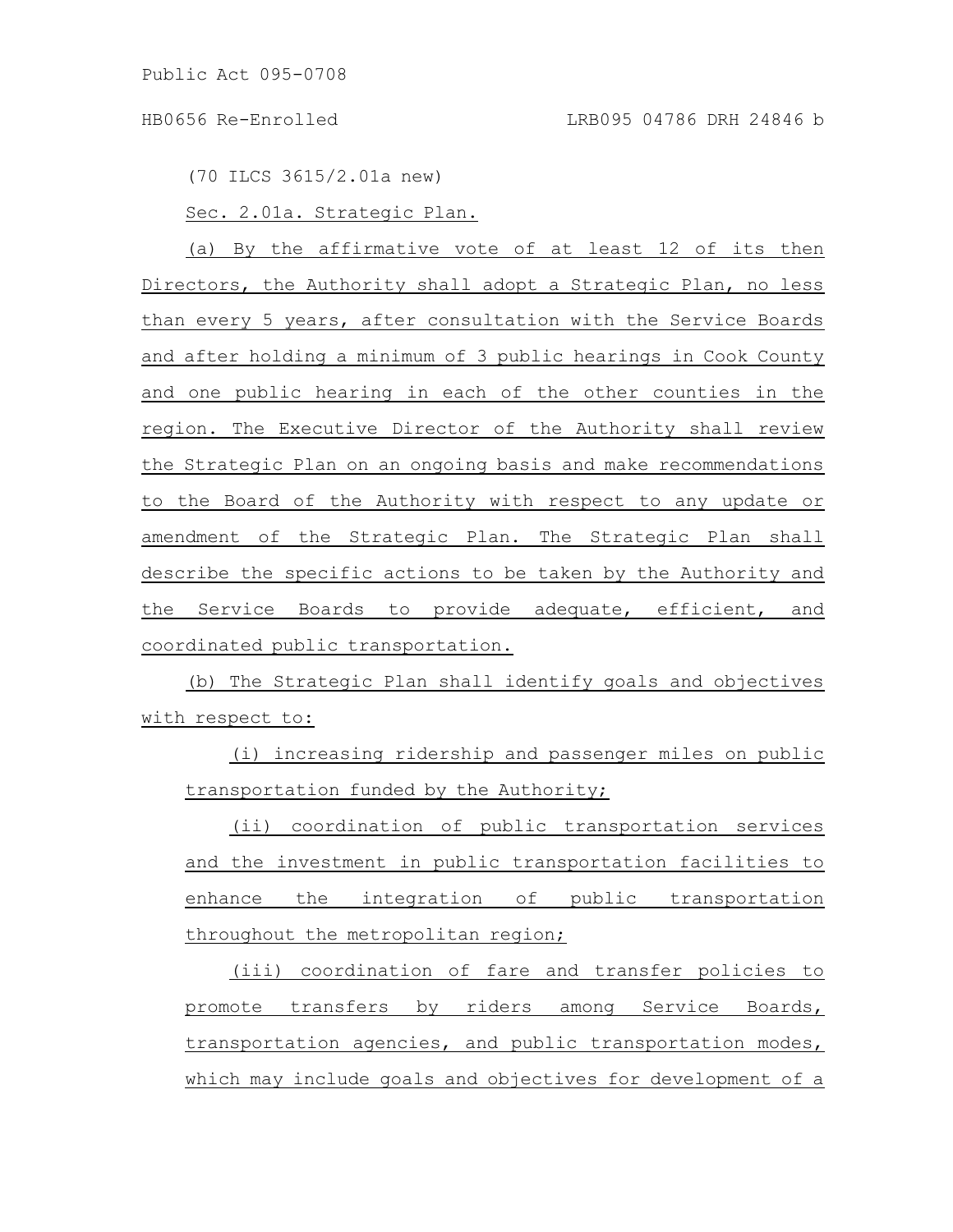(70 ILCS 3615/2.01a new)

Sec. 2.01a. Strategic Plan.

(a) By the affirmative vote of at least 12 of its then Directors, the Authority shall adopt a Strategic Plan, no less than every 5 years, after consultation with the Service Boards and after holding a minimum of 3 public hearings in Cook County and one public hearing in each of the other counties in the region. The Executive Director of the Authority shall review the Strategic Plan on an ongoing basis and make recommendations to the Board of the Authority with respect to any update or amendment of the Strategic Plan. The Strategic Plan shall describe the specific actions to be taken by the Authority and the Service Boards to provide adequate, efficient, and coordinated public transportation.

(b) The Strategic Plan shall identify goals and objectives with respect to:

(i) increasing ridership and passenger miles on public transportation funded by the Authority;

(ii) coordination of public transportation services and the investment in public transportation facilities to enhance the integration of public transportation throughout the metropolitan region;

(iii) coordination of fare and transfer policies to promote transfers by riders among Service Boards, transportation agencies, and public transportation modes, which may include goals and objectives for development of a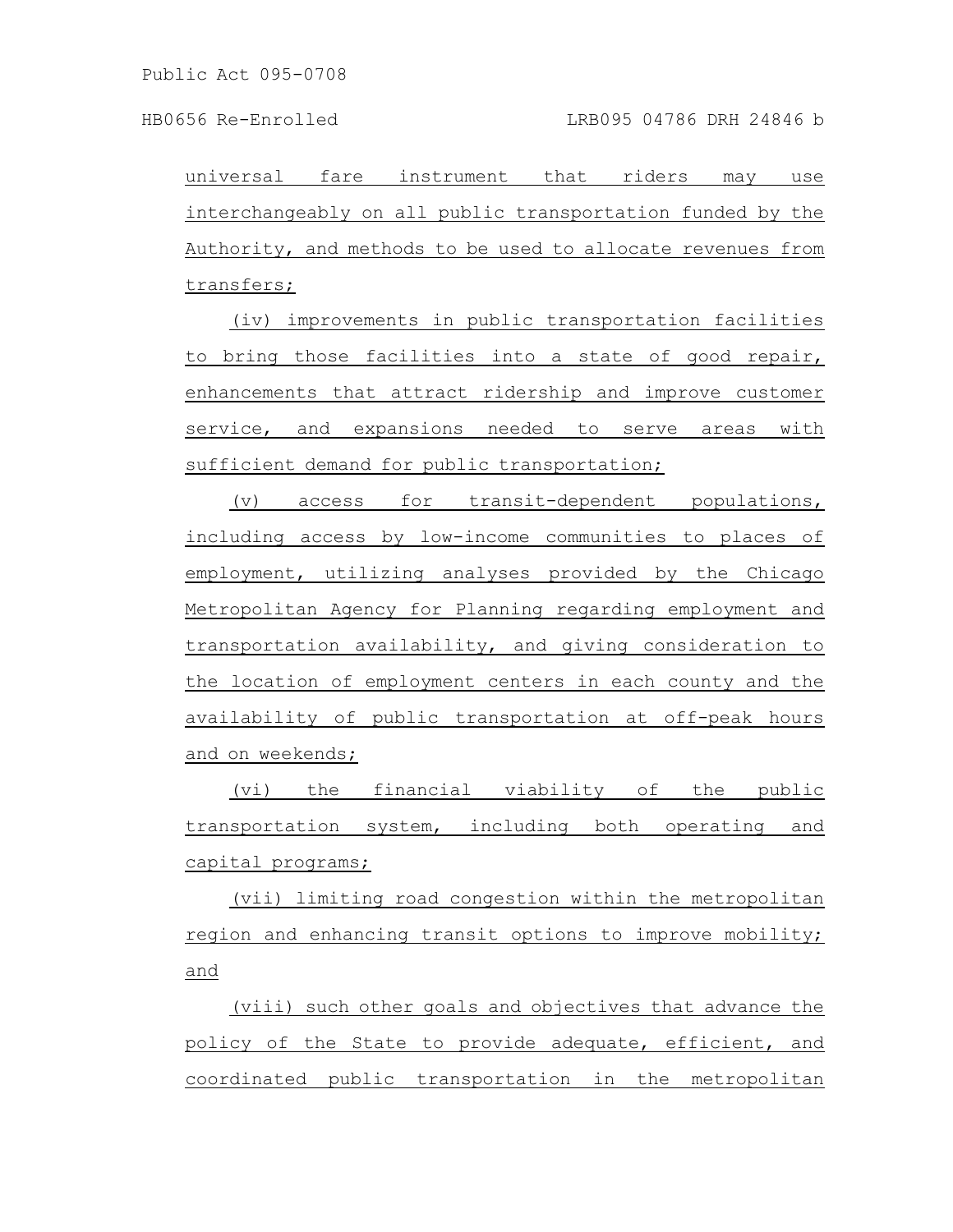universal fare instrument that riders may use interchangeably on all public transportation funded by the Authority, and methods to be used to allocate revenues from transfers;

(iv) improvements in public transportation facilities to bring those facilities into a state of good repair, enhancements that attract ridership and improve customer service, and expansions needed to serve areas with sufficient demand for public transportation;

(v) access for transit-dependent populations, including access by low-income communities to places of employment, utilizing analyses provided by the Chicago Metropolitan Agency for Planning regarding employment and transportation availability, and giving consideration to the location of employment centers in each county and the availability of public transportation at off-peak hours and on weekends;

(vi) the financial viability of the public transportation system, including both operating and capital programs;

(vii) limiting road congestion within the metropolitan region and enhancing transit options to improve mobility; and

(viii) such other goals and objectives that advance the policy of the State to provide adequate, efficient, and coordinated public transportation in the metropolitan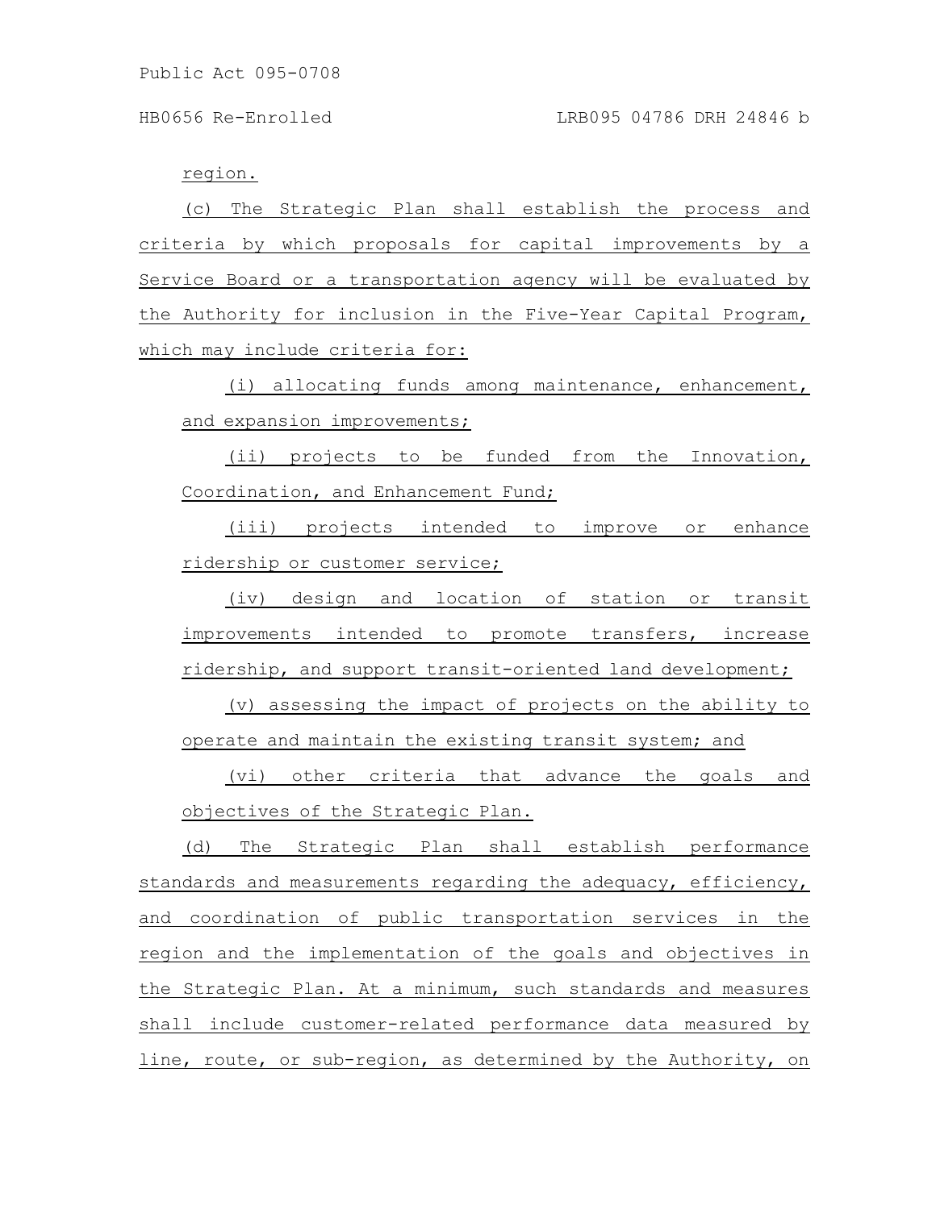region.

(c) The Strategic Plan shall establish the process and criteria by which proposals for capital improvements by a Service Board or a transportation agency will be evaluated by the Authority for inclusion in the Five-Year Capital Program, which may include criteria for:

(i) allocating funds among maintenance, enhancement, and expansion improvements;

(ii) projects to be funded from the Innovation, Coordination, and Enhancement Fund;

(iii) projects intended to improve or enhance ridership or customer service;

(iv) design and location of station or transit improvements intended to promote transfers, increase ridership, and support transit-oriented land development;

(v) assessing the impact of projects on the ability to operate and maintain the existing transit system; and

(vi) other criteria that advance the goals and objectives of the Strategic Plan.

(d) The Strategic Plan shall establish performance standards and measurements regarding the adequacy, efficiency, and coordination of public transportation services in the region and the implementation of the goals and objectives in the Strategic Plan. At a minimum, such standards and measures shall include customer-related performance data measured by line, route, or sub-region, as determined by the Authority, on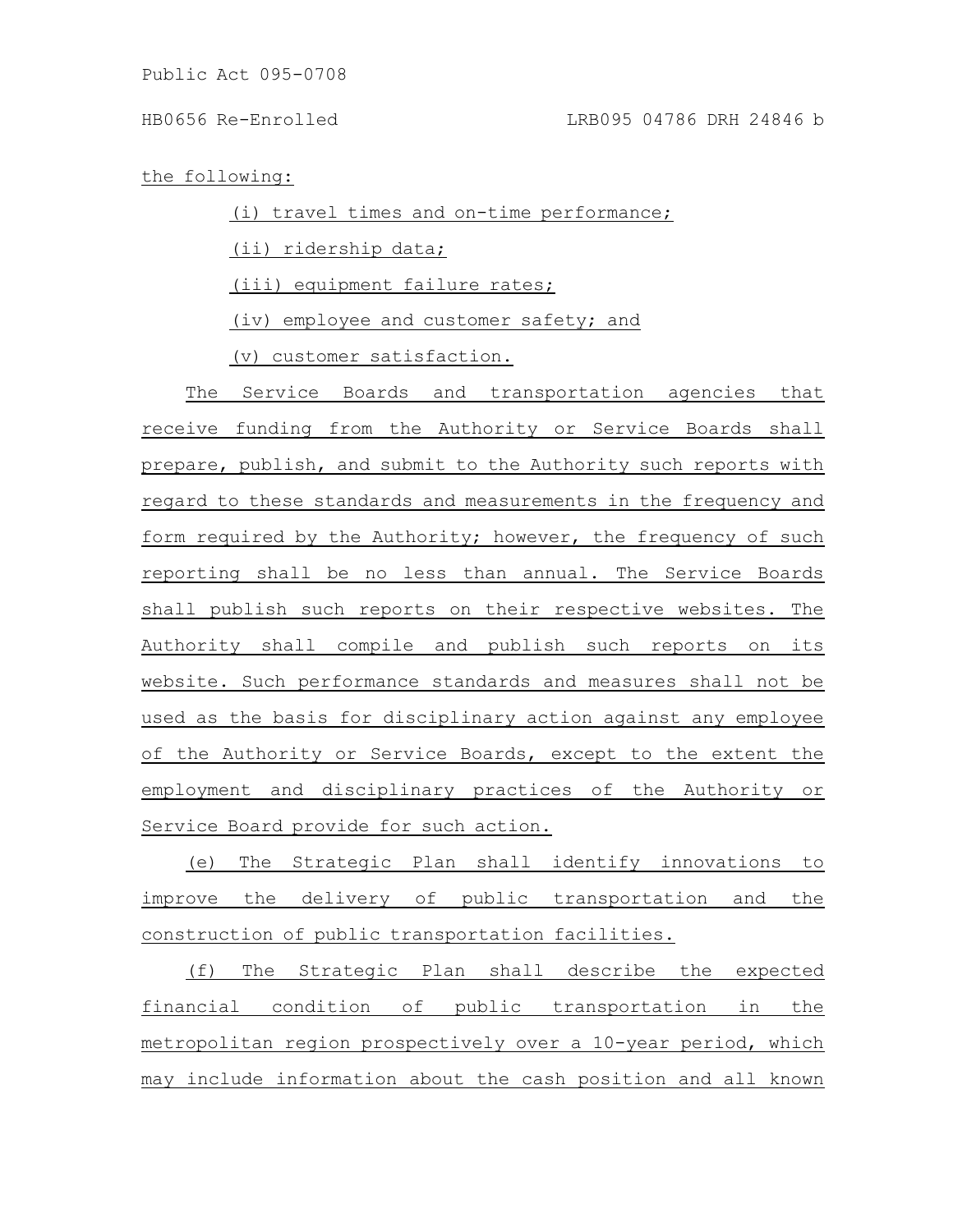the following:

(i) travel times and on-time performance;

(ii) ridership data;

(iii) equipment failure rates;

(iv) employee and customer safety; and

(v) customer satisfaction.

The Service Boards and transportation agencies that receive funding from the Authority or Service Boards shall prepare, publish, and submit to the Authority such reports with regard to these standards and measurements in the frequency and form required by the Authority; however, the frequency of such reporting shall be no less than annual. The Service Boards shall publish such reports on their respective websites. The Authority shall compile and publish such reports on its website. Such performance standards and measures shall not be used as the basis for disciplinary action against any employee of the Authority or Service Boards, except to the extent the employment and disciplinary practices of the Authority or Service Board provide for such action.

(e) The Strategic Plan shall identify innovations to improve the delivery of public transportation and the construction of public transportation facilities.

(f) The Strategic Plan shall describe the expected financial condition of public transportation in the metropolitan region prospectively over a 10-year period, which may include information about the cash position and all known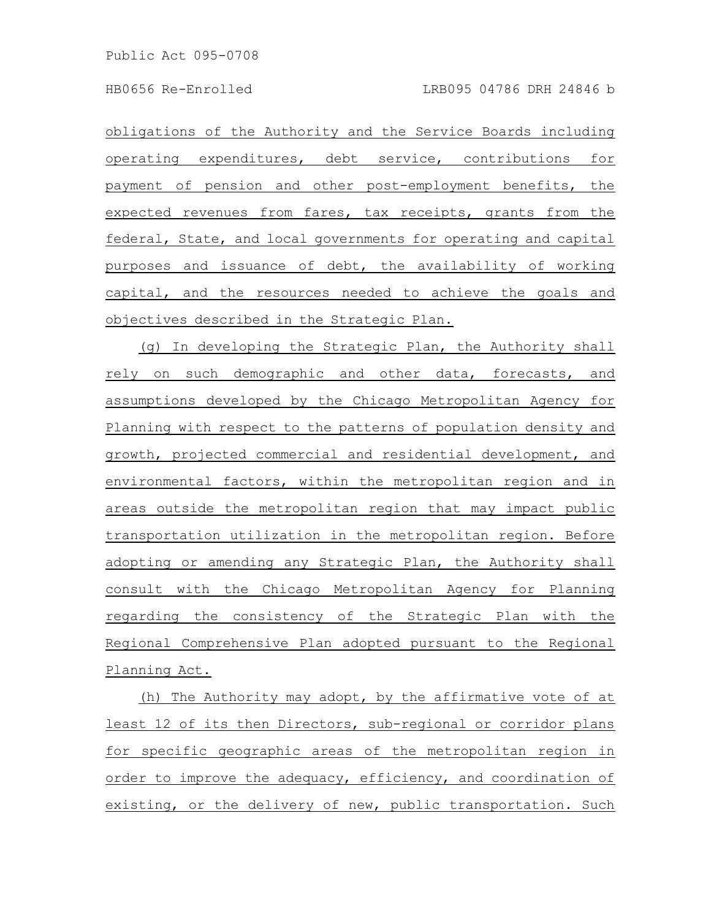obligations of the Authority and the Service Boards including operating expenditures, debt service, contributions for payment of pension and other post-employment benefits, the expected revenues from fares, tax receipts, grants from the federal, State, and local governments for operating and capital purposes and issuance of debt, the availability of working capital, and the resources needed to achieve the goals and objectives described in the Strategic Plan.

(g) In developing the Strategic Plan, the Authority shall rely on such demographic and other data, forecasts, and assumptions developed by the Chicago Metropolitan Agency for Planning with respect to the patterns of population density and growth, projected commercial and residential development, and environmental factors, within the metropolitan region and in areas outside the metropolitan region that may impact public transportation utilization in the metropolitan region. Before adopting or amending any Strategic Plan, the Authority shall consult with the Chicago Metropolitan Agency for Planning regarding the consistency of the Strategic Plan with the Regional Comprehensive Plan adopted pursuant to the Regional Planning Act.

(h) The Authority may adopt, by the affirmative vote of at least 12 of its then Directors, sub-regional or corridor plans for specific geographic areas of the metropolitan region in order to improve the adequacy, efficiency, and coordination of existing, or the delivery of new, public transportation. Such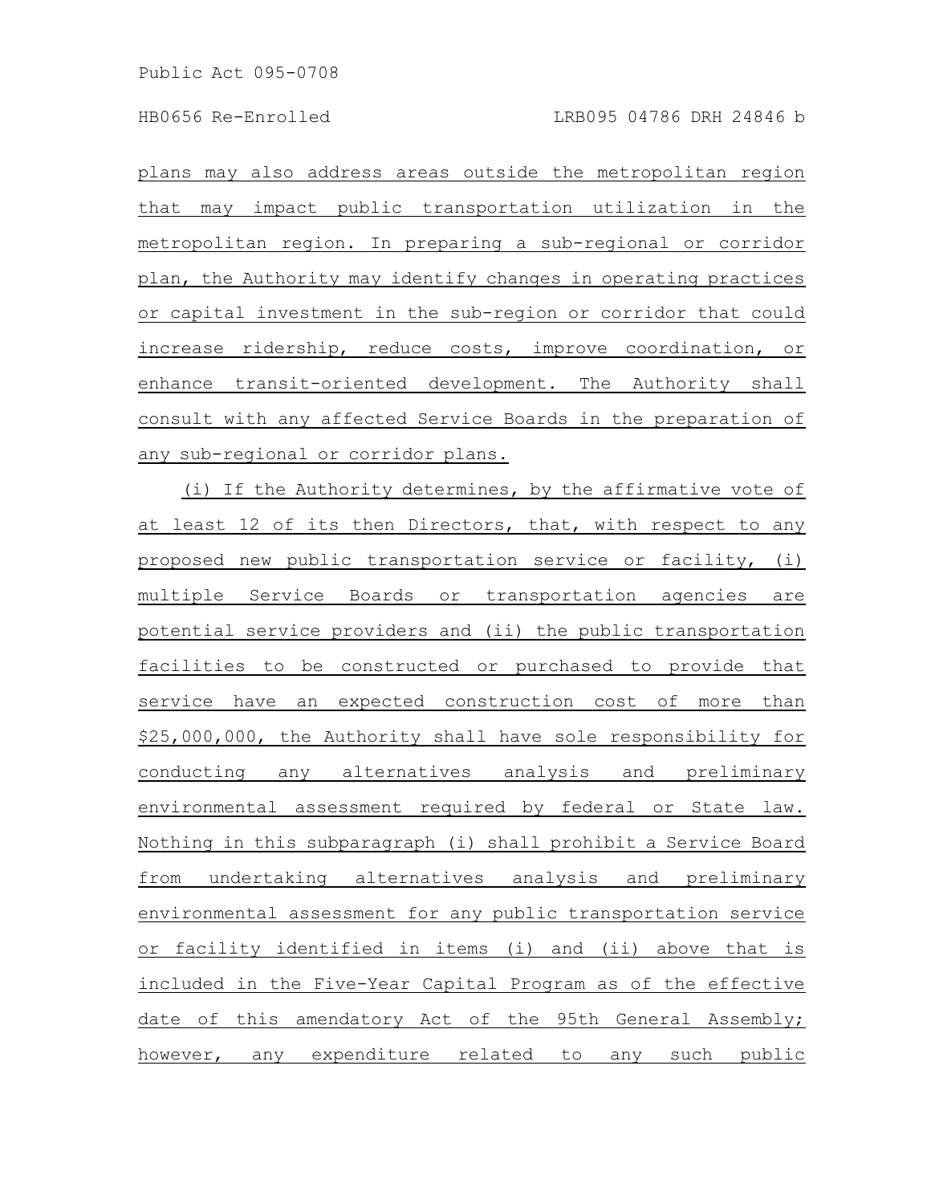plans may also address areas outside the metropolitan region that may impact public transportation utilization in the metropolitan region. In preparing a sub-regional or corridor plan, the Authority may identify changes in operating practices or capital investment in the sub-region or corridor that could increase ridership, reduce costs, improve coordination, or enhance transit-oriented development. The Authority shall consult with any affected Service Boards in the preparation of any sub-regional or corridor plans.

(i) If the Authority determines, by the affirmative vote of at least 12 of its then Directors, that, with respect to any proposed new public transportation service or facility, (i) multiple Service Boards or transportation agencies are potential service providers and (ii) the public transportation facilities to be constructed or purchased to provide that service have an expected construction cost of more than $25,000,000, the Authority shall have sole responsibility for conducting any alternatives analysis and preliminary environmental assessment required by federal or State law. Nothing in this subparagraph (i) shall prohibit a Service Board from undertaking alternatives analysis and preliminary environmental assessment for any public transportation service or facility identified in items (i) and (ii) above that is included in the Five-Year Capital Program as of the effective date of this amendatory Act of the 95th General Assembly; however, any expenditure related to any such public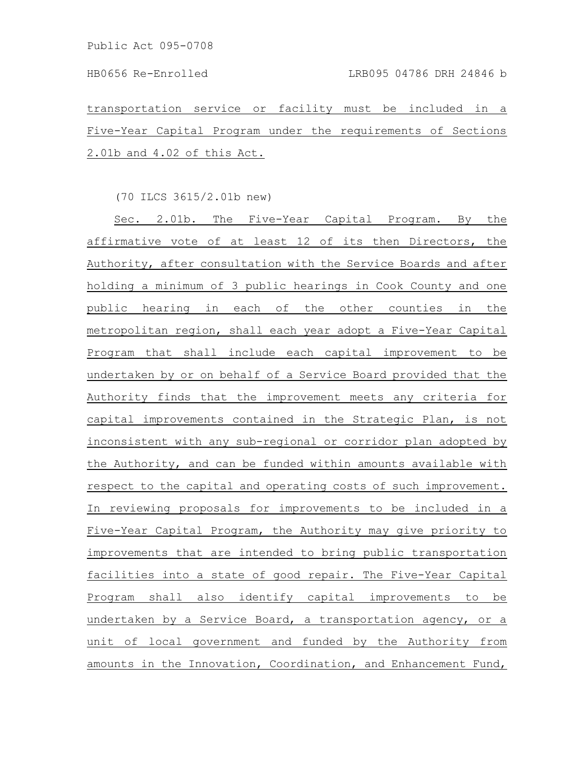transportation service or facility must be included in a Five-Year Capital Program under the requirements of Sections 2.01b and 4.02 of this Act.

(70 ILCS 3615/2.01b new)

Sec. 2.01b. The Five-Year Capital Program. By the affirmative vote of at least 12 of its then Directors, the Authority, after consultation with the Service Boards and after holding a minimum of 3 public hearings in Cook County and one public hearing in each of the other counties in the metropolitan region, shall each year adopt a Five-Year Capital Program that shall include each capital improvement to be undertaken by or on behalf of a Service Board provided that the Authority finds that the improvement meets any criteria for capital improvements contained in the Strategic Plan, is not inconsistent with any sub-regional or corridor plan adopted by the Authority, and can be funded within amounts available with respect to the capital and operating costs of such improvement. In reviewing proposals for improvements to be included in a Five-Year Capital Program, the Authority may give priority to improvements that are intended to bring public transportation facilities into a state of good repair. The Five-Year Capital Program shall also identify capital improvements to be undertaken by a Service Board, a transportation agency, or a unit of local government and funded by the Authority from amounts in the Innovation, Coordination, and Enhancement Fund,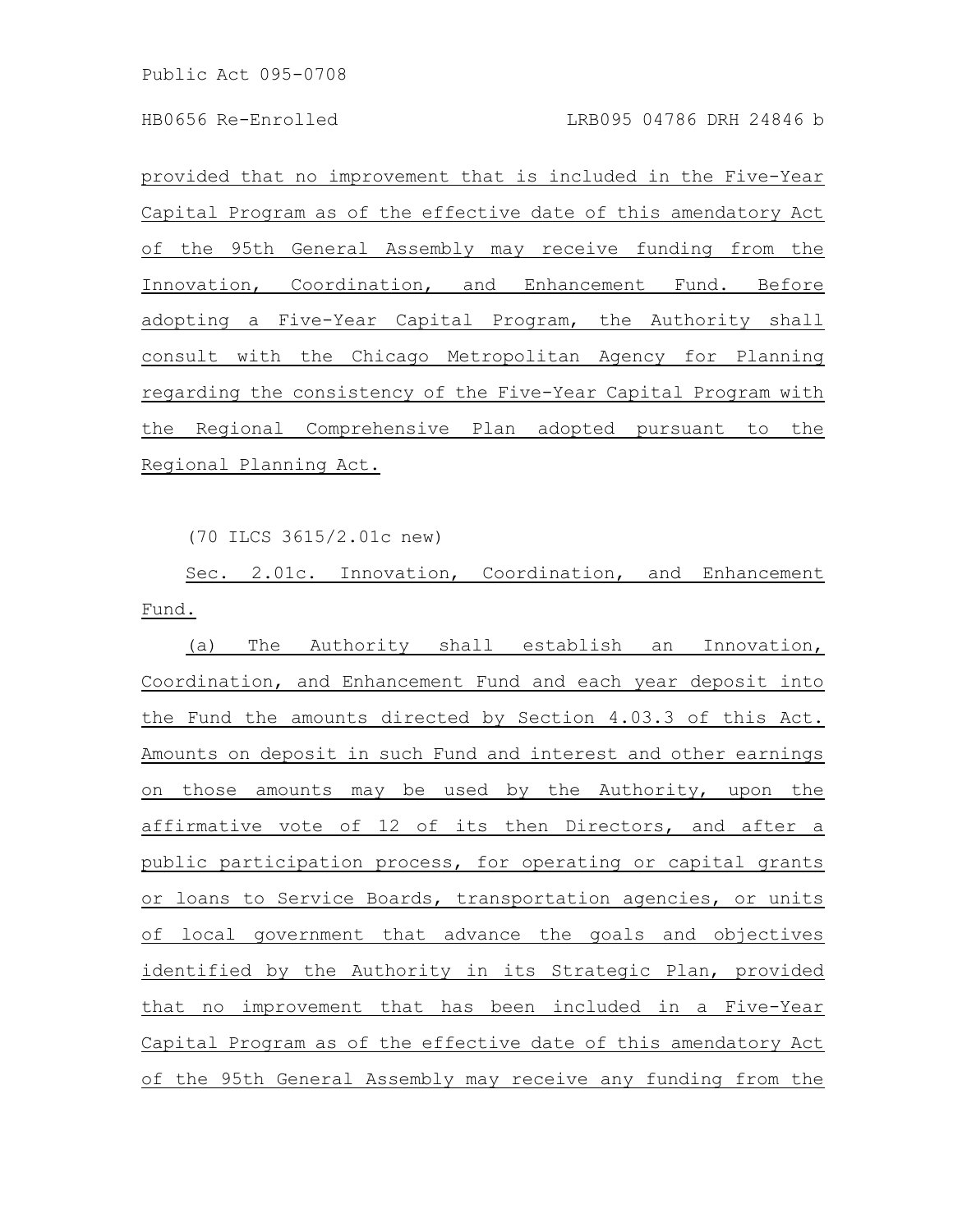provided that no improvement that is included in the Five-Year Capital Program as of the effective date of this amendatory Act of the 95th General Assembly may receive funding from the Innovation, Coordination, and Enhancement Fund. Before adopting a Five-Year Capital Program, the Authority shall consult with the Chicago Metropolitan Agency for Planning regarding the consistency of the Five-Year Capital Program with the Regional Comprehensive Plan adopted pursuant to the Regional Planning Act.

(70 ILCS 3615/2.01c new)

Sec. 2.01c. Innovation, Coordination, and Enhancement Fund.

(a) The Authority shall establish an Innovation, Coordination, and Enhancement Fund and each year deposit into the Fund the amounts directed by Section 4.03.3 of this Act. Amounts on deposit in such Fund and interest and other earnings on those amounts may be used by the Authority, upon the affirmative vote of 12 of its then Directors, and after a public participation process, for operating or capital grants or loans to Service Boards, transportation agencies, or units of local government that advance the goals and objectives identified by the Authority in its Strategic Plan, provided that no improvement that has been included in a Five-Year Capital Program as of the effective date of this amendatory Act of the 95th General Assembly may receive any funding from the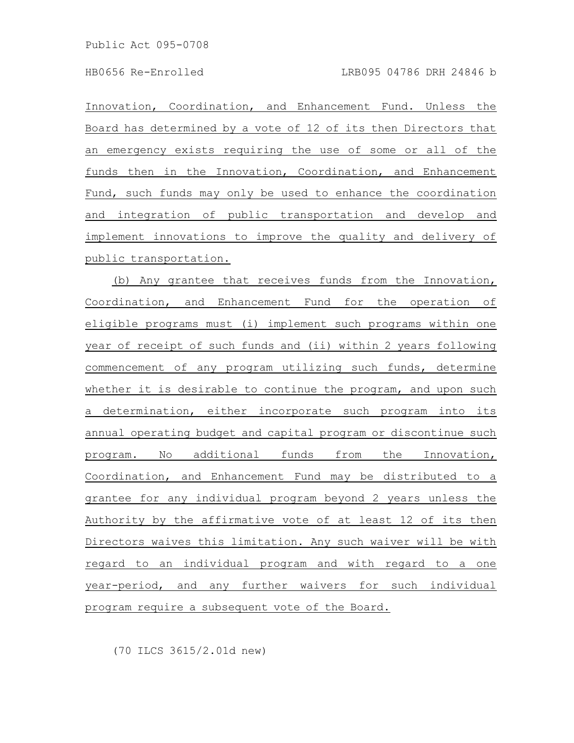Innovation, Coordination, and Enhancement Fund. Unless the Board has determined by a vote of 12 of its then Directors that an emergency exists requiring the use of some or all of the funds then in the Innovation, Coordination, and Enhancement Fund, such funds may only be used to enhance the coordination and integration of public transportation and develop and implement innovations to improve the quality and delivery of public transportation.

(b) Any grantee that receives funds from the Innovation, Coordination, and Enhancement Fund for the operation of eligible programs must (i) implement such programs within one year of receipt of such funds and (ii) within 2 years following commencement of any program utilizing such funds, determine whether it is desirable to continue the program, and upon such a determination, either incorporate such program into its annual operating budget and capital program or discontinue such program. No additional funds from the Innovation, Coordination, and Enhancement Fund may be distributed to a grantee for any individual program beyond 2 years unless the Authority by the affirmative vote of at least 12 of its then Directors waives this limitation. Any such waiver will be with regard to an individual program and with regard to a one year-period, and any further waivers for such individual program require a subsequent vote of the Board.

(70 ILCS 3615/2.01d new)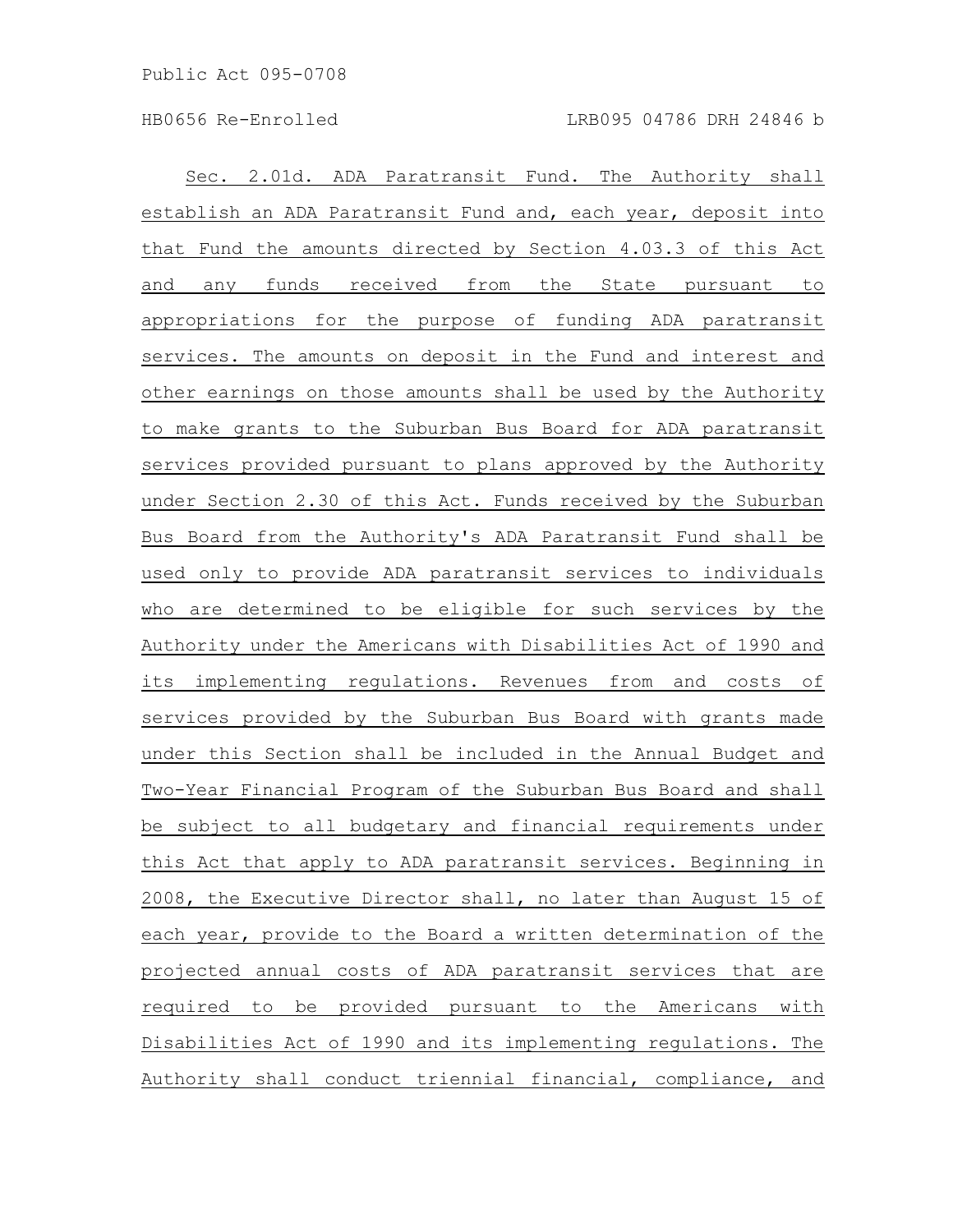Sec. 2.01d. ADA Paratransit Fund. The Authority shall establish an ADA Paratransit Fund and, each year, deposit into that Fund the amounts directed by Section 4.03.3 of this Act and any funds received from the State pursuant to appropriations for the purpose of funding ADA paratransit services. The amounts on deposit in the Fund and interest and other earnings on those amounts shall be used by the Authority to make grants to the Suburban Bus Board for ADA paratransit services provided pursuant to plans approved by the Authority under Section 2.30 of this Act. Funds received by the Suburban Bus Board from the Authority's ADA Paratransit Fund shall be used only to provide ADA paratransit services to individuals who are determined to be eligible for such services by the Authority under the Americans with Disabilities Act of 1990 and its implementing regulations. Revenues from and costs of services provided by the Suburban Bus Board with grants made under this Section shall be included in the Annual Budget and Two-Year Financial Program of the Suburban Bus Board and shall be subject to all budgetary and financial requirements under this Act that apply to ADA paratransit services. Beginning in 2008, the Executive Director shall, no later than August 15 of each year, provide to the Board a written determination of the projected annual costs of ADA paratransit services that are required to be provided pursuant to the Americans with Disabilities Act of 1990 and its implementing regulations. The Authority shall conduct triennial financial, compliance, and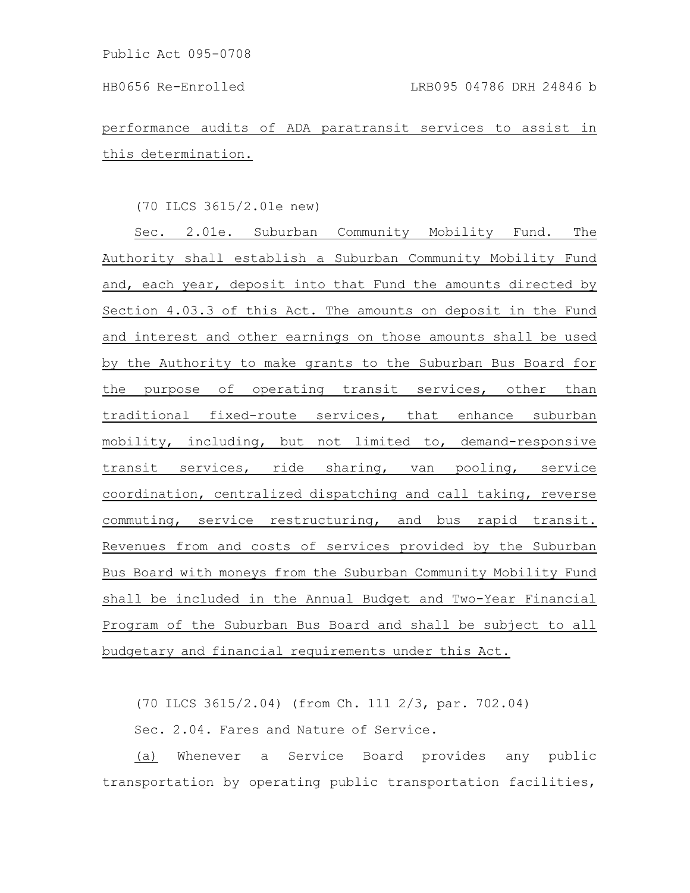performance audits of ADA paratransit services to assist in this determination.

(70 ILCS 3615/2.01e new)

Sec. 2.01e. Suburban Community Mobility Fund. The Authority shall establish a Suburban Community Mobility Fund and, each year, deposit into that Fund the amounts directed by Section 4.03.3 of this Act. The amounts on deposit in the Fund and interest and other earnings on those amounts shall be used by the Authority to make grants to the Suburban Bus Board for the purpose of operating transit services, other than traditional fixed-route services, that enhance suburban mobility, including, but not limited to, demand-responsive transit services, ride sharing, van pooling, service coordination, centralized dispatching and call taking, reverse commuting, service restructuring, and bus rapid transit. Revenues from and costs of services provided by the Suburban Bus Board with moneys from the Suburban Community Mobility Fund shall be included in the Annual Budget and Two-Year Financial Program of the Suburban Bus Board and shall be subject to all budgetary and financial requirements under this Act.

(70 ILCS 3615/2.04) (from Ch. 111 2/3, par. 702.04)

Sec. 2.04. Fares and Nature of Service.

(a) Whenever a Service Board provides any public transportation by operating public transportation facilities,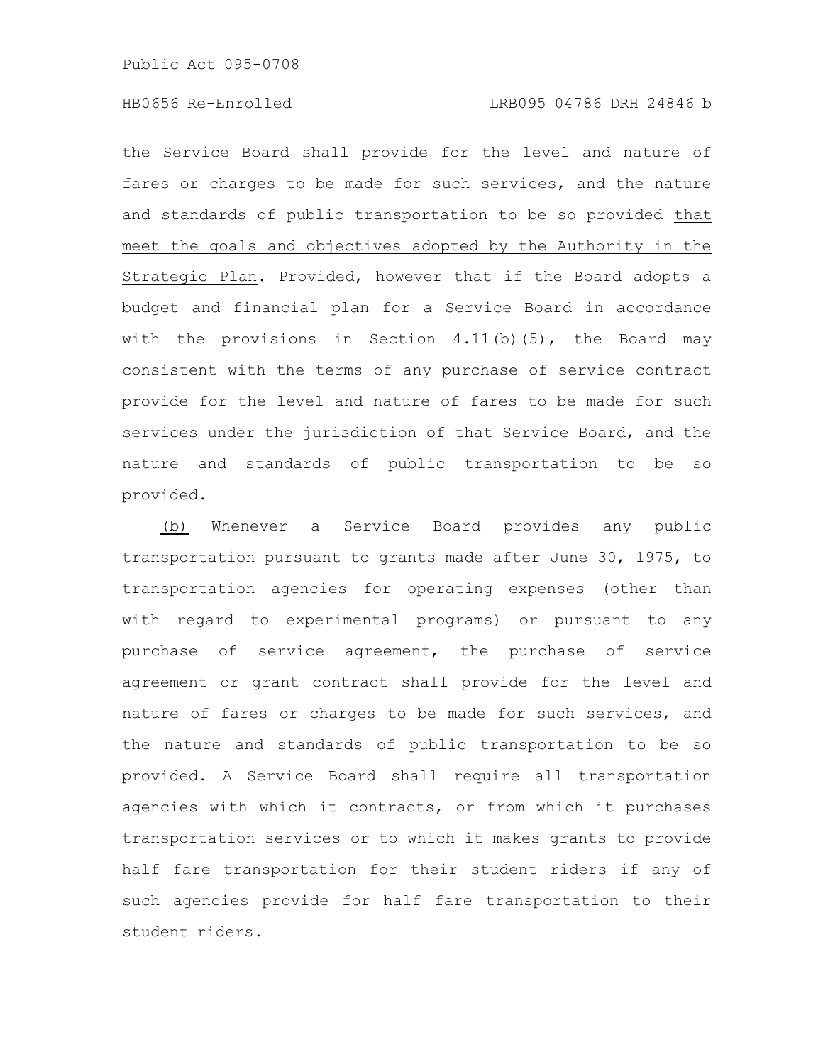the Service Board shall provide for the level and nature of fares or charges to be made for such services, and the nature and standards of public transportation to be so provided that meet the goals and objectives adopted by the Authority in the Strategic Plan. Provided, however that if the Board adopts a budget and financial plan for a Service Board in accordance with the provisions in Section 4.11(b)(5), the Board may consistent with the terms of any purchase of service contract provide for the level and nature of fares to be made for such services under the jurisdiction of that Service Board, and the nature and standards of public transportation to be so provided.

(b) Whenever a Service Board provides any public transportation pursuant to grants made after June 30, 1975, to transportation agencies for operating expenses (other than with regard to experimental programs) or pursuant to any purchase of service agreement, the purchase of service agreement or grant contract shall provide for the level and nature of fares or charges to be made for such services, and the nature and standards of public transportation to be so provided. A Service Board shall require all transportation agencies with which it contracts, or from which it purchases transportation services or to which it makes grants to provide half fare transportation for their student riders if any of such agencies provide for half fare transportation to their student riders.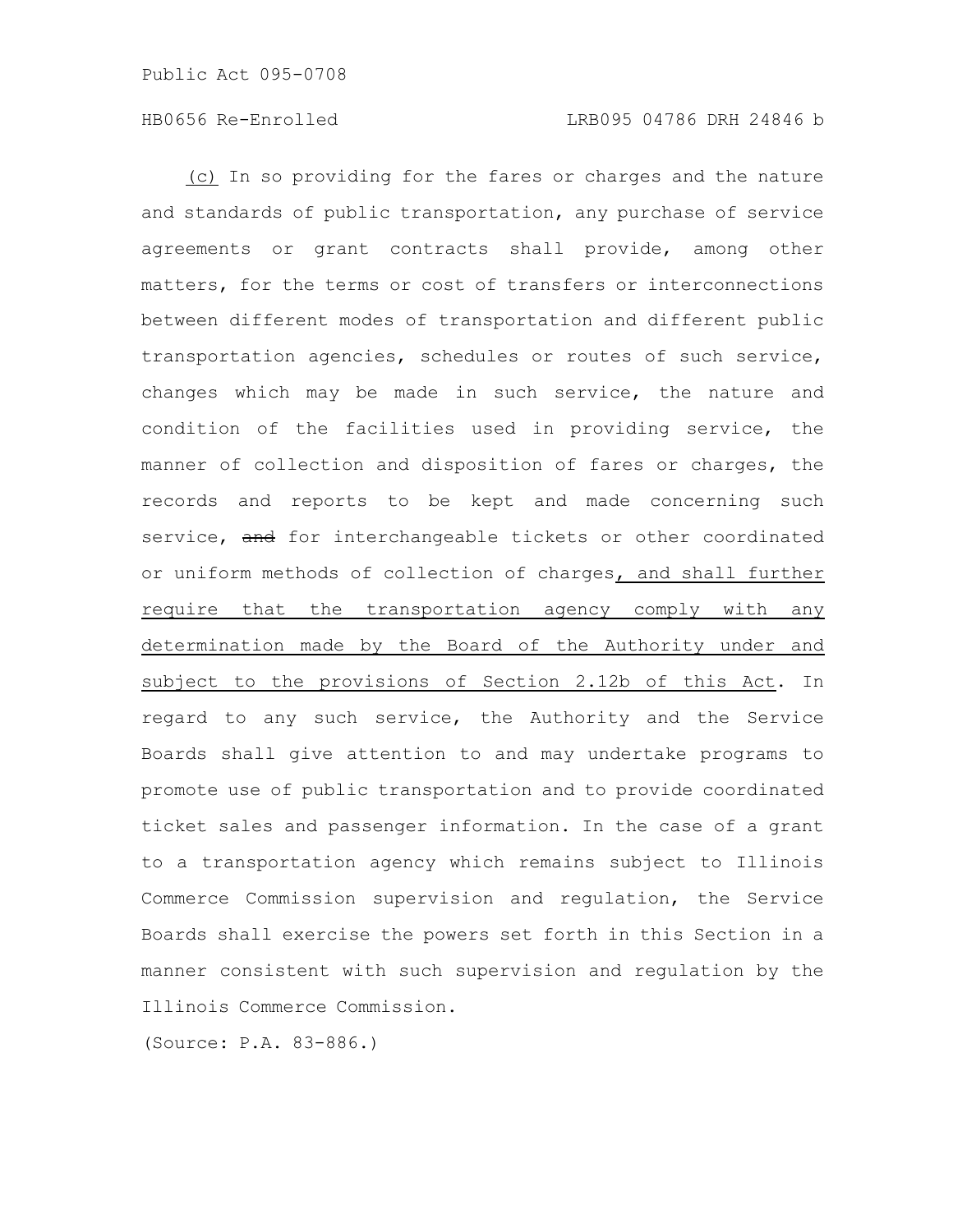(c) In so providing for the fares or charges and the nature and standards of public transportation, any purchase of service agreements or grant contracts shall provide, among other matters, for the terms or cost of transfers or interconnections between different modes of transportation and different public transportation agencies, schedules or routes of such service, changes which may be made in such service, the nature and condition of the facilities used in providing service, the manner of collection and disposition of fares or charges, the records and reports to be kept and made concerning such service, ~~and~~ for interchangeable tickets or other coordinated or uniform methods of collection of charges, and shall further require that the transportation agency comply with any determination made by the Board of the Authority under and subject to the provisions of Section 2.12b of this Act. In regard to any such service, the Authority and the Service Boards shall give attention to and may undertake programs to promote use of public transportation and to provide coordinated ticket sales and passenger information. In the case of a grant to a transportation agency which remains subject to Illinois Commerce Commission supervision and regulation, the Service Boards shall exercise the powers set forth in this Section in a manner consistent with such supervision and regulation by the Illinois Commerce Commission.

(Source: P.A. 83-886.)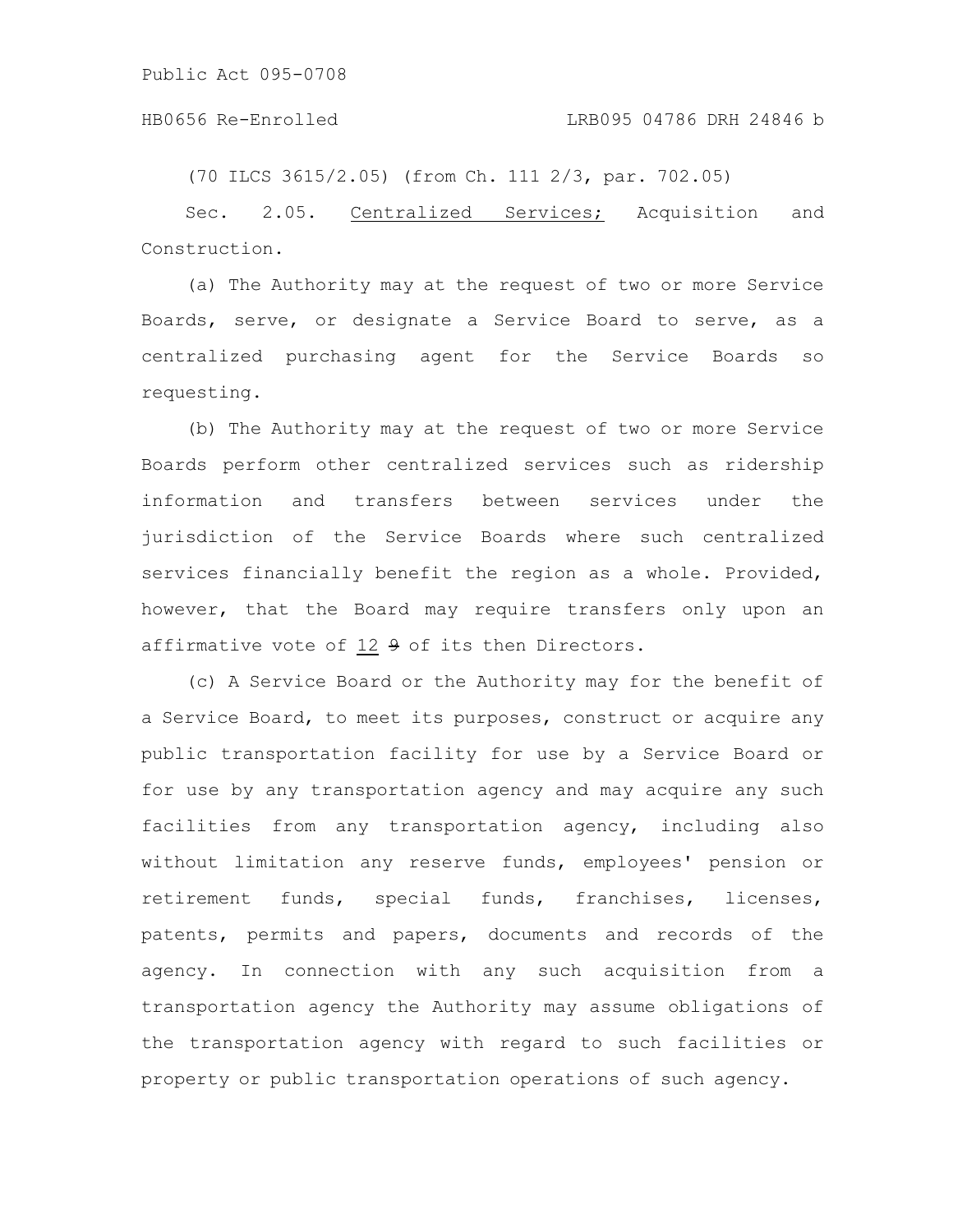(70 ILCS 3615/2.05) (from Ch. 111 2/3, par. 702.05)

Sec. 2.05. <u>Centralized Services;</u> Acquisition and Construction.

(a) The Authority may at the request of two or more Service Boards, serve, or designate a Service Board to serve, as a centralized purchasing agent for the Service Boards so requesting.

(b) The Authority may at the request of two or more Service Boards perform other centralized services such as ridership information and transfers between services under the jurisdiction of the Service Boards where such centralized services financially benefit the region as a whole. Provided, however, that the Board may require transfers only upon an affirmative vote of <u>12</u> ~~9~~ of its then Directors.

(c) A Service Board or the Authority may for the benefit of a Service Board, to meet its purposes, construct or acquire any public transportation facility for use by a Service Board or for use by any transportation agency and may acquire any such facilities from any transportation agency, including also without limitation any reserve funds, employees' pension or retirement funds, special funds, franchises, licenses, patents, permits and papers, documents and records of the agency. In connection with any such acquisition from a transportation agency the Authority may assume obligations of the transportation agency with regard to such facilities or property or public transportation operations of such agency.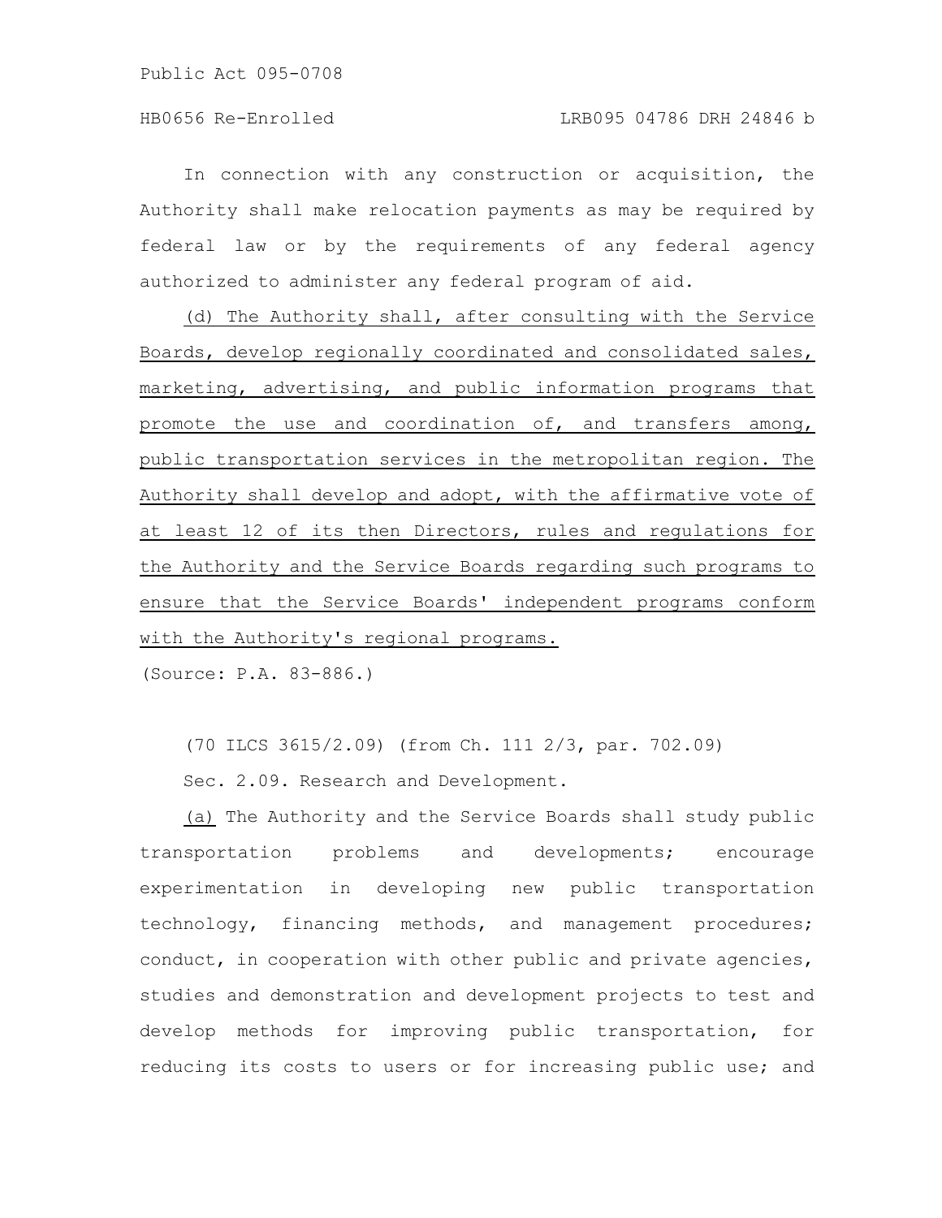In connection with any construction or acquisition, the Authority shall make relocation payments as may be required by federal law or by the requirements of any federal agency authorized to administer any federal program of aid.

<u>(d) The Authority shall, after consulting with the Service Boards, develop regionally coordinated and consolidated sales, marketing, advertising, and public information programs that promote the use and coordination of, and transfers among, public transportation services in the metropolitan region. The Authority shall develop and adopt, with the affirmative vote of at least 12 of its then Directors, rules and regulations for the Authority and the Service Boards regarding such programs to ensure that the Service Boards' independent programs conform with the Authority's regional programs.</u>

(Source: P.A. 83-886.)

(70 ILCS 3615/2.09) (from Ch. 111 2/3, par. 702.09)

Sec. 2.09. Research and Development.

<u>(a)</u> The Authority and the Service Boards shall study public transportation problems and developments; encourage experimentation in developing new public transportation technology, financing methods, and management procedures; conduct, in cooperation with other public and private agencies, studies and demonstration and development projects to test and develop methods for improving public transportation, for reducing its costs to users or for increasing public use; and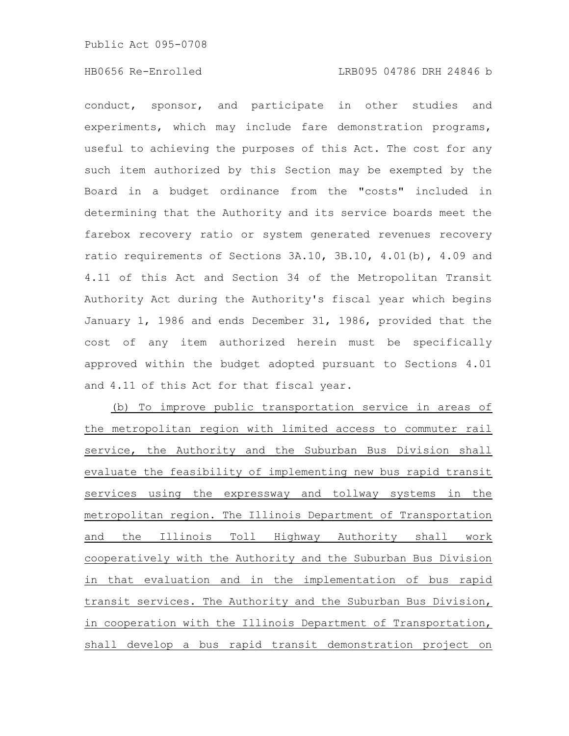conduct, sponsor, and participate in other studies and experiments, which may include fare demonstration programs, useful to achieving the purposes of this Act. The cost for any such item authorized by this Section may be exempted by the Board in a budget ordinance from the "costs" included in determining that the Authority and its service boards meet the farebox recovery ratio or system generated revenues recovery ratio requirements of Sections 3A.10, 3B.10, 4.01(b), 4.09 and 4.11 of this Act and Section 34 of the Metropolitan Transit Authority Act during the Authority's fiscal year which begins January 1, 1986 and ends December 31, 1986, provided that the cost of any item authorized herein must be specifically approved within the budget adopted pursuant to Sections 4.01 and 4.11 of this Act for that fiscal year.

(b) To improve public transportation service in areas of the metropolitan region with limited access to commuter rail service, the Authority and the Suburban Bus Division shall evaluate the feasibility of implementing new bus rapid transit services using the expressway and tollway systems in the metropolitan region. The Illinois Department of Transportation and the Illinois Toll Highway Authority shall work cooperatively with the Authority and the Suburban Bus Division in that evaluation and in the implementation of bus rapid transit services. The Authority and the Suburban Bus Division, in cooperation with the Illinois Department of Transportation, shall develop a bus rapid transit demonstration project on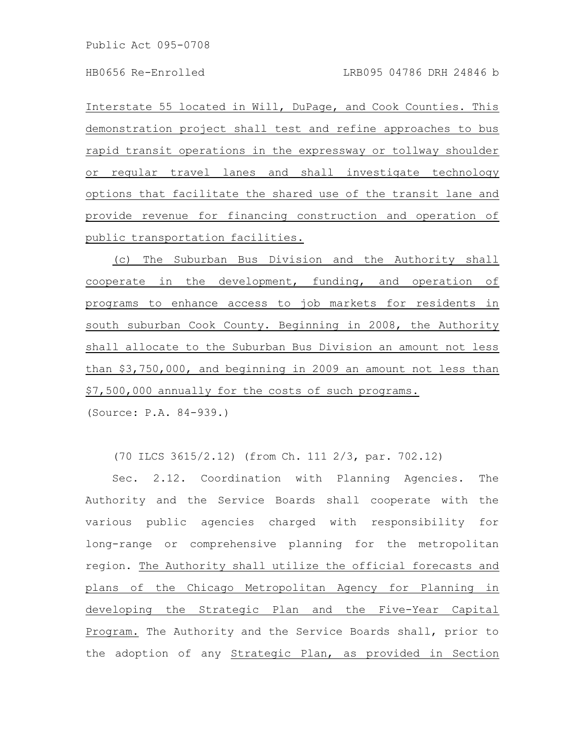Interstate 55 located in Will, DuPage, and Cook Counties. This demonstration project shall test and refine approaches to bus rapid transit operations in the expressway or tollway shoulder or regular travel lanes and shall investigate technology options that facilitate the shared use of the transit lane and provide revenue for financing construction and operation of public transportation facilities.

(c) The Suburban Bus Division and the Authority shall cooperate in the development, funding, and operation of programs to enhance access to job markets for residents in south suburban Cook County. Beginning in 2008, the Authority shall allocate to the Suburban Bus Division an amount not less than $3,750,000, and beginning in 2009 an amount not less than $7,500,000 annually for the costs of such programs.

(Source: P.A. 84-939.)

(70 ILCS 3615/2.12) (from Ch. 111 2/3, par. 702.12)

Sec. 2.12. Coordination with Planning Agencies. The Authority and the Service Boards shall cooperate with the various public agencies charged with responsibility for long-range or comprehensive planning for the metropolitan region. The Authority shall utilize the official forecasts and plans of the Chicago Metropolitan Agency for Planning in developing the Strategic Plan and the Five-Year Capital Program. The Authority and the Service Boards shall, prior to the adoption of any Strategic Plan, as provided in Section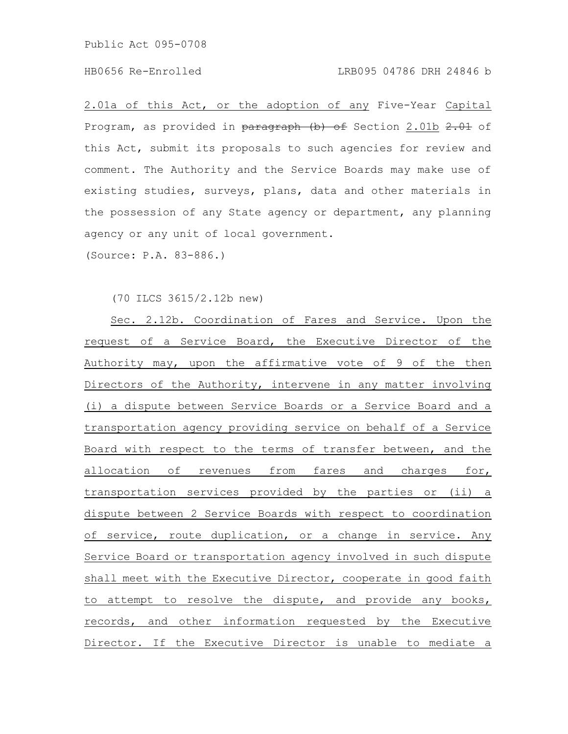2.01a of this Act, or the adoption of any Five-Year Capital Program, as provided in ~~paragraph (b) of~~ Section 2.01b ~~2.01~~ of this Act, submit its proposals to such agencies for review and comment. The Authority and the Service Boards may make use of existing studies, surveys, plans, data and other materials in the possession of any State agency or department, any planning agency or any unit of local government.

(Source: P.A. 83-886.)

(70 ILCS 3615/2.12b new)

Sec. 2.12b. Coordination of Fares and Service. Upon the request of a Service Board, the Executive Director of the Authority may, upon the affirmative vote of 9 of the then Directors of the Authority, intervene in any matter involving (i) a dispute between Service Boards or a Service Board and a transportation agency providing service on behalf of a Service Board with respect to the terms of transfer between, and the allocation of revenues from fares and charges for, transportation services provided by the parties or (ii) a dispute between 2 Service Boards with respect to coordination of service, route duplication, or a change in service. Any Service Board or transportation agency involved in such dispute shall meet with the Executive Director, cooperate in good faith to attempt to resolve the dispute, and provide any books, records, and other information requested by the Executive Director. If the Executive Director is unable to mediate a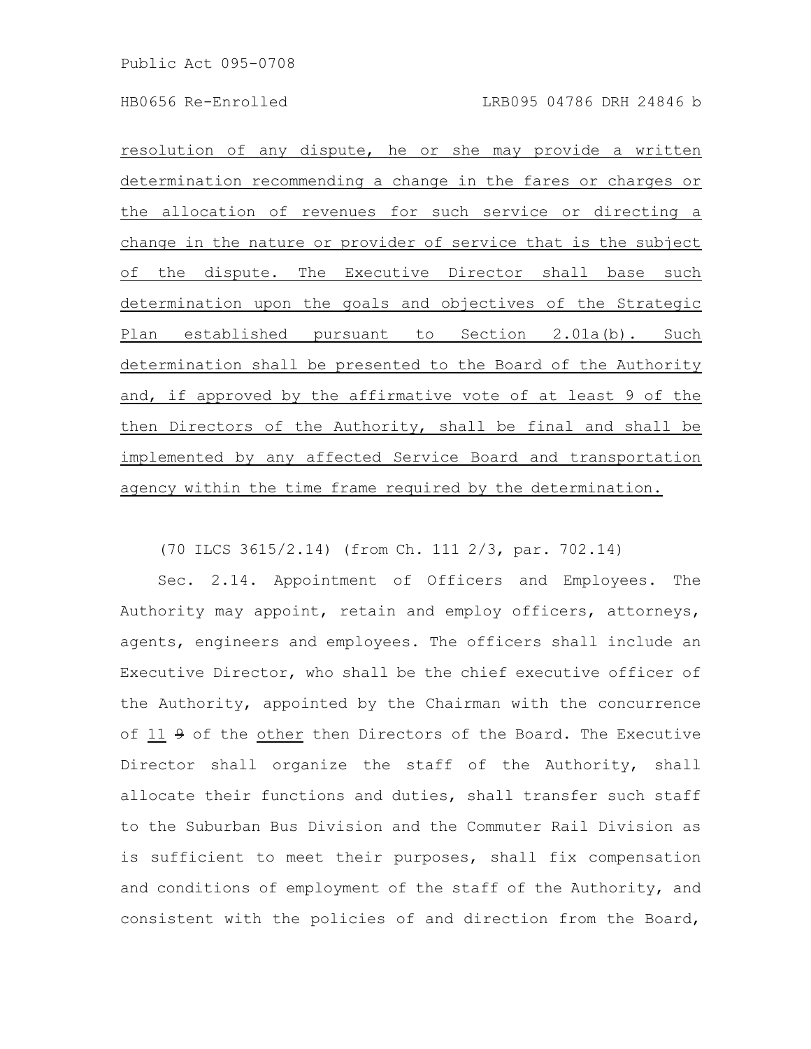resolution of any dispute, he or she may provide a written determination recommending a change in the fares or charges or the allocation of revenues for such service or directing a change in the nature or provider of service that is the subject of the dispute. The Executive Director shall base such determination upon the goals and objectives of the Strategic Plan established pursuant to Section 2.01a(b). Such determination shall be presented to the Board of the Authority and, if approved by the affirmative vote of at least 9 of the then Directors of the Authority, shall be final and shall be implemented by any affected Service Board and transportation agency within the time frame required by the determination.

(70 ILCS 3615/2.14) (from Ch. 111 2/3, par. 702.14)

Sec. 2.14. Appointment of Officers and Employees. The Authority may appoint, retain and employ officers, attorneys, agents, engineers and employees. The officers shall include an Executive Director, who shall be the chief executive officer of the Authority, appointed by the Chairman with the concurrence of 11 ~~9~~ of the other then Directors of the Board. The Executive Director shall organize the staff of the Authority, shall allocate their functions and duties, shall transfer such staff to the Suburban Bus Division and the Commuter Rail Division as is sufficient to meet their purposes, shall fix compensation and conditions of employment of the staff of the Authority, and consistent with the policies of and direction from the Board,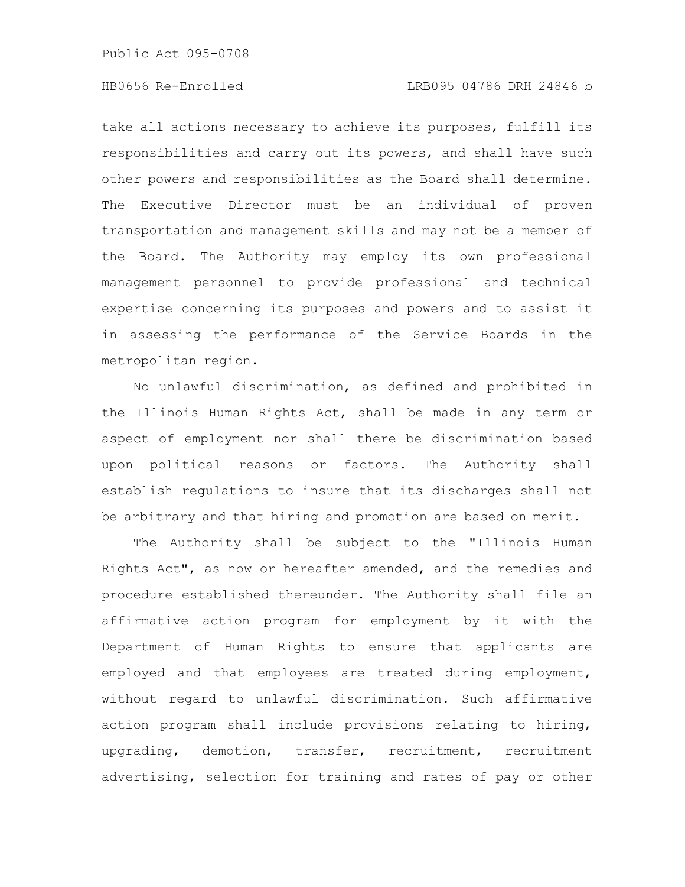take all actions necessary to achieve its purposes, fulfill its responsibilities and carry out its powers, and shall have such other powers and responsibilities as the Board shall determine. The Executive Director must be an individual of proven transportation and management skills and may not be a member of the Board. The Authority may employ its own professional management personnel to provide professional and technical expertise concerning its purposes and powers and to assist it in assessing the performance of the Service Boards in the metropolitan region.

No unlawful discrimination, as defined and prohibited in the Illinois Human Rights Act, shall be made in any term or aspect of employment nor shall there be discrimination based upon political reasons or factors. The Authority shall establish regulations to insure that its discharges shall not be arbitrary and that hiring and promotion are based on merit.

The Authority shall be subject to the "Illinois Human Rights Act", as now or hereafter amended, and the remedies and procedure established thereunder. The Authority shall file an affirmative action program for employment by it with the Department of Human Rights to ensure that applicants are employed and that employees are treated during employment, without regard to unlawful discrimination. Such affirmative action program shall include provisions relating to hiring, upgrading, demotion, transfer, recruitment, recruitment advertising, selection for training and rates of pay or other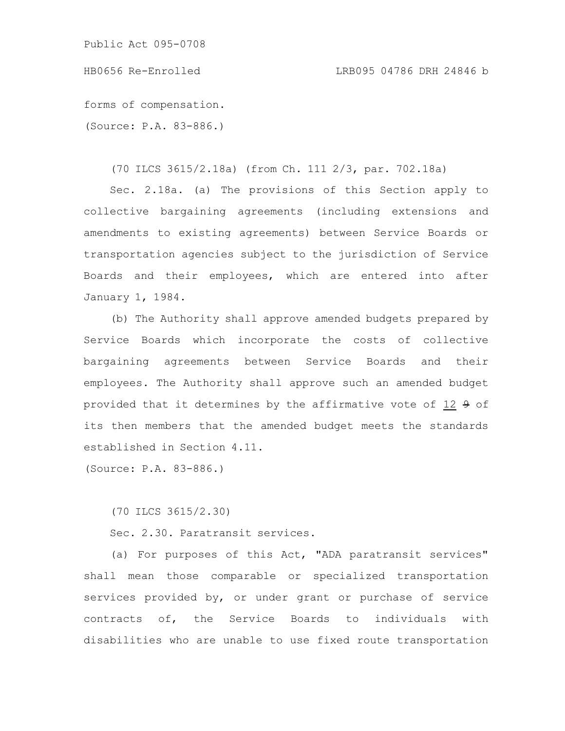forms of compensation.

(Source: P.A. 83-886.)

(70 ILCS 3615/2.18a) (from Ch. 111 2/3, par. 702.18a)

Sec. 2.18a. (a) The provisions of this Section apply to collective bargaining agreements (including extensions and amendments to existing agreements) between Service Boards or transportation agencies subject to the jurisdiction of Service Boards and their employees, which are entered into after January 1, 1984.

(b) The Authority shall approve amended budgets prepared by Service Boards which incorporate the costs of collective bargaining agreements between Service Boards and their employees. The Authority shall approve such an amended budget provided that it determines by the affirmative vote of <u>12</u> ~~9~~ of its then members that the amended budget meets the standards established in Section 4.11.

(Source: P.A. 83-886.)

(70 ILCS 3615/2.30)

Sec. 2.30. Paratransit services.

(a) For purposes of this Act, "ADA paratransit services" shall mean those comparable or specialized transportation services provided by, or under grant or purchase of service contracts of, the Service Boards to individuals with disabilities who are unable to use fixed route transportation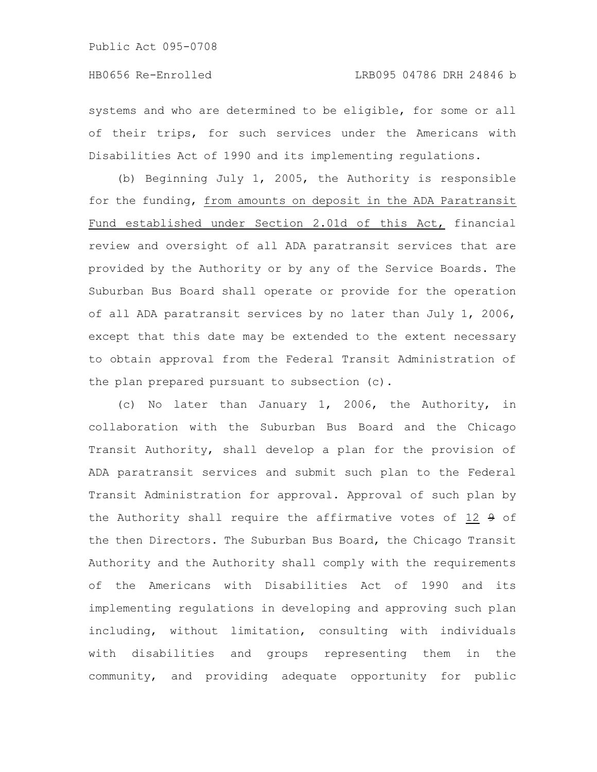systems and who are determined to be eligible, for some or all of their trips, for such services under the Americans with Disabilities Act of 1990 and its implementing regulations.

(b) Beginning July 1, 2005, the Authority is responsible for the funding, <u>from amounts on deposit in the ADA Paratransit Fund established under Section 2.01d of this Act,</u> financial review and oversight of all ADA paratransit services that are provided by the Authority or by any of the Service Boards. The Suburban Bus Board shall operate or provide for the operation of all ADA paratransit services by no later than July 1, 2006, except that this date may be extended to the extent necessary to obtain approval from the Federal Transit Administration of the plan prepared pursuant to subsection (c).

(c) No later than January 1, 2006, the Authority, in collaboration with the Suburban Bus Board and the Chicago Transit Authority, shall develop a plan for the provision of ADA paratransit services and submit such plan to the Federal Transit Administration for approval. Approval of such plan by the Authority shall require the affirmative votes of <u>12</u> ~~9~~ of the then Directors. The Suburban Bus Board, the Chicago Transit Authority and the Authority shall comply with the requirements of the Americans with Disabilities Act of 1990 and its implementing regulations in developing and approving such plan including, without limitation, consulting with individuals with disabilities and groups representing them in the community, and providing adequate opportunity for public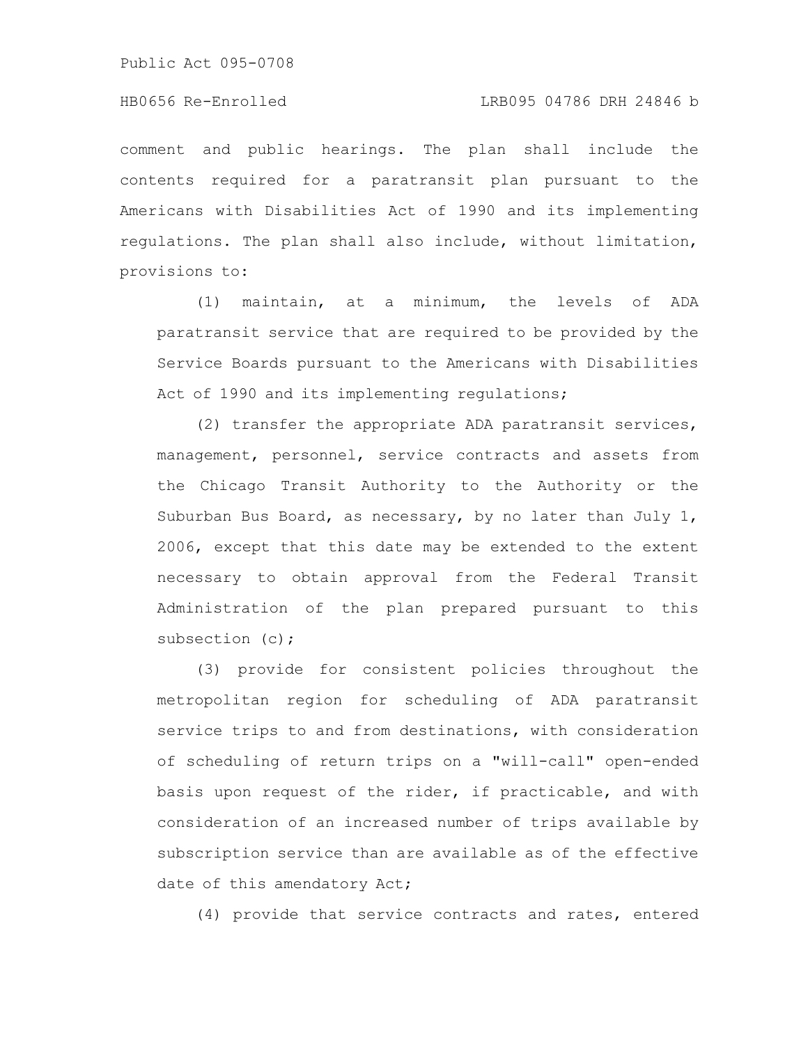comment and public hearings. The plan shall include the contents required for a paratransit plan pursuant to the Americans with Disabilities Act of 1990 and its implementing regulations. The plan shall also include, without limitation, provisions to:

(1) maintain, at a minimum, the levels of ADA paratransit service that are required to be provided by the Service Boards pursuant to the Americans with Disabilities Act of 1990 and its implementing regulations;

(2) transfer the appropriate ADA paratransit services, management, personnel, service contracts and assets from the Chicago Transit Authority to the Authority or the Suburban Bus Board, as necessary, by no later than July 1, 2006, except that this date may be extended to the extent necessary to obtain approval from the Federal Transit Administration of the plan prepared pursuant to this subsection (c);

(3) provide for consistent policies throughout the metropolitan region for scheduling of ADA paratransit service trips to and from destinations, with consideration of scheduling of return trips on a "will-call" open-ended basis upon request of the rider, if practicable, and with consideration of an increased number of trips available by subscription service than are available as of the effective date of this amendatory Act;

(4) provide that service contracts and rates, entered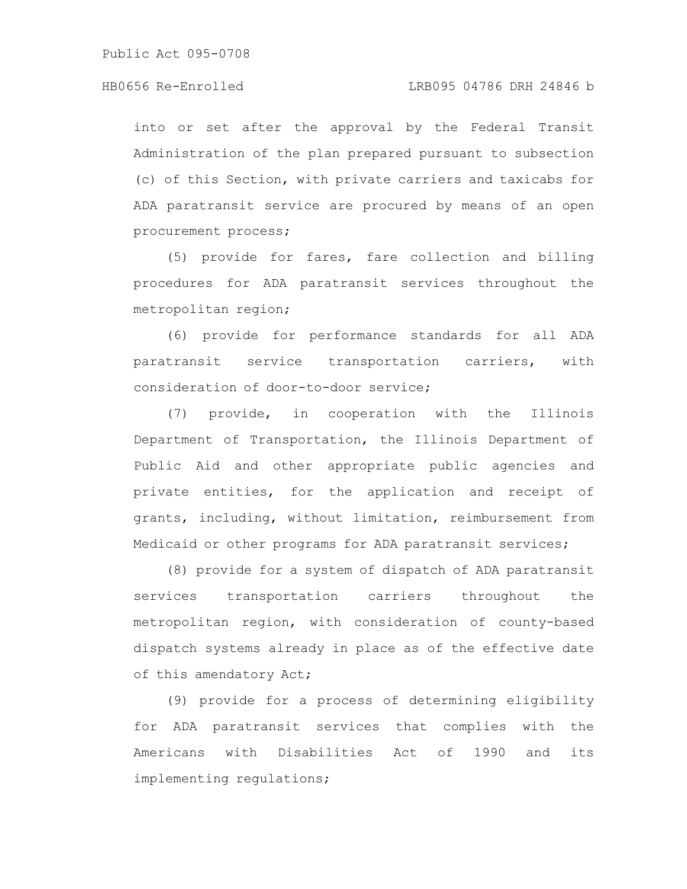into or set after the approval by the Federal Transit Administration of the plan prepared pursuant to subsection (c) of this Section, with private carriers and taxicabs for ADA paratransit service are procured by means of an open procurement process;

(5) provide for fares, fare collection and billing procedures for ADA paratransit services throughout the metropolitan region;

(6) provide for performance standards for all ADA paratransit service transportation carriers, with consideration of door-to-door service;

(7) provide, in cooperation with the Illinois Department of Transportation, the Illinois Department of Public Aid and other appropriate public agencies and private entities, for the application and receipt of grants, including, without limitation, reimbursement from Medicaid or other programs for ADA paratransit services;

(8) provide for a system of dispatch of ADA paratransit services transportation carriers throughout the metropolitan region, with consideration of county-based dispatch systems already in place as of the effective date of this amendatory Act;

(9) provide for a process of determining eligibility for ADA paratransit services that complies with the Americans with Disabilities Act of 1990 and its implementing regulations;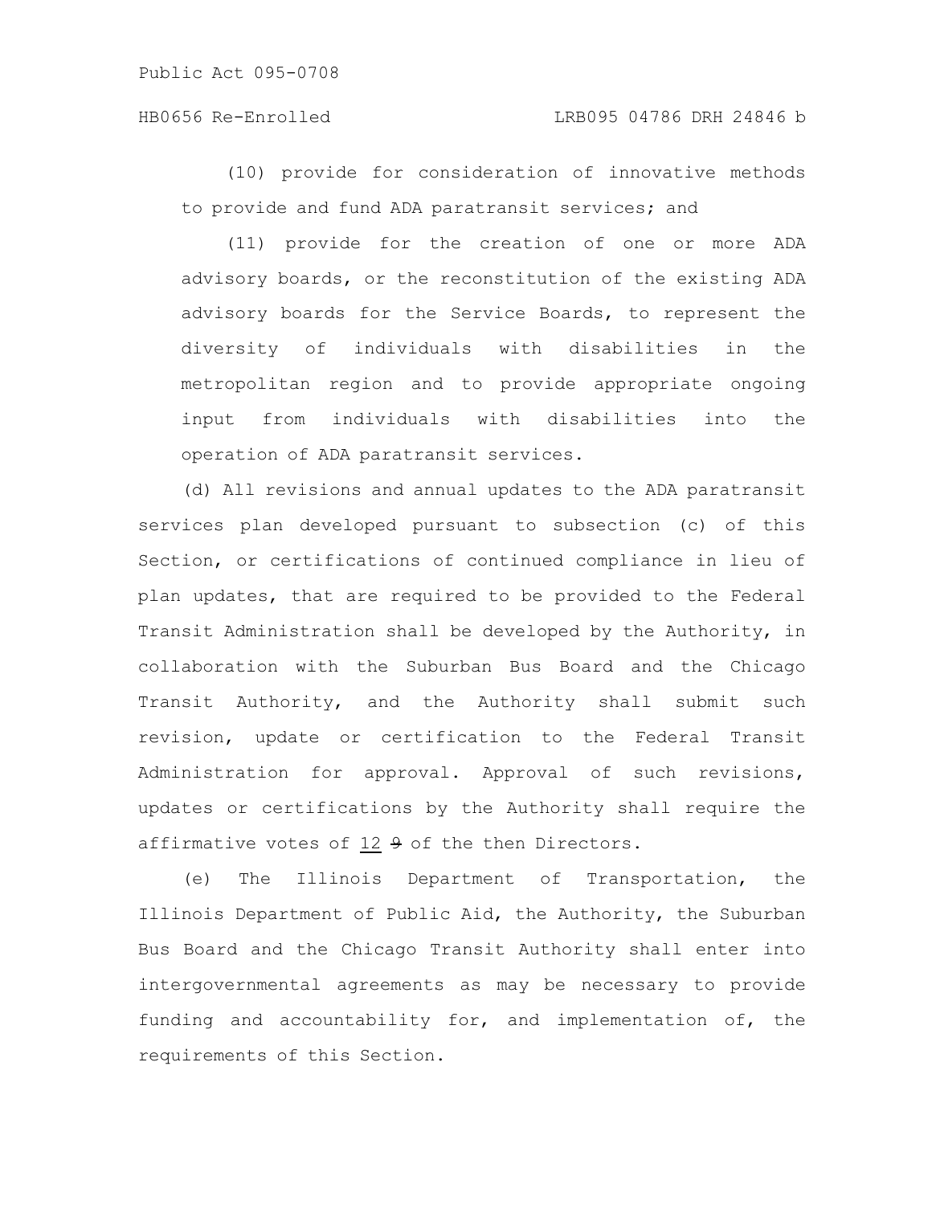(10) provide for consideration of innovative methods to provide and fund ADA paratransit services; and

(11) provide for the creation of one or more ADA advisory boards, or the reconstitution of the existing ADA advisory boards for the Service Boards, to represent the diversity of individuals with disabilities in the metropolitan region and to provide appropriate ongoing input from individuals with disabilities into the operation of ADA paratransit services.

(d) All revisions and annual updates to the ADA paratransit services plan developed pursuant to subsection (c) of this Section, or certifications of continued compliance in lieu of plan updates, that are required to be provided to the Federal Transit Administration shall be developed by the Authority, in collaboration with the Suburban Bus Board and the Chicago Transit Authority, and the Authority shall submit such revision, update or certification to the Federal Transit Administration for approval. Approval of such revisions, updates or certifications by the Authority shall require the affirmative votes of 12 ~~9~~ of the then Directors.

(e) The Illinois Department of Transportation, the Illinois Department of Public Aid, the Authority, the Suburban Bus Board and the Chicago Transit Authority shall enter into intergovernmental agreements as may be necessary to provide funding and accountability for, and implementation of, the requirements of this Section.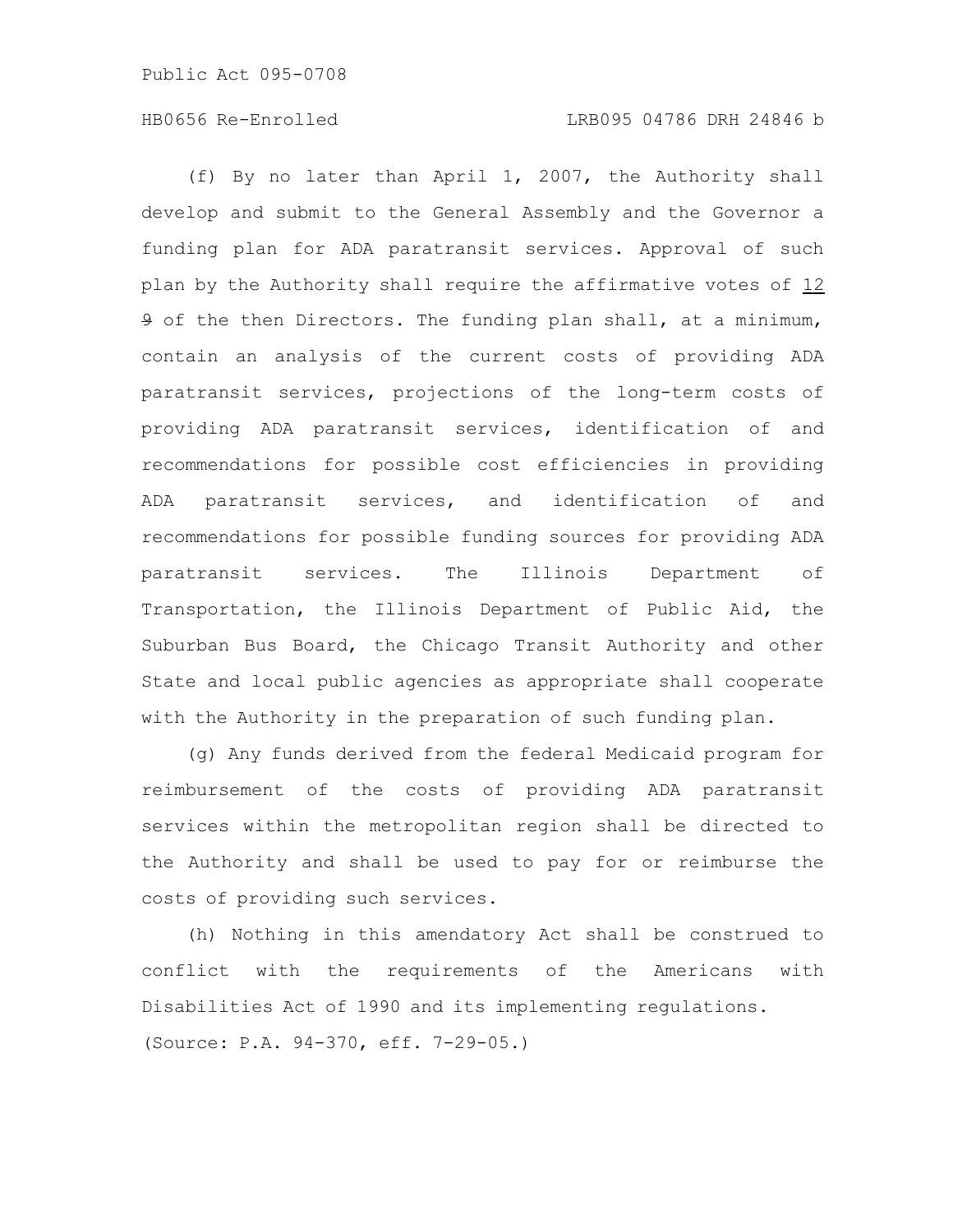(f) By no later than April 1, 2007, the Authority shall develop and submit to the General Assembly and the Governor a funding plan for ADA paratransit services. Approval of such plan by the Authority shall require the affirmative votes of 12 ~~9~~ of the then Directors. The funding plan shall, at a minimum, contain an analysis of the current costs of providing ADA paratransit services, projections of the long-term costs of providing ADA paratransit services, identification of and recommendations for possible cost efficiencies in providing ADA paratransit services, and identification of and recommendations for possible funding sources for providing ADA paratransit services. The Illinois Department of Transportation, the Illinois Department of Public Aid, the Suburban Bus Board, the Chicago Transit Authority and other State and local public agencies as appropriate shall cooperate with the Authority in the preparation of such funding plan.

(g) Any funds derived from the federal Medicaid program for reimbursement of the costs of providing ADA paratransit services within the metropolitan region shall be directed to the Authority and shall be used to pay for or reimburse the costs of providing such services.

(h) Nothing in this amendatory Act shall be construed to conflict with the requirements of the Americans with Disabilities Act of 1990 and its implementing regulations.

(Source: P.A. 94-370, eff. 7-29-05.)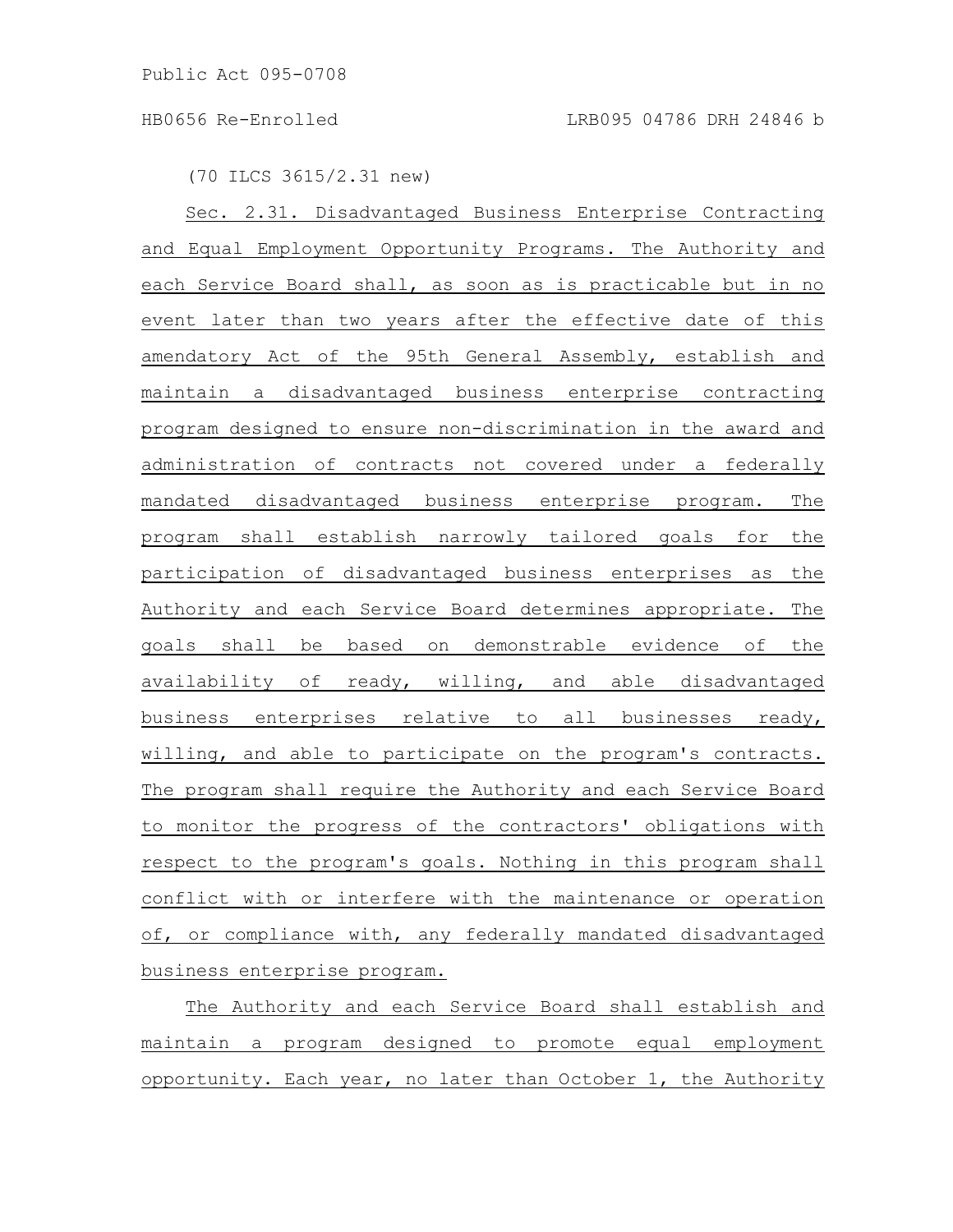(70 ILCS 3615/2.31 new)

Sec. 2.31. Disadvantaged Business Enterprise Contracting and Equal Employment Opportunity Programs. The Authority and each Service Board shall, as soon as is practicable but in no event later than two years after the effective date of this amendatory Act of the 95th General Assembly, establish and maintain a disadvantaged business enterprise contracting program designed to ensure non-discrimination in the award and administration of contracts not covered under a federally mandated disadvantaged business enterprise program. The program shall establish narrowly tailored goals for the participation of disadvantaged business enterprises as the Authority and each Service Board determines appropriate. The goals shall be based on demonstrable evidence of the availability of ready, willing, and able disadvantaged business enterprises relative to all businesses ready, willing, and able to participate on the program's contracts. The program shall require the Authority and each Service Board to monitor the progress of the contractors' obligations with respect to the program's goals. Nothing in this program shall conflict with or interfere with the maintenance or operation of, or compliance with, any federally mandated disadvantaged business enterprise program.

The Authority and each Service Board shall establish and maintain a program designed to promote equal employment opportunity. Each year, no later than October 1, the Authority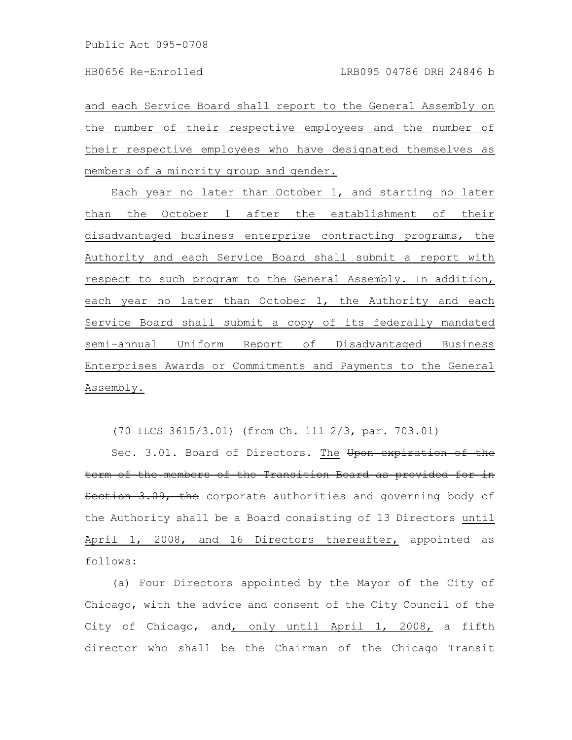and each Service Board shall report to the General Assembly on the number of their respective employees and the number of their respective employees who have designated themselves as members of a minority group and gender.

Each year no later than October 1, and starting no later than the October 1 after the establishment of their disadvantaged business enterprise contracting programs, the Authority and each Service Board shall submit a report with respect to such program to the General Assembly. In addition, each year no later than October 1, the Authority and each Service Board shall submit a copy of its federally mandated semi-annual Uniform Report of Disadvantaged Business Enterprises Awards or Commitments and Payments to the General Assembly.

(70 ILCS 3615/3.01) (from Ch. 111 2/3, par. 703.01)

Sec. 3.01. Board of Directors. The ~~Upon expiration of the term of the members of the Transition Board as provided for in Section 3.09, the~~ corporate authorities and governing body of the Authority shall be a Board consisting of 13 Directors until April 1, 2008, and 16 Directors thereafter, appointed as follows:

(a) Four Directors appointed by the Mayor of the City of Chicago, with the advice and consent of the City Council of the City of Chicago, and, only until April 1, 2008, a fifth director who shall be the Chairman of the Chicago Transit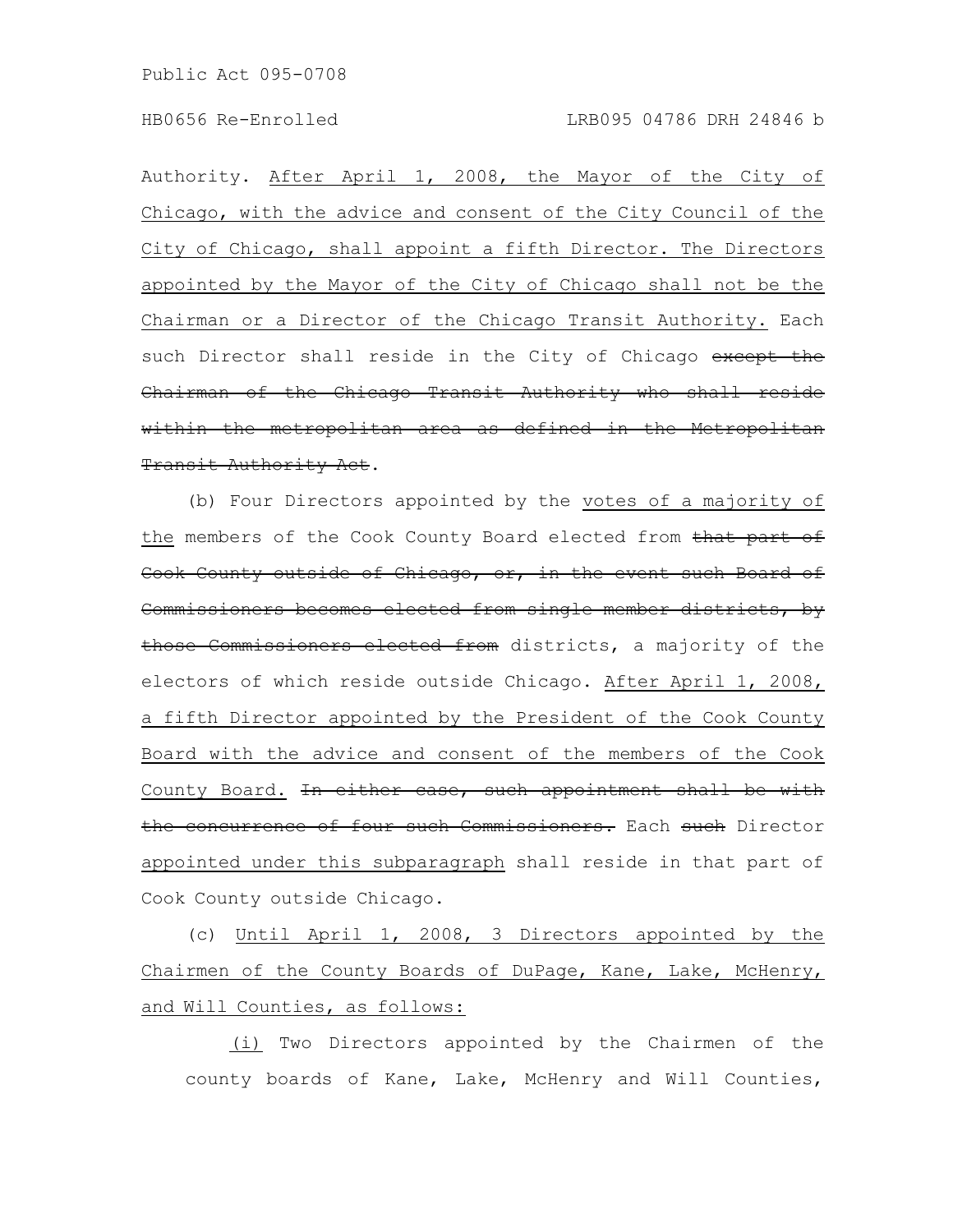Authority. After April 1, 2008, the Mayor of the City of Chicago, with the advice and consent of the City Council of the City of Chicago, shall appoint a fifth Director. The Directors appointed by the Mayor of the City of Chicago shall not be the Chairman or a Director of the Chicago Transit Authority. Each such Director shall reside in the City of Chicago except the Chairman of the Chicago Transit Authority who shall reside within the metropolitan area as defined in the Metropolitan Transit Authority Act.

(b) Four Directors appointed by the votes of a majority of the members of the Cook County Board elected from that part of Cook County outside of Chicago, or, in the event such Board of Commissioners becomes elected from single member districts, by those Commissioners elected from districts, a majority of the electors of which reside outside Chicago. After April 1, 2008, a fifth Director appointed by the President of the Cook County Board with the advice and consent of the members of the Cook County Board. In either case, such appointment shall be with the concurrence of four such Commissioners. Each such Director appointed under this subparagraph shall reside in that part of Cook County outside Chicago.

(c) Until April 1, 2008, 3 Directors appointed by the Chairmen of the County Boards of DuPage, Kane, Lake, McHenry, and Will Counties, as follows:

(i) Two Directors appointed by the Chairmen of the county boards of Kane, Lake, McHenry and Will Counties,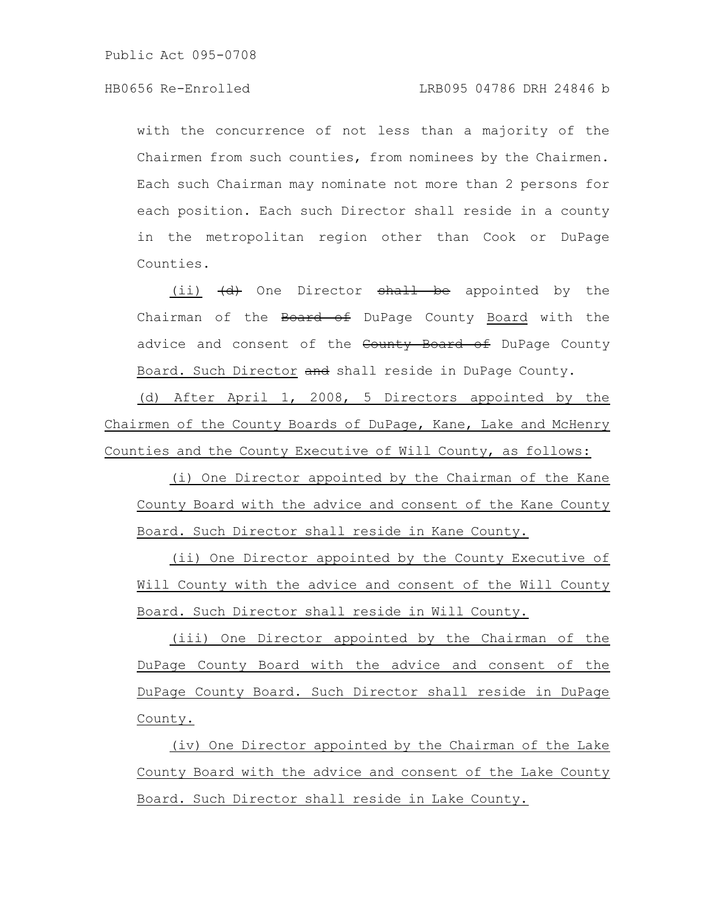with the concurrence of not less than a majority of the Chairmen from such counties, from nominees by the Chairmen. Each such Chairman may nominate not more than 2 persons for each position. Each such Director shall reside in a county in the metropolitan region other than Cook or DuPage Counties.

(ii) ~~(d)~~ One Director ~~shall be~~ appointed by the Chairman of the ~~Board of~~ DuPage County Board with the advice and consent of the ~~County Board of~~ DuPage County Board. Such Director ~~and~~ shall reside in DuPage County.

(d) After April 1, 2008, 5 Directors appointed by the Chairmen of the County Boards of DuPage, Kane, Lake and McHenry Counties and the County Executive of Will County, as follows:

(i) One Director appointed by the Chairman of the Kane County Board with the advice and consent of the Kane County Board. Such Director shall reside in Kane County.

(ii) One Director appointed by the County Executive of Will County with the advice and consent of the Will County Board. Such Director shall reside in Will County.

(iii) One Director appointed by the Chairman of the DuPage County Board with the advice and consent of the DuPage County Board. Such Director shall reside in DuPage County.

(iv) One Director appointed by the Chairman of the Lake County Board with the advice and consent of the Lake County Board. Such Director shall reside in Lake County.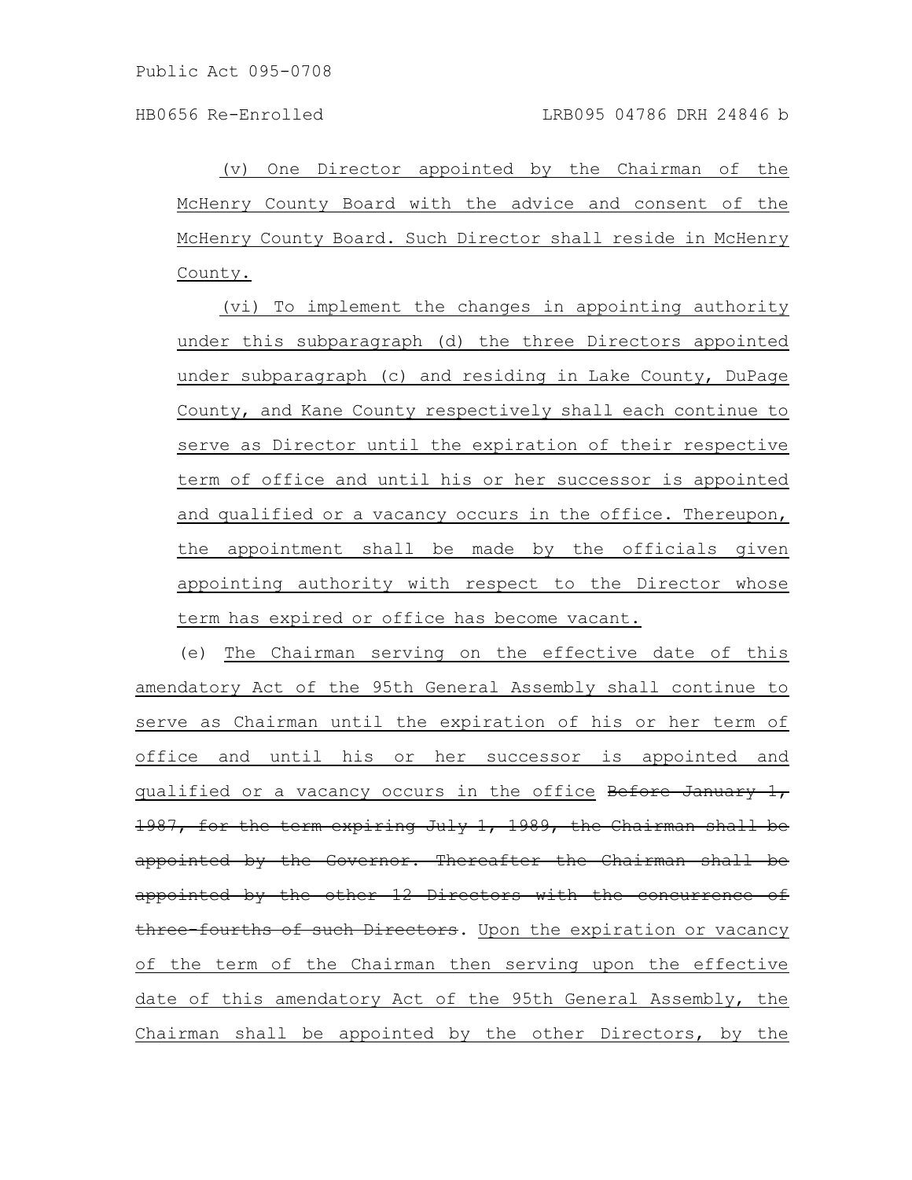(v) One Director appointed by the Chairman of the McHenry County Board with the advice and consent of the McHenry County Board. Such Director shall reside in McHenry County.

(vi) To implement the changes in appointing authority under this subparagraph (d) the three Directors appointed under subparagraph (c) and residing in Lake County, DuPage County, and Kane County respectively shall each continue to serve as Director until the expiration of their respective term of office and until his or her successor is appointed and qualified or a vacancy occurs in the office. Thereupon, the appointment shall be made by the officials given appointing authority with respect to the Director whose term has expired or office has become vacant.

(e) The Chairman serving on the effective date of this amendatory Act of the 95th General Assembly shall continue to serve as Chairman until the expiration of his or her term of office and until his or her successor is appointed and qualified or a vacancy occurs in the office ~~Before January 1, 1987, for the term expiring July 1, 1989, the Chairman shall be appointed by the Governor. Thereafter the Chairman shall be appointed by the other 12 Directors with the concurrence of three-fourths of such Directors~~. Upon the expiration or vacancy of the term of the Chairman then serving upon the effective date of this amendatory Act of the 95th General Assembly, the Chairman shall be appointed by the other Directors, by the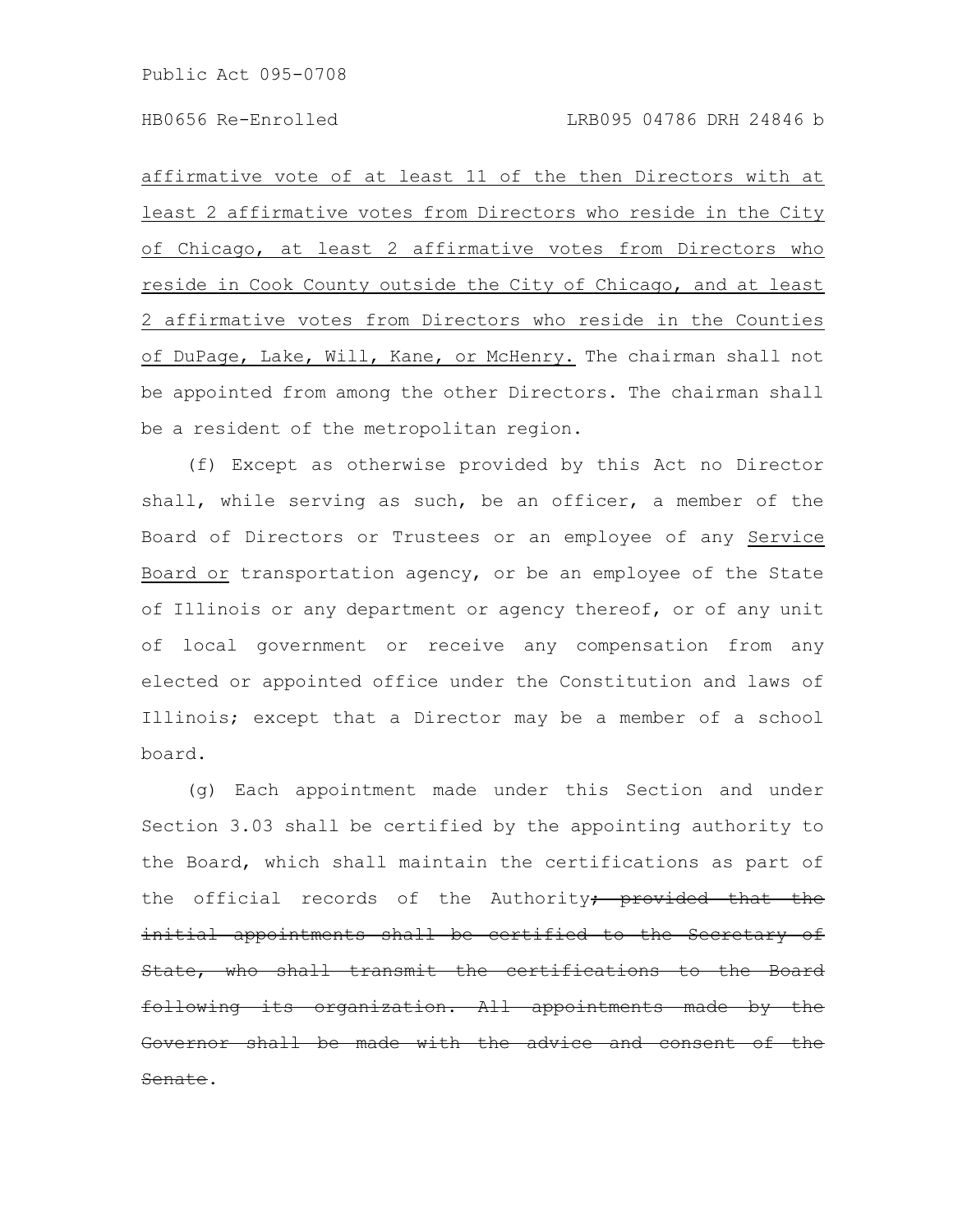affirmative vote of at least 11 of the then Directors with at least 2 affirmative votes from Directors who reside in the City of Chicago, at least 2 affirmative votes from Directors who reside in Cook County outside the City of Chicago, and at least 2 affirmative votes from Directors who reside in the Counties of DuPage, Lake, Will, Kane, or McHenry. The chairman shall not be appointed from among the other Directors. The chairman shall be a resident of the metropolitan region.

(f) Except as otherwise provided by this Act no Director shall, while serving as such, be an officer, a member of the Board of Directors or Trustees or an employee of any Service Board or transportation agency, or be an employee of the State of Illinois or any department or agency thereof, or of any unit of local government or receive any compensation from any elected or appointed office under the Constitution and laws of Illinois; except that a Director may be a member of a school board.

(g) Each appointment made under this Section and under Section 3.03 shall be certified by the appointing authority to the Board, which shall maintain the certifications as part of the official records of the Authority~~; provided that the initial appointments shall be certified to the Secretary of State, who shall transmit the certifications to the Board following its organization. All appointments made by the Governor shall be made with the advice and consent of the Senate~~.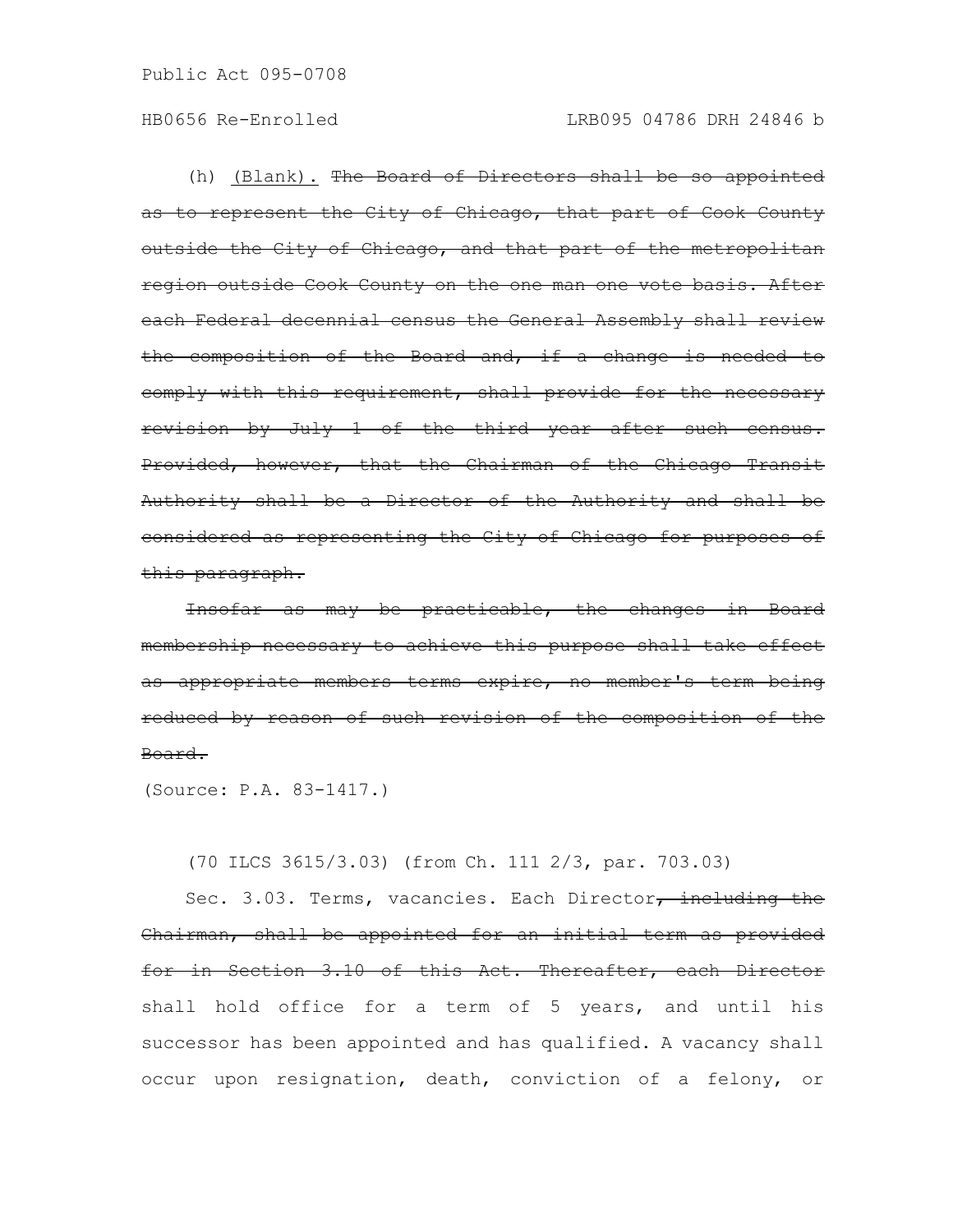(h) <u>(Blank).</u> ~~The Board of Directors shall be so appointed as to represent the City of Chicago, that part of Cook County outside the City of Chicago, and that part of the metropolitan region outside Cook County on the one man one vote basis. After each Federal decennial census the General Assembly shall review the composition of the Board and, if a change is needed to comply with this requirement, shall provide for the necessary revision by July 1 of the third year after such census. Provided, however, that the Chairman of the Chicago Transit Authority shall be a Director of the Authority and shall be considered as representing the City of Chicago for purposes of this paragraph.~~

~~Insofar as may be practicable, the changes in Board membership necessary to achieve this purpose shall take effect as appropriate members terms expire, no member's term being reduced by reason of such revision of the composition of the Board.~~

(Source: P.A. 83-1417.)

(70 ILCS 3615/3.03) (from Ch. 111 2/3, par. 703.03)

Sec. 3.03. Terms, vacancies. Each Director~~, including the Chairman, shall be appointed for an initial term as provided for in Section 3.10 of this Act. Thereafter, each Director~~ shall hold office for a term of 5 years, and until his successor has been appointed and has qualified. A vacancy shall occur upon resignation, death, conviction of a felony, or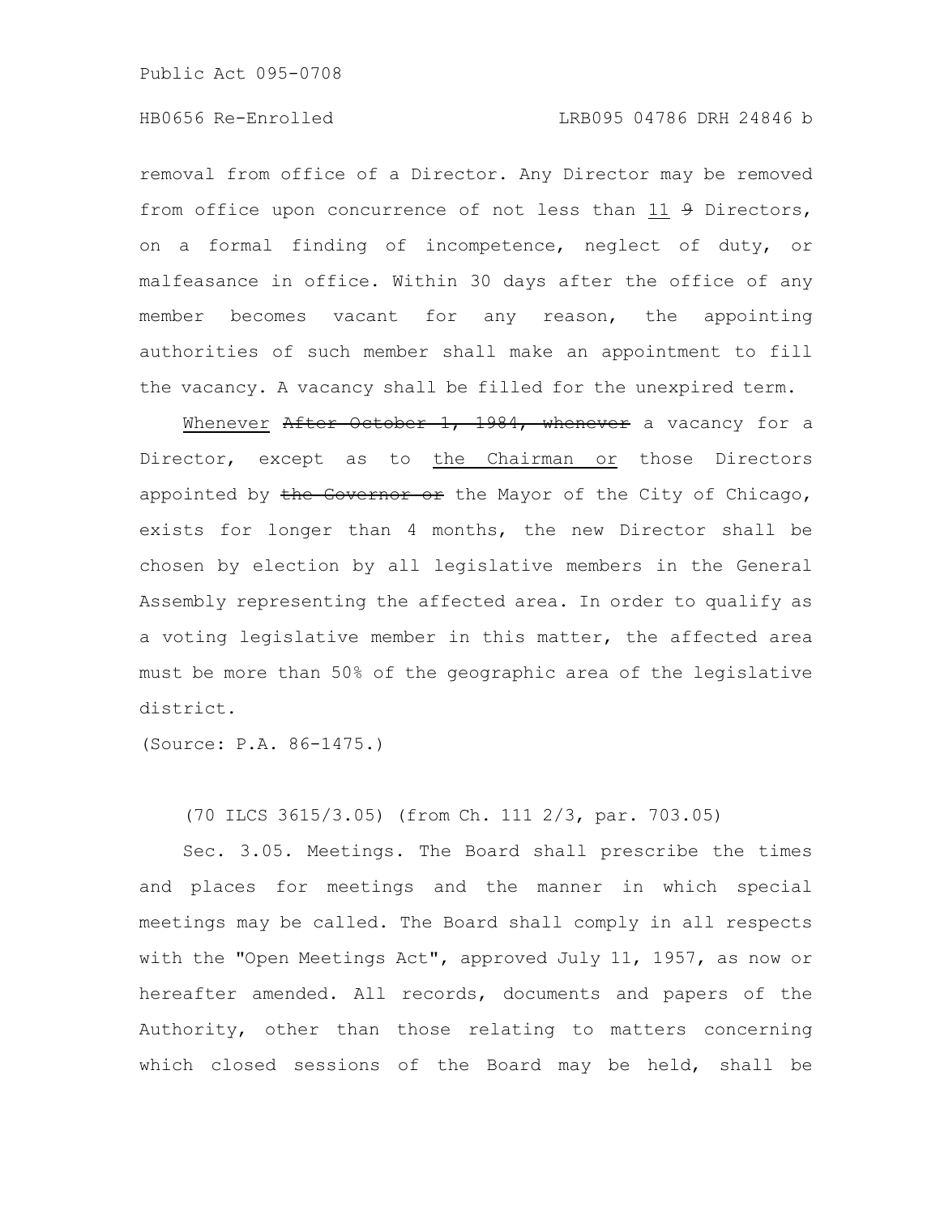removal from office of a Director. Any Director may be removed from office upon concurrence of not less than <u>11</u> ~~9~~ Directors, on a formal finding of incompetence, neglect of duty, or malfeasance in office. Within 30 days after the office of any member becomes vacant for any reason, the appointing authorities of such member shall make an appointment to fill the vacancy. A vacancy shall be filled for the unexpired term.

<u>Whenever</u> ~~After October 1, 1984, whenever~~ a vacancy for a Director, except as to <u>the Chairman or</u> those Directors appointed by ~~the Governor or~~ the Mayor of the City of Chicago, exists for longer than 4 months, the new Director shall be chosen by election by all legislative members in the General Assembly representing the affected area. In order to qualify as a voting legislative member in this matter, the affected area must be more than 50% of the geographic area of the legislative district.

(Source: P.A. 86-1475.)

(70 ILCS 3615/3.05) (from Ch. 111 2/3, par. 703.05)

Sec. 3.05. Meetings. The Board shall prescribe the times and places for meetings and the manner in which special meetings may be called. The Board shall comply in all respects with the "Open Meetings Act", approved July 11, 1957, as now or hereafter amended. All records, documents and papers of the Authority, other than those relating to matters concerning which closed sessions of the Board may be held, shall be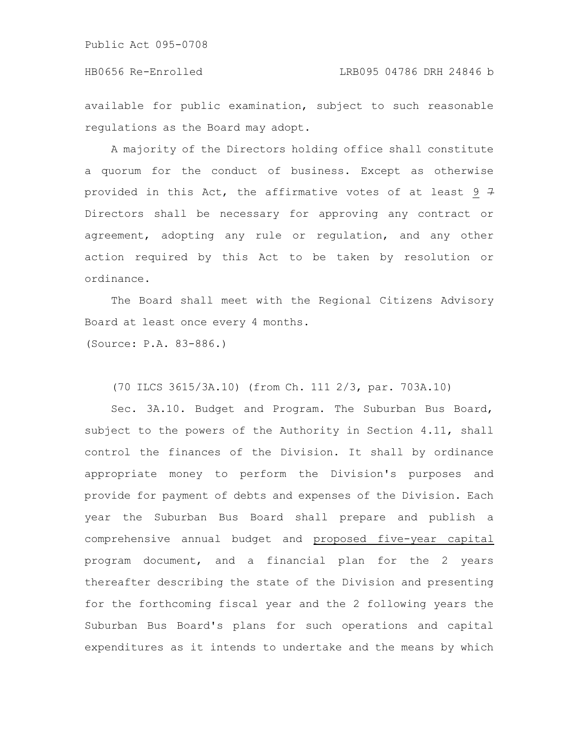available for public examination, subject to such reasonable regulations as the Board may adopt.

A majority of the Directors holding office shall constitute a quorum for the conduct of business. Except as otherwise provided in this Act, the affirmative votes of at least 9 ~~7~~ Directors shall be necessary for approving any contract or agreement, adopting any rule or regulation, and any other action required by this Act to be taken by resolution or ordinance.

The Board shall meet with the Regional Citizens Advisory Board at least once every 4 months.

(Source: P.A. 83-886.)

(70 ILCS 3615/3A.10) (from Ch. 111 2/3, par. 703A.10)

Sec. 3A.10. Budget and Program. The Suburban Bus Board, subject to the powers of the Authority in Section 4.11, shall control the finances of the Division. It shall by ordinance appropriate money to perform the Division's purposes and provide for payment of debts and expenses of the Division. Each year the Suburban Bus Board shall prepare and publish a comprehensive annual budget and proposed five-year capital program document, and a financial plan for the 2 years thereafter describing the state of the Division and presenting for the forthcoming fiscal year and the 2 following years the Suburban Bus Board's plans for such operations and capital expenditures as it intends to undertake and the means by which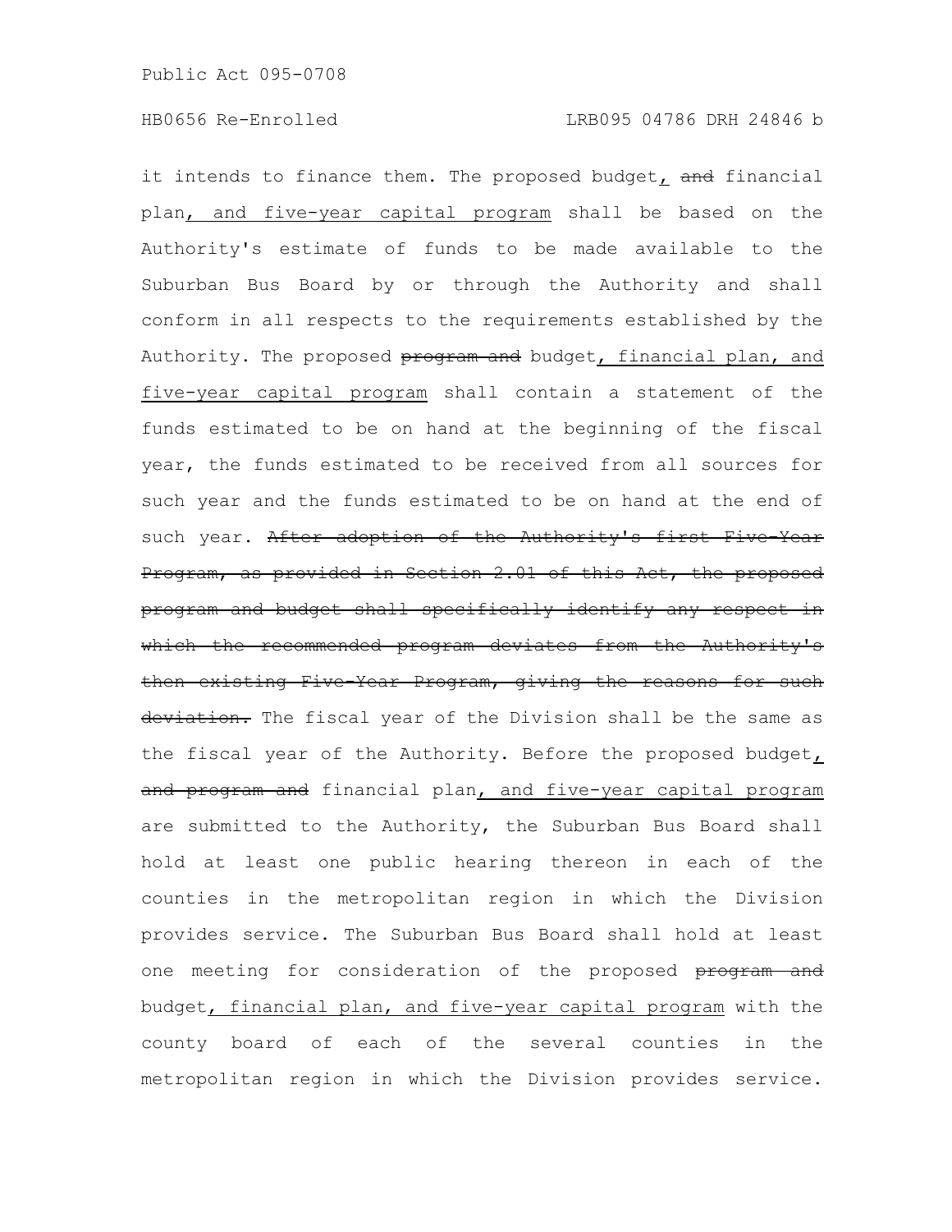it intends to finance them. The proposed budget, ~~and~~ financial plan, and five-year capital program shall be based on the Authority's estimate of funds to be made available to the Suburban Bus Board by or through the Authority and shall conform in all respects to the requirements established by the Authority. The proposed ~~program and~~ budget, financial plan, and five-year capital program shall contain a statement of the funds estimated to be on hand at the beginning of the fiscal year, the funds estimated to be received from all sources for such year and the funds estimated to be on hand at the end of such year. ~~After adoption of the Authority's first Five-Year Program, as provided in Section 2.01 of this Act, the proposed program and budget shall specifically identify any respect in which the recommended program deviates from the Authority's then existing Five-Year Program, giving the reasons for such deviation.~~ The fiscal year of the Division shall be the same as the fiscal year of the Authority. Before the proposed budget, ~~and program and~~ financial plan, and five-year capital program are submitted to the Authority, the Suburban Bus Board shall hold at least one public hearing thereon in each of the counties in the metropolitan region in which the Division provides service. The Suburban Bus Board shall hold at least one meeting for consideration of the proposed ~~program and~~ budget, financial plan, and five-year capital program with the county board of each of the several counties in the metropolitan region in which the Division provides service.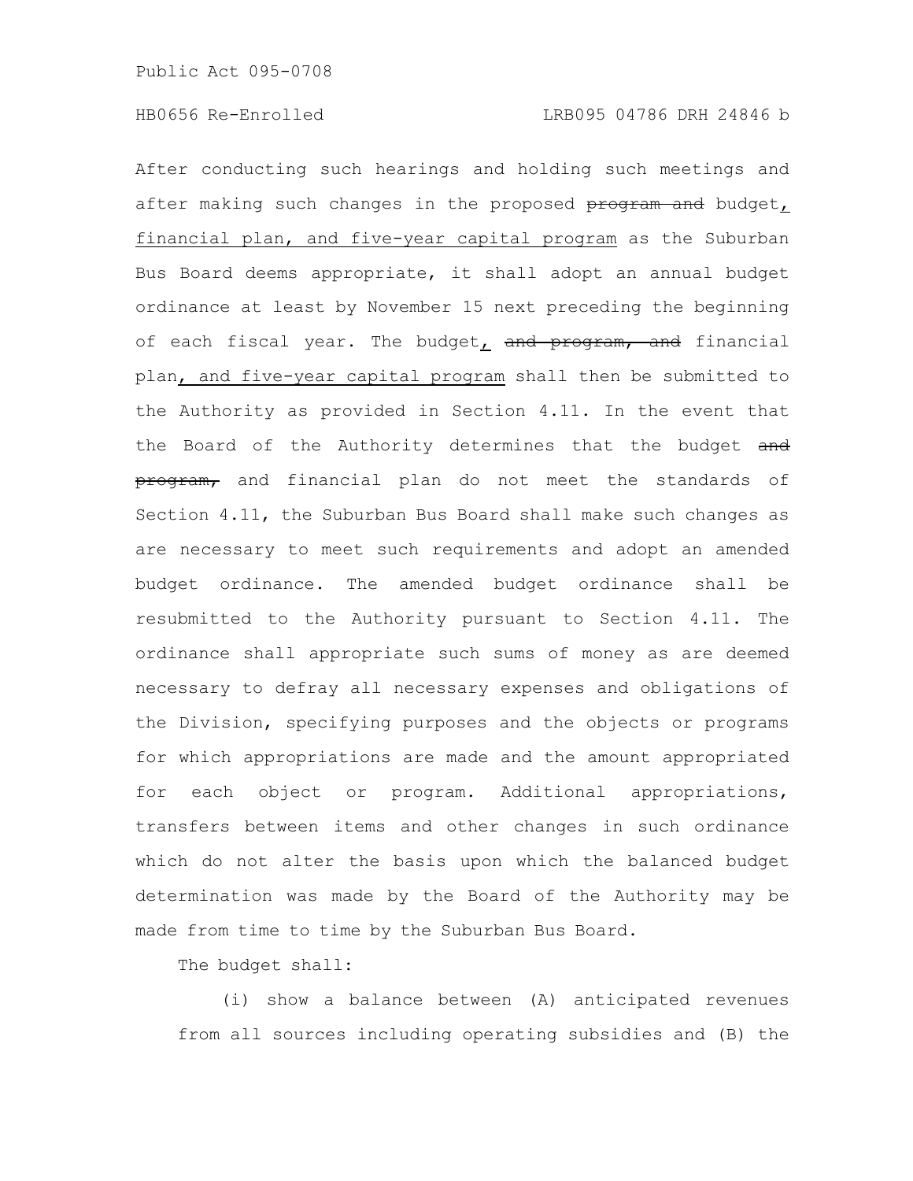After conducting such hearings and holding such meetings and after making such changes in the proposed ~~program and~~ budget, financial plan, and five-year capital program as the Suburban Bus Board deems appropriate, it shall adopt an annual budget ordinance at least by November 15 next preceding the beginning of each fiscal year. The budget, ~~and program, and~~ financial plan, and five-year capital program shall then be submitted to the Authority as provided in Section 4.11. In the event that the Board of the Authority determines that the budget ~~and program,~~ and financial plan do not meet the standards of Section 4.11, the Suburban Bus Board shall make such changes as are necessary to meet such requirements and adopt an amended budget ordinance. The amended budget ordinance shall be resubmitted to the Authority pursuant to Section 4.11. The ordinance shall appropriate such sums of money as are deemed necessary to defray all necessary expenses and obligations of the Division, specifying purposes and the objects or programs for which appropriations are made and the amount appropriated for each object or program. Additional appropriations, transfers between items and other changes in such ordinance which do not alter the basis upon which the balanced budget determination was made by the Board of the Authority may be made from time to time by the Suburban Bus Board.

The budget shall:

(i) show a balance between (A) anticipated revenues from all sources including operating subsidies and (B) the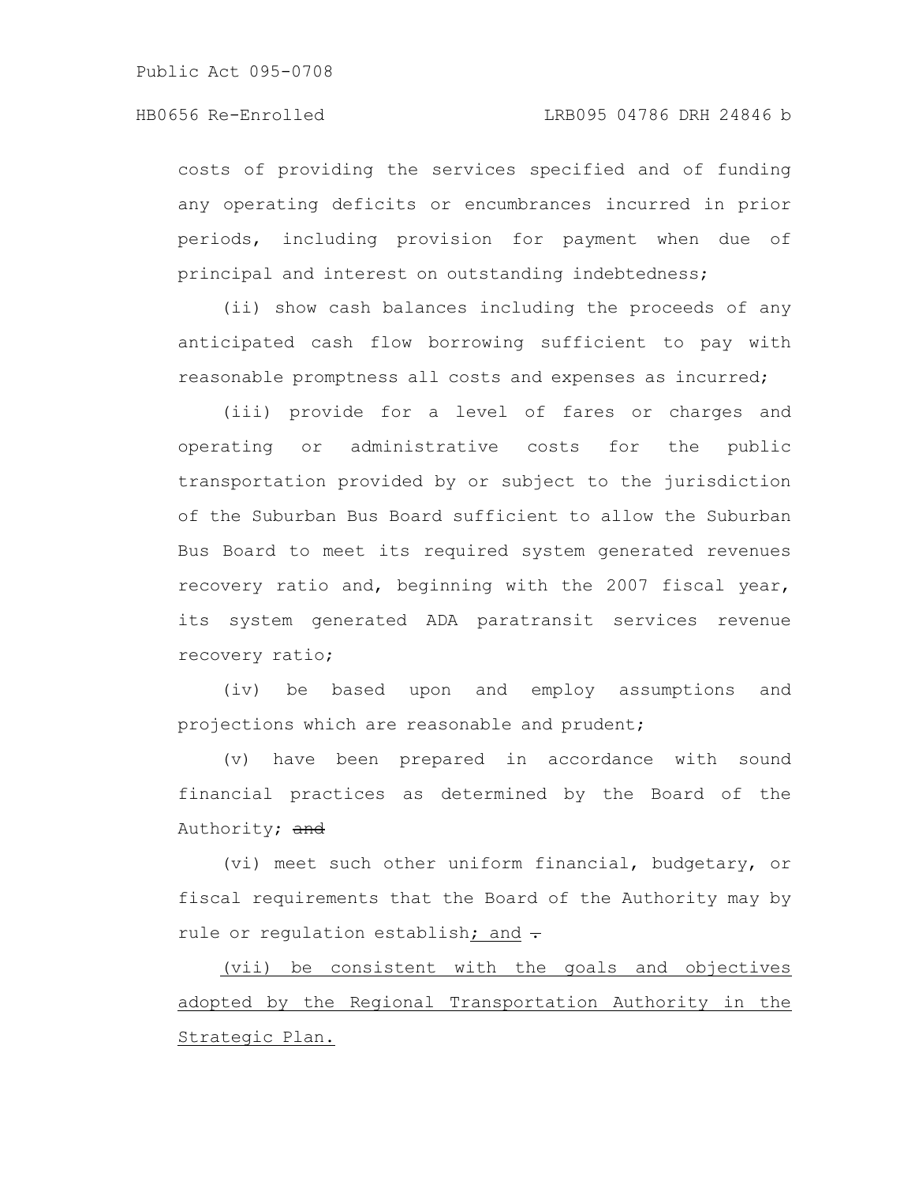costs of providing the services specified and of funding any operating deficits or encumbrances incurred in prior periods, including provision for payment when due of principal and interest on outstanding indebtedness;

(ii) show cash balances including the proceeds of any anticipated cash flow borrowing sufficient to pay with reasonable promptness all costs and expenses as incurred;

(iii) provide for a level of fares or charges and operating or administrative costs for the public transportation provided by or subject to the jurisdiction of the Suburban Bus Board sufficient to allow the Suburban Bus Board to meet its required system generated revenues recovery ratio and, beginning with the 2007 fiscal year, its system generated ADA paratransit services revenue recovery ratio;

(iv) be based upon and employ assumptions and projections which are reasonable and prudent;

(v) have been prepared in accordance with sound financial practices as determined by the Board of the Authority; ~~and~~

(vi) meet such other uniform financial, budgetary, or fiscal requirements that the Board of the Authority may by rule or regulation establish<u>; and</u> ~~.~~

<u>(vii) be consistent with the goals and objectives adopted by the Regional Transportation Authority in the Strategic Plan.</u>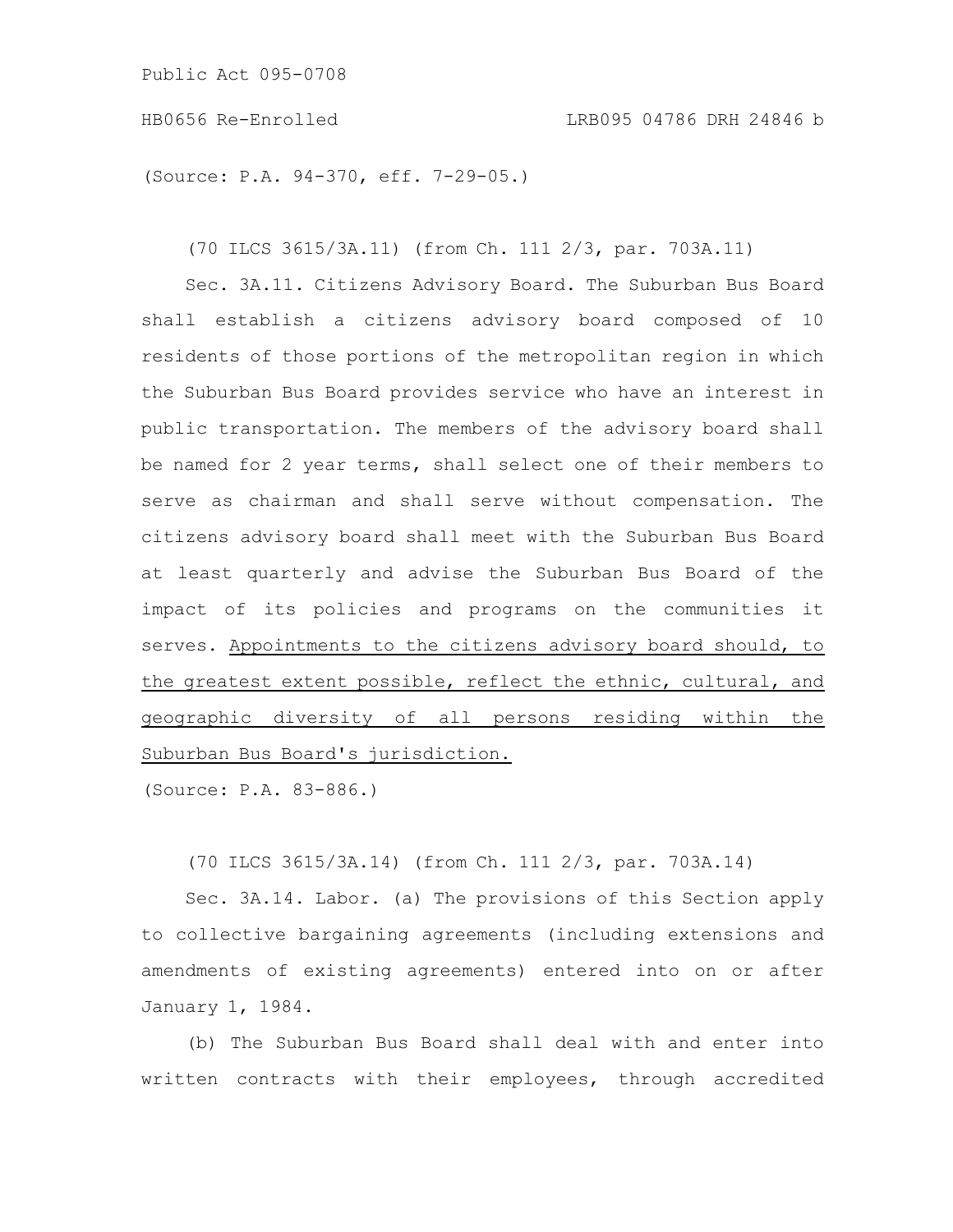(Source: P.A. 94-370, eff. 7-29-05.)

(70 ILCS 3615/3A.11) (from Ch. 111 2/3, par. 703A.11)

Sec. 3A.11. Citizens Advisory Board. The Suburban Bus Board shall establish a citizens advisory board composed of 10 residents of those portions of the metropolitan region in which the Suburban Bus Board provides service who have an interest in public transportation. The members of the advisory board shall be named for 2 year terms, shall select one of their members to serve as chairman and shall serve without compensation. The citizens advisory board shall meet with the Suburban Bus Board at least quarterly and advise the Suburban Bus Board of the impact of its policies and programs on the communities it serves. <u>Appointments to the citizens advisory board should, to the greatest extent possible, reflect the ethnic, cultural, and geographic diversity of all persons residing within the Suburban Bus Board's jurisdiction.</u>

(Source: P.A. 83-886.)

(70 ILCS 3615/3A.14) (from Ch. 111 2/3, par. 703A.14)

Sec. 3A.14. Labor. (a) The provisions of this Section apply to collective bargaining agreements (including extensions and amendments of existing agreements) entered into on or after January 1, 1984.

(b) The Suburban Bus Board shall deal with and enter into written contracts with their employees, through accredited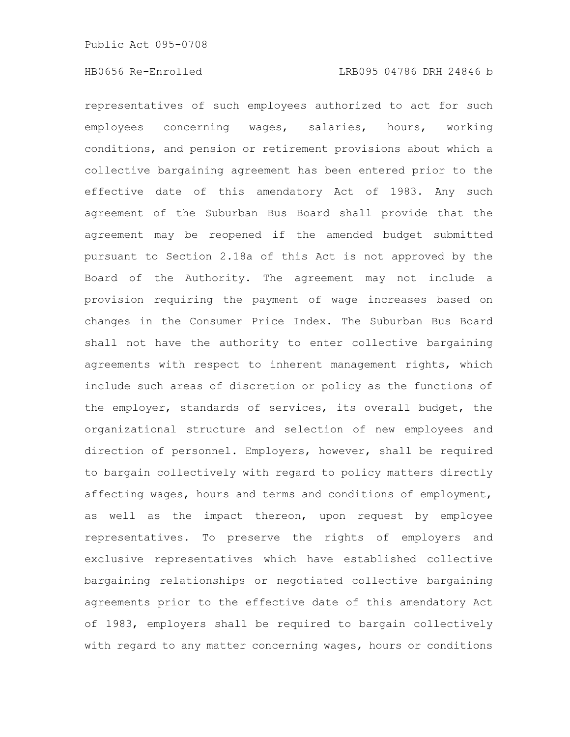representatives of such employees authorized to act for such employees concerning wages, salaries, hours, working conditions, and pension or retirement provisions about which a collective bargaining agreement has been entered prior to the effective date of this amendatory Act of 1983. Any such agreement of the Suburban Bus Board shall provide that the agreement may be reopened if the amended budget submitted pursuant to Section 2.18a of this Act is not approved by the Board of the Authority. The agreement may not include a provision requiring the payment of wage increases based on changes in the Consumer Price Index. The Suburban Bus Board shall not have the authority to enter collective bargaining agreements with respect to inherent management rights, which include such areas of discretion or policy as the functions of the employer, standards of services, its overall budget, the organizational structure and selection of new employees and direction of personnel. Employers, however, shall be required to bargain collectively with regard to policy matters directly affecting wages, hours and terms and conditions of employment, as well as the impact thereon, upon request by employee representatives. To preserve the rights of employers and exclusive representatives which have established collective bargaining relationships or negotiated collective bargaining agreements prior to the effective date of this amendatory Act of 1983, employers shall be required to bargain collectively with regard to any matter concerning wages, hours or conditions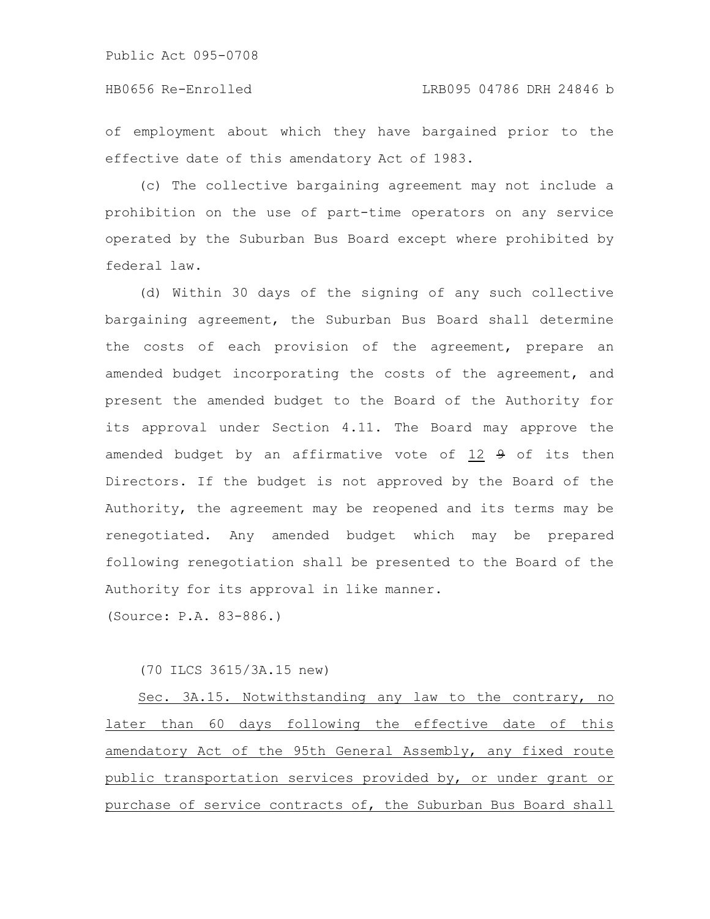of employment about which they have bargained prior to the effective date of this amendatory Act of 1983.

(c) The collective bargaining agreement may not include a prohibition on the use of part-time operators on any service operated by the Suburban Bus Board except where prohibited by federal law.

(d) Within 30 days of the signing of any such collective bargaining agreement, the Suburban Bus Board shall determine the costs of each provision of the agreement, prepare an amended budget incorporating the costs of the agreement, and present the amended budget to the Board of the Authority for its approval under Section 4.11. The Board may approve the amended budget by an affirmative vote of <u>12</u> ~~9~~ of its then Directors. If the budget is not approved by the Board of the Authority, the agreement may be reopened and its terms may be renegotiated. Any amended budget which may be prepared following renegotiation shall be presented to the Board of the Authority for its approval in like manner.

(Source: P.A. 83-886.)

(70 ILCS 3615/3A.15 new)

<u>Sec. 3A.15. Notwithstanding any law to the contrary, no later than 60 days following the effective date of this amendatory Act of the 95th General Assembly, any fixed route public transportation services provided by, or under grant or purchase of service contracts of, the Suburban Bus Board shall</u>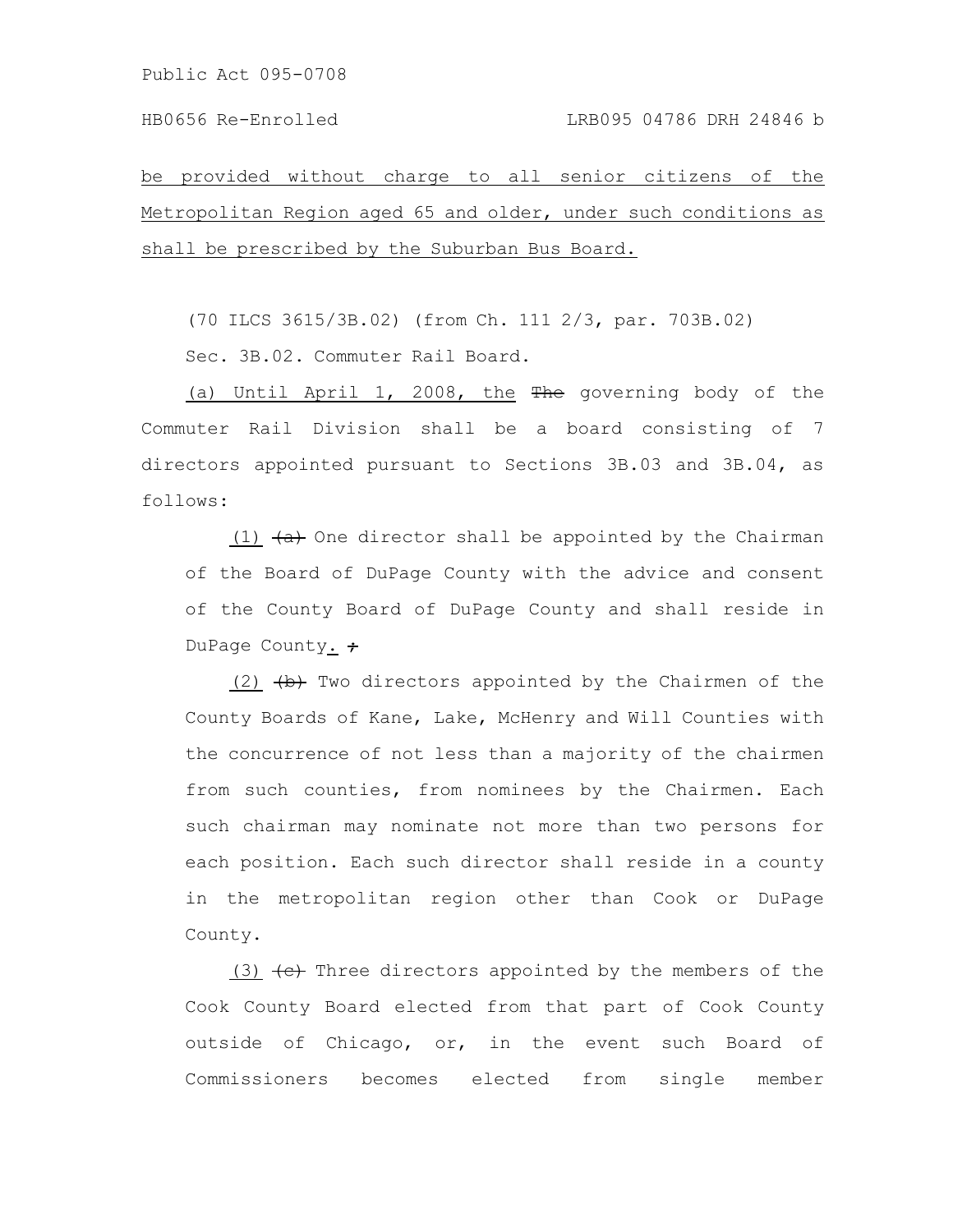be provided without charge to all senior citizens of the Metropolitan Region aged 65 and older, under such conditions as shall be prescribed by the Suburban Bus Board.

(70 ILCS 3615/3B.02) (from Ch. 111 2/3, par. 703B.02)

Sec. 3B.02. Commuter Rail Board.

(a) Until April 1, 2008, the ~~The~~ governing body of the Commuter Rail Division shall be a board consisting of 7 directors appointed pursuant to Sections 3B.03 and 3B.04, as follows:

(1) ~~(a)~~ One director shall be appointed by the Chairman of the Board of DuPage County with the advice and consent of the County Board of DuPage County and shall reside in DuPage County. ~~;~~

(2) ~~(b)~~ Two directors appointed by the Chairmen of the County Boards of Kane, Lake, McHenry and Will Counties with the concurrence of not less than a majority of the chairmen from such counties, from nominees by the Chairmen. Each such chairman may nominate not more than two persons for each position. Each such director shall reside in a county in the metropolitan region other than Cook or DuPage County.

(3) ~~(c)~~ Three directors appointed by the members of the Cook County Board elected from that part of Cook County outside of Chicago, or, in the event such Board of Commissioners becomes elected from single member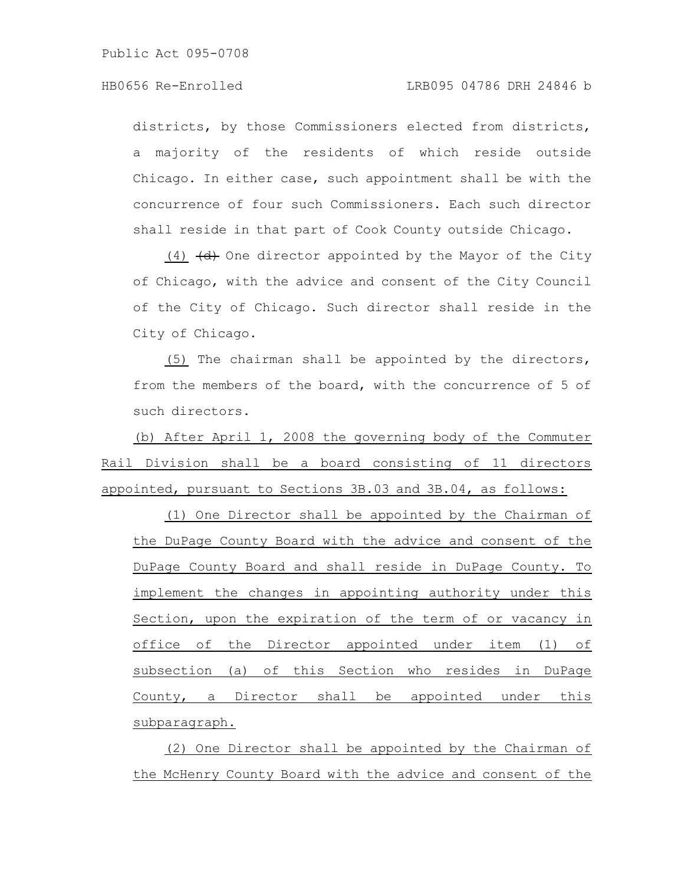districts, by those Commissioners elected from districts, a majority of the residents of which reside outside Chicago. In either case, such appointment shall be with the concurrence of four such Commissioners. Each such director shall reside in that part of Cook County outside Chicago.

(4) ~~(d)~~ One director appointed by the Mayor of the City of Chicago, with the advice and consent of the City Council of the City of Chicago. Such director shall reside in the City of Chicago.

(5) The chairman shall be appointed by the directors, from the members of the board, with the concurrence of 5 of such directors.

(b) After April 1, 2008 the governing body of the Commuter Rail Division shall be a board consisting of 11 directors appointed, pursuant to Sections 3B.03 and 3B.04, as follows:

(1) One Director shall be appointed by the Chairman of the DuPage County Board with the advice and consent of the DuPage County Board and shall reside in DuPage County. To implement the changes in appointing authority under this Section, upon the expiration of the term of or vacancy in office of the Director appointed under item (1) of subsection (a) of this Section who resides in DuPage County, a Director shall be appointed under this subparagraph.

(2) One Director shall be appointed by the Chairman of the McHenry County Board with the advice and consent of the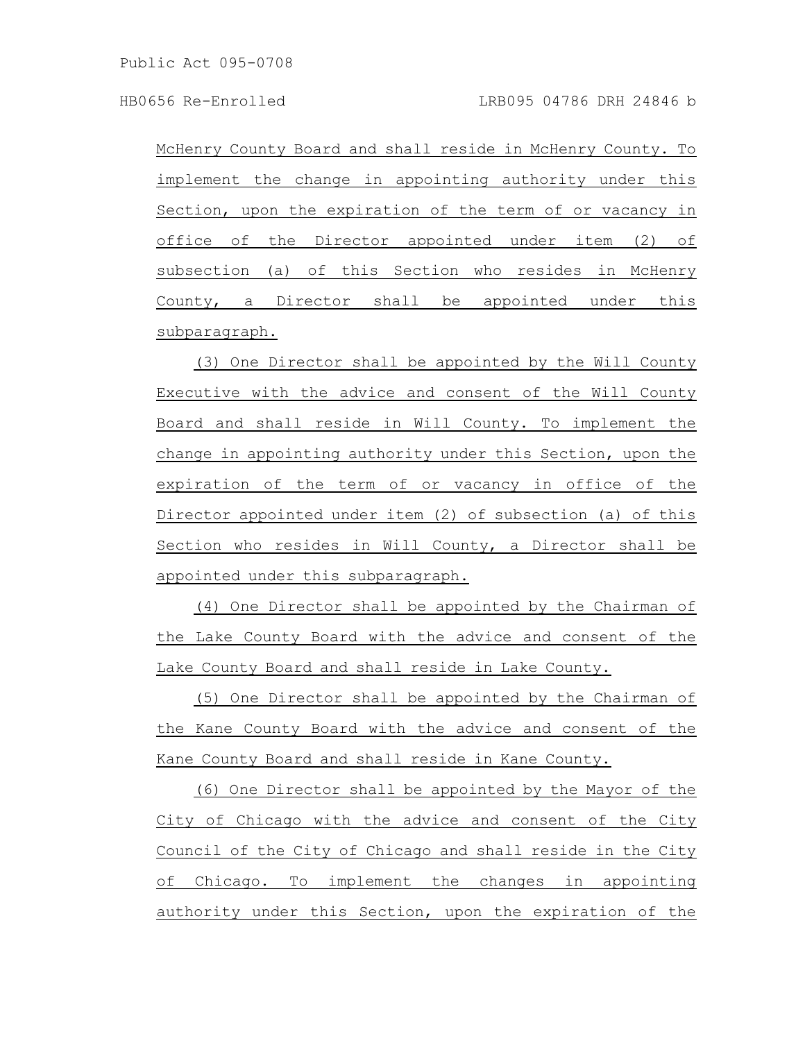McHenry County Board and shall reside in McHenry County. To implement the change in appointing authority under this Section, upon the expiration of the term of or vacancy in office of the Director appointed under item (2) of subsection (a) of this Section who resides in McHenry County, a Director shall be appointed under this subparagraph.

(3) One Director shall be appointed by the Will County Executive with the advice and consent of the Will County Board and shall reside in Will County. To implement the change in appointing authority under this Section, upon the expiration of the term of or vacancy in office of the Director appointed under item (2) of subsection (a) of this Section who resides in Will County, a Director shall be appointed under this subparagraph.

(4) One Director shall be appointed by the Chairman of the Lake County Board with the advice and consent of the Lake County Board and shall reside in Lake County.

(5) One Director shall be appointed by the Chairman of the Kane County Board with the advice and consent of the Kane County Board and shall reside in Kane County.

(6) One Director shall be appointed by the Mayor of the City of Chicago with the advice and consent of the City Council of the City of Chicago and shall reside in the City of Chicago. To implement the changes in appointing authority under this Section, upon the expiration of the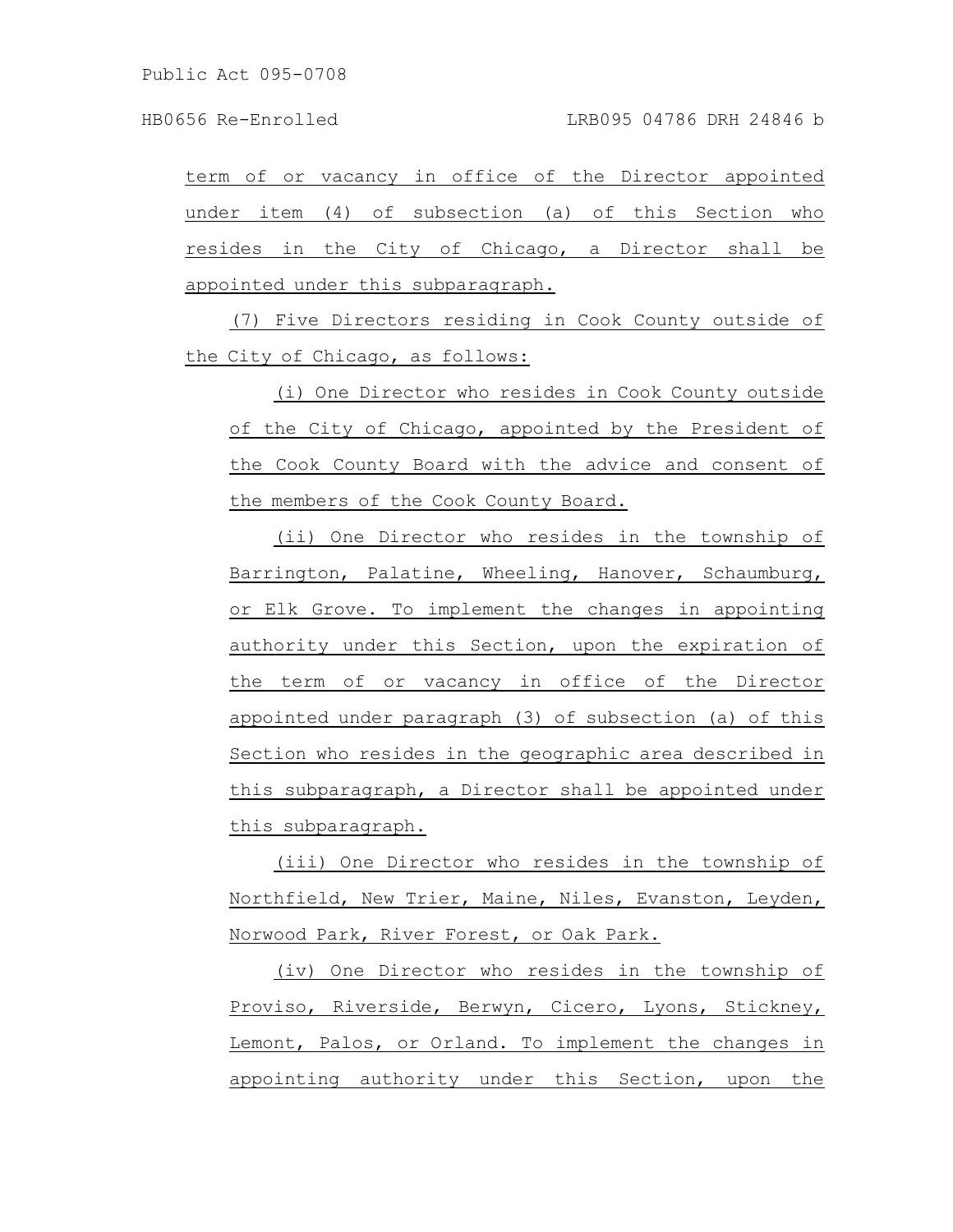term of or vacancy in office of the Director appointed under item (4) of subsection (a) of this Section who resides in the City of Chicago, a Director shall be appointed under this subparagraph.

(7) Five Directors residing in Cook County outside of the City of Chicago, as follows:

(i) One Director who resides in Cook County outside of the City of Chicago, appointed by the President of the Cook County Board with the advice and consent of the members of the Cook County Board.

(ii) One Director who resides in the township of Barrington, Palatine, Wheeling, Hanover, Schaumburg, or Elk Grove. To implement the changes in appointing authority under this Section, upon the expiration of the term of or vacancy in office of the Director appointed under paragraph (3) of subsection (a) of this Section who resides in the geographic area described in this subparagraph, a Director shall be appointed under this subparagraph.

(iii) One Director who resides in the township of Northfield, New Trier, Maine, Niles, Evanston, Leyden, Norwood Park, River Forest, or Oak Park.

(iv) One Director who resides in the township of Proviso, Riverside, Berwyn, Cicero, Lyons, Stickney, Lemont, Palos, or Orland. To implement the changes in appointing authority under this Section, upon the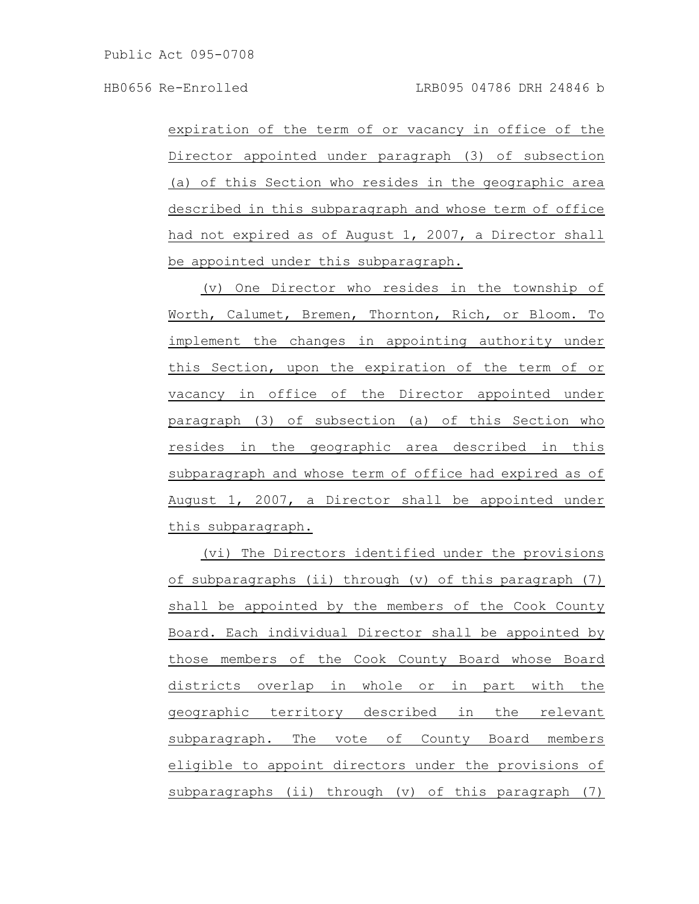expiration of the term of or vacancy in office of the Director appointed under paragraph (3) of subsection (a) of this Section who resides in the geographic area described in this subparagraph and whose term of office had not expired as of August 1, 2007, a Director shall be appointed under this subparagraph.

(v) One Director who resides in the township of Worth, Calumet, Bremen, Thornton, Rich, or Bloom. To implement the changes in appointing authority under this Section, upon the expiration of the term of or vacancy in office of the Director appointed under paragraph (3) of subsection (a) of this Section who resides in the geographic area described in this subparagraph and whose term of office had expired as of August 1, 2007, a Director shall be appointed under this subparagraph.

(vi) The Directors identified under the provisions of subparagraphs (ii) through (v) of this paragraph (7) shall be appointed by the members of the Cook County Board. Each individual Director shall be appointed by those members of the Cook County Board whose Board districts overlap in whole or in part with the geographic territory described in the relevant subparagraph. The vote of County Board members eligible to appoint directors under the provisions of subparagraphs (ii) through (v) of this paragraph (7)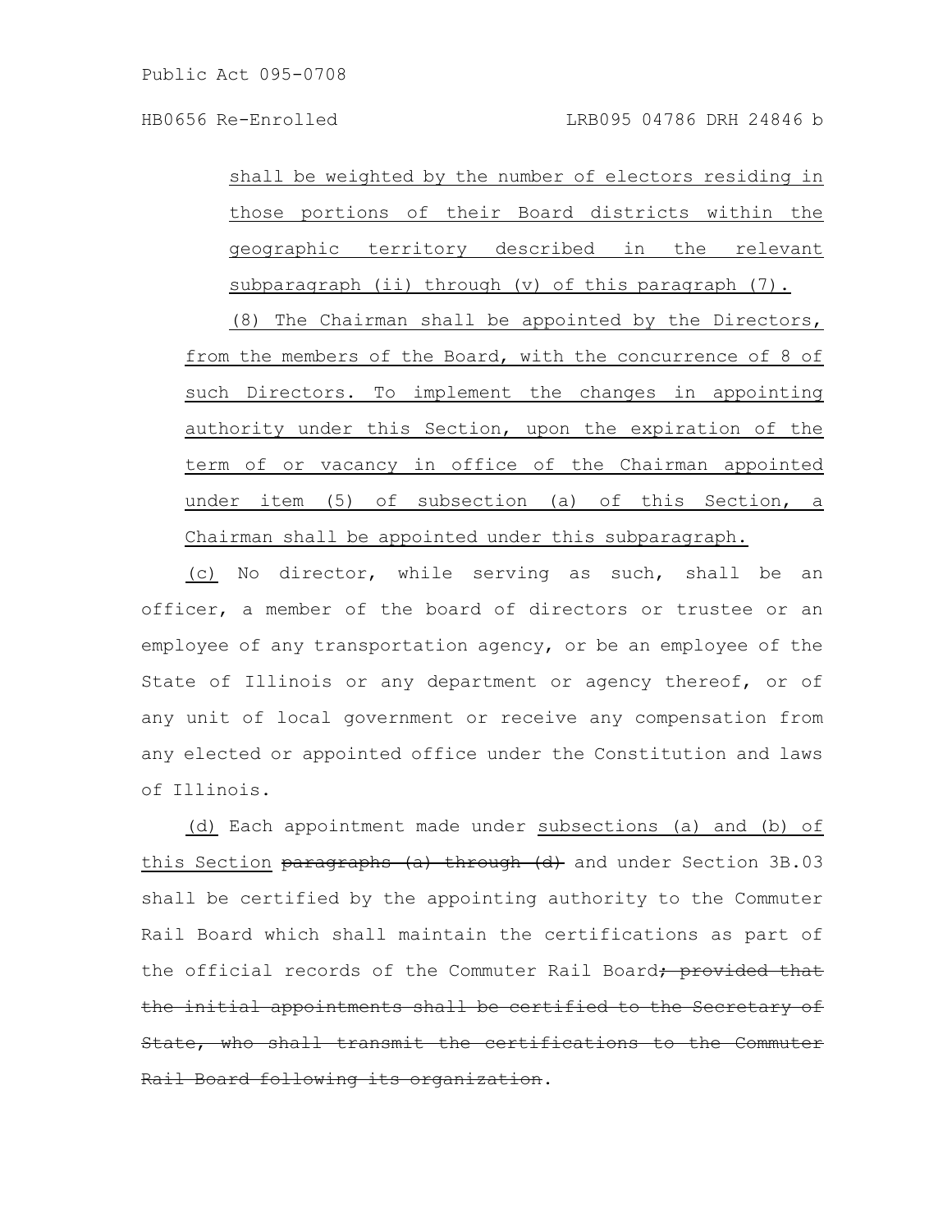shall be weighted by the number of electors residing in those portions of their Board districts within the geographic territory described in the relevant subparagraph (ii) through (v) of this paragraph (7).

(8) The Chairman shall be appointed by the Directors, from the members of the Board, with the concurrence of 8 of such Directors. To implement the changes in appointing authority under this Section, upon the expiration of the term of or vacancy in office of the Chairman appointed under item (5) of subsection (a) of this Section, a Chairman shall be appointed under this subparagraph.

(c) No director, while serving as such, shall be an officer, a member of the board of directors or trustee or an employee of any transportation agency, or be an employee of the State of Illinois or any department or agency thereof, or of any unit of local government or receive any compensation from any elected or appointed office under the Constitution and laws of Illinois.

(d) Each appointment made under subsections (a) and (b) of this Section ~~paragraphs (a) through (d)~~ and under Section 3B.03 shall be certified by the appointing authority to the Commuter Rail Board which shall maintain the certifications as part of the official records of the Commuter Rail Board~~; provided that the initial appointments shall be certified to the Secretary of State, who shall transmit the certifications to the Commuter Rail Board following its organization~~.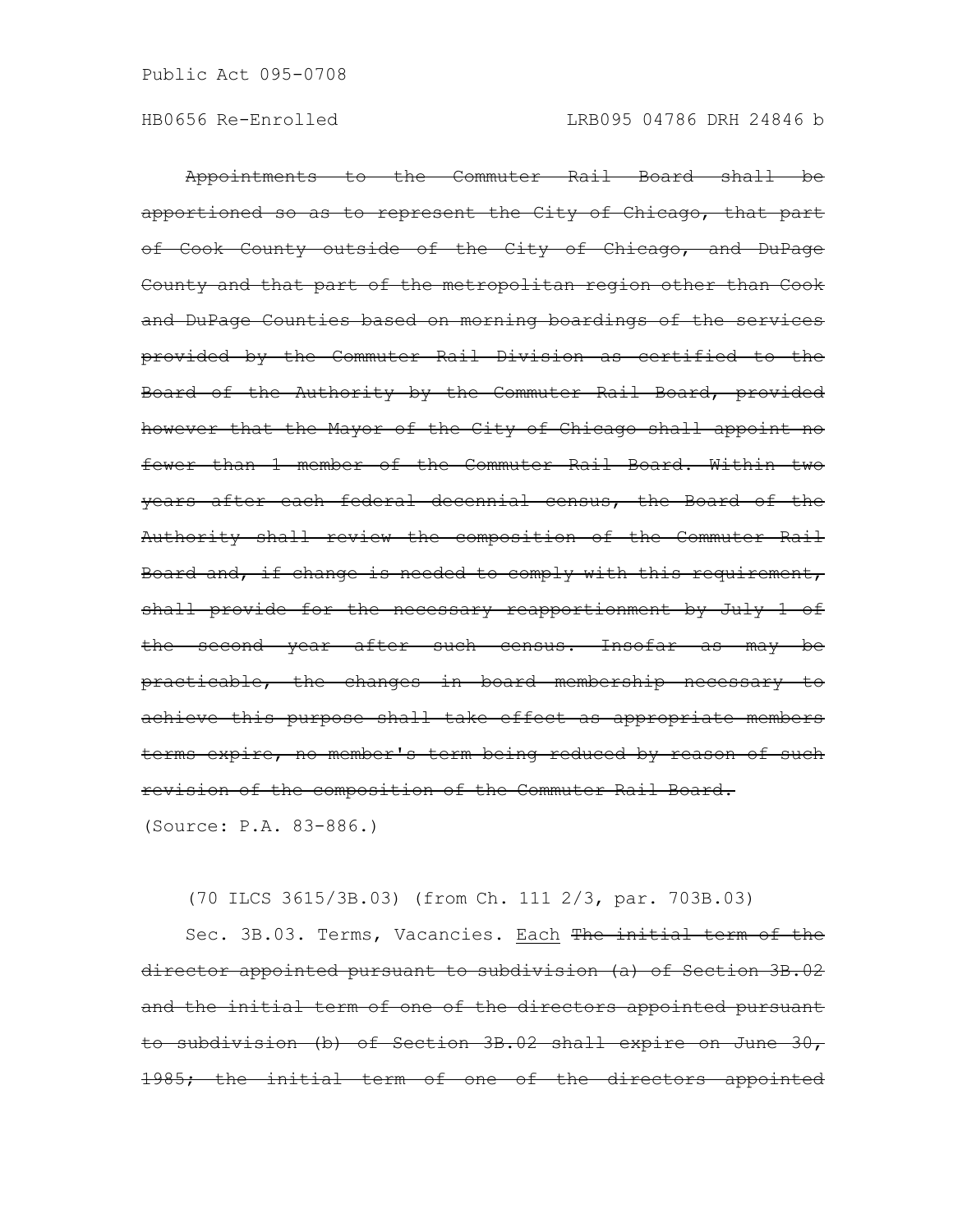~~Appointments to the Commuter Rail Board shall be apportioned so as to represent the City of Chicago, that part of Cook County outside of the City of Chicago, and DuPage County and that part of the metropolitan region other than Cook and DuPage Counties based on morning boardings of the services provided by the Commuter Rail Division as certified to the Board of the Authority by the Commuter Rail Board, provided however that the Mayor of the City of Chicago shall appoint no fewer than 1 member of the Commuter Rail Board. Within two years after each federal decennial census, the Board of the Authority shall review the composition of the Commuter Rail Board and, if change is needed to comply with this requirement, shall provide for the necessary reapportionment by July 1 of the second year after such census. Insofar as may be practicable, the changes in board membership necessary to achieve this purpose shall take effect as appropriate members terms expire, no member's term being reduced by reason of such revision of the composition of the Commuter Rail Board.~~

(Source: P.A. 83-886.)

(70 ILCS 3615/3B.03) (from Ch. 111 2/3, par. 703B.03)

Sec. 3B.03. Terms, Vacancies. <u>Each</u> ~~The initial term of the director appointed pursuant to subdivision (a) of Section 3B.02 and the initial term of one of the directors appointed pursuant to subdivision (b) of Section 3B.02 shall expire on June 30, 1985; the initial term of one of the directors appointed~~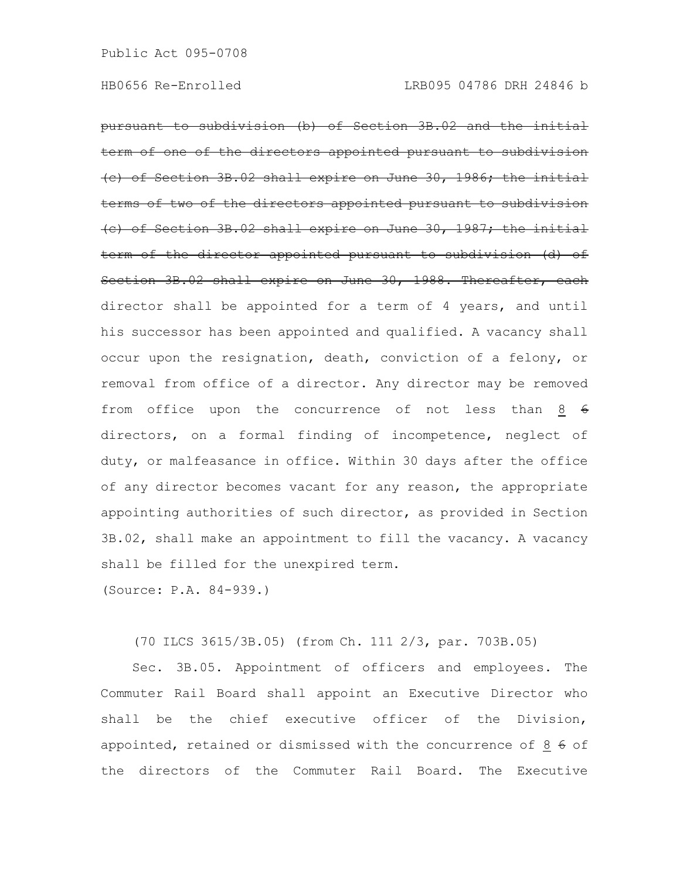~~pursuant to subdivision (b) of Section 3B.02 and the initial term of one of the directors appointed pursuant to subdivision (c) of Section 3B.02 shall expire on June 30, 1986; the initial terms of two of the directors appointed pursuant to subdivision (c) of Section 3B.02 shall expire on June 30, 1987; the initial term of the director appointed pursuant to subdivision (d) of Section 3B.02 shall expire on June 30, 1988. Thereafter, each~~ director shall be appointed for a term of 4 years, and until his successor has been appointed and qualified. A vacancy shall occur upon the resignation, death, conviction of a felony, or removal from office of a director. Any director may be removed from office upon the concurrence of not less than 8 ~~6~~ directors, on a formal finding of incompetence, neglect of duty, or malfeasance in office. Within 30 days after the office of any director becomes vacant for any reason, the appropriate appointing authorities of such director, as provided in Section 3B.02, shall make an appointment to fill the vacancy. A vacancy shall be filled for the unexpired term.

(Source: P.A. 84-939.)

(70 ILCS 3615/3B.05) (from Ch. 111 2/3, par. 703B.05)

Sec. 3B.05. Appointment of officers and employees. The Commuter Rail Board shall appoint an Executive Director who shall be the chief executive officer of the Division, appointed, retained or dismissed with the concurrence of 8 ~~6~~ of the directors of the Commuter Rail Board. The Executive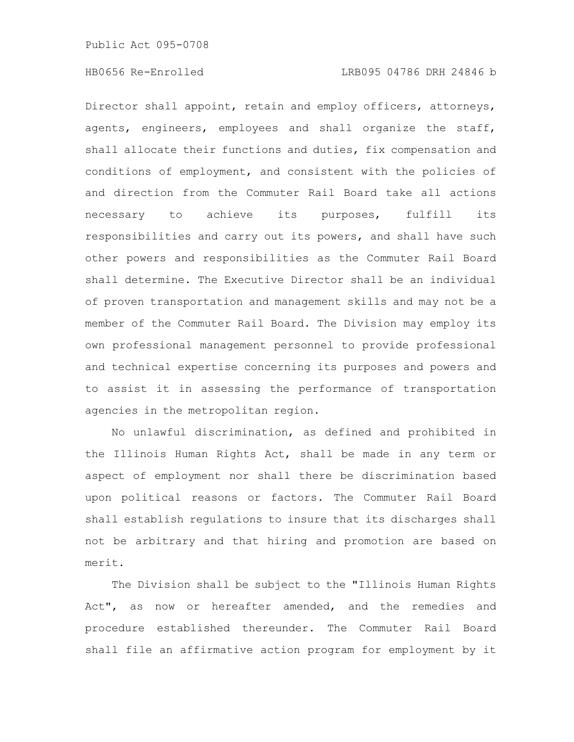Director shall appoint, retain and employ officers, attorneys, agents, engineers, employees and shall organize the staff, shall allocate their functions and duties, fix compensation and conditions of employment, and consistent with the policies of and direction from the Commuter Rail Board take all actions necessary to achieve its purposes, fulfill its responsibilities and carry out its powers, and shall have such other powers and responsibilities as the Commuter Rail Board shall determine. The Executive Director shall be an individual of proven transportation and management skills and may not be a member of the Commuter Rail Board. The Division may employ its own professional management personnel to provide professional and technical expertise concerning its purposes and powers and to assist it in assessing the performance of transportation agencies in the metropolitan region.

No unlawful discrimination, as defined and prohibited in the Illinois Human Rights Act, shall be made in any term or aspect of employment nor shall there be discrimination based upon political reasons or factors. The Commuter Rail Board shall establish regulations to insure that its discharges shall not be arbitrary and that hiring and promotion are based on merit.

The Division shall be subject to the "Illinois Human Rights Act", as now or hereafter amended, and the remedies and procedure established thereunder. The Commuter Rail Board shall file an affirmative action program for employment by it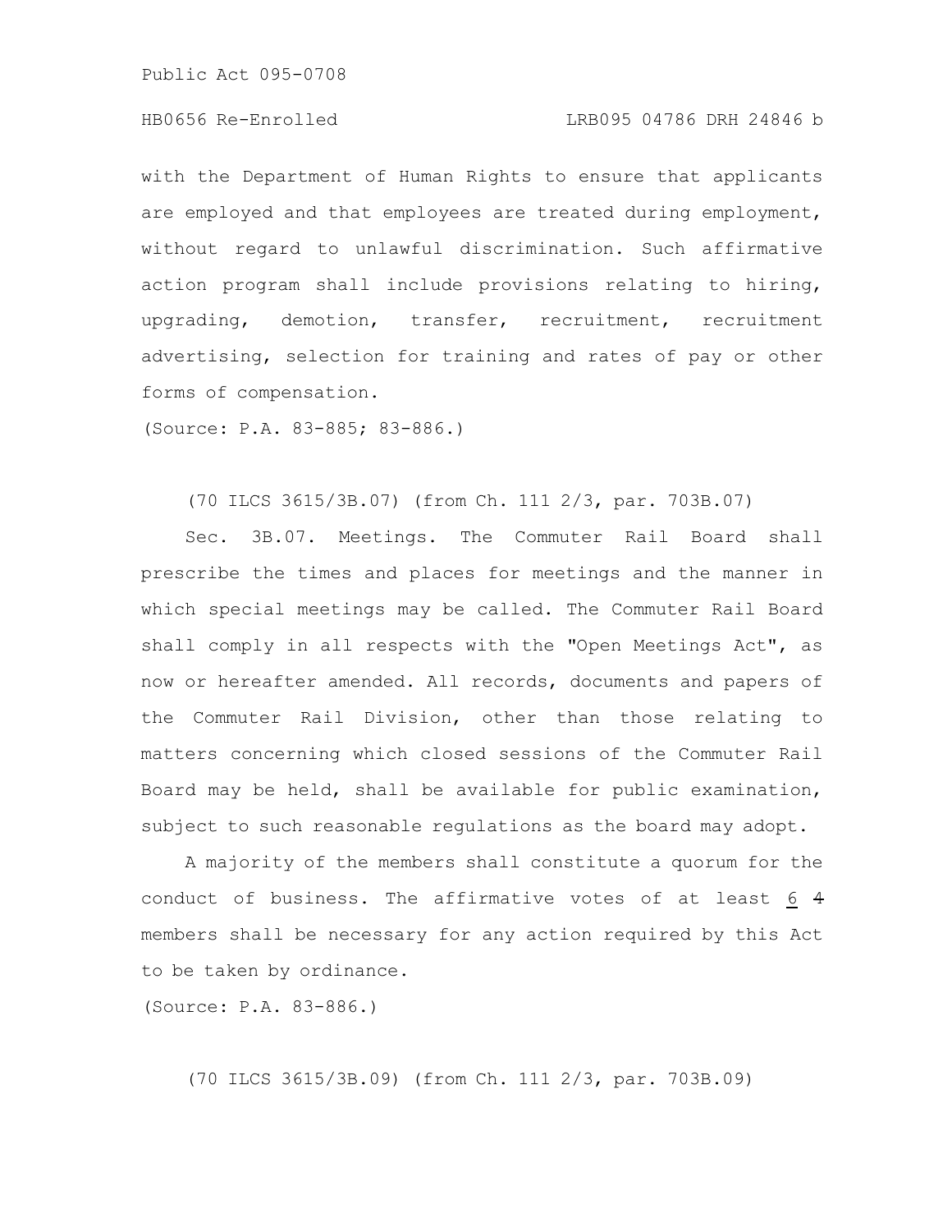with the Department of Human Rights to ensure that applicants are employed and that employees are treated during employment, without regard to unlawful discrimination. Such affirmative action program shall include provisions relating to hiring, upgrading, demotion, transfer, recruitment, recruitment advertising, selection for training and rates of pay or other forms of compensation.

(Source: P.A. 83-885; 83-886.)

(70 ILCS 3615/3B.07) (from Ch. 111 2/3, par. 703B.07)

Sec. 3B.07. Meetings. The Commuter Rail Board shall prescribe the times and places for meetings and the manner in which special meetings may be called. The Commuter Rail Board shall comply in all respects with the "Open Meetings Act", as now or hereafter amended. All records, documents and papers of the Commuter Rail Division, other than those relating to matters concerning which closed sessions of the Commuter Rail Board may be held, shall be available for public examination, subject to such reasonable regulations as the board may adopt.

A majority of the members shall constitute a quorum for the conduct of business. The affirmative votes of at least 6 ~~4~~ members shall be necessary for any action required by this Act to be taken by ordinance.

(Source: P.A. 83-886.)

(70 ILCS 3615/3B.09) (from Ch. 111 2/3, par. 703B.09)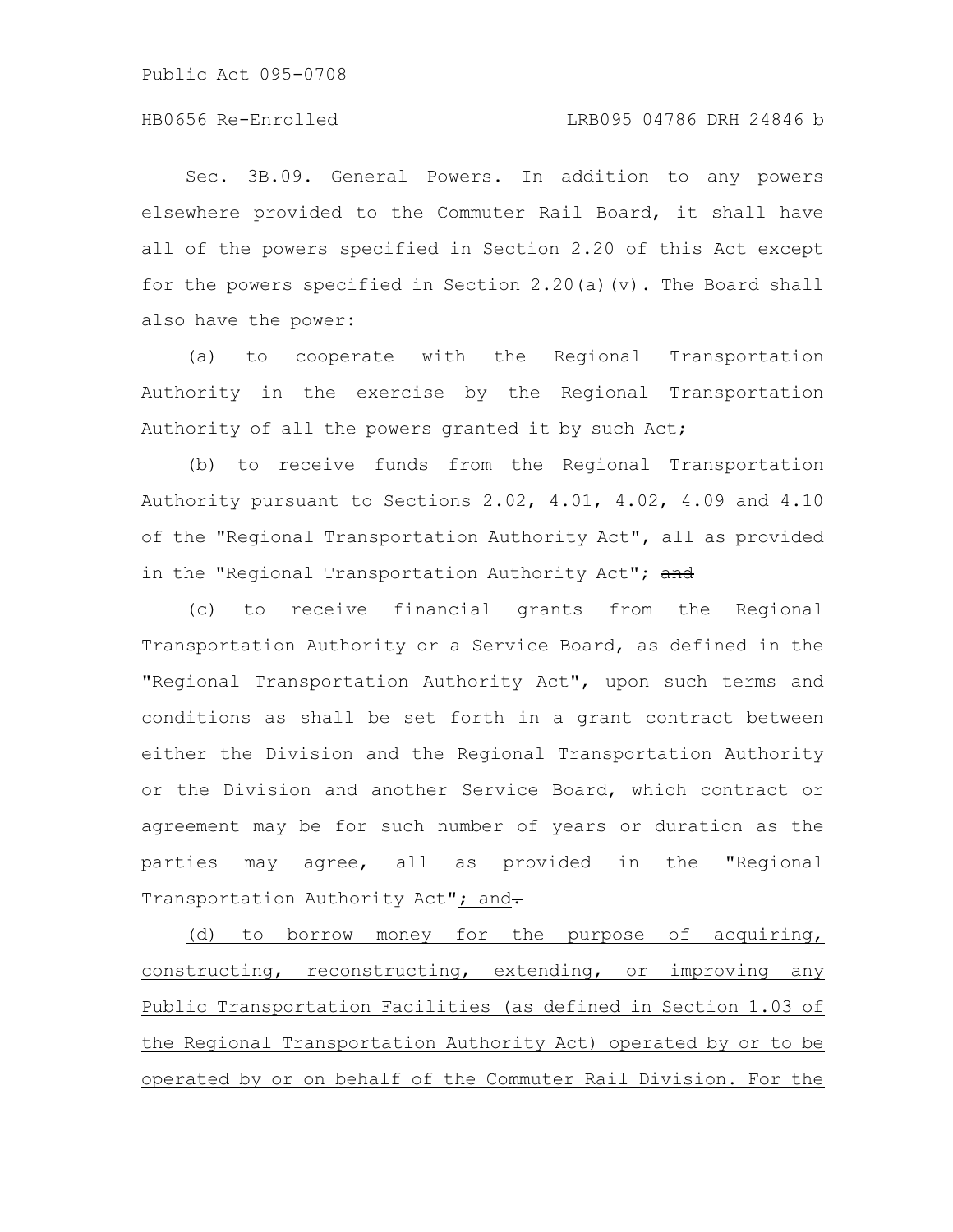Sec. 3B.09. General Powers. In addition to any powers elsewhere provided to the Commuter Rail Board, it shall have all of the powers specified in Section 2.20 of this Act except for the powers specified in Section 2.20(a)(v). The Board shall also have the power:

(a) to cooperate with the Regional Transportation Authority in the exercise by the Regional Transportation Authority of all the powers granted it by such Act;

(b) to receive funds from the Regional Transportation Authority pursuant to Sections 2.02, 4.01, 4.02, 4.09 and 4.10 of the "Regional Transportation Authority Act", all as provided in the "Regional Transportation Authority Act"; ~~and~~

(c) to receive financial grants from the Regional Transportation Authority or a Service Board, as defined in the "Regional Transportation Authority Act", upon such terms and conditions as shall be set forth in a grant contract between either the Division and the Regional Transportation Authority or the Division and another Service Board, which contract or agreement may be for such number of years or duration as the parties may agree, all as provided in the "Regional Transportation Authority Act"<ins>; and</ins>~~.~~

<ins>(d) to borrow money for the purpose of acquiring, constructing, reconstructing, extending, or improving any Public Transportation Facilities (as defined in Section 1.03 of the Regional Transportation Authority Act) operated by or to be operated by or on behalf of the Commuter Rail Division. For the</ins>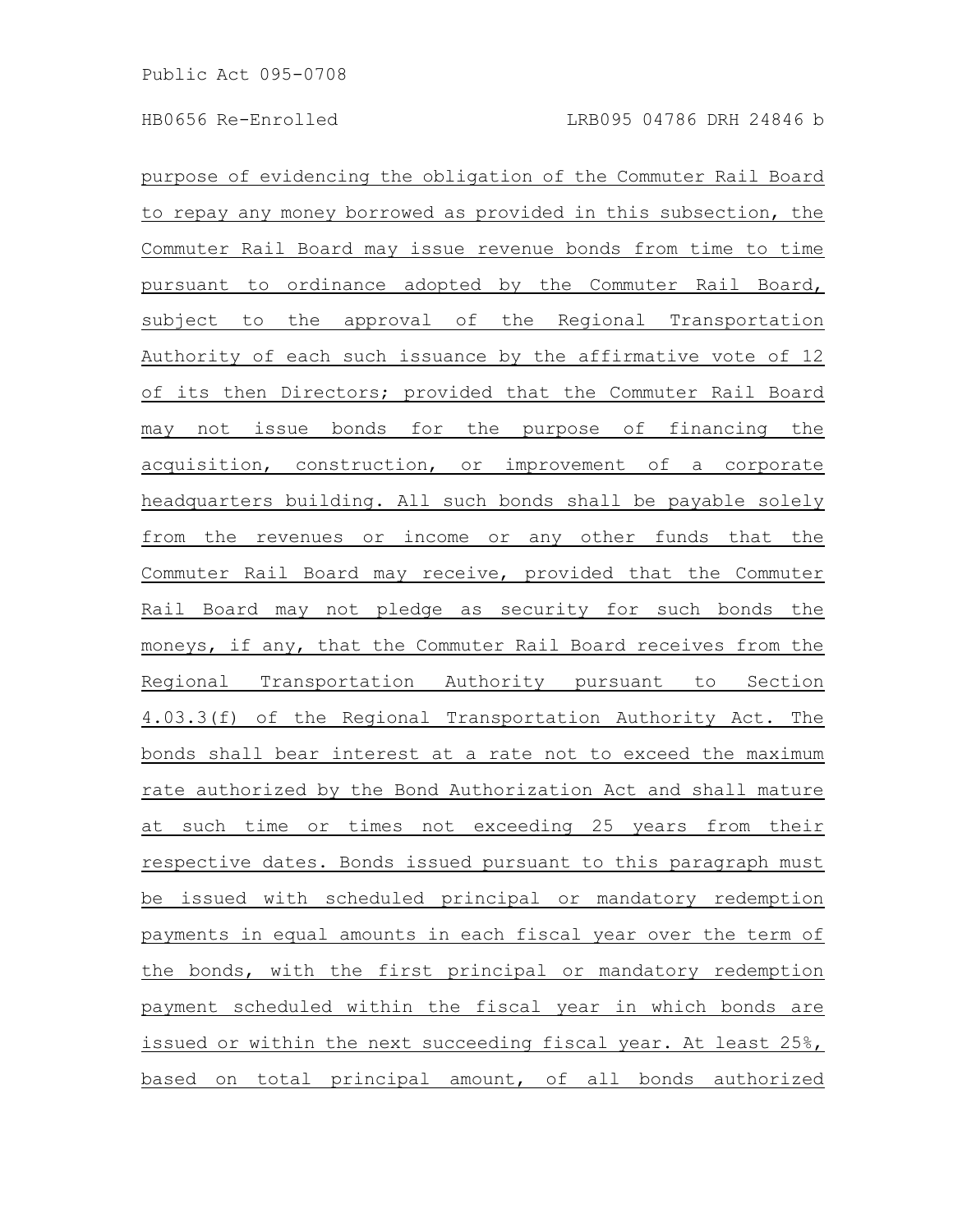purpose of evidencing the obligation of the Commuter Rail Board to repay any money borrowed as provided in this subsection, the Commuter Rail Board may issue revenue bonds from time to time pursuant to ordinance adopted by the Commuter Rail Board, subject to the approval of the Regional Transportation Authority of each such issuance by the affirmative vote of 12 of its then Directors; provided that the Commuter Rail Board may not issue bonds for the purpose of financing the acquisition, construction, or improvement of a corporate headquarters building. All such bonds shall be payable solely from the revenues or income or any other funds that the Commuter Rail Board may receive, provided that the Commuter Rail Board may not pledge as security for such bonds the moneys, if any, that the Commuter Rail Board receives from the Regional Transportation Authority pursuant to Section 4.03.3(f) of the Regional Transportation Authority Act. The bonds shall bear interest at a rate not to exceed the maximum rate authorized by the Bond Authorization Act and shall mature at such time or times not exceeding 25 years from their respective dates. Bonds issued pursuant to this paragraph must be issued with scheduled principal or mandatory redemption payments in equal amounts in each fiscal year over the term of the bonds, with the first principal or mandatory redemption payment scheduled within the fiscal year in which bonds are issued or within the next succeeding fiscal year. At least 25%, based on total principal amount, of all bonds authorized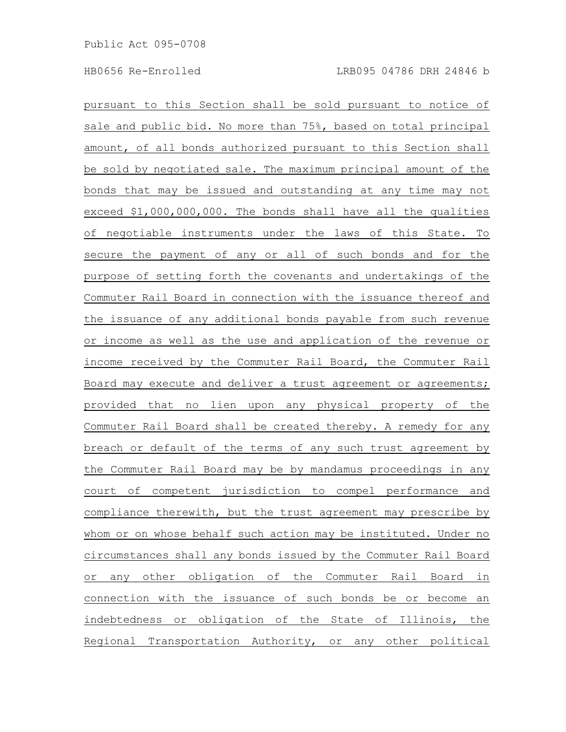pursuant to this Section shall be sold pursuant to notice of sale and public bid. No more than 75%, based on total principal amount, of all bonds authorized pursuant to this Section shall be sold by negotiated sale. The maximum principal amount of the bonds that may be issued and outstanding at any time may not exceed $1,000,000,000. The bonds shall have all the qualities of negotiable instruments under the laws of this State. To secure the payment of any or all of such bonds and for the purpose of setting forth the covenants and undertakings of the Commuter Rail Board in connection with the issuance thereof and the issuance of any additional bonds payable from such revenue or income as well as the use and application of the revenue or income received by the Commuter Rail Board, the Commuter Rail Board may execute and deliver a trust agreement or agreements; provided that no lien upon any physical property of the Commuter Rail Board shall be created thereby. A remedy for any breach or default of the terms of any such trust agreement by the Commuter Rail Board may be by mandamus proceedings in any court of competent jurisdiction to compel performance and compliance therewith, but the trust agreement may prescribe by whom or on whose behalf such action may be instituted. Under no circumstances shall any bonds issued by the Commuter Rail Board or any other obligation of the Commuter Rail Board in connection with the issuance of such bonds be or become an indebtedness or obligation of the State of Illinois, the Regional Transportation Authority, or any other political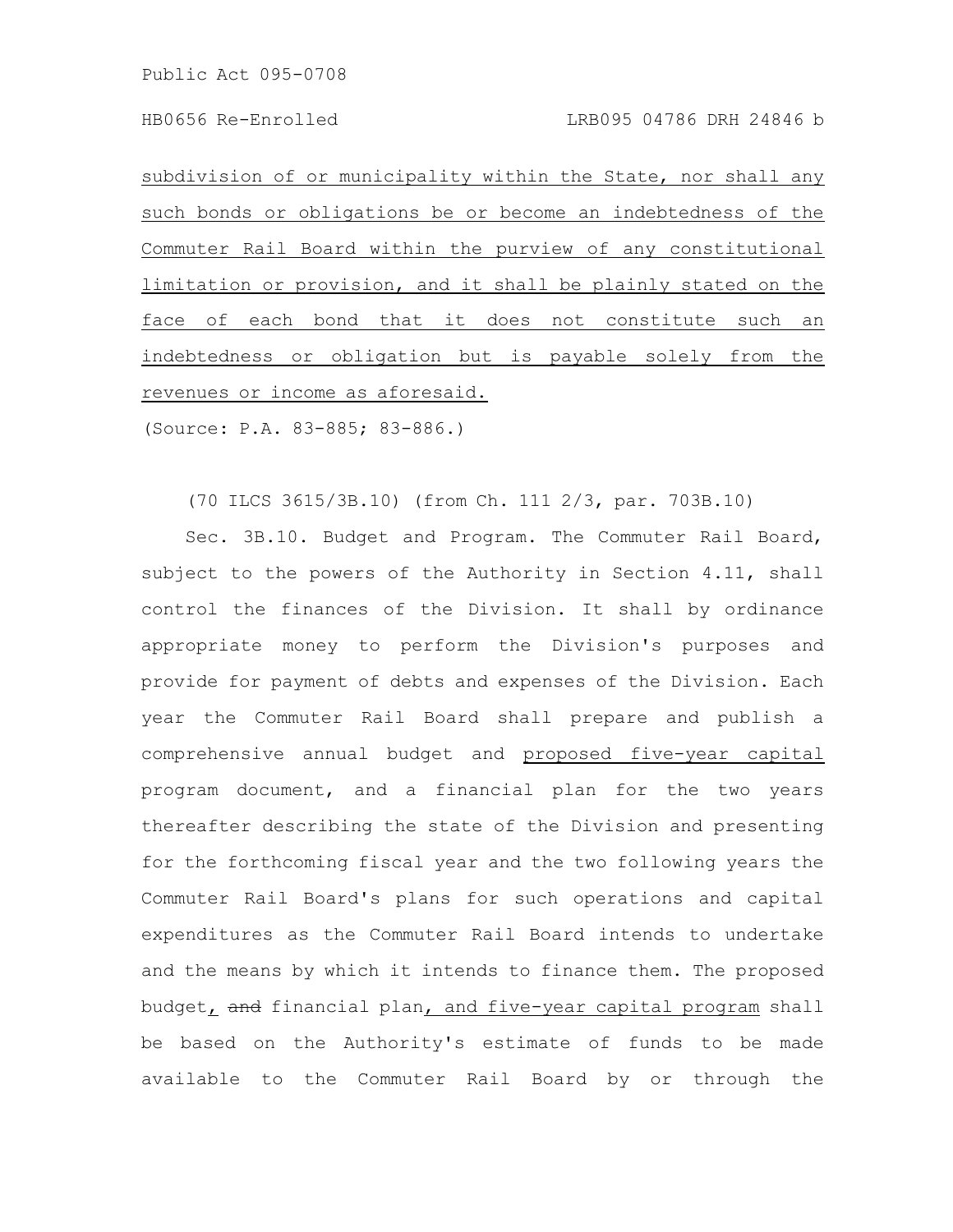subdivision of or municipality within the State, nor shall any such bonds or obligations be or become an indebtedness of the Commuter Rail Board within the purview of any constitutional limitation or provision, and it shall be plainly stated on the face of each bond that it does not constitute such an indebtedness or obligation but is payable solely from the revenues or income as aforesaid.

(Source: P.A. 83-885; 83-886.)

(70 ILCS 3615/3B.10) (from Ch. 111 2/3, par. 703B.10)

Sec. 3B.10. Budget and Program. The Commuter Rail Board, subject to the powers of the Authority in Section 4.11, shall control the finances of the Division. It shall by ordinance appropriate money to perform the Division's purposes and provide for payment of debts and expenses of the Division. Each year the Commuter Rail Board shall prepare and publish a comprehensive annual budget and proposed five-year capital program document, and a financial plan for the two years thereafter describing the state of the Division and presenting for the forthcoming fiscal year and the two following years the Commuter Rail Board's plans for such operations and capital expenditures as the Commuter Rail Board intends to undertake and the means by which it intends to finance them. The proposed budget, ~~and~~ financial plan, and five-year capital program shall be based on the Authority's estimate of funds to be made available to the Commuter Rail Board by or through the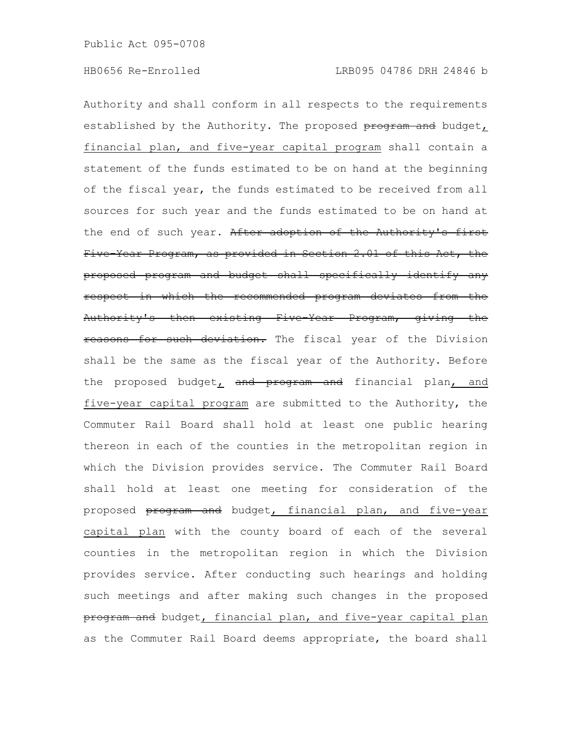Authority and shall conform in all respects to the requirements established by the Authority. The proposed ~~program and~~ budget, financial plan, and five-year capital program shall contain a statement of the funds estimated to be on hand at the beginning of the fiscal year, the funds estimated to be received from all sources for such year and the funds estimated to be on hand at the end of such year. ~~After adoption of the Authority's first Five-Year Program, as provided in Section 2.01 of this Act, the proposed program and budget shall specifically identify any respect in which the recommended program deviates from the Authority's then existing Five-Year Program, giving the reasons for such deviation.~~ The fiscal year of the Division shall be the same as the fiscal year of the Authority. Before the proposed budget, ~~and program and~~ financial plan, and five-year capital program are submitted to the Authority, the Commuter Rail Board shall hold at least one public hearing thereon in each of the counties in the metropolitan region in which the Division provides service. The Commuter Rail Board shall hold at least one meeting for consideration of the proposed ~~program and~~ budget, financial plan, and five-year capital plan with the county board of each of the several counties in the metropolitan region in which the Division provides service. After conducting such hearings and holding such meetings and after making such changes in the proposed ~~program and~~ budget, financial plan, and five-year capital plan as the Commuter Rail Board deems appropriate, the board shall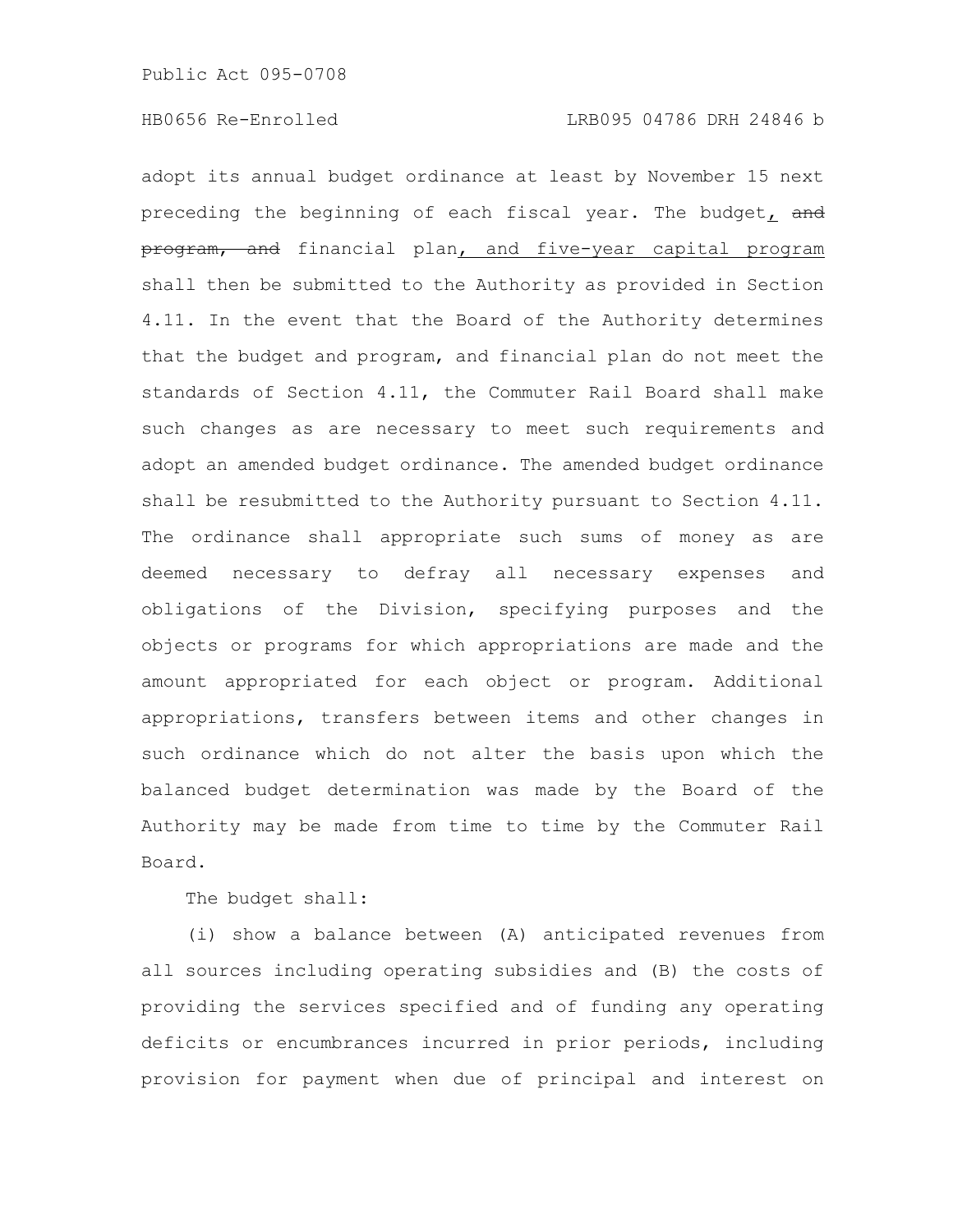adopt its annual budget ordinance at least by November 15 next preceding the beginning of each fiscal year. The budget, ~~and program, and~~ financial plan, and five-year capital program shall then be submitted to the Authority as provided in Section 4.11. In the event that the Board of the Authority determines that the budget and program, and financial plan do not meet the standards of Section 4.11, the Commuter Rail Board shall make such changes as are necessary to meet such requirements and adopt an amended budget ordinance. The amended budget ordinance shall be resubmitted to the Authority pursuant to Section 4.11. The ordinance shall appropriate such sums of money as are deemed necessary to defray all necessary expenses and obligations of the Division, specifying purposes and the objects or programs for which appropriations are made and the amount appropriated for each object or program. Additional appropriations, transfers between items and other changes in such ordinance which do not alter the basis upon which the balanced budget determination was made by the Board of the Authority may be made from time to time by the Commuter Rail Board.

The budget shall:

(i) show a balance between (A) anticipated revenues from all sources including operating subsidies and (B) the costs of providing the services specified and of funding any operating deficits or encumbrances incurred in prior periods, including provision for payment when due of principal and interest on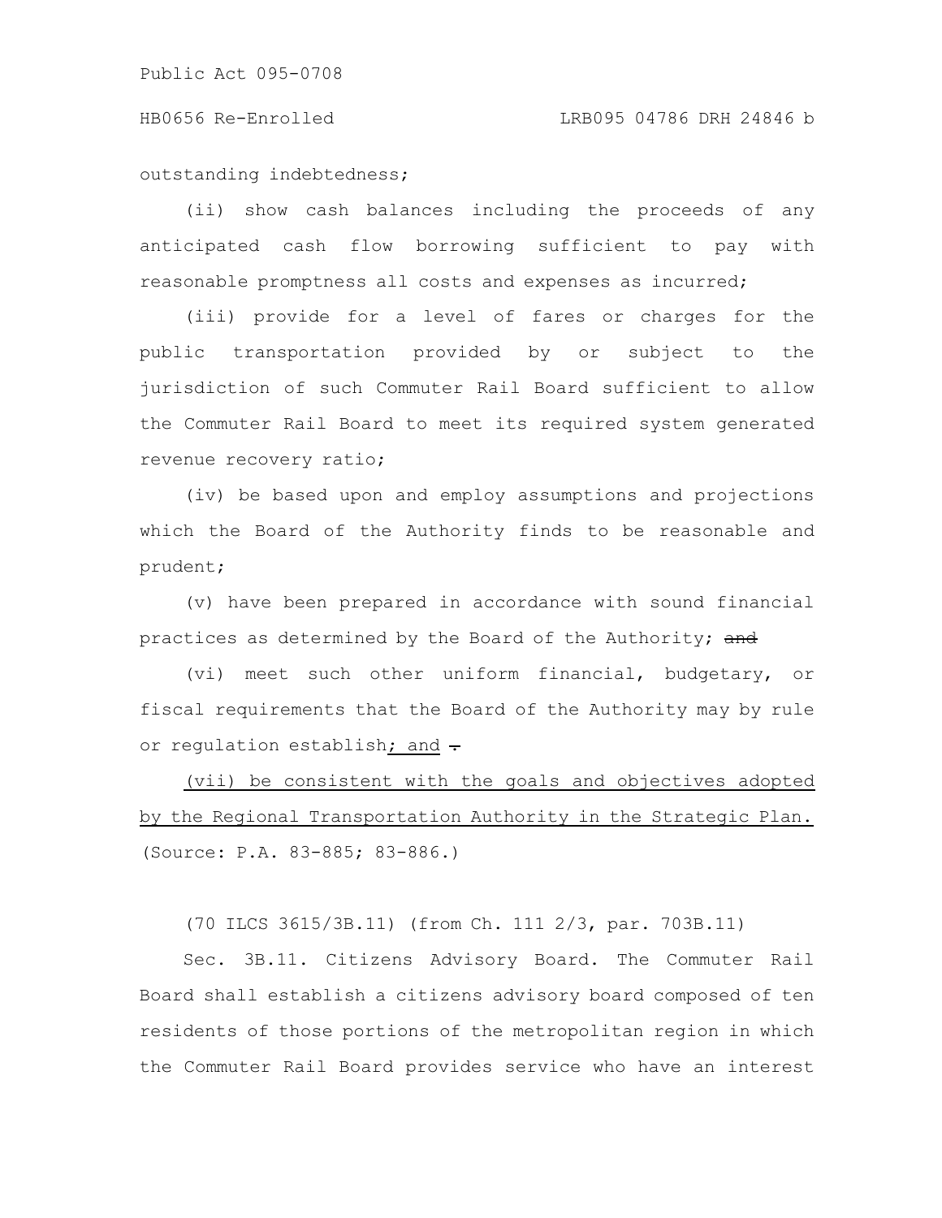outstanding indebtedness;

(ii) show cash balances including the proceeds of any anticipated cash flow borrowing sufficient to pay with reasonable promptness all costs and expenses as incurred;

(iii) provide for a level of fares or charges for the public transportation provided by or subject to the jurisdiction of such Commuter Rail Board sufficient to allow the Commuter Rail Board to meet its required system generated revenue recovery ratio;

(iv) be based upon and employ assumptions and projections which the Board of the Authority finds to be reasonable and prudent;

(v) have been prepared in accordance with sound financial practices as determined by the Board of the Authority; ~~and~~

(vi) meet such other uniform financial, budgetary, or fiscal requirements that the Board of the Authority may by rule or regulation establish; and ~~.~~

(vii) be consistent with the goals and objectives adopted by the Regional Transportation Authority in the Strategic Plan.

(Source: P.A. 83-885; 83-886.)

(70 ILCS 3615/3B.11) (from Ch. 111 2/3, par. 703B.11)

Sec. 3B.11. Citizens Advisory Board. The Commuter Rail Board shall establish a citizens advisory board composed of ten residents of those portions of the metropolitan region in which the Commuter Rail Board provides service who have an interest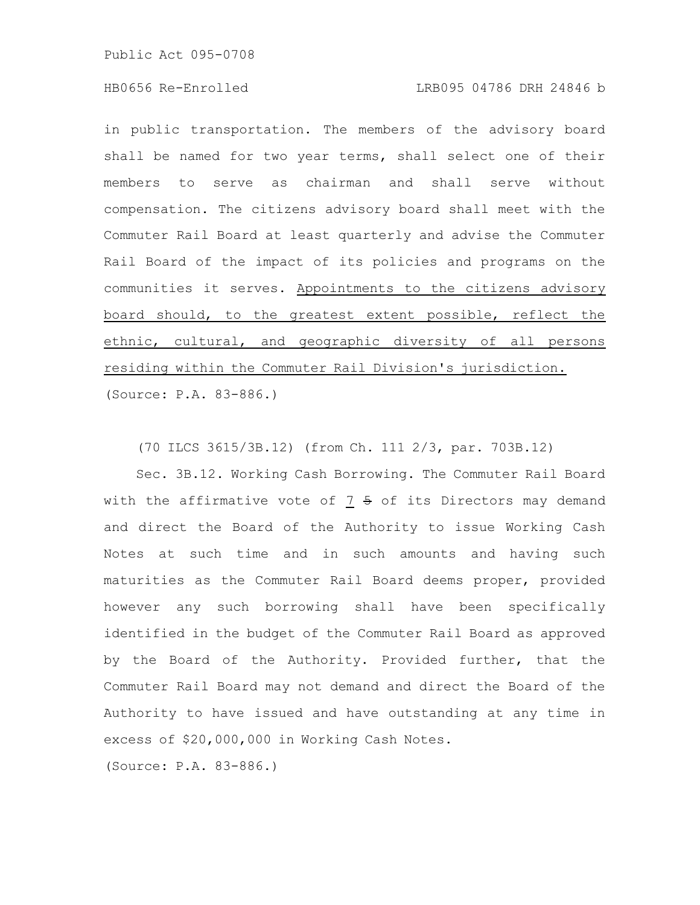in public transportation. The members of the advisory board shall be named for two year terms, shall select one of their members to serve as chairman and shall serve without compensation. The citizens advisory board shall meet with the Commuter Rail Board at least quarterly and advise the Commuter Rail Board of the impact of its policies and programs on the communities it serves. Appointments to the citizens advisory board should, to the greatest extent possible, reflect the ethnic, cultural, and geographic diversity of all persons residing within the Commuter Rail Division's jurisdiction.

(Source: P.A. 83-886.)

(70 ILCS 3615/3B.12) (from Ch. 111 2/3, par. 703B.12)

Sec. 3B.12. Working Cash Borrowing. The Commuter Rail Board with the affirmative vote of 7 ~~5~~ of its Directors may demand and direct the Board of the Authority to issue Working Cash Notes at such time and in such amounts and having such maturities as the Commuter Rail Board deems proper, provided however any such borrowing shall have been specifically identified in the budget of the Commuter Rail Board as approved by the Board of the Authority. Provided further, that the Commuter Rail Board may not demand and direct the Board of the Authority to have issued and have outstanding at any time in excess of $20,000,000 in Working Cash Notes.

(Source: P.A. 83-886.)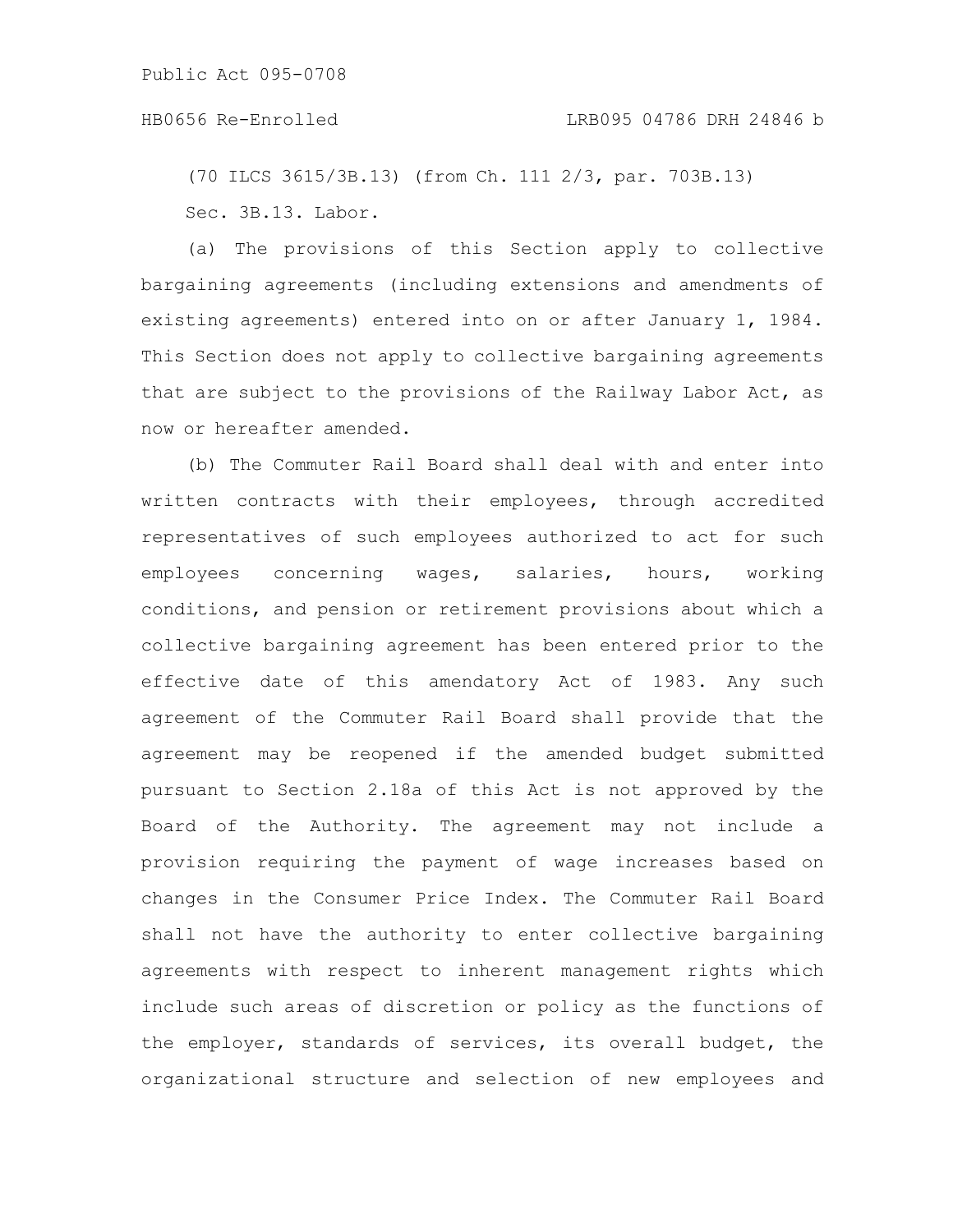(70 ILCS 3615/3B.13) (from Ch. 111 2/3, par. 703B.13)

Sec. 3B.13. Labor.

(a) The provisions of this Section apply to collective bargaining agreements (including extensions and amendments of existing agreements) entered into on or after January 1, 1984. This Section does not apply to collective bargaining agreements that are subject to the provisions of the Railway Labor Act, as now or hereafter amended.

(b) The Commuter Rail Board shall deal with and enter into written contracts with their employees, through accredited representatives of such employees authorized to act for such employees concerning wages, salaries, hours, working conditions, and pension or retirement provisions about which a collective bargaining agreement has been entered prior to the effective date of this amendatory Act of 1983. Any such agreement of the Commuter Rail Board shall provide that the agreement may be reopened if the amended budget submitted pursuant to Section 2.18a of this Act is not approved by the Board of the Authority. The agreement may not include a provision requiring the payment of wage increases based on changes in the Consumer Price Index. The Commuter Rail Board shall not have the authority to enter collective bargaining agreements with respect to inherent management rights which include such areas of discretion or policy as the functions of the employer, standards of services, its overall budget, the organizational structure and selection of new employees and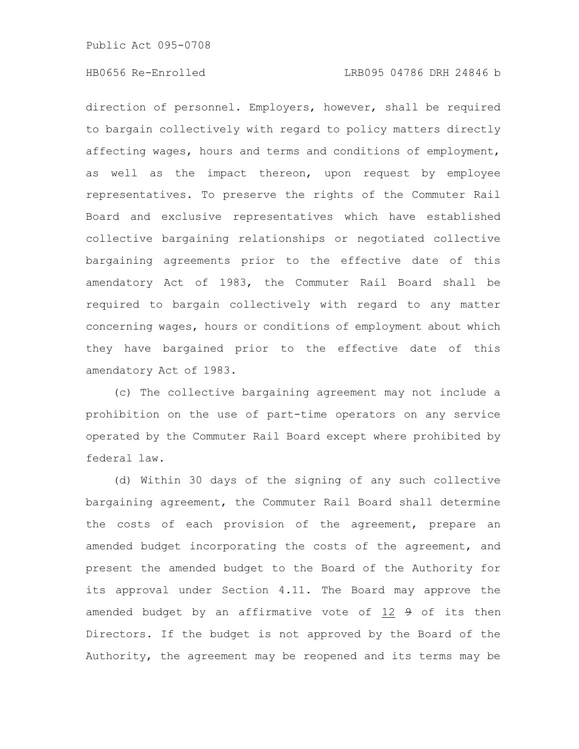direction of personnel. Employers, however, shall be required to bargain collectively with regard to policy matters directly affecting wages, hours and terms and conditions of employment, as well as the impact thereon, upon request by employee representatives. To preserve the rights of the Commuter Rail Board and exclusive representatives which have established collective bargaining relationships or negotiated collective bargaining agreements prior to the effective date of this amendatory Act of 1983, the Commuter Rail Board shall be required to bargain collectively with regard to any matter concerning wages, hours or conditions of employment about which they have bargained prior to the effective date of this amendatory Act of 1983.

(c) The collective bargaining agreement may not include a prohibition on the use of part-time operators on any service operated by the Commuter Rail Board except where prohibited by federal law.

(d) Within 30 days of the signing of any such collective bargaining agreement, the Commuter Rail Board shall determine the costs of each provision of the agreement, prepare an amended budget incorporating the costs of the agreement, and present the amended budget to the Board of the Authority for its approval under Section 4.11. The Board may approve the amended budget by an affirmative vote of 12 ~~9~~ of its then Directors. If the budget is not approved by the Board of the Authority, the agreement may be reopened and its terms may be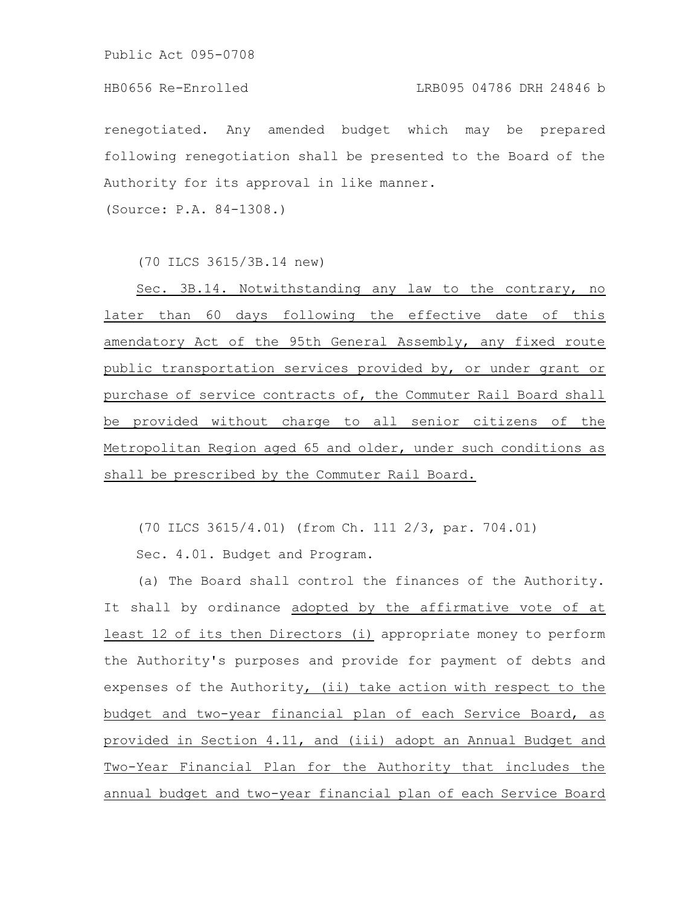renegotiated. Any amended budget which may be prepared following renegotiation shall be presented to the Board of the Authority for its approval in like manner.

(Source: P.A. 84-1308.)

(70 ILCS 3615/3B.14 new)

Sec. 3B.14. Notwithstanding any law to the contrary, no later than 60 days following the effective date of this amendatory Act of the 95th General Assembly, any fixed route public transportation services provided by, or under grant or purchase of service contracts of, the Commuter Rail Board shall be provided without charge to all senior citizens of the Metropolitan Region aged 65 and older, under such conditions as shall be prescribed by the Commuter Rail Board.

(70 ILCS 3615/4.01) (from Ch. 111 2/3, par. 704.01)

Sec. 4.01. Budget and Program.

(a) The Board shall control the finances of the Authority. It shall by ordinance adopted by the affirmative vote of at least 12 of its then Directors (i) appropriate money to perform the Authority's purposes and provide for payment of debts and expenses of the Authority, (ii) take action with respect to the budget and two-year financial plan of each Service Board, as provided in Section 4.11, and (iii) adopt an Annual Budget and Two-Year Financial Plan for the Authority that includes the annual budget and two-year financial plan of each Service Board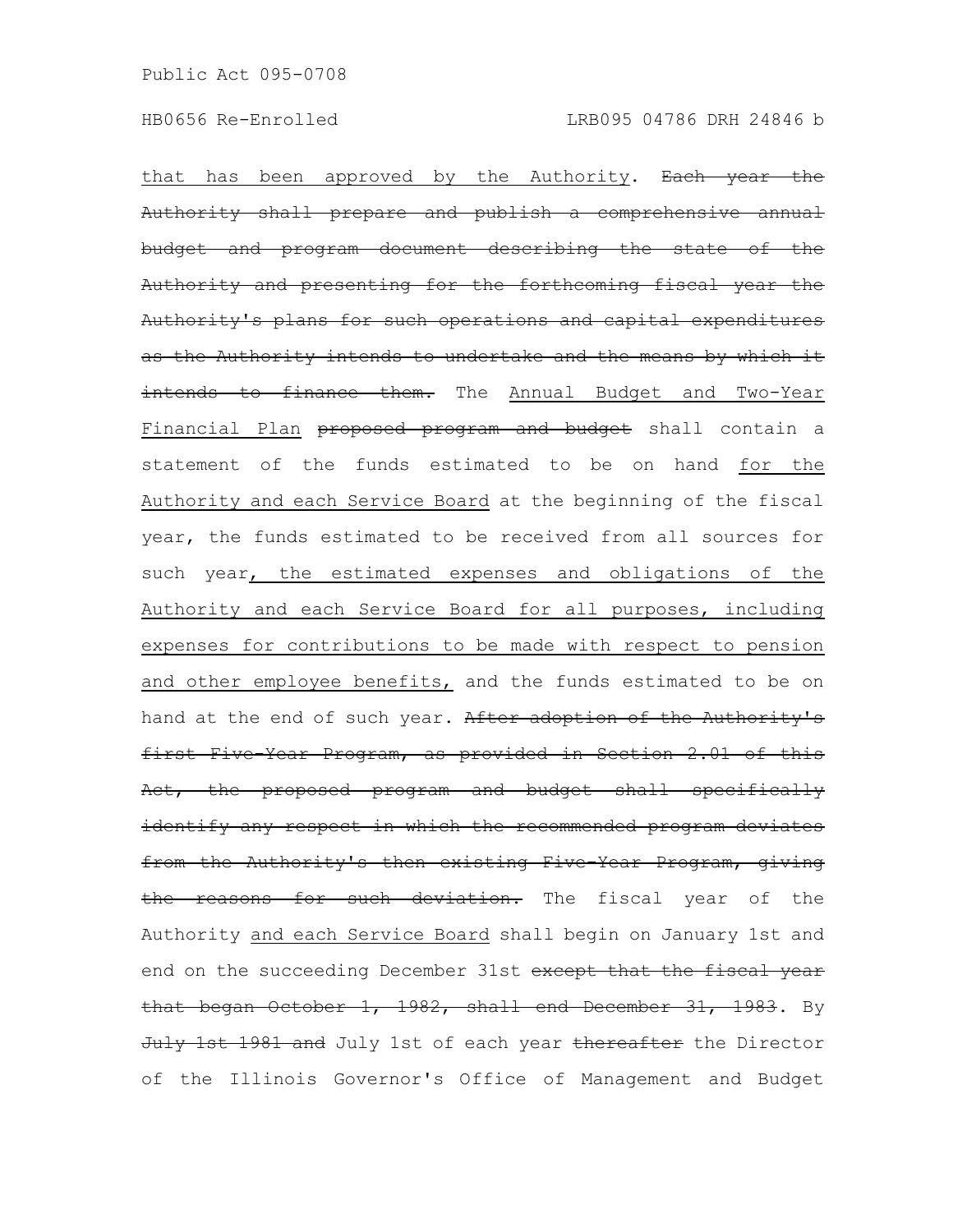that has been approved by the Authority. ~~Each year the Authority shall prepare and publish a comprehensive annual budget and program document describing the state of the Authority and presenting for the forthcoming fiscal year the Authority's plans for such operations and capital expenditures as the Authority intends to undertake and the means by which it intends to finance them.~~ The Annual Budget and Two-Year Financial Plan ~~proposed program and budget~~ shall contain a statement of the funds estimated to be on hand for the Authority and each Service Board at the beginning of the fiscal year, the funds estimated to be received from all sources for such year, the estimated expenses and obligations of the Authority and each Service Board for all purposes, including expenses for contributions to be made with respect to pension and other employee benefits, and the funds estimated to be on hand at the end of such year. ~~After adoption of the Authority's first Five-Year Program, as provided in Section 2.01 of this Act, the proposed program and budget shall specifically identify any respect in which the recommended program deviates from the Authority's then existing Five-Year Program, giving the reasons for such deviation.~~ The fiscal year of the Authority and each Service Board shall begin on January 1st and end on the succeeding December 31st ~~except that the fiscal year that began October 1, 1982, shall end December 31, 1983~~. By ~~July 1st 1981 and~~ July 1st of each year ~~thereafter~~ the Director of the Illinois Governor's Office of Management and Budget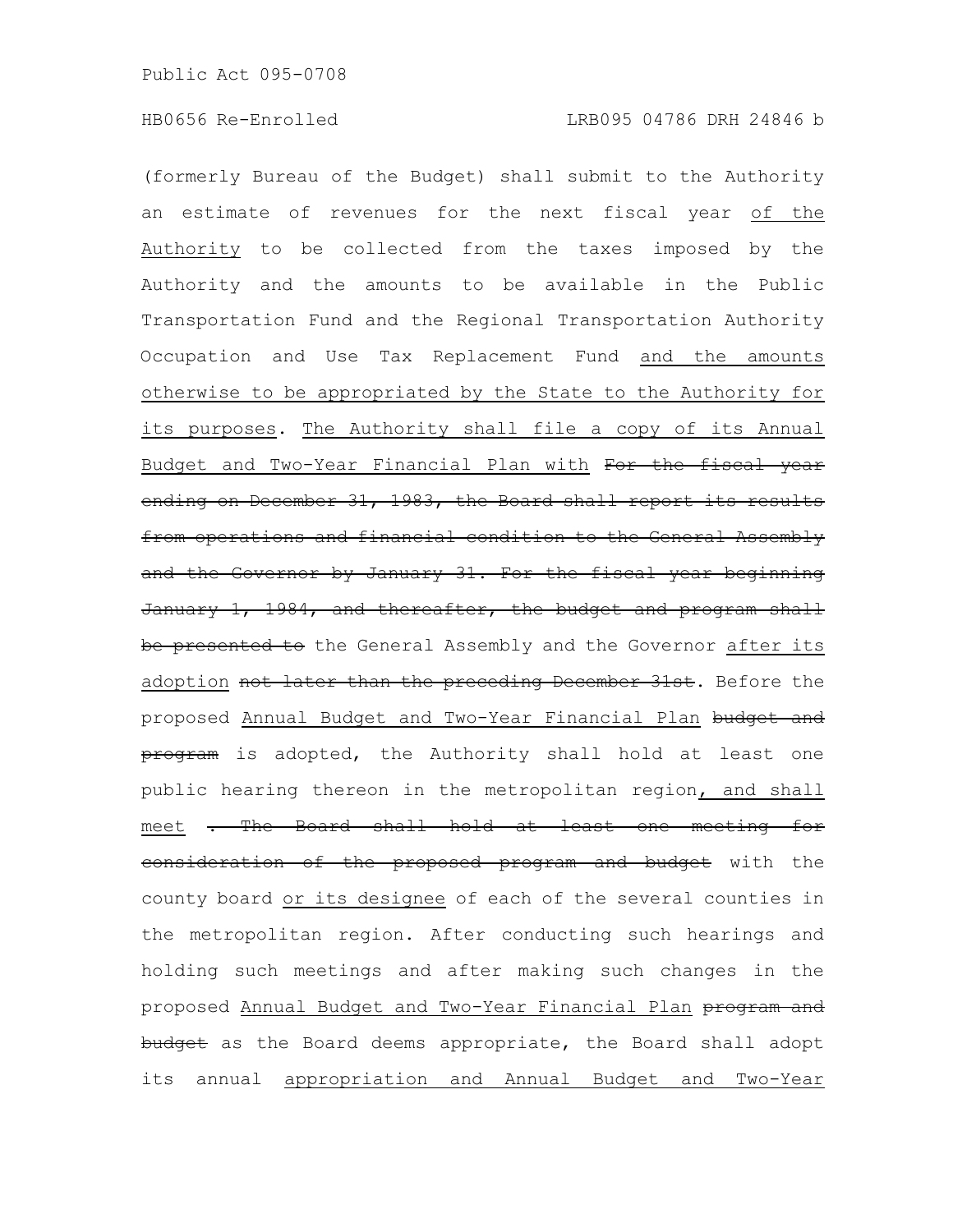(formerly Bureau of the Budget) shall submit to the Authority an estimate of revenues for the next fiscal year <u>of the Authority</u> to be collected from the taxes imposed by the Authority and the amounts to be available in the Public Transportation Fund and the Regional Transportation Authority Occupation and Use Tax Replacement Fund <u>and the amounts otherwise to be appropriated by the State to the Authority for its purposes</u>. <u>The Authority shall file a copy of its Annual Budget and Two-Year Financial Plan with</u> ~~For the fiscal year ending on December 31, 1983, the Board shall report its results from operations and financial condition to the General Assembly and the Governor by January 31. For the fiscal year beginning January 1, 1984, and thereafter, the budget and program shall be presented to~~ the General Assembly and the Governor <u>after its adoption</u> ~~not later than the preceding December 31st~~. Before the proposed <u>Annual Budget and Two-Year Financial Plan</u> ~~budget and program~~ is adopted, the Authority shall hold at least one public hearing thereon in the metropolitan region<u>, and shall meet</u> ~~. The Board shall hold at least one meeting for consideration of the proposed program and budget~~ with the county board <u>or its designee</u> of each of the several counties in the metropolitan region. After conducting such hearings and holding such meetings and after making such changes in the proposed <u>Annual Budget and Two-Year Financial Plan</u> ~~program and budget~~ as the Board deems appropriate, the Board shall adopt its annual <u>appropriation and Annual Budget and Two-Year</u>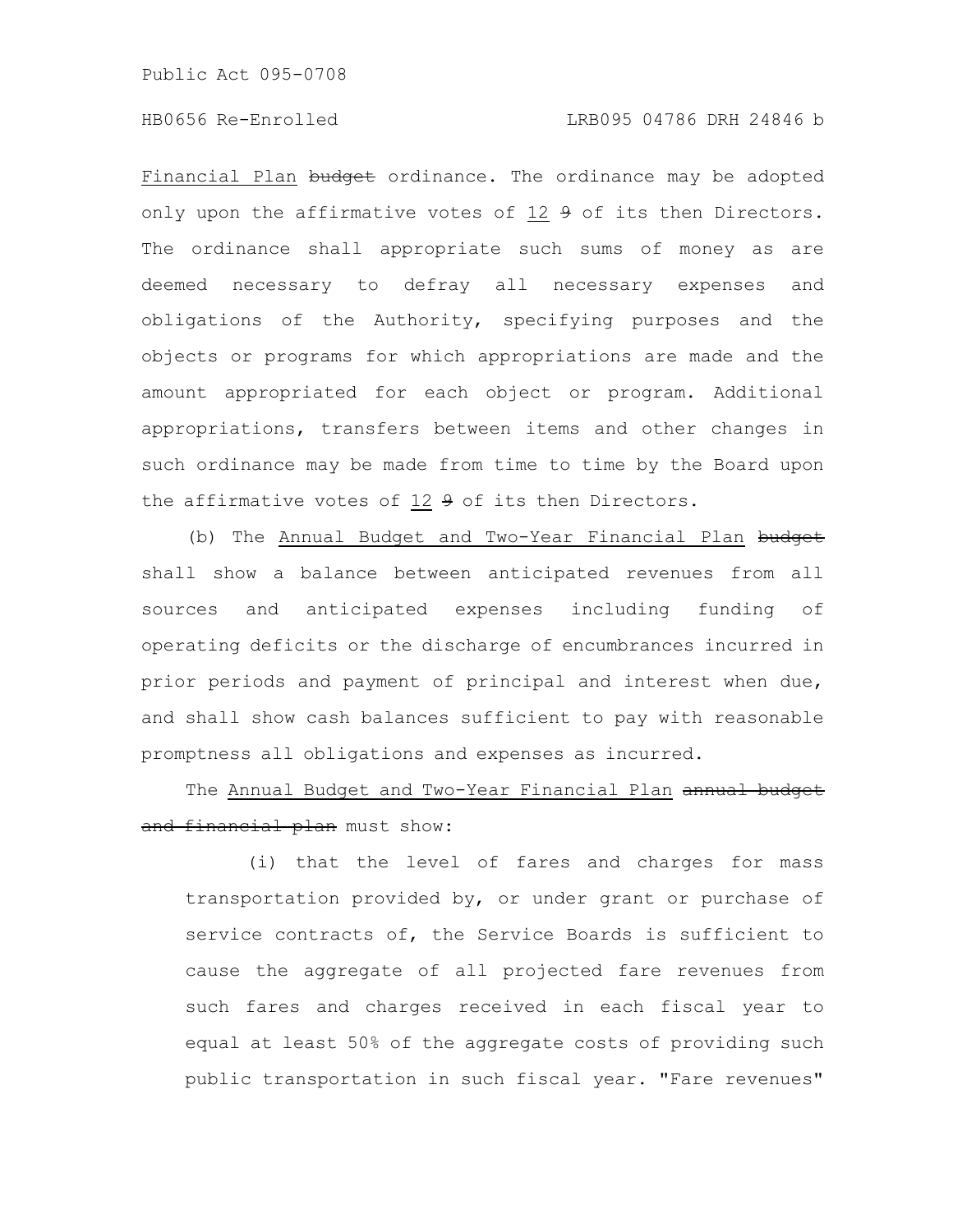Financial Plan ~~budget~~ ordinance. The ordinance may be adopted only upon the affirmative votes of 12 ~~9~~ of its then Directors. The ordinance shall appropriate such sums of money as are deemed necessary to defray all necessary expenses and obligations of the Authority, specifying purposes and the objects or programs for which appropriations are made and the amount appropriated for each object or program. Additional appropriations, transfers between items and other changes in such ordinance may be made from time to time by the Board upon the affirmative votes of 12 ~~9~~ of its then Directors.

(b) The Annual Budget and Two-Year Financial Plan ~~budget~~ shall show a balance between anticipated revenues from all sources and anticipated expenses including funding of operating deficits or the discharge of encumbrances incurred in prior periods and payment of principal and interest when due, and shall show cash balances sufficient to pay with reasonable promptness all obligations and expenses as incurred.

The Annual Budget and Two-Year Financial Plan ~~annual budget and financial plan~~ must show:

(i) that the level of fares and charges for mass transportation provided by, or under grant or purchase of service contracts of, the Service Boards is sufficient to cause the aggregate of all projected fare revenues from such fares and charges received in each fiscal year to equal at least 50% of the aggregate costs of providing such public transportation in such fiscal year. "Fare revenues"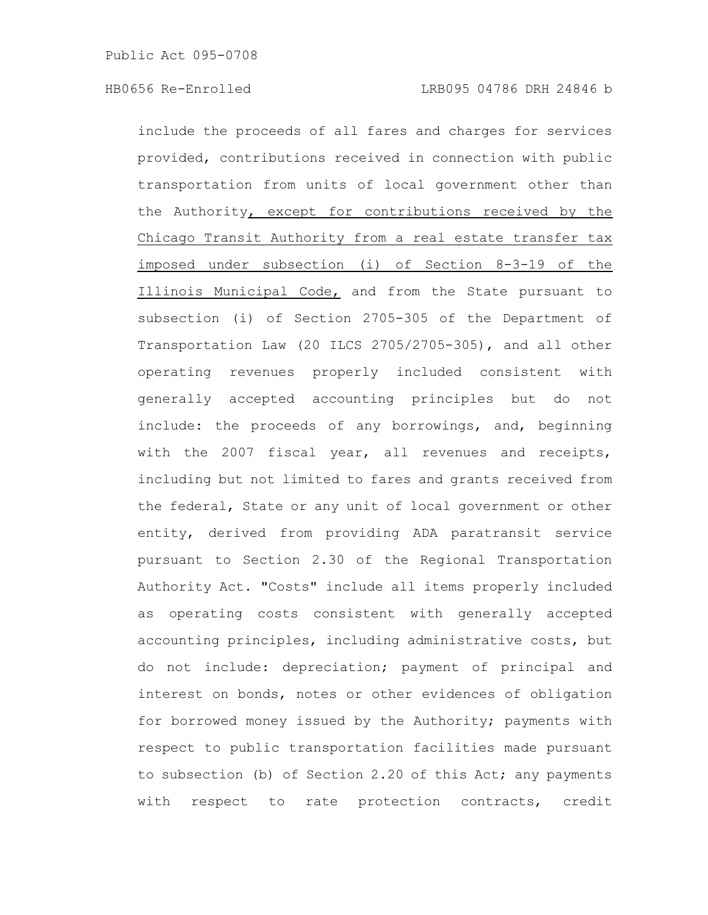include the proceeds of all fares and charges for services provided, contributions received in connection with public transportation from units of local government other than the Authority, except for contributions received by the Chicago Transit Authority from a real estate transfer tax imposed under subsection (i) of Section 8-3-19 of the Illinois Municipal Code, and from the State pursuant to subsection (i) of Section 2705-305 of the Department of Transportation Law (20 ILCS 2705/2705-305), and all other operating revenues properly included consistent with generally accepted accounting principles but do not include: the proceeds of any borrowings, and, beginning with the 2007 fiscal year, all revenues and receipts, including but not limited to fares and grants received from the federal, State or any unit of local government or other entity, derived from providing ADA paratransit service pursuant to Section 2.30 of the Regional Transportation Authority Act. "Costs" include all items properly included as operating costs consistent with generally accepted accounting principles, including administrative costs, but do not include: depreciation; payment of principal and interest on bonds, notes or other evidences of obligation for borrowed money issued by the Authority; payments with respect to public transportation facilities made pursuant to subsection (b) of Section 2.20 of this Act; any payments with respect to rate protection contracts, credit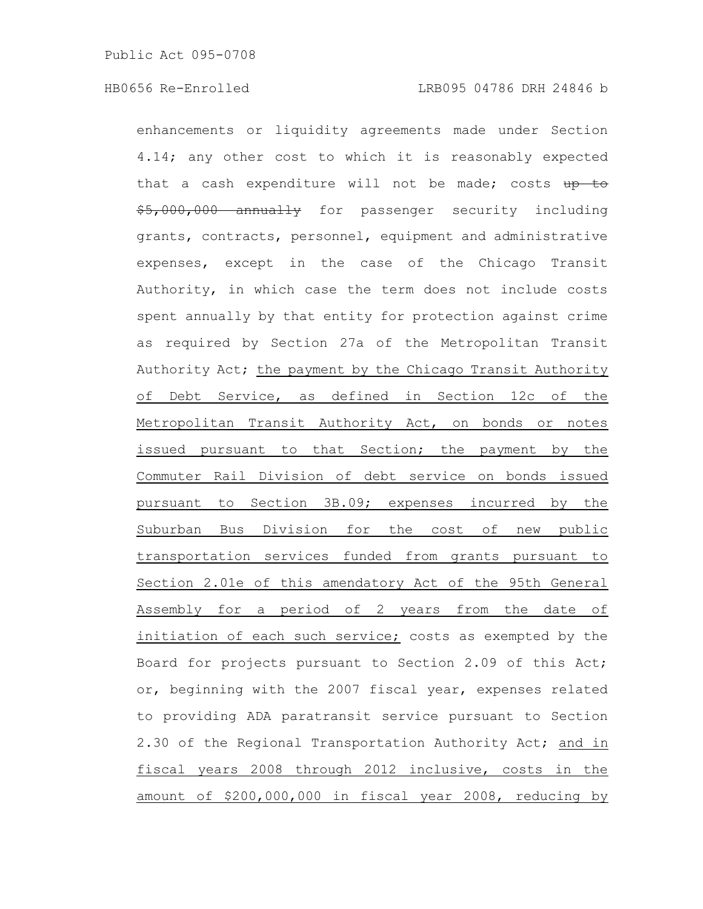enhancements or liquidity agreements made under Section 4.14; any other cost to which it is reasonably expected that a cash expenditure will not be made; costs ~~up to $5,000,000 annually~~ for passenger security including grants, contracts, personnel, equipment and administrative expenses, except in the case of the Chicago Transit Authority, in which case the term does not include costs spent annually by that entity for protection against crime as required by Section 27a of the Metropolitan Transit Authority Act; <u>the payment by the Chicago Transit Authority of Debt Service, as defined in Section 12c of the Metropolitan Transit Authority Act, on bonds or notes issued pursuant to that Section; the payment by the Commuter Rail Division of debt service on bonds issued pursuant to Section 3B.09; expenses incurred by the Suburban Bus Division for the cost of new public transportation services funded from grants pursuant to Section 2.01e of this amendatory Act of the 95th General Assembly for a period of 2 years from the date of initiation of each such service;</u> costs as exempted by the Board for projects pursuant to Section 2.09 of this Act; or, beginning with the 2007 fiscal year, expenses related to providing ADA paratransit service pursuant to Section 2.30 of the Regional Transportation Authority Act; <u>and in fiscal years 2008 through 2012 inclusive, costs in the amount of $200,000,000 in fiscal year 2008, reducing by</u>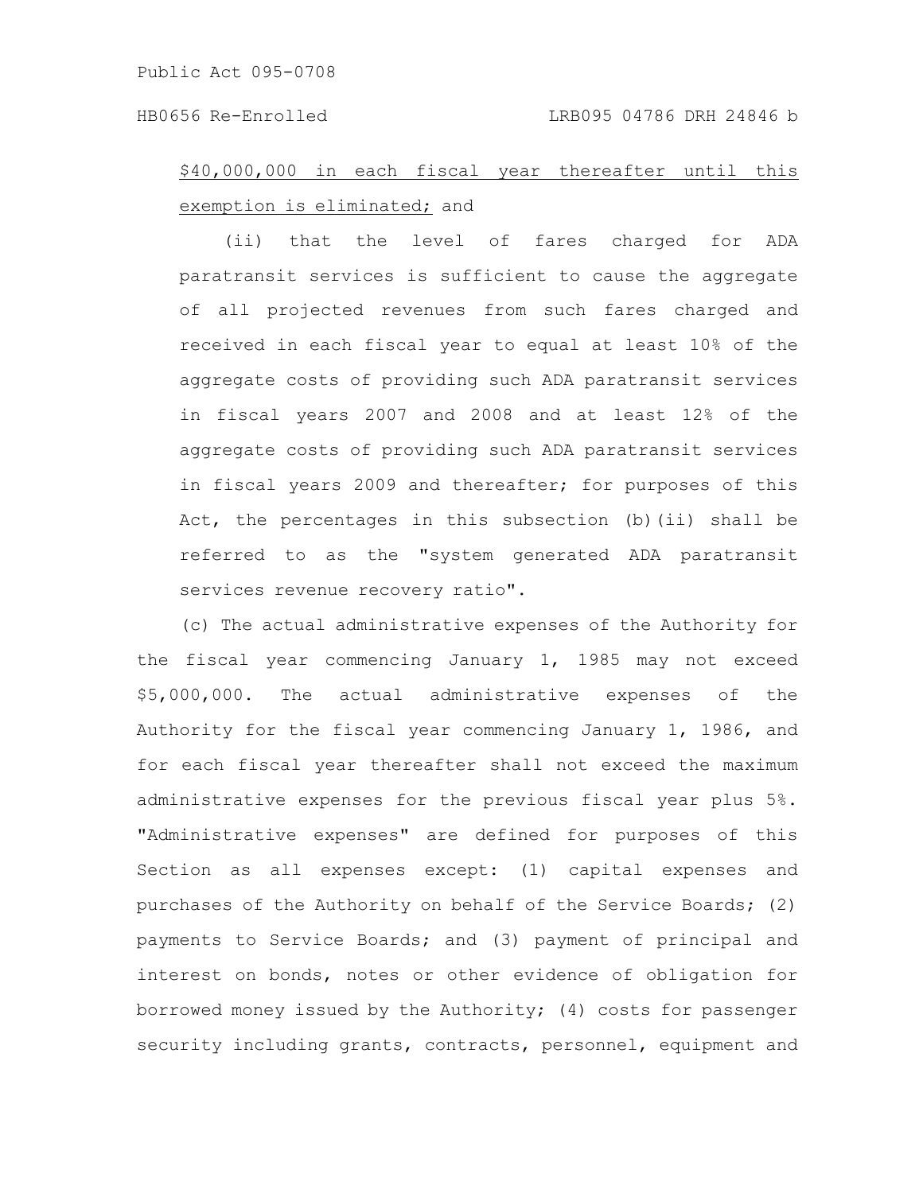$40,000,000 in each fiscal year thereafter until this exemption is eliminated; and

(ii) that the level of fares charged for ADA paratransit services is sufficient to cause the aggregate of all projected revenues from such fares charged and received in each fiscal year to equal at least 10% of the aggregate costs of providing such ADA paratransit services in fiscal years 2007 and 2008 and at least 12% of the aggregate costs of providing such ADA paratransit services in fiscal years 2009 and thereafter; for purposes of this Act, the percentages in this subsection (b)(ii) shall be referred to as the "system generated ADA paratransit services revenue recovery ratio".

(c) The actual administrative expenses of the Authority for the fiscal year commencing January 1, 1985 may not exceed $5,000,000. The actual administrative expenses of the Authority for the fiscal year commencing January 1, 1986, and for each fiscal year thereafter shall not exceed the maximum administrative expenses for the previous fiscal year plus 5%. "Administrative expenses" are defined for purposes of this Section as all expenses except: (1) capital expenses and purchases of the Authority on behalf of the Service Boards; (2) payments to Service Boards; and (3) payment of principal and interest on bonds, notes or other evidence of obligation for borrowed money issued by the Authority; (4) costs for passenger security including grants, contracts, personnel, equipment and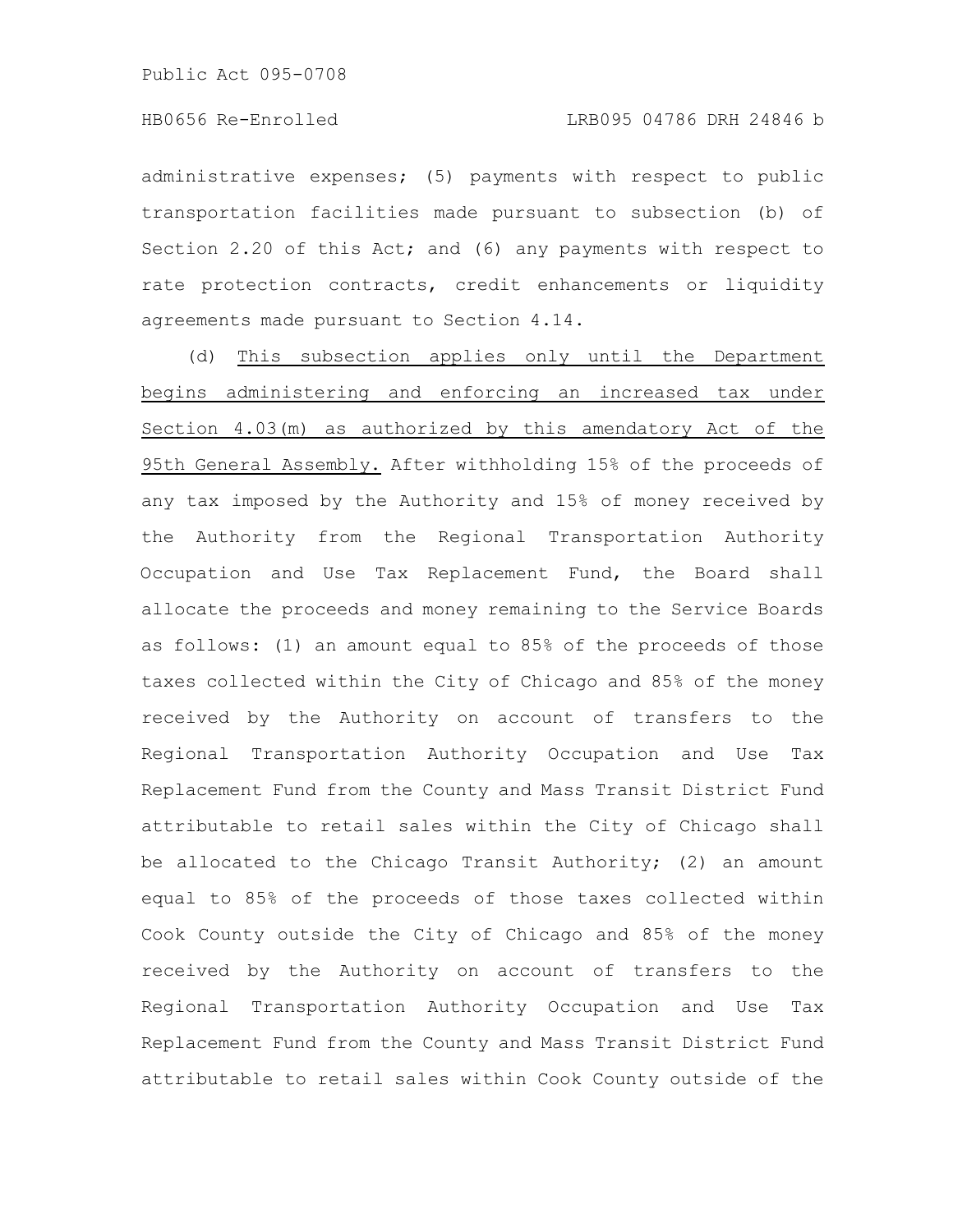administrative expenses; (5) payments with respect to public transportation facilities made pursuant to subsection (b) of Section 2.20 of this Act; and (6) any payments with respect to rate protection contracts, credit enhancements or liquidity agreements made pursuant to Section 4.14.

(d) This subsection applies only until the Department begins administering and enforcing an increased tax under Section 4.03(m) as authorized by this amendatory Act of the 95th General Assembly. After withholding 15% of the proceeds of any tax imposed by the Authority and 15% of money received by the Authority from the Regional Transportation Authority Occupation and Use Tax Replacement Fund, the Board shall allocate the proceeds and money remaining to the Service Boards as follows: (1) an amount equal to 85% of the proceeds of those taxes collected within the City of Chicago and 85% of the money received by the Authority on account of transfers to the Regional Transportation Authority Occupation and Use Tax Replacement Fund from the County and Mass Transit District Fund attributable to retail sales within the City of Chicago shall be allocated to the Chicago Transit Authority; (2) an amount equal to 85% of the proceeds of those taxes collected within Cook County outside the City of Chicago and 85% of the money received by the Authority on account of transfers to the Regional Transportation Authority Occupation and Use Tax Replacement Fund from the County and Mass Transit District Fund attributable to retail sales within Cook County outside of the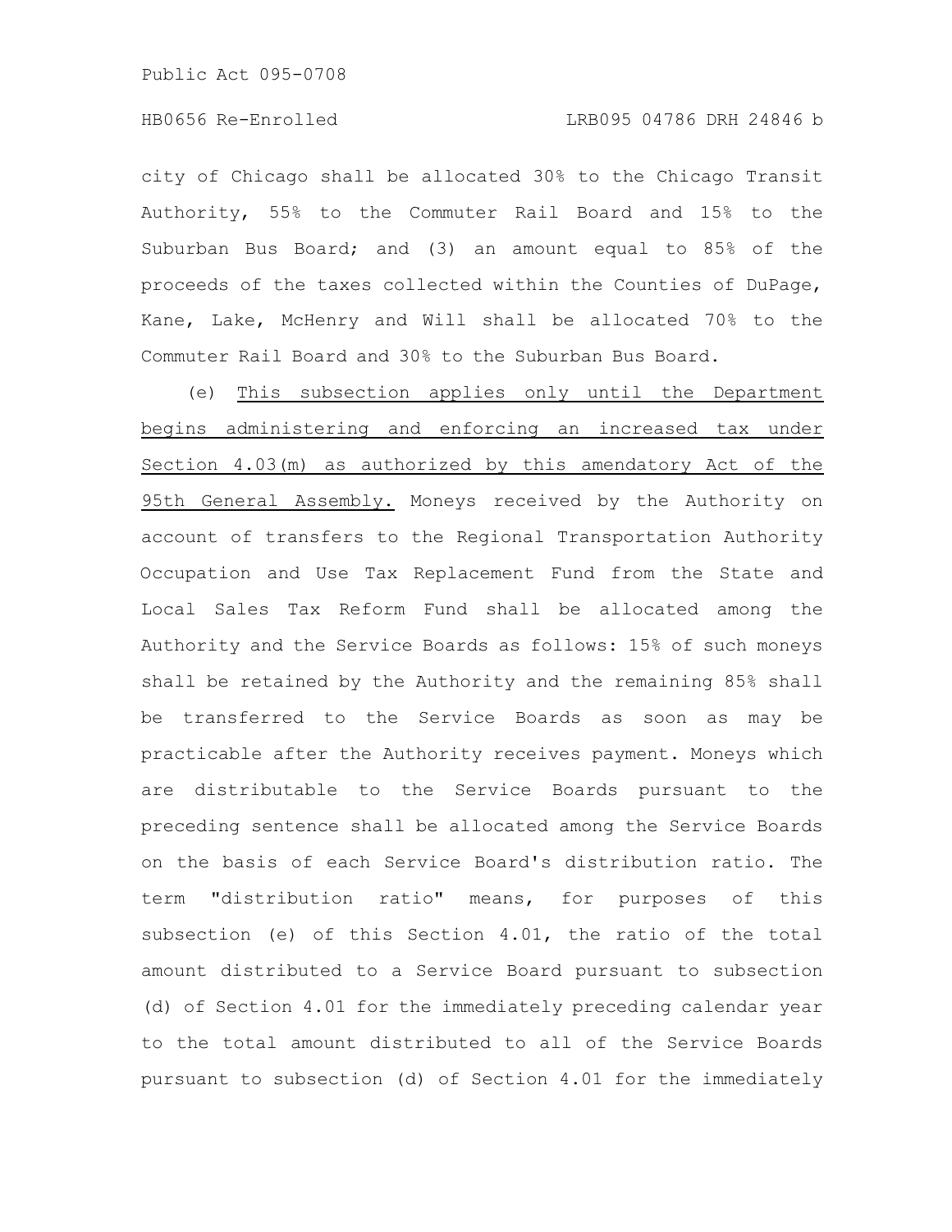city of Chicago shall be allocated 30% to the Chicago Transit Authority, 55% to the Commuter Rail Board and 15% to the Suburban Bus Board; and (3) an amount equal to 85% of the proceeds of the taxes collected within the Counties of DuPage, Kane, Lake, McHenry and Will shall be allocated 70% to the Commuter Rail Board and 30% to the Suburban Bus Board.

(e) <u>This subsection applies only until the Department begins administering and enforcing an increased tax under Section 4.03(m) as authorized by this amendatory Act of the 95th General Assembly.</u> Moneys received by the Authority on account of transfers to the Regional Transportation Authority Occupation and Use Tax Replacement Fund from the State and Local Sales Tax Reform Fund shall be allocated among the Authority and the Service Boards as follows: 15% of such moneys shall be retained by the Authority and the remaining 85% shall be transferred to the Service Boards as soon as may be practicable after the Authority receives payment. Moneys which are distributable to the Service Boards pursuant to the preceding sentence shall be allocated among the Service Boards on the basis of each Service Board's distribution ratio. The term "distribution ratio" means, for purposes of this subsection (e) of this Section 4.01, the ratio of the total amount distributed to a Service Board pursuant to subsection (d) of Section 4.01 for the immediately preceding calendar year to the total amount distributed to all of the Service Boards pursuant to subsection (d) of Section 4.01 for the immediately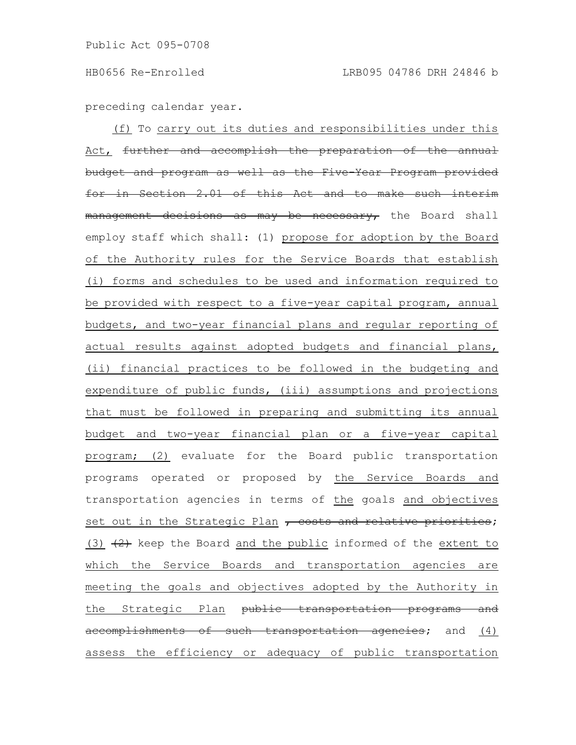preceding calendar year.

(f) To carry out its duties and responsibilities under this Act, ~~further and accomplish the preparation of the annual budget and program as well as the Five-Year Program provided for in Section 2.01 of this Act and to make such interim management decisions as may be necessary,~~ the Board shall employ staff which shall: (1) propose for adoption by the Board of the Authority rules for the Service Boards that establish (i) forms and schedules to be used and information required to be provided with respect to a five-year capital program, annual budgets, and two-year financial plans and regular reporting of actual results against adopted budgets and financial plans, (ii) financial practices to be followed in the budgeting and expenditure of public funds, (iii) assumptions and projections that must be followed in preparing and submitting its annual budget and two-year financial plan or a five-year capital program; (2) evaluate for the Board public transportation programs operated or proposed by the Service Boards and transportation agencies in terms of the goals and objectives set out in the Strategic Plan ~~, costs and relative priorities~~; (3) ~~(2)~~ keep the Board and the public informed of the extent to which the Service Boards and transportation agencies are meeting the goals and objectives adopted by the Authority in the Strategic Plan ~~public transportation programs and accomplishments of such transportation agencies~~; and (4) assess the efficiency or adequacy of public transportation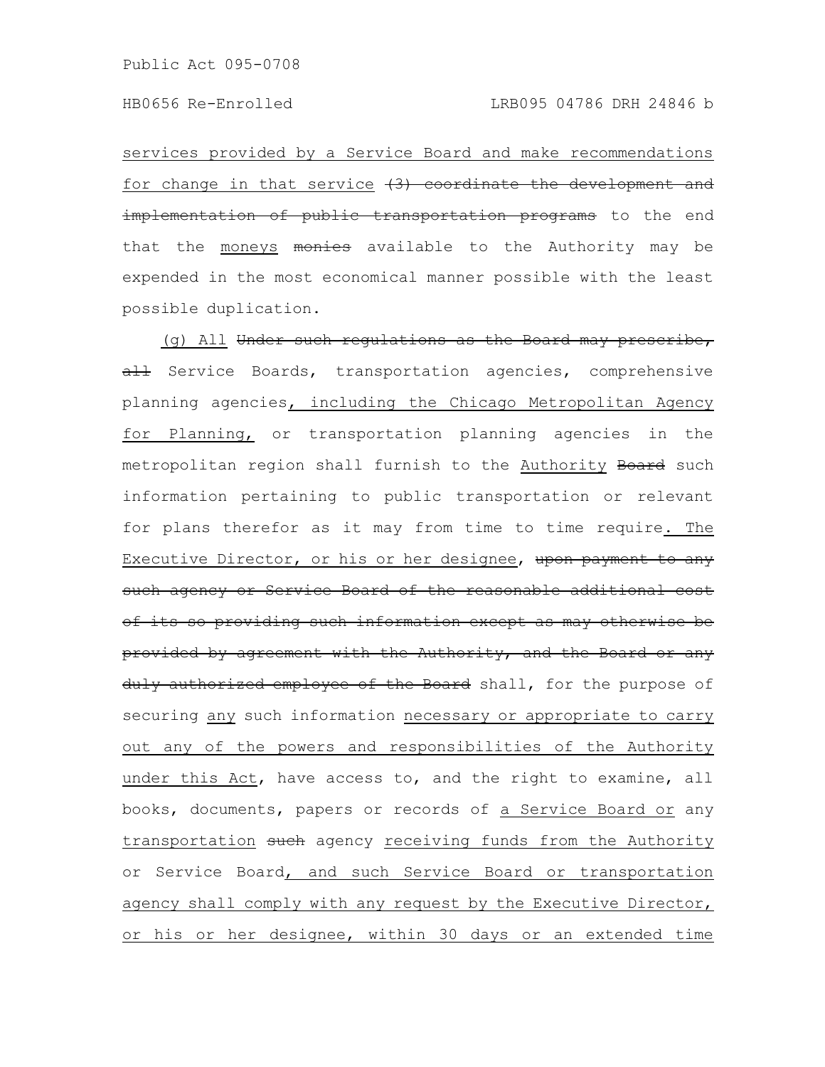services provided by a Service Board and make recommendations for change in that service (3) coordinate the development and implementation of public transportation programs to the end that the moneys monies available to the Authority may be expended in the most economical manner possible with the least possible duplication.

(g) All Under such regulations as the Board may prescribe, all Service Boards, transportation agencies, comprehensive planning agencies, including the Chicago Metropolitan Agency for Planning, or transportation planning agencies in the metropolitan region shall furnish to the Authority Board such information pertaining to public transportation or relevant for plans therefor as it may from time to time require. The Executive Director, or his or her designee, upon payment to any such agency or Service Board of the reasonable additional cost of its so providing such information except as may otherwise be provided by agreement with the Authority, and the Board or any duly authorized employee of the Board shall, for the purpose of securing any such information necessary or appropriate to carry out any of the powers and responsibilities of the Authority under this Act, have access to, and the right to examine, all books, documents, papers or records of a Service Board or any transportation such agency receiving funds from the Authority or Service Board, and such Service Board or transportation agency shall comply with any request by the Executive Director, or his or her designee, within 30 days or an extended time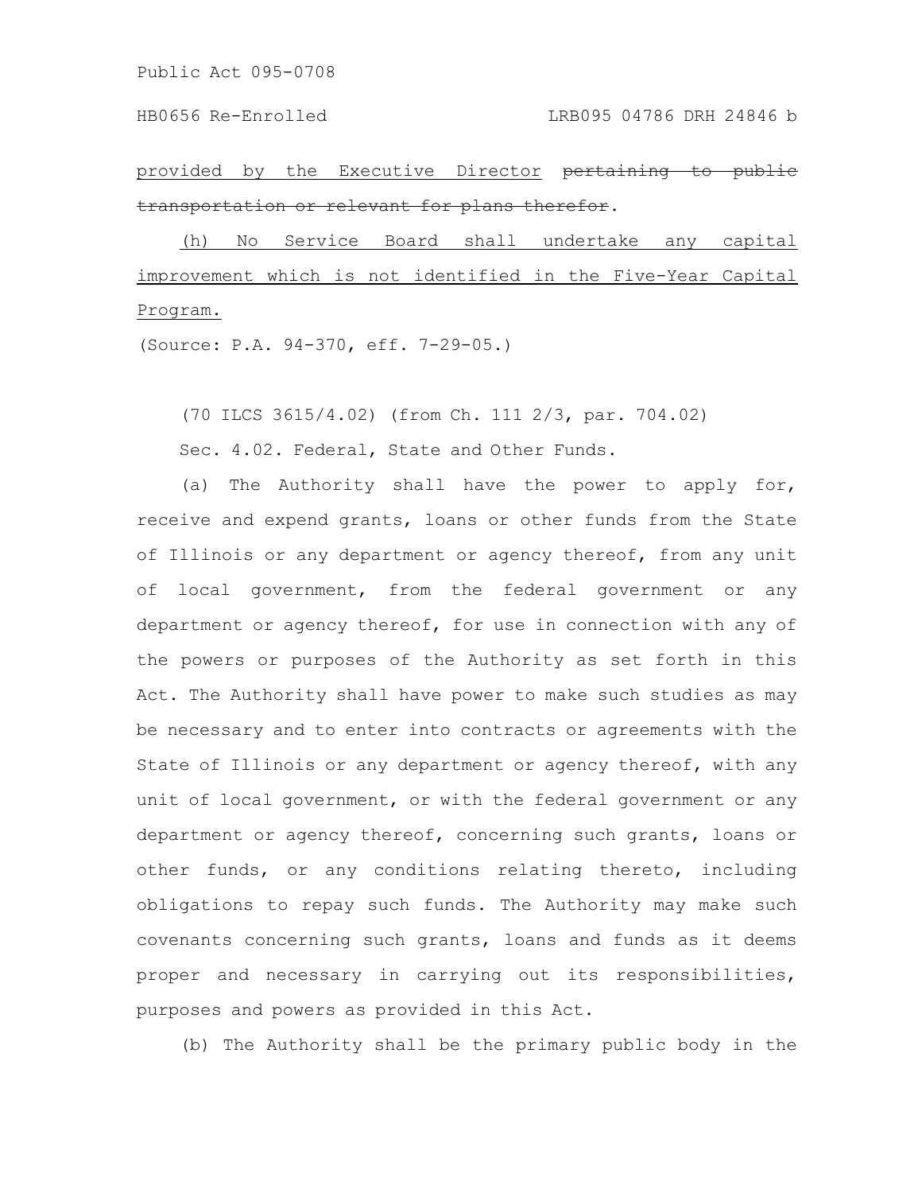provided by the Executive Director ~~pertaining to public transportation or relevant for plans therefor~~.

(h) No Service Board shall undertake any capital improvement which is not identified in the Five-Year Capital Program.

(Source: P.A. 94-370, eff. 7-29-05.)

(70 ILCS 3615/4.02) (from Ch. 111 2/3, par. 704.02)

Sec. 4.02. Federal, State and Other Funds.

(a) The Authority shall have the power to apply for, receive and expend grants, loans or other funds from the State of Illinois or any department or agency thereof, from any unit of local government, from the federal government or any department or agency thereof, for use in connection with any of the powers or purposes of the Authority as set forth in this Act. The Authority shall have power to make such studies as may be necessary and to enter into contracts or agreements with the State of Illinois or any department or agency thereof, with any unit of local government, or with the federal government or any department or agency thereof, concerning such grants, loans or other funds, or any conditions relating thereto, including obligations to repay such funds. The Authority may make such covenants concerning such grants, loans and funds as it deems proper and necessary in carrying out its responsibilities, purposes and powers as provided in this Act.

(b) The Authority shall be the primary public body in the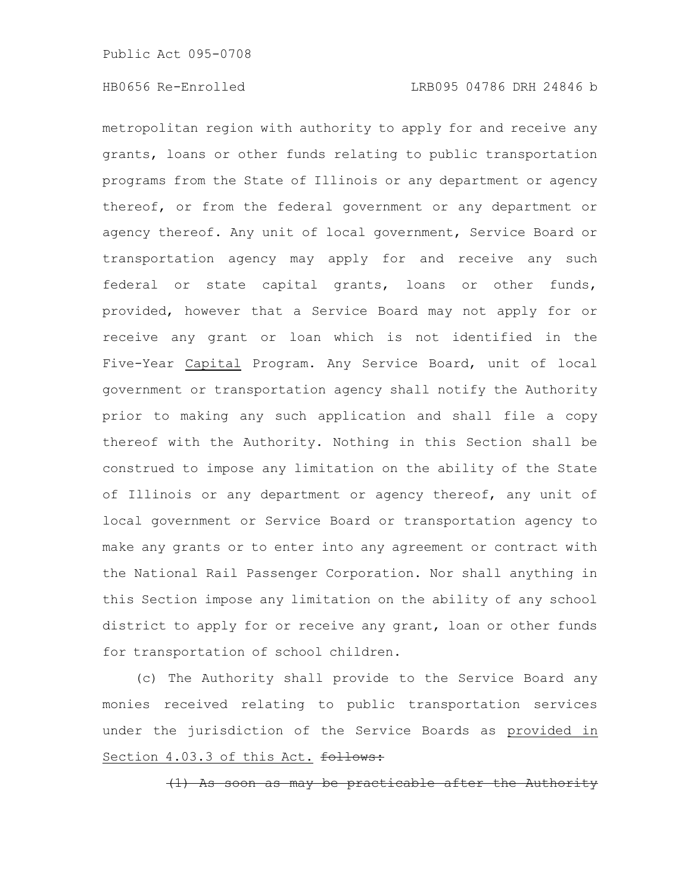metropolitan region with authority to apply for and receive any grants, loans or other funds relating to public transportation programs from the State of Illinois or any department or agency thereof, or from the federal government or any department or agency thereof. Any unit of local government, Service Board or transportation agency may apply for and receive any such federal or state capital grants, loans or other funds, provided, however that a Service Board may not apply for or receive any grant or loan which is not identified in the Five-Year <u>Capital</u> Program. Any Service Board, unit of local government or transportation agency shall notify the Authority prior to making any such application and shall file a copy thereof with the Authority. Nothing in this Section shall be construed to impose any limitation on the ability of the State of Illinois or any department or agency thereof, any unit of local government or Service Board or transportation agency to make any grants or to enter into any agreement or contract with the National Rail Passenger Corporation. Nor shall anything in this Section impose any limitation on the ability of any school district to apply for or receive any grant, loan or other funds for transportation of school children.

(c) The Authority shall provide to the Service Board any monies received relating to public transportation services under the jurisdiction of the Service Boards as <u>provided in Section 4.03.3 of this Act.</u> ~~follows:~~

~~(1) As soon as may be practicable after the Authority~~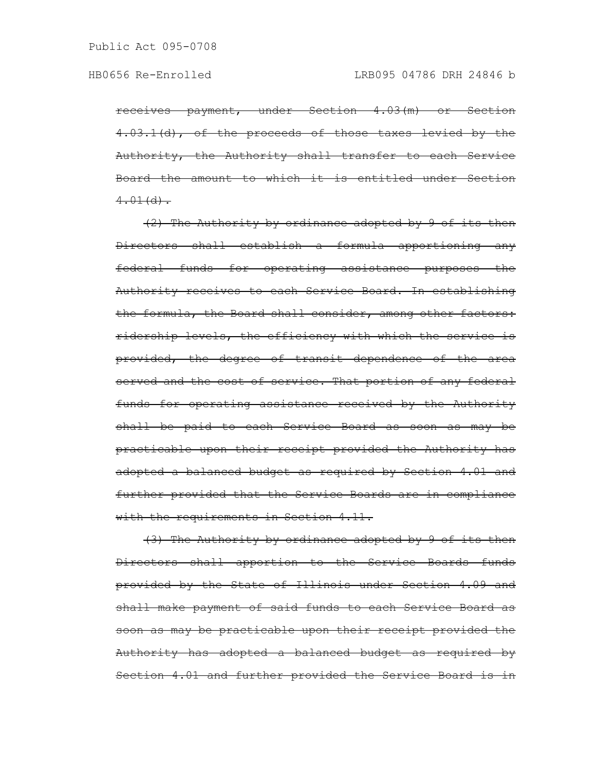~~receives payment, under Section 4.03(m) or Section 4.03.1(d), of the proceeds of those taxes levied by the Authority, the Authority shall transfer to each Service Board the amount to which it is entitled under Section 4.01(d).~~

~~(2) The Authority by ordinance adopted by 9 of its then Directors shall establish a formula apportioning any federal funds for operating assistance purposes the Authority receives to each Service Board. In establishing the formula, the Board shall consider, among other factors: ridership levels, the efficiency with which the service is provided, the degree of transit dependence of the area served and the cost of service. That portion of any federal funds for operating assistance received by the Authority shall be paid to each Service Board as soon as may be practicable upon their receipt provided the Authority has adopted a balanced budget as required by Section 4.01 and further provided that the Service Boards are in compliance with the requirements in Section 4.11.~~

~~(3) The Authority by ordinance adopted by 9 of its then Directors shall apportion to the Service Boards funds provided by the State of Illinois under Section 4.09 and shall make payment of said funds to each Service Board as soon as may be practicable upon their receipt provided the Authority has adopted a balanced budget as required by Section 4.01 and further provided the Service Board is in~~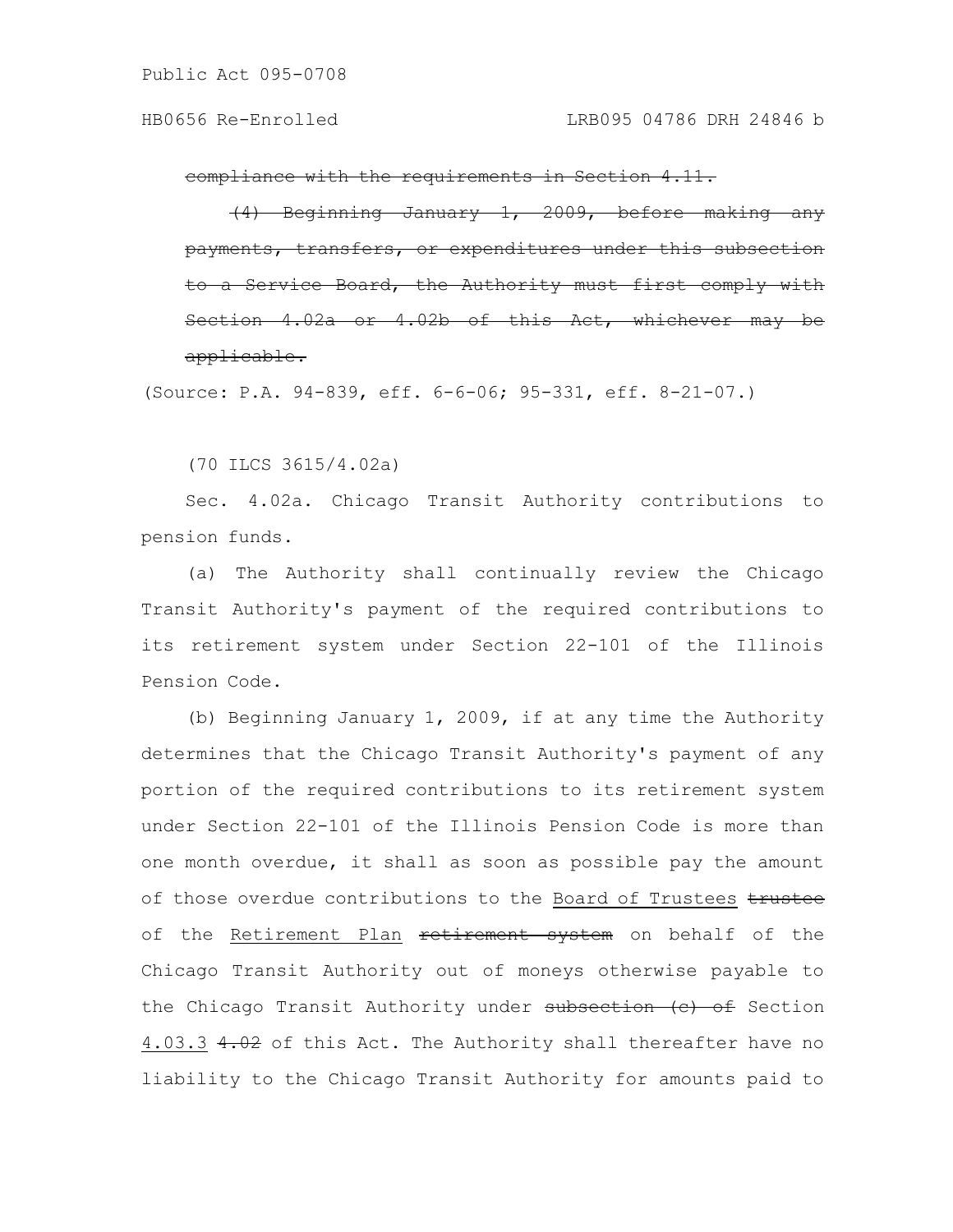~~compliance with the requirements in Section 4.11.~~

~~(4) Beginning January 1, 2009, before making any payments, transfers, or expenditures under this subsection to a Service Board, the Authority must first comply with Section 4.02a or 4.02b of this Act, whichever may be applicable.~~

(Source: P.A. 94-839, eff. 6-6-06; 95-331, eff. 8-21-07.)

(70 ILCS 3615/4.02a)

Sec. 4.02a. Chicago Transit Authority contributions to pension funds.

(a) The Authority shall continually review the Chicago Transit Authority's payment of the required contributions to its retirement system under Section 22-101 of the Illinois Pension Code.

(b) Beginning January 1, 2009, if at any time the Authority determines that the Chicago Transit Authority's payment of any portion of the required contributions to its retirement system under Section 22-101 of the Illinois Pension Code is more than one month overdue, it shall as soon as possible pay the amount of those overdue contributions to the <u>Board of Trustees</u> ~~trustee~~ of the <u>Retirement Plan</u> ~~retirement system~~ on behalf of the Chicago Transit Authority out of moneys otherwise payable to the Chicago Transit Authority under ~~subsection (c) of~~ Section <u>4.03.3</u> ~~4.02~~ of this Act. The Authority shall thereafter have no liability to the Chicago Transit Authority for amounts paid to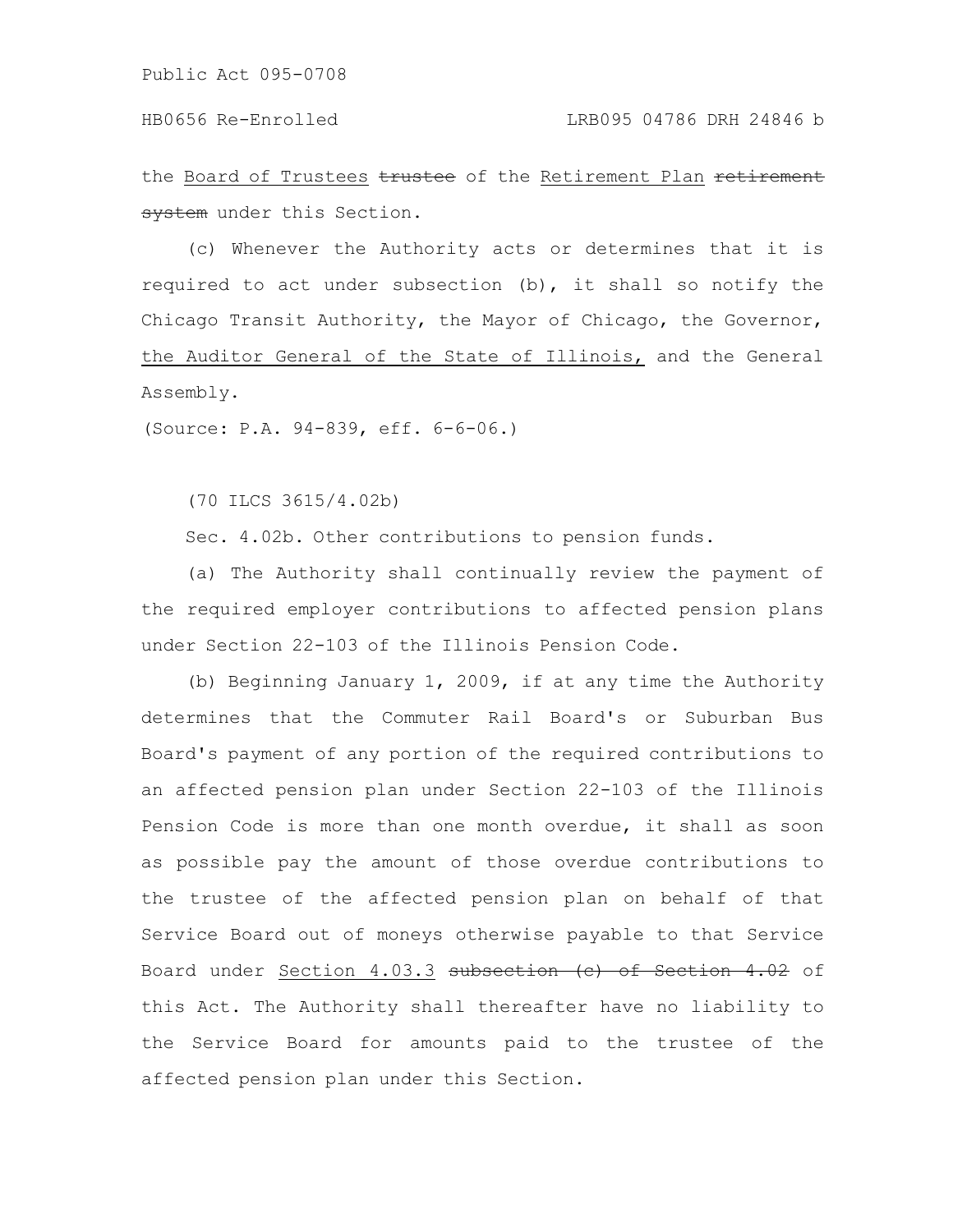the Board of Trustees ~~trustee~~ of the Retirement Plan ~~retirement system~~ under this Section.

(c) Whenever the Authority acts or determines that it is required to act under subsection (b), it shall so notify the Chicago Transit Authority, the Mayor of Chicago, the Governor, the Auditor General of the State of Illinois, and the General Assembly.

(Source: P.A. 94-839, eff. 6-6-06.)

(70 ILCS 3615/4.02b)

Sec. 4.02b. Other contributions to pension funds.

(a) The Authority shall continually review the payment of the required employer contributions to affected pension plans under Section 22-103 of the Illinois Pension Code.

(b) Beginning January 1, 2009, if at any time the Authority determines that the Commuter Rail Board's or Suburban Bus Board's payment of any portion of the required contributions to an affected pension plan under Section 22-103 of the Illinois Pension Code is more than one month overdue, it shall as soon as possible pay the amount of those overdue contributions to the trustee of the affected pension plan on behalf of that Service Board out of moneys otherwise payable to that Service Board under Section 4.03.3 ~~subsection (c) of Section 4.02~~ of this Act. The Authority shall thereafter have no liability to the Service Board for amounts paid to the trustee of the affected pension plan under this Section.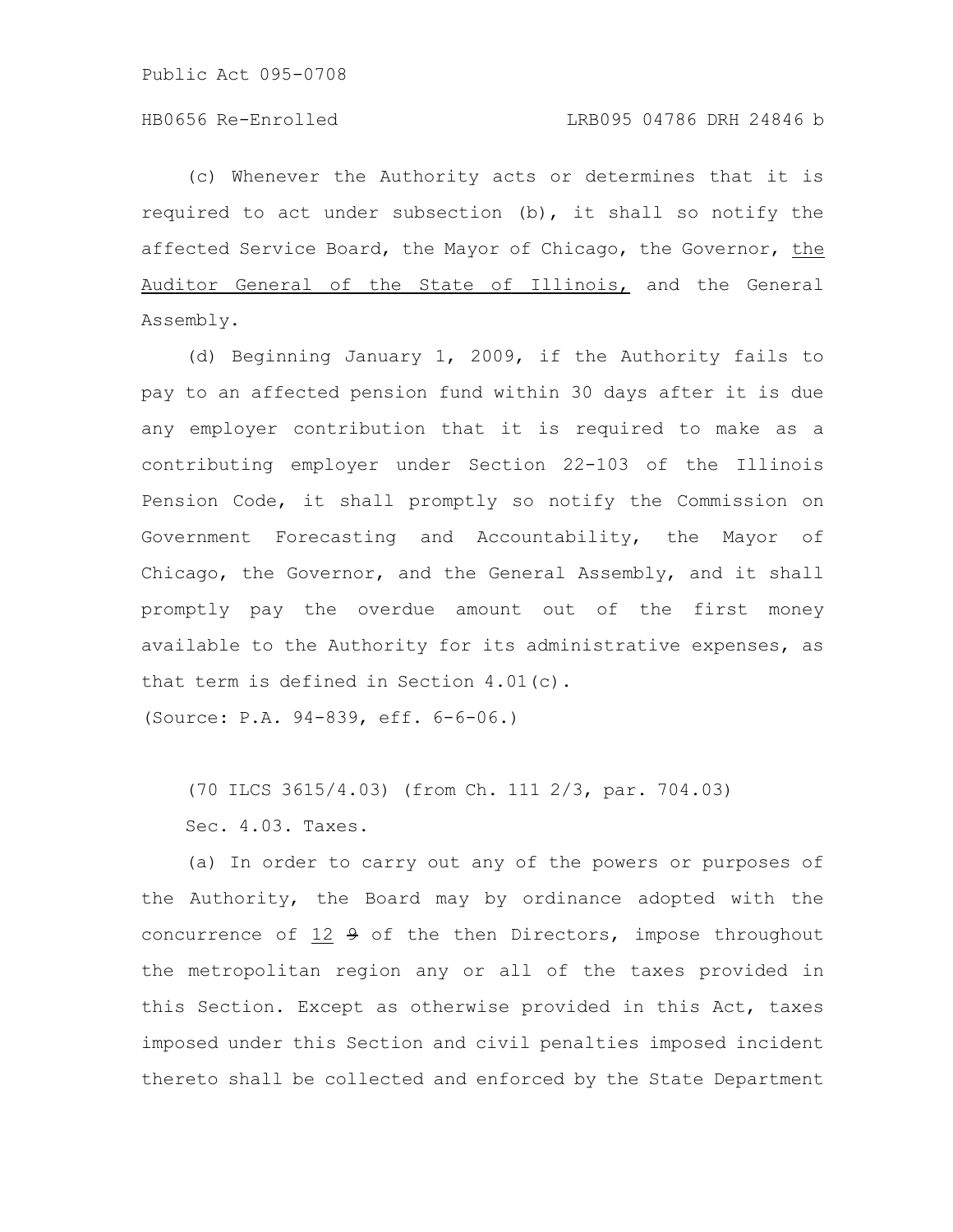(c) Whenever the Authority acts or determines that it is required to act under subsection (b), it shall so notify the affected Service Board, the Mayor of Chicago, the Governor, the Auditor General of the State of Illinois, and the General Assembly.

(d) Beginning January 1, 2009, if the Authority fails to pay to an affected pension fund within 30 days after it is due any employer contribution that it is required to make as a contributing employer under Section 22-103 of the Illinois Pension Code, it shall promptly so notify the Commission on Government Forecasting and Accountability, the Mayor of Chicago, the Governor, and the General Assembly, and it shall promptly pay the overdue amount out of the first money available to the Authority for its administrative expenses, as that term is defined in Section 4.01(c).

(Source: P.A. 94-839, eff. 6-6-06.)

(70 ILCS 3615/4.03) (from Ch. 111 2/3, par. 704.03)

Sec. 4.03. Taxes.

(a) In order to carry out any of the powers or purposes of the Authority, the Board may by ordinance adopted with the concurrence of 12 ~~9~~ of the then Directors, impose throughout the metropolitan region any or all of the taxes provided in this Section. Except as otherwise provided in this Act, taxes imposed under this Section and civil penalties imposed incident thereto shall be collected and enforced by the State Department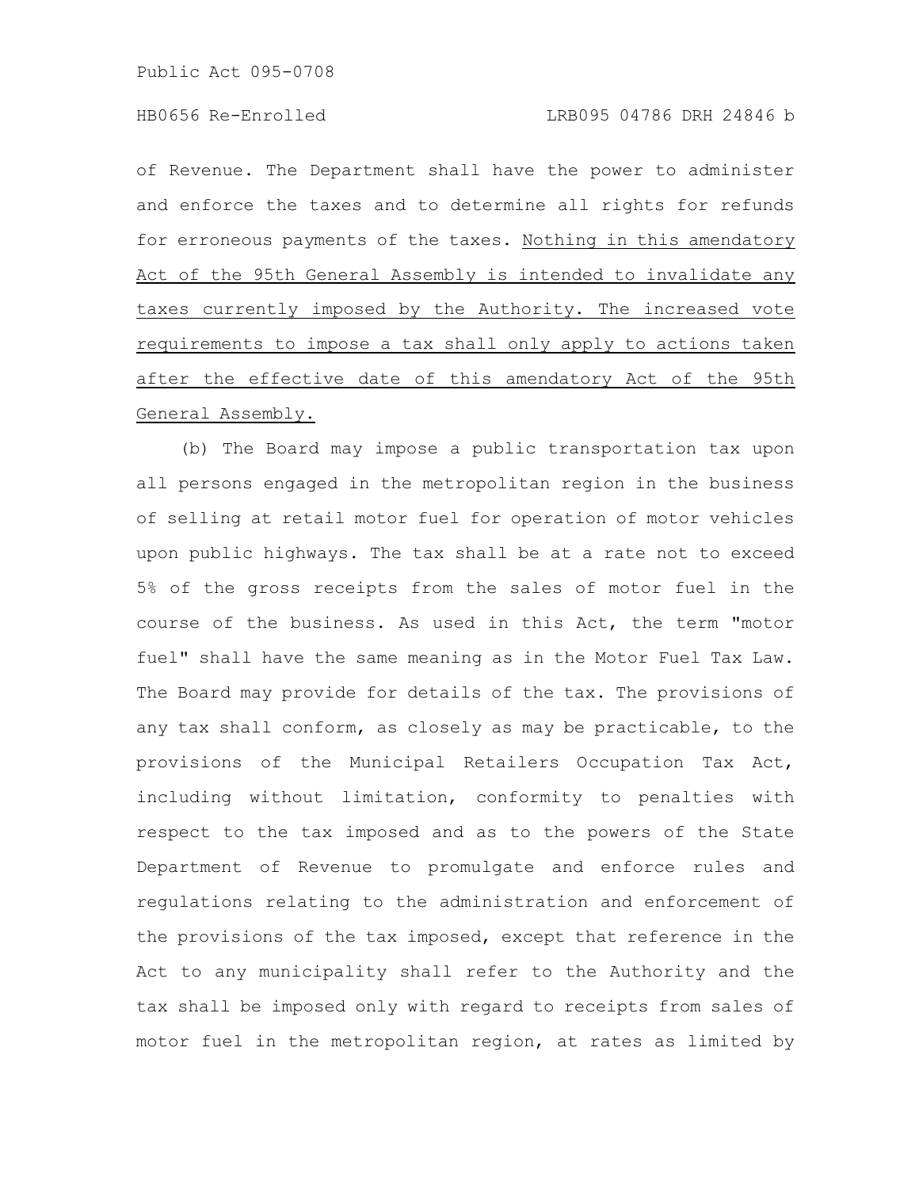of Revenue. The Department shall have the power to administer and enforce the taxes and to determine all rights for refunds for erroneous payments of the taxes. <u>Nothing in this amendatory Act of the 95th General Assembly is intended to invalidate any taxes currently imposed by the Authority. The increased vote requirements to impose a tax shall only apply to actions taken after the effective date of this amendatory Act of the 95th General Assembly.</u>

(b) The Board may impose a public transportation tax upon all persons engaged in the metropolitan region in the business of selling at retail motor fuel for operation of motor vehicles upon public highways. The tax shall be at a rate not to exceed 5% of the gross receipts from the sales of motor fuel in the course of the business. As used in this Act, the term "motor fuel" shall have the same meaning as in the Motor Fuel Tax Law. The Board may provide for details of the tax. The provisions of any tax shall conform, as closely as may be practicable, to the provisions of the Municipal Retailers Occupation Tax Act, including without limitation, conformity to penalties with respect to the tax imposed and as to the powers of the State Department of Revenue to promulgate and enforce rules and regulations relating to the administration and enforcement of the provisions of the tax imposed, except that reference in the Act to any municipality shall refer to the Authority and the tax shall be imposed only with regard to receipts from sales of motor fuel in the metropolitan region, at rates as limited by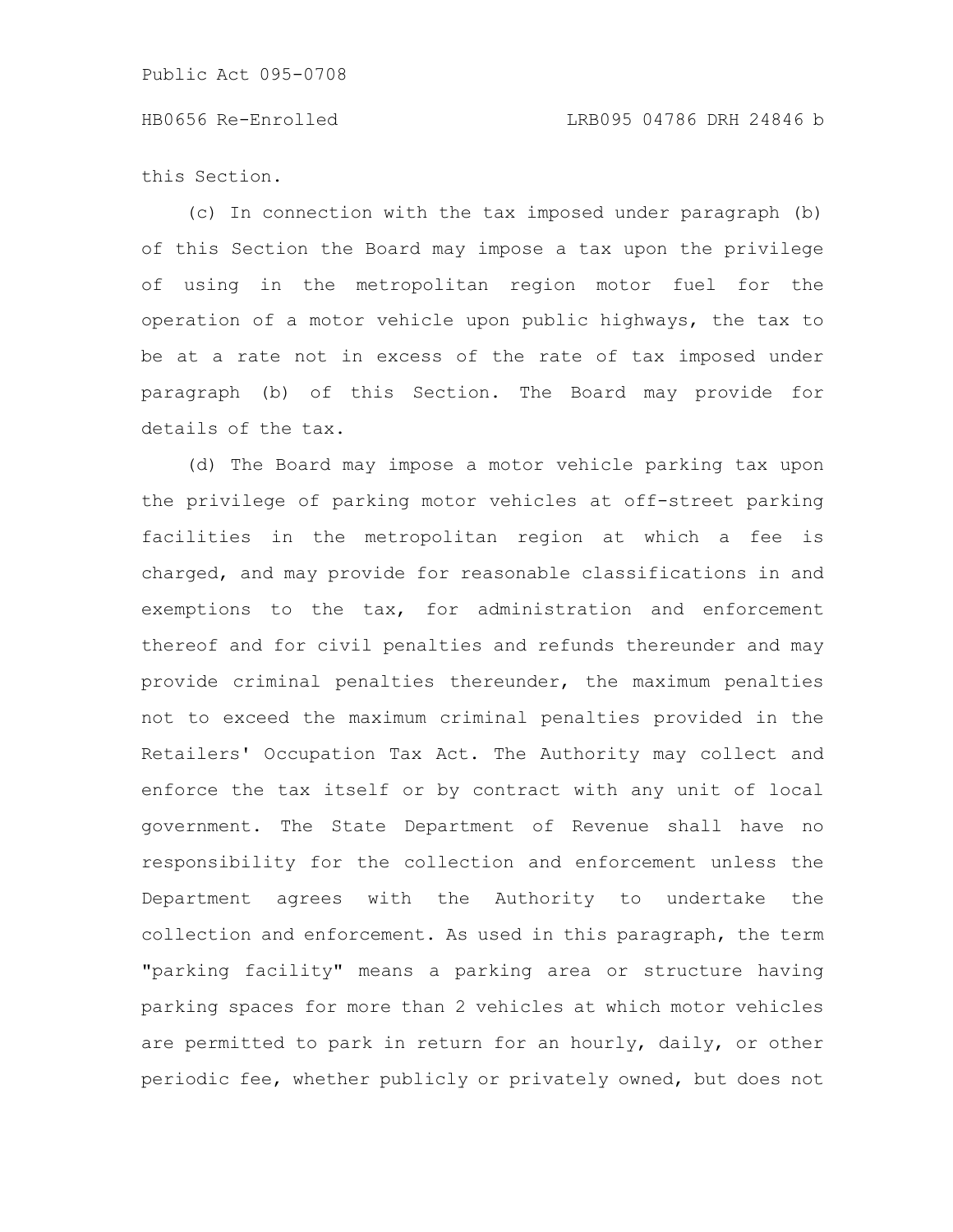this Section.

(c) In connection with the tax imposed under paragraph (b) of this Section the Board may impose a tax upon the privilege of using in the metropolitan region motor fuel for the operation of a motor vehicle upon public highways, the tax to be at a rate not in excess of the rate of tax imposed under paragraph (b) of this Section. The Board may provide for details of the tax.

(d) The Board may impose a motor vehicle parking tax upon the privilege of parking motor vehicles at off-street parking facilities in the metropolitan region at which a fee is charged, and may provide for reasonable classifications in and exemptions to the tax, for administration and enforcement thereof and for civil penalties and refunds thereunder and may provide criminal penalties thereunder, the maximum penalties not to exceed the maximum criminal penalties provided in the Retailers' Occupation Tax Act. The Authority may collect and enforce the tax itself or by contract with any unit of local government. The State Department of Revenue shall have no responsibility for the collection and enforcement unless the Department agrees with the Authority to undertake the collection and enforcement. As used in this paragraph, the term "parking facility" means a parking area or structure having parking spaces for more than 2 vehicles at which motor vehicles are permitted to park in return for an hourly, daily, or other periodic fee, whether publicly or privately owned, but does not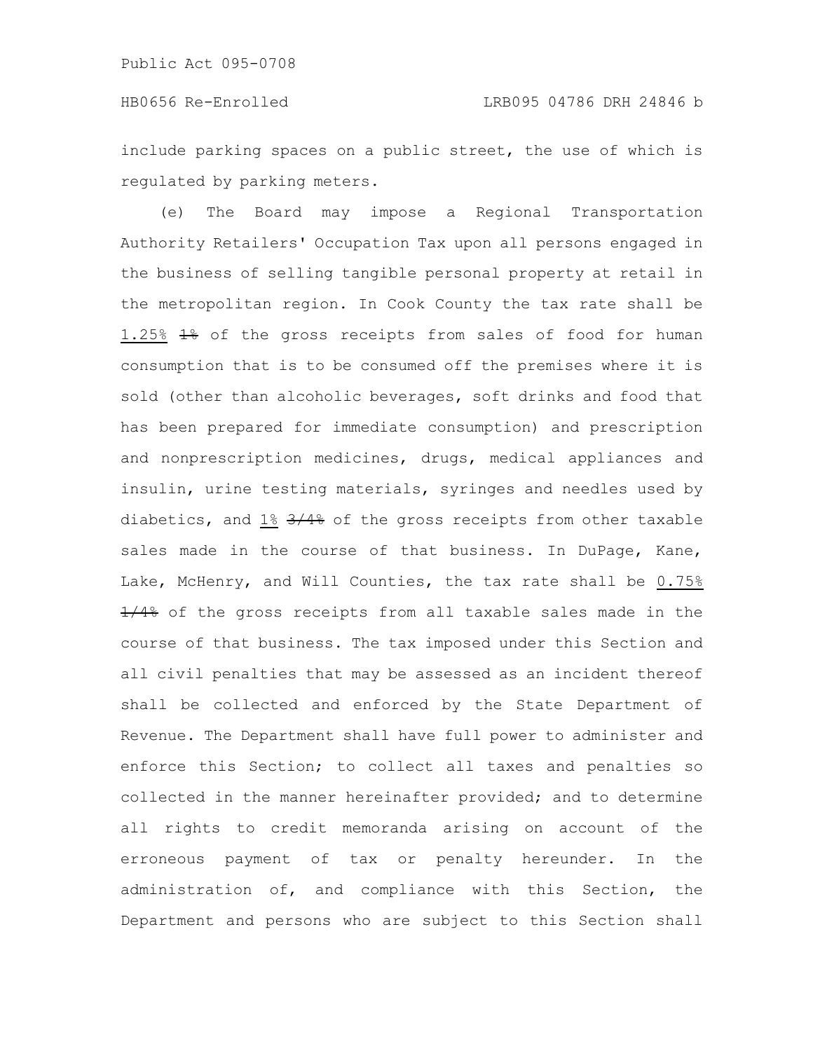include parking spaces on a public street, the use of which is regulated by parking meters.

(e) The Board may impose a Regional Transportation Authority Retailers' Occupation Tax upon all persons engaged in the business of selling tangible personal property at retail in the metropolitan region. In Cook County the tax rate shall be <u>1.25%</u> ~~1%~~ of the gross receipts from sales of food for human consumption that is to be consumed off the premises where it is sold (other than alcoholic beverages, soft drinks and food that has been prepared for immediate consumption) and prescription and nonprescription medicines, drugs, medical appliances and insulin, urine testing materials, syringes and needles used by diabetics, and <u>1%</u> ~~3/4%~~ of the gross receipts from other taxable sales made in the course of that business. In DuPage, Kane, Lake, McHenry, and Will Counties, the tax rate shall be <u>0.75%</u> ~~1/4%~~ of the gross receipts from all taxable sales made in the course of that business. The tax imposed under this Section and all civil penalties that may be assessed as an incident thereof shall be collected and enforced by the State Department of Revenue. The Department shall have full power to administer and enforce this Section; to collect all taxes and penalties so collected in the manner hereinafter provided; and to determine all rights to credit memoranda arising on account of the erroneous payment of tax or penalty hereunder. In the administration of, and compliance with this Section, the Department and persons who are subject to this Section shall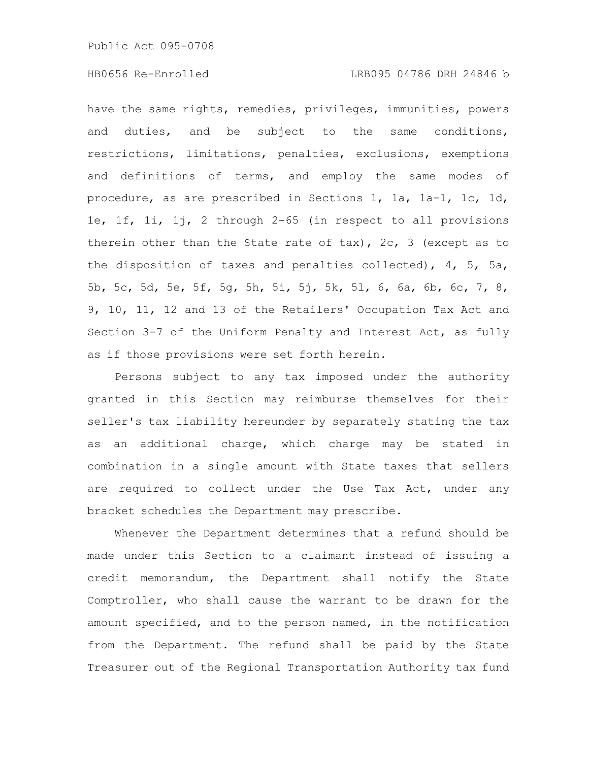have the same rights, remedies, privileges, immunities, powers and duties, and be subject to the same conditions, restrictions, limitations, penalties, exclusions, exemptions and definitions of terms, and employ the same modes of procedure, as are prescribed in Sections 1, 1a, 1a-1, 1c, 1d, 1e, 1f, 1i, 1j, 2 through 2-65 (in respect to all provisions therein other than the State rate of tax), 2c, 3 (except as to the disposition of taxes and penalties collected), 4, 5, 5a, 5b, 5c, 5d, 5e, 5f, 5g, 5h, 5i, 5j, 5k, 5l, 6, 6a, 6b, 6c, 7, 8, 9, 10, 11, 12 and 13 of the Retailers' Occupation Tax Act and Section 3-7 of the Uniform Penalty and Interest Act, as fully as if those provisions were set forth herein.

Persons subject to any tax imposed under the authority granted in this Section may reimburse themselves for their seller's tax liability hereunder by separately stating the tax as an additional charge, which charge may be stated in combination in a single amount with State taxes that sellers are required to collect under the Use Tax Act, under any bracket schedules the Department may prescribe.

Whenever the Department determines that a refund should be made under this Section to a claimant instead of issuing a credit memorandum, the Department shall notify the State Comptroller, who shall cause the warrant to be drawn for the amount specified, and to the person named, in the notification from the Department. The refund shall be paid by the State Treasurer out of the Regional Transportation Authority tax fund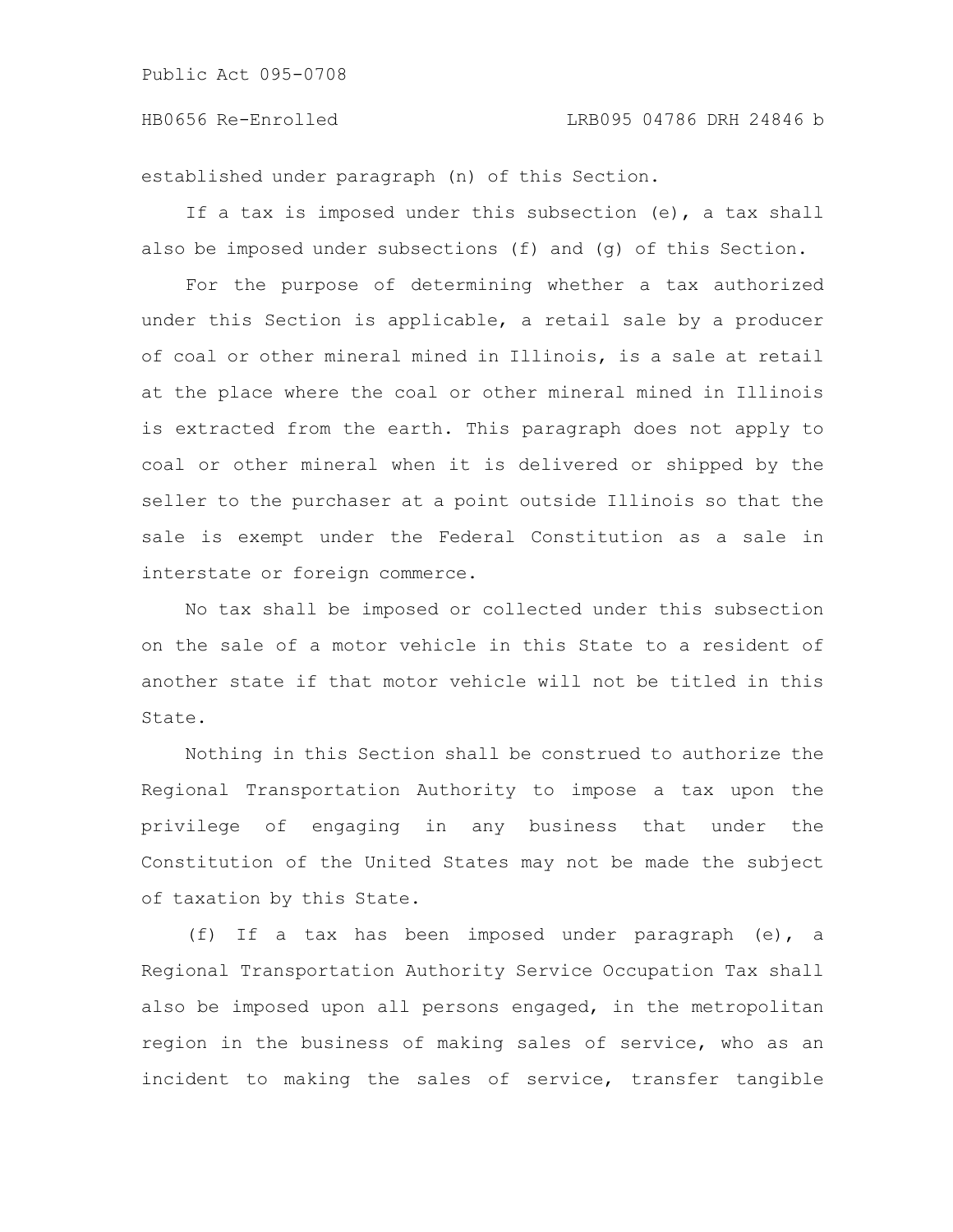established under paragraph (n) of this Section.

If a tax is imposed under this subsection (e), a tax shall also be imposed under subsections (f) and (g) of this Section.

For the purpose of determining whether a tax authorized under this Section is applicable, a retail sale by a producer of coal or other mineral mined in Illinois, is a sale at retail at the place where the coal or other mineral mined in Illinois is extracted from the earth. This paragraph does not apply to coal or other mineral when it is delivered or shipped by the seller to the purchaser at a point outside Illinois so that the sale is exempt under the Federal Constitution as a sale in interstate or foreign commerce.

No tax shall be imposed or collected under this subsection on the sale of a motor vehicle in this State to a resident of another state if that motor vehicle will not be titled in this State.

Nothing in this Section shall be construed to authorize the Regional Transportation Authority to impose a tax upon the privilege of engaging in any business that under the Constitution of the United States may not be made the subject of taxation by this State.

(f) If a tax has been imposed under paragraph (e), a Regional Transportation Authority Service Occupation Tax shall also be imposed upon all persons engaged, in the metropolitan region in the business of making sales of service, who as an incident to making the sales of service, transfer tangible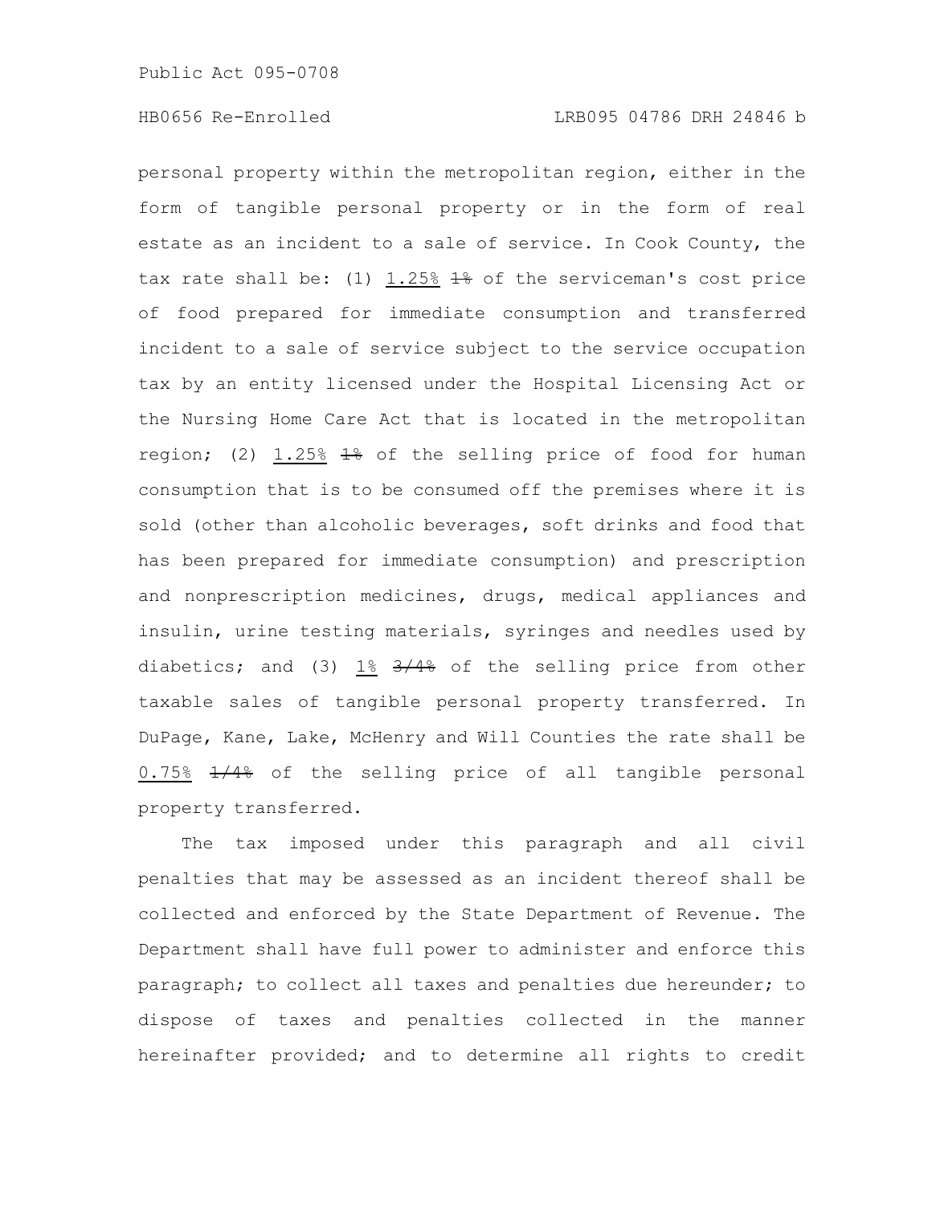personal property within the metropolitan region, either in the form of tangible personal property or in the form of real estate as an incident to a sale of service. In Cook County, the tax rate shall be: (1) 1.25% ~~1%~~ of the serviceman's cost price of food prepared for immediate consumption and transferred incident to a sale of service subject to the service occupation tax by an entity licensed under the Hospital Licensing Act or the Nursing Home Care Act that is located in the metropolitan region; (2) 1.25% ~~1%~~ of the selling price of food for human consumption that is to be consumed off the premises where it is sold (other than alcoholic beverages, soft drinks and food that has been prepared for immediate consumption) and prescription and nonprescription medicines, drugs, medical appliances and insulin, urine testing materials, syringes and needles used by diabetics; and (3) 1% ~~3/4%~~ of the selling price from other taxable sales of tangible personal property transferred. In DuPage, Kane, Lake, McHenry and Will Counties the rate shall be 0.75% ~~1/4%~~ of the selling price of all tangible personal property transferred.

The tax imposed under this paragraph and all civil penalties that may be assessed as an incident thereof shall be collected and enforced by the State Department of Revenue. The Department shall have full power to administer and enforce this paragraph; to collect all taxes and penalties due hereunder; to dispose of taxes and penalties collected in the manner hereinafter provided; and to determine all rights to credit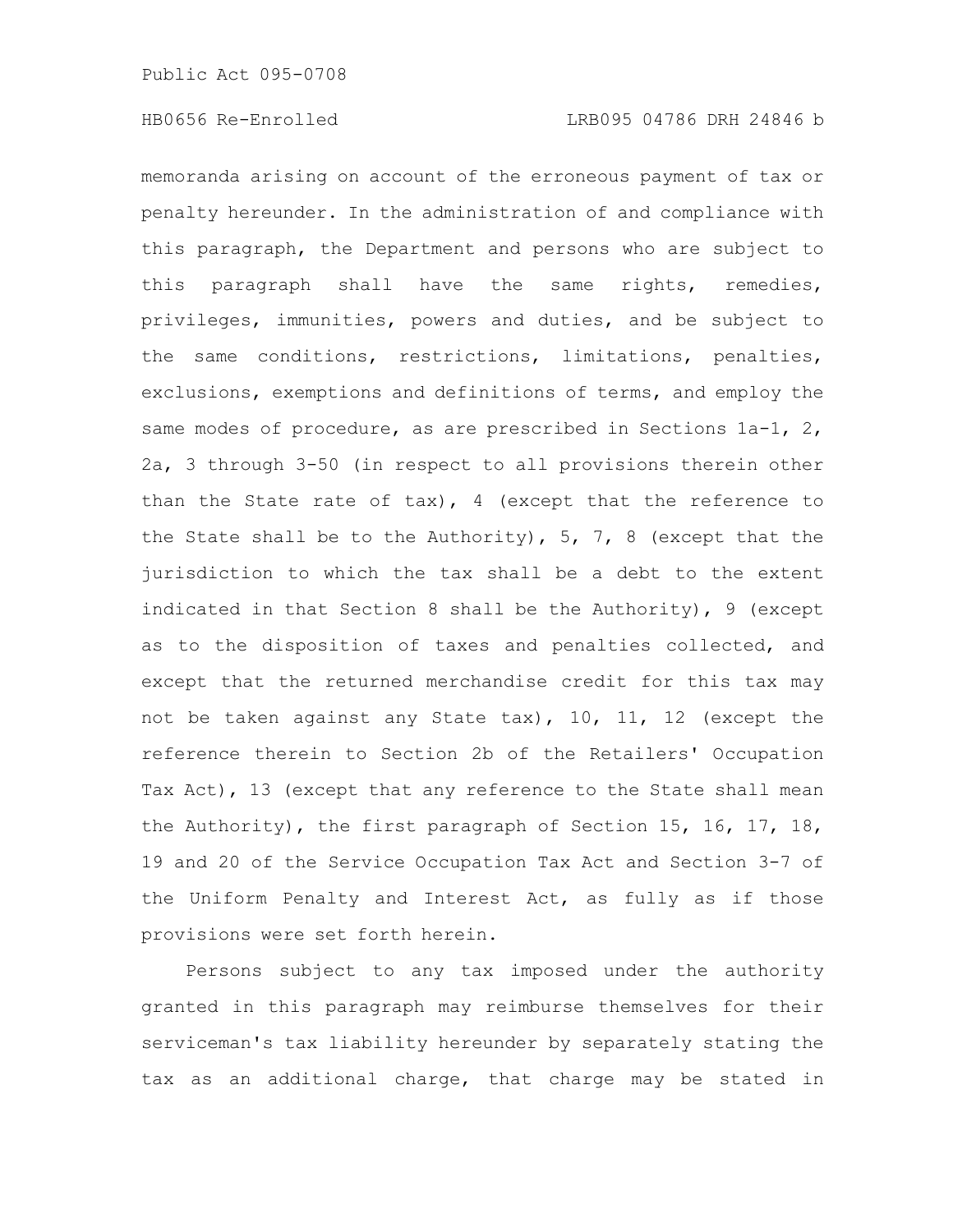memoranda arising on account of the erroneous payment of tax or penalty hereunder. In the administration of and compliance with this paragraph, the Department and persons who are subject to this paragraph shall have the same rights, remedies, privileges, immunities, powers and duties, and be subject to the same conditions, restrictions, limitations, penalties, exclusions, exemptions and definitions of terms, and employ the same modes of procedure, as are prescribed in Sections 1a-1, 2, 2a, 3 through 3-50 (in respect to all provisions therein other than the State rate of tax), 4 (except that the reference to the State shall be to the Authority), 5, 7, 8 (except that the jurisdiction to which the tax shall be a debt to the extent indicated in that Section 8 shall be the Authority), 9 (except as to the disposition of taxes and penalties collected, and except that the returned merchandise credit for this tax may not be taken against any State tax), 10, 11, 12 (except the reference therein to Section 2b of the Retailers' Occupation Tax Act), 13 (except that any reference to the State shall mean the Authority), the first paragraph of Section 15, 16, 17, 18, 19 and 20 of the Service Occupation Tax Act and Section 3-7 of the Uniform Penalty and Interest Act, as fully as if those provisions were set forth herein.

Persons subject to any tax imposed under the authority granted in this paragraph may reimburse themselves for their serviceman's tax liability hereunder by separately stating the tax as an additional charge, that charge may be stated in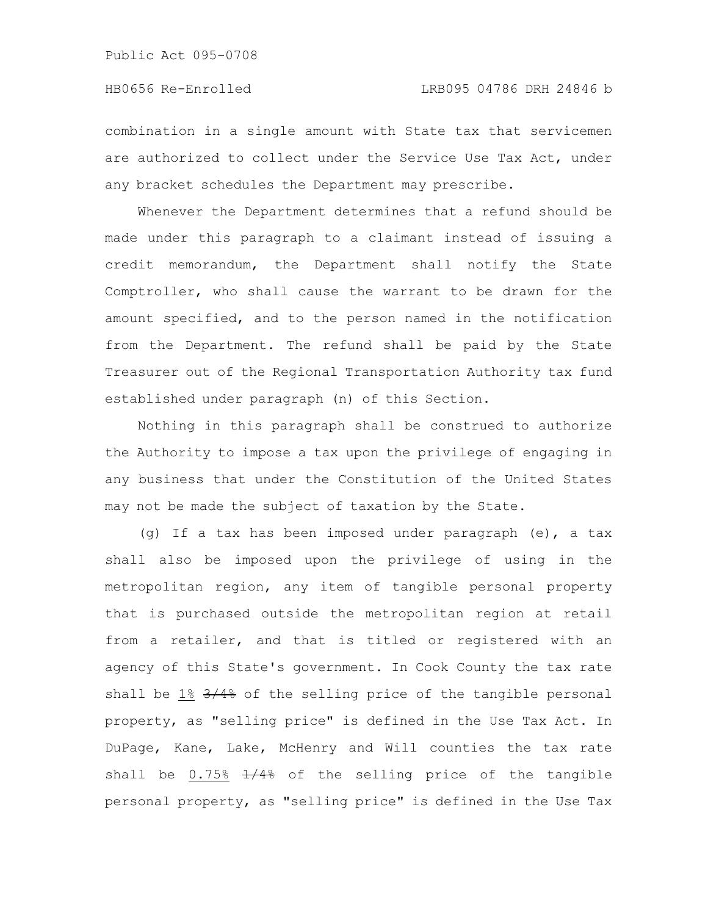combination in a single amount with State tax that servicemen are authorized to collect under the Service Use Tax Act, under any bracket schedules the Department may prescribe.

Whenever the Department determines that a refund should be made under this paragraph to a claimant instead of issuing a credit memorandum, the Department shall notify the State Comptroller, who shall cause the warrant to be drawn for the amount specified, and to the person named in the notification from the Department. The refund shall be paid by the State Treasurer out of the Regional Transportation Authority tax fund established under paragraph (n) of this Section.

Nothing in this paragraph shall be construed to authorize the Authority to impose a tax upon the privilege of engaging in any business that under the Constitution of the United States may not be made the subject of taxation by the State.

(g) If a tax has been imposed under paragraph (e), a tax shall also be imposed upon the privilege of using in the metropolitan region, any item of tangible personal property that is purchased outside the metropolitan region at retail from a retailer, and that is titled or registered with an agency of this State's government. In Cook County the tax rate shall be 1% ~~3/4%~~ of the selling price of the tangible personal property, as "selling price" is defined in the Use Tax Act. In DuPage, Kane, Lake, McHenry and Will counties the tax rate shall be 0.75% ~~1/4%~~ of the selling price of the tangible personal property, as "selling price" is defined in the Use Tax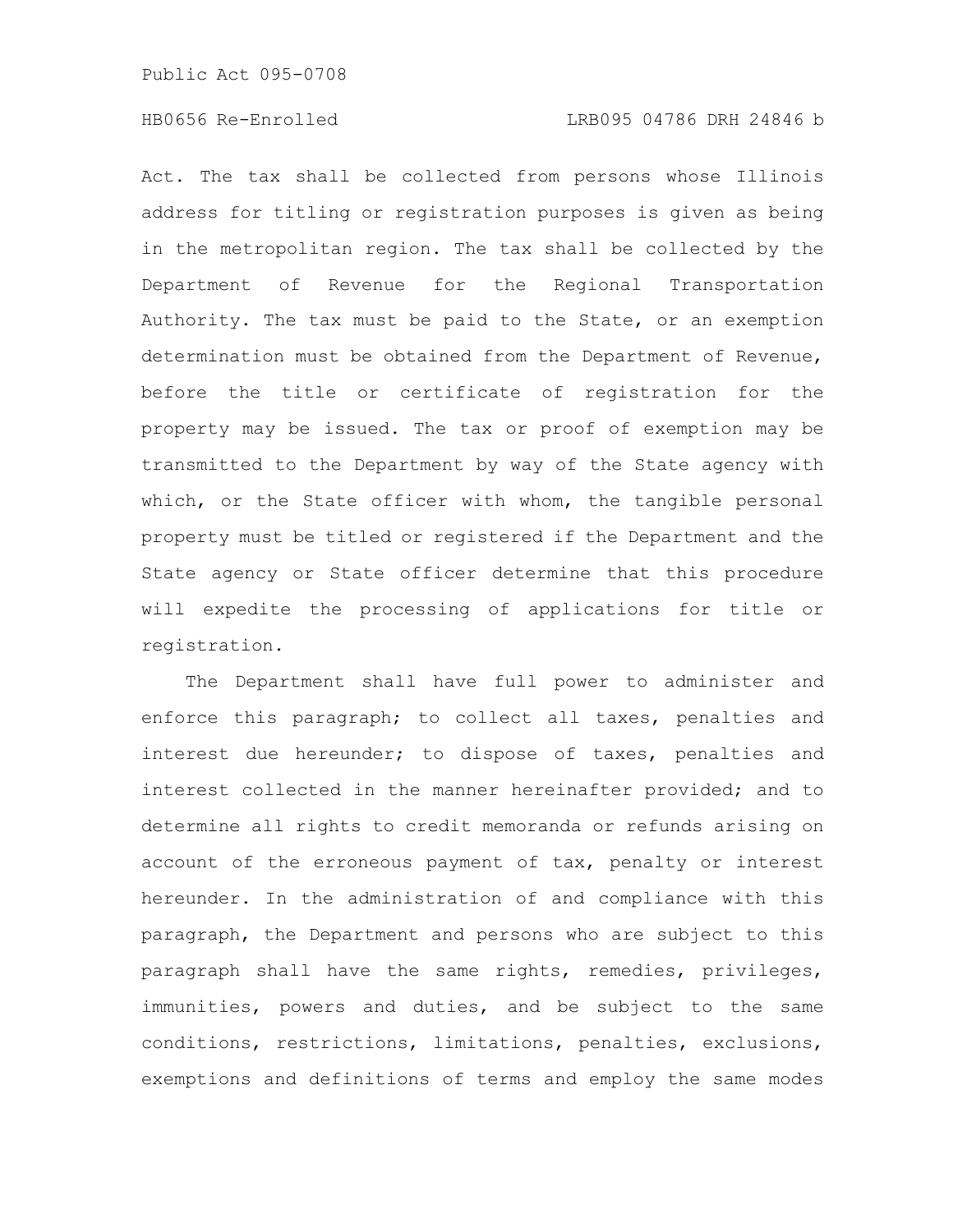Act. The tax shall be collected from persons whose Illinois address for titling or registration purposes is given as being in the metropolitan region. The tax shall be collected by the Department of Revenue for the Regional Transportation Authority. The tax must be paid to the State, or an exemption determination must be obtained from the Department of Revenue, before the title or certificate of registration for the property may be issued. The tax or proof of exemption may be transmitted to the Department by way of the State agency with which, or the State officer with whom, the tangible personal property must be titled or registered if the Department and the State agency or State officer determine that this procedure will expedite the processing of applications for title or registration.

The Department shall have full power to administer and enforce this paragraph; to collect all taxes, penalties and interest due hereunder; to dispose of taxes, penalties and interest collected in the manner hereinafter provided; and to determine all rights to credit memoranda or refunds arising on account of the erroneous payment of tax, penalty or interest hereunder. In the administration of and compliance with this paragraph, the Department and persons who are subject to this paragraph shall have the same rights, remedies, privileges, immunities, powers and duties, and be subject to the same conditions, restrictions, limitations, penalties, exclusions, exemptions and definitions of terms and employ the same modes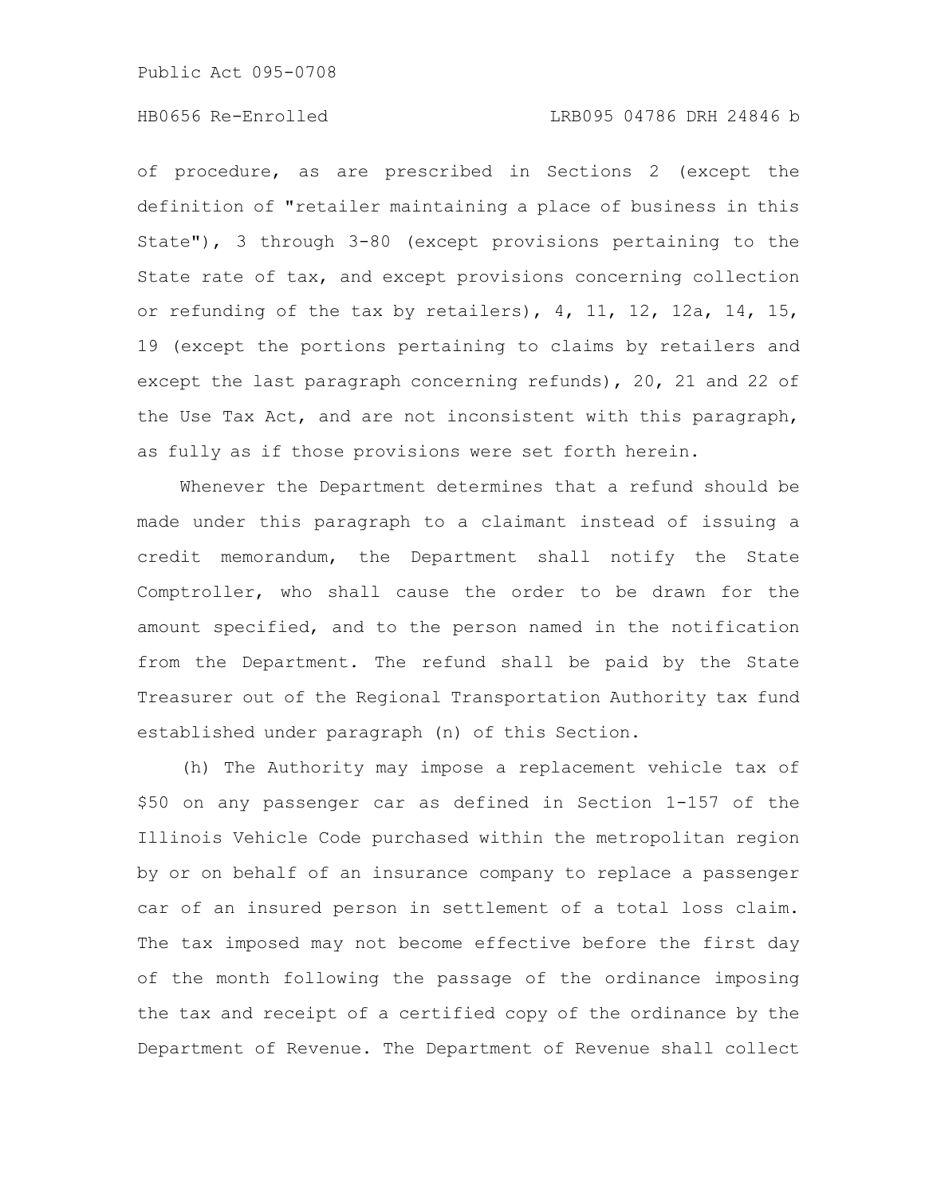of procedure, as are prescribed in Sections 2 (except the definition of "retailer maintaining a place of business in this State"), 3 through 3-80 (except provisions pertaining to the State rate of tax, and except provisions concerning collection or refunding of the tax by retailers), 4, 11, 12, 12a, 14, 15, 19 (except the portions pertaining to claims by retailers and except the last paragraph concerning refunds), 20, 21 and 22 of the Use Tax Act, and are not inconsistent with this paragraph, as fully as if those provisions were set forth herein.

Whenever the Department determines that a refund should be made under this paragraph to a claimant instead of issuing a credit memorandum, the Department shall notify the State Comptroller, who shall cause the order to be drawn for the amount specified, and to the person named in the notification from the Department. The refund shall be paid by the State Treasurer out of the Regional Transportation Authority tax fund established under paragraph (n) of this Section.

(h) The Authority may impose a replacement vehicle tax of $50 on any passenger car as defined in Section 1-157 of the Illinois Vehicle Code purchased within the metropolitan region by or on behalf of an insurance company to replace a passenger car of an insured person in settlement of a total loss claim. The tax imposed may not become effective before the first day of the month following the passage of the ordinance imposing the tax and receipt of a certified copy of the ordinance by the Department of Revenue. The Department of Revenue shall collect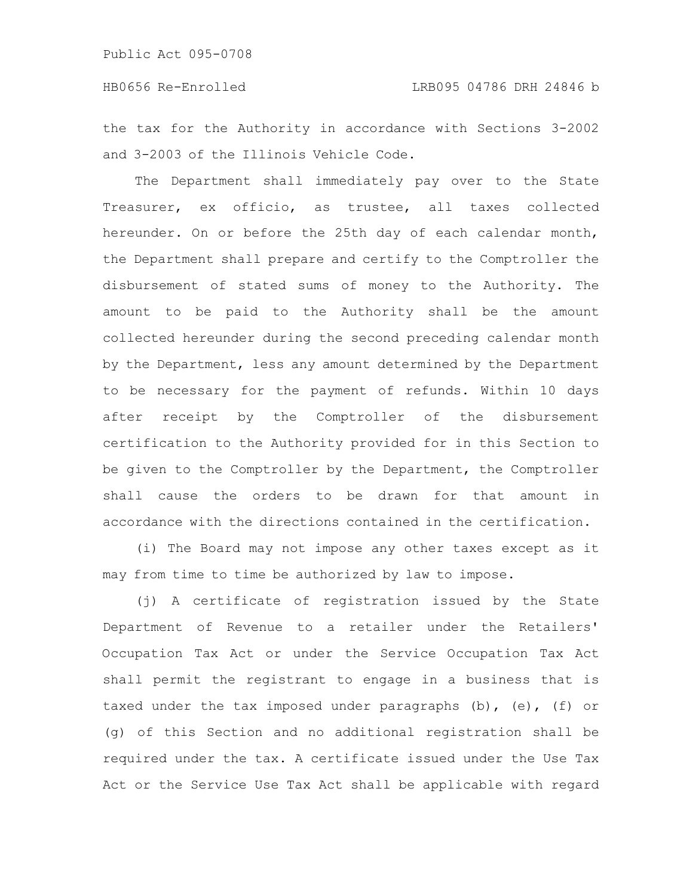the tax for the Authority in accordance with Sections 3-2002 and 3-2003 of the Illinois Vehicle Code.

The Department shall immediately pay over to the State Treasurer, ex officio, as trustee, all taxes collected hereunder. On or before the 25th day of each calendar month, the Department shall prepare and certify to the Comptroller the disbursement of stated sums of money to the Authority. The amount to be paid to the Authority shall be the amount collected hereunder during the second preceding calendar month by the Department, less any amount determined by the Department to be necessary for the payment of refunds. Within 10 days after receipt by the Comptroller of the disbursement certification to the Authority provided for in this Section to be given to the Comptroller by the Department, the Comptroller shall cause the orders to be drawn for that amount in accordance with the directions contained in the certification.

(i) The Board may not impose any other taxes except as it may from time to time be authorized by law to impose.

(j) A certificate of registration issued by the State Department of Revenue to a retailer under the Retailers' Occupation Tax Act or under the Service Occupation Tax Act shall permit the registrant to engage in a business that is taxed under the tax imposed under paragraphs (b), (e), (f) or (g) of this Section and no additional registration shall be required under the tax. A certificate issued under the Use Tax Act or the Service Use Tax Act shall be applicable with regard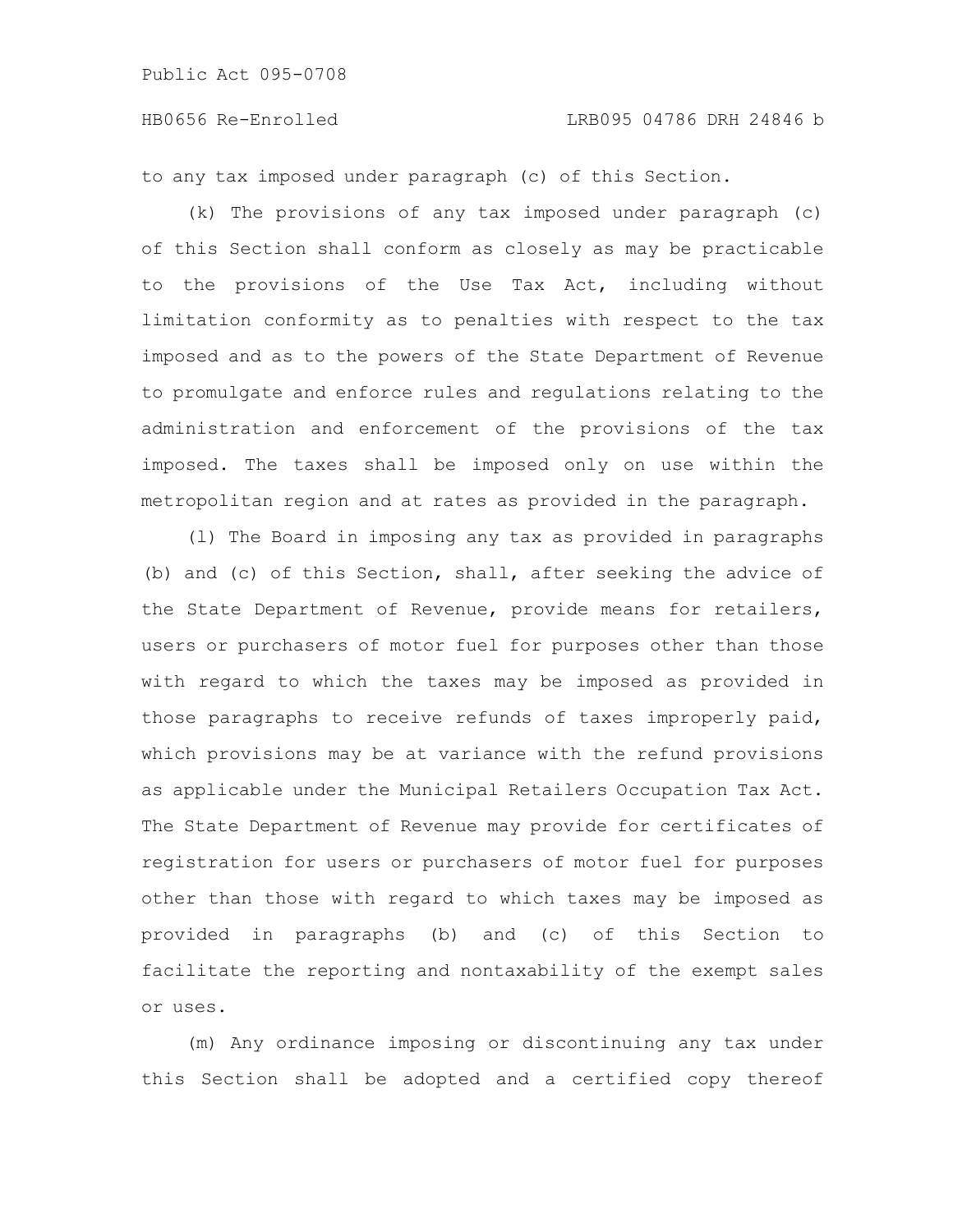to any tax imposed under paragraph (c) of this Section.

(k) The provisions of any tax imposed under paragraph (c) of this Section shall conform as closely as may be practicable to the provisions of the Use Tax Act, including without limitation conformity as to penalties with respect to the tax imposed and as to the powers of the State Department of Revenue to promulgate and enforce rules and regulations relating to the administration and enforcement of the provisions of the tax imposed. The taxes shall be imposed only on use within the metropolitan region and at rates as provided in the paragraph.

(l) The Board in imposing any tax as provided in paragraphs (b) and (c) of this Section, shall, after seeking the advice of the State Department of Revenue, provide means for retailers, users or purchasers of motor fuel for purposes other than those with regard to which the taxes may be imposed as provided in those paragraphs to receive refunds of taxes improperly paid, which provisions may be at variance with the refund provisions as applicable under the Municipal Retailers Occupation Tax Act. The State Department of Revenue may provide for certificates of registration for users or purchasers of motor fuel for purposes other than those with regard to which taxes may be imposed as provided in paragraphs (b) and (c) of this Section to facilitate the reporting and nontaxability of the exempt sales or uses.

(m) Any ordinance imposing or discontinuing any tax under this Section shall be adopted and a certified copy thereof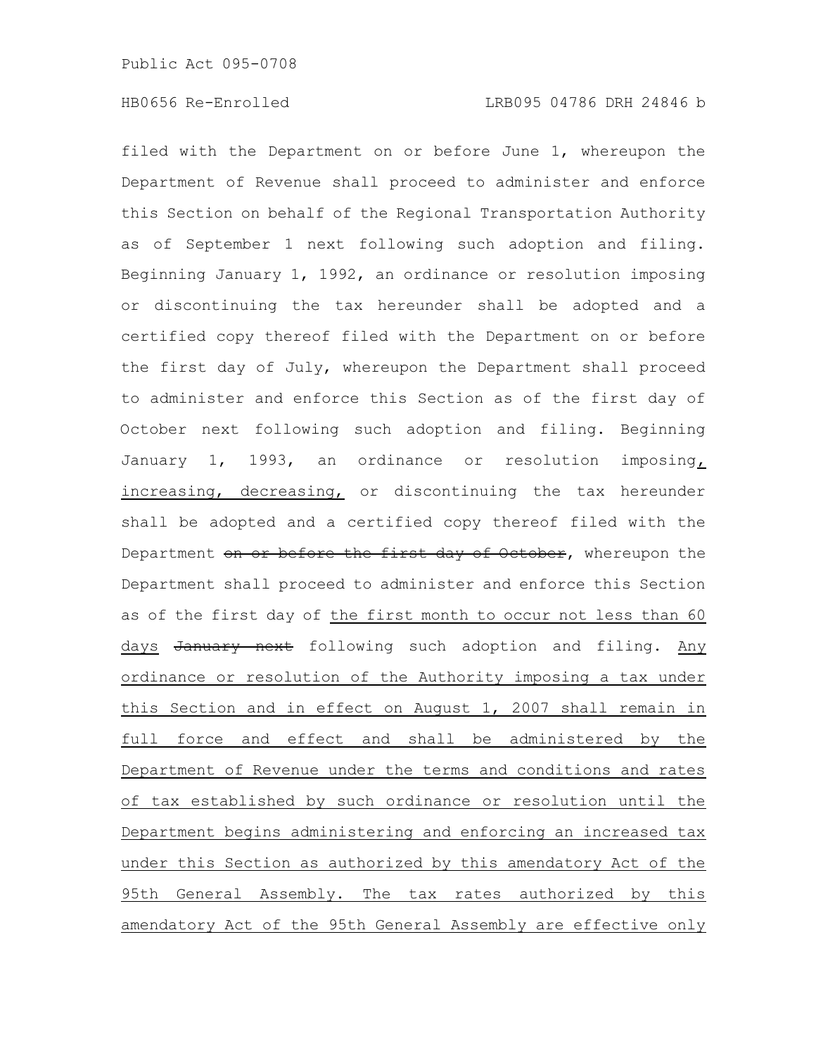filed with the Department on or before June 1, whereupon the Department of Revenue shall proceed to administer and enforce this Section on behalf of the Regional Transportation Authority as of September 1 next following such adoption and filing. Beginning January 1, 1992, an ordinance or resolution imposing or discontinuing the tax hereunder shall be adopted and a certified copy thereof filed with the Department on or before the first day of July, whereupon the Department shall proceed to administer and enforce this Section as of the first day of October next following such adoption and filing. Beginning January 1, 1993, an ordinance or resolution imposing, increasing, decreasing, or discontinuing the tax hereunder shall be adopted and a certified copy thereof filed with the Department ~~on or before the first day of October~~, whereupon the Department shall proceed to administer and enforce this Section as of the first day of the first month to occur not less than 60 days ~~January next~~ following such adoption and filing. Any ordinance or resolution of the Authority imposing a tax under this Section and in effect on August 1, 2007 shall remain in full force and effect and shall be administered by the Department of Revenue under the terms and conditions and rates of tax established by such ordinance or resolution until the Department begins administering and enforcing an increased tax under this Section as authorized by this amendatory Act of the 95th General Assembly. The tax rates authorized by this amendatory Act of the 95th General Assembly are effective only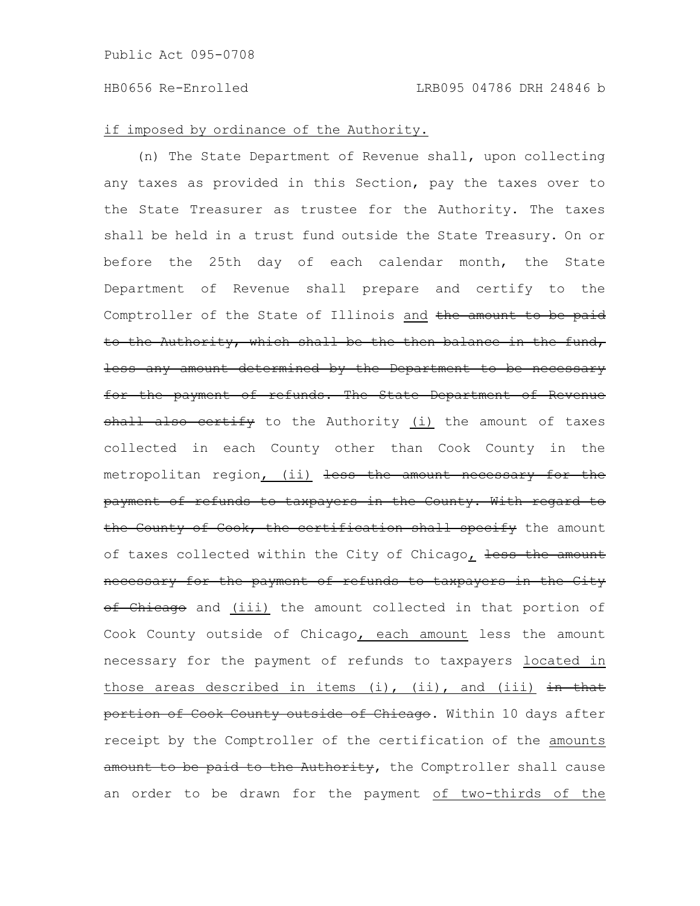if imposed by ordinance of the Authority.

(n) The State Department of Revenue shall, upon collecting any taxes as provided in this Section, pay the taxes over to the State Treasurer as trustee for the Authority. The taxes shall be held in a trust fund outside the State Treasury. On or before the 25th day of each calendar month, the State Department of Revenue shall prepare and certify to the Comptroller of the State of Illinois and ~~the amount to be paid to the Authority, which shall be the then balance in the fund, less any amount determined by the Department to be necessary for the payment of refunds. The State Department of Revenue shall also certify~~ to the Authority (i) the amount of taxes collected in each County other than Cook County in the metropolitan region, (ii) ~~less the amount necessary for the payment of refunds to taxpayers in the County. With regard to the County of Cook, the certification shall specify~~ the amount of taxes collected within the City of Chicago, ~~less the amount necessary for the payment of refunds to taxpayers in the City of Chicago~~ and (iii) the amount collected in that portion of Cook County outside of Chicago, each amount less the amount necessary for the payment of refunds to taxpayers located in those areas described in items (i), (ii), and (iii) ~~in that portion of Cook County outside of Chicago~~. Within 10 days after receipt by the Comptroller of the certification of the amounts ~~amount to be paid to the Authority~~, the Comptroller shall cause an order to be drawn for the payment of two-thirds of the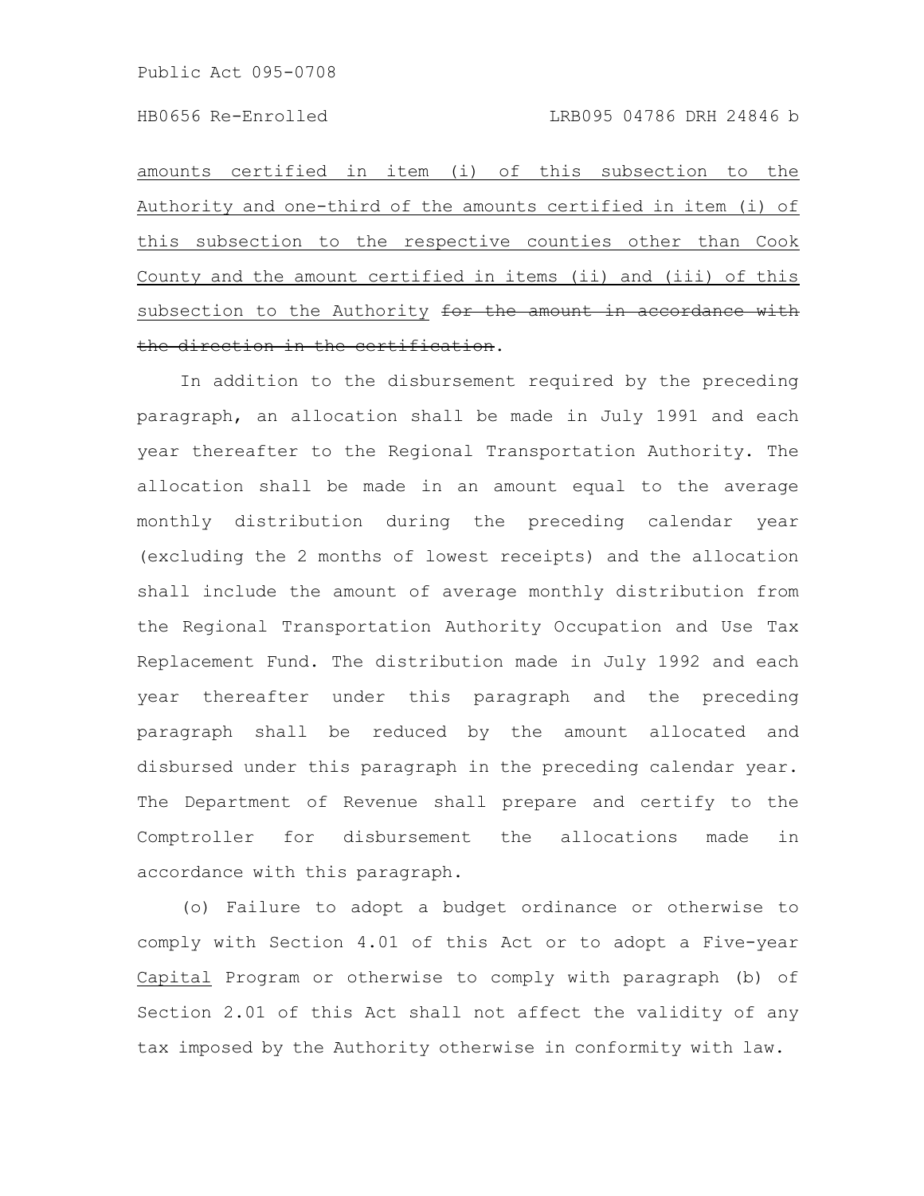amounts certified in item (i) of this subsection to the Authority and one-third of the amounts certified in item (i) of this subsection to the respective counties other than Cook County and the amount certified in items (ii) and (iii) of this subsection to the Authority ~~for the amount in accordance with the direction in the certification~~.

In addition to the disbursement required by the preceding paragraph, an allocation shall be made in July 1991 and each year thereafter to the Regional Transportation Authority. The allocation shall be made in an amount equal to the average monthly distribution during the preceding calendar year (excluding the 2 months of lowest receipts) and the allocation shall include the amount of average monthly distribution from the Regional Transportation Authority Occupation and Use Tax Replacement Fund. The distribution made in July 1992 and each year thereafter under this paragraph and the preceding paragraph shall be reduced by the amount allocated and disbursed under this paragraph in the preceding calendar year. The Department of Revenue shall prepare and certify to the Comptroller for disbursement the allocations made in accordance with this paragraph.

(o) Failure to adopt a budget ordinance or otherwise to comply with Section 4.01 of this Act or to adopt a Five-year Capital Program or otherwise to comply with paragraph (b) of Section 2.01 of this Act shall not affect the validity of any tax imposed by the Authority otherwise in conformity with law.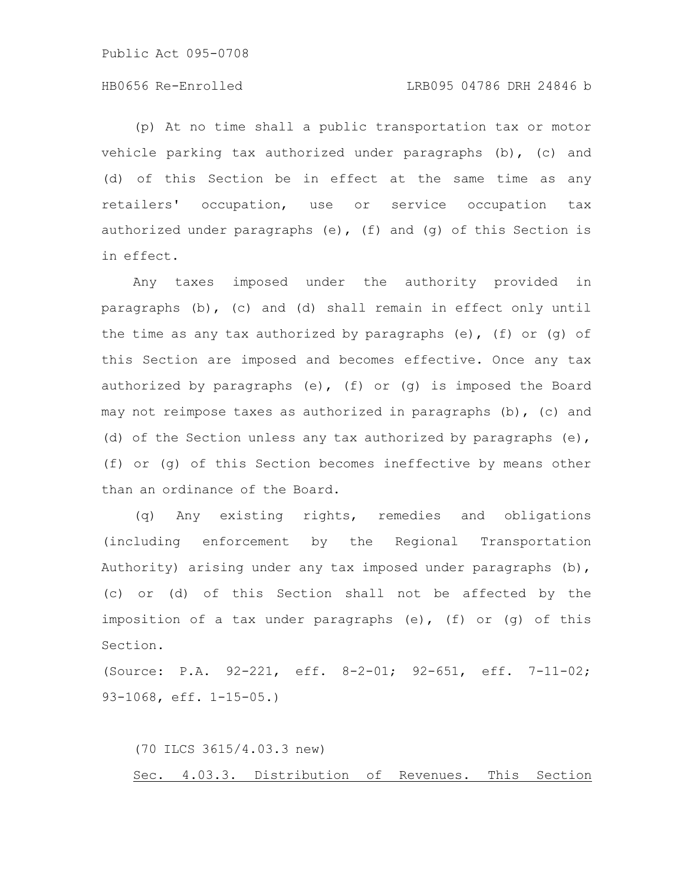(p) At no time shall a public transportation tax or motor vehicle parking tax authorized under paragraphs (b), (c) and (d) of this Section be in effect at the same time as any retailers' occupation, use or service occupation tax authorized under paragraphs (e), (f) and (g) of this Section is in effect.

Any taxes imposed under the authority provided in paragraphs (b), (c) and (d) shall remain in effect only until the time as any tax authorized by paragraphs (e), (f) or (g) of this Section are imposed and becomes effective. Once any tax authorized by paragraphs (e), (f) or (g) is imposed the Board may not reimpose taxes as authorized in paragraphs (b), (c) and (d) of the Section unless any tax authorized by paragraphs (e), (f) or (g) of this Section becomes ineffective by means other than an ordinance of the Board.

(q) Any existing rights, remedies and obligations (including enforcement by the Regional Transportation Authority) arising under any tax imposed under paragraphs (b), (c) or (d) of this Section shall not be affected by the imposition of a tax under paragraphs (e), (f) or (g) of this Section.

(Source: P.A. 92-221, eff. 8-2-01; 92-651, eff. 7-11-02; 93-1068, eff. 1-15-05.)

(70 ILCS 3615/4.03.3 new)

Sec. 4.03.3. Distribution of Revenues. This Section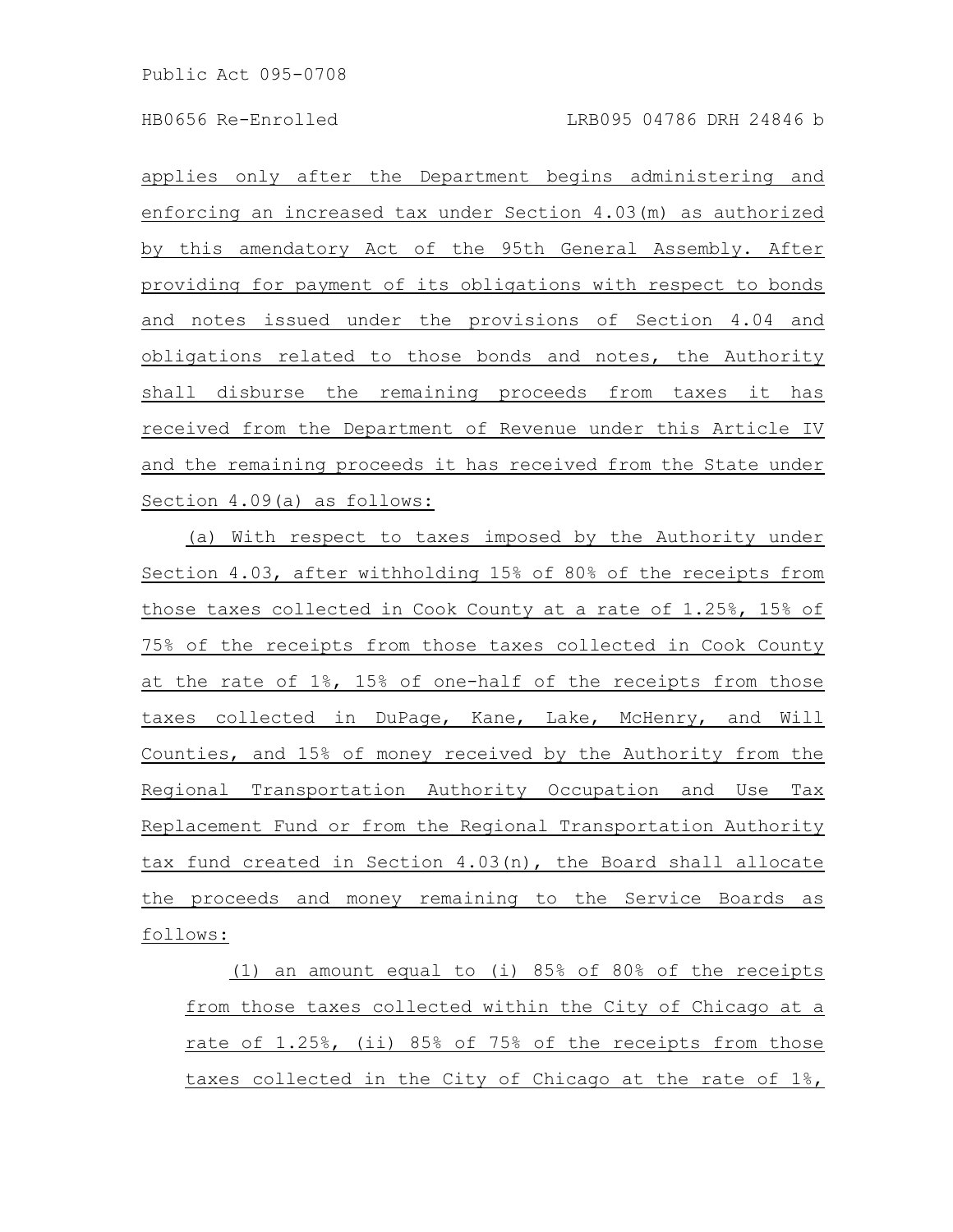applies only after the Department begins administering and enforcing an increased tax under Section 4.03(m) as authorized by this amendatory Act of the 95th General Assembly. After providing for payment of its obligations with respect to bonds and notes issued under the provisions of Section 4.04 and obligations related to those bonds and notes, the Authority shall disburse the remaining proceeds from taxes it has received from the Department of Revenue under this Article IV and the remaining proceeds it has received from the State under Section 4.09(a) as follows:

(a) With respect to taxes imposed by the Authority under Section 4.03, after withholding 15% of 80% of the receipts from those taxes collected in Cook County at a rate of 1.25%, 15% of 75% of the receipts from those taxes collected in Cook County at the rate of 1%, 15% of one-half of the receipts from those taxes collected in DuPage, Kane, Lake, McHenry, and Will Counties, and 15% of money received by the Authority from the Regional Transportation Authority Occupation and Use Tax Replacement Fund or from the Regional Transportation Authority tax fund created in Section 4.03(n), the Board shall allocate the proceeds and money remaining to the Service Boards as follows:

(1) an amount equal to (i) 85% of 80% of the receipts from those taxes collected within the City of Chicago at a rate of 1.25%, (ii) 85% of 75% of the receipts from those taxes collected in the City of Chicago at the rate of 1%,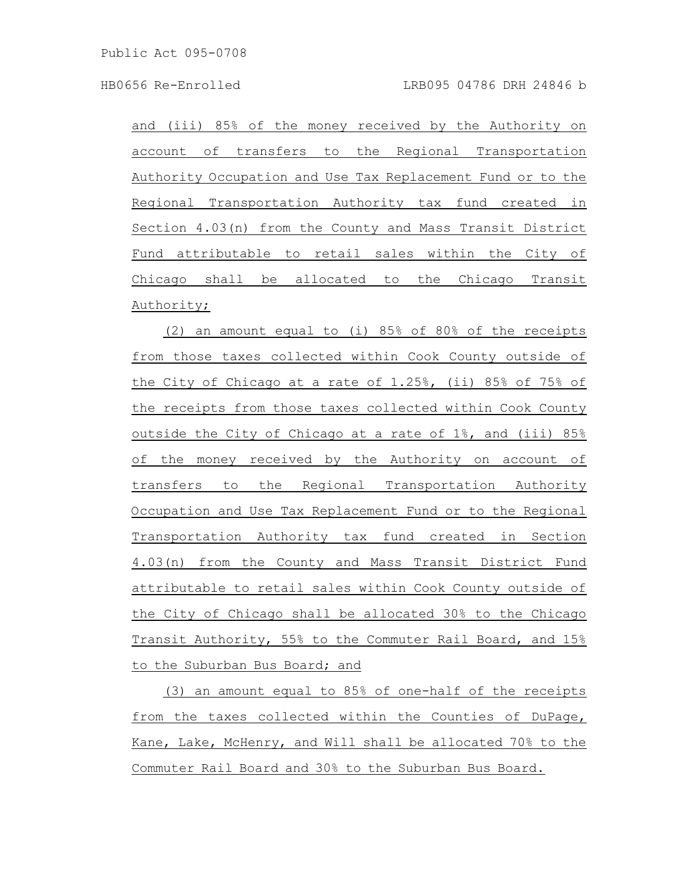and (iii) 85% of the money received by the Authority on account of transfers to the Regional Transportation Authority Occupation and Use Tax Replacement Fund or to the Regional Transportation Authority tax fund created in Section 4.03(n) from the County and Mass Transit District Fund attributable to retail sales within the City of Chicago shall be allocated to the Chicago Transit Authority;

(2) an amount equal to (i) 85% of 80% of the receipts from those taxes collected within Cook County outside of the City of Chicago at a rate of 1.25%, (ii) 85% of 75% of the receipts from those taxes collected within Cook County outside the City of Chicago at a rate of 1%, and (iii) 85% of the money received by the Authority on account of transfers to the Regional Transportation Authority Occupation and Use Tax Replacement Fund or to the Regional Transportation Authority tax fund created in Section 4.03(n) from the County and Mass Transit District Fund attributable to retail sales within Cook County outside of the City of Chicago shall be allocated 30% to the Chicago Transit Authority, 55% to the Commuter Rail Board, and 15% to the Suburban Bus Board; and

(3) an amount equal to 85% of one-half of the receipts from the taxes collected within the Counties of DuPage, Kane, Lake, McHenry, and Will shall be allocated 70% to the Commuter Rail Board and 30% to the Suburban Bus Board.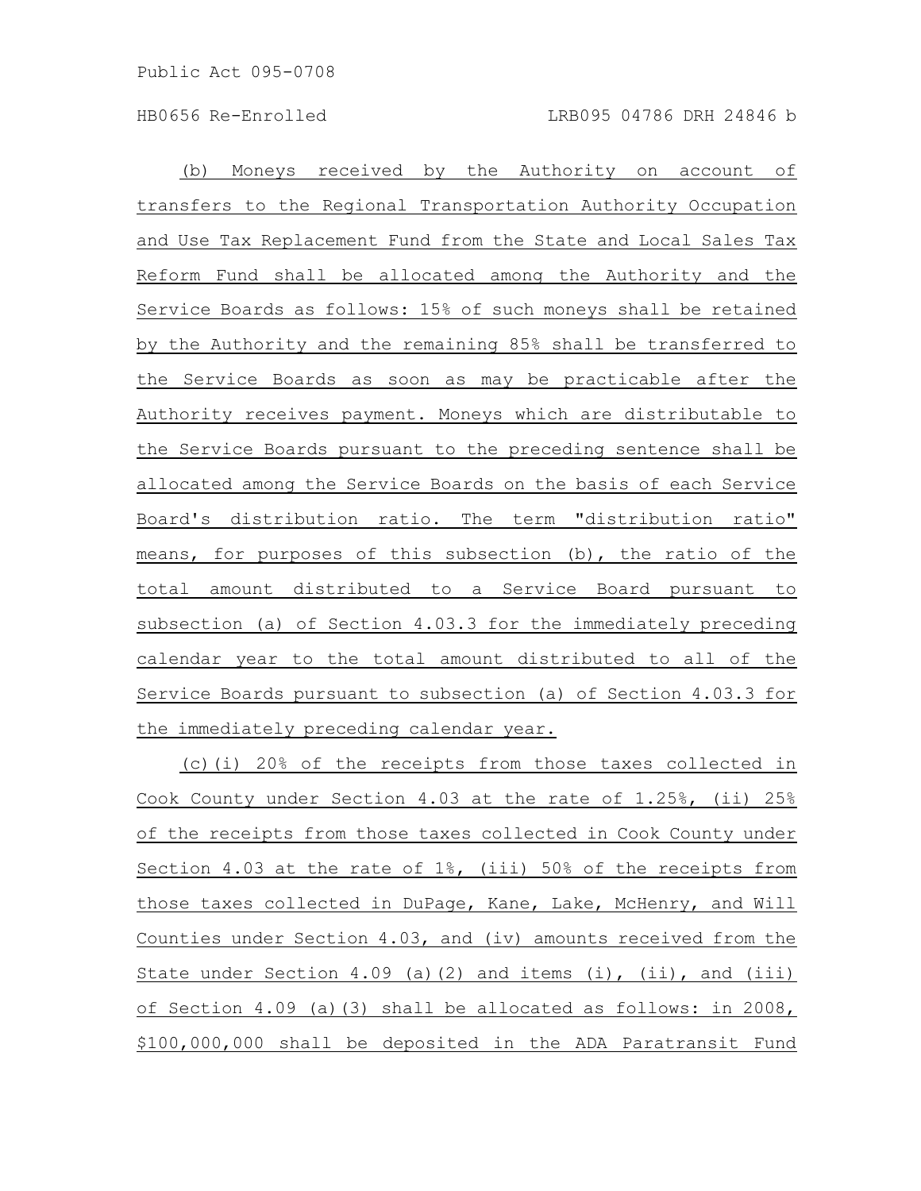(b) Moneys received by the Authority on account of transfers to the Regional Transportation Authority Occupation and Use Tax Replacement Fund from the State and Local Sales Tax Reform Fund shall be allocated among the Authority and the Service Boards as follows: 15% of such moneys shall be retained by the Authority and the remaining 85% shall be transferred to the Service Boards as soon as may be practicable after the Authority receives payment. Moneys which are distributable to the Service Boards pursuant to the preceding sentence shall be allocated among the Service Boards on the basis of each Service Board's distribution ratio. The term "distribution ratio" means, for purposes of this subsection (b), the ratio of the total amount distributed to a Service Board pursuant to subsection (a) of Section 4.03.3 for the immediately preceding calendar year to the total amount distributed to all of the Service Boards pursuant to subsection (a) of Section 4.03.3 for the immediately preceding calendar year.

(c)(i) 20% of the receipts from those taxes collected in Cook County under Section 4.03 at the rate of 1.25%, (ii) 25% of the receipts from those taxes collected in Cook County under Section 4.03 at the rate of 1%, (iii) 50% of the receipts from those taxes collected in DuPage, Kane, Lake, McHenry, and Will Counties under Section 4.03, and (iv) amounts received from the State under Section 4.09 (a)(2) and items (i), (ii), and (iii) of Section 4.09 (a)(3) shall be allocated as follows: in 2008, $100,000,000 shall be deposited in the ADA Paratransit Fund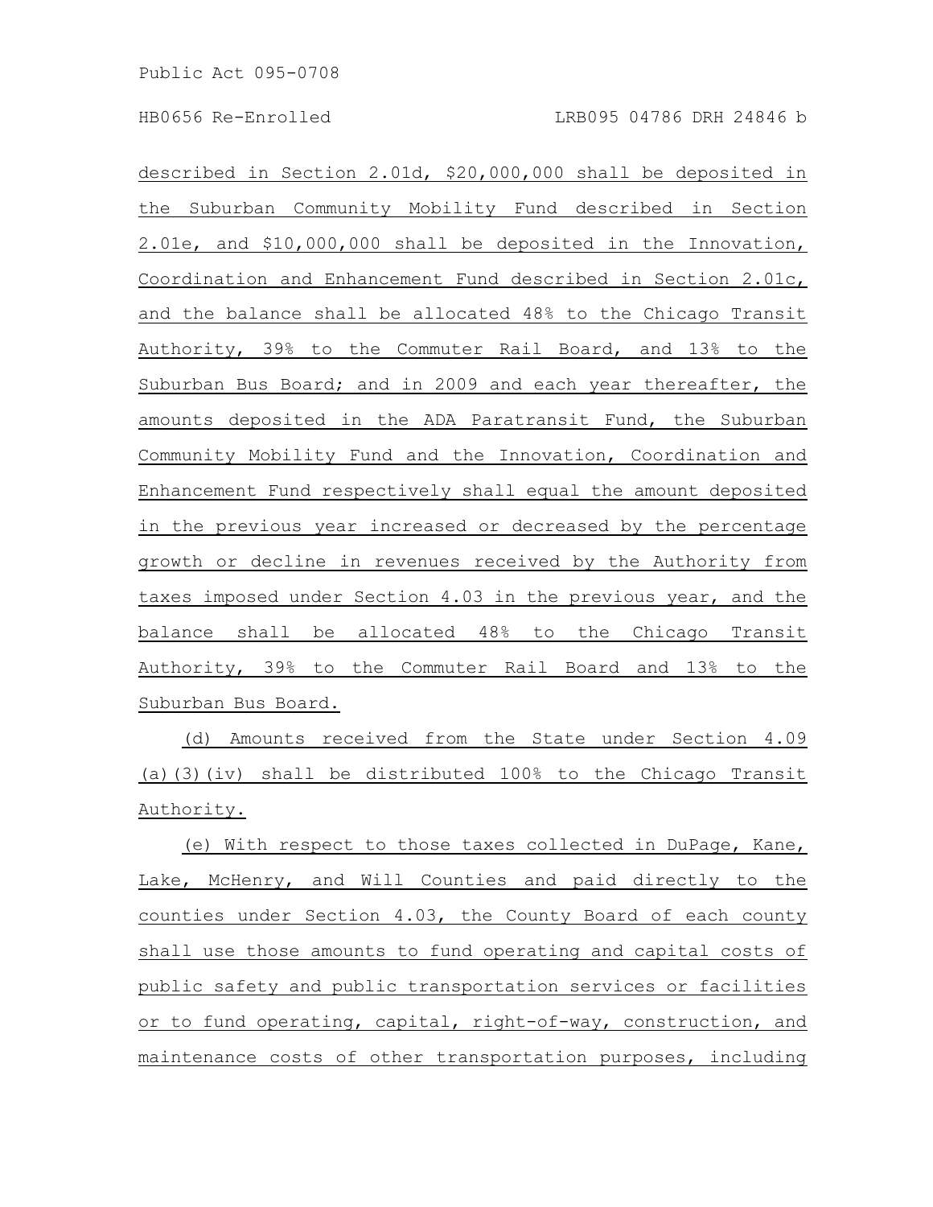described in Section 2.01d, $20,000,000 shall be deposited in the Suburban Community Mobility Fund described in Section 2.01e, and $10,000,000 shall be deposited in the Innovation, Coordination and Enhancement Fund described in Section 2.01c, and the balance shall be allocated 48% to the Chicago Transit Authority, 39% to the Commuter Rail Board, and 13% to the Suburban Bus Board; and in 2009 and each year thereafter, the amounts deposited in the ADA Paratransit Fund, the Suburban Community Mobility Fund and the Innovation, Coordination and Enhancement Fund respectively shall equal the amount deposited in the previous year increased or decreased by the percentage growth or decline in revenues received by the Authority from taxes imposed under Section 4.03 in the previous year, and the balance shall be allocated 48% to the Chicago Transit Authority, 39% to the Commuter Rail Board and 13% to the Suburban Bus Board.

(d) Amounts received from the State under Section 4.09 (a)(3)(iv) shall be distributed 100% to the Chicago Transit Authority.

(e) With respect to those taxes collected in DuPage, Kane, Lake, McHenry, and Will Counties and paid directly to the counties under Section 4.03, the County Board of each county shall use those amounts to fund operating and capital costs of public safety and public transportation services or facilities or to fund operating, capital, right-of-way, construction, and maintenance costs of other transportation purposes, including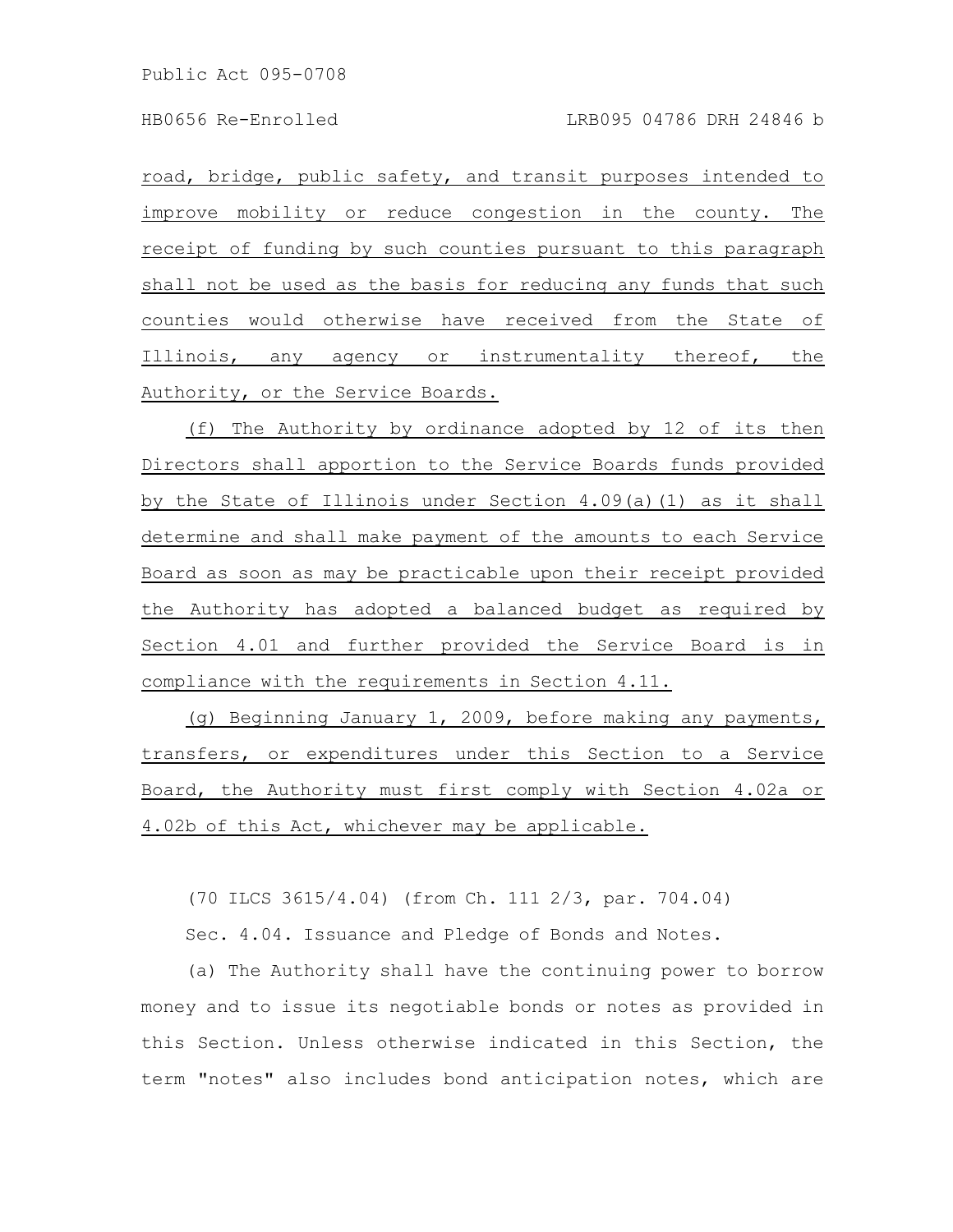road, bridge, public safety, and transit purposes intended to improve mobility or reduce congestion in the county. The receipt of funding by such counties pursuant to this paragraph shall not be used as the basis for reducing any funds that such counties would otherwise have received from the State of Illinois, any agency or instrumentality thereof, the Authority, or the Service Boards.

(f) The Authority by ordinance adopted by 12 of its then Directors shall apportion to the Service Boards funds provided by the State of Illinois under Section 4.09(a)(1) as it shall determine and shall make payment of the amounts to each Service Board as soon as may be practicable upon their receipt provided the Authority has adopted a balanced budget as required by Section 4.01 and further provided the Service Board is in compliance with the requirements in Section 4.11.

(g) Beginning January 1, 2009, before making any payments, transfers, or expenditures under this Section to a Service Board, the Authority must first comply with Section 4.02a or 4.02b of this Act, whichever may be applicable.

(70 ILCS 3615/4.04) (from Ch. 111 2/3, par. 704.04)

Sec. 4.04. Issuance and Pledge of Bonds and Notes.

(a) The Authority shall have the continuing power to borrow money and to issue its negotiable bonds or notes as provided in this Section. Unless otherwise indicated in this Section, the term "notes" also includes bond anticipation notes, which are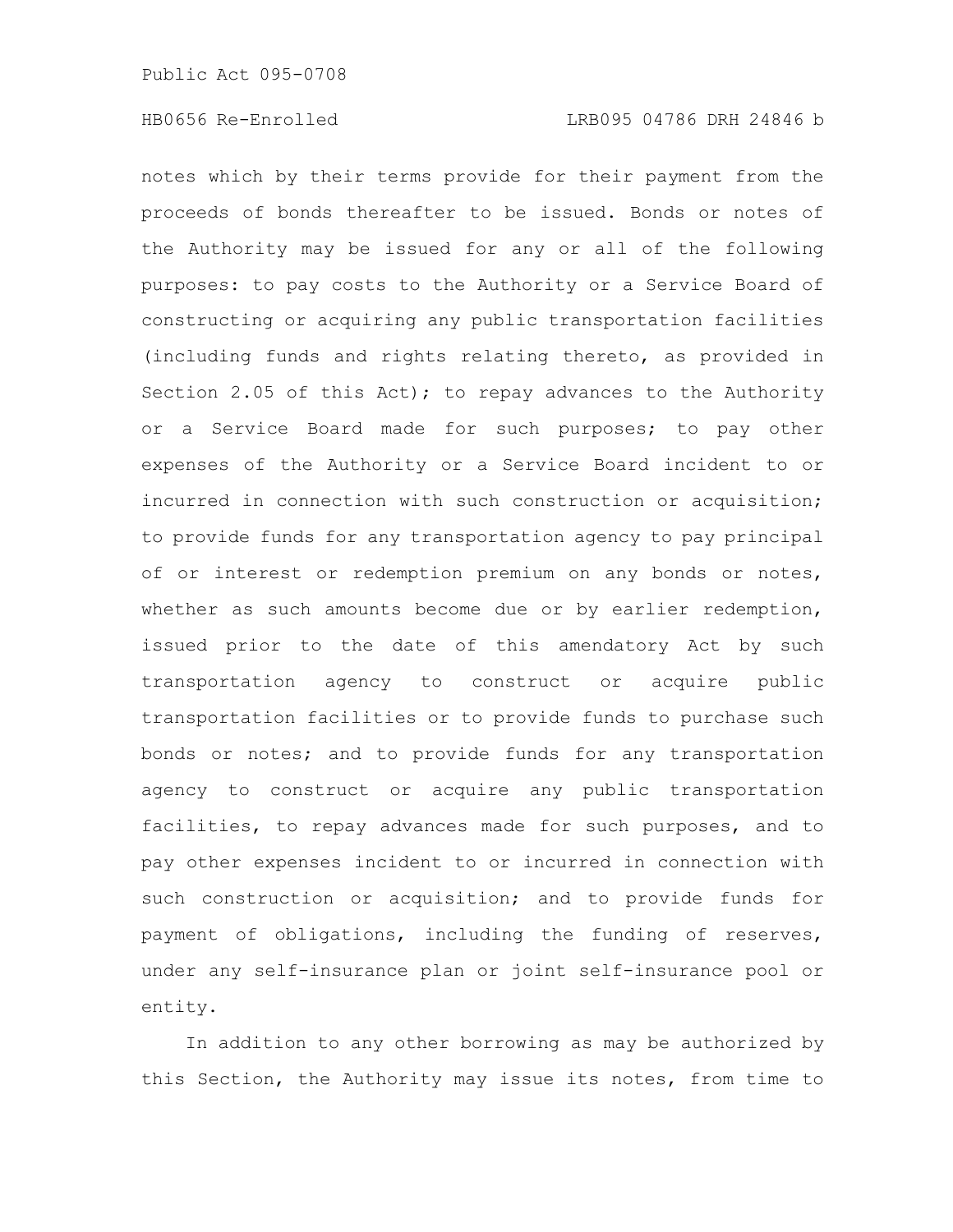notes which by their terms provide for their payment from the proceeds of bonds thereafter to be issued. Bonds or notes of the Authority may be issued for any or all of the following purposes: to pay costs to the Authority or a Service Board of constructing or acquiring any public transportation facilities (including funds and rights relating thereto, as provided in Section 2.05 of this Act); to repay advances to the Authority or a Service Board made for such purposes; to pay other expenses of the Authority or a Service Board incident to or incurred in connection with such construction or acquisition; to provide funds for any transportation agency to pay principal of or interest or redemption premium on any bonds or notes, whether as such amounts become due or by earlier redemption, issued prior to the date of this amendatory Act by such transportation agency to construct or acquire public transportation facilities or to provide funds to purchase such bonds or notes; and to provide funds for any transportation agency to construct or acquire any public transportation facilities, to repay advances made for such purposes, and to pay other expenses incident to or incurred in connection with such construction or acquisition; and to provide funds for payment of obligations, including the funding of reserves, under any self-insurance plan or joint self-insurance pool or entity.

In addition to any other borrowing as may be authorized by this Section, the Authority may issue its notes, from time to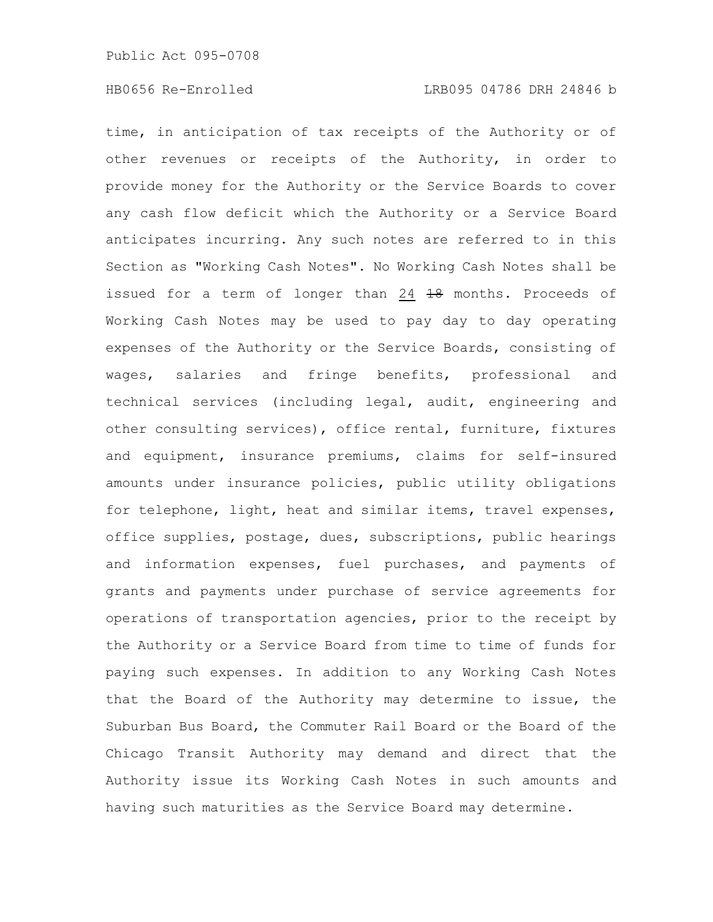time, in anticipation of tax receipts of the Authority or of other revenues or receipts of the Authority, in order to provide money for the Authority or the Service Boards to cover any cash flow deficit which the Authority or a Service Board anticipates incurring. Any such notes are referred to in this Section as "Working Cash Notes". No Working Cash Notes shall be issued for a term of longer than <u>24</u> ~~18~~ months. Proceeds of Working Cash Notes may be used to pay day to day operating expenses of the Authority or the Service Boards, consisting of wages, salaries and fringe benefits, professional and technical services (including legal, audit, engineering and other consulting services), office rental, furniture, fixtures and equipment, insurance premiums, claims for self-insured amounts under insurance policies, public utility obligations for telephone, light, heat and similar items, travel expenses, office supplies, postage, dues, subscriptions, public hearings and information expenses, fuel purchases, and payments of grants and payments under purchase of service agreements for operations of transportation agencies, prior to the receipt by the Authority or a Service Board from time to time of funds for paying such expenses. In addition to any Working Cash Notes that the Board of the Authority may determine to issue, the Suburban Bus Board, the Commuter Rail Board or the Board of the Chicago Transit Authority may demand and direct that the Authority issue its Working Cash Notes in such amounts and having such maturities as the Service Board may determine.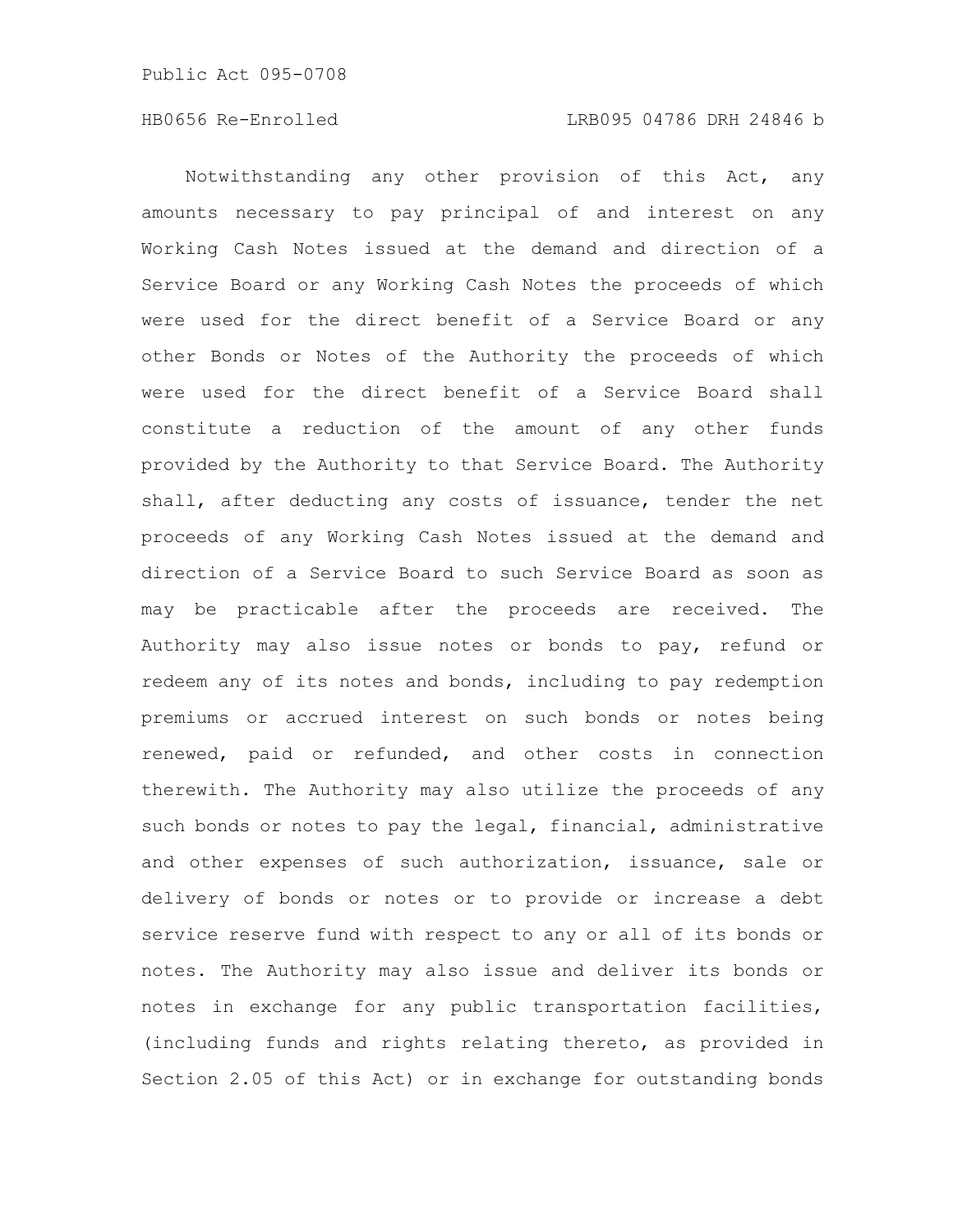Notwithstanding any other provision of this Act, any amounts necessary to pay principal of and interest on any Working Cash Notes issued at the demand and direction of a Service Board or any Working Cash Notes the proceeds of which were used for the direct benefit of a Service Board or any other Bonds or Notes of the Authority the proceeds of which were used for the direct benefit of a Service Board shall constitute a reduction of the amount of any other funds provided by the Authority to that Service Board. The Authority shall, after deducting any costs of issuance, tender the net proceeds of any Working Cash Notes issued at the demand and direction of a Service Board to such Service Board as soon as may be practicable after the proceeds are received. The Authority may also issue notes or bonds to pay, refund or redeem any of its notes and bonds, including to pay redemption premiums or accrued interest on such bonds or notes being renewed, paid or refunded, and other costs in connection therewith. The Authority may also utilize the proceeds of any such bonds or notes to pay the legal, financial, administrative and other expenses of such authorization, issuance, sale or delivery of bonds or notes or to provide or increase a debt service reserve fund with respect to any or all of its bonds or notes. The Authority may also issue and deliver its bonds or notes in exchange for any public transportation facilities, (including funds and rights relating thereto, as provided in Section 2.05 of this Act) or in exchange for outstanding bonds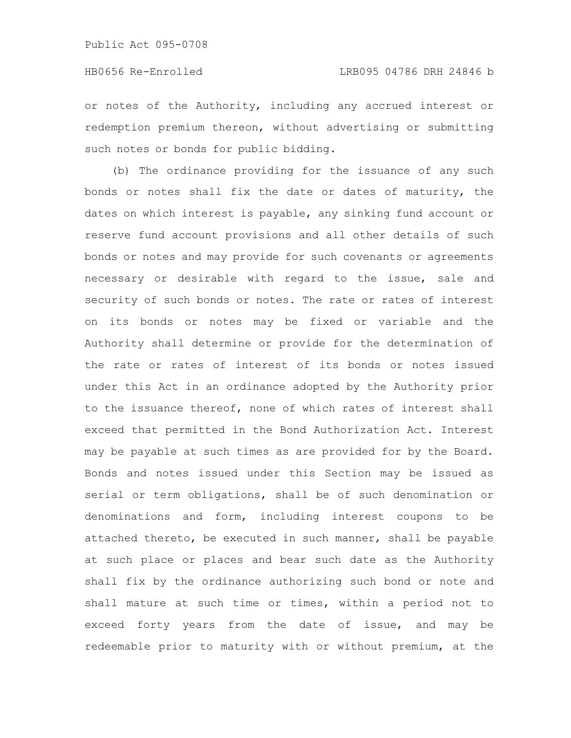or notes of the Authority, including any accrued interest or redemption premium thereon, without advertising or submitting such notes or bonds for public bidding.

(b) The ordinance providing for the issuance of any such bonds or notes shall fix the date or dates of maturity, the dates on which interest is payable, any sinking fund account or reserve fund account provisions and all other details of such bonds or notes and may provide for such covenants or agreements necessary or desirable with regard to the issue, sale and security of such bonds or notes. The rate or rates of interest on its bonds or notes may be fixed or variable and the Authority shall determine or provide for the determination of the rate or rates of interest of its bonds or notes issued under this Act in an ordinance adopted by the Authority prior to the issuance thereof, none of which rates of interest shall exceed that permitted in the Bond Authorization Act. Interest may be payable at such times as are provided for by the Board. Bonds and notes issued under this Section may be issued as serial or term obligations, shall be of such denomination or denominations and form, including interest coupons to be attached thereto, be executed in such manner, shall be payable at such place or places and bear such date as the Authority shall fix by the ordinance authorizing such bond or note and shall mature at such time or times, within a period not to exceed forty years from the date of issue, and may be redeemable prior to maturity with or without premium, at the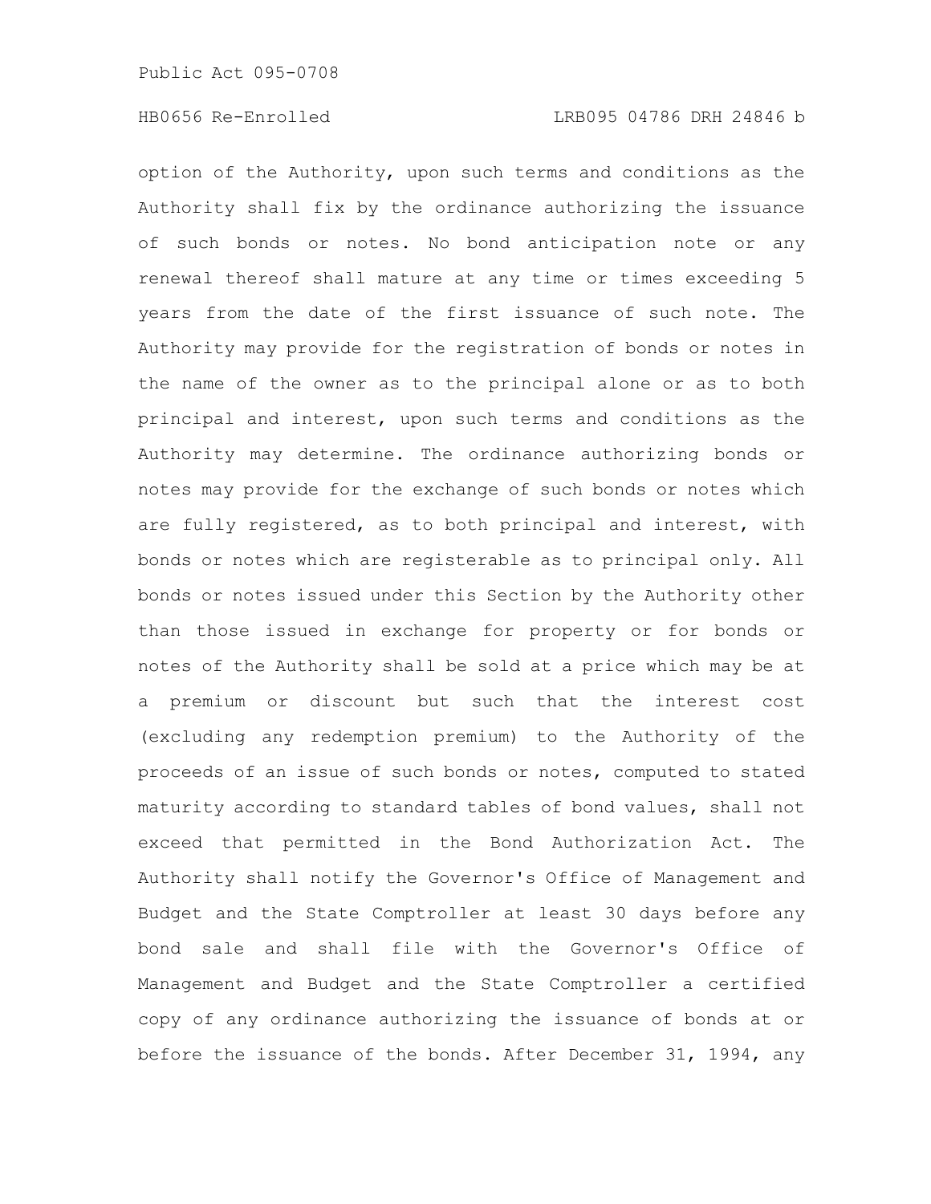option of the Authority, upon such terms and conditions as the Authority shall fix by the ordinance authorizing the issuance of such bonds or notes. No bond anticipation note or any renewal thereof shall mature at any time or times exceeding 5 years from the date of the first issuance of such note. The Authority may provide for the registration of bonds or notes in the name of the owner as to the principal alone or as to both principal and interest, upon such terms and conditions as the Authority may determine. The ordinance authorizing bonds or notes may provide for the exchange of such bonds or notes which are fully registered, as to both principal and interest, with bonds or notes which are registerable as to principal only. All bonds or notes issued under this Section by the Authority other than those issued in exchange for property or for bonds or notes of the Authority shall be sold at a price which may be at a premium or discount but such that the interest cost (excluding any redemption premium) to the Authority of the proceeds of an issue of such bonds or notes, computed to stated maturity according to standard tables of bond values, shall not exceed that permitted in the Bond Authorization Act. The Authority shall notify the Governor's Office of Management and Budget and the State Comptroller at least 30 days before any bond sale and shall file with the Governor's Office of Management and Budget and the State Comptroller a certified copy of any ordinance authorizing the issuance of bonds at or before the issuance of the bonds. After December 31, 1994, any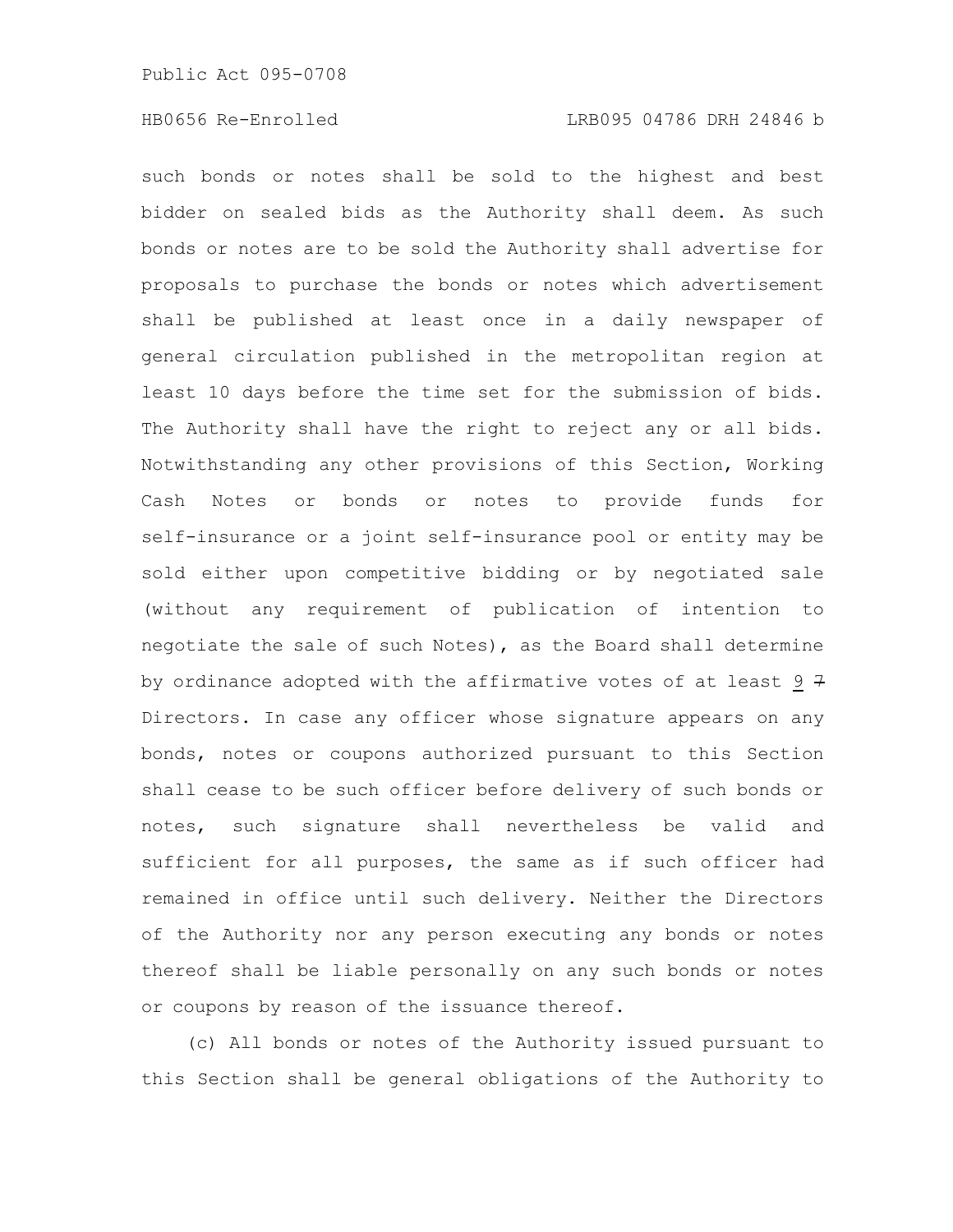such bonds or notes shall be sold to the highest and best bidder on sealed bids as the Authority shall deem. As such bonds or notes are to be sold the Authority shall advertise for proposals to purchase the bonds or notes which advertisement shall be published at least once in a daily newspaper of general circulation published in the metropolitan region at least 10 days before the time set for the submission of bids. The Authority shall have the right to reject any or all bids. Notwithstanding any other provisions of this Section, Working Cash Notes or bonds or notes to provide funds for self-insurance or a joint self-insurance pool or entity may be sold either upon competitive bidding or by negotiated sale (without any requirement of publication of intention to negotiate the sale of such Notes), as the Board shall determine by ordinance adopted with the affirmative votes of at least 9 ~~7~~ Directors. In case any officer whose signature appears on any bonds, notes or coupons authorized pursuant to this Section shall cease to be such officer before delivery of such bonds or notes, such signature shall nevertheless be valid and sufficient for all purposes, the same as if such officer had remained in office until such delivery. Neither the Directors of the Authority nor any person executing any bonds or notes thereof shall be liable personally on any such bonds or notes or coupons by reason of the issuance thereof.

(c) All bonds or notes of the Authority issued pursuant to this Section shall be general obligations of the Authority to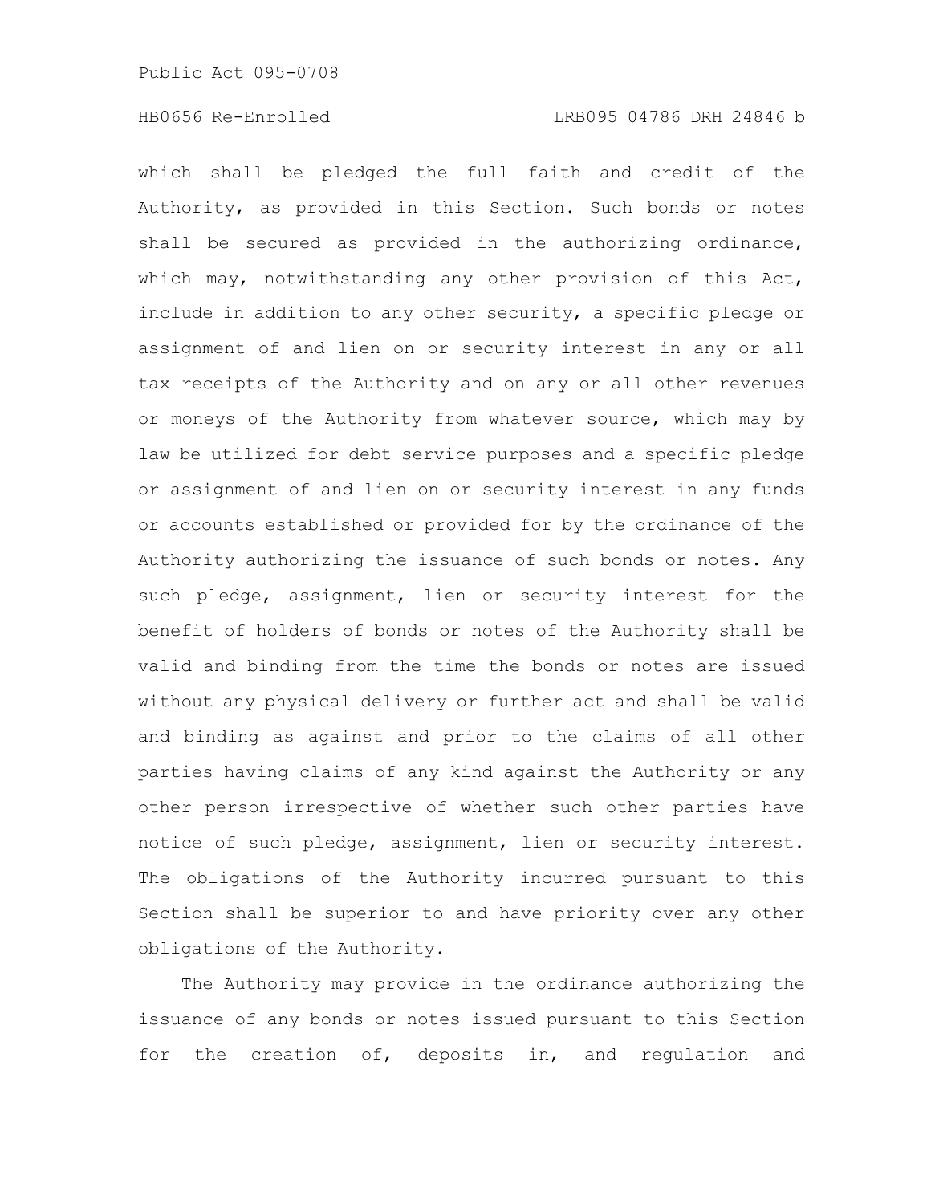which shall be pledged the full faith and credit of the Authority, as provided in this Section. Such bonds or notes shall be secured as provided in the authorizing ordinance, which may, notwithstanding any other provision of this Act, include in addition to any other security, a specific pledge or assignment of and lien on or security interest in any or all tax receipts of the Authority and on any or all other revenues or moneys of the Authority from whatever source, which may by law be utilized for debt service purposes and a specific pledge or assignment of and lien on or security interest in any funds or accounts established or provided for by the ordinance of the Authority authorizing the issuance of such bonds or notes. Any such pledge, assignment, lien or security interest for the benefit of holders of bonds or notes of the Authority shall be valid and binding from the time the bonds or notes are issued without any physical delivery or further act and shall be valid and binding as against and prior to the claims of all other parties having claims of any kind against the Authority or any other person irrespective of whether such other parties have notice of such pledge, assignment, lien or security interest. The obligations of the Authority incurred pursuant to this Section shall be superior to and have priority over any other obligations of the Authority.

The Authority may provide in the ordinance authorizing the issuance of any bonds or notes issued pursuant to this Section for the creation of, deposits in, and regulation and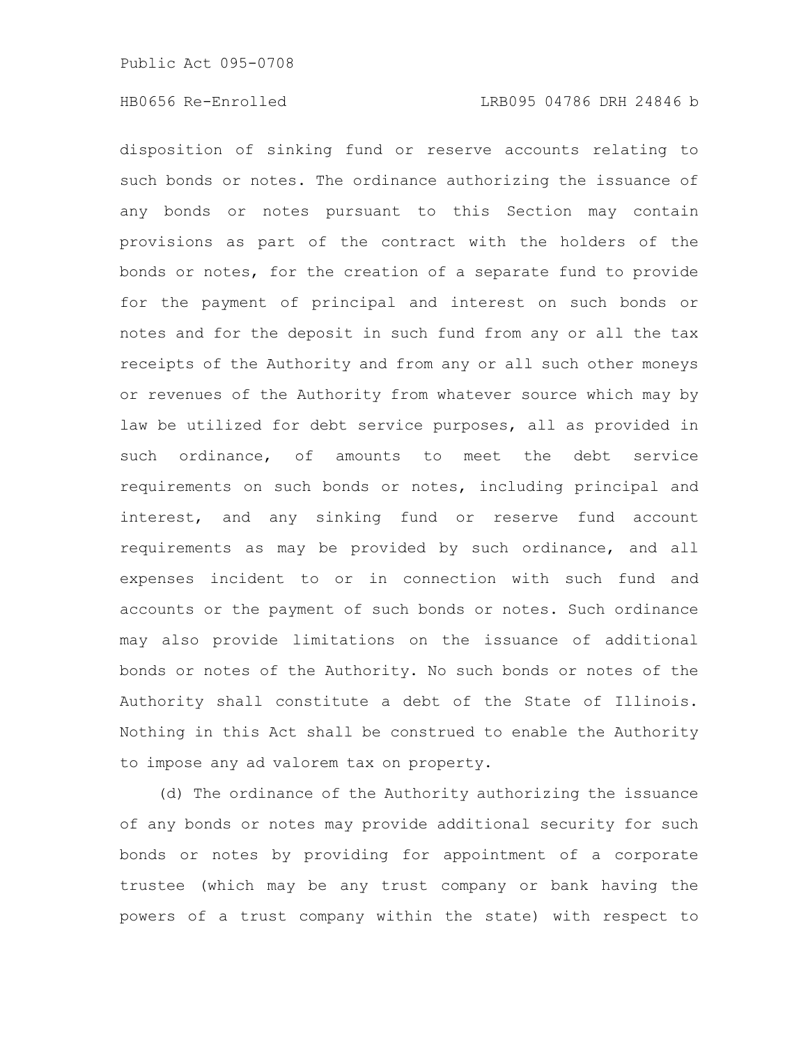disposition of sinking fund or reserve accounts relating to such bonds or notes. The ordinance authorizing the issuance of any bonds or notes pursuant to this Section may contain provisions as part of the contract with the holders of the bonds or notes, for the creation of a separate fund to provide for the payment of principal and interest on such bonds or notes and for the deposit in such fund from any or all the tax receipts of the Authority and from any or all such other moneys or revenues of the Authority from whatever source which may by law be utilized for debt service purposes, all as provided in such ordinance, of amounts to meet the debt service requirements on such bonds or notes, including principal and interest, and any sinking fund or reserve fund account requirements as may be provided by such ordinance, and all expenses incident to or in connection with such fund and accounts or the payment of such bonds or notes. Such ordinance may also provide limitations on the issuance of additional bonds or notes of the Authority. No such bonds or notes of the Authority shall constitute a debt of the State of Illinois. Nothing in this Act shall be construed to enable the Authority to impose any ad valorem tax on property.

(d) The ordinance of the Authority authorizing the issuance of any bonds or notes may provide additional security for such bonds or notes by providing for appointment of a corporate trustee (which may be any trust company or bank having the powers of a trust company within the state) with respect to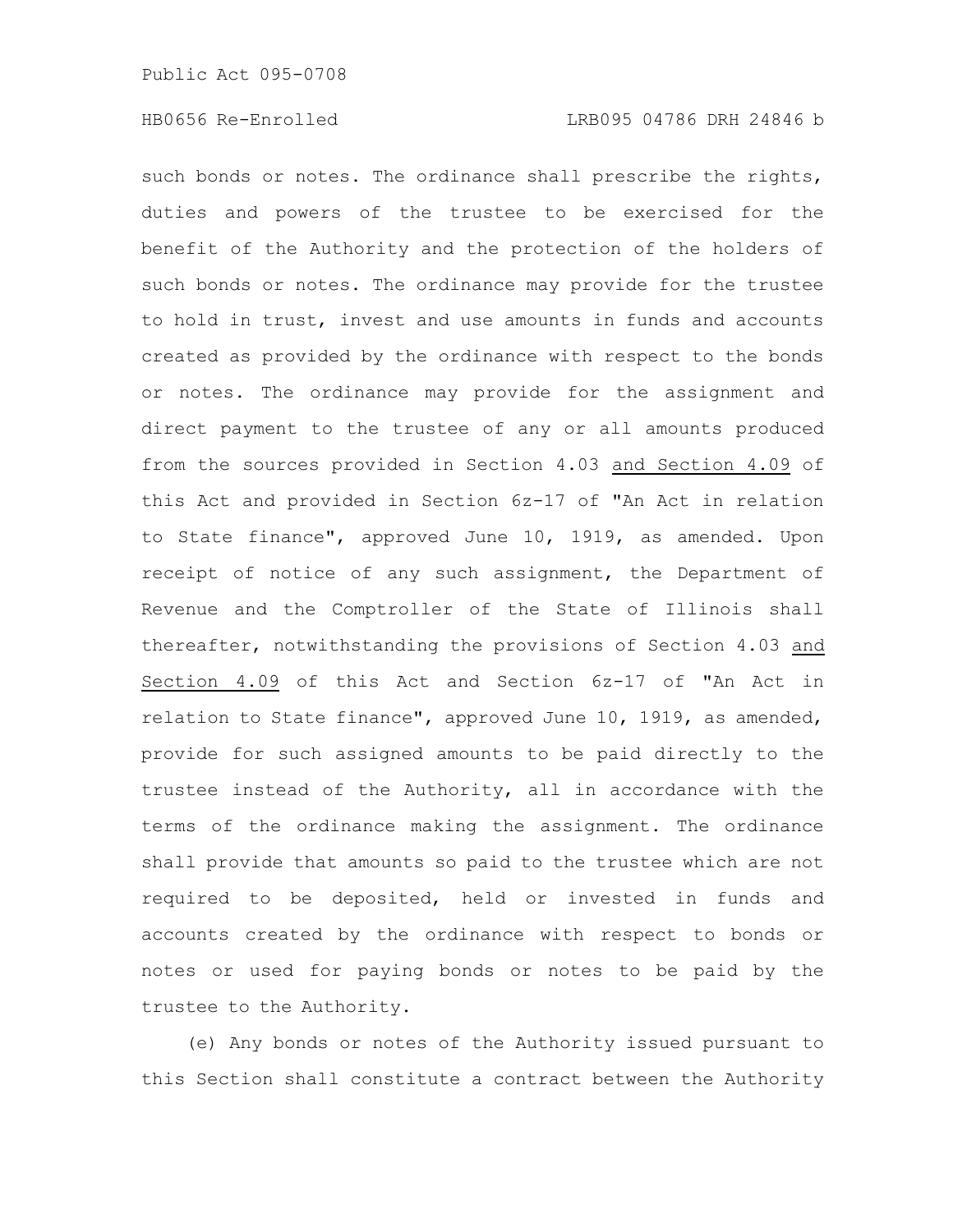such bonds or notes. The ordinance shall prescribe the rights, duties and powers of the trustee to be exercised for the benefit of the Authority and the protection of the holders of such bonds or notes. The ordinance may provide for the trustee to hold in trust, invest and use amounts in funds and accounts created as provided by the ordinance with respect to the bonds or notes. The ordinance may provide for the assignment and direct payment to the trustee of any or all amounts produced from the sources provided in Section 4.03 and Section 4.09 of this Act and provided in Section 6z-17 of "An Act in relation to State finance", approved June 10, 1919, as amended. Upon receipt of notice of any such assignment, the Department of Revenue and the Comptroller of the State of Illinois shall thereafter, notwithstanding the provisions of Section 4.03 and Section 4.09 of this Act and Section 6z-17 of "An Act in relation to State finance", approved June 10, 1919, as amended, provide for such assigned amounts to be paid directly to the trustee instead of the Authority, all in accordance with the terms of the ordinance making the assignment. The ordinance shall provide that amounts so paid to the trustee which are not required to be deposited, held or invested in funds and accounts created by the ordinance with respect to bonds or notes or used for paying bonds or notes to be paid by the trustee to the Authority.

(e) Any bonds or notes of the Authority issued pursuant to this Section shall constitute a contract between the Authority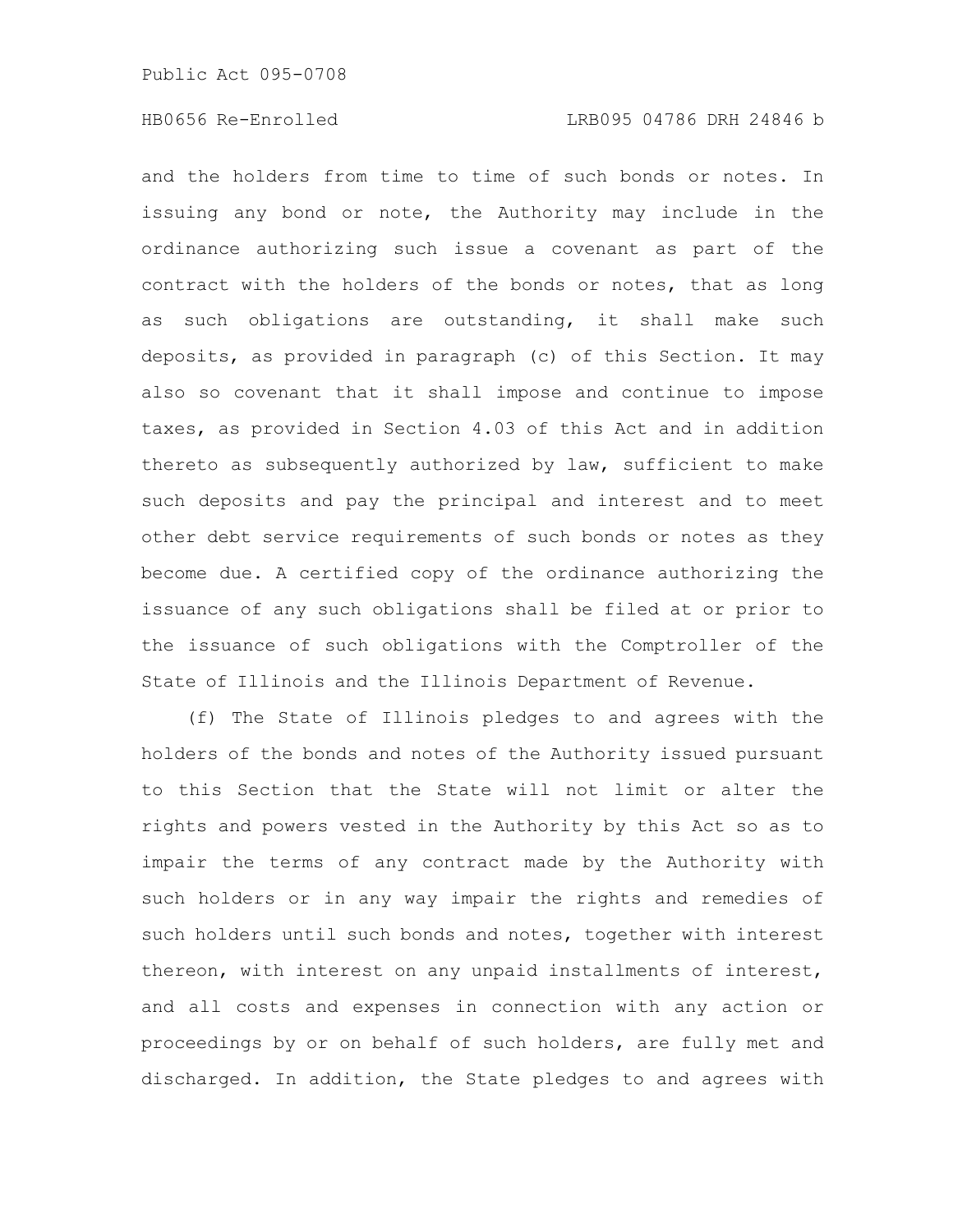and the holders from time to time of such bonds or notes. In issuing any bond or note, the Authority may include in the ordinance authorizing such issue a covenant as part of the contract with the holders of the bonds or notes, that as long as such obligations are outstanding, it shall make such deposits, as provided in paragraph (c) of this Section. It may also so covenant that it shall impose and continue to impose taxes, as provided in Section 4.03 of this Act and in addition thereto as subsequently authorized by law, sufficient to make such deposits and pay the principal and interest and to meet other debt service requirements of such bonds or notes as they become due. A certified copy of the ordinance authorizing the issuance of any such obligations shall be filed at or prior to the issuance of such obligations with the Comptroller of the State of Illinois and the Illinois Department of Revenue.

(f) The State of Illinois pledges to and agrees with the holders of the bonds and notes of the Authority issued pursuant to this Section that the State will not limit or alter the rights and powers vested in the Authority by this Act so as to impair the terms of any contract made by the Authority with such holders or in any way impair the rights and remedies of such holders until such bonds and notes, together with interest thereon, with interest on any unpaid installments of interest, and all costs and expenses in connection with any action or proceedings by or on behalf of such holders, are fully met and discharged. In addition, the State pledges to and agrees with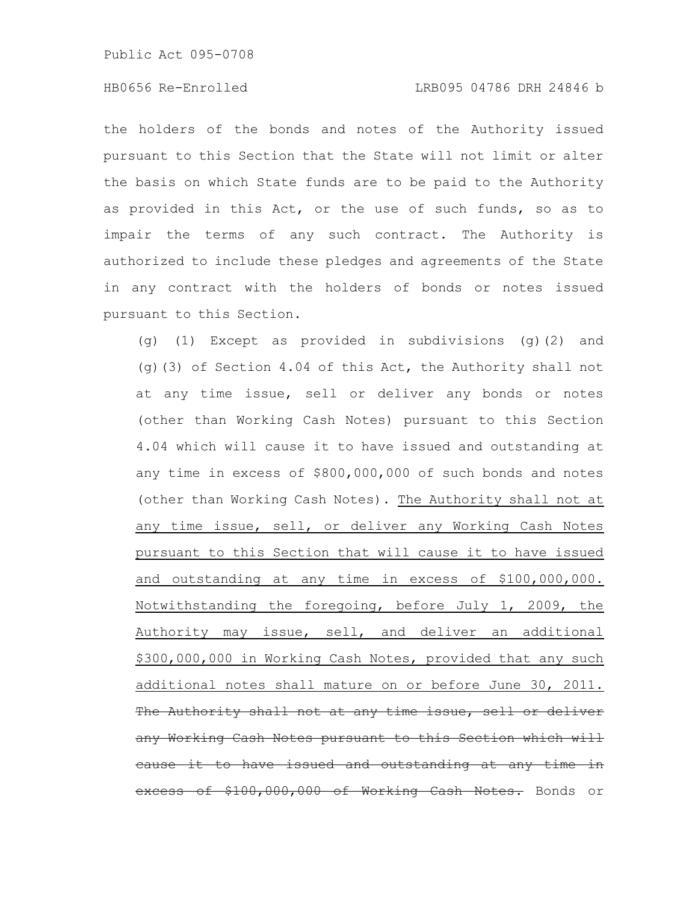the holders of the bonds and notes of the Authority issued pursuant to this Section that the State will not limit or alter the basis on which State funds are to be paid to the Authority as provided in this Act, or the use of such funds, so as to impair the terms of any such contract. The Authority is authorized to include these pledges and agreements of the State in any contract with the holders of bonds or notes issued pursuant to this Section.

(g) (1) Except as provided in subdivisions (g)(2) and (g)(3) of Section 4.04 of this Act, the Authority shall not at any time issue, sell or deliver any bonds or notes (other than Working Cash Notes) pursuant to this Section 4.04 which will cause it to have issued and outstanding at any time in excess of $800,000,000 of such bonds and notes (other than Working Cash Notes). <u>The Authority shall not at any time issue, sell, or deliver any Working Cash Notes pursuant to this Section that will cause it to have issued and outstanding at any time in excess of $100,000,000. Notwithstanding the foregoing, before July 1, 2009, the Authority may issue, sell, and deliver an additional $300,000,000 in Working Cash Notes, provided that any such additional notes shall mature on or before June 30, 2011.</u> ~~The Authority shall not at any time issue, sell or deliver any Working Cash Notes pursuant to this Section which will cause it to have issued and outstanding at any time in excess of $100,000,000 of Working Cash Notes.~~ Bonds or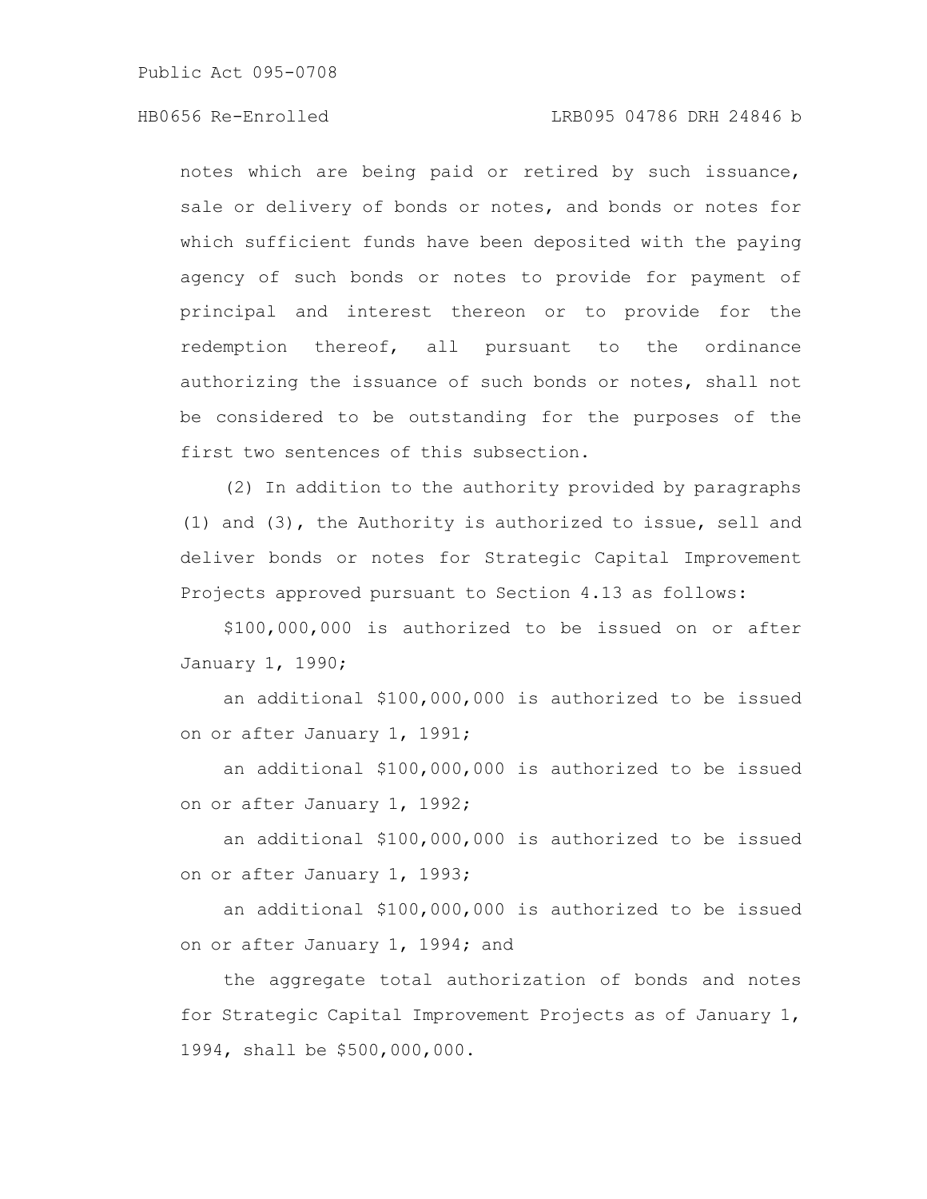notes which are being paid or retired by such issuance, sale or delivery of bonds or notes, and bonds or notes for which sufficient funds have been deposited with the paying agency of such bonds or notes to provide for payment of principal and interest thereon or to provide for the redemption thereof, all pursuant to the ordinance authorizing the issuance of such bonds or notes, shall not be considered to be outstanding for the purposes of the first two sentences of this subsection.

(2) In addition to the authority provided by paragraphs (1) and (3), the Authority is authorized to issue, sell and deliver bonds or notes for Strategic Capital Improvement Projects approved pursuant to Section 4.13 as follows:

$100,000,000 is authorized to be issued on or after January 1, 1990;

an additional $100,000,000 is authorized to be issued on or after January 1, 1991;

an additional $100,000,000 is authorized to be issued on or after January 1, 1992;

an additional $100,000,000 is authorized to be issued on or after January 1, 1993;

an additional $100,000,000 is authorized to be issued on or after January 1, 1994; and

the aggregate total authorization of bonds and notes for Strategic Capital Improvement Projects as of January 1, 1994, shall be $500,000,000.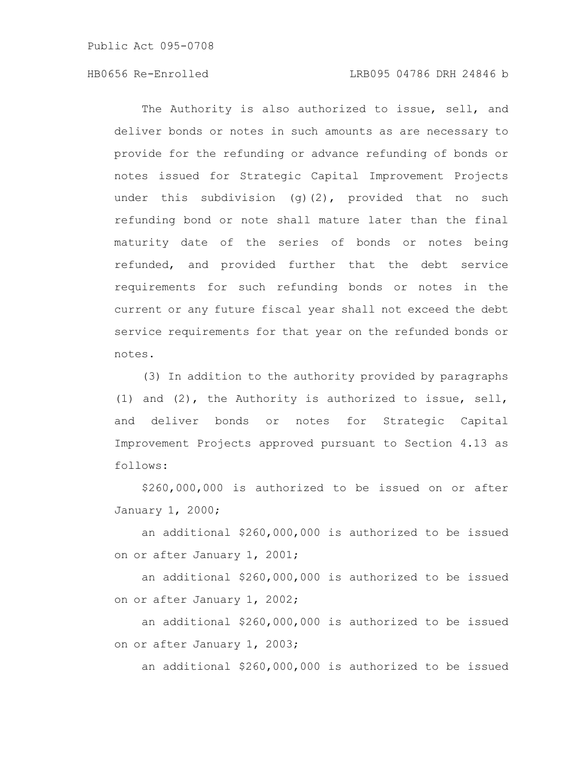The Authority is also authorized to issue, sell, and deliver bonds or notes in such amounts as are necessary to provide for the refunding or advance refunding of bonds or notes issued for Strategic Capital Improvement Projects under this subdivision (g)(2), provided that no such refunding bond or note shall mature later than the final maturity date of the series of bonds or notes being refunded, and provided further that the debt service requirements for such refunding bonds or notes in the current or any future fiscal year shall not exceed the debt service requirements for that year on the refunded bonds or notes.

(3) In addition to the authority provided by paragraphs (1) and (2), the Authority is authorized to issue, sell, and deliver bonds or notes for Strategic Capital Improvement Projects approved pursuant to Section 4.13 as follows:

$260,000,000 is authorized to be issued on or after January 1, 2000;

an additional $260,000,000 is authorized to be issued on or after January 1, 2001;

an additional $260,000,000 is authorized to be issued on or after January 1, 2002;

an additional $260,000,000 is authorized to be issued on or after January 1, 2003;

an additional $260,000,000 is authorized to be issued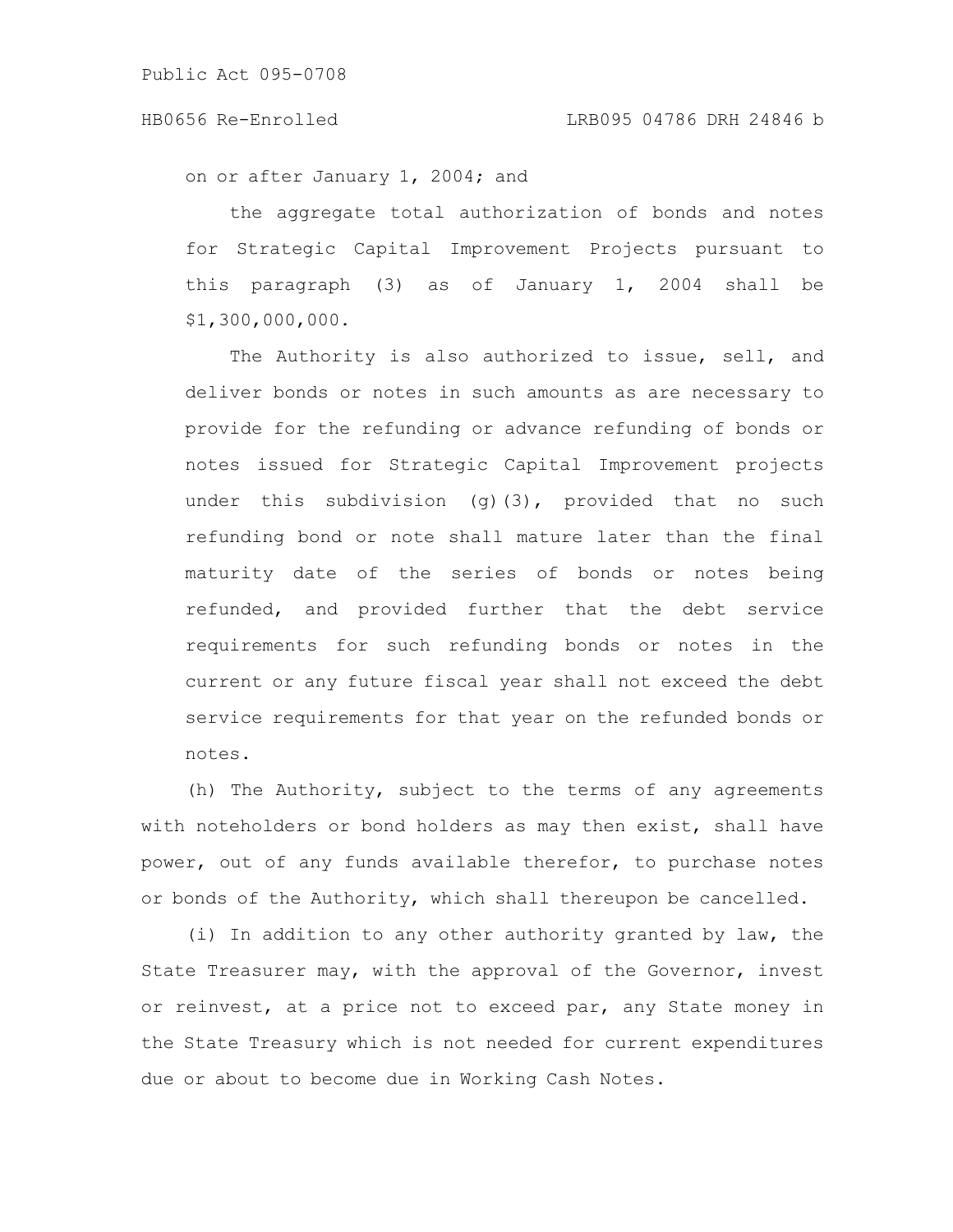on or after January 1, 2004; and

the aggregate total authorization of bonds and notes for Strategic Capital Improvement Projects pursuant to this paragraph (3) as of January 1, 2004 shall be $1,300,000,000.

The Authority is also authorized to issue, sell, and deliver bonds or notes in such amounts as are necessary to provide for the refunding or advance refunding of bonds or notes issued for Strategic Capital Improvement projects under this subdivision (g)(3), provided that no such refunding bond or note shall mature later than the final maturity date of the series of bonds or notes being refunded, and provided further that the debt service requirements for such refunding bonds or notes in the current or any future fiscal year shall not exceed the debt service requirements for that year on the refunded bonds or notes.

(h) The Authority, subject to the terms of any agreements with noteholders or bond holders as may then exist, shall have power, out of any funds available therefor, to purchase notes or bonds of the Authority, which shall thereupon be cancelled.

(i) In addition to any other authority granted by law, the State Treasurer may, with the approval of the Governor, invest or reinvest, at a price not to exceed par, any State money in the State Treasury which is not needed for current expenditures due or about to become due in Working Cash Notes.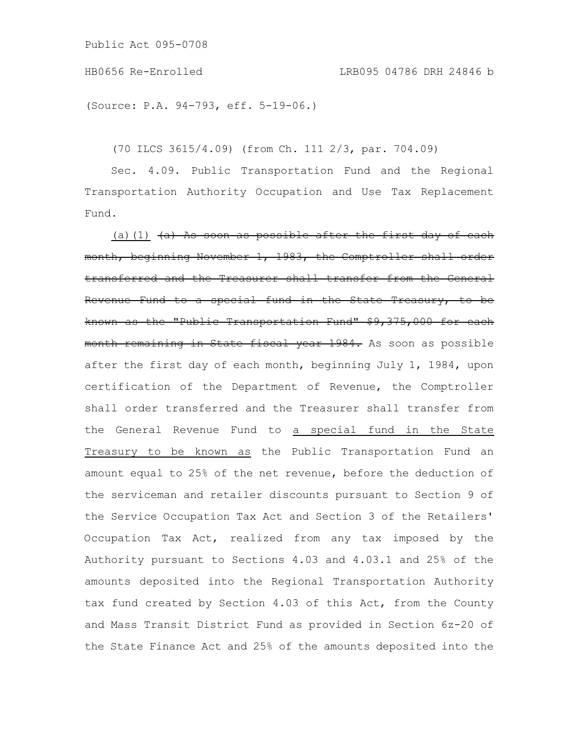(Source: P.A. 94-793, eff. 5-19-06.)

(70 ILCS 3615/4.09) (from Ch. 111 2/3, par. 704.09)

Sec. 4.09. Public Transportation Fund and the Regional Transportation Authority Occupation and Use Tax Replacement Fund.

<u>(a)(1)</u> ~~(a) As soon as possible after the first day of each month, beginning November 1, 1983, the Comptroller shall order transferred and the Treasurer shall transfer from the General Revenue Fund to a special fund in the State Treasury, to be known as the "Public Transportation Fund" $9,375,000 for each month remaining in State fiscal year 1984.~~ As soon as possible after the first day of each month, beginning July 1, 1984, upon certification of the Department of Revenue, the Comptroller shall order transferred and the Treasurer shall transfer from the General Revenue Fund to <u>a special fund in the State Treasury to be known as</u> the Public Transportation Fund an amount equal to 25% of the net revenue, before the deduction of the serviceman and retailer discounts pursuant to Section 9 of the Service Occupation Tax Act and Section 3 of the Retailers' Occupation Tax Act, realized from any tax imposed by the Authority pursuant to Sections 4.03 and 4.03.1 and 25% of the amounts deposited into the Regional Transportation Authority tax fund created by Section 4.03 of this Act, from the County and Mass Transit District Fund as provided in Section 6z-20 of the State Finance Act and 25% of the amounts deposited into the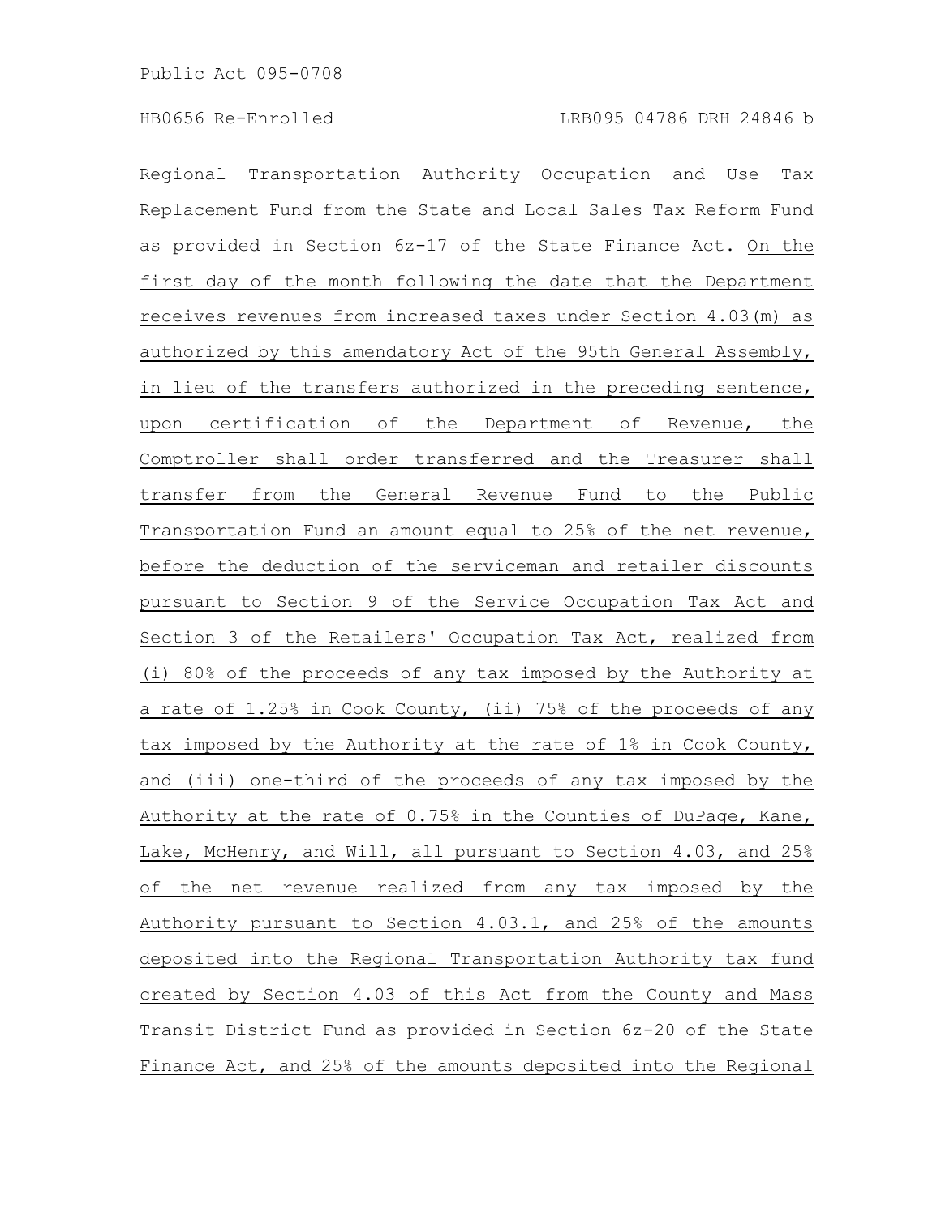Regional Transportation Authority Occupation and Use Tax Replacement Fund from the State and Local Sales Tax Reform Fund as provided in Section 6z-17 of the State Finance Act. On the first day of the month following the date that the Department receives revenues from increased taxes under Section 4.03(m) as authorized by this amendatory Act of the 95th General Assembly, in lieu of the transfers authorized in the preceding sentence, upon certification of the Department of Revenue, the Comptroller shall order transferred and the Treasurer shall transfer from the General Revenue Fund to the Public Transportation Fund an amount equal to 25% of the net revenue, before the deduction of the serviceman and retailer discounts pursuant to Section 9 of the Service Occupation Tax Act and Section 3 of the Retailers' Occupation Tax Act, realized from (i) 80% of the proceeds of any tax imposed by the Authority at a rate of 1.25% in Cook County, (ii) 75% of the proceeds of any tax imposed by the Authority at the rate of 1% in Cook County, and (iii) one-third of the proceeds of any tax imposed by the Authority at the rate of 0.75% in the Counties of DuPage, Kane, Lake, McHenry, and Will, all pursuant to Section 4.03, and 25% of the net revenue realized from any tax imposed by the Authority pursuant to Section 4.03.1, and 25% of the amounts deposited into the Regional Transportation Authority tax fund created by Section 4.03 of this Act from the County and Mass Transit District Fund as provided in Section 6z-20 of the State Finance Act, and 25% of the amounts deposited into the Regional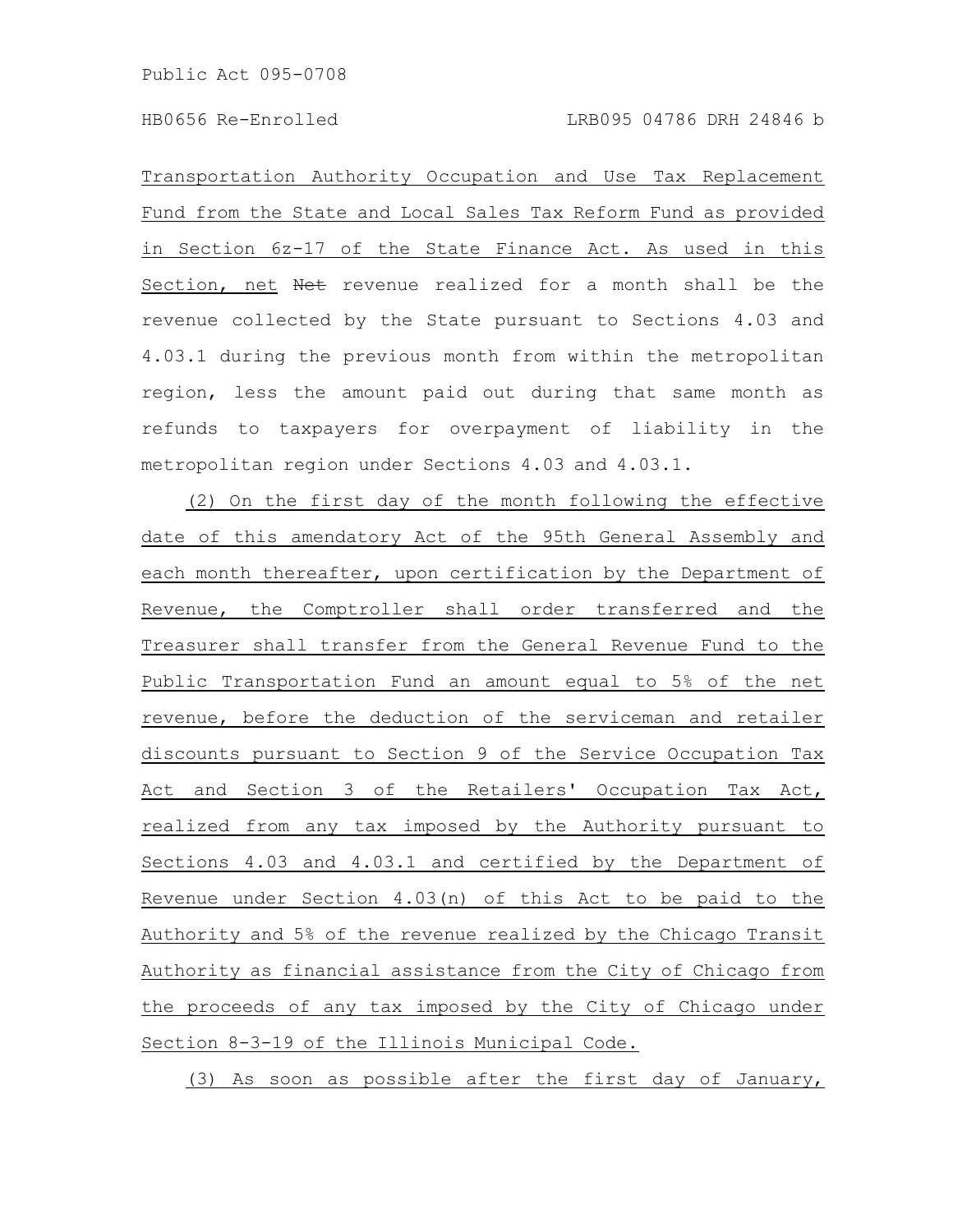Transportation Authority Occupation and Use Tax Replacement Fund from the State and Local Sales Tax Reform Fund as provided in Section 6z-17 of the State Finance Act. As used in this Section, net ~~Net~~ revenue realized for a month shall be the revenue collected by the State pursuant to Sections 4.03 and 4.03.1 during the previous month from within the metropolitan region, less the amount paid out during that same month as refunds to taxpayers for overpayment of liability in the metropolitan region under Sections 4.03 and 4.03.1.

(2) On the first day of the month following the effective date of this amendatory Act of the 95th General Assembly and each month thereafter, upon certification by the Department of Revenue, the Comptroller shall order transferred and the Treasurer shall transfer from the General Revenue Fund to the Public Transportation Fund an amount equal to 5% of the net revenue, before the deduction of the serviceman and retailer discounts pursuant to Section 9 of the Service Occupation Tax Act and Section 3 of the Retailers' Occupation Tax Act, realized from any tax imposed by the Authority pursuant to Sections 4.03 and 4.03.1 and certified by the Department of Revenue under Section 4.03(n) of this Act to be paid to the Authority and 5% of the revenue realized by the Chicago Transit Authority as financial assistance from the City of Chicago from the proceeds of any tax imposed by the City of Chicago under Section 8-3-19 of the Illinois Municipal Code.

(3) As soon as possible after the first day of January,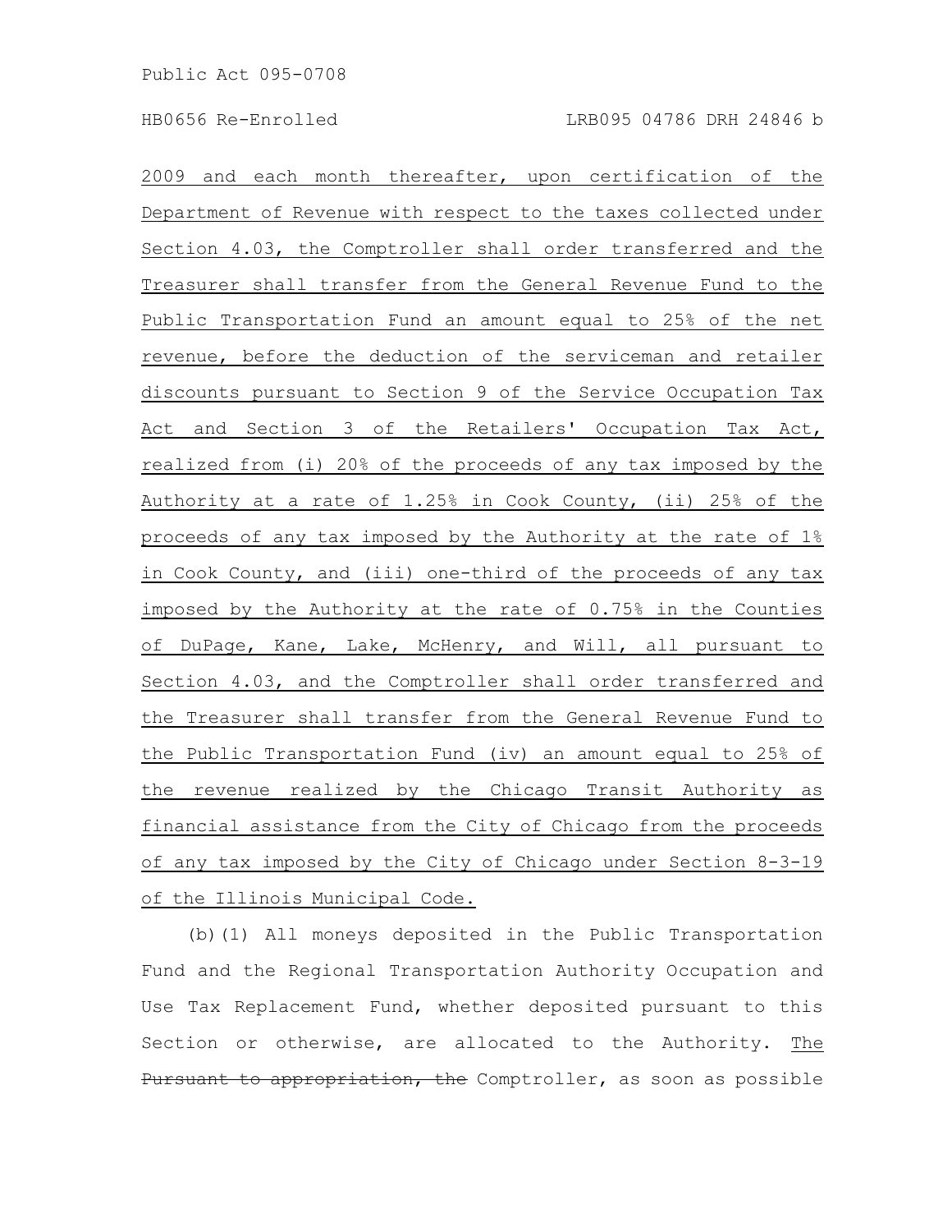2009 and each month thereafter, upon certification of the Department of Revenue with respect to the taxes collected under Section 4.03, the Comptroller shall order transferred and the Treasurer shall transfer from the General Revenue Fund to the Public Transportation Fund an amount equal to 25% of the net revenue, before the deduction of the serviceman and retailer discounts pursuant to Section 9 of the Service Occupation Tax Act and Section 3 of the Retailers' Occupation Tax Act, realized from (i) 20% of the proceeds of any tax imposed by the Authority at a rate of 1.25% in Cook County, (ii) 25% of the proceeds of any tax imposed by the Authority at the rate of 1% in Cook County, and (iii) one-third of the proceeds of any tax imposed by the Authority at the rate of 0.75% in the Counties of DuPage, Kane, Lake, McHenry, and Will, all pursuant to Section 4.03, and the Comptroller shall order transferred and the Treasurer shall transfer from the General Revenue Fund to the Public Transportation Fund (iv) an amount equal to 25% of the revenue realized by the Chicago Transit Authority as financial assistance from the City of Chicago from the proceeds of any tax imposed by the City of Chicago under Section 8-3-19 of the Illinois Municipal Code.

(b)(1) All moneys deposited in the Public Transportation Fund and the Regional Transportation Authority Occupation and Use Tax Replacement Fund, whether deposited pursuant to this Section or otherwise, are allocated to the Authority. The ~~Pursuant to appropriation, the~~ Comptroller, as soon as possible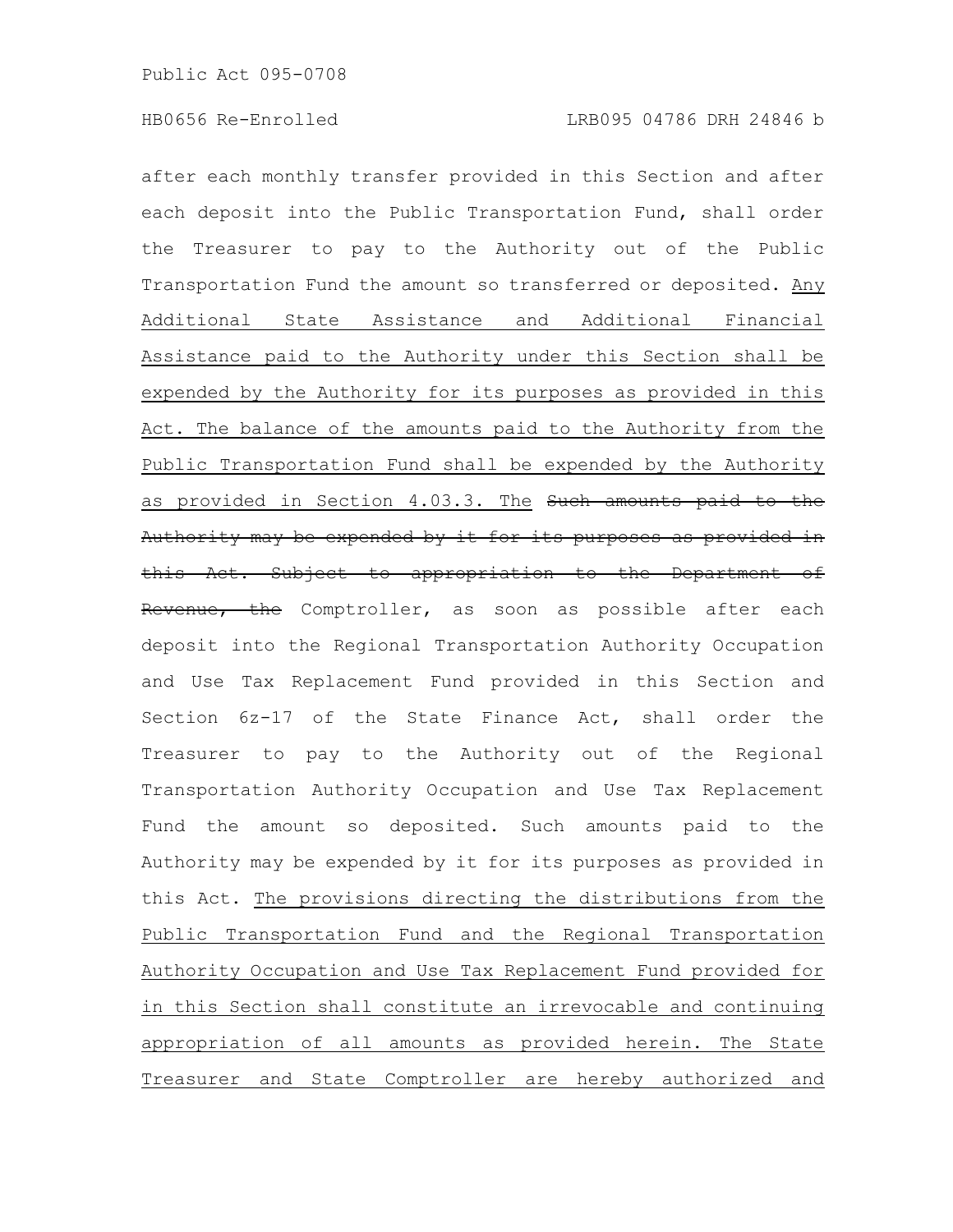after each monthly transfer provided in this Section and after each deposit into the Public Transportation Fund, shall order the Treasurer to pay to the Authority out of the Public Transportation Fund the amount so transferred or deposited. <u>Any Additional State Assistance and Additional Financial Assistance paid to the Authority under this Section shall be expended by the Authority for its purposes as provided in this Act. The balance of the amounts paid to the Authority from the Public Transportation Fund shall be expended by the Authority as provided in Section 4.03.3. The</u> ~~Such amounts paid to the Authority may be expended by it for its purposes as provided in this Act. Subject to appropriation to the Department of Revenue, the~~ Comptroller, as soon as possible after each deposit into the Regional Transportation Authority Occupation and Use Tax Replacement Fund provided in this Section and Section 6z-17 of the State Finance Act, shall order the Treasurer to pay to the Authority out of the Regional Transportation Authority Occupation and Use Tax Replacement Fund the amount so deposited. Such amounts paid to the Authority may be expended by it for its purposes as provided in this Act. <u>The provisions directing the distributions from the Public Transportation Fund and the Regional Transportation Authority Occupation and Use Tax Replacement Fund provided for in this Section shall constitute an irrevocable and continuing appropriation of all amounts as provided herein. The State Treasurer and State Comptroller are hereby authorized and</u>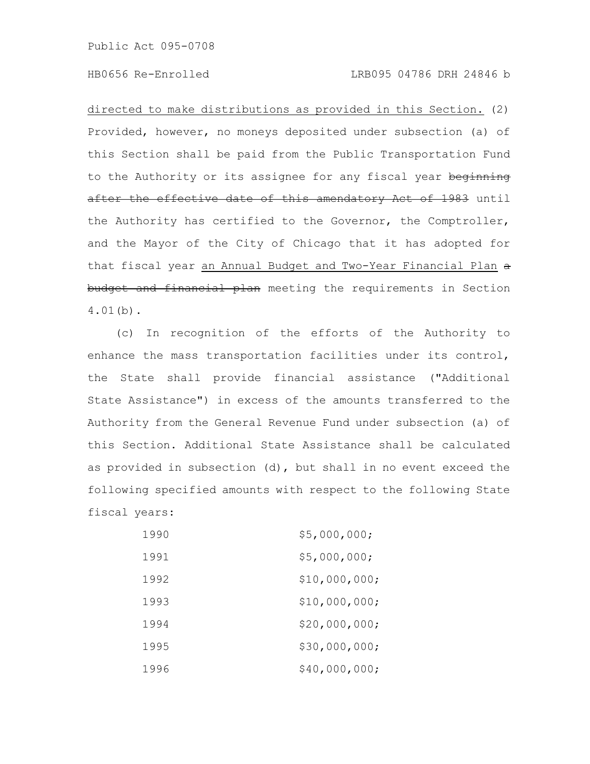directed to make distributions as provided in this Section. (2) Provided, however, no moneys deposited under subsection (a) of this Section shall be paid from the Public Transportation Fund to the Authority or its assignee for any fiscal year ~~beginning after the effective date of this amendatory Act of 1983~~ until the Authority has certified to the Governor, the Comptroller, and the Mayor of the City of Chicago that it has adopted for that fiscal year an Annual Budget and Two-Year Financial Plan ~~a budget and financial plan~~ meeting the requirements in Section 4.01(b).

(c) In recognition of the efforts of the Authority to enhance the mass transportation facilities under its control, the State shall provide financial assistance ("Additional State Assistance") in excess of the amounts transferred to the Authority from the General Revenue Fund under subsection (a) of this Section. Additional State Assistance shall be calculated as provided in subsection (d), but shall in no event exceed the following specified amounts with respect to the following State fiscal years:

| | |
|---|---|
| 1990 | $5,000,000; |
| 1991 | $5,000,000; |
| 1992 | $10,000,000; |
| 1993 | $10,000,000; |
| 1994 | $20,000,000; |
| 1995 | $30,000,000; |
| 1996 | $40,000,000; |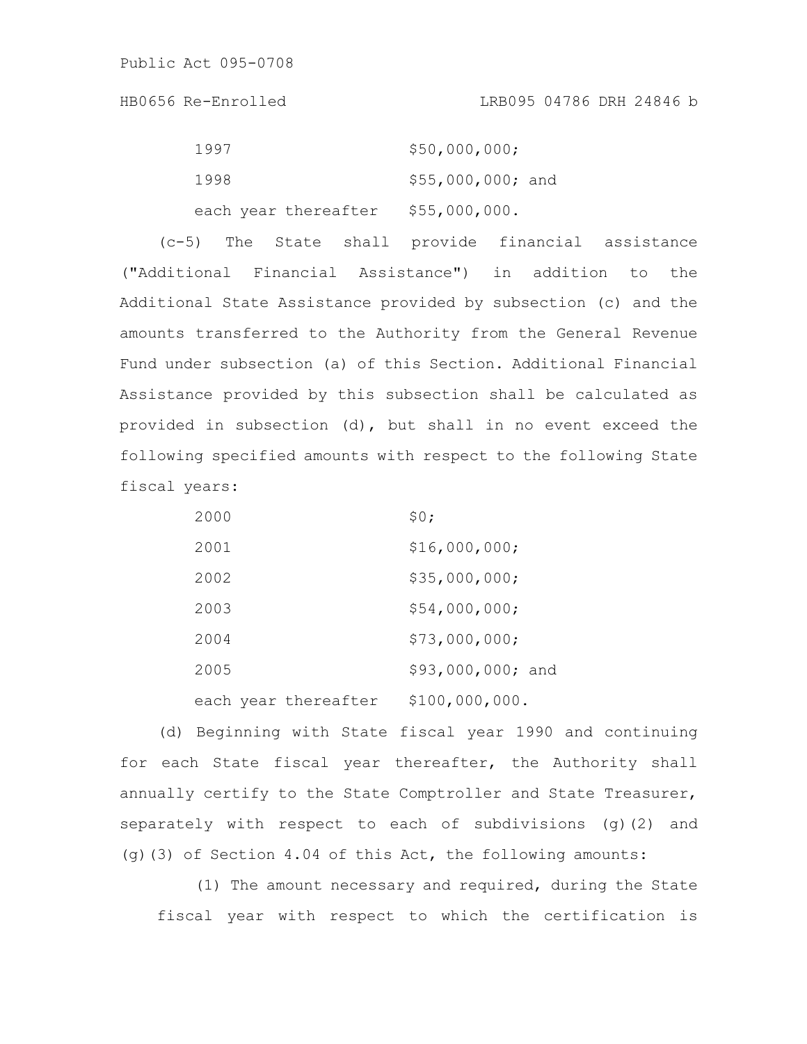| | |
|---|---|
| 1997 | $50,000,000; |
| 1998 | $55,000,000; and |
| each year thereafter | $55,000,000. |

(c-5) The State shall provide financial assistance ("Additional Financial Assistance") in addition to the Additional State Assistance provided by subsection (c) and the amounts transferred to the Authority from the General Revenue Fund under subsection (a) of this Section. Additional Financial Assistance provided by this subsection shall be calculated as provided in subsection (d), but shall in no event exceed the following specified amounts with respect to the following State fiscal years:

| | |
|---|---|
| 2000 | $0; |
| 2001 | $16,000,000; |
| 2002 | $35,000,000; |
| 2003 | $54,000,000; |
| 2004 | $73,000,000; |
| 2005 | $93,000,000; and |
| each year thereafter | $100,000,000. |

(d) Beginning with State fiscal year 1990 and continuing for each State fiscal year thereafter, the Authority shall annually certify to the State Comptroller and State Treasurer, separately with respect to each of subdivisions (g)(2) and (g)(3) of Section 4.04 of this Act, the following amounts:

(1) The amount necessary and required, during the State fiscal year with respect to which the certification is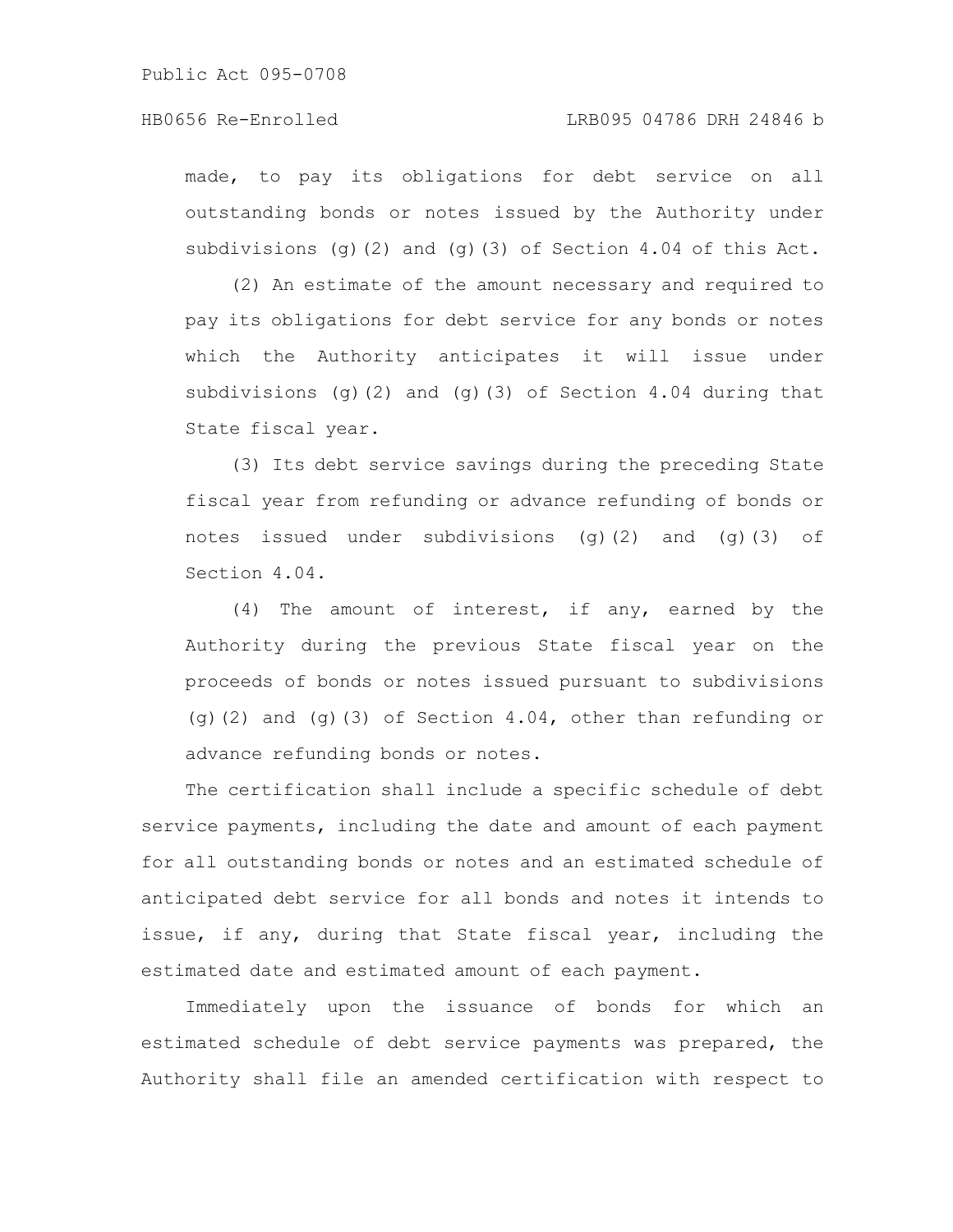made, to pay its obligations for debt service on all outstanding bonds or notes issued by the Authority under subdivisions (g)(2) and (g)(3) of Section 4.04 of this Act.

(2) An estimate of the amount necessary and required to pay its obligations for debt service for any bonds or notes which the Authority anticipates it will issue under subdivisions (g)(2) and (g)(3) of Section 4.04 during that State fiscal year.

(3) Its debt service savings during the preceding State fiscal year from refunding or advance refunding of bonds or notes issued under subdivisions (g)(2) and (g)(3) of Section 4.04.

(4) The amount of interest, if any, earned by the Authority during the previous State fiscal year on the proceeds of bonds or notes issued pursuant to subdivisions (g)(2) and (g)(3) of Section 4.04, other than refunding or advance refunding bonds or notes.

The certification shall include a specific schedule of debt service payments, including the date and amount of each payment for all outstanding bonds or notes and an estimated schedule of anticipated debt service for all bonds and notes it intends to issue, if any, during that State fiscal year, including the estimated date and estimated amount of each payment.

Immediately upon the issuance of bonds for which an estimated schedule of debt service payments was prepared, the Authority shall file an amended certification with respect to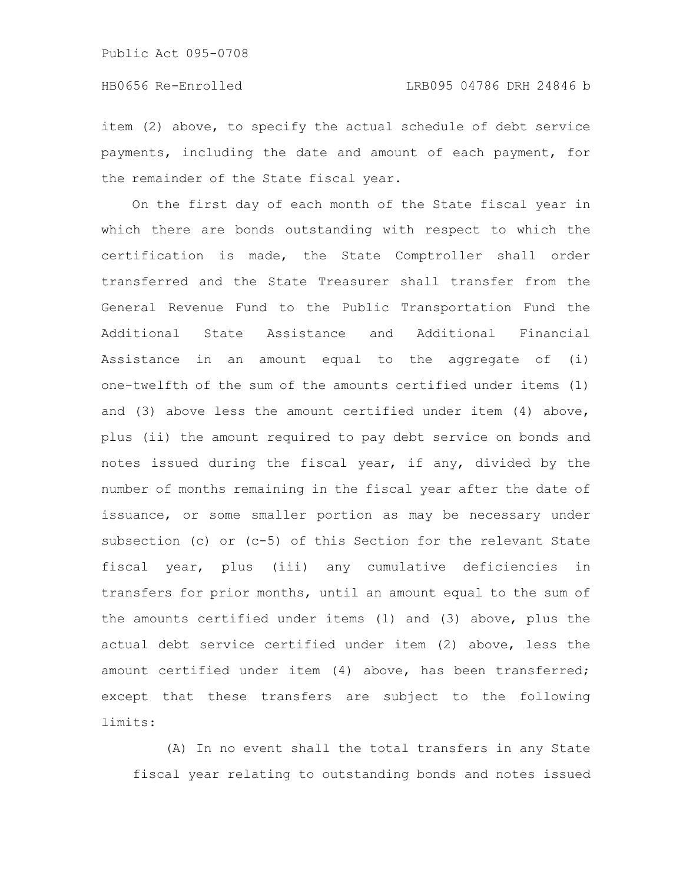item (2) above, to specify the actual schedule of debt service payments, including the date and amount of each payment, for the remainder of the State fiscal year.

On the first day of each month of the State fiscal year in which there are bonds outstanding with respect to which the certification is made, the State Comptroller shall order transferred and the State Treasurer shall transfer from the General Revenue Fund to the Public Transportation Fund the Additional State Assistance and Additional Financial Assistance in an amount equal to the aggregate of (i) one-twelfth of the sum of the amounts certified under items (1) and (3) above less the amount certified under item (4) above, plus (ii) the amount required to pay debt service on bonds and notes issued during the fiscal year, if any, divided by the number of months remaining in the fiscal year after the date of issuance, or some smaller portion as may be necessary under subsection (c) or (c-5) of this Section for the relevant State fiscal year, plus (iii) any cumulative deficiencies in transfers for prior months, until an amount equal to the sum of the amounts certified under items (1) and (3) above, plus the actual debt service certified under item (2) above, less the amount certified under item (4) above, has been transferred; except that these transfers are subject to the following limits:

(A) In no event shall the total transfers in any State fiscal year relating to outstanding bonds and notes issued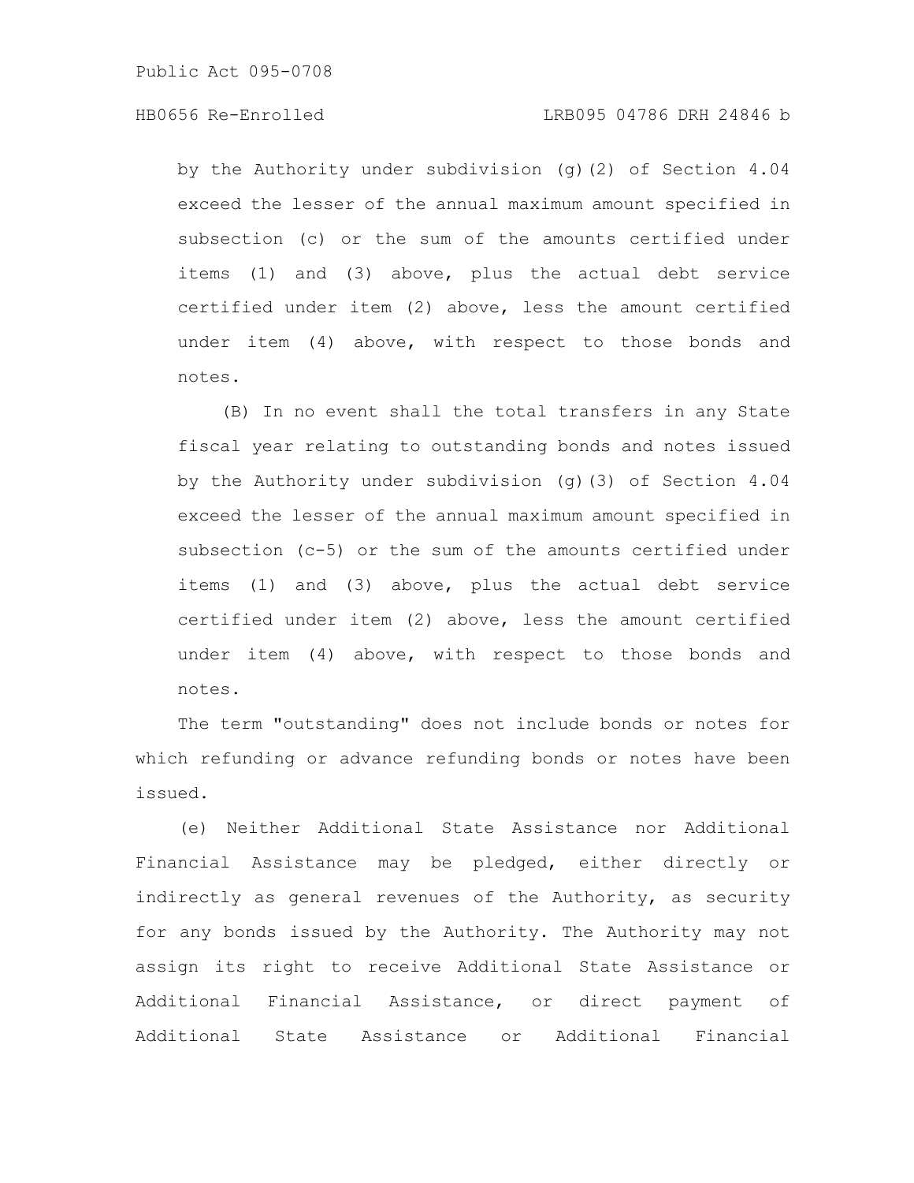by the Authority under subdivision (g)(2) of Section 4.04 exceed the lesser of the annual maximum amount specified in subsection (c) or the sum of the amounts certified under items (1) and (3) above, plus the actual debt service certified under item (2) above, less the amount certified under item (4) above, with respect to those bonds and notes.

(B) In no event shall the total transfers in any State fiscal year relating to outstanding bonds and notes issued by the Authority under subdivision (g)(3) of Section 4.04 exceed the lesser of the annual maximum amount specified in subsection (c-5) or the sum of the amounts certified under items (1) and (3) above, plus the actual debt service certified under item (2) above, less the amount certified under item (4) above, with respect to those bonds and notes.

The term "outstanding" does not include bonds or notes for which refunding or advance refunding bonds or notes have been issued.

(e) Neither Additional State Assistance nor Additional Financial Assistance may be pledged, either directly or indirectly as general revenues of the Authority, as security for any bonds issued by the Authority. The Authority may not assign its right to receive Additional State Assistance or Additional Financial Assistance, or direct payment of Additional State Assistance or Additional Financial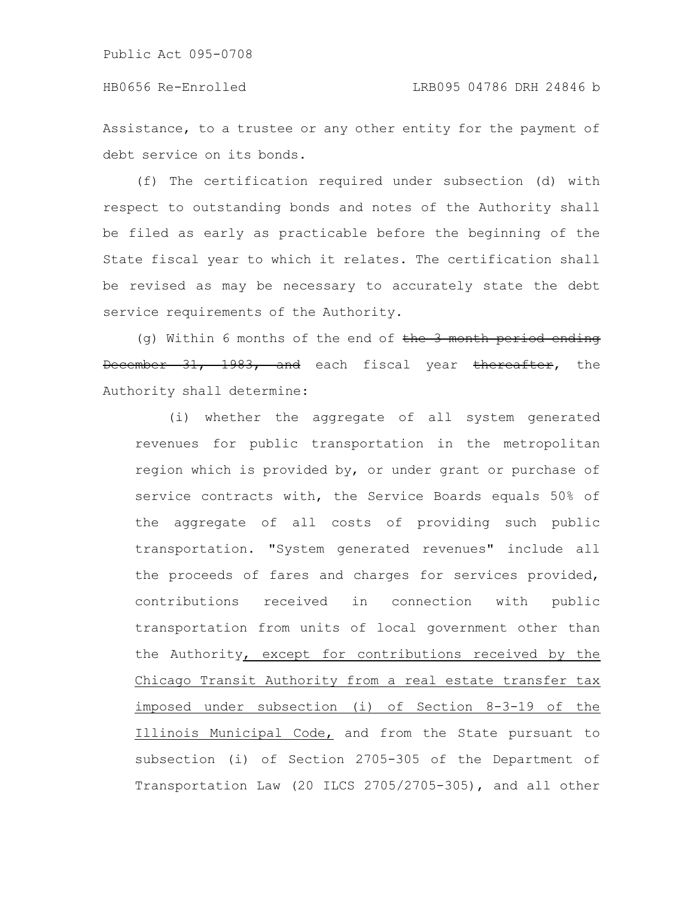Assistance, to a trustee or any other entity for the payment of debt service on its bonds.

(f) The certification required under subsection (d) with respect to outstanding bonds and notes of the Authority shall be filed as early as practicable before the beginning of the State fiscal year to which it relates. The certification shall be revised as may be necessary to accurately state the debt service requirements of the Authority.

(g) Within 6 months of the end of ~~the 3 month period ending December 31, 1983, and~~ each fiscal year ~~thereafter~~, the Authority shall determine:

(i) whether the aggregate of all system generated revenues for public transportation in the metropolitan region which is provided by, or under grant or purchase of service contracts with, the Service Boards equals 50% of the aggregate of all costs of providing such public transportation. "System generated revenues" include all the proceeds of fares and charges for services provided, contributions received in connection with public transportation from units of local government other than the Authority<u>, except for contributions received by the Chicago Transit Authority from a real estate transfer tax imposed under subsection (i) of Section 8-3-19 of the Illinois Municipal Code,</u> and from the State pursuant to subsection (i) of Section 2705-305 of the Department of Transportation Law (20 ILCS 2705/2705-305), and all other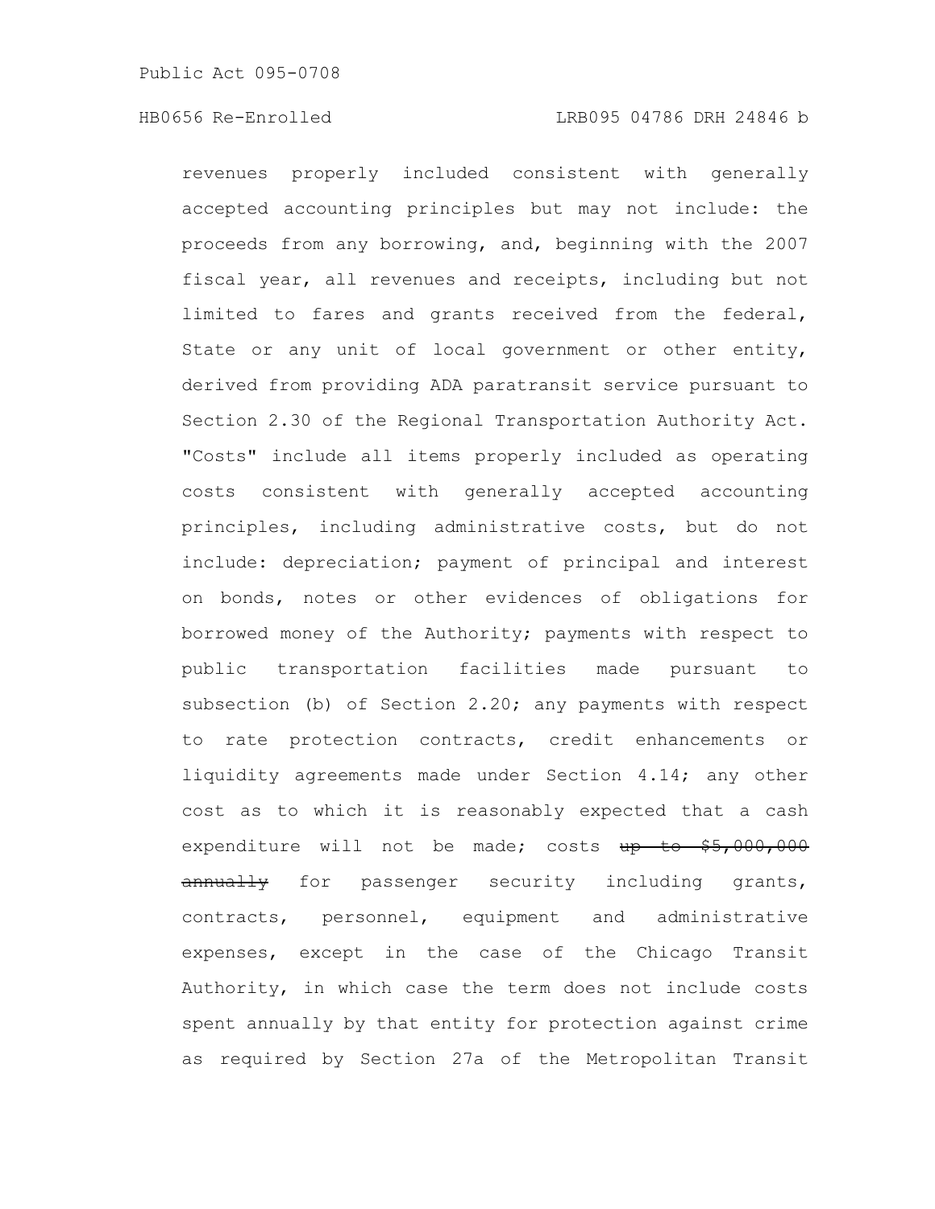revenues properly included consistent with generally accepted accounting principles but may not include: the proceeds from any borrowing, and, beginning with the 2007 fiscal year, all revenues and receipts, including but not limited to fares and grants received from the federal, State or any unit of local government or other entity, derived from providing ADA paratransit service pursuant to Section 2.30 of the Regional Transportation Authority Act. "Costs" include all items properly included as operating costs consistent with generally accepted accounting principles, including administrative costs, but do not include: depreciation; payment of principal and interest on bonds, notes or other evidences of obligations for borrowed money of the Authority; payments with respect to public transportation facilities made pursuant to subsection (b) of Section 2.20; any payments with respect to rate protection contracts, credit enhancements or liquidity agreements made under Section 4.14; any other cost as to which it is reasonably expected that a cash expenditure will not be made; costs ~~up to $5,000,000 annually~~ for passenger security including grants, contracts, personnel, equipment and administrative expenses, except in the case of the Chicago Transit Authority, in which case the term does not include costs spent annually by that entity for protection against crime as required by Section 27a of the Metropolitan Transit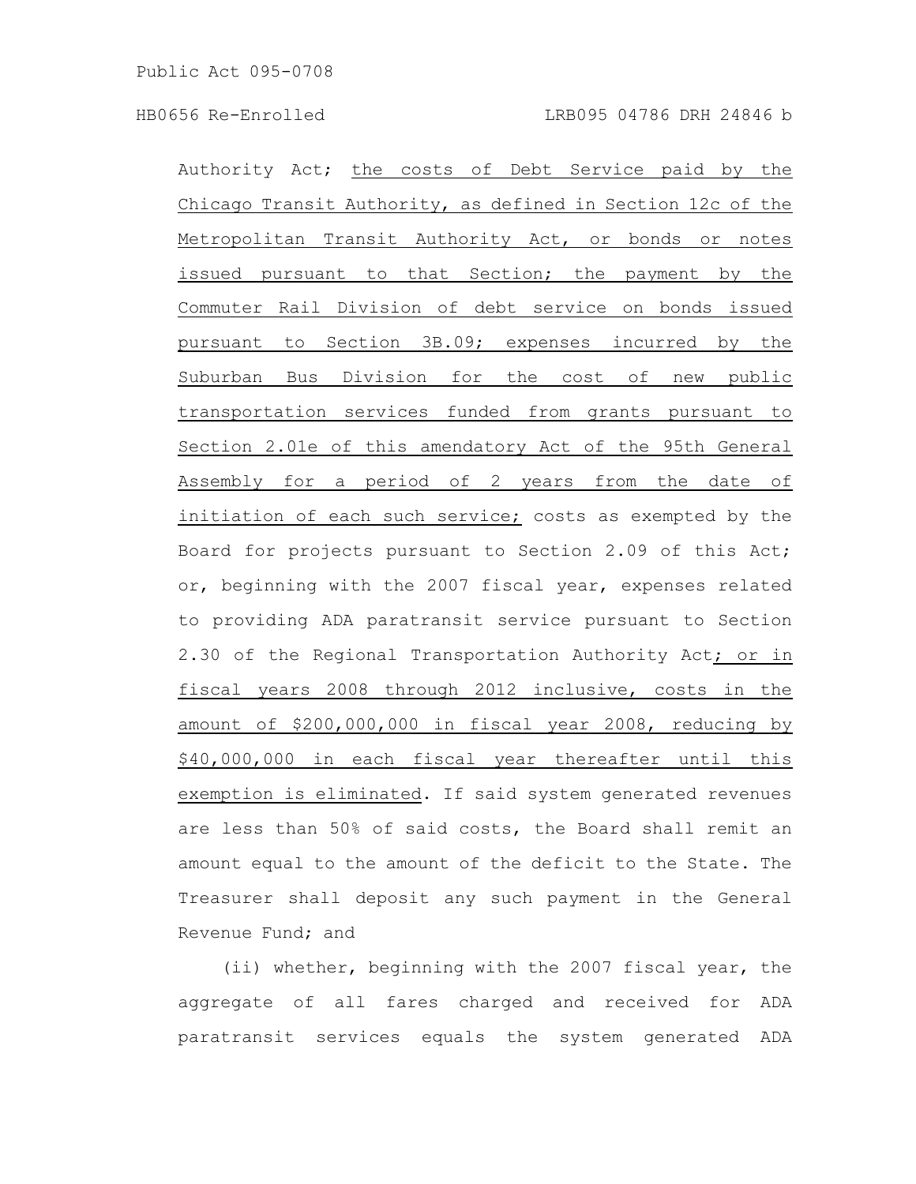Authority Act; <u>the costs of Debt Service paid by the Chicago Transit Authority, as defined in Section 12c of the Metropolitan Transit Authority Act, or bonds or notes issued pursuant to that Section; the payment by the Commuter Rail Division of debt service on bonds issued pursuant to Section 3B.09; expenses incurred by the Suburban Bus Division for the cost of new public transportation services funded from grants pursuant to Section 2.01e of this amendatory Act of the 95th General Assembly for a period of 2 years from the date of initiation of each such service;</u> costs as exempted by the Board for projects pursuant to Section 2.09 of this Act; or, beginning with the 2007 fiscal year, expenses related to providing ADA paratransit service pursuant to Section 2.30 of the Regional Transportation Authority Act<u>; or in fiscal years 2008 through 2012 inclusive, costs in the amount of $200,000,000 in fiscal year 2008, reducing by $40,000,000 in each fiscal year thereafter until this exemption is eliminated</u>. If said system generated revenues are less than 50% of said costs, the Board shall remit an amount equal to the amount of the deficit to the State. The Treasurer shall deposit any such payment in the General Revenue Fund; and

(ii) whether, beginning with the 2007 fiscal year, the aggregate of all fares charged and received for ADA paratransit services equals the system generated ADA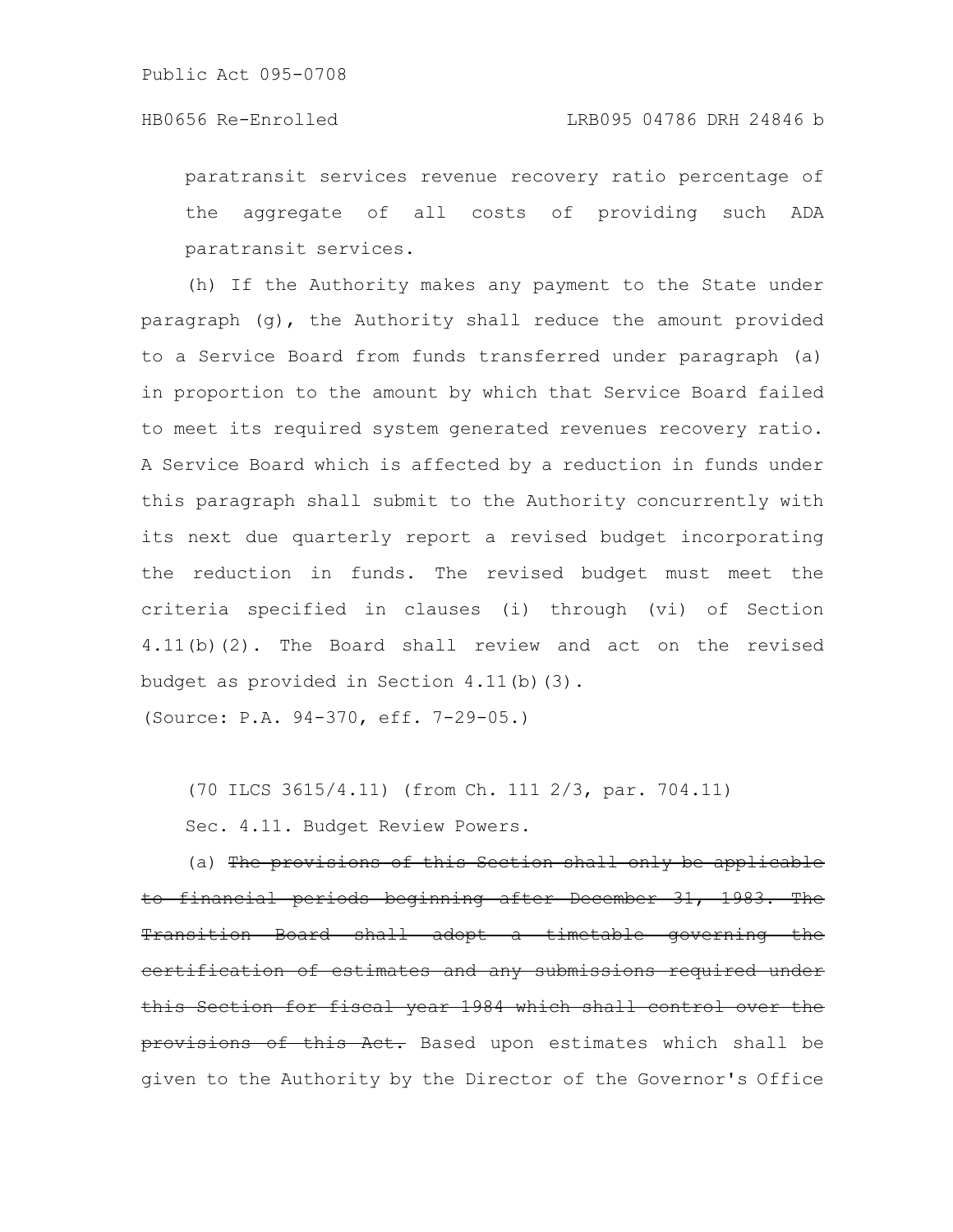paratransit services revenue recovery ratio percentage of the aggregate of all costs of providing such ADA paratransit services.

(h) If the Authority makes any payment to the State under paragraph (g), the Authority shall reduce the amount provided to a Service Board from funds transferred under paragraph (a) in proportion to the amount by which that Service Board failed to meet its required system generated revenues recovery ratio. A Service Board which is affected by a reduction in funds under this paragraph shall submit to the Authority concurrently with its next due quarterly report a revised budget incorporating the reduction in funds. The revised budget must meet the criteria specified in clauses (i) through (vi) of Section 4.11(b)(2). The Board shall review and act on the revised budget as provided in Section 4.11(b)(3).

(Source: P.A. 94-370, eff. 7-29-05.)

(70 ILCS 3615/4.11) (from Ch. 111 2/3, par. 704.11)

Sec. 4.11. Budget Review Powers.

(a) ~~The provisions of this Section shall only be applicable to financial periods beginning after December 31, 1983. The Transition Board shall adopt a timetable governing the certification of estimates and any submissions required under this Section for fiscal year 1984 which shall control over the provisions of this Act.~~ Based upon estimates which shall be given to the Authority by the Director of the Governor's Office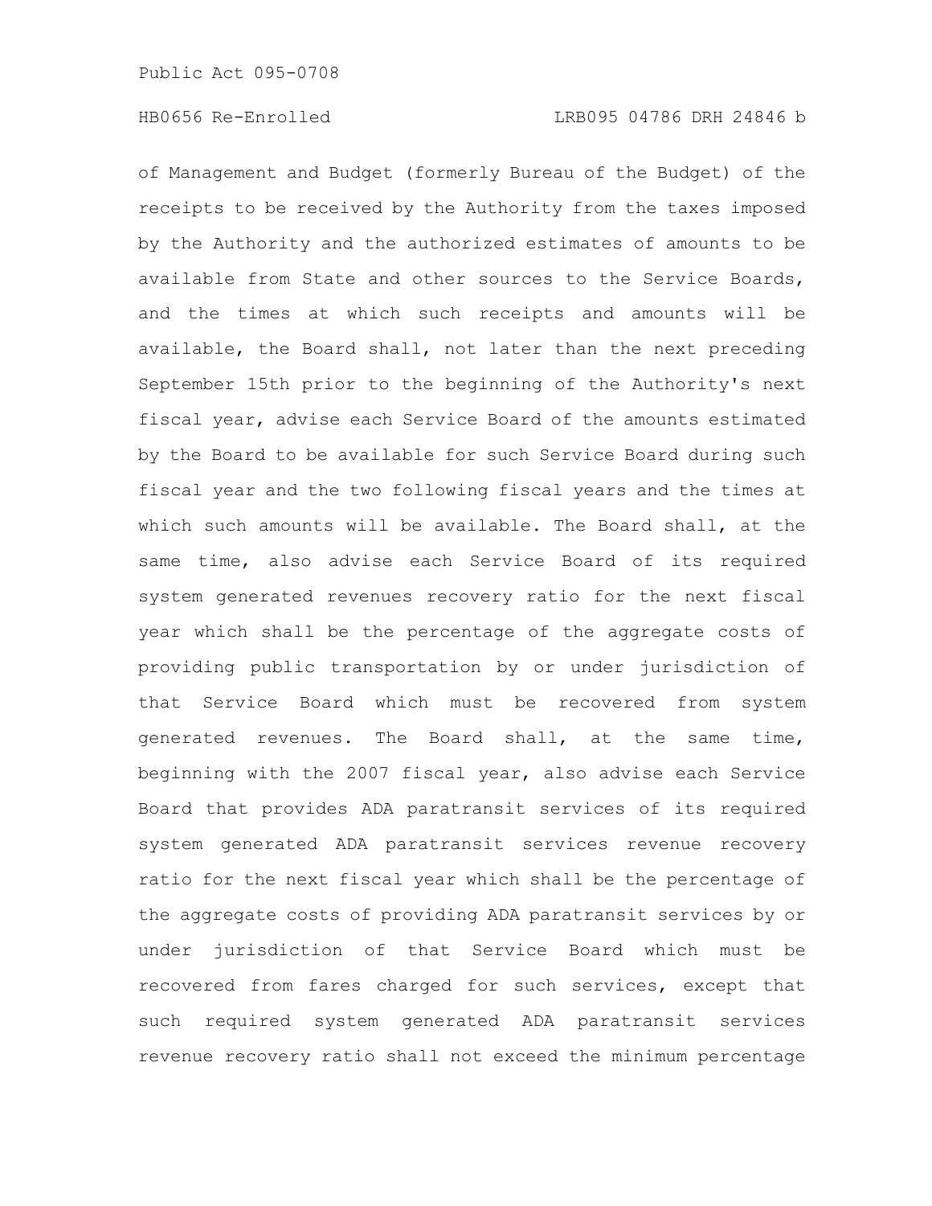of Management and Budget (formerly Bureau of the Budget) of the receipts to be received by the Authority from the taxes imposed by the Authority and the authorized estimates of amounts to be available from State and other sources to the Service Boards, and the times at which such receipts and amounts will be available, the Board shall, not later than the next preceding September 15th prior to the beginning of the Authority's next fiscal year, advise each Service Board of the amounts estimated by the Board to be available for such Service Board during such fiscal year and the two following fiscal years and the times at which such amounts will be available. The Board shall, at the same time, also advise each Service Board of its required system generated revenues recovery ratio for the next fiscal year which shall be the percentage of the aggregate costs of providing public transportation by or under jurisdiction of that Service Board which must be recovered from system generated revenues. The Board shall, at the same time, beginning with the 2007 fiscal year, also advise each Service Board that provides ADA paratransit services of its required system generated ADA paratransit services revenue recovery ratio for the next fiscal year which shall be the percentage of the aggregate costs of providing ADA paratransit services by or under jurisdiction of that Service Board which must be recovered from fares charged for such services, except that such required system generated ADA paratransit services revenue recovery ratio shall not exceed the minimum percentage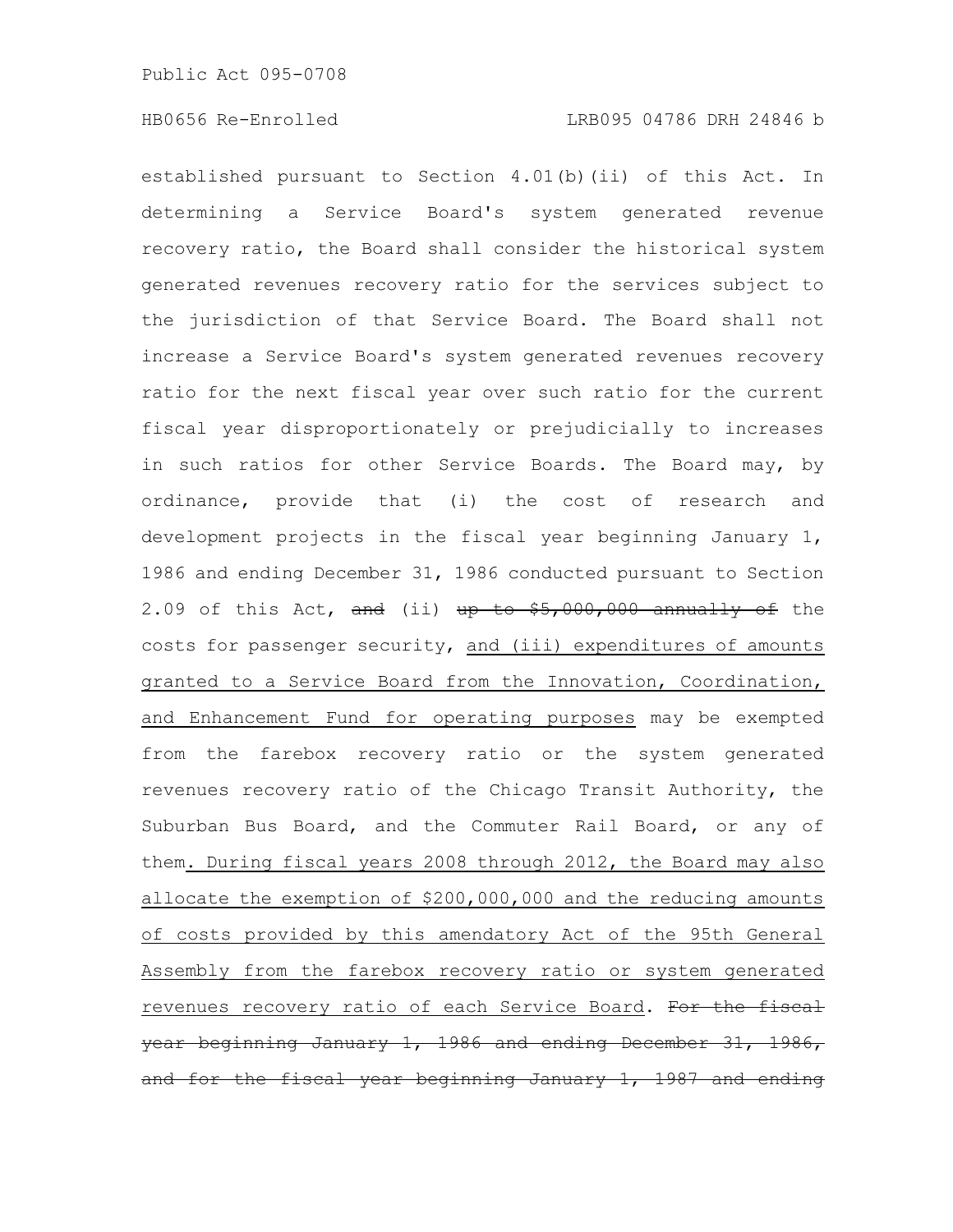established pursuant to Section 4.01(b)(ii) of this Act. In determining a Service Board's system generated revenue recovery ratio, the Board shall consider the historical system generated revenues recovery ratio for the services subject to the jurisdiction of that Service Board. The Board shall not increase a Service Board's system generated revenues recovery ratio for the next fiscal year over such ratio for the current fiscal year disproportionately or prejudicially to increases in such ratios for other Service Boards. The Board may, by ordinance, provide that (i) the cost of research and development projects in the fiscal year beginning January 1, 1986 and ending December 31, 1986 conducted pursuant to Section 2.09 of this Act, ~~and~~ (ii) ~~up to $5,000,000 annually of~~ the costs for passenger security, <u>and (iii) expenditures of amounts granted to a Service Board from the Innovation, Coordination, and Enhancement Fund for operating purposes</u> may be exempted from the farebox recovery ratio or the system generated revenues recovery ratio of the Chicago Transit Authority, the Suburban Bus Board, and the Commuter Rail Board, or any of them<u>. During fiscal years 2008 through 2012, the Board may also allocate the exemption of $200,000,000 and the reducing amounts of costs provided by this amendatory Act of the 95th General Assembly from the farebox recovery ratio or system generated revenues recovery ratio of each Service Board</u>. ~~For the fiscal year beginning January 1, 1986 and ending December 31, 1986, and for the fiscal year beginning January 1, 1987 and ending~~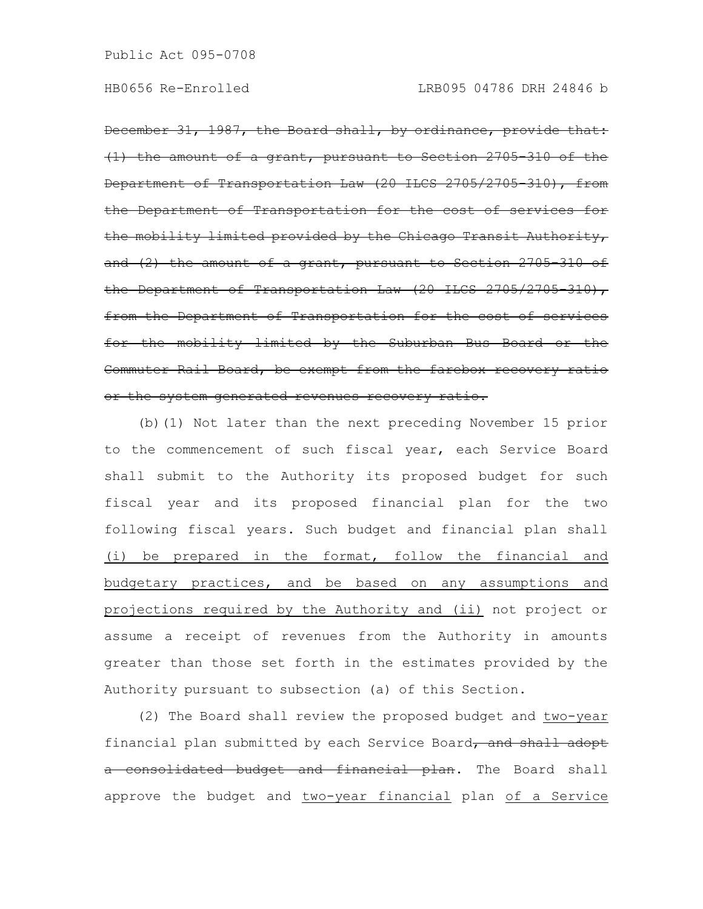~~December 31, 1987, the Board shall, by ordinance, provide that: (1) the amount of a grant, pursuant to Section 2705-310 of the Department of Transportation Law (20 ILCS 2705/2705-310), from the Department of Transportation for the cost of services for the mobility limited provided by the Chicago Transit Authority, and (2) the amount of a grant, pursuant to Section 2705-310 of the Department of Transportation Law (20 ILCS 2705/2705-310), from the Department of Transportation for the cost of services for the mobility limited by the Suburban Bus Board or the Commuter Rail Board, be exempt from the farebox recovery ratio or the system generated revenues recovery ratio.~~

(b)(1) Not later than the next preceding November 15 prior to the commencement of such fiscal year, each Service Board shall submit to the Authority its proposed budget for such fiscal year and its proposed financial plan for the two following fiscal years. Such budget and financial plan shall <u>(i) be prepared in the format, follow the financial and budgetary practices, and be based on any assumptions and projections required by the Authority and (ii)</u> not project or assume a receipt of revenues from the Authority in amounts greater than those set forth in the estimates provided by the Authority pursuant to subsection (a) of this Section.

(2) The Board shall review the proposed budget and <u>two-year</u> financial plan submitted by each Service Board~~, and shall adopt a consolidated budget and financial plan~~. The Board shall approve the budget and <u>two-year financial</u> plan <u>of a Service</u>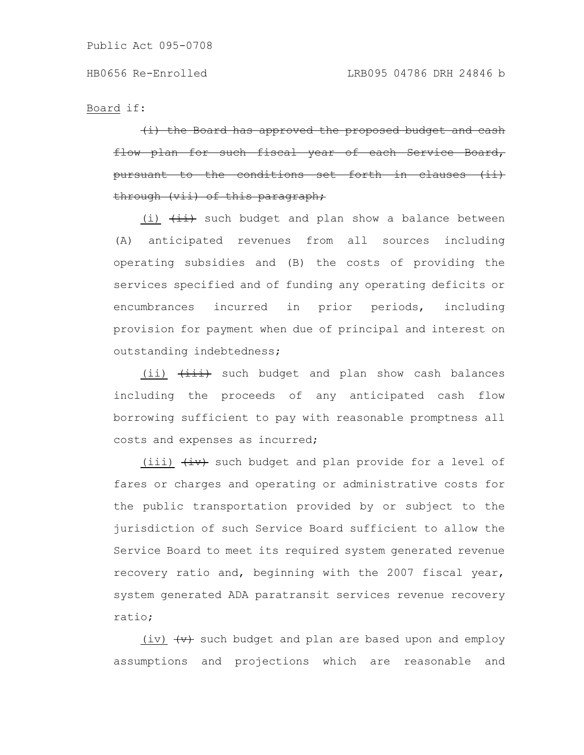Board if:

~~(i) the Board has approved the proposed budget and cash flow plan for such fiscal year of each Service Board, pursuant to the conditions set forth in clauses (ii) through (vii) of this paragraph;~~

(i) ~~(ii)~~ such budget and plan show a balance between (A) anticipated revenues from all sources including operating subsidies and (B) the costs of providing the services specified and of funding any operating deficits or encumbrances incurred in prior periods, including provision for payment when due of principal and interest on outstanding indebtedness;

(ii) ~~(iii)~~ such budget and plan show cash balances including the proceeds of any anticipated cash flow borrowing sufficient to pay with reasonable promptness all costs and expenses as incurred;

(iii) ~~(iv)~~ such budget and plan provide for a level of fares or charges and operating or administrative costs for the public transportation provided by or subject to the jurisdiction of such Service Board sufficient to allow the Service Board to meet its required system generated revenue recovery ratio and, beginning with the 2007 fiscal year, system generated ADA paratransit services revenue recovery ratio;

(iv) ~~(v)~~ such budget and plan are based upon and employ assumptions and projections which are reasonable and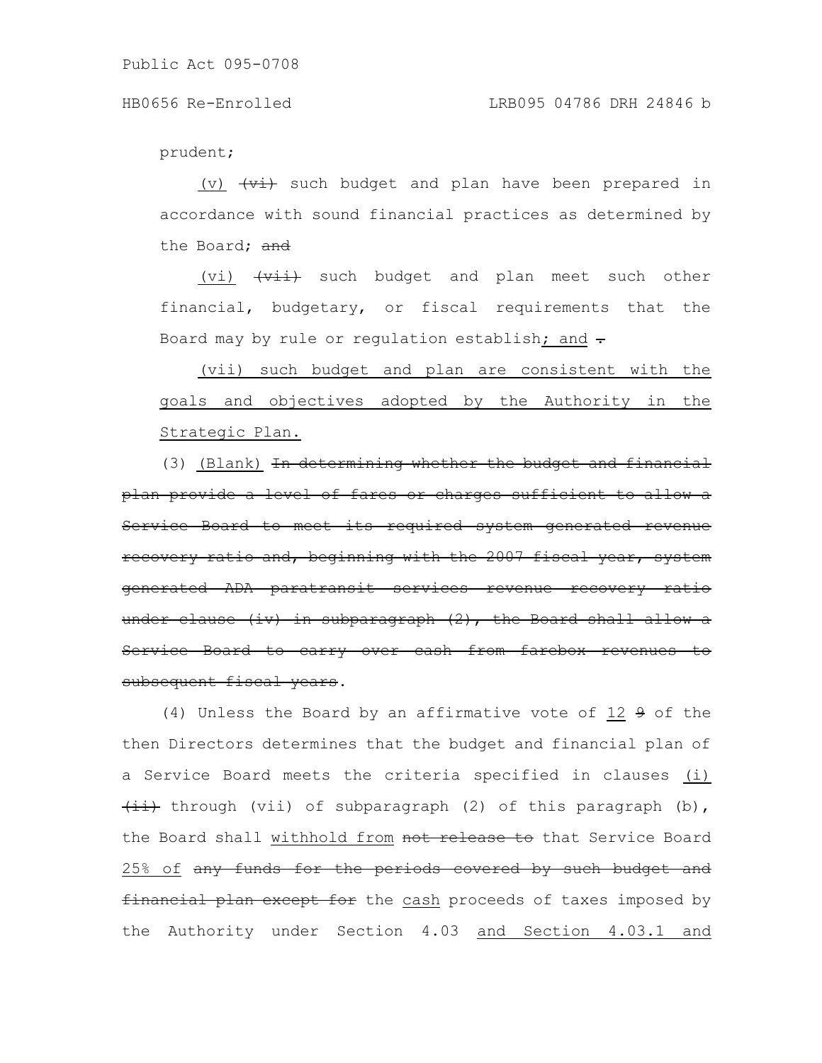prudent;

(v) ~~(vi)~~ such budget and plan have been prepared in accordance with sound financial practices as determined by the Board; ~~and~~

(vi) ~~(vii)~~ such budget and plan meet such other financial, budgetary, or fiscal requirements that the Board may by rule or regulation establish; and ~~.~~

(vii) such budget and plan are consistent with the goals and objectives adopted by the Authority in the Strategic Plan.

(3) (Blank) ~~In determining whether the budget and financial plan provide a level of fares or charges sufficient to allow a Service Board to meet its required system generated revenue recovery ratio and, beginning with the 2007 fiscal year, system generated ADA paratransit services revenue recovery ratio under clause (iv) in subparagraph (2), the Board shall allow a Service Board to carry over cash from farebox revenues to subsequent fiscal years~~.

(4) Unless the Board by an affirmative vote of 12 ~~9~~ of the then Directors determines that the budget and financial plan of a Service Board meets the criteria specified in clauses (i) ~~(ii)~~ through (vii) of subparagraph (2) of this paragraph (b), the Board shall withhold from ~~not release to~~ that Service Board 25% of ~~any funds for the periods covered by such budget and financial plan except for~~ the cash proceeds of taxes imposed by the Authority under Section 4.03 and Section 4.03.1 and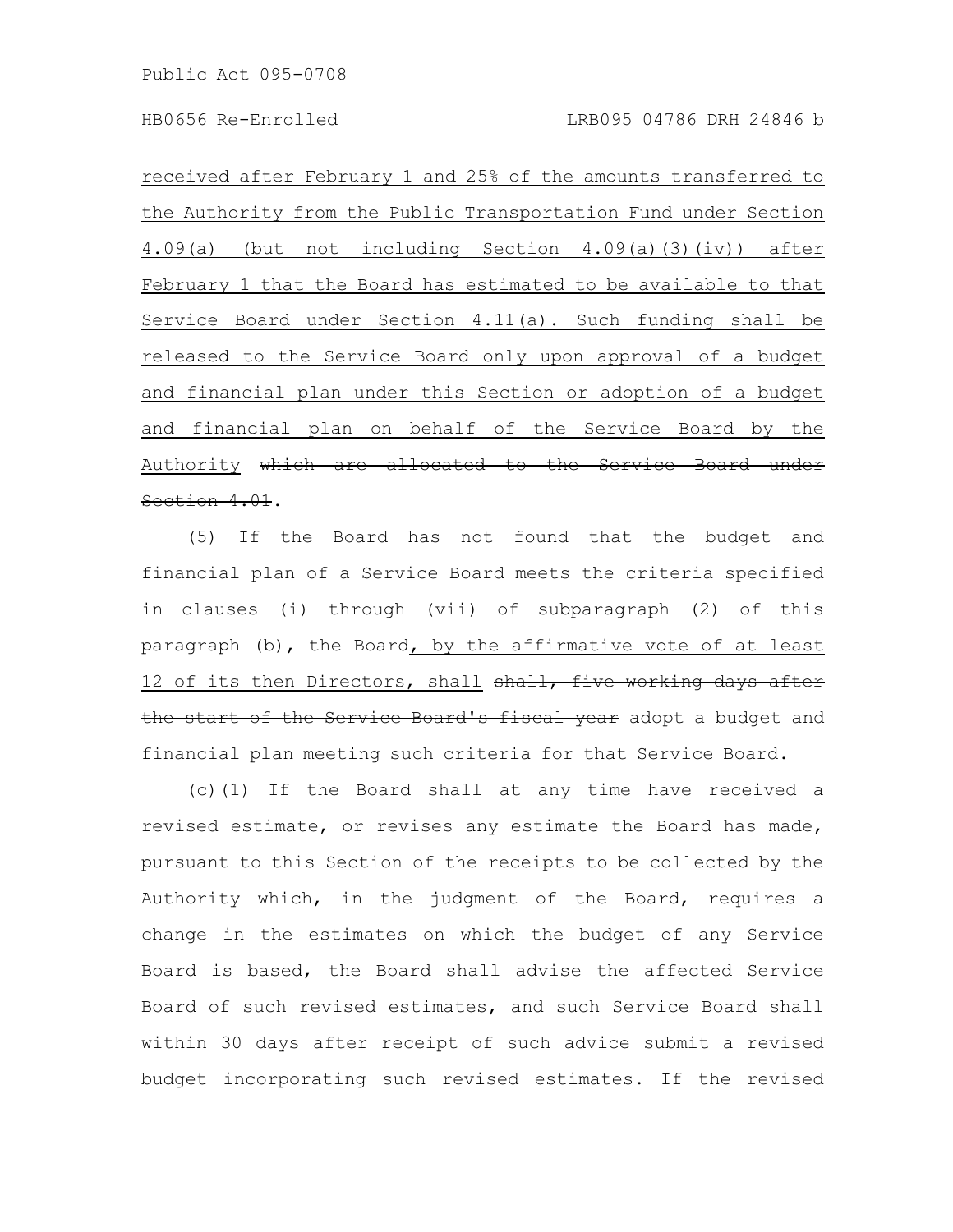received after February 1 and 25% of the amounts transferred to the Authority from the Public Transportation Fund under Section 4.09(a) (but not including Section 4.09(a)(3)(iv)) after February 1 that the Board has estimated to be available to that Service Board under Section 4.11(a). Such funding shall be released to the Service Board only upon approval of a budget and financial plan under this Section or adoption of a budget and financial plan on behalf of the Service Board by the Authority ~~which are allocated to the Service Board under Section 4.01~~.

(5) If the Board has not found that the budget and financial plan of a Service Board meets the criteria specified in clauses (i) through (vii) of subparagraph (2) of this paragraph (b), the Board, by the affirmative vote of at least 12 of its then Directors, shall ~~shall, five working days after the start of the Service Board's fiscal year~~ adopt a budget and financial plan meeting such criteria for that Service Board.

(c)(1) If the Board shall at any time have received a revised estimate, or revises any estimate the Board has made, pursuant to this Section of the receipts to be collected by the Authority which, in the judgment of the Board, requires a change in the estimates on which the budget of any Service Board is based, the Board shall advise the affected Service Board of such revised estimates, and such Service Board shall within 30 days after receipt of such advice submit a revised budget incorporating such revised estimates. If the revised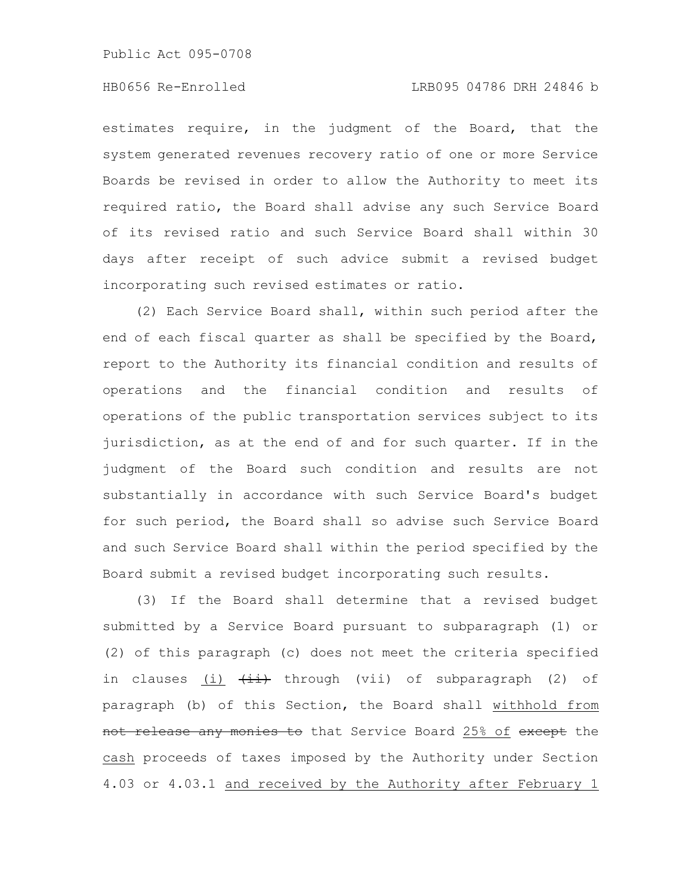estimates require, in the judgment of the Board, that the system generated revenues recovery ratio of one or more Service Boards be revised in order to allow the Authority to meet its required ratio, the Board shall advise any such Service Board of its revised ratio and such Service Board shall within 30 days after receipt of such advice submit a revised budget incorporating such revised estimates or ratio.

(2) Each Service Board shall, within such period after the end of each fiscal quarter as shall be specified by the Board, report to the Authority its financial condition and results of operations and the financial condition and results of operations of the public transportation services subject to its jurisdiction, as at the end of and for such quarter. If in the judgment of the Board such condition and results are not substantially in accordance with such Service Board's budget for such period, the Board shall so advise such Service Board and such Service Board shall within the period specified by the Board submit a revised budget incorporating such results.

(3) If the Board shall determine that a revised budget submitted by a Service Board pursuant to subparagraph (1) or (2) of this paragraph (c) does not meet the criteria specified in clauses <u>(i)</u> ~~(ii)~~ through (vii) of subparagraph (2) of paragraph (b) of this Section, the Board shall <u>withhold from</u> ~~not release any monies to~~ that Service Board <u>25% of</u> ~~except~~ the <u>cash</u> proceeds of taxes imposed by the Authority under Section 4.03 or 4.03.1 <u>and received by the Authority after February 1</u>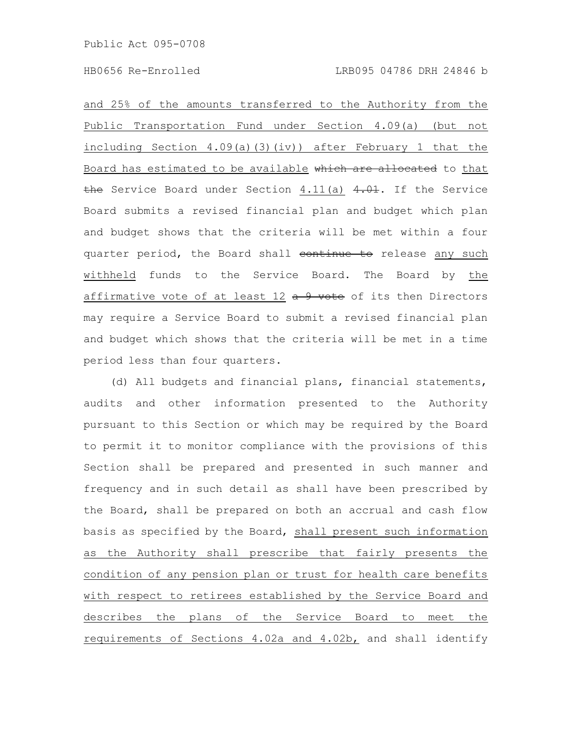and 25% of the amounts transferred to the Authority from the Public Transportation Fund under Section 4.09(a) (but not including Section 4.09(a)(3)(iv)) after February 1 that the Board has estimated to be available ~~which are allocated~~ to that ~~the~~ Service Board under Section 4.11(a) ~~4.01~~. If the Service Board submits a revised financial plan and budget which plan and budget shows that the criteria will be met within a four quarter period, the Board shall ~~continue to~~ release any such withheld funds to the Service Board. The Board by the affirmative vote of at least 12 ~~a 9 vote~~ of its then Directors may require a Service Board to submit a revised financial plan and budget which shows that the criteria will be met in a time period less than four quarters.

(d) All budgets and financial plans, financial statements, audits and other information presented to the Authority pursuant to this Section or which may be required by the Board to permit it to monitor compliance with the provisions of this Section shall be prepared and presented in such manner and frequency and in such detail as shall have been prescribed by the Board, shall be prepared on both an accrual and cash flow basis as specified by the Board, shall present such information as the Authority shall prescribe that fairly presents the condition of any pension plan or trust for health care benefits with respect to retirees established by the Service Board and describes the plans of the Service Board to meet the requirements of Sections 4.02a and 4.02b, and shall identify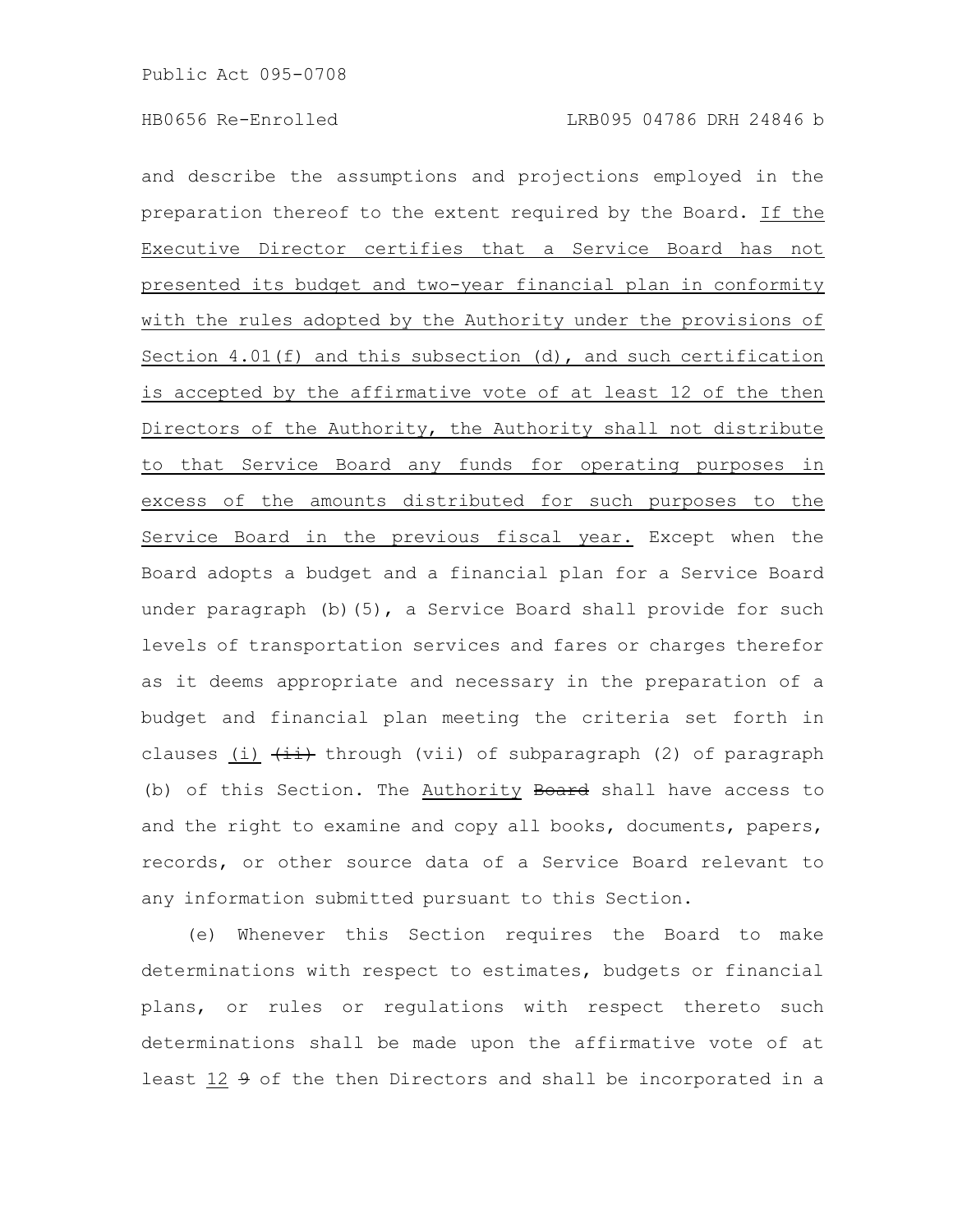and describe the assumptions and projections employed in the preparation thereof to the extent required by the Board. If the Executive Director certifies that a Service Board has not presented its budget and two-year financial plan in conformity with the rules adopted by the Authority under the provisions of Section 4.01(f) and this subsection (d), and such certification is accepted by the affirmative vote of at least 12 of the then Directors of the Authority, the Authority shall not distribute to that Service Board any funds for operating purposes in excess of the amounts distributed for such purposes to the Service Board in the previous fiscal year. Except when the Board adopts a budget and a financial plan for a Service Board under paragraph (b)(5), a Service Board shall provide for such levels of transportation services and fares or charges therefor as it deems appropriate and necessary in the preparation of a budget and financial plan meeting the criteria set forth in clauses (i) ~~(ii)~~ through (vii) of subparagraph (2) of paragraph (b) of this Section. The Authority ~~Board~~ shall have access to and the right to examine and copy all books, documents, papers, records, or other source data of a Service Board relevant to any information submitted pursuant to this Section.

(e) Whenever this Section requires the Board to make determinations with respect to estimates, budgets or financial plans, or rules or regulations with respect thereto such determinations shall be made upon the affirmative vote of at least 12 ~~9~~ of the then Directors and shall be incorporated in a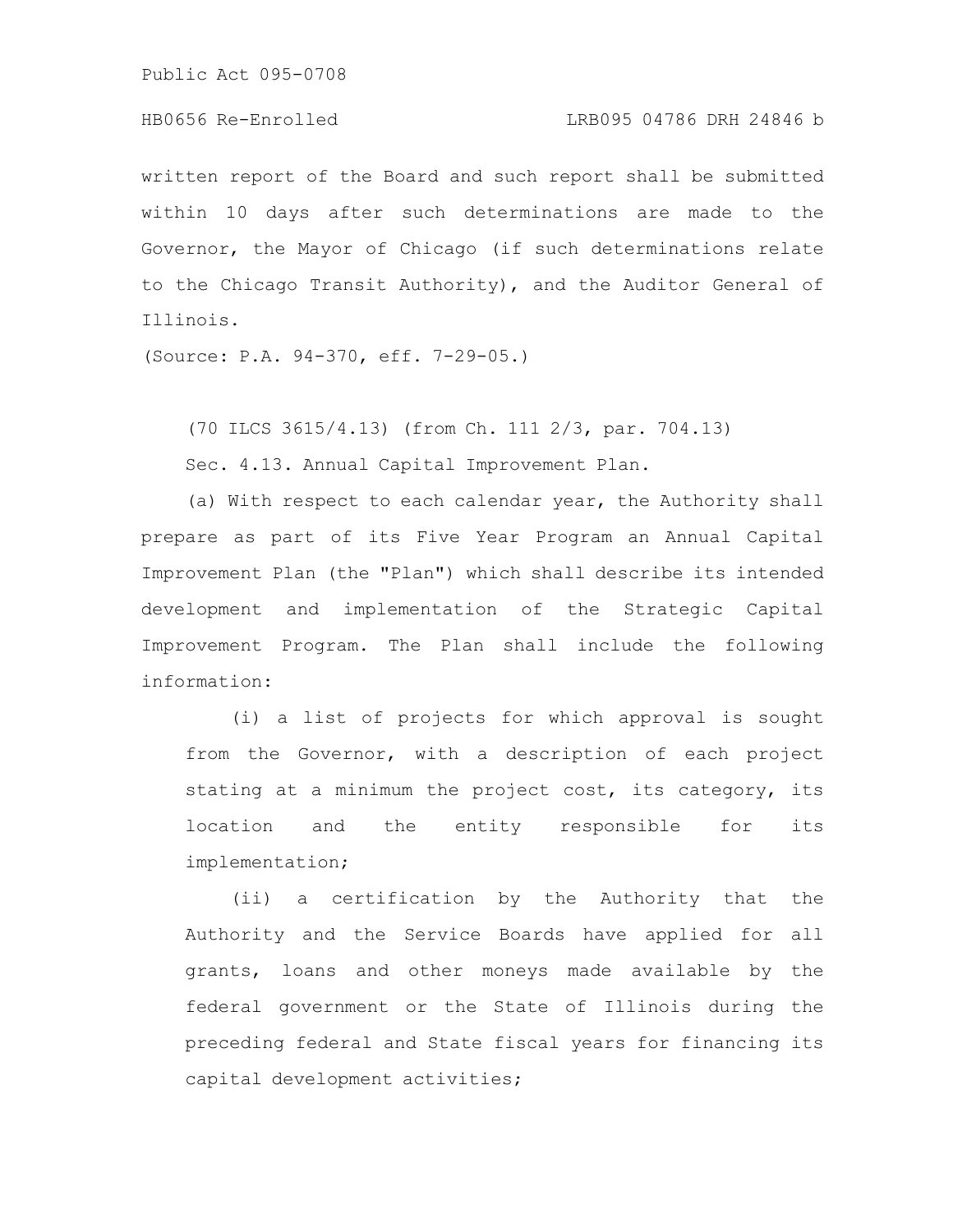written report of the Board and such report shall be submitted within 10 days after such determinations are made to the Governor, the Mayor of Chicago (if such determinations relate to the Chicago Transit Authority), and the Auditor General of Illinois.

(Source: P.A. 94-370, eff. 7-29-05.)

(70 ILCS 3615/4.13) (from Ch. 111 2/3, par. 704.13)

Sec. 4.13. Annual Capital Improvement Plan.

(a) With respect to each calendar year, the Authority shall prepare as part of its Five Year Program an Annual Capital Improvement Plan (the "Plan") which shall describe its intended development and implementation of the Strategic Capital Improvement Program. The Plan shall include the following information:

(i) a list of projects for which approval is sought from the Governor, with a description of each project stating at a minimum the project cost, its category, its location and the entity responsible for its implementation;

(ii) a certification by the Authority that the Authority and the Service Boards have applied for all grants, loans and other moneys made available by the federal government or the State of Illinois during the preceding federal and State fiscal years for financing its capital development activities;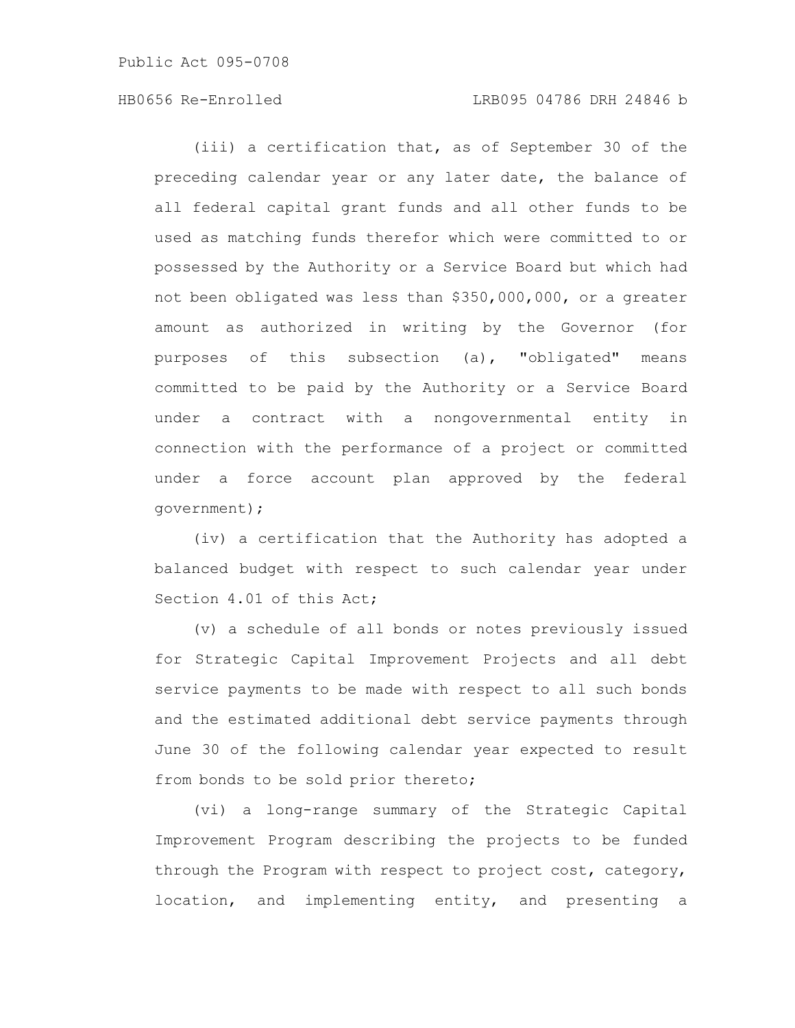(iii) a certification that, as of September 30 of the preceding calendar year or any later date, the balance of all federal capital grant funds and all other funds to be used as matching funds therefor which were committed to or possessed by the Authority or a Service Board but which had not been obligated was less than $350,000,000, or a greater amount as authorized in writing by the Governor (for purposes of this subsection (a), "obligated" means committed to be paid by the Authority or a Service Board under a contract with a nongovernmental entity in connection with the performance of a project or committed under a force account plan approved by the federal government);

(iv) a certification that the Authority has adopted a balanced budget with respect to such calendar year under Section 4.01 of this Act;

(v) a schedule of all bonds or notes previously issued for Strategic Capital Improvement Projects and all debt service payments to be made with respect to all such bonds and the estimated additional debt service payments through June 30 of the following calendar year expected to result from bonds to be sold prior thereto;

(vi) a long-range summary of the Strategic Capital Improvement Program describing the projects to be funded through the Program with respect to project cost, category, location, and implementing entity, and presenting a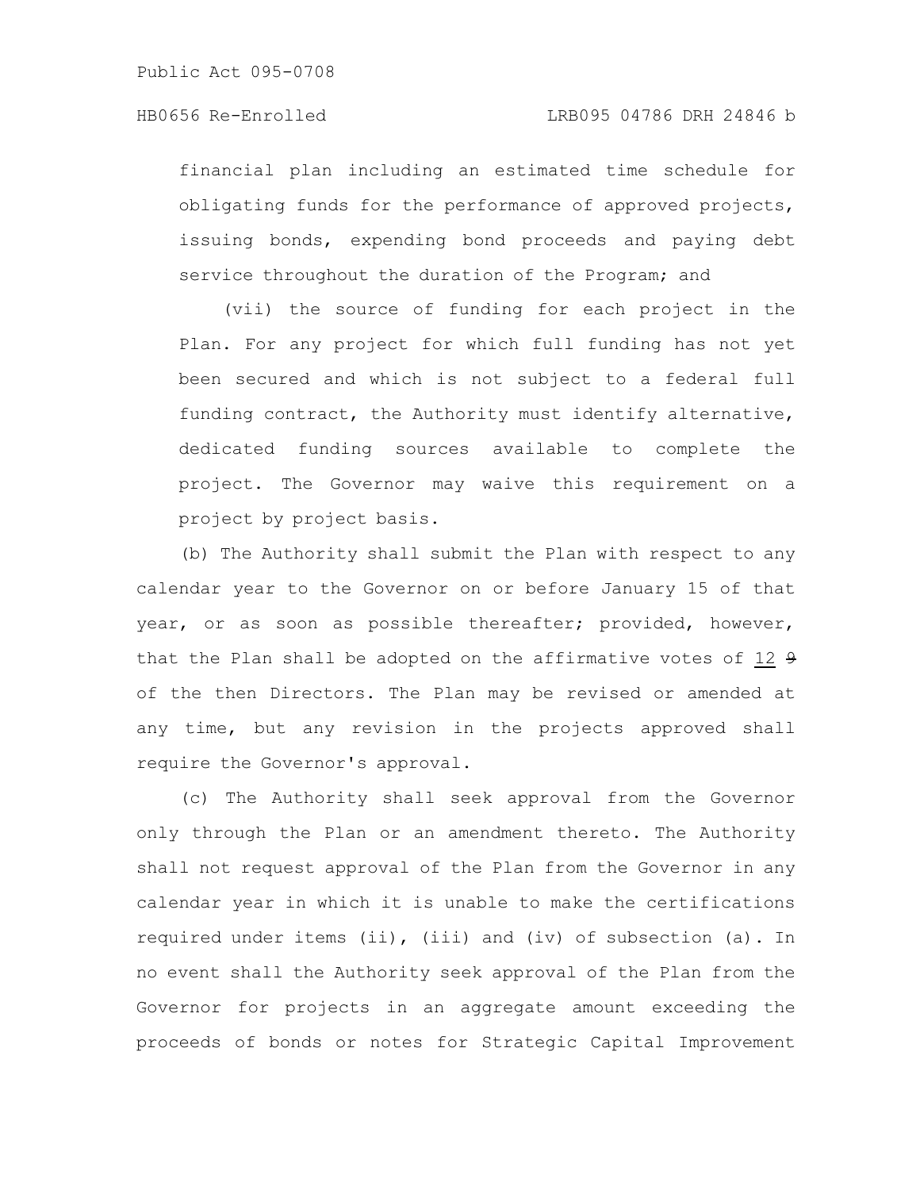financial plan including an estimated time schedule for obligating funds for the performance of approved projects, issuing bonds, expending bond proceeds and paying debt service throughout the duration of the Program; and

(vii) the source of funding for each project in the Plan. For any project for which full funding has not yet been secured and which is not subject to a federal full funding contract, the Authority must identify alternative, dedicated funding sources available to complete the project. The Governor may waive this requirement on a project by project basis.

(b) The Authority shall submit the Plan with respect to any calendar year to the Governor on or before January 15 of that year, or as soon as possible thereafter; provided, however, that the Plan shall be adopted on the affirmative votes of 12 ~~9~~ of the then Directors. The Plan may be revised or amended at any time, but any revision in the projects approved shall require the Governor's approval.

(c) The Authority shall seek approval from the Governor only through the Plan or an amendment thereto. The Authority shall not request approval of the Plan from the Governor in any calendar year in which it is unable to make the certifications required under items (ii), (iii) and (iv) of subsection (a). In no event shall the Authority seek approval of the Plan from the Governor for projects in an aggregate amount exceeding the proceeds of bonds or notes for Strategic Capital Improvement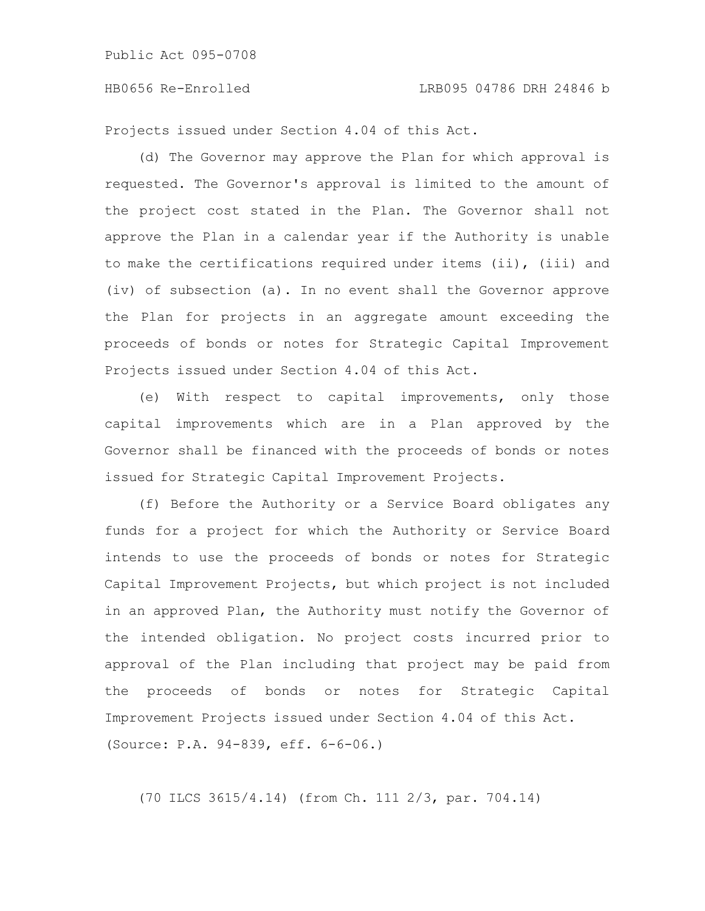Projects issued under Section 4.04 of this Act.

(d) The Governor may approve the Plan for which approval is requested. The Governor's approval is limited to the amount of the project cost stated in the Plan. The Governor shall not approve the Plan in a calendar year if the Authority is unable to make the certifications required under items (ii), (iii) and (iv) of subsection (a). In no event shall the Governor approve the Plan for projects in an aggregate amount exceeding the proceeds of bonds or notes for Strategic Capital Improvement Projects issued under Section 4.04 of this Act.

(e) With respect to capital improvements, only those capital improvements which are in a Plan approved by the Governor shall be financed with the proceeds of bonds or notes issued for Strategic Capital Improvement Projects.

(f) Before the Authority or a Service Board obligates any funds for a project for which the Authority or Service Board intends to use the proceeds of bonds or notes for Strategic Capital Improvement Projects, but which project is not included in an approved Plan, the Authority must notify the Governor of the intended obligation. No project costs incurred prior to approval of the Plan including that project may be paid from the proceeds of bonds or notes for Strategic Capital Improvement Projects issued under Section 4.04 of this Act.

(Source: P.A. 94-839, eff. 6-6-06.)

(70 ILCS 3615/4.14) (from Ch. 111 2/3, par. 704.14)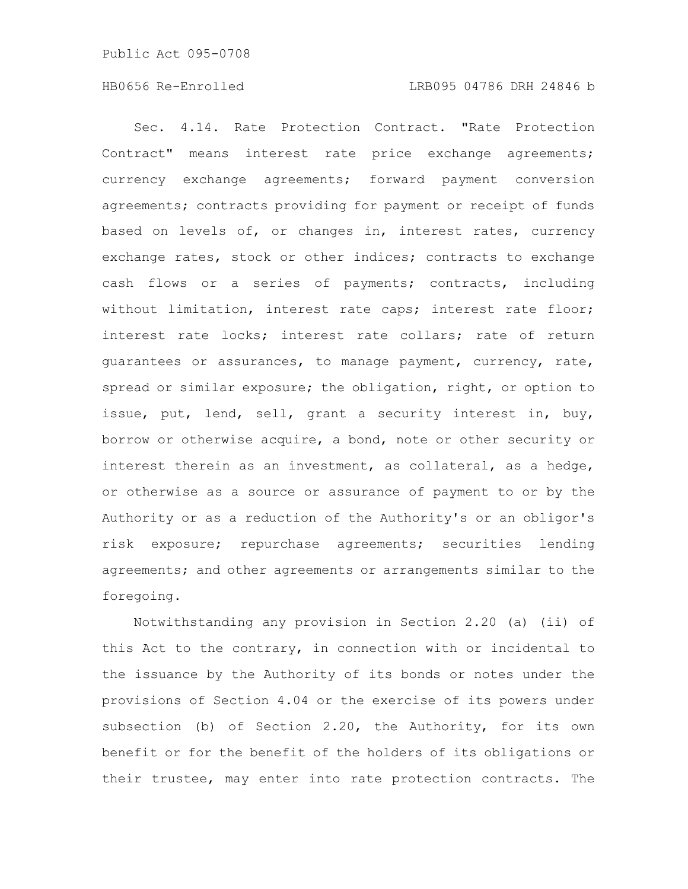Sec. 4.14. Rate Protection Contract. "Rate Protection Contract" means interest rate price exchange agreements; currency exchange agreements; forward payment conversion agreements; contracts providing for payment or receipt of funds based on levels of, or changes in, interest rates, currency exchange rates, stock or other indices; contracts to exchange cash flows or a series of payments; contracts, including without limitation, interest rate caps; interest rate floor; interest rate locks; interest rate collars; rate of return guarantees or assurances, to manage payment, currency, rate, spread or similar exposure; the obligation, right, or option to issue, put, lend, sell, grant a security interest in, buy, borrow or otherwise acquire, a bond, note or other security or interest therein as an investment, as collateral, as a hedge, or otherwise as a source or assurance of payment to or by the Authority or as a reduction of the Authority's or an obligor's risk exposure; repurchase agreements; securities lending agreements; and other agreements or arrangements similar to the foregoing.

Notwithstanding any provision in Section 2.20 (a) (ii) of this Act to the contrary, in connection with or incidental to the issuance by the Authority of its bonds or notes under the provisions of Section 4.04 or the exercise of its powers under subsection (b) of Section 2.20, the Authority, for its own benefit or for the benefit of the holders of its obligations or their trustee, may enter into rate protection contracts. The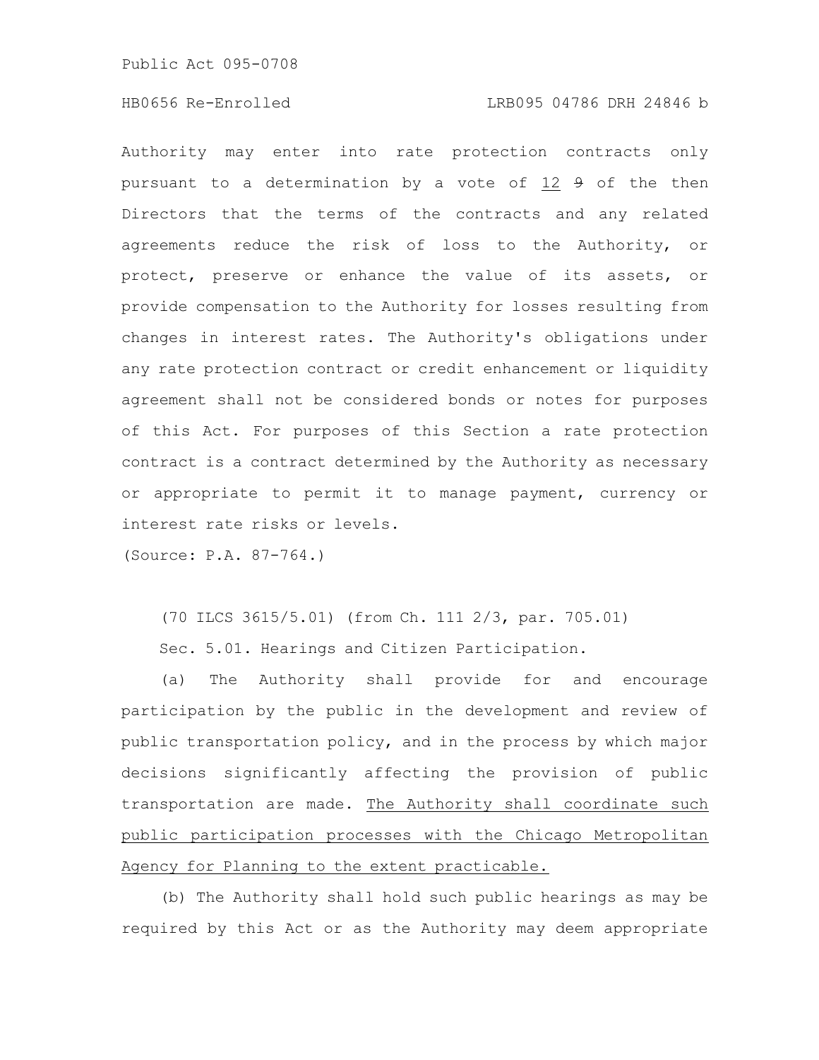Authority may enter into rate protection contracts only pursuant to a determination by a vote of <u>12</u> ~~9~~ of the then Directors that the terms of the contracts and any related agreements reduce the risk of loss to the Authority, or protect, preserve or enhance the value of its assets, or provide compensation to the Authority for losses resulting from changes in interest rates. The Authority's obligations under any rate protection contract or credit enhancement or liquidity agreement shall not be considered bonds or notes for purposes of this Act. For purposes of this Section a rate protection contract is a contract determined by the Authority as necessary or appropriate to permit it to manage payment, currency or interest rate risks or levels.

(Source: P.A. 87-764.)

(70 ILCS 3615/5.01) (from Ch. 111 2/3, par. 705.01)

Sec. 5.01. Hearings and Citizen Participation.

(a) The Authority shall provide for and encourage participation by the public in the development and review of public transportation policy, and in the process by which major decisions significantly affecting the provision of public transportation are made. <u>The Authority shall coordinate such public participation processes with the Chicago Metropolitan Agency for Planning to the extent practicable.</u>

(b) The Authority shall hold such public hearings as may be required by this Act or as the Authority may deem appropriate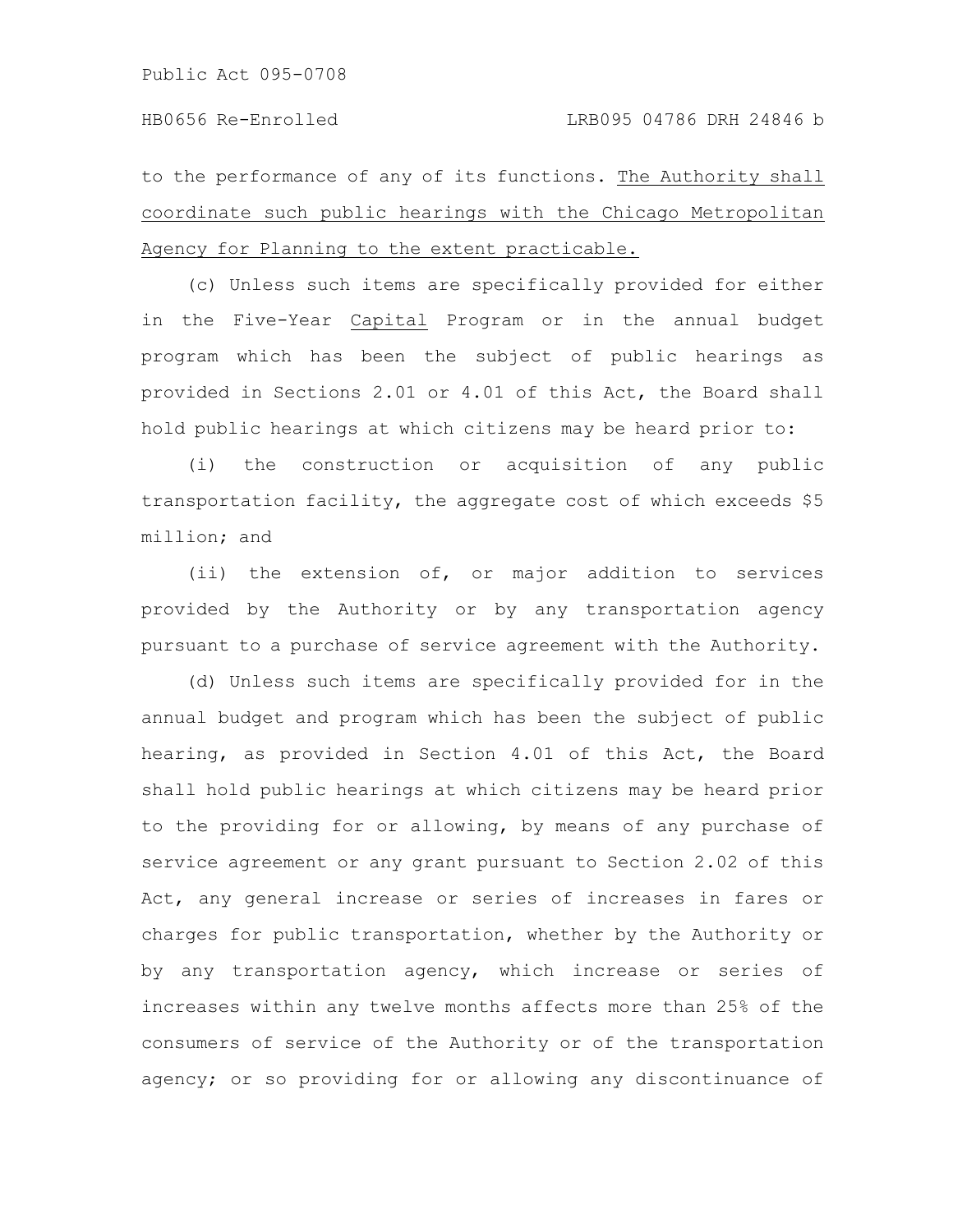to the performance of any of its functions. <u>The Authority shall coordinate such public hearings with the Chicago Metropolitan Agency for Planning to the extent practicable.</u>

(c) Unless such items are specifically provided for either in the Five-Year <u>Capital</u> Program or in the annual budget program which has been the subject of public hearings as provided in Sections 2.01 or 4.01 of this Act, the Board shall hold public hearings at which citizens may be heard prior to:

(i) the construction or acquisition of any public transportation facility, the aggregate cost of which exceeds $5 million; and

(ii) the extension of, or major addition to services provided by the Authority or by any transportation agency pursuant to a purchase of service agreement with the Authority.

(d) Unless such items are specifically provided for in the annual budget and program which has been the subject of public hearing, as provided in Section 4.01 of this Act, the Board shall hold public hearings at which citizens may be heard prior to the providing for or allowing, by means of any purchase of service agreement or any grant pursuant to Section 2.02 of this Act, any general increase or series of increases in fares or charges for public transportation, whether by the Authority or by any transportation agency, which increase or series of increases within any twelve months affects more than 25% of the consumers of service of the Authority or of the transportation agency; or so providing for or allowing any discontinuance of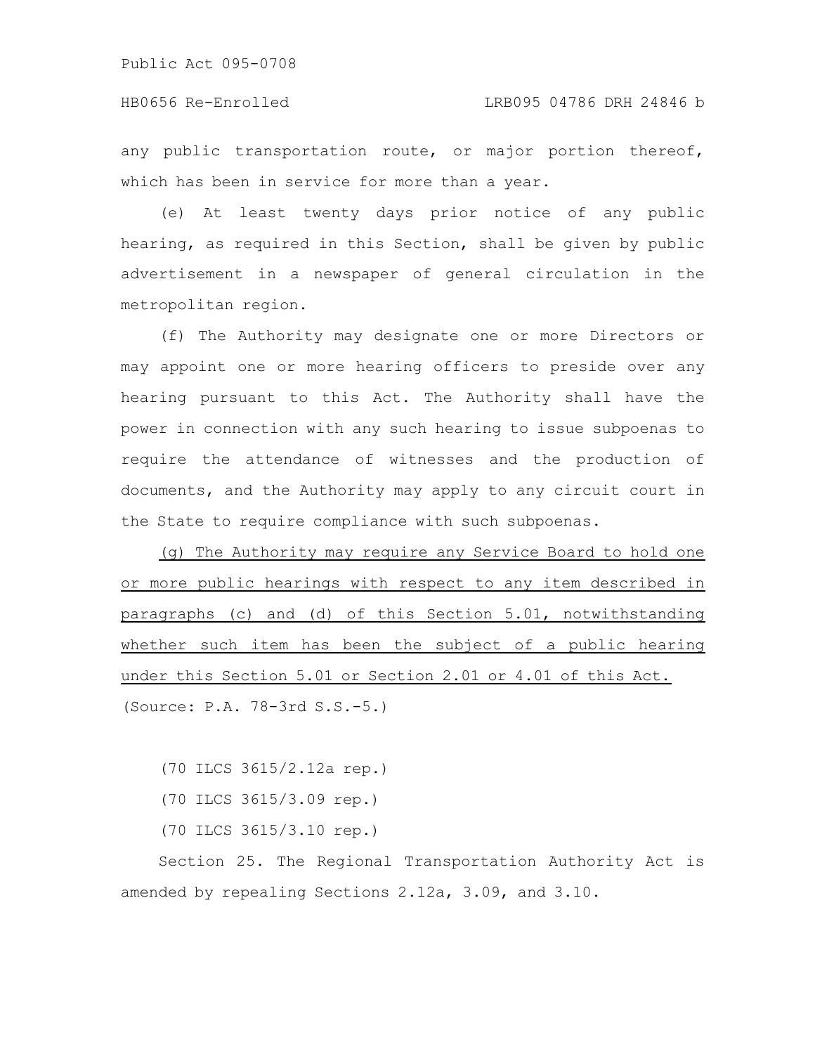any public transportation route, or major portion thereof, which has been in service for more than a year.

(e) At least twenty days prior notice of any public hearing, as required in this Section, shall be given by public advertisement in a newspaper of general circulation in the metropolitan region.

(f) The Authority may designate one or more Directors or may appoint one or more hearing officers to preside over any hearing pursuant to this Act. The Authority shall have the power in connection with any such hearing to issue subpoenas to require the attendance of witnesses and the production of documents, and the Authority may apply to any circuit court in the State to require compliance with such subpoenas.

<u>(g) The Authority may require any Service Board to hold one or more public hearings with respect to any item described in paragraphs (c) and (d) of this Section 5.01, notwithstanding whether such item has been the subject of a public hearing under this Section 5.01 or Section 2.01 or 4.01 of this Act.</u>

(Source: P.A. 78-3rd S.S.-5.)

(70 ILCS 3615/2.12a rep.)

(70 ILCS 3615/3.09 rep.)

(70 ILCS 3615/3.10 rep.)

Section 25. The Regional Transportation Authority Act is amended by repealing Sections 2.12a, 3.09, and 3.10.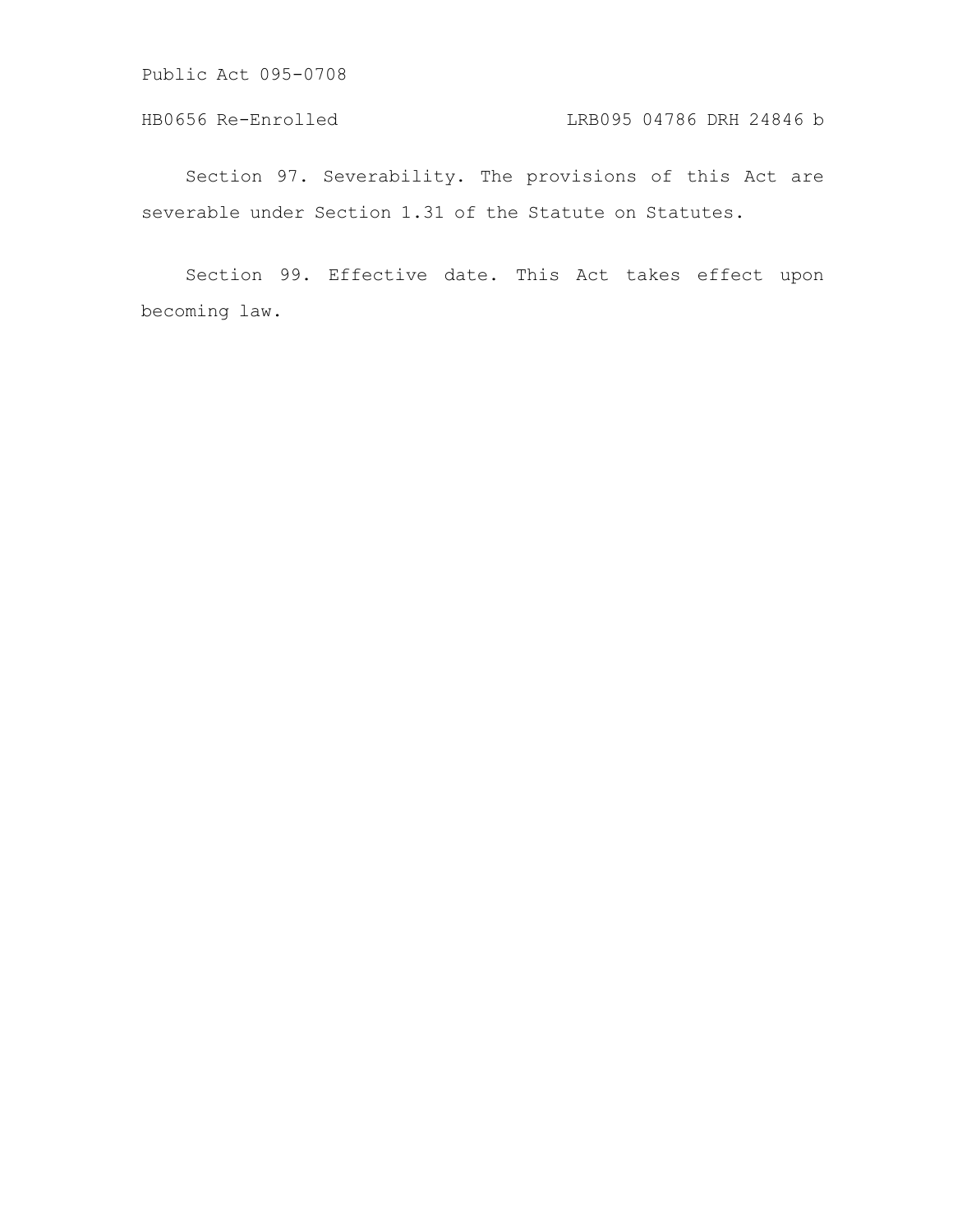Section 97. Severability. The provisions of this Act are severable under Section 1.31 of the Statute on Statutes.

Section 99. Effective date. This Act takes effect upon becoming law.